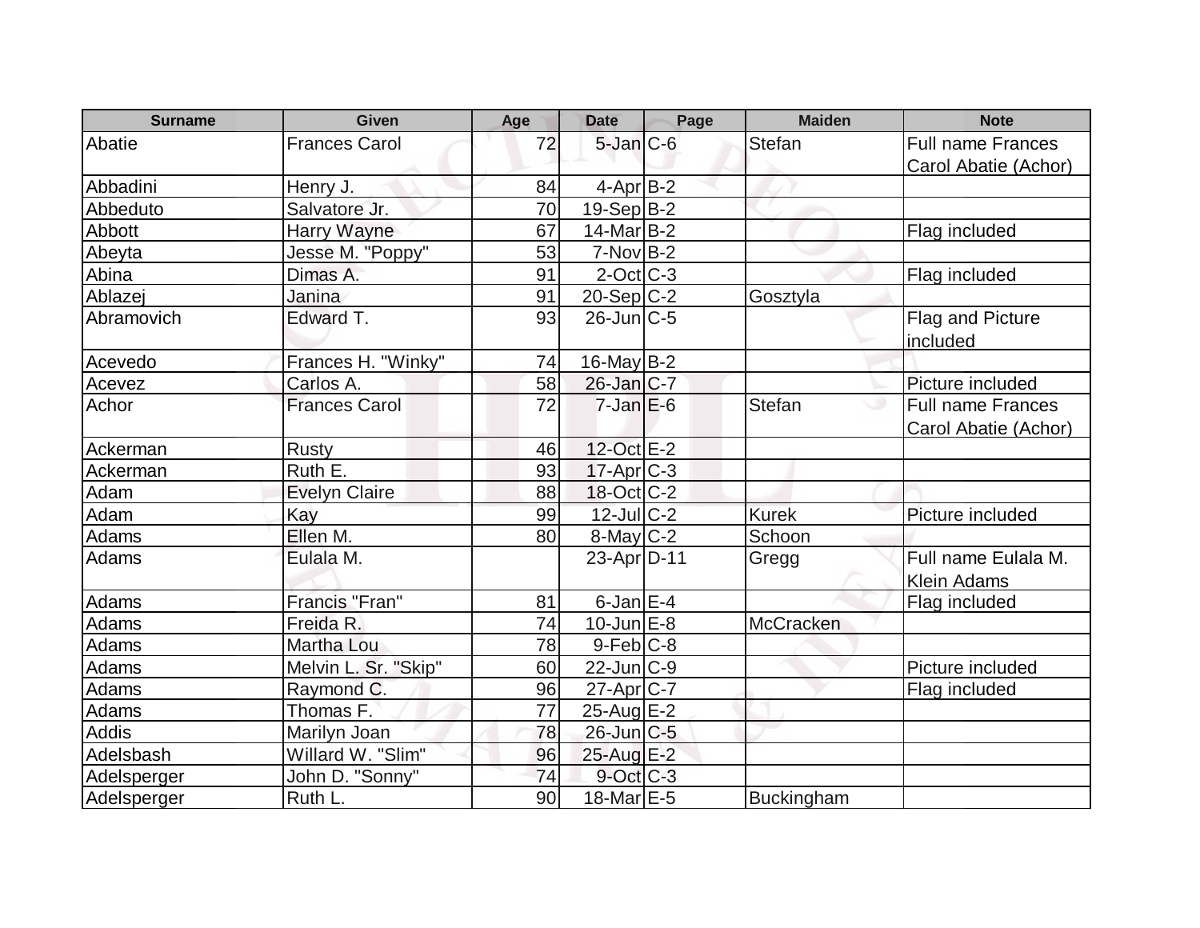| Surname | Given | Age | Date | Page | Maiden | Note |
|---|---|---|---|---|---|---|
| Abatie | Frances Carol | 72 | 5-Jan | C-6 | Stefan | Full name Frances Carol Abatie (Achor) |
| Abbadini | Henry J. | 84 | 4-Apr | B-2 | | |
| Abbeduto | Salvatore Jr. | 70 | 19-Sep | B-2 | | |
| Abbott | Harry Wayne | 67 | 14-Mar | B-2 | | Flag included |
| Abeyta | Jesse M. "Poppy" | 53 | 7-Nov | B-2 | | |
| Abina | Dimas A. | 91 | 2-Oct | C-3 | | Flag included |
| Ablazej | Janina | 91 | 20-Sep | C-2 | Gosztyla | |
| Abramovich | Edward T. | 93 | 26-Jun | C-5 | | Flag and Picture included |
| Acevedo | Frances H. "Winky" | 74 | 16-May | B-2 | | |
| Acevez | Carlos A. | 58 | 26-Jan | C-7 | | Picture included |
| Achor | Frances Carol | 72 | 7-Jan | E-6 | Stefan | Full name Frances Carol Abatie (Achor) |
| Ackerman | Rusty | 46 | 12-Oct | E-2 | | |
| Ackerman | Ruth E. | 93 | 17-Apr | C-3 | | |
| Adam | Evelyn Claire | 88 | 18-Oct | C-2 | | |
| Adam | Kay | 99 | 12-Jul | C-2 | Kurek | Picture included |
| Adams | Ellen M. | 80 | 8-May | C-2 | Schoon | |
| Adams | Eulala M. | | 23-Apr | D-11 | Gregg | Full name Eulala M. Klein Adams |
| Adams | Francis "Fran" | 81 | 6-Jan | E-4 | | Flag included |
| Adams | Freida R. | 74 | 10-Jun | E-8 | McCracken | |
| Adams | Martha Lou | 78 | 9-Feb | C-8 | | |
| Adams | Melvin L. Sr. "Skip" | 60 | 22-Jun | C-9 | | Picture included |
| Adams | Raymond C. | 96 | 27-Apr | C-7 | | Flag included |
| Adams | Thomas F. | 77 | 25-Aug | E-2 | | |
| Addis | Marilyn Joan | 78 | 26-Jun | C-5 | | |
| Adelsbash | Willard W. "Slim" | 96 | 25-Aug | E-2 | | |
| Adelsperger | John D. "Sonny" | 74 | 9-Oct | C-3 | | |
| Adelsperger | Ruth L. | 90 | 18-Mar | E-5 | Buckingham | |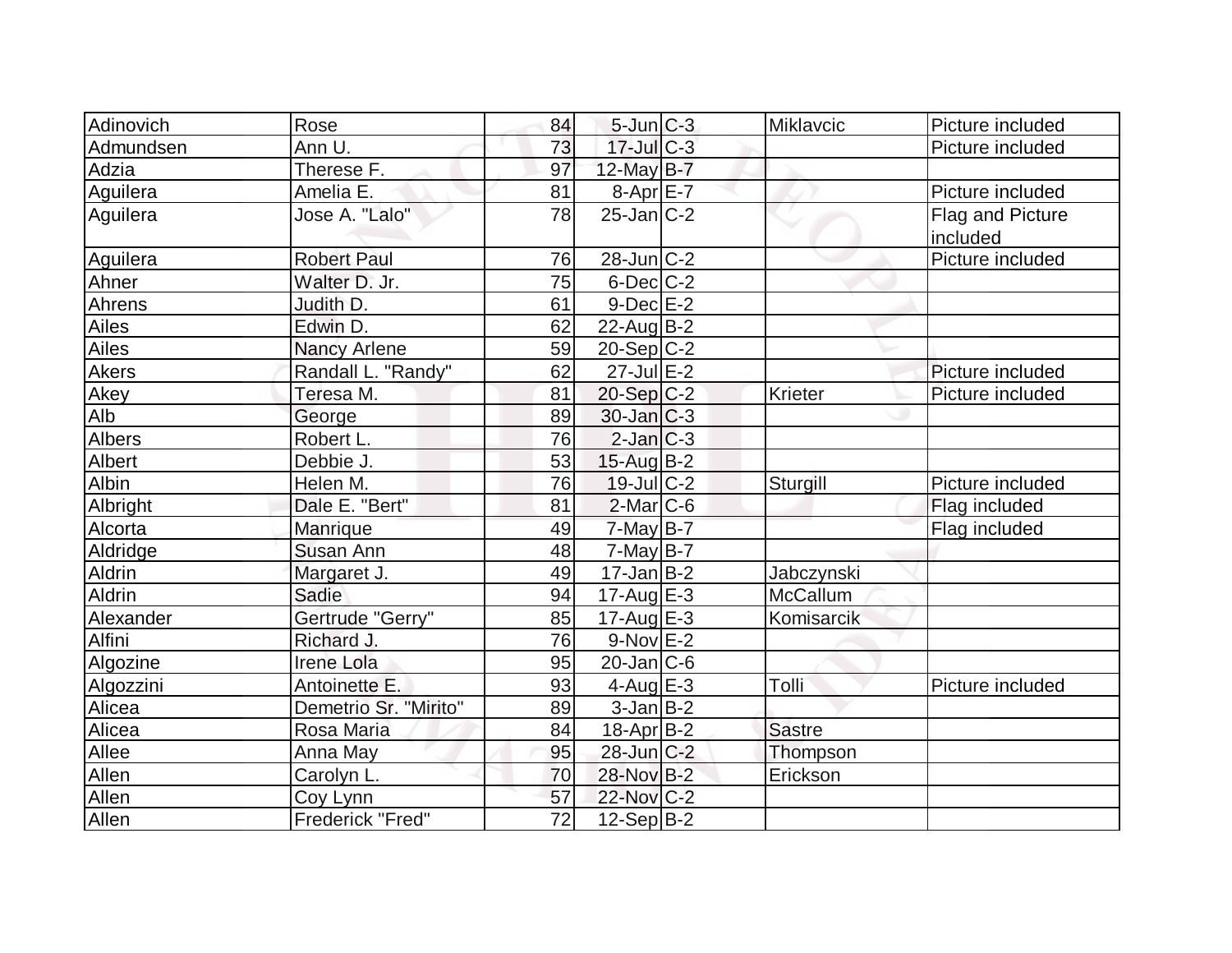| Adinovich | Rose | 84 | 5-Jun | C-3 | Miklavcic | Picture included |
|---|---|---|---|---|---|---|
| Admundsen | Ann U. | 73 | 17-Jul | C-3 | | Picture included |
| Adzia | Therese F. | 97 | 12-May | B-7 | | |
| Aguilera | Amelia E. | 81 | 8-Apr | E-7 | | Picture included |
| Aguilera | Jose A. "Lalo" | 78 | 25-Jan | C-2 | | Flag and Picture included |
| Aguilera | Robert Paul | 76 | 28-Jun | C-2 | | Picture included |
| Ahner | Walter D. Jr. | 75 | 6-Dec | C-2 | | |
| Ahrens | Judith D. | 61 | 9-Dec | E-2 | | |
| Ailes | Edwin D. | 62 | 22-Aug | B-2 | | |
| Ailes | Nancy Arlene | 59 | 20-Sep | C-2 | | |
| Akers | Randall L. "Randy" | 62 | 27-Jul | E-2 | | Picture included |
| Akey | Teresa M. | 81 | 20-Sep | C-2 | Krieter | Picture included |
| Alb | George | 89 | 30-Jan | C-3 | | |
| Albers | Robert L. | 76 | 2-Jan | C-3 | | |
| Albert | Debbie J. | 53 | 15-Aug | B-2 | | |
| Albin | Helen M. | 76 | 19-Jul | C-2 | Sturgill | Picture included |
| Albright | Dale E. "Bert" | 81 | 2-Mar | C-6 | | Flag included |
| Alcorta | Manrique | 49 | 7-May | B-7 | | Flag included |
| Aldridge | Susan Ann | 48 | 7-May | B-7 | | |
| Aldrin | Margaret J. | 49 | 17-Jan | B-2 | Jabczynski | |
| Aldrin | Sadie | 94 | 17-Aug | E-3 | McCallum | |
| Alexander | Gertrude "Gerry" | 85 | 17-Aug | E-3 | Komisarcik | |
| Alfini | Richard J. | 76 | 9-Nov | E-2 | | |
| Algozine | Irene Lola | 95 | 20-Jan | C-6 | | |
| Algozzini | Antoinette E. | 93 | 4-Aug | E-3 | Tolli | Picture included |
| Alicea | Demetrio Sr. "Mirito" | 89 | 3-Jan | B-2 | | |
| Alicea | Rosa Maria | 84 | 18-Apr | B-2 | Sastre | |
| Allee | Anna May | 95 | 28-Jun | C-2 | Thompson | |
| Allen | Carolyn L. | 70 | 28-Nov | B-2 | Erickson | |
| Allen | Coy Lynn | 57 | 22-Nov | C-2 | | |
| Allen | Frederick "Fred" | 72 | 12-Sep | B-2 | | |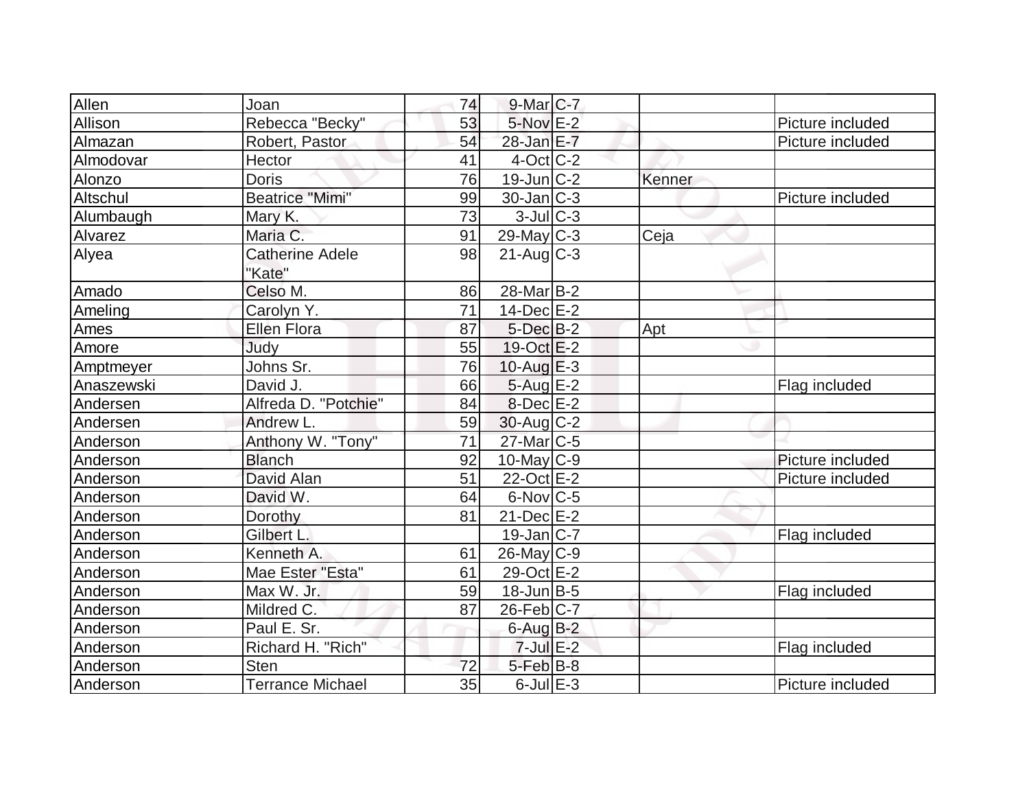| | | | | | | |
|---|---|---|---|---|---|---|
| Allen | Joan | 74 | 9-Mar | C-7 | | |
| Allison | Rebecca "Becky" | 53 | 5-Nov | E-2 | | Picture included |
| Almazan | Robert, Pastor | 54 | 28-Jan | E-7 | | Picture included |
| Almodovar | Hector | 41 | 4-Oct | C-2 | | |
| Alonzo | Doris | 76 | 19-Jun | C-2 | Kenner | |
| Altschul | Beatrice "Mimi" | 99 | 30-Jan | C-3 | | Picture included |
| Alumbaugh | Mary K. | 73 | 3-Jul | C-3 | | |
| Alvarez | Maria C. | 91 | 29-May | C-3 | Ceja | |
| Alyea | Catherine Adele "Kate" | 98 | 21-Aug | C-3 | | |
| Amado | Celso M. | 86 | 28-Mar | B-2 | | |
| Ameling | Carolyn Y. | 71 | 14-Dec | E-2 | | |
| Ames | Ellen Flora | 87 | 5-Dec | B-2 | Apt | |
| Amore | Judy | 55 | 19-Oct | E-2 | | |
| Amptmeyer | Johns Sr. | 76 | 10-Aug | E-3 | | |
| Anaszewski | David J. | 66 | 5-Aug | E-2 | | Flag included |
| Andersen | Alfreda D. "Potchie" | 84 | 8-Dec | E-2 | | |
| Andersen | Andrew L. | 59 | 30-Aug | C-2 | | |
| Anderson | Anthony W. "Tony" | 71 | 27-Mar | C-5 | | |
| Anderson | Blanch | 92 | 10-May | C-9 | | Picture included |
| Anderson | David Alan | 51 | 22-Oct | E-2 | | Picture included |
| Anderson | David W. | 64 | 6-Nov | C-5 | | |
| Anderson | Dorothy | 81 | 21-Dec | E-2 | | |
| Anderson | Gilbert L. | | 19-Jan | C-7 | | Flag included |
| Anderson | Kenneth A. | 61 | 26-May | C-9 | | |
| Anderson | Mae Ester "Esta" | 61 | 29-Oct | E-2 | | |
| Anderson | Max W. Jr. | 59 | 18-Jun | B-5 | | Flag included |
| Anderson | Mildred C. | 87 | 26-Feb | C-7 | | |
| Anderson | Paul E. Sr. | | 6-Aug | B-2 | | |
| Anderson | Richard H. "Rich" | | 7-Jul | E-2 | | Flag included |
| Anderson | Sten | 72 | 5-Feb | B-8 | | |
| Anderson | Terrance Michael | 35 | 6-Jul | E-3 | | Picture included |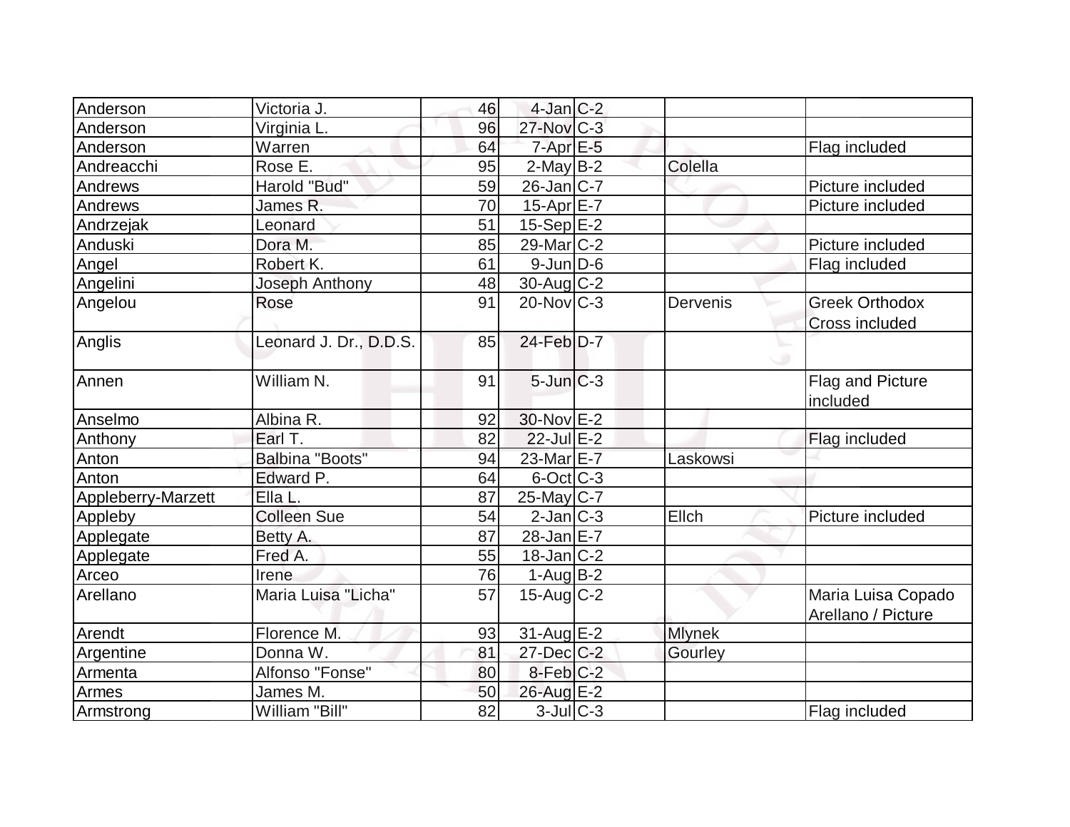| Anderson | Victoria J. | 46 | 4-Jan | C-2 | | |
|---|---|---|---|---|---|---|
| Anderson | Virginia L. | 96 | 27-Nov | C-3 | | |
| Anderson | Warren | 64 | 7-Apr | E-5 | | Flag included |
| Andreacchi | Rose E. | 95 | 2-May | B-2 | Colella | |
| Andrews | Harold "Bud" | 59 | 26-Jan | C-7 | | Picture included |
| Andrews | James R. | 70 | 15-Apr | E-7 | | Picture included |
| Andrzejak | Leonard | 51 | 15-Sep | E-2 | | |
| Anduski | Dora M. | 85 | 29-Mar | C-2 | | Picture included |
| Angel | Robert K. | 61 | 9-Jun | D-6 | | Flag included |
| Angelini | Joseph Anthony | 48 | 30-Aug | C-2 | | |
| Angelou | Rose | 91 | 20-Nov | C-3 | Dervenis | Greek Orthodox Cross included |
| Anglis | Leonard J. Dr., D.D.S. | 85 | 24-Feb | D-7 | | |
| Annen | William N. | 91 | 5-Jun | C-3 | | Flag and Picture included |
| Anselmo | Albina R. | 92 | 30-Nov | E-2 | | |
| Anthony | Earl T. | 82 | 22-Jul | E-2 | | Flag included |
| Anton | Balbina "Boots" | 94 | 23-Mar | E-7 | Laskowsi | |
| Anton | Edward P. | 64 | 6-Oct | C-3 | | |
| Appleberry-Marzett | Ella L. | 87 | 25-May | C-7 | | |
| Appleby | Colleen Sue | 54 | 2-Jan | C-3 | Ellch | Picture included |
| Applegate | Betty A. | 87 | 28-Jan | E-7 | | |
| Applegate | Fred A. | 55 | 18-Jan | C-2 | | |
| Arceo | Irene | 76 | 1-Aug | B-2 | | |
| Arellano | Maria Luisa "Licha" | 57 | 15-Aug | C-2 | | Maria Luisa Copado Arellano / Picture |
| Arendt | Florence M. | 93 | 31-Aug | E-2 | Mlynek | |
| Argentine | Donna W. | 81 | 27-Dec | C-2 | Gourley | |
| Armenta | Alfonso "Fonse" | 80 | 8-Feb | C-2 | | |
| Armes | James M. | 50 | 26-Aug | E-2 | | |
| Armstrong | William "Bill" | 82 | 3-Jul | C-3 | | Flag included |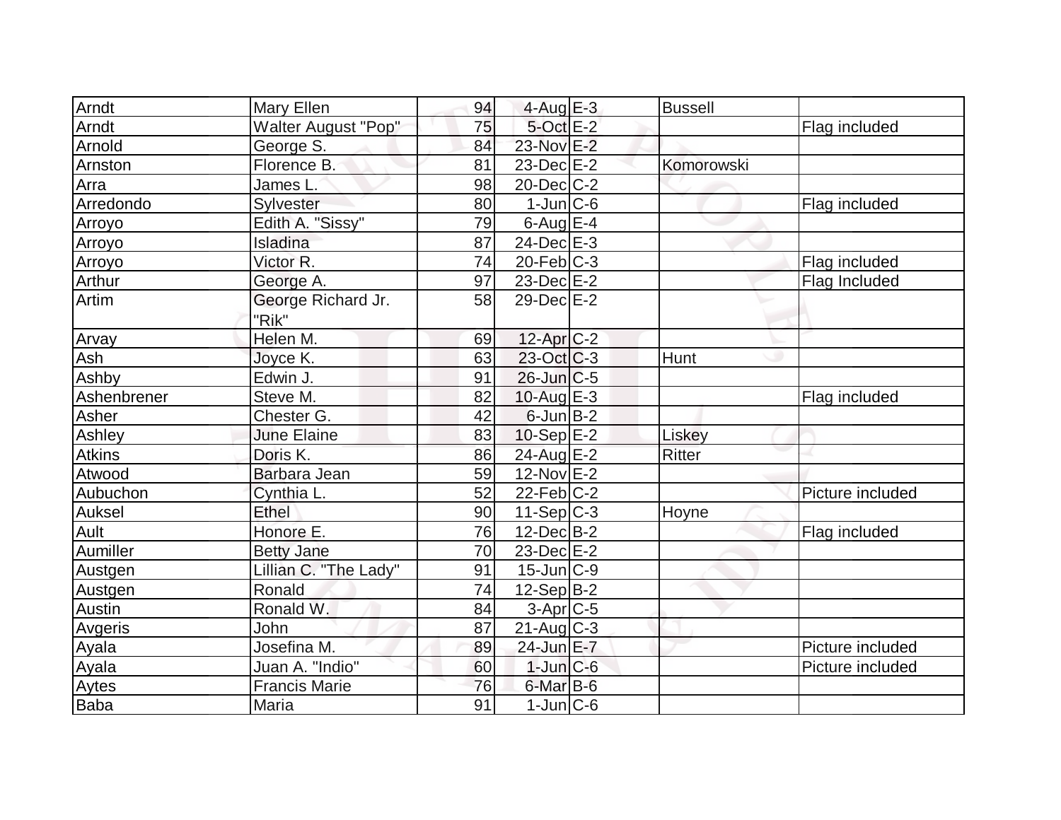| Arndt | Mary Ellen | 94 | 4-Aug | E-3 | Bussell | |
|---|---|---|---|---|---|---|
| Arndt | Walter August "Pop" | 75 | 5-Oct | E-2 | | Flag included |
| Arnold | George S. | 84 | 23-Nov | E-2 | | |
| Arnston | Florence B. | 81 | 23-Dec | E-2 | Komorowski | |
| Arra | James L. | 98 | 20-Dec | C-2 | | |
| Arredondo | Sylvester | 80 | 1-Jun | C-6 | | Flag included |
| Arroyo | Edith A. "Sissy" | 79 | 6-Aug | E-4 | | |
| Arroyo | Isladina | 87 | 24-Dec | E-3 | | |
| Arroyo | Victor R. | 74 | 20-Feb | C-3 | | Flag included |
| Arthur | George A. | 97 | 23-Dec | E-2 | | Flag Included |
| Artim | George Richard Jr. "Rik" | 58 | 29-Dec | E-2 | | |
| Arvay | Helen M. | 69 | 12-Apr | C-2 | | |
| Ash | Joyce K. | 63 | 23-Oct | C-3 | Hunt | |
| Ashby | Edwin J. | 91 | 26-Jun | C-5 | | |
| Ashenbrener | Steve M. | 82 | 10-Aug | E-3 | | Flag included |
| Asher | Chester G. | 42 | 6-Jun | B-2 | | |
| Ashley | June Elaine | 83 | 10-Sep | E-2 | Liskey | |
| Atkins | Doris K. | 86 | 24-Aug | E-2 | Ritter | |
| Atwood | Barbara Jean | 59 | 12-Nov | E-2 | | |
| Aubuchon | Cynthia L. | 52 | 22-Feb | C-2 | | Picture included |
| Auksel | Ethel | 90 | 11-Sep | C-3 | Hoyne | |
| Ault | Honore E. | 76 | 12-Dec | B-2 | | Flag included |
| Aumiller | Betty Jane | 70 | 23-Dec | E-2 | | |
| Austgen | Lillian C. "The Lady" | 91 | 15-Jun | C-9 | | |
| Austgen | Ronald | 74 | 12-Sep | B-2 | | |
| Austin | Ronald W. | 84 | 3-Apr | C-5 | | |
| Avgeris | John | 87 | 21-Aug | C-3 | | |
| Ayala | Josefina M. | 89 | 24-Jun | E-7 | | Picture included |
| Ayala | Juan A. "Indio" | 60 | 1-Jun | C-6 | | Picture included |
| Aytes | Francis Marie | 76 | 6-Mar | B-6 | | |
| Baba | Maria | 91 | 1-Jun | C-6 | | |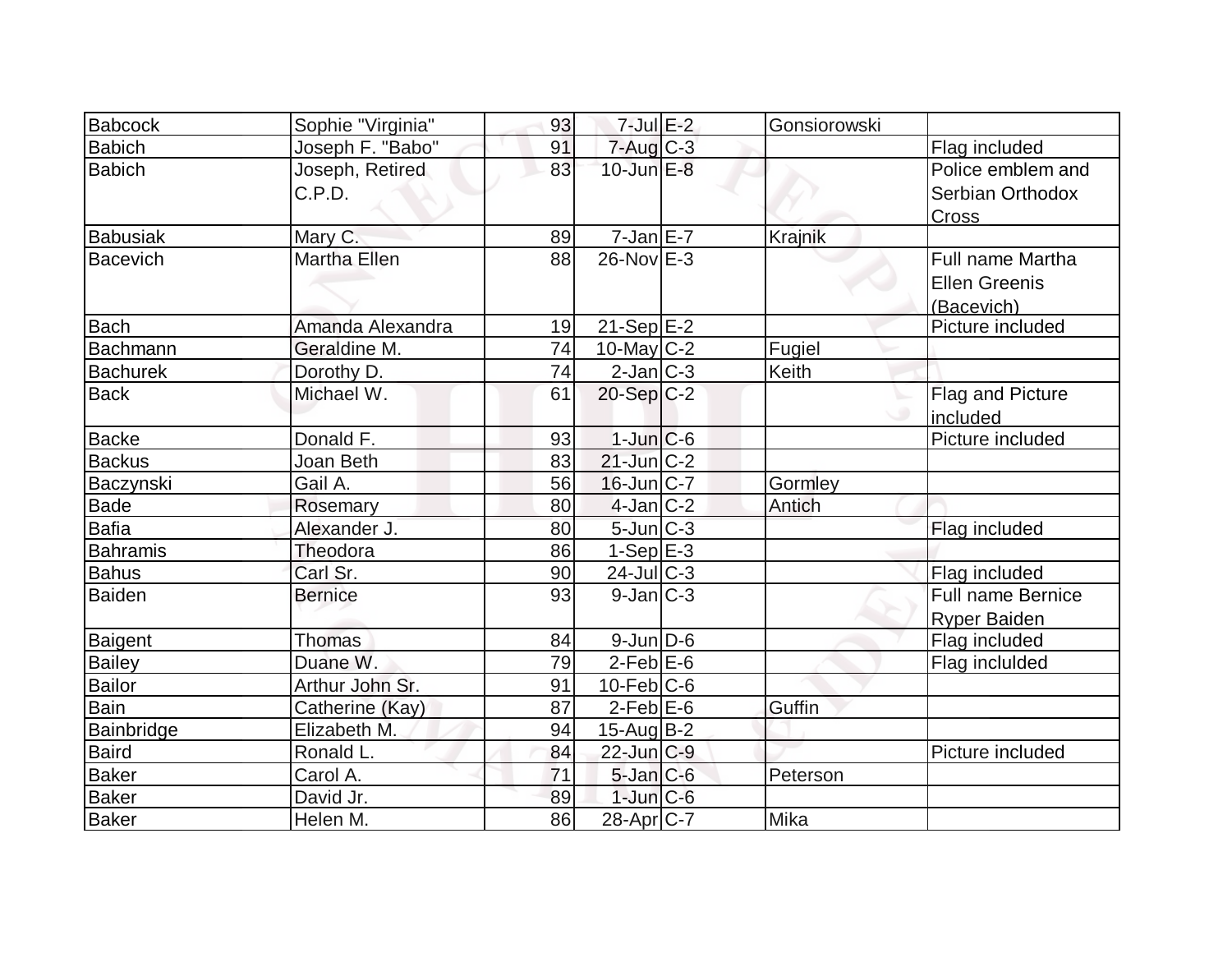| Babcock | Sophie "Virginia" | 93 | 7-Jul | E-2 | Gonsiorowski | |
|---|---|---|---|---|---|---|
| Babich | Joseph F. "Babo" | 91 | 7-Aug | C-3 | | Flag included |
| Babich | Joseph, Retired C.P.D. | 83 | 10-Jun | E-8 | | Police emblem and Serbian Orthodox Cross |
| Babusiak | Mary C. | 89 | 7-Jan | E-7 | Krajnik | |
| Bacevich | Martha Ellen | 88 | 26-Nov | E-3 | | Full name Martha Ellen Greenis (Bacevich) |
| Bach | Amanda Alexandra | 19 | 21-Sep | E-2 | | Picture included |
| Bachmann | Geraldine M. | 74 | 10-May | C-2 | Fugiel | |
| Bachurek | Dorothy D. | 74 | 2-Jan | C-3 | Keith | |
| Back | Michael W. | 61 | 20-Sep | C-2 | | Flag and Picture included |
| Backe | Donald F. | 93 | 1-Jun | C-6 | | Picture included |
| Backus | Joan Beth | 83 | 21-Jun | C-2 | | |
| Baczynski | Gail A. | 56 | 16-Jun | C-7 | Gormley | |
| Bade | Rosemary | 80 | 4-Jan | C-2 | Antich | |
| Bafia | Alexander J. | 80 | 5-Jun | C-3 | | Flag included |
| Bahramis | Theodora | 86 | 1-Sep | E-3 | | |
| Bahus | Carl Sr. | 90 | 24-Jul | C-3 | | Flag included |
| Baiden | Bernice | 93 | 9-Jan | C-3 | | Full name Bernice Ryper Baiden |
| Baigent | Thomas | 84 | 9-Jun | D-6 | | Flag included |
| Bailey | Duane W. | 79 | 2-Feb | E-6 | | Flag inclulded |
| Bailor | Arthur John Sr. | 91 | 10-Feb | C-6 | | |
| Bain | Catherine (Kay) | 87 | 2-Feb | E-6 | Guffin | |
| Bainbridge | Elizabeth M. | 94 | 15-Aug | B-2 | | |
| Baird | Ronald L. | 84 | 22-Jun | C-9 | | Picture included |
| Baker | Carol A. | 71 | 5-Jan | C-6 | Peterson | |
| Baker | David Jr. | 89 | 1-Jun | C-6 | | |
| Baker | Helen M. | 86 | 28-Apr | C-7 | Mika | |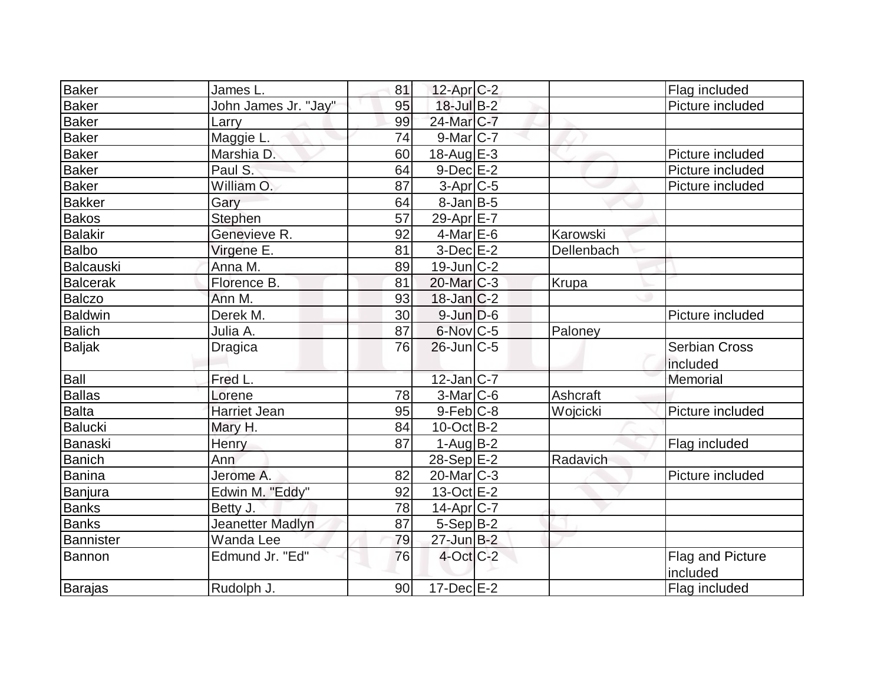| Baker | James L. | 81 | 12-Apr | C-2 | | Flag included |
|---|---|---|---|---|---|---|
| Baker | John James Jr. "Jay" | 95 | 18-Jul | B-2 | | Picture included |
| Baker | Larry | 99 | 24-Mar | C-7 | | |
| Baker | Maggie L. | 74 | 9-Mar | C-7 | | |
| Baker | Marshia D. | 60 | 18-Aug | E-3 | | Picture included |
| Baker | Paul S. | 64 | 9-Dec | E-2 | | Picture included |
| Baker | William O. | 87 | 3-Apr | C-5 | | Picture included |
| Bakker | Gary | 64 | 8-Jan | B-5 | | |
| Bakos | Stephen | 57 | 29-Apr | E-7 | | |
| Balakir | Genevieve R. | 92 | 4-Mar | E-6 | Karowski | |
| Balbo | Virgene E. | 81 | 3-Dec | E-2 | Dellenbach | |
| Balcauski | Anna M. | 89 | 19-Jun | C-2 | | |
| Balcerak | Florence B. | 81 | 20-Mar | C-3 | Krupa | |
| Balczo | Ann M. | 93 | 18-Jan | C-2 | | |
| Baldwin | Derek M. | 30 | 9-Jun | D-6 | | Picture included |
| Balich | Julia A. | 87 | 6-Nov | C-5 | Paloney | |
| Baljak | Dragica | 76 | 26-Jun | C-5 | | Serbian Cross included |
| Ball | Fred L. | | 12-Jan | C-7 | | Memorial |
| Ballas | Lorene | 78 | 3-Mar | C-6 | Ashcraft | |
| Balta | Harriet Jean | 95 | 9-Feb | C-8 | Wojcicki | Picture included |
| Balucki | Mary H. | 84 | 10-Oct | B-2 | | |
| Banaski | Henry | 87 | 1-Aug | B-2 | | Flag included |
| Banich | Ann | | 28-Sep | E-2 | Radavich | |
| Banina | Jerome A. | 82 | 20-Mar | C-3 | | Picture included |
| Banjura | Edwin M. "Eddy" | 92 | 13-Oct | E-2 | | |
| Banks | Betty J. | 78 | 14-Apr | C-7 | | |
| Banks | Jeanetter Madlyn | 87 | 5-Sep | B-2 | | |
| Bannister | Wanda Lee | 79 | 27-Jun | B-2 | | |
| Bannon | Edmund Jr. "Ed" | 76 | 4-Oct | C-2 | | Flag and Picture included |
| Barajas | Rudolph J. | 90 | 17-Dec | E-2 | | Flag included |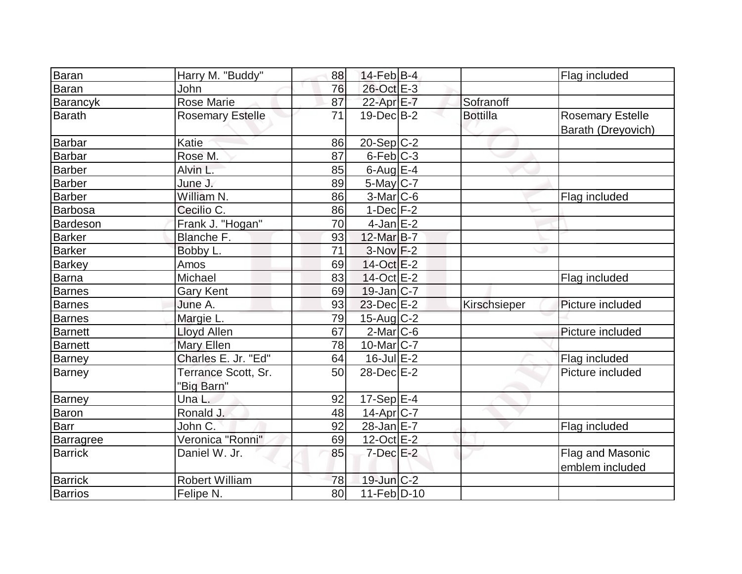| Baran | Harry M. "Buddy" | 88 | 14-Feb | B-4 | | Flag included |
|---|---|---|---|---|---|---|
| Baran | John | 76 | 26-Oct | E-3 | | |
| Barancyk | Rose Marie | 87 | 22-Apr | E-7 | Sofranoff | |
| Barath | Rosemary Estelle | 71 | 19-Dec | B-2 | Bottilla | Rosemary Estelle Barath (Dreyovich) |
| Barbar | Katie | 86 | 20-Sep | C-2 | | |
| Barbar | Rose M. | 87 | 6-Feb | C-3 | | |
| Barber | Alvin L. | 85 | 6-Aug | E-4 | | |
| Barber | June J. | 89 | 5-May | C-7 | | |
| Barber | William N. | 86 | 3-Mar | C-6 | | Flag included |
| Barbosa | Cecilio C. | 86 | 1-Dec | F-2 | | |
| Bardeson | Frank J. "Hogan" | 70 | 4-Jan | E-2 | | |
| Barker | Blanche F. | 93 | 12-Mar | B-7 | | |
| Barker | Bobby L. | 71 | 3-Nov | F-2 | | |
| Barkey | Amos | 69 | 14-Oct | E-2 | | |
| Barna | Michael | 83 | 14-Oct | E-2 | | Flag included |
| Barnes | Gary Kent | 69 | 19-Jan | C-7 | | |
| Barnes | June A. | 93 | 23-Dec | E-2 | Kirschsieper | Picture included |
| Barnes | Margie L. | 79 | 15-Aug | C-2 | | |
| Barnett | Lloyd Allen | 67 | 2-Mar | C-6 | | Picture included |
| Barnett | Mary Ellen | 78 | 10-Mar | C-7 | | |
| Barney | Charles E. Jr. "Ed" | 64 | 16-Jul | E-2 | | Flag included |
| Barney | Terrance Scott, Sr. "Big Barn" | 50 | 28-Dec | E-2 | | Picture included |
| Barney | Una L. | 92 | 17-Sep | E-4 | | |
| Baron | Ronald J. | 48 | 14-Apr | C-7 | | |
| Barr | John C. | 92 | 28-Jan | E-7 | | Flag included |
| Barragree | Veronica "Ronni" | 69 | 12-Oct | E-2 | | |
| Barrick | Daniel W. Jr. | 85 | 7-Dec | E-2 | | Flag and Masonic emblem included |
| Barrick | Robert William | 78 | 19-Jun | C-2 | | |
| Barrios | Felipe N. | 80 | 11-Feb | D-10 | | |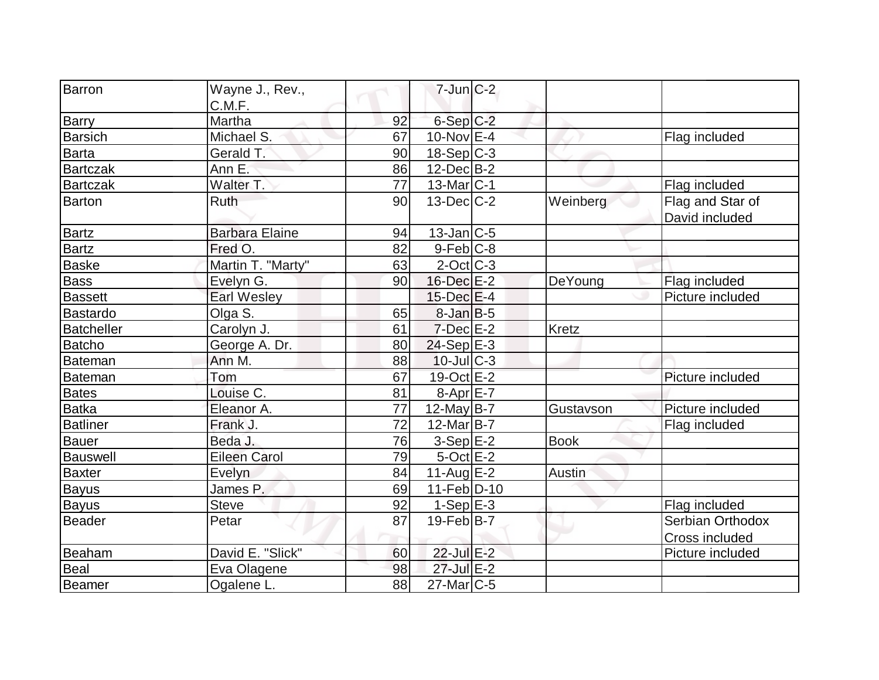| Barron | Wayne J., Rev., C.M.F. | | 7-Jun | C-2 | | |
|---|---|---|---|---|---|---|
| Barry | Martha | 92 | 6-Sep | C-2 | | |
| Barsich | Michael S. | 67 | 10-Nov | E-4 | | Flag included |
| Barta | Gerald T. | 90 | 18-Sep | C-3 | | |
| Bartczak | Ann E. | 86 | 12-Dec | B-2 | | |
| Bartczak | Walter T. | 77 | 13-Mar | C-1 | | Flag included |
| Barton | Ruth | 90 | 13-Dec | C-2 | Weinberg | Flag and Star of David included |
| Bartz | Barbara Elaine | 94 | 13-Jan | C-5 | | |
| Bartz | Fred O. | 82 | 9-Feb | C-8 | | |
| Baske | Martin T. "Marty" | 63 | 2-Oct | C-3 | | |
| Bass | Evelyn G. | 90 | 16-Dec | E-2 | DeYoung | Flag included |
| Bassett | Earl Wesley | | 15-Dec | E-4 | | Picture included |
| Bastardo | Olga S. | 65 | 8-Jan | B-5 | | |
| Batcheller | Carolyn J. | 61 | 7-Dec | E-2 | Kretz | |
| Batcho | George A. Dr. | 80 | 24-Sep | E-3 | | |
| Bateman | Ann M. | 88 | 10-Jul | C-3 | | |
| Bateman | Tom | 67 | 19-Oct | E-2 | | Picture included |
| Bates | Louise C. | 81 | 8-Apr | E-7 | | |
| Batka | Eleanor A. | 77 | 12-May | B-7 | Gustavson | Picture included |
| Batliner | Frank J. | 72 | 12-Mar | B-7 | | Flag included |
| Bauer | Beda J. | 76 | 3-Sep | E-2 | Book | |
| Bauswell | Eileen Carol | 79 | 5-Oct | E-2 | | |
| Baxter | Evelyn | 84 | 11-Aug | E-2 | Austin | |
| Bayus | James P. | 69 | 11-Feb | D-10 | | |
| Bayus | Steve | 92 | 1-Sep | E-3 | | Flag included |
| Beader | Petar | 87 | 19-Feb | B-7 | | Serbian Orthodox Cross included |
| Beaham | David E. "Slick" | 60 | 22-Jul | E-2 | | Picture included |
| Beal | Eva Olagene | 98 | 27-Jul | E-2 | | |
| Beamer | Ogalene L. | 88 | 27-Mar | C-5 | | |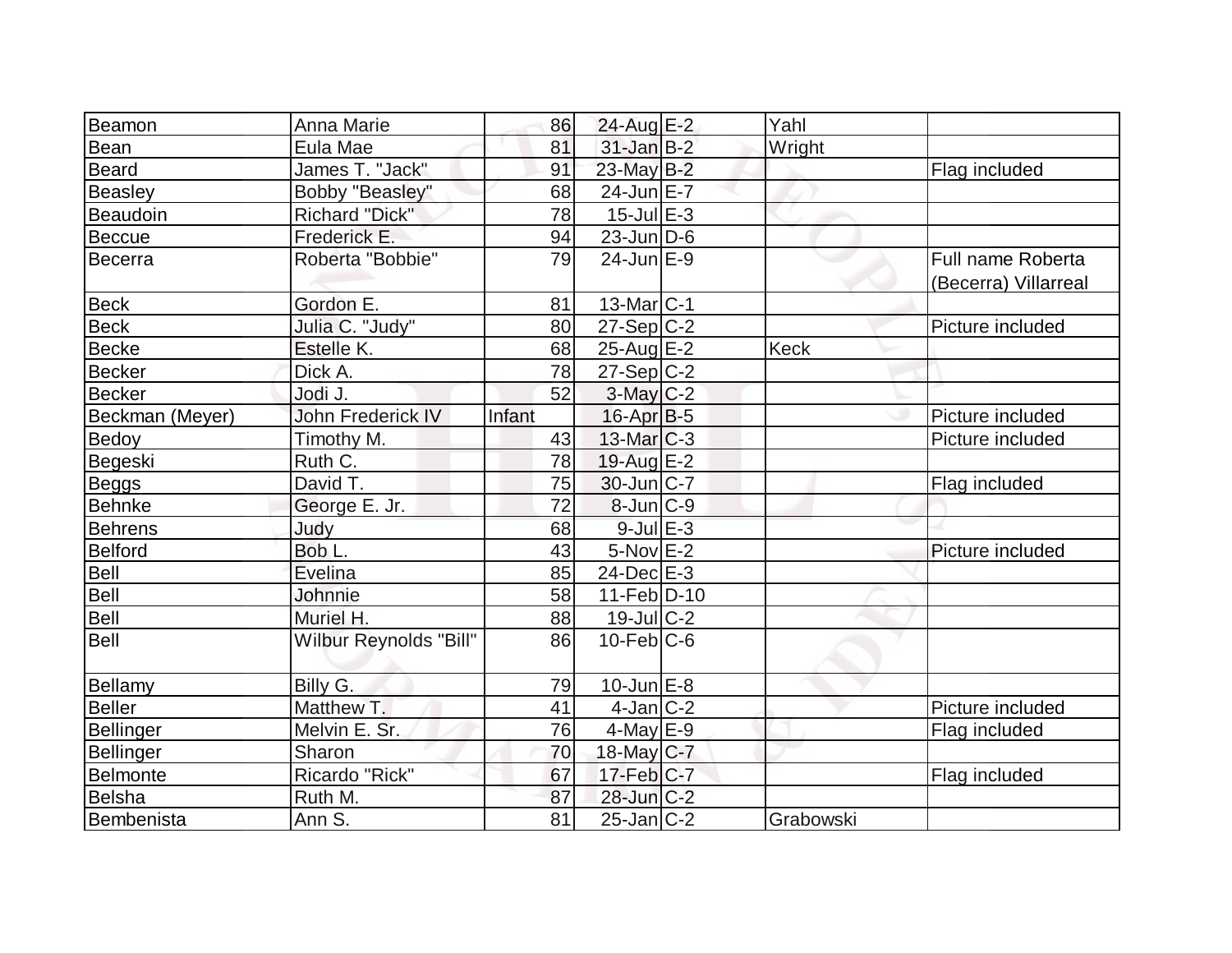| | | | | | | |
|---|---|---|---|---|---|---|
| Beamon | Anna Marie | 86 | 24-Aug | E-2 | Yahl | |
| Bean | Eula Mae | 81 | 31-Jan | B-2 | Wright | |
| Beard | James T. "Jack" | 91 | 23-May | B-2 | | Flag included |
| Beasley | Bobby "Beasley" | 68 | 24-Jun | E-7 | | |
| Beaudoin | Richard "Dick" | 78 | 15-Jul | E-3 | | |
| Beccue | Frederick E. | 94 | 23-Jun | D-6 | | |
| Becerra | Roberta "Bobbie" | 79 | 24-Jun | E-9 | | Full name Roberta (Becerra) Villarreal |
| Beck | Gordon E. | 81 | 13-Mar | C-1 | | |
| Beck | Julia C. "Judy" | 80 | 27-Sep | C-2 | | Picture included |
| Becke | Estelle K. | 68 | 25-Aug | E-2 | Keck | |
| Becker | Dick A. | 78 | 27-Sep | C-2 | | |
| Becker | Jodi J. | 52 | 3-May | C-2 | | |
| Beckman (Meyer) | John Frederick IV | Infant | 16-Apr | B-5 | | Picture included |
| Bedoy | Timothy M. | 43 | 13-Mar | C-3 | | Picture included |
| Begeski | Ruth C. | 78 | 19-Aug | E-2 | | |
| Beggs | David T. | 75 | 30-Jun | C-7 | | Flag included |
| Behnke | George E. Jr. | 72 | 8-Jun | C-9 | | |
| Behrens | Judy | 68 | 9-Jul | E-3 | | |
| Belford | Bob L. | 43 | 5-Nov | E-2 | | Picture included |
| Bell | Evelina | 85 | 24-Dec | E-3 | | |
| Bell | Johnnie | 58 | 11-Feb | D-10 | | |
| Bell | Muriel H. | 88 | 19-Jul | C-2 | | |
| Bell | Wilbur Reynolds "Bill" | 86 | 10-Feb | C-6 | | |
| Bellamy | Billy G. | 79 | 10-Jun | E-8 | | |
| Beller | Matthew T. | 41 | 4-Jan | C-2 | | Picture included |
| Bellinger | Melvin E. Sr. | 76 | 4-May | E-9 | | Flag included |
| Bellinger | Sharon | 70 | 18-May | C-7 | | |
| Belmonte | Ricardo "Rick" | 67 | 17-Feb | C-7 | | Flag included |
| Belsha | Ruth M. | 87 | 28-Jun | C-2 | | |
| Bembenista | Ann S. | 81 | 25-Jan | C-2 | Grabowski | |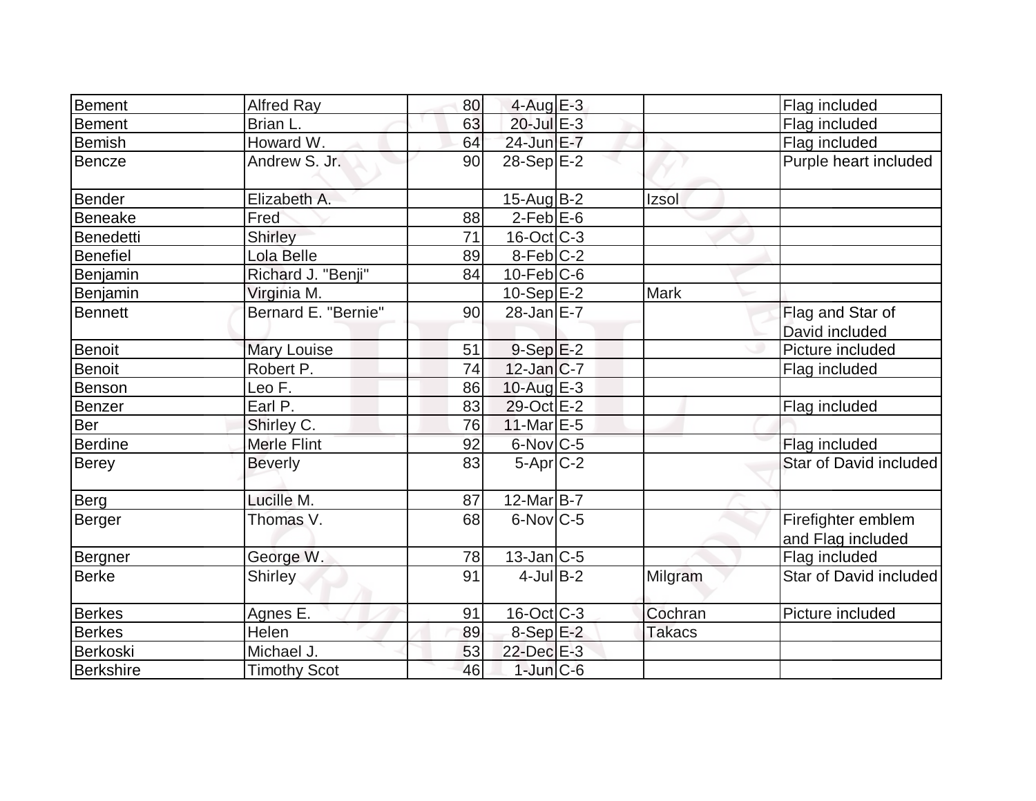| | | | | | | |
|---|---|---|---|---|---|---|
| Bement | Alfred Ray | 80 | 4-Aug | E-3 | | Flag included |
| Bement | Brian L. | 63 | 20-Jul | E-3 | | Flag included |
| Bemish | Howard W. | 64 | 24-Jun | E-7 | | Flag included |
| Bencze | Andrew S. Jr. | 90 | 28-Sep | E-2 | | Purple heart included |
| Bender | Elizabeth A. | | 15-Aug | B-2 | Izsol | |
| Beneake | Fred | 88 | 2-Feb | E-6 | | |
| Benedetti | Shirley | 71 | 16-Oct | C-3 | | |
| Benefiel | Lola Belle | 89 | 8-Feb | C-2 | | |
| Benjamin | Richard J. "Benji" | 84 | 10-Feb | C-6 | | |
| Benjamin | Virginia M. | | 10-Sep | E-2 | Mark | |
| Bennett | Bernard E. "Bernie" | 90 | 28-Jan | E-7 | | Flag and Star of David included |
| Benoit | Mary Louise | 51 | 9-Sep | E-2 | | Picture included |
| Benoit | Robert P. | 74 | 12-Jan | C-7 | | Flag included |
| Benson | Leo F. | 86 | 10-Aug | E-3 | | |
| Benzer | Earl P. | 83 | 29-Oct | E-2 | | Flag included |
| Ber | Shirley C. | 76 | 11-Mar | E-5 | | |
| Berdine | Merle Flint | 92 | 6-Nov | C-5 | | Flag included |
| Berey | Beverly | 83 | 5-Apr | C-2 | | Star of David included |
| Berg | Lucille M. | 87 | 12-Mar | B-7 | | |
| Berger | Thomas V. | 68 | 6-Nov | C-5 | | Firefighter emblem and Flag included |
| Bergner | George W. | 78 | 13-Jan | C-5 | | Flag included |
| Berke | Shirley | 91 | 4-Jul | B-2 | Milgram | Star of David included |
| Berkes | Agnes E. | 91 | 16-Oct | C-3 | Cochran | Picture included |
| Berkes | Helen | 89 | 8-Sep | E-2 | Takacs | |
| Berkoski | Michael J. | 53 | 22-Dec | E-3 | | |
| Berkshire | Timothy Scot | 46 | 1-Jun | C-6 | | |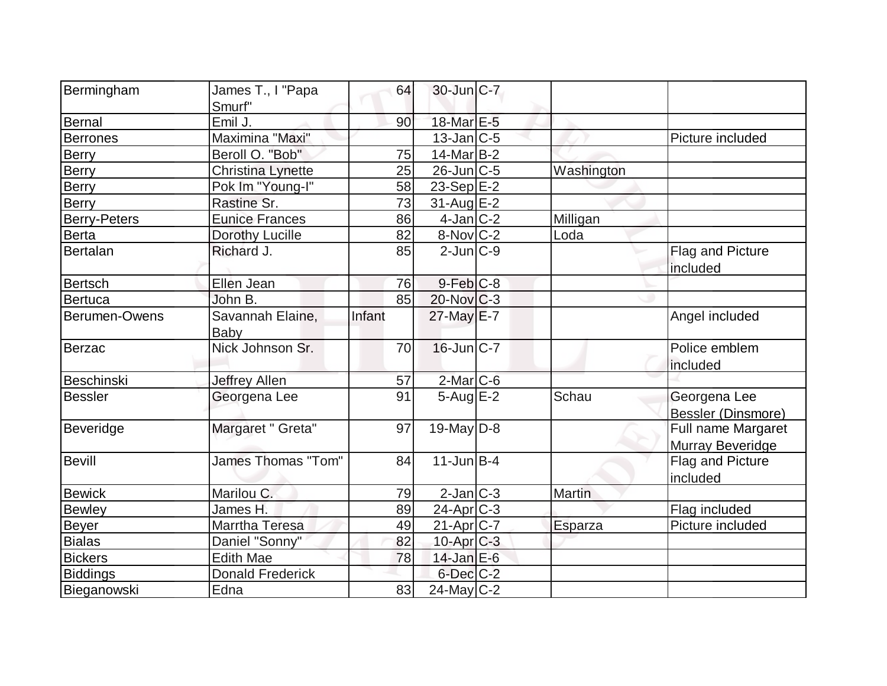| | | | | | | |
|---|---|---|---|---|---|---|
| Bermingham | James T., I "Papa Smurf" | 64 | 30-Jun | C-7 | | |
| Bernal | Emil J. | 90 | 18-Mar | E-5 | | |
| Berrones | Maximina "Maxi" | | 13-Jan | C-5 | | Picture included |
| Berry | Beroll O. "Bob" | 75 | 14-Mar | B-2 | | |
| Berry | Christina Lynette | 25 | 26-Jun | C-5 | Washington | |
| Berry | Pok Im "Young-I" | 58 | 23-Sep | E-2 | | |
| Berry | Rastine Sr. | 73 | 31-Aug | E-2 | | |
| Berry-Peters | Eunice Frances | 86 | 4-Jan | C-2 | Milligan | |
| Berta | Dorothy Lucille | 82 | 8-Nov | C-2 | Loda | |
| Bertalan | Richard J. | 85 | 2-Jun | C-9 | | Flag and Picture included |
| Bertsch | Ellen Jean | 76 | 9-Feb | C-8 | | |
| Bertuca | John B. | 85 | 20-Nov | C-3 | | |
| Berumen-Owens | Savannah Elaine, Baby | Infant | 27-May | E-7 | | Angel included |
| Berzac | Nick Johnson Sr. | 70 | 16-Jun | C-7 | | Police emblem included |
| Beschinski | Jeffrey Allen | 57 | 2-Mar | C-6 | | |
| Bessler | Georgena Lee | 91 | 5-Aug | E-2 | Schau | Georgena Lee Bessler (Dinsmore) |
| Beveridge | Margaret " Greta" | 97 | 19-May | D-8 | | Full name Margaret Murray Beveridge |
| Bevill | James Thomas "Tom" | 84 | 11-Jun | B-4 | | Flag and Picture included |
| Bewick | Marilou C. | 79 | 2-Jan | C-3 | Martin | |
| Bewley | James H. | 89 | 24-Apr | C-3 | | Flag included |
| Beyer | Marrtha Teresa | 49 | 21-Apr | C-7 | Esparza | Picture included |
| Bialas | Daniel "Sonny" | 82 | 10-Apr | C-3 | | |
| Bickers | Edith Mae | 78 | 14-Jan | E-6 | | |
| Biddings | Donald Frederick | | 6-Dec | C-2 | | |
| Bieganowski | Edna | 83 | 24-May | C-2 | | |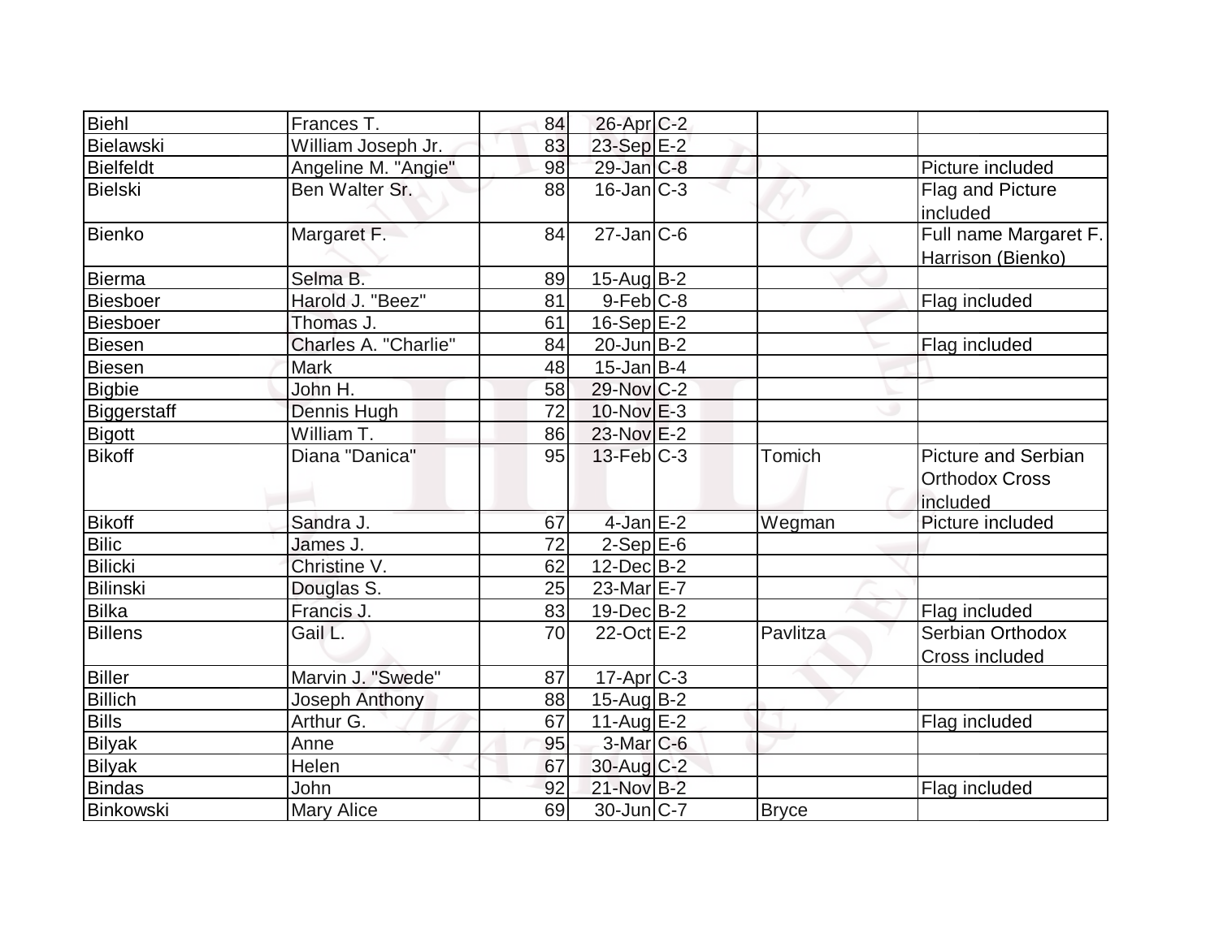| | | | | | | |
|---|---|---|---|---|---|---|
| Biehl | Frances T. | 84 | 26-Apr | C-2 | | |
| Bielawski | William Joseph Jr. | 83 | 23-Sep | E-2 | | |
| Bielfeldt | Angeline M. "Angie" | 98 | 29-Jan | C-8 | | Picture included |
| Bielski | Ben Walter Sr. | 88 | 16-Jan | C-3 | | Flag and Picture included |
| Bienko | Margaret F. | 84 | 27-Jan | C-6 | | Full name Margaret F. Harrison (Bienko) |
| Bierma | Selma B. | 89 | 15-Aug | B-2 | | |
| Biesboer | Harold J. "Beez" | 81 | 9-Feb | C-8 | | Flag included |
| Biesboer | Thomas J. | 61 | 16-Sep | E-2 | | |
| Biesen | Charles A. "Charlie" | 84 | 20-Jun | B-2 | | Flag included |
| Biesen | Mark | 48 | 15-Jan | B-4 | | |
| Bigbie | John H. | 58 | 29-Nov | C-2 | | |
| Biggerstaff | Dennis Hugh | 72 | 10-Nov | E-3 | | |
| Bigott | William T. | 86 | 23-Nov | E-2 | | |
| Bikoff | Diana "Danica" | 95 | 13-Feb | C-3 | Tomich | Picture and Serbian Orthodox Cross included |
| Bikoff | Sandra J. | 67 | 4-Jan | E-2 | Wegman | Picture included |
| Bilic | James J. | 72 | 2-Sep | E-6 | | |
| Bilicki | Christine V. | 62 | 12-Dec | B-2 | | |
| Bilinski | Douglas S. | 25 | 23-Mar | E-7 | | |
| Bilka | Francis J. | 83 | 19-Dec | B-2 | | Flag included |
| Billens | Gail L. | 70 | 22-Oct | E-2 | Pavlitza | Serbian Orthodox Cross included |
| Biller | Marvin J. "Swede" | 87 | 17-Apr | C-3 | | |
| Billich | Joseph Anthony | 88 | 15-Aug | B-2 | | |
| Bills | Arthur G. | 67 | 11-Aug | E-2 | | Flag included |
| Bilyak | Anne | 95 | 3-Mar | C-6 | | |
| Bilyak | Helen | 67 | 30-Aug | C-2 | | |
| Bindas | John | 92 | 21-Nov | B-2 | | Flag included |
| Binkowski | Mary Alice | 69 | 30-Jun | C-7 | Bryce | |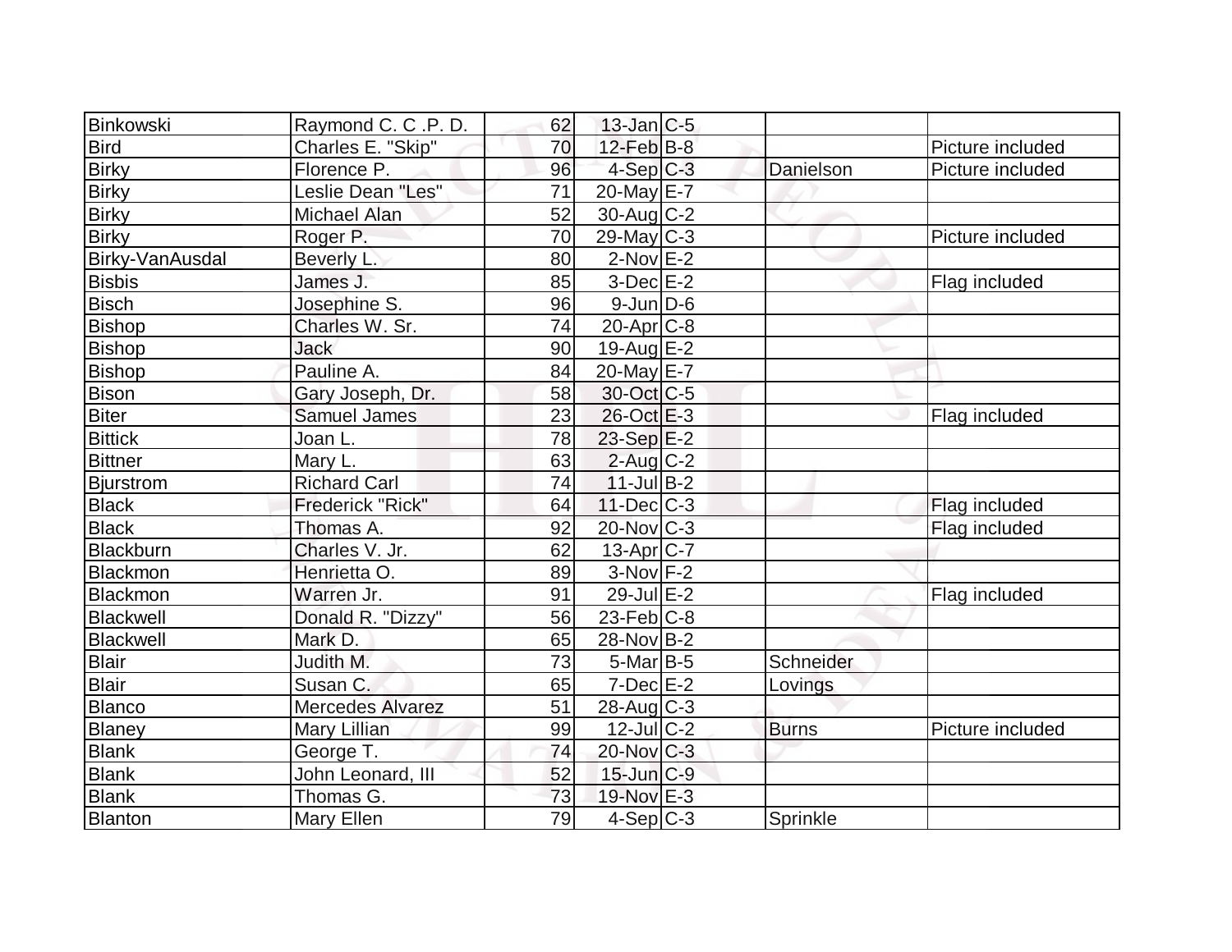| | | | | | | |
|---|---|---|---|---|---|---|
| Binkowski | Raymond C. C .P. D. | 62 | 13-Jan | C-5 | | |
| Bird | Charles E. "Skip" | 70 | 12-Feb | B-8 | | Picture included |
| Birky | Florence P. | 96 | 4-Sep | C-3 | Danielson | Picture included |
| Birky | Leslie Dean "Les" | 71 | 20-May | E-7 | | |
| Birky | Michael Alan | 52 | 30-Aug | C-2 | | |
| Birky | Roger P. | 70 | 29-May | C-3 | | Picture included |
| Birky-VanAusdal | Beverly L. | 80 | 2-Nov | E-2 | | |
| Bisbis | James J. | 85 | 3-Dec | E-2 | | Flag included |
| Bisch | Josephine S. | 96 | 9-Jun | D-6 | | |
| Bishop | Charles W. Sr. | 74 | 20-Apr | C-8 | | |
| Bishop | Jack | 90 | 19-Aug | E-2 | | |
| Bishop | Pauline A. | 84 | 20-May | E-7 | | |
| Bison | Gary Joseph, Dr. | 58 | 30-Oct | C-5 | | |
| Biter | Samuel James | 23 | 26-Oct | E-3 | | Flag included |
| Bittick | Joan L. | 78 | 23-Sep | E-2 | | |
| Bittner | Mary L. | 63 | 2-Aug | C-2 | | |
| Bjurstrom | Richard Carl | 74 | 11-Jul | B-2 | | |
| Black | Frederick "Rick" | 64 | 11-Dec | C-3 | | Flag included |
| Black | Thomas A. | 92 | 20-Nov | C-3 | | Flag included |
| Blackburn | Charles V. Jr. | 62 | 13-Apr | C-7 | | |
| Blackmon | Henrietta O. | 89 | 3-Nov | F-2 | | |
| Blackmon | Warren Jr. | 91 | 29-Jul | E-2 | | Flag included |
| Blackwell | Donald R. "Dizzy" | 56 | 23-Feb | C-8 | | |
| Blackwell | Mark D. | 65 | 28-Nov | B-2 | | |
| Blair | Judith M. | 73 | 5-Mar | B-5 | Schneider | |
| Blair | Susan C. | 65 | 7-Dec | E-2 | Lovings | |
| Blanco | Mercedes Alvarez | 51 | 28-Aug | C-3 | | |
| Blaney | Mary Lillian | 99 | 12-Jul | C-2 | Burns | Picture included |
| Blank | George T. | 74 | 20-Nov | C-3 | | |
| Blank | John Leonard, III | 52 | 15-Jun | C-9 | | |
| Blank | Thomas G. | 73 | 19-Nov | E-3 | | |
| Blanton | Mary Ellen | 79 | 4-Sep | C-3 | Sprinkle | |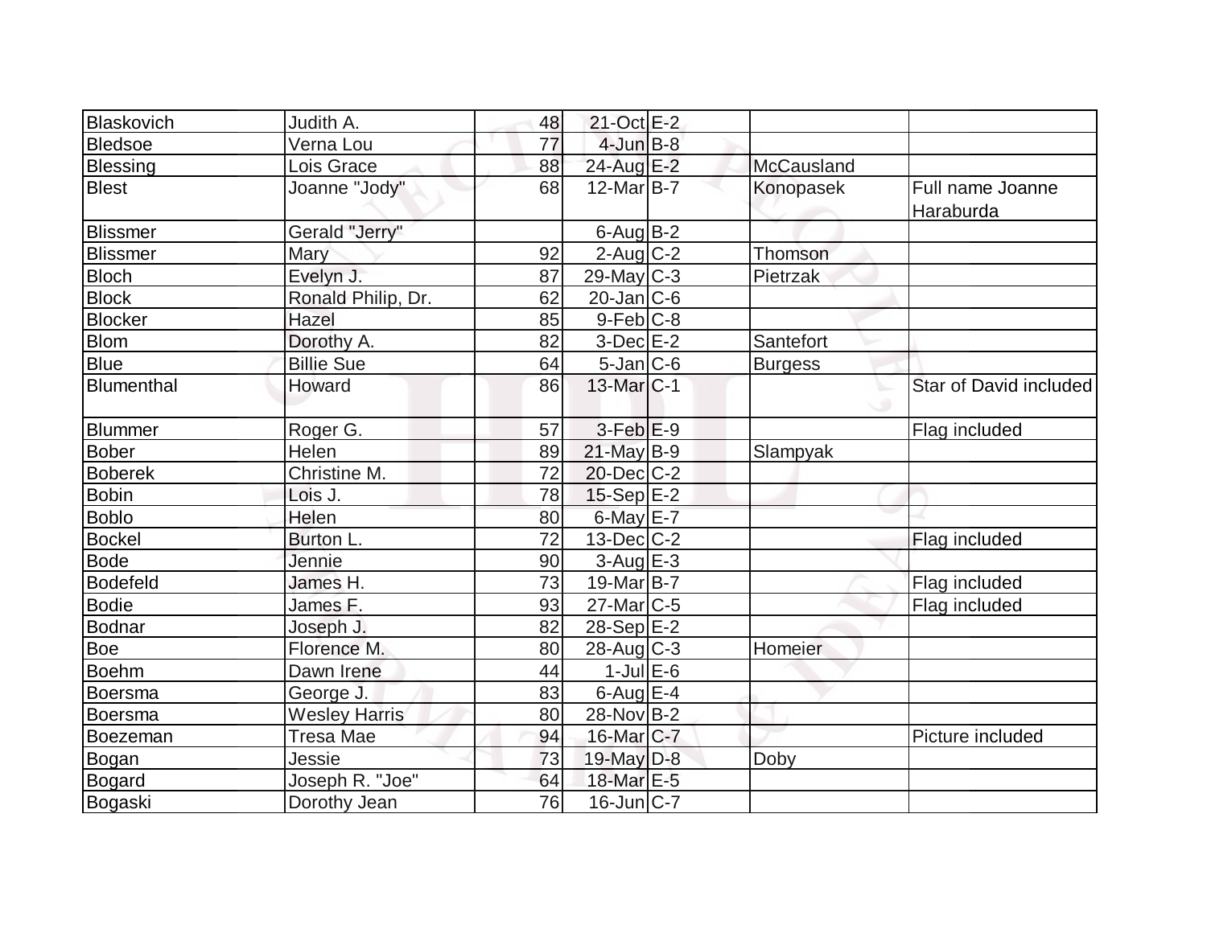| Blaskovich | Judith A. | 48 | 21-Oct | E-2 | | |
|---|---|---|---|---|---|---|
| Bledsoe | Verna Lou | 77 | 4-Jun | B-8 | | |
| Blessing | Lois Grace | 88 | 24-Aug | E-2 | McCausland | |
| Blest | Joanne "Jody" | 68 | 12-Mar | B-7 | Konopasek | Full name Joanne Haraburda |
| Blissmer | Gerald "Jerry" | | 6-Aug | B-2 | | |
| Blissmer | Mary | 92 | 2-Aug | C-2 | Thomson | |
| Bloch | Evelyn J. | 87 | 29-May | C-3 | Pietrzak | |
| Block | Ronald Philip, Dr. | 62 | 20-Jan | C-6 | | |
| Blocker | Hazel | 85 | 9-Feb | C-8 | | |
| Blom | Dorothy A. | 82 | 3-Dec | E-2 | Santefort | |
| Blue | Billie Sue | 64 | 5-Jan | C-6 | Burgess | |
| Blumenthal | Howard | 86 | 13-Mar | C-1 | | Star of David included |
| Blummer | Roger G. | 57 | 3-Feb | E-9 | | Flag included |
| Bober | Helen | 89 | 21-May | B-9 | Slampyak | |
| Boberek | Christine M. | 72 | 20-Dec | C-2 | | |
| Bobin | Lois J. | 78 | 15-Sep | E-2 | | |
| Boblo | Helen | 80 | 6-May | E-7 | | |
| Bockel | Burton L. | 72 | 13-Dec | C-2 | | Flag included |
| Bode | Jennie | 90 | 3-Aug | E-3 | | |
| Bodefeld | James H. | 73 | 19-Mar | B-7 | | Flag included |
| Bodie | James F. | 93 | 27-Mar | C-5 | | Flag included |
| Bodnar | Joseph J. | 82 | 28-Sep | E-2 | | |
| Boe | Florence M. | 80 | 28-Aug | C-3 | Homeier | |
| Boehm | Dawn Irene | 44 | 1-Jul | E-6 | | |
| Boersma | George J. | 83 | 6-Aug | E-4 | | |
| Boersma | Wesley Harris | 80 | 28-Nov | B-2 | | |
| Boezeman | Tresa Mae | 94 | 16-Mar | C-7 | | Picture included |
| Bogan | Jessie | 73 | 19-May | D-8 | Doby | |
| Bogard | Joseph R. "Joe" | 64 | 18-Mar | E-5 | | |
| Bogaski | Dorothy Jean | 76 | 16-Jun | C-7 | | |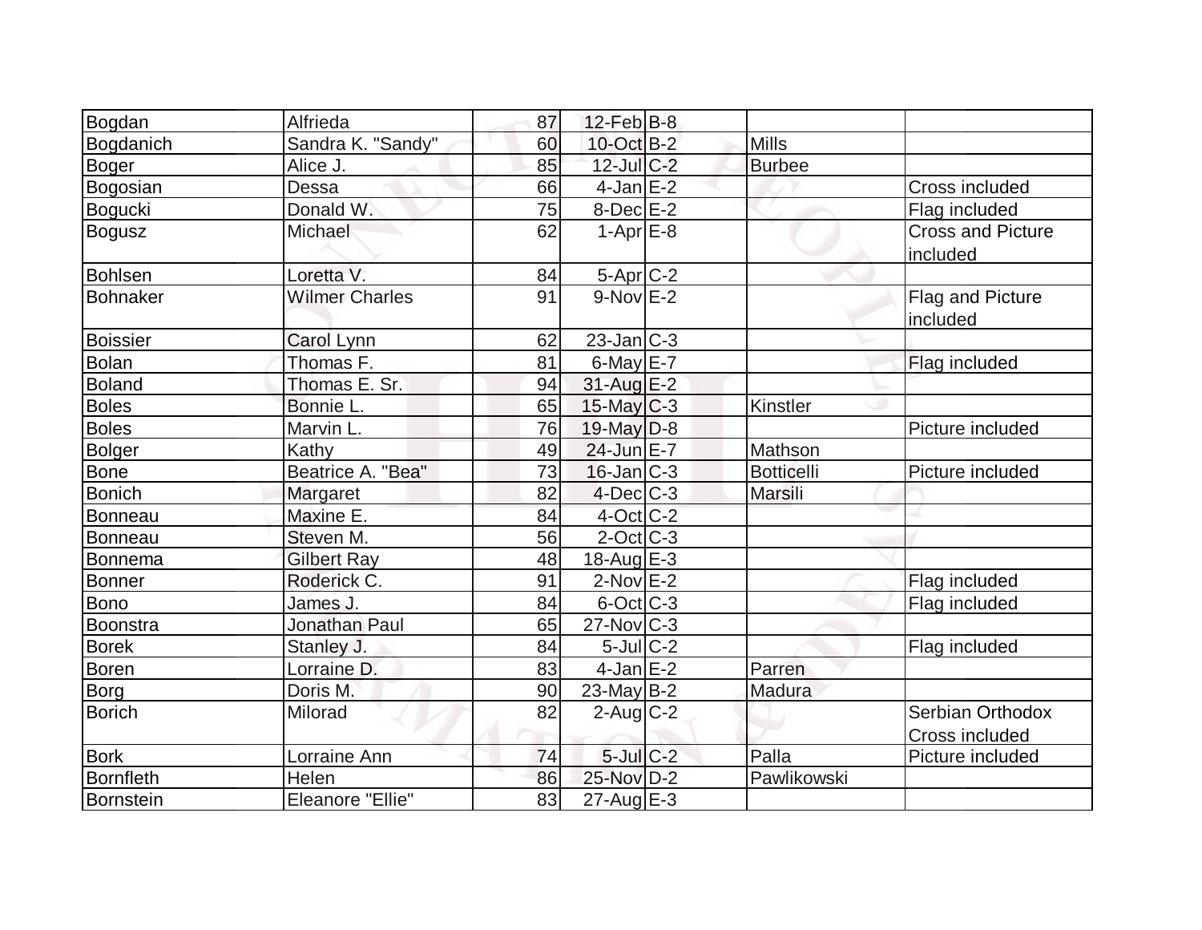| | | | | | | |
|---|---|---|---|---|---|---|
| Bogdan | Alfrieda | 87 | 12-Feb | B-8 | | |
| Bogdanich | Sandra K. "Sandy" | 60 | 10-Oct | B-2 | Mills | |
| Boger | Alice J. | 85 | 12-Jul | C-2 | Burbee | |
| Bogosian | Dessa | 66 | 4-Jan | E-2 | | Cross included |
| Bogucki | Donald W. | 75 | 8-Dec | E-2 | | Flag included |
| Bogusz | Michael | 62 | 1-Apr | E-8 | | Cross and Picture included |
| Bohlsen | Loretta V. | 84 | 5-Apr | C-2 | | |
| Bohnaker | Wilmer Charles | 91 | 9-Nov | E-2 | | Flag and Picture included |
| Boissier | Carol Lynn | 62 | 23-Jan | C-3 | | |
| Bolan | Thomas F. | 81 | 6-May | E-7 | | Flag included |
| Boland | Thomas E. Sr. | 94 | 31-Aug | E-2 | | |
| Boles | Bonnie L. | 65 | 15-May | C-3 | Kinstler | |
| Boles | Marvin L. | 76 | 19-May | D-8 | | Picture included |
| Bolger | Kathy | 49 | 24-Jun | E-7 | Mathson | |
| Bone | Beatrice A. "Bea" | 73 | 16-Jan | C-3 | Botticelli | Picture included |
| Bonich | Margaret | 82 | 4-Dec | C-3 | Marsili | |
| Bonneau | Maxine E. | 84 | 4-Oct | C-2 | | |
| Bonneau | Steven M. | 56 | 2-Oct | C-3 | | |
| Bonnema | Gilbert Ray | 48 | 18-Aug | E-3 | | |
| Bonner | Roderick C. | 91 | 2-Nov | E-2 | | Flag included |
| Bono | James J. | 84 | 6-Oct | C-3 | | Flag included |
| Boonstra | Jonathan Paul | 65 | 27-Nov | C-3 | | |
| Borek | Stanley J. | 84 | 5-Jul | C-2 | | Flag included |
| Boren | Lorraine D. | 83 | 4-Jan | E-2 | Parren | |
| Borg | Doris M. | 90 | 23-May | B-2 | Madura | |
| Borich | Milorad | 82 | 2-Aug | C-2 | | Serbian Orthodox Cross included |
| Bork | Lorraine Ann | 74 | 5-Jul | C-2 | Palla | Picture included |
| Bornfleth | Helen | 86 | 25-Nov | D-2 | Pawlikowski | |
| Bornstein | Eleanore "Ellie" | 83 | 27-Aug | E-3 | | |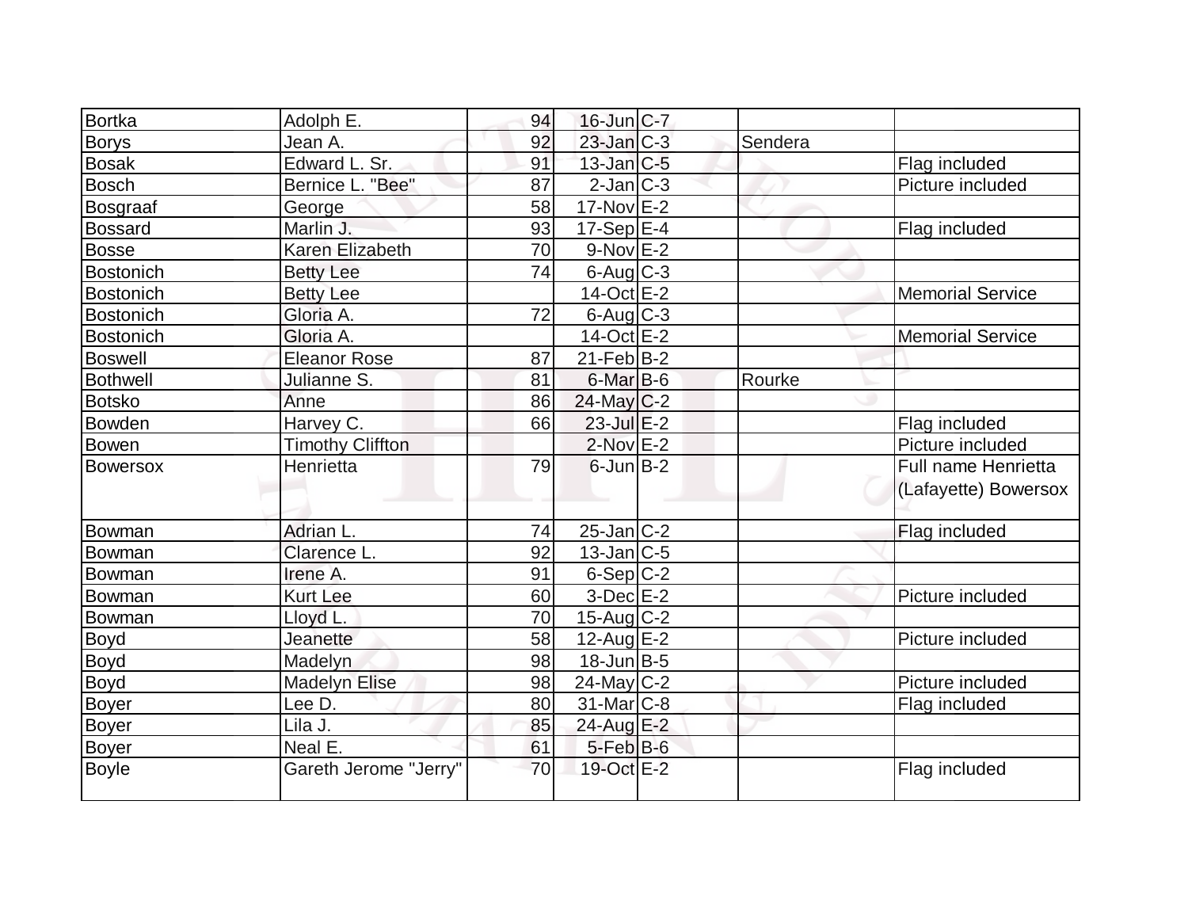| | | | | | | |
|---|---|---|---|---|---|---|
| Bortka | Adolph E. | 94 | 16-Jun | C-7 | | |
| Borys | Jean A. | 92 | 23-Jan | C-3 | Sendera | |
| Bosak | Edward L. Sr. | 91 | 13-Jan | C-5 | | Flag included |
| Bosch | Bernice L. "Bee" | 87 | 2-Jan | C-3 | | Picture included |
| Bosgraaf | George | 58 | 17-Nov | E-2 | | |
| Bossard | Marlin J. | 93 | 17-Sep | E-4 | | Flag included |
| Bosse | Karen Elizabeth | 70 | 9-Nov | E-2 | | |
| Bostonich | Betty Lee | 74 | 6-Aug | C-3 | | |
| Bostonich | Betty Lee | | 14-Oct | E-2 | | Memorial Service |
| Bostonich | Gloria A. | 72 | 6-Aug | C-3 | | |
| Bostonich | Gloria A. | | 14-Oct | E-2 | | Memorial Service |
| Boswell | Eleanor Rose | 87 | 21-Feb | B-2 | | |
| Bothwell | Julianne S. | 81 | 6-Mar | B-6 | Rourke | |
| Botsko | Anne | 86 | 24-May | C-2 | | |
| Bowden | Harvey C. | 66 | 23-Jul | E-2 | | Flag included |
| Bowen | Timothy Cliffton | | 2-Nov | E-2 | | Picture included |
| Bowersox | Henrietta | 79 | 6-Jun | B-2 | | Full name Henrietta (Lafayette) Bowersox |
| Bowman | Adrian L. | 74 | 25-Jan | C-2 | | Flag included |
| Bowman | Clarence L. | 92 | 13-Jan | C-5 | | |
| Bowman | Irene A. | 91 | 6-Sep | C-2 | | |
| Bowman | Kurt Lee | 60 | 3-Dec | E-2 | | Picture included |
| Bowman | Lloyd L. | 70 | 15-Aug | C-2 | | |
| Boyd | Jeanette | 58 | 12-Aug | E-2 | | Picture included |
| Boyd | Madelyn | 98 | 18-Jun | B-5 | | |
| Boyd | Madelyn Elise | 98 | 24-May | C-2 | | Picture included |
| Boyer | Lee D. | 80 | 31-Mar | C-8 | | Flag included |
| Boyer | Lila J. | 85 | 24-Aug | E-2 | | |
| Boyer | Neal E. | 61 | 5-Feb | B-6 | | |
| Boyle | Gareth Jerome "Jerry" | 70 | 19-Oct | E-2 | | Flag included |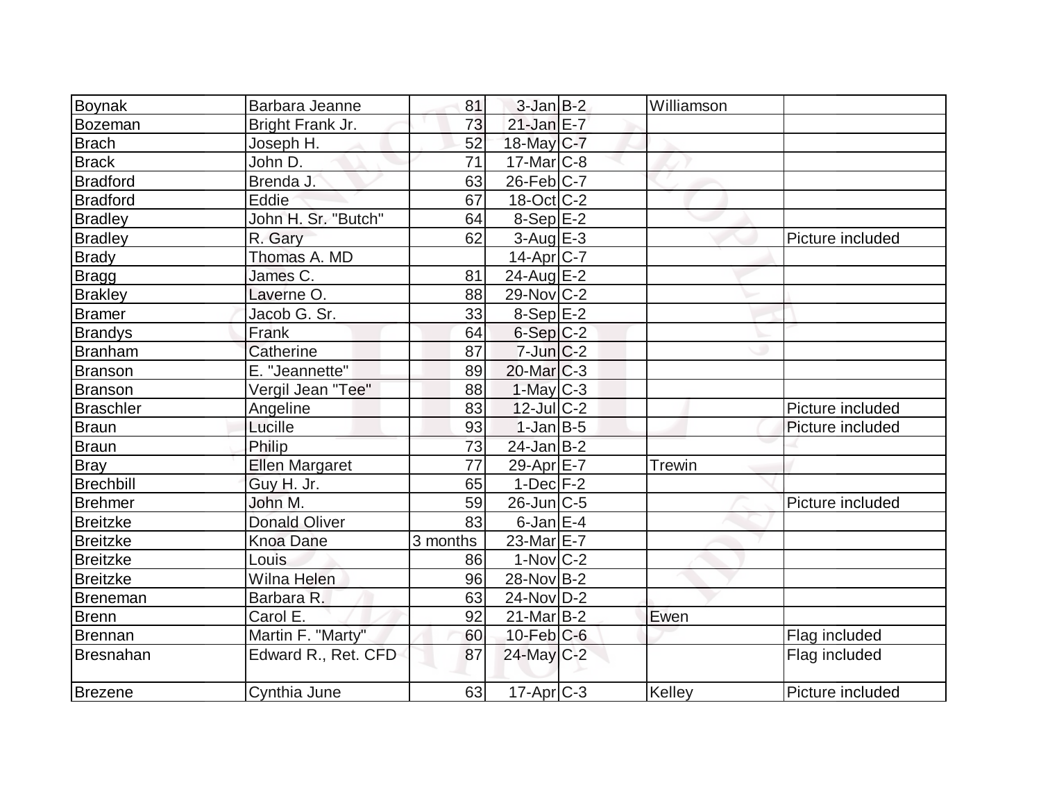| Boynak | Barbara Jeanne | 81 | 3-Jan | B-2 | Williamson | |
|---|---|---|---|---|---|---|
| Bozeman | Bright Frank Jr. | 73 | 21-Jan | E-7 | | |
| Brach | Joseph H. | 52 | 18-May | C-7 | | |
| Brack | John D. | 71 | 17-Mar | C-8 | | |
| Bradford | Brenda J. | 63 | 26-Feb | C-7 | | |
| Bradford | Eddie | 67 | 18-Oct | C-2 | | |
| Bradley | John H. Sr. "Butch" | 64 | 8-Sep | E-2 | | |
| Bradley | R. Gary | 62 | 3-Aug | E-3 | | Picture included |
| Brady | Thomas A. MD | | 14-Apr | C-7 | | |
| Bragg | James C. | 81 | 24-Aug | E-2 | | |
| Brakley | Laverne O. | 88 | 29-Nov | C-2 | | |
| Bramer | Jacob G. Sr. | 33 | 8-Sep | E-2 | | |
| Brandys | Frank | 64 | 6-Sep | C-2 | | |
| Branham | Catherine | 87 | 7-Jun | C-2 | | |
| Branson | E. "Jeannette" | 89 | 20-Mar | C-3 | | |
| Branson | Vergil Jean "Tee" | 88 | 1-May | C-3 | | |
| Braschler | Angeline | 83 | 12-Jul | C-2 | | Picture included |
| Braun | Lucille | 93 | 1-Jan | B-5 | | Picture included |
| Braun | Philip | 73 | 24-Jan | B-2 | | |
| Bray | Ellen Margaret | 77 | 29-Apr | E-7 | Trewin | |
| Brechbill | Guy H. Jr. | 65 | 1-Dec | F-2 | | |
| Brehmer | John M. | 59 | 26-Jun | C-5 | | Picture included |
| Breitzke | Donald Oliver | 83 | 6-Jan | E-4 | | |
| Breitzke | Knoa Dane | 3 months | 23-Mar | E-7 | | |
| Breitzke | Louis | 86 | 1-Nov | C-2 | | |
| Breitzke | Wilna Helen | 96 | 28-Nov | B-2 | | |
| Breneman | Barbara R. | 63 | 24-Nov | D-2 | | |
| Brenn | Carol E. | 92 | 21-Mar | B-2 | Ewen | |
| Brennan | Martin F. "Marty" | 60 | 10-Feb | C-6 | | Flag included |
| Bresnahan | Edward R., Ret. CFD | 87 | 24-May | C-2 | | Flag included |
| Brezene | Cynthia June | 63 | 17-Apr | C-3 | Kelley | Picture included |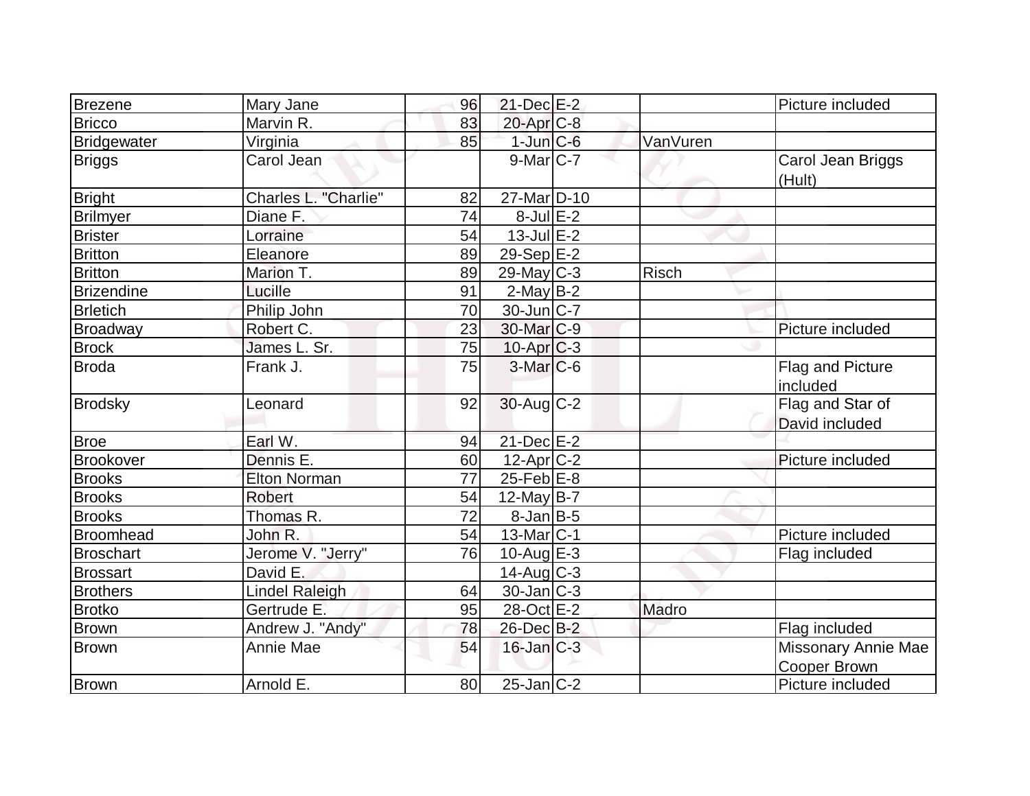| | | | | | | |
|---|---|---|---|---|---|---|
| Brezene | Mary Jane | 96 | 21-Dec | E-2 | | Picture included |
| Bricco | Marvin R. | 83 | 20-Apr | C-8 | | |
| Bridgewater | Virginia | 85 | 1-Jun | C-6 | VanVuren | |
| Briggs | Carol Jean | | 9-Mar | C-7 | | Carol Jean Briggs (Hult) |
| Bright | Charles L. "Charlie" | 82 | 27-Mar | D-10 | | |
| Brilmyer | Diane F. | 74 | 8-Jul | E-2 | | |
| Brister | Lorraine | 54 | 13-Jul | E-2 | | |
| Britton | Eleanore | 89 | 29-Sep | E-2 | | |
| Britton | Marion T. | 89 | 29-May | C-3 | Risch | |
| Brizendine | Lucille | 91 | 2-May | B-2 | | |
| Brletich | Philip John | 70 | 30-Jun | C-7 | | |
| Broadway | Robert C. | 23 | 30-Mar | C-9 | | Picture included |
| Brock | James L. Sr. | 75 | 10-Apr | C-3 | | |
| Broda | Frank J. | 75 | 3-Mar | C-6 | | Flag and Picture included |
| Brodsky | Leonard | 92 | 30-Aug | C-2 | | Flag and Star of David included |
| Broe | Earl W. | 94 | 21-Dec | E-2 | | |
| Brookover | Dennis E. | 60 | 12-Apr | C-2 | | Picture included |
| Brooks | Elton Norman | 77 | 25-Feb | E-8 | | |
| Brooks | Robert | 54 | 12-May | B-7 | | |
| Brooks | Thomas R. | 72 | 8-Jan | B-5 | | |
| Broomhead | John R. | 54 | 13-Mar | C-1 | | Picture included |
| Broschart | Jerome V. "Jerry" | 76 | 10-Aug | E-3 | | Flag included |
| Brossart | David E. | | 14-Aug | C-3 | | |
| Brothers | Lindel Raleigh | 64 | 30-Jan | C-3 | | |
| Brotko | Gertrude E. | 95 | 28-Oct | E-2 | Madro | |
| Brown | Andrew J. "Andy" | 78 | 26-Dec | B-2 | | Flag included |
| Brown | Annie Mae | 54 | 16-Jan | C-3 | | Missonary Annie Mae Cooper Brown |
| Brown | Arnold E. | 80 | 25-Jan | C-2 | | Picture included |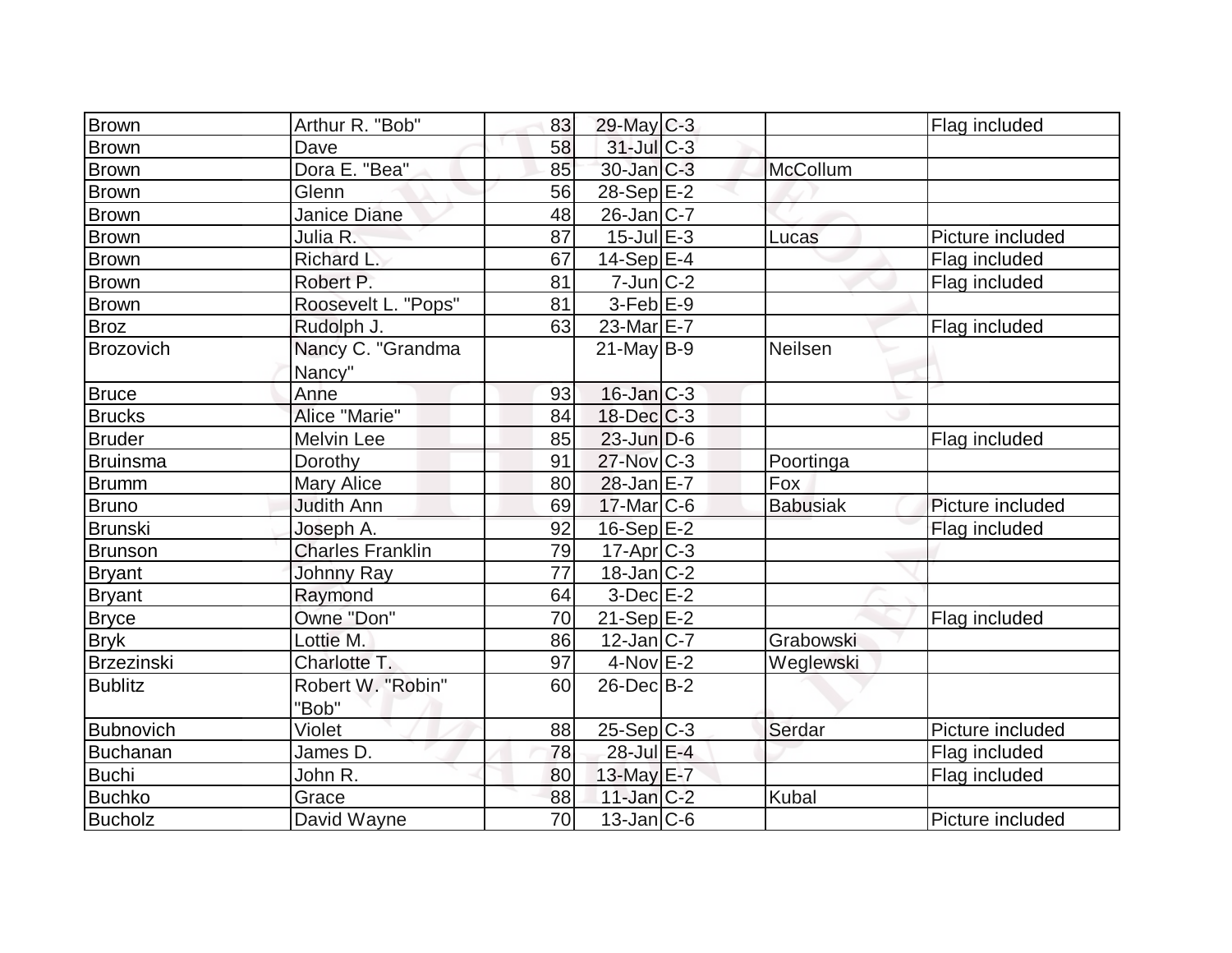| Brown | Arthur R. "Bob" | 83 | 29-May | C-3 | | Flag included |
|---|---|---|---|---|---|---|
| Brown | Dave | 58 | 31-Jul | C-3 | | |
| Brown | Dora E. "Bea" | 85 | 30-Jan | C-3 | McCollum | |
| Brown | Glenn | 56 | 28-Sep | E-2 | | |
| Brown | Janice Diane | 48 | 26-Jan | C-7 | | |
| Brown | Julia R. | 87 | 15-Jul | E-3 | Lucas | Picture included |
| Brown | Richard L. | 67 | 14-Sep | E-4 | | Flag included |
| Brown | Robert P. | 81 | 7-Jun | C-2 | | Flag included |
| Brown | Roosevelt L. "Pops" | 81 | 3-Feb | E-9 | | |
| Broz | Rudolph J. | 63 | 23-Mar | E-7 | | Flag included |
| Brozovich | Nancy C. "Grandma Nancy" | | 21-May | B-9 | Neilsen | |
| Bruce | Anne | 93 | 16-Jan | C-3 | | |
| Brucks | Alice "Marie" | 84 | 18-Dec | C-3 | | |
| Bruder | Melvin Lee | 85 | 23-Jun | D-6 | | Flag included |
| Bruinsma | Dorothy | 91 | 27-Nov | C-3 | Poortinga | |
| Brumm | Mary Alice | 80 | 28-Jan | E-7 | Fox | |
| Bruno | Judith Ann | 69 | 17-Mar | C-6 | Babusiak | Picture included |
| Brunski | Joseph A. | 92 | 16-Sep | E-2 | | Flag included |
| Brunson | Charles Franklin | 79 | 17-Apr | C-3 | | |
| Bryant | Johnny Ray | 77 | 18-Jan | C-2 | | |
| Bryant | Raymond | 64 | 3-Dec | E-2 | | |
| Bryce | Owne "Don" | 70 | 21-Sep | E-2 | | Flag included |
| Bryk | Lottie M. | 86 | 12-Jan | C-7 | Grabowski | |
| Brzezinski | Charlotte T. | 97 | 4-Nov | E-2 | Weglewski | |
| Bublitz | Robert W. "Robin" "Bob" | 60 | 26-Dec | B-2 | | |
| Bubnovich | Violet | 88 | 25-Sep | C-3 | Serdar | Picture included |
| Buchanan | James D. | 78 | 28-Jul | E-4 | | Flag included |
| Buchi | John R. | 80 | 13-May | E-7 | | Flag included |
| Buchko | Grace | 88 | 11-Jan | C-2 | Kubal | |
| Bucholz | David Wayne | 70 | 13-Jan | C-6 | | Picture included |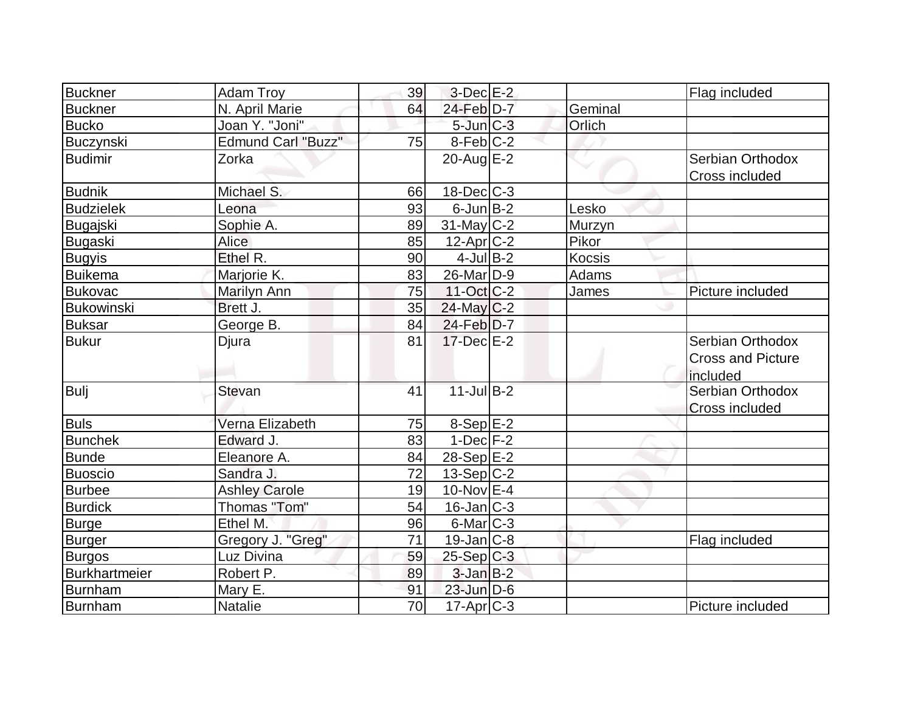| Buckner | Adam Troy | 39 | 3-Dec | E-2 | | Flag included |
|---|---|---|---|---|---|---|
| Buckner | N. April Marie | 64 | 24-Feb | D-7 | Geminal | |
| Bucko | Joan Y. "Joni" | | 5-Jun | C-3 | Orlich | |
| Buczynski | Edmund Carl "Buzz" | 75 | 8-Feb | C-2 | | |
| Budimir | Zorka | | 20-Aug | E-2 | | Serbian Orthodox Cross included |
| Budnik | Michael S. | 66 | 18-Dec | C-3 | | |
| Budzielek | Leona | 93 | 6-Jun | B-2 | Lesko | |
| Bugajski | Sophie A. | 89 | 31-May | C-2 | Murzyn | |
| Bugaski | Alice | 85 | 12-Apr | C-2 | Pikor | |
| Bugyis | Ethel R. | 90 | 4-Jul | B-2 | Kocsis | |
| Buikema | Marjorie K. | 83 | 26-Mar | D-9 | Adams | |
| Bukovac | Marilyn Ann | 75 | 11-Oct | C-2 | James | Picture included |
| Bukowinski | Brett J. | 35 | 24-May | C-2 | | |
| Buksar | George B. | 84 | 24-Feb | D-7 | | |
| Bukur | Djura | 81 | 17-Dec | E-2 | | Serbian Orthodox Cross and Picture included |
| Bulj | Stevan | 41 | 11-Jul | B-2 | | Serbian Orthodox Cross included |
| Buls | Verna Elizabeth | 75 | 8-Sep | E-2 | | |
| Bunchek | Edward J. | 83 | 1-Dec | F-2 | | |
| Bunde | Eleanore A. | 84 | 28-Sep | E-2 | | |
| Buoscio | Sandra J. | 72 | 13-Sep | C-2 | | |
| Burbee | Ashley Carole | 19 | 10-Nov | E-4 | | |
| Burdick | Thomas "Tom" | 54 | 16-Jan | C-3 | | |
| Burge | Ethel M. | 96 | 6-Mar | C-3 | | |
| Burger | Gregory J. "Greg" | 71 | 19-Jan | C-8 | | Flag included |
| Burgos | Luz Divina | 59 | 25-Sep | C-3 | | |
| Burkhartmeier | Robert P. | 89 | 3-Jan | B-2 | | |
| Burnham | Mary E. | 91 | 23-Jun | D-6 | | |
| Burnham | Natalie | 70 | 17-Apr | C-3 | | Picture included |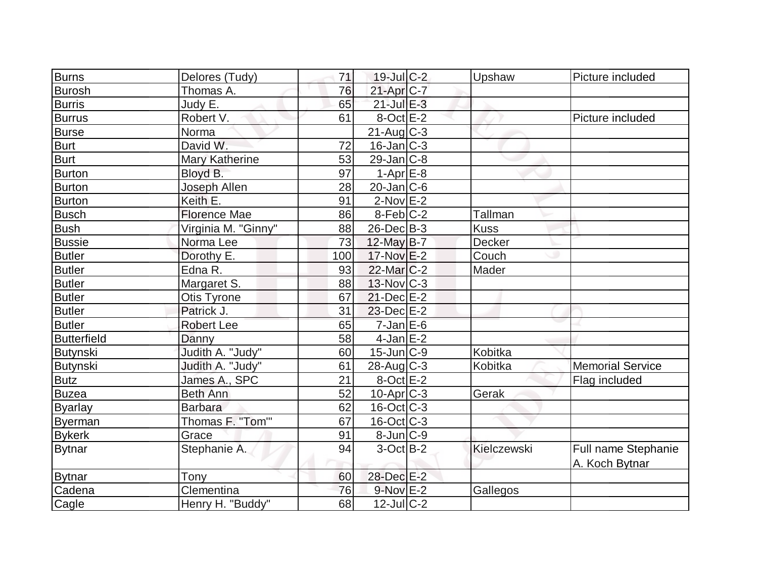| Burns | Delores (Tudy) | 71 | 19-Jul | C-2 | Upshaw | Picture included |
|---|---|---|---|---|---|---|
| Burosh | Thomas A. | 76 | 21-Apr | C-7 | | |
| Burris | Judy E. | 65 | 21-Jul | E-3 | | |
| Burrus | Robert V. | 61 | 8-Oct | E-2 | | Picture included |
| Burse | Norma | | 21-Aug | C-3 | | |
| Burt | David W. | 72 | 16-Jan | C-3 | | |
| Burt | Mary Katherine | 53 | 29-Jan | C-8 | | |
| Burton | Bloyd B. | 97 | 1-Apr | E-8 | | |
| Burton | Joseph Allen | 28 | 20-Jan | C-6 | | |
| Burton | Keith E. | 91 | 2-Nov | E-2 | | |
| Busch | Florence Mae | 86 | 8-Feb | C-2 | Tallman | |
| Bush | Virginia M. "Ginny" | 88 | 26-Dec | B-3 | Kuss | |
| Bussie | Norma Lee | 73 | 12-May | B-7 | Decker | |
| Butler | Dorothy E. | 100 | 17-Nov | E-2 | Couch | |
| Butler | Edna R. | 93 | 22-Mar | C-2 | Mader | |
| Butler | Margaret S. | 88 | 13-Nov | C-3 | | |
| Butler | Otis Tyrone | 67 | 21-Dec | E-2 | | |
| Butler | Patrick J. | 31 | 23-Dec | E-2 | | |
| Butler | Robert Lee | 65 | 7-Jan | E-6 | | |
| Butterfield | Danny | 58 | 4-Jan | E-2 | | |
| Butynski | Judith A. "Judy" | 60 | 15-Jun | C-9 | Kobitka | |
| Butynski | Judith A. "Judy" | 61 | 28-Aug | C-3 | Kobitka | Memorial Service |
| Butz | James A., SPC | 21 | 8-Oct | E-2 | | Flag included |
| Buzea | Beth Ann | 52 | 10-Apr | C-3 | Gerak | |
| Byarlay | Barbara | 62 | 16-Oct | C-3 | | |
| Byerman | Thomas F. "Tom"' | 67 | 16-Oct | C-3 | | |
| Bykerk | Grace | 91 | 8-Jun | C-9 | | |
| Bytnar | Stephanie A. | 94 | 3-Oct | B-2 | Kielczewski | Full name Stephanie A. Koch Bytnar |
| Bytnar | Tony | 60 | 28-Dec | E-2 | | |
| Cadena | Clementina | 76 | 9-Nov | E-2 | Gallegos | |
| Cagle | Henry H. "Buddy" | 68 | 12-Jul | C-2 | | |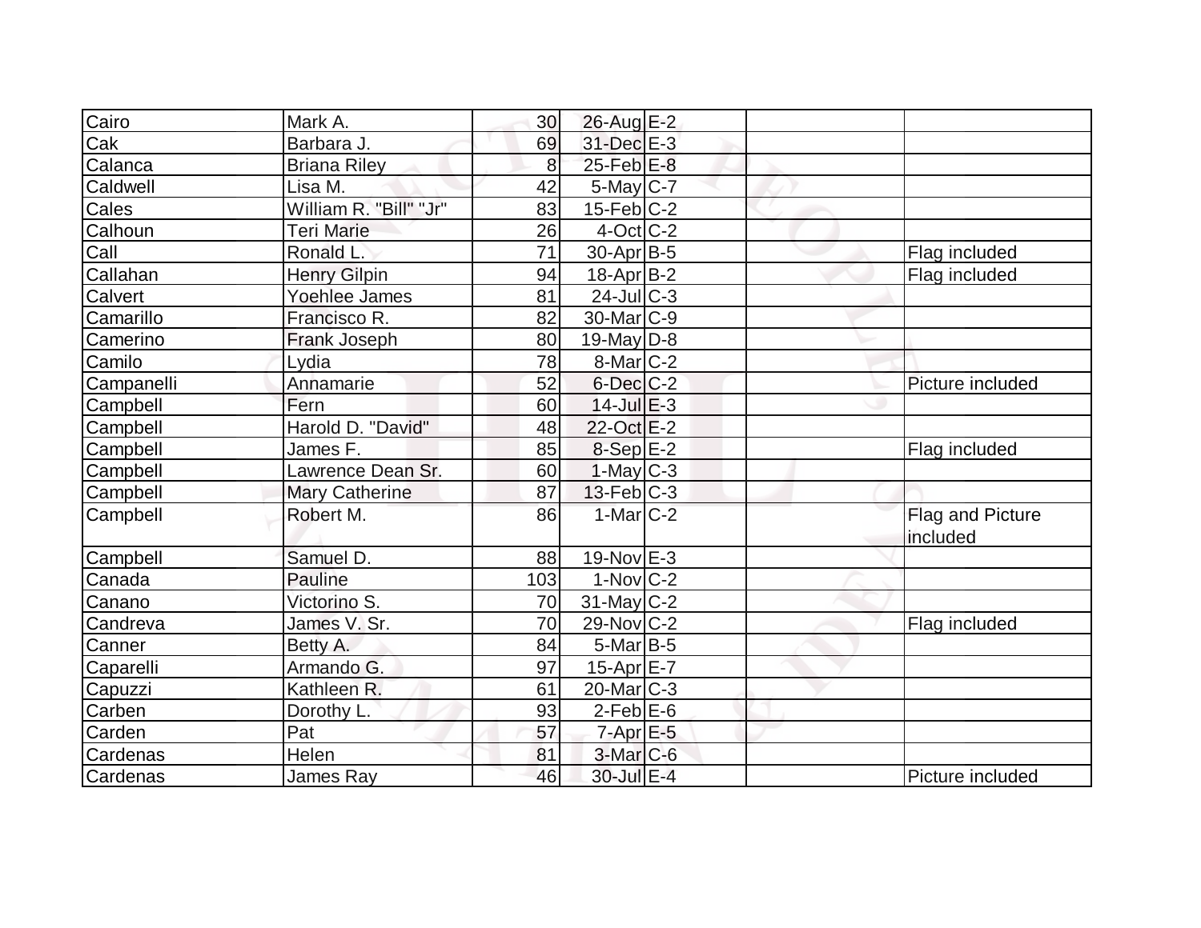| | | | | | | |
|---|---|---|---|---|---|---|
| Cairo | Mark A. | 30 | 26-Aug | E-2 | | |
| Cak | Barbara J. | 69 | 31-Dec | E-3 | | |
| Calanca | Briana Riley | 8 | 25-Feb | E-8 | | |
| Caldwell | Lisa M. | 42 | 5-May | C-7 | | |
| Cales | William R. "Bill" "Jr" | 83 | 15-Feb | C-2 | | |
| Calhoun | Teri Marie | 26 | 4-Oct | C-2 | | |
| Call | Ronald L. | 71 | 30-Apr | B-5 | | Flag included |
| Callahan | Henry Gilpin | 94 | 18-Apr | B-2 | | Flag included |
| Calvert | Yoehlee James | 81 | 24-Jul | C-3 | | |
| Camarillo | Francisco R. | 82 | 30-Mar | C-9 | | |
| Camerino | Frank Joseph | 80 | 19-May | D-8 | | |
| Camilo | Lydia | 78 | 8-Mar | C-2 | | |
| Campanelli | Annamarie | 52 | 6-Dec | C-2 | | Picture included |
| Campbell | Fern | 60 | 14-Jul | E-3 | | |
| Campbell | Harold D. "David" | 48 | 22-Oct | E-2 | | |
| Campbell | James F. | 85 | 8-Sep | E-2 | | Flag included |
| Campbell | Lawrence Dean Sr. | 60 | 1-May | C-3 | | |
| Campbell | Mary Catherine | 87 | 13-Feb | C-3 | | |
| Campbell | Robert M. | 86 | 1-Mar | C-2 | | Flag and Picture included |
| Campbell | Samuel D. | 88 | 19-Nov | E-3 | | |
| Canada | Pauline | 103 | 1-Nov | C-2 | | |
| Canano | Victorino S. | 70 | 31-May | C-2 | | |
| Candreva | James V. Sr. | 70 | 29-Nov | C-2 | | Flag included |
| Canner | Betty A. | 84 | 5-Mar | B-5 | | |
| Caparelli | Armando G. | 97 | 15-Apr | E-7 | | |
| Capuzzi | Kathleen R. | 61 | 20-Mar | C-3 | | |
| Carben | Dorothy L. | 93 | 2-Feb | E-6 | | |
| Carden | Pat | 57 | 7-Apr | E-5 | | |
| Cardenas | Helen | 81 | 3-Mar | C-6 | | |
| Cardenas | James Ray | 46 | 30-Jul | E-4 | | Picture included |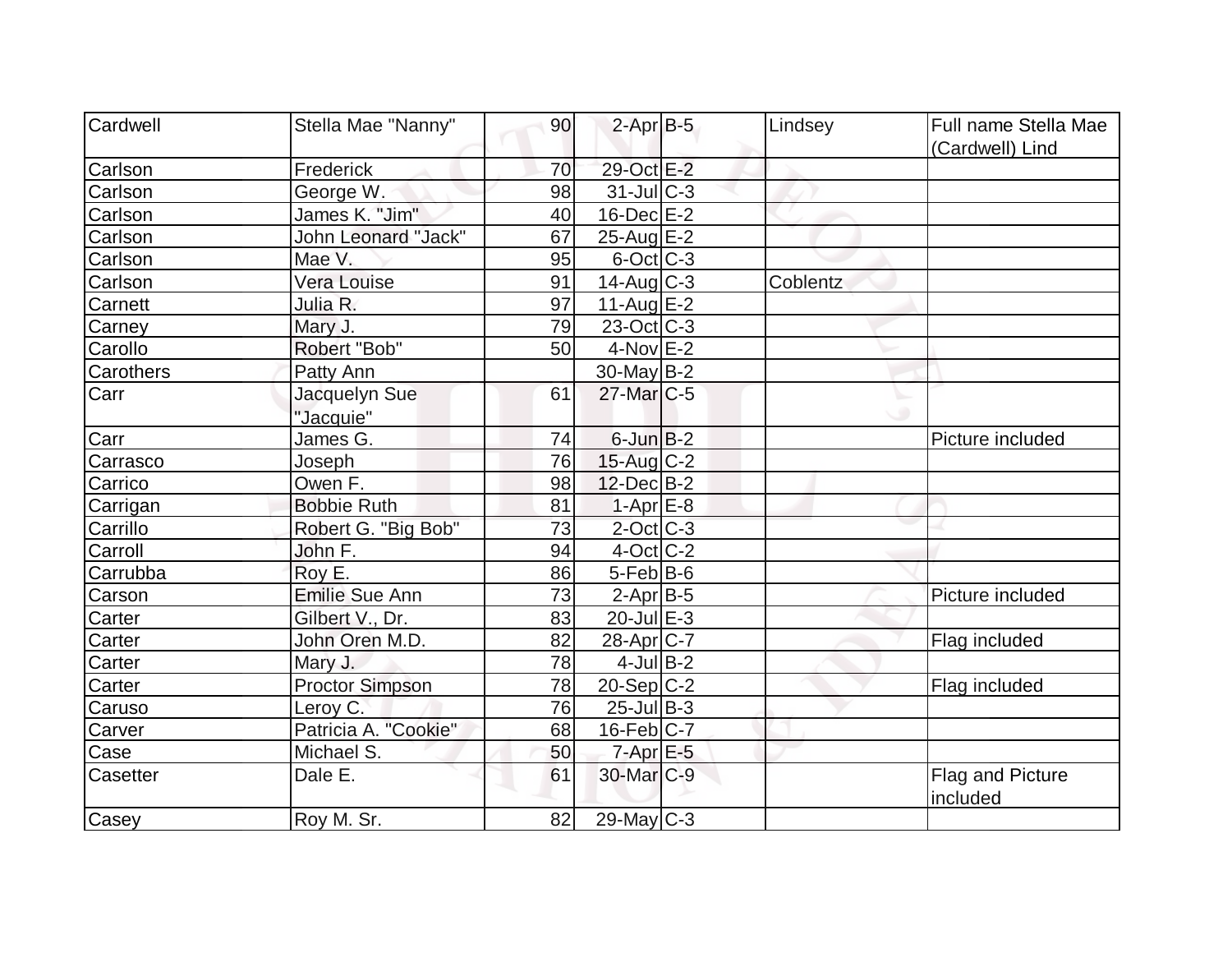| | | | | | | |
|---|---|---|---|---|---|---|
| Cardwell | Stella Mae "Nanny" | 90 | 2-Apr | B-5 | Lindsey | Full name Stella Mae (Cardwell) Lind |
| Carlson | Frederick | 70 | 29-Oct | E-2 | | |
| Carlson | George W. | 98 | 31-Jul | C-3 | | |
| Carlson | James K. "Jim" | 40 | 16-Dec | E-2 | | |
| Carlson | John Leonard "Jack" | 67 | 25-Aug | E-2 | | |
| Carlson | Mae V. | 95 | 6-Oct | C-3 | | |
| Carlson | Vera Louise | 91 | 14-Aug | C-3 | Coblentz | |
| Carnett | Julia R. | 97 | 11-Aug | E-2 | | |
| Carney | Mary J. | 79 | 23-Oct | C-3 | | |
| Carollo | Robert "Bob" | 50 | 4-Nov | E-2 | | |
| Carothers | Patty Ann | | 30-May | B-2 | | |
| Carr | Jacquelyn Sue "Jacquie" | 61 | 27-Mar | C-5 | | |
| Carr | James G. | 74 | 6-Jun | B-2 | | Picture included |
| Carrasco | Joseph | 76 | 15-Aug | C-2 | | |
| Carrico | Owen F. | 98 | 12-Dec | B-2 | | |
| Carrigan | Bobbie Ruth | 81 | 1-Apr | E-8 | | |
| Carrillo | Robert G. "Big Bob" | 73 | 2-Oct | C-3 | | |
| Carroll | John F. | 94 | 4-Oct | C-2 | | |
| Carrubba | Roy E. | 86 | 5-Feb | B-6 | | |
| Carson | Emilie Sue Ann | 73 | 2-Apr | B-5 | | Picture included |
| Carter | Gilbert V., Dr. | 83 | 20-Jul | E-3 | | |
| Carter | John Oren M.D. | 82 | 28-Apr | C-7 | | Flag included |
| Carter | Mary J. | 78 | 4-Jul | B-2 | | |
| Carter | Proctor Simpson | 78 | 20-Sep | C-2 | | Flag included |
| Caruso | Leroy C. | 76 | 25-Jul | B-3 | | |
| Carver | Patricia A. "Cookie" | 68 | 16-Feb | C-7 | | |
| Case | Michael S. | 50 | 7-Apr | E-5 | | |
| Casetter | Dale E. | 61 | 30-Mar | C-9 | | Flag and Picture included |
| Casey | Roy M. Sr. | 82 | 29-May | C-3 | | |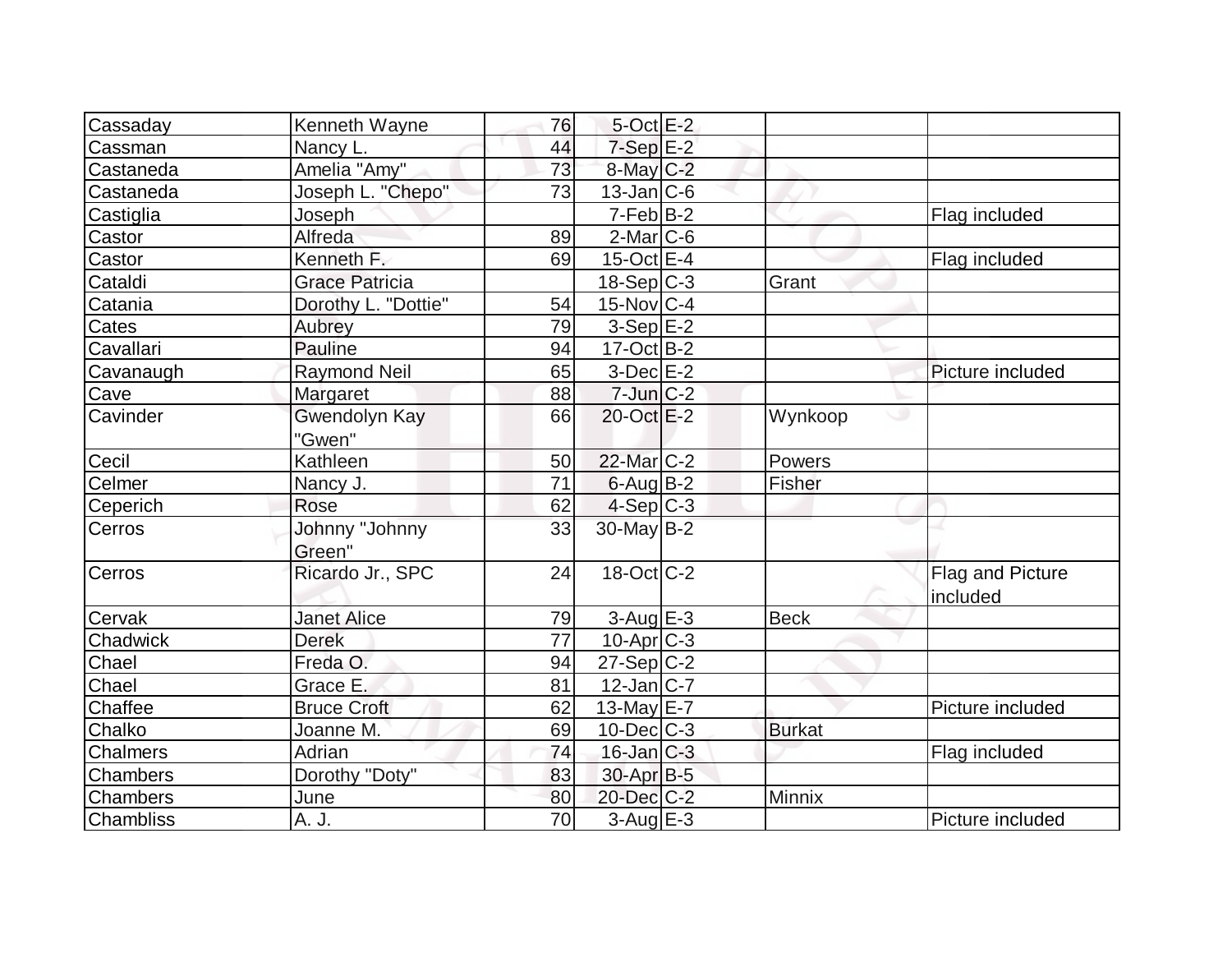| Cassaday | Kenneth Wayne | 76 | 5-Oct | E-2 | | |
|---|---|---|---|---|---|---|
| Cassman | Nancy L. | 44 | 7-Sep | E-2 | | |
| Castaneda | Amelia "Amy" | 73 | 8-May | C-2 | | |
| Castaneda | Joseph L. "Chepo" | 73 | 13-Jan | C-6 | | |
| Castiglia | Joseph | | 7-Feb | B-2 | | Flag included |
| Castor | Alfreda | 89 | 2-Mar | C-6 | | |
| Castor | Kenneth F. | 69 | 15-Oct | E-4 | | Flag included |
| Cataldi | Grace Patricia | | 18-Sep | C-3 | Grant | |
| Catania | Dorothy L. "Dottie" | 54 | 15-Nov | C-4 | | |
| Cates | Aubrey | 79 | 3-Sep | E-2 | | |
| Cavallari | Pauline | 94 | 17-Oct | B-2 | | |
| Cavanaugh | Raymond Neil | 65 | 3-Dec | E-2 | | Picture included |
| Cave | Margaret | 88 | 7-Jun | C-2 | | |
| Cavinder | Gwendolyn Kay "Gwen" | 66 | 20-Oct | E-2 | Wynkoop | |
| Cecil | Kathleen | 50 | 22-Mar | C-2 | Powers | |
| Celmer | Nancy J. | 71 | 6-Aug | B-2 | Fisher | |
| Ceperich | Rose | 62 | 4-Sep | C-3 | | |
| Cerros | Johnny "Johnny Green" | 33 | 30-May | B-2 | | |
| Cerros | Ricardo Jr., SPC | 24 | 18-Oct | C-2 | | Flag and Picture included |
| Cervak | Janet Alice | 79 | 3-Aug | E-3 | Beck | |
| Chadwick | Derek | 77 | 10-Apr | C-3 | | |
| Chael | Freda O. | 94 | 27-Sep | C-2 | | |
| Chael | Grace E. | 81 | 12-Jan | C-7 | | |
| Chaffee | Bruce Croft | 62 | 13-May | E-7 | | Picture included |
| Chalko | Joanne M. | 69 | 10-Dec | C-3 | Burkat | |
| Chalmers | Adrian | 74 | 16-Jan | C-3 | | Flag included |
| Chambers | Dorothy "Doty" | 83 | 30-Apr | B-5 | | |
| Chambers | June | 80 | 20-Dec | C-2 | Minnix | |
| Chambliss | A. J. | 70 | 3-Aug | E-3 | | Picture included |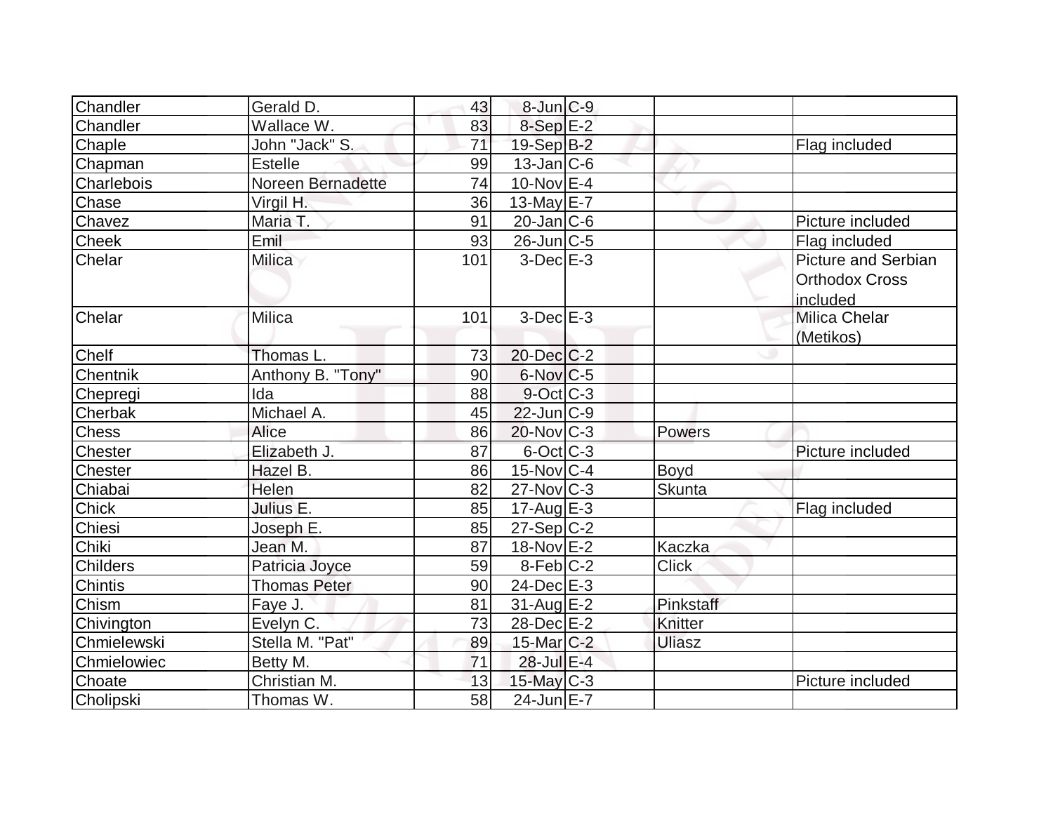| | | | | | | |
|---|---|---|---|---|---|---|
| Chandler | Gerald D. | 43 | 8-Jun | C-9 | | |
| Chandler | Wallace W. | 83 | 8-Sep | E-2 | | |
| Chaple | John "Jack" S. | 71 | 19-Sep | B-2 | | Flag included |
| Chapman | Estelle | 99 | 13-Jan | C-6 | | |
| Charlebois | Noreen Bernadette | 74 | 10-Nov | E-4 | | |
| Chase | Virgil H. | 36 | 13-May | E-7 | | |
| Chavez | Maria T. | 91 | 20-Jan | C-6 | | Picture included |
| Cheek | Emil | 93 | 26-Jun | C-5 | | Flag included |
| Chelar | Milica | 101 | 3-Dec | E-3 | | Picture and Serbian Orthodox Cross included |
| Chelar | Milica | 101 | 3-Dec | E-3 | | Milica Chelar (Metikos) |
| Chelf | Thomas L. | 73 | 20-Dec | C-2 | | |
| Chentnik | Anthony B. "Tony" | 90 | 6-Nov | C-5 | | |
| Chepregi | Ida | 88 | 9-Oct | C-3 | | |
| Cherbak | Michael A. | 45 | 22-Jun | C-9 | | |
| Chess | Alice | 86 | 20-Nov | C-3 | Powers | |
| Chester | Elizabeth J. | 87 | 6-Oct | C-3 | | Picture included |
| Chester | Hazel B. | 86 | 15-Nov | C-4 | Boyd | |
| Chiabai | Helen | 82 | 27-Nov | C-3 | Skunta | |
| Chick | Julius E. | 85 | 17-Aug | E-3 | | Flag included |
| Chiesi | Joseph E. | 85 | 27-Sep | C-2 | | |
| Chiki | Jean M. | 87 | 18-Nov | E-2 | Kaczka | |
| Childers | Patricia Joyce | 59 | 8-Feb | C-2 | Click | |
| Chintis | Thomas Peter | 90 | 24-Dec | E-3 | | |
| Chism | Faye J. | 81 | 31-Aug | E-2 | Pinkstaff | |
| Chivington | Evelyn C. | 73 | 28-Dec | E-2 | Knitter | |
| Chmielewski | Stella M. "Pat" | 89 | 15-Mar | C-2 | Uliasz | |
| Chmielowiec | Betty M. | 71 | 28-Jul | E-4 | | |
| Choate | Christian M. | 13 | 15-May | C-3 | | Picture included |
| Cholipski | Thomas W. | 58 | 24-Jun | E-7 | | |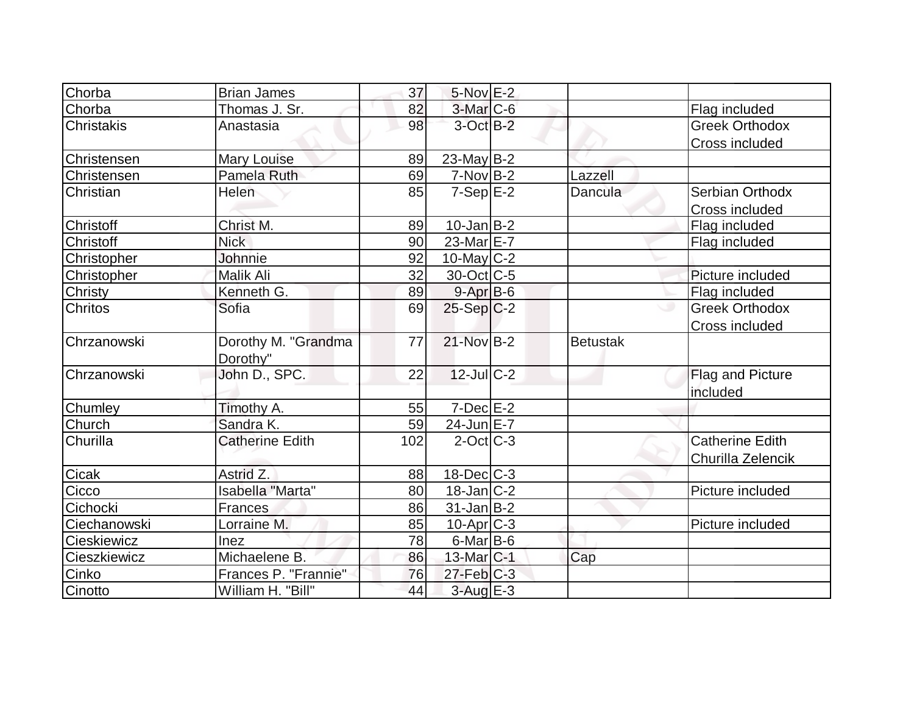| | | | | | | |
|---|---|---|---|---|---|---|
| Chorba | Brian James | 37 | 5-Nov | E-2 | | |
| Chorba | Thomas J. Sr. | 82 | 3-Mar | C-6 | | Flag included |
| Christakis | Anastasia | 98 | 3-Oct | B-2 | | Greek Orthodox Cross included |
| Christensen | Mary Louise | 89 | 23-May | B-2 | | |
| Christensen | Pamela Ruth | 69 | 7-Nov | B-2 | Lazzell | |
| Christian | Helen | 85 | 7-Sep | E-2 | Dancula | Serbian Orthodx Cross included |
| Christoff | Christ M. | 89 | 10-Jan | B-2 | | Flag included |
| Christoff | Nick | 90 | 23-Mar | E-7 | | Flag included |
| Christopher | Johnnie | 92 | 10-May | C-2 | | |
| Christopher | Malik Ali | 32 | 30-Oct | C-5 | | Picture included |
| Christy | Kenneth G. | 89 | 9-Apr | B-6 | | Flag included |
| Chritos | Sofia | 69 | 25-Sep | C-2 | | Greek Orthodox Cross included |
| Chrzanowski | Dorothy M. "Grandma Dorothy" | 77 | 21-Nov | B-2 | Betustak | |
| Chrzanowski | John D., SPC. | 22 | 12-Jul | C-2 | | Flag and Picture included |
| Chumley | Timothy A. | 55 | 7-Dec | E-2 | | |
| Church | Sandra K. | 59 | 24-Jun | E-7 | | |
| Churilla | Catherine Edith | 102 | 2-Oct | C-3 | | Catherine Edith Churilla Zelencik |
| Cicak | Astrid Z. | 88 | 18-Dec | C-3 | | |
| Cicco | Isabella "Marta" | 80 | 18-Jan | C-2 | | Picture included |
| Cichocki | Frances | 86 | 31-Jan | B-2 | | |
| Ciechanowski | Lorraine M. | 85 | 10-Apr | C-3 | | Picture included |
| Cieskiewicz | Inez | 78 | 6-Mar | B-6 | | |
| Cieszkiewicz | Michaelene B. | 86 | 13-Mar | C-1 | Cap | |
| Cinko | Frances P. "Frannie" | 76 | 27-Feb | C-3 | | |
| Cinotto | William H. "Bill" | 44 | 3-Aug | E-3 | | |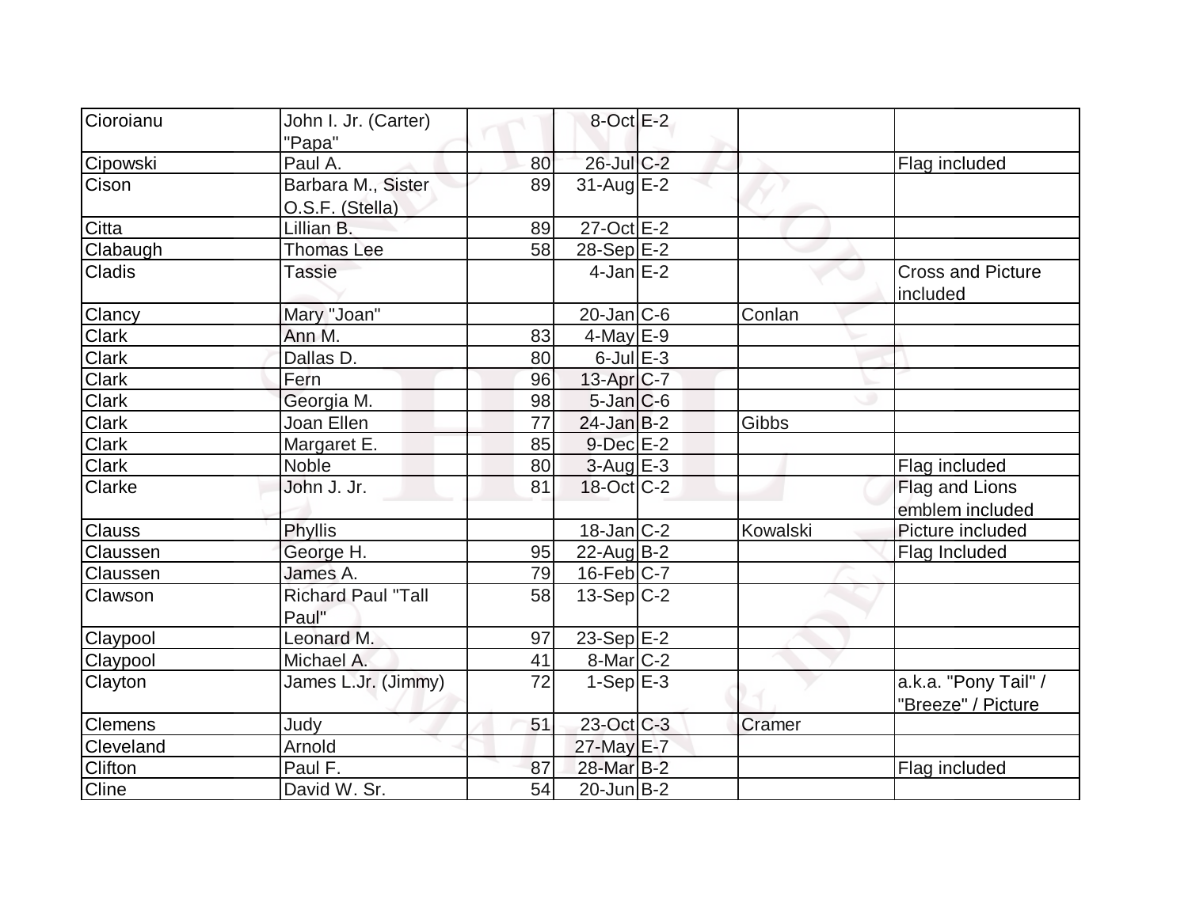| | | | | | | |
|---|---|---|---|---|---|---|
| Cioroianu | John I. Jr. (Carter) "Papa" | | 8-Oct | E-2 | | |
| Cipowski | Paul A. | 80 | 26-Jul | C-2 | | Flag included |
| Cison | Barbara M., Sister O.S.F. (Stella) | 89 | 31-Aug | E-2 | | |
| Citta | Lillian B. | 89 | 27-Oct | E-2 | | |
| Clabaugh | Thomas Lee | 58 | 28-Sep | E-2 | | |
| Cladis | Tassie | | 4-Jan | E-2 | | Cross and Picture included |
| Clancy | Mary "Joan" | | 20-Jan | C-6 | Conlan | |
| Clark | Ann M. | 83 | 4-May | E-9 | | |
| Clark | Dallas D. | 80 | 6-Jul | E-3 | | |
| Clark | Fern | 96 | 13-Apr | C-7 | | |
| Clark | Georgia M. | 98 | 5-Jan | C-6 | | |
| Clark | Joan Ellen | 77 | 24-Jan | B-2 | Gibbs | |
| Clark | Margaret E. | 85 | 9-Dec | E-2 | | |
| Clark | Noble | 80 | 3-Aug | E-3 | | Flag included |
| Clarke | John J. Jr. | 81 | 18-Oct | C-2 | | Flag and Lions emblem included |
| Clauss | Phyllis | | 18-Jan | C-2 | Kowalski | Picture included |
| Claussen | George H. | 95 | 22-Aug | B-2 | | Flag Included |
| Claussen | James A. | 79 | 16-Feb | C-7 | | |
| Clawson | Richard Paul "Tall Paul" | 58 | 13-Sep | C-2 | | |
| Claypool | Leonard M. | 97 | 23-Sep | E-2 | | |
| Claypool | Michael A. | 41 | 8-Mar | C-2 | | |
| Clayton | James L.Jr. (Jimmy) | 72 | 1-Sep | E-3 | | a.k.a. "Pony Tail" / "Breeze" / Picture |
| Clemens | Judy | 51 | 23-Oct | C-3 | Cramer | |
| Cleveland | Arnold | | 27-May | E-7 | | |
| Clifton | Paul F. | 87 | 28-Mar | B-2 | | Flag included |
| Cline | David W. Sr. | 54 | 20-Jun | B-2 | | |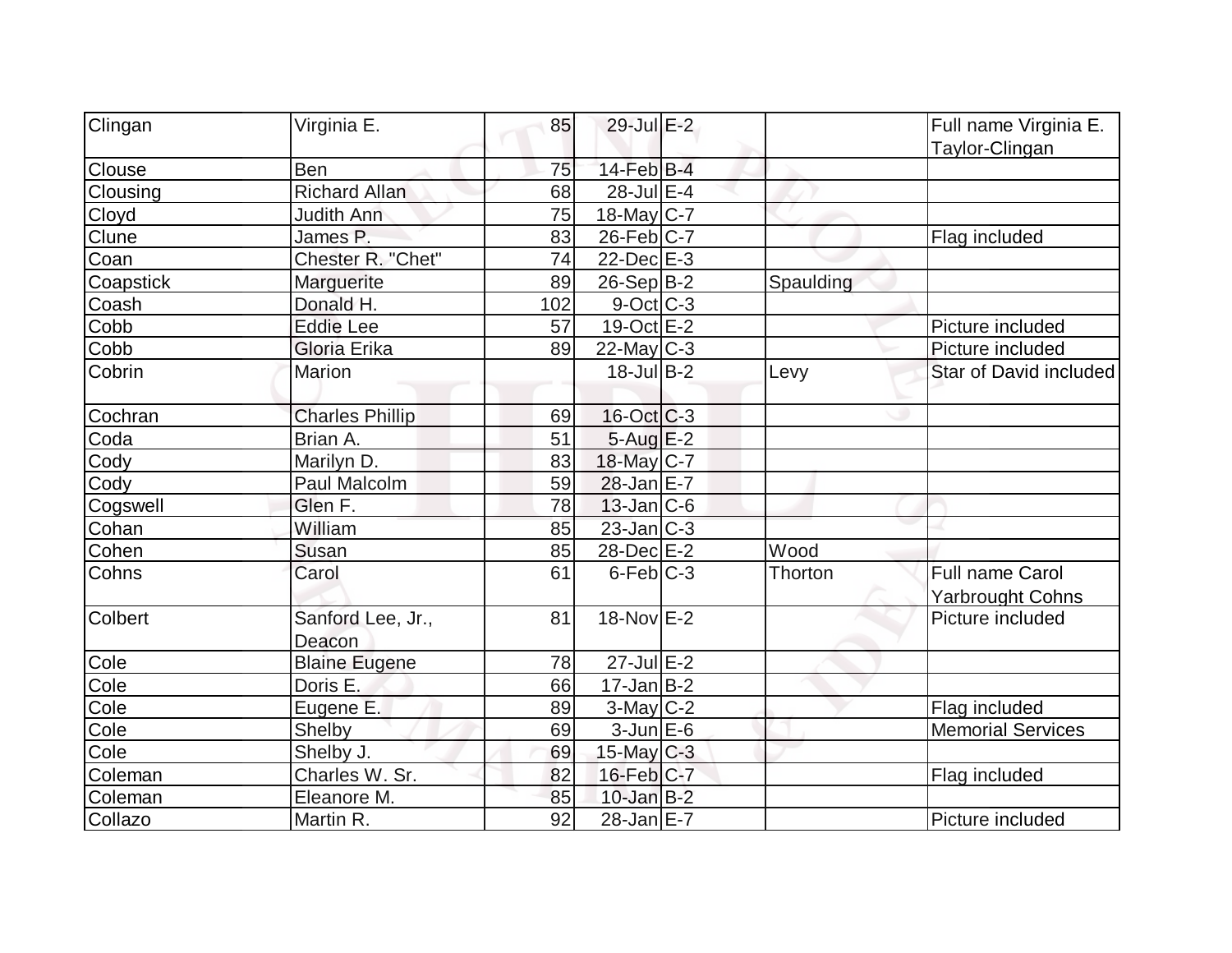| Clingan | Virginia E. | 85 | 29-Jul | E-2 | | Full name Virginia E. Taylor-Clingan |
|---|---|---|---|---|---|---|
| Clouse | Ben | 75 | 14-Feb | B-4 | | |
| Clousing | Richard Allan | 68 | 28-Jul | E-4 | | |
| Cloyd | Judith Ann | 75 | 18-May | C-7 | | |
| Clune | James P. | 83 | 26-Feb | C-7 | | Flag included |
| Coan | Chester R. "Chet" | 74 | 22-Dec | E-3 | | |
| Coapstick | Marguerite | 89 | 26-Sep | B-2 | Spaulding | |
| Coash | Donald H. | 102 | 9-Oct | C-3 | | |
| Cobb | Eddie Lee | 57 | 19-Oct | E-2 | | Picture included |
| Cobb | Gloria Erika | 89 | 22-May | C-3 | | Picture included |
| Cobrin | Marion | | 18-Jul | B-2 | Levy | Star of David included |
| Cochran | Charles Phillip | 69 | 16-Oct | C-3 | | |
| Coda | Brian A. | 51 | 5-Aug | E-2 | | |
| Cody | Marilyn D. | 83 | 18-May | C-7 | | |
| Cody | Paul Malcolm | 59 | 28-Jan | E-7 | | |
| Cogswell | Glen F. | 78 | 13-Jan | C-6 | | |
| Cohan | William | 85 | 23-Jan | C-3 | | |
| Cohen | Susan | 85 | 28-Dec | E-2 | Wood | |
| Cohns | Carol | 61 | 6-Feb | C-3 | Thorton | Full name Carol Yarbrought Cohns |
| Colbert | Sanford Lee, Jr., Deacon | 81 | 18-Nov | E-2 | | Picture included |
| Cole | Blaine Eugene | 78 | 27-Jul | E-2 | | |
| Cole | Doris E. | 66 | 17-Jan | B-2 | | |
| Cole | Eugene E. | 89 | 3-May | C-2 | | Flag included |
| Cole | Shelby | 69 | 3-Jun | E-6 | | Memorial Services |
| Cole | Shelby J. | 69 | 15-May | C-3 | | |
| Coleman | Charles W. Sr. | 82 | 16-Feb | C-7 | | Flag included |
| Coleman | Eleanore M. | 85 | 10-Jan | B-2 | | |
| Collazo | Martin R. | 92 | 28-Jan | E-7 | | Picture included |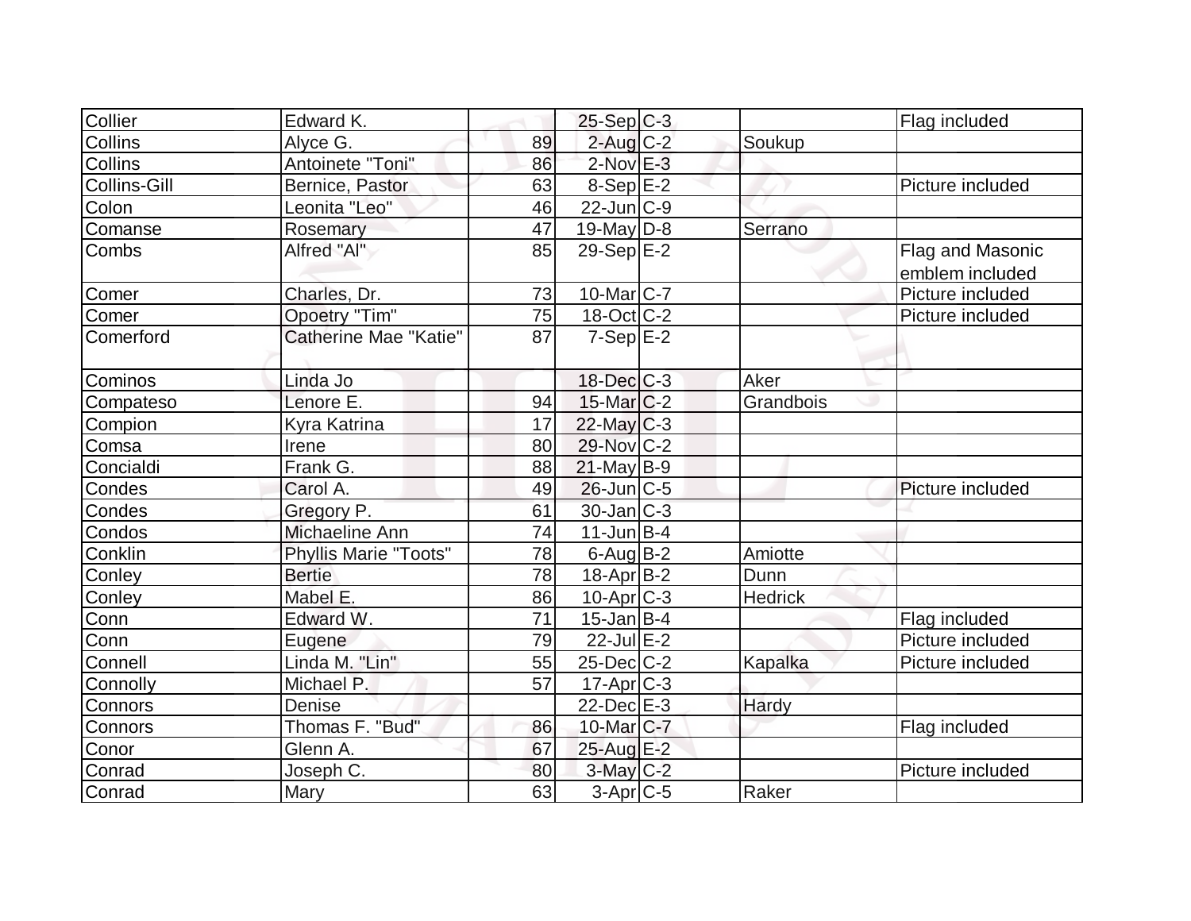| Collier | Edward K. | | 25-Sep | C-3 | | Flag included |
|---|---|---|---|---|---|---|
| Collins | Alyce G. | 89 | 2-Aug | C-2 | Soukup | |
| Collins | Antoinete "Toni" | 86 | 2-Nov | E-3 | | |
| Collins-Gill | Bernice, Pastor | 63 | 8-Sep | E-2 | | Picture included |
| Colon | Leonita "Leo" | 46 | 22-Jun | C-9 | | |
| Comanse | Rosemary | 47 | 19-May | D-8 | Serrano | |
| Combs | Alfred "Al" | 85 | 29-Sep | E-2 | | Flag and Masonic emblem included |
| Comer | Charles, Dr. | 73 | 10-Mar | C-7 | | Picture included |
| Comer | Opoetry "Tim" | 75 | 18-Oct | C-2 | | Picture included |
| Comerford | Catherine Mae "Katie" | 87 | 7-Sep | E-2 | | |
| Cominos | Linda Jo | | 18-Dec | C-3 | Aker | |
| Compateso | Lenore E. | 94 | 15-Mar | C-2 | Grandbois | |
| Compion | Kyra Katrina | 17 | 22-May | C-3 | | |
| Comsa | Irene | 80 | 29-Nov | C-2 | | |
| Concialdi | Frank G. | 88 | 21-May | B-9 | | |
| Condes | Carol A. | 49 | 26-Jun | C-5 | | Picture included |
| Condes | Gregory P. | 61 | 30-Jan | C-3 | | |
| Condos | Michaeline Ann | 74 | 11-Jun | B-4 | | |
| Conklin | Phyllis Marie "Toots" | 78 | 6-Aug | B-2 | Amiotte | |
| Conley | Bertie | 78 | 18-Apr | B-2 | Dunn | |
| Conley | Mabel E. | 86 | 10-Apr | C-3 | Hedrick | |
| Conn | Edward W. | 71 | 15-Jan | B-4 | | Flag included |
| Conn | Eugene | 79 | 22-Jul | E-2 | | Picture included |
| Connell | Linda M. "Lin" | 55 | 25-Dec | C-2 | Kapalka | Picture included |
| Connolly | Michael P. | 57 | 17-Apr | C-3 | | |
| Connors | Denise | | 22-Dec | E-3 | Hardy | |
| Connors | Thomas F. "Bud" | 86 | 10-Mar | C-7 | | Flag included |
| Conor | Glenn A. | 67 | 25-Aug | E-2 | | |
| Conrad | Joseph C. | 80 | 3-May | C-2 | | Picture included |
| Conrad | Mary | 63 | 3-Apr | C-5 | Raker | |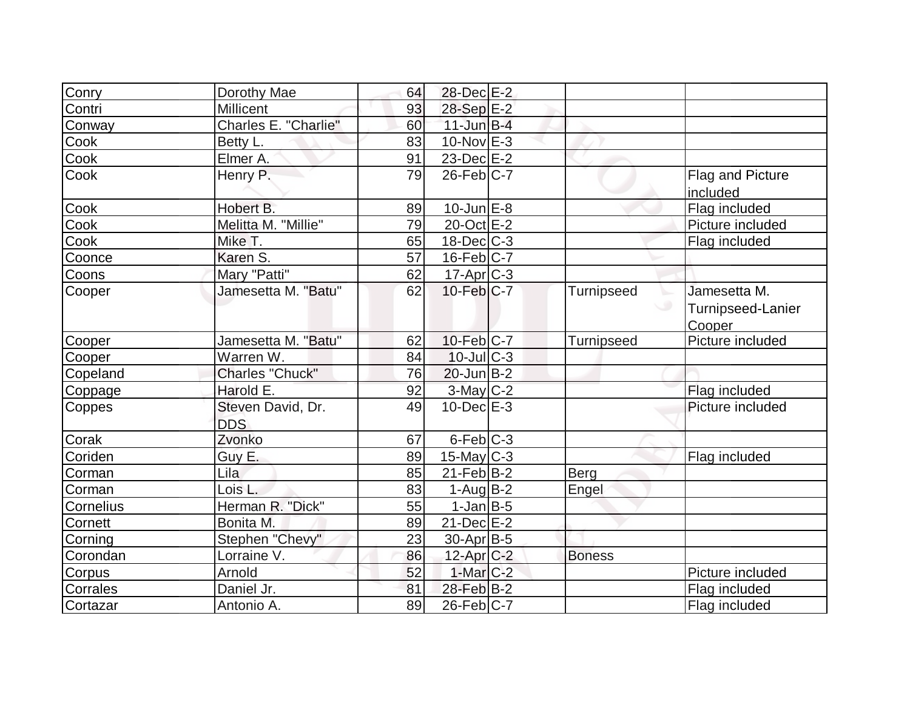| | | | | | | |
|---|---|---|---|---|---|---|
| Conry | Dorothy Mae | 64 | 28-Dec | E-2 | | |
| Contri | Millicent | 93 | 28-Sep | E-2 | | |
| Conway | Charles E. "Charlie" | 60 | 11-Jun | B-4 | | |
| Cook | Betty L. | 83 | 10-Nov | E-3 | | |
| Cook | Elmer A. | 91 | 23-Dec | E-2 | | |
| Cook | Henry P. | 79 | 26-Feb | C-7 | | Flag and Picture included |
| Cook | Hobert B. | 89 | 10-Jun | E-8 | | Flag included |
| Cook | Melitta M. "Millie" | 79 | 20-Oct | E-2 | | Picture included |
| Cook | Mike T. | 65 | 18-Dec | C-3 | | Flag included |
| Coonce | Karen S. | 57 | 16-Feb | C-7 | | |
| Coons | Mary "Patti" | 62 | 17-Apr | C-3 | | |
| Cooper | Jamesetta M. "Batu" | 62 | 10-Feb | C-7 | Turnipseed | Jamesetta M. Turnipseed-Lanier Cooper |
| Cooper | Jamesetta M. "Batu" | 62 | 10-Feb | C-7 | Turnipseed | Picture included |
| Cooper | Warren W. | 84 | 10-Jul | C-3 | | |
| Copeland | Charles "Chuck" | 76 | 20-Jun | B-2 | | |
| Coppage | Harold E. | 92 | 3-May | C-2 | | Flag included |
| Coppes | Steven David, Dr. DDS | 49 | 10-Dec | E-3 | | Picture included |
| Corak | Zvonko | 67 | 6-Feb | C-3 | | |
| Coriden | Guy E. | 89 | 15-May | C-3 | | Flag included |
| Corman | Lila | 85 | 21-Feb | B-2 | Berg | |
| Corman | Lois L. | 83 | 1-Aug | B-2 | Engel | |
| Cornelius | Herman R. "Dick" | 55 | 1-Jan | B-5 | | |
| Cornett | Bonita M. | 89 | 21-Dec | E-2 | | |
| Corning | Stephen "Chevy" | 23 | 30-Apr | B-5 | | |
| Corondan | Lorraine V. | 86 | 12-Apr | C-2 | Boness | |
| Corpus | Arnold | 52 | 1-Mar | C-2 | | Picture included |
| Corrales | Daniel Jr. | 81 | 28-Feb | B-2 | | Flag included |
| Cortazar | Antonio A. | 89 | 26-Feb | C-7 | | Flag included |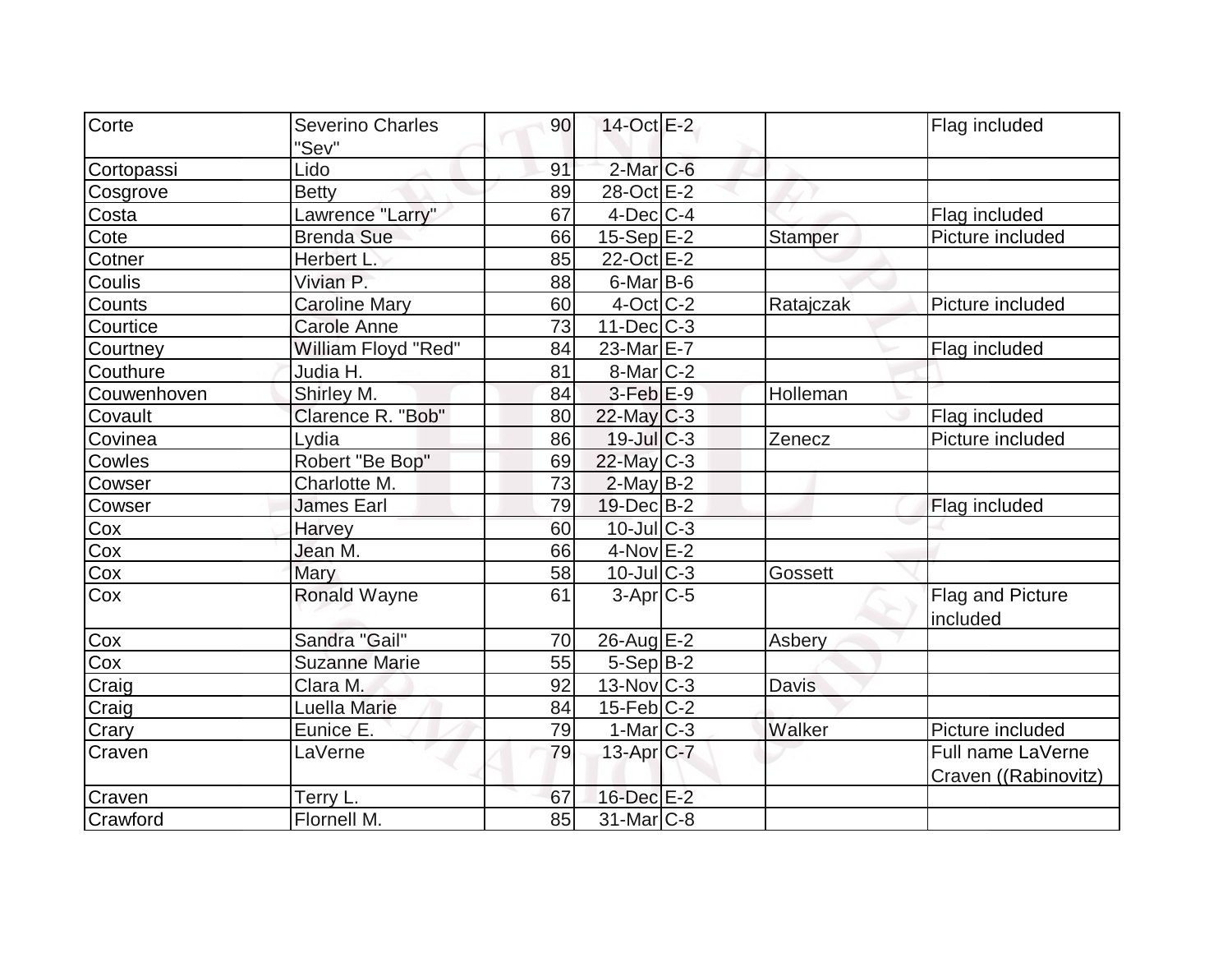| | | | | | | |
|---|---|---|---|---|---|---|
| Corte | Severino Charles "Sev" | 90 | 14-Oct | E-2 | | Flag included |
| Cortopassi | Lido | 91 | 2-Mar | C-6 | | |
| Cosgrove | Betty | 89 | 28-Oct | E-2 | | |
| Costa | Lawrence "Larry" | 67 | 4-Dec | C-4 | | Flag included |
| Cote | Brenda Sue | 66 | 15-Sep | E-2 | Stamper | Picture included |
| Cotner | Herbert L. | 85 | 22-Oct | E-2 | | |
| Coulis | Vivian P. | 88 | 6-Mar | B-6 | | |
| Counts | Caroline Mary | 60 | 4-Oct | C-2 | Ratajczak | Picture included |
| Courtice | Carole Anne | 73 | 11-Dec | C-3 | | |
| Courtney | William Floyd "Red" | 84 | 23-Mar | E-7 | | Flag included |
| Couthure | Judia H. | 81 | 8-Mar | C-2 | | |
| Couwenhoven | Shirley M. | 84 | 3-Feb | E-9 | Holleman | |
| Covault | Clarence R. "Bob" | 80 | 22-May | C-3 | | Flag included |
| Covinea | Lydia | 86 | 19-Jul | C-3 | Zenecz | Picture included |
| Cowles | Robert "Be Bop" | 69 | 22-May | C-3 | | |
| Cowser | Charlotte M. | 73 | 2-May | B-2 | | |
| Cowser | James Earl | 79 | 19-Dec | B-2 | | Flag included |
| Cox | Harvey | 60 | 10-Jul | C-3 | | |
| Cox | Jean M. | 66 | 4-Nov | E-2 | | |
| Cox | Mary | 58 | 10-Jul | C-3 | Gossett | |
| Cox | Ronald Wayne | 61 | 3-Apr | C-5 | | Flag and Picture included |
| Cox | Sandra "Gail" | 70 | 26-Aug | E-2 | Asbery | |
| Cox | Suzanne Marie | 55 | 5-Sep | B-2 | | |
| Craig | Clara M. | 92 | 13-Nov | C-3 | Davis | |
| Craig | Luella Marie | 84 | 15-Feb | C-2 | | |
| Crary | Eunice E. | 79 | 1-Mar | C-3 | Walker | Picture included |
| Craven | LaVerne | 79 | 13-Apr | C-7 | | Full name LaVerne Craven ((Rabinovitz) |
| Craven | Terry L. | 67 | 16-Dec | E-2 | | |
| Crawford | Flornell M. | 85 | 31-Mar | C-8 | | |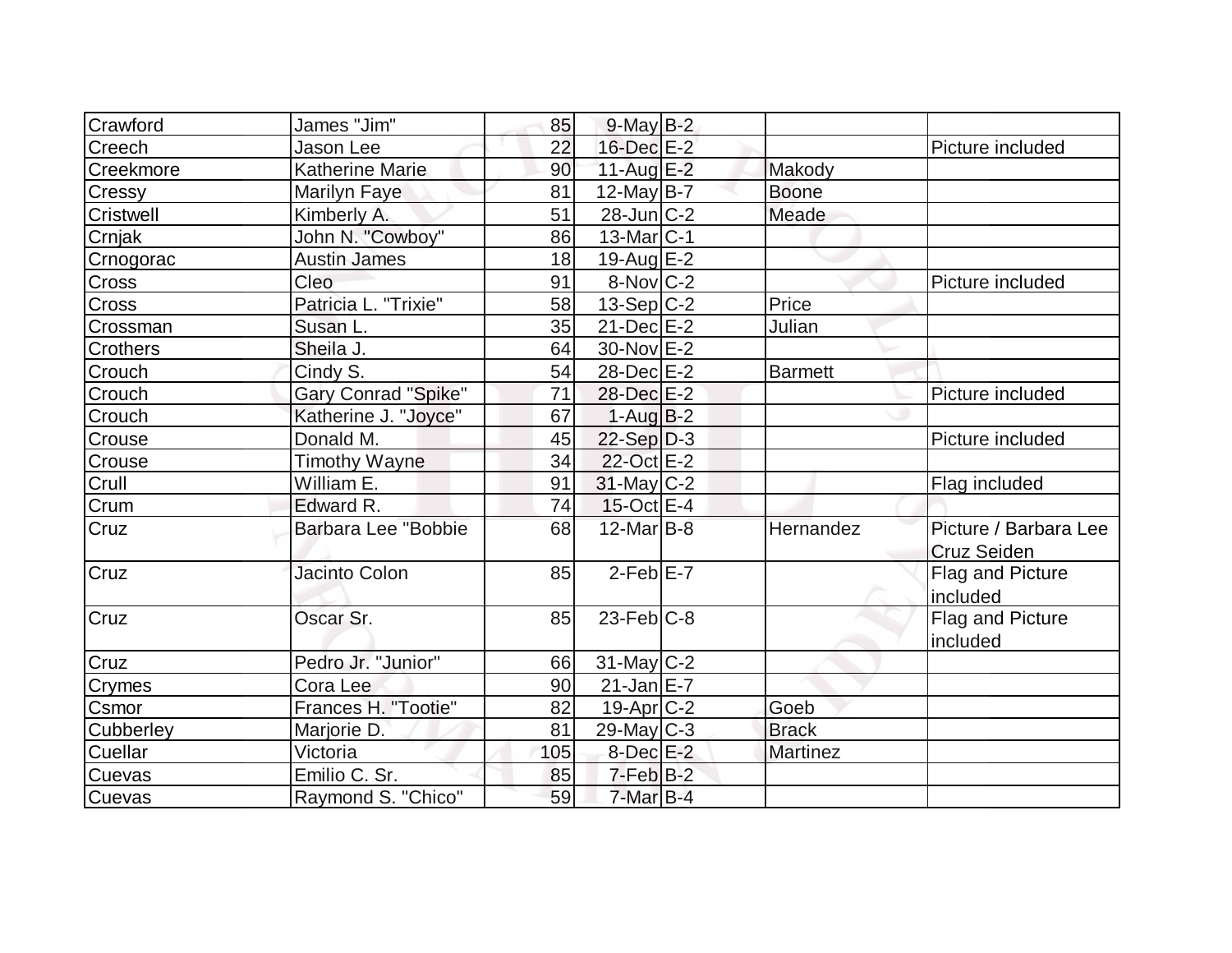| | | | | | | |
|---|---|---|---|---|---|---|
| Crawford | James "Jim" | 85 | 9-May | B-2 | | |
| Creech | Jason Lee | 22 | 16-Dec | E-2 | | Picture included |
| Creekmore | Katherine Marie | 90 | 11-Aug | E-2 | Makody | |
| Cressy | Marilyn Faye | 81 | 12-May | B-7 | Boone | |
| Cristwell | Kimberly A. | 51 | 28-Jun | C-2 | Meade | |
| Crnjak | John N. "Cowboy" | 86 | 13-Mar | C-1 | | |
| Crnogorac | Austin James | 18 | 19-Aug | E-2 | | |
| Cross | Cleo | 91 | 8-Nov | C-2 | | Picture included |
| Cross | Patricia L. "Trixie" | 58 | 13-Sep | C-2 | Price | |
| Crossman | Susan L. | 35 | 21-Dec | E-2 | Julian | |
| Crothers | Sheila J. | 64 | 30-Nov | E-2 | | |
| Crouch | Cindy S. | 54 | 28-Dec | E-2 | Barmett | |
| Crouch | Gary Conrad "Spike" | 71 | 28-Dec | E-2 | | Picture included |
| Crouch | Katherine J. "Joyce" | 67 | 1-Aug | B-2 | | |
| Crouse | Donald M. | 45 | 22-Sep | D-3 | | Picture included |
| Crouse | Timothy Wayne | 34 | 22-Oct | E-2 | | |
| Crull | William E. | 91 | 31-May | C-2 | | Flag included |
| Crum | Edward R. | 74 | 15-Oct | E-4 | | |
| Cruz | Barbara Lee "Bobbie | 68 | 12-Mar | B-8 | Hernandez | Picture / Barbara Lee Cruz Seiden |
| Cruz | Jacinto Colon | 85 | 2-Feb | E-7 | | Flag and Picture included |
| Cruz | Oscar Sr. | 85 | 23-Feb | C-8 | | Flag and Picture included |
| Cruz | Pedro Jr. "Junior" | 66 | 31-May | C-2 | | |
| Crymes | Cora Lee | 90 | 21-Jan | E-7 | | |
| Csmor | Frances H. "Tootie" | 82 | 19-Apr | C-2 | Goeb | |
| Cubberley | Marjorie D. | 81 | 29-May | C-3 | Brack | |
| Cuellar | Victoria | 105 | 8-Dec | E-2 | Martinez | |
| Cuevas | Emilio C. Sr. | 85 | 7-Feb | B-2 | | |
| Cuevas | Raymond S. "Chico" | 59 | 7-Mar | B-4 | | |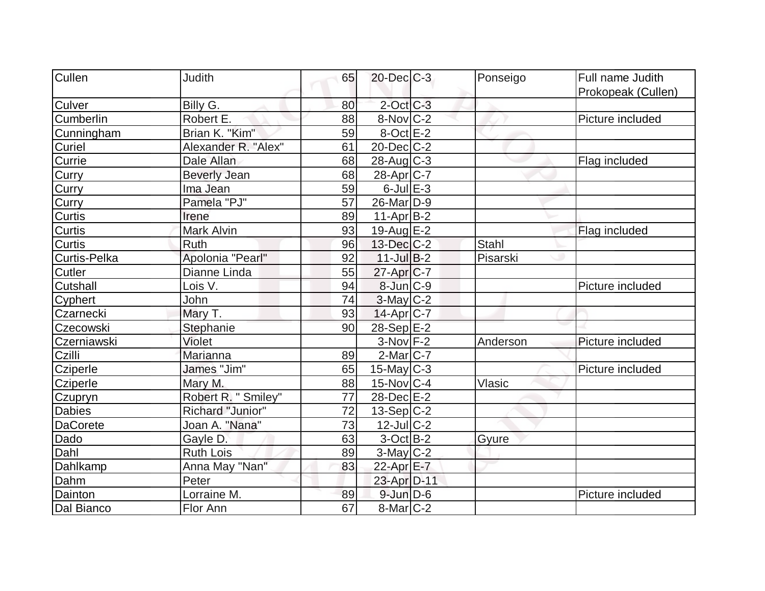| Cullen | Judith | 65 | 20-Dec | C-3 | Ponseigo | Full name Judith Prokopeak (Cullen) |
|---|---|---|---|---|---|---|
| Culver | Billy G. | 80 | 2-Oct | C-3 | | |
| Cumberlin | Robert E. | 88 | 8-Nov | C-2 | | Picture included |
| Cunningham | Brian K. "Kim" | 59 | 8-Oct | E-2 | | |
| Curiel | Alexander R. "Alex" | 61 | 20-Dec | C-2 | | |
| Currie | Dale Allan | 68 | 28-Aug | C-3 | | Flag included |
| Curry | Beverly Jean | 68 | 28-Apr | C-7 | | |
| Curry | Ima Jean | 59 | 6-Jul | E-3 | | |
| Curry | Pamela "PJ" | 57 | 26-Mar | D-9 | | |
| Curtis | Irene | 89 | 11-Apr | B-2 | | |
| Curtis | Mark Alvin | 93 | 19-Aug | E-2 | | Flag included |
| Curtis | Ruth | 96 | 13-Dec | C-2 | Stahl | |
| Curtis-Pelka | Apolonia "Pearl" | 92 | 11-Jul | B-2 | Pisarski | |
| Cutler | Dianne Linda | 55 | 27-Apr | C-7 | | |
| Cutshall | Lois V. | 94 | 8-Jun | C-9 | | Picture included |
| Cyphert | John | 74 | 3-May | C-2 | | |
| Czarnecki | Mary T. | 93 | 14-Apr | C-7 | | |
| Czecowski | Stephanie | 90 | 28-Sep | E-2 | | |
| Czerniawski | Violet | | 3-Nov | F-2 | Anderson | Picture included |
| Czilli | Marianna | 89 | 2-Mar | C-7 | | |
| Cziperle | James "Jim" | 65 | 15-May | C-3 | | Picture included |
| Cziperle | Mary M. | 88 | 15-Nov | C-4 | Vlasic | |
| Czupryn | Robert R. " Smiley" | 77 | 28-Dec | E-2 | | |
| Dabies | Richard "Junior" | 72 | 13-Sep | C-2 | | |
| DaCorete | Joan A. "Nana" | 73 | 12-Jul | C-2 | | |
| Dado | Gayle D. | 63 | 3-Oct | B-2 | Gyure | |
| Dahl | Ruth Lois | 89 | 3-May | C-2 | | |
| Dahlkamp | Anna May "Nan" | 83 | 22-Apr | E-7 | | |
| Dahm | Peter | | 23-Apr | D-11 | | |
| Dainton | Lorraine M. | 89 | 9-Jun | D-6 | | Picture included |
| Dal Bianco | Flor Ann | 67 | 8-Mar | C-2 | | |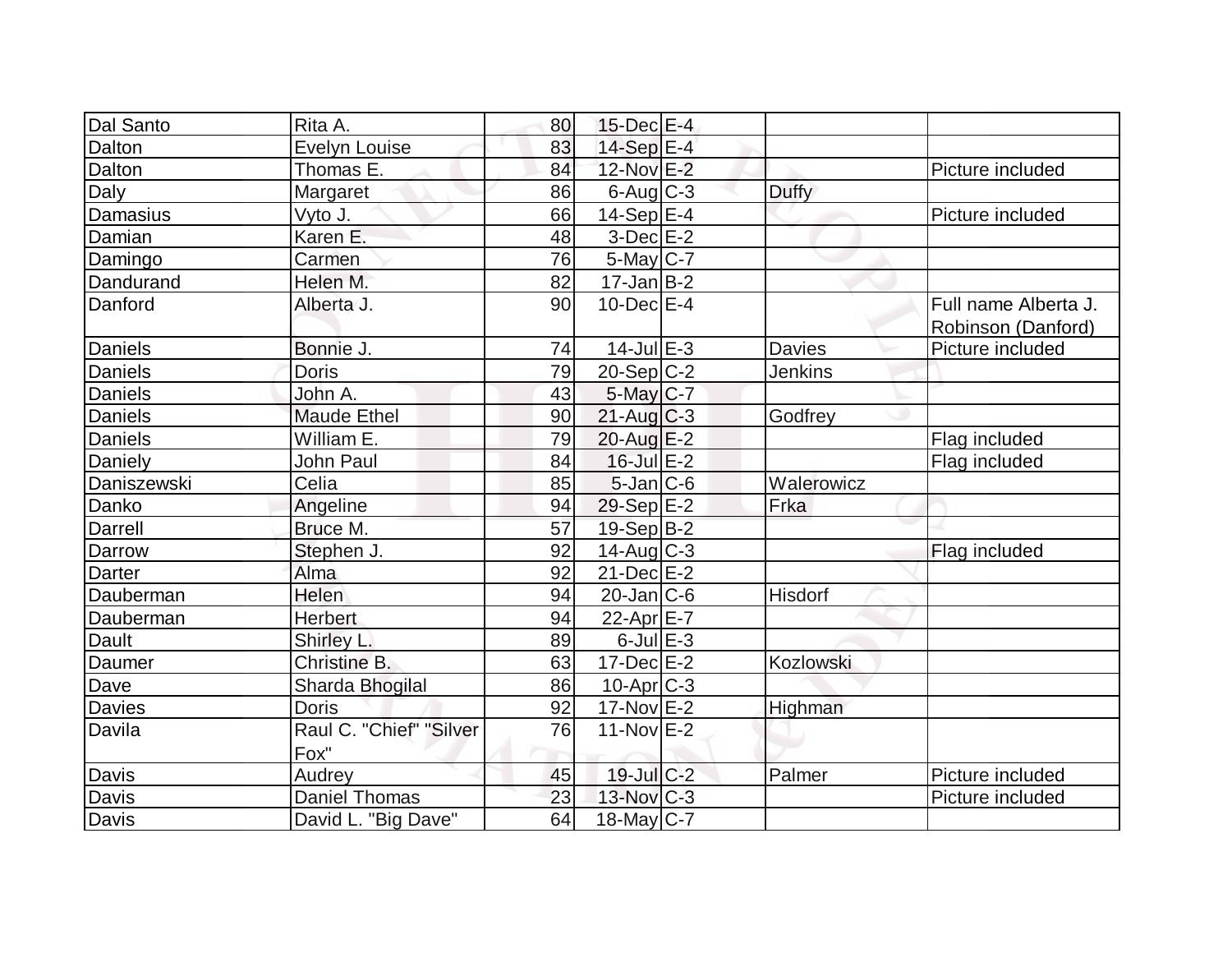| Dal Santo | Rita A. | 80 | 15-Dec | E-4 | | |
|---|---|---|---|---|---|---|
| Dalton | Evelyn Louise | 83 | 14-Sep | E-4 | | |
| Dalton | Thomas E. | 84 | 12-Nov | E-2 | | Picture included |
| Daly | Margaret | 86 | 6-Aug | C-3 | Duffy | |
| Damasius | Vyto J. | 66 | 14-Sep | E-4 | | Picture included |
| Damian | Karen E. | 48 | 3-Dec | E-2 | | |
| Damingo | Carmen | 76 | 5-May | C-7 | | |
| Dandurand | Helen M. | 82 | 17-Jan | B-2 | | |
| Danford | Alberta J. | 90 | 10-Dec | E-4 | | Full name Alberta J. Robinson (Danford) |
| Daniels | Bonnie J. | 74 | 14-Jul | E-3 | Davies | Picture included |
| Daniels | Doris | 79 | 20-Sep | C-2 | Jenkins | |
| Daniels | John A. | 43 | 5-May | C-7 | | |
| Daniels | Maude Ethel | 90 | 21-Aug | C-3 | Godfrey | |
| Daniels | William E. | 79 | 20-Aug | E-2 | | Flag included |
| Daniely | John Paul | 84 | 16-Jul | E-2 | | Flag included |
| Daniszewski | Celia | 85 | 5-Jan | C-6 | Walerowicz | |
| Danko | Angeline | 94 | 29-Sep | E-2 | Frka | |
| Darrell | Bruce M. | 57 | 19-Sep | B-2 | | |
| Darrow | Stephen J. | 92 | 14-Aug | C-3 | | Flag included |
| Darter | Alma | 92 | 21-Dec | E-2 | | |
| Dauberman | Helen | 94 | 20-Jan | C-6 | Hisdorf | |
| Dauberman | Herbert | 94 | 22-Apr | E-7 | | |
| Dault | Shirley L. | 89 | 6-Jul | E-3 | | |
| Daumer | Christine B. | 63 | 17-Dec | E-2 | Kozlowski | |
| Dave | Sharda Bhogilal | 86 | 10-Apr | C-3 | | |
| Davies | Doris | 92 | 17-Nov | E-2 | Highman | |
| Davila | Raul C. "Chief" "Silver Fox" | 76 | 11-Nov | E-2 | | |
| Davis | Audrey | 45 | 19-Jul | C-2 | Palmer | Picture included |
| Davis | Daniel Thomas | 23 | 13-Nov | C-3 | | Picture included |
| Davis | David L. "Big Dave" | 64 | 18-May | C-7 | | |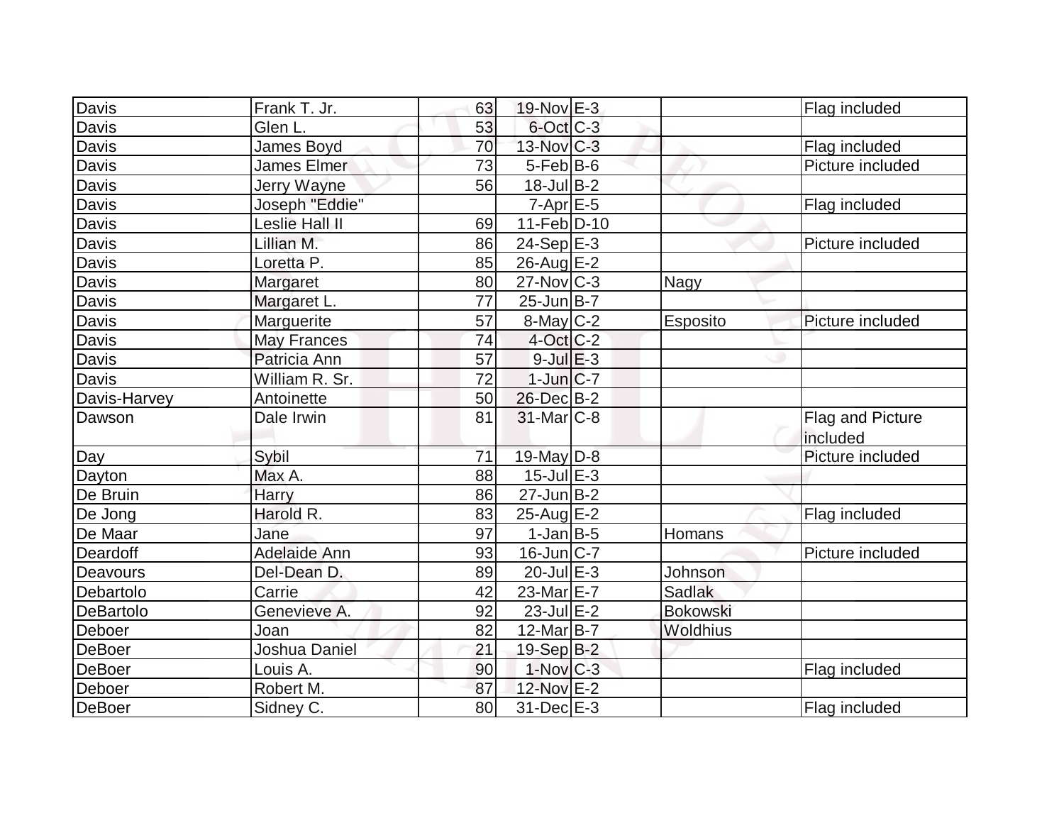| | | | | | | |
|---|---|---|---|---|---|---|
| Davis | Frank T. Jr. | 63 | 19-Nov | E-3 | | Flag included |
| Davis | Glen L. | 53 | 6-Oct | C-3 | | |
| Davis | James Boyd | 70 | 13-Nov | C-3 | | Flag included |
| Davis | James Elmer | 73 | 5-Feb | B-6 | | Picture included |
| Davis | Jerry Wayne | 56 | 18-Jul | B-2 | | |
| Davis | Joseph "Eddie" | | 7-Apr | E-5 | | Flag included |
| Davis | Leslie Hall II | 69 | 11-Feb | D-10 | | |
| Davis | Lillian M. | 86 | 24-Sep | E-3 | | Picture included |
| Davis | Loretta P. | 85 | 26-Aug | E-2 | | |
| Davis | Margaret | 80 | 27-Nov | C-3 | Nagy | |
| Davis | Margaret L. | 77 | 25-Jun | B-7 | | |
| Davis | Marguerite | 57 | 8-May | C-2 | Esposito | Picture included |
| Davis | May Frances | 74 | 4-Oct | C-2 | | |
| Davis | Patricia Ann | 57 | 9-Jul | E-3 | | |
| Davis | William R. Sr. | 72 | 1-Jun | C-7 | | |
| Davis-Harvey | Antoinette | 50 | 26-Dec | B-2 | | |
| Dawson | Dale Irwin | 81 | 31-Mar | C-8 | | Flag and Picture included |
| Day | Sybil | 71 | 19-May | D-8 | | Picture included |
| Dayton | Max A. | 88 | 15-Jul | E-3 | | |
| De Bruin | Harry | 86 | 27-Jun | B-2 | | |
| De Jong | Harold R. | 83 | 25-Aug | E-2 | | Flag included |
| De Maar | Jane | 97 | 1-Jan | B-5 | Homans | |
| Deardoff | Adelaide Ann | 93 | 16-Jun | C-7 | | Picture included |
| Deavours | Del-Dean D. | 89 | 20-Jul | E-3 | Johnson | |
| Debartolo | Carrie | 42 | 23-Mar | E-7 | Sadlak | |
| DeBartolo | Genevieve A. | 92 | 23-Jul | E-2 | Bokowski | |
| Deboer | Joan | 82 | 12-Mar | B-7 | Woldhius | |
| DeBoer | Joshua Daniel | 21 | 19-Sep | B-2 | | |
| DeBoer | Louis A. | 90 | 1-Nov | C-3 | | Flag included |
| Deboer | Robert M. | 87 | 12-Nov | E-2 | | |
| DeBoer | Sidney C. | 80 | 31-Dec | E-3 | | Flag included |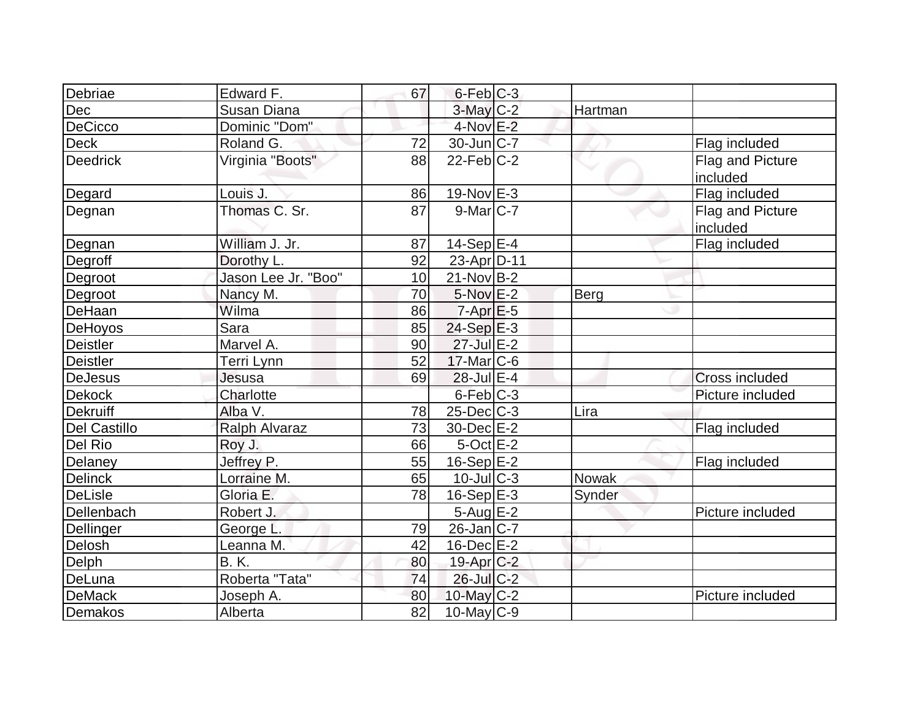| | | | | | | |
|---|---|---|---|---|---|---|
| Debriae | Edward F. | 67 | 6-Feb | C-3 | | |
| Dec | Susan Diana | | 3-May | C-2 | Hartman | |
| DeCicco | Dominic "Dom" | | 4-Nov | E-2 | | |
| Deck | Roland G. | 72 | 30-Jun | C-7 | | Flag included |
| Deedrick | Virginia "Boots" | 88 | 22-Feb | C-2 | | Flag and Picture included |
| Degard | Louis J. | 86 | 19-Nov | E-3 | | Flag included |
| Degnan | Thomas C. Sr. | 87 | 9-Mar | C-7 | | Flag and Picture included |
| Degnan | William J. Jr. | 87 | 14-Sep | E-4 | | Flag included |
| Degroff | Dorothy L. | 92 | 23-Apr | D-11 | | |
| Degroot | Jason Lee Jr. "Boo" | 10 | 21-Nov | B-2 | | |
| Degroot | Nancy M. | 70 | 5-Nov | E-2 | Berg | |
| DeHaan | Wilma | 86 | 7-Apr | E-5 | | |
| DeHoyos | Sara | 85 | 24-Sep | E-3 | | |
| Deistler | Marvel A. | 90 | 27-Jul | E-2 | | |
| Deistler | Terri Lynn | 52 | 17-Mar | C-6 | | |
| DeJesus | Jesusa | 69 | 28-Jul | E-4 | | Cross included |
| Dekock | Charlotte | | 6-Feb | C-3 | | Picture included |
| Dekruiff | Alba V. | 78 | 25-Dec | C-3 | Lira | |
| Del Castillo | Ralph Alvaraz | 73 | 30-Dec | E-2 | | Flag included |
| Del Rio | Roy J. | 66 | 5-Oct | E-2 | | |
| Delaney | Jeffrey P. | 55 | 16-Sep | E-2 | | Flag included |
| Delinck | Lorraine M. | 65 | 10-Jul | C-3 | Nowak | |
| DeLisle | Gloria E. | 78 | 16-Sep | E-3 | Synder | |
| Dellenbach | Robert J. | | 5-Aug | E-2 | | Picture included |
| Dellinger | George L. | 79 | 26-Jan | C-7 | | |
| Delosh | Leanna M. | 42 | 16-Dec | E-2 | | |
| Delph | B. K. | 80 | 19-Apr | C-2 | | |
| DeLuna | Roberta "Tata" | 74 | 26-Jul | C-2 | | |
| DeMack | Joseph A. | 80 | 10-May | C-2 | | Picture included |
| Demakos | Alberta | 82 | 10-May | C-9 | | |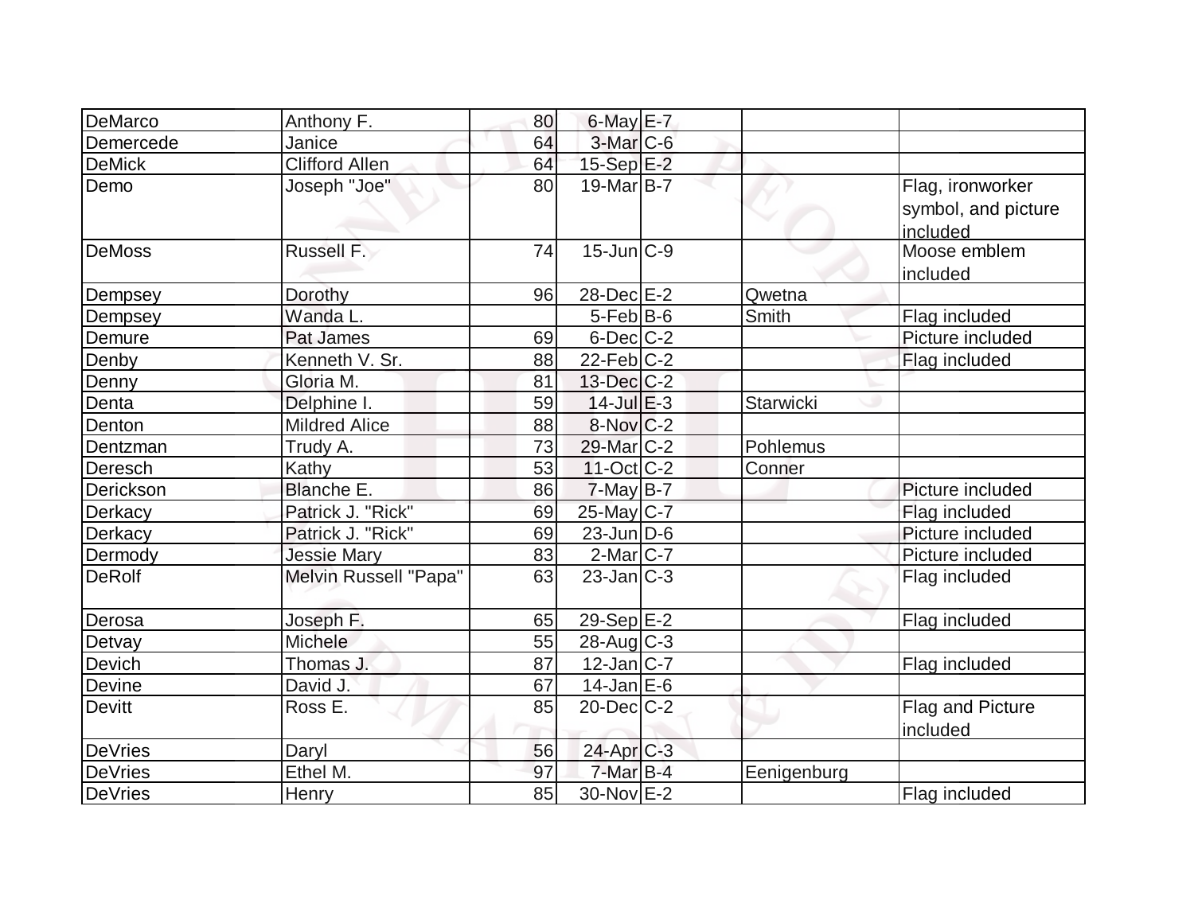| | | | | | | |
|---|---|---|---|---|---|---|
| DeMarco | Anthony F. | 80 | 6-May | E-7 | | |
| Demercede | Janice | 64 | 3-Mar | C-6 | | |
| DeMick | Clifford Allen | 64 | 15-Sep | E-2 | | |
| Demo | Joseph "Joe" | 80 | 19-Mar | B-7 | | Flag, ironworker symbol, and picture included |
| DeMoss | Russell F. | 74 | 15-Jun | C-9 | | Moose emblem included |
| Dempsey | Dorothy | 96 | 28-Dec | E-2 | Qwetna | |
| Dempsey | Wanda L. | | 5-Feb | B-6 | Smith | Flag included |
| Demure | Pat James | 69 | 6-Dec | C-2 | | Picture included |
| Denby | Kenneth V. Sr. | 88 | 22-Feb | C-2 | | Flag included |
| Denny | Gloria M. | 81 | 13-Dec | C-2 | | |
| Denta | Delphine I. | 59 | 14-Jul | E-3 | Starwicki | |
| Denton | Mildred Alice | 88 | 8-Nov | C-2 | | |
| Dentzman | Trudy A. | 73 | 29-Mar | C-2 | Pohlemus | |
| Deresch | Kathy | 53 | 11-Oct | C-2 | Conner | |
| Derickson | Blanche E. | 86 | 7-May | B-7 | | Picture included |
| Derkacy | Patrick J. "Rick" | 69 | 25-May | C-7 | | Flag included |
| Derkacy | Patrick J. "Rick" | 69 | 23-Jun | D-6 | | Picture included |
| Dermody | Jessie Mary | 83 | 2-Mar | C-7 | | Picture included |
| DeRolf | Melvin Russell "Papa" | 63 | 23-Jan | C-3 | | Flag included |
| Derosa | Joseph F. | 65 | 29-Sep | E-2 | | Flag included |
| Detvay | Michele | 55 | 28-Aug | C-3 | | |
| Devich | Thomas J. | 87 | 12-Jan | C-7 | | Flag included |
| Devine | David J. | 67 | 14-Jan | E-6 | | |
| Devitt | Ross E. | 85 | 20-Dec | C-2 | | Flag and Picture included |
| DeVries | Daryl | 56 | 24-Apr | C-3 | | |
| DeVries | Ethel M. | 97 | 7-Mar | B-4 | Eenigenburg | |
| DeVries | Henry | 85 | 30-Nov | E-2 | | Flag included |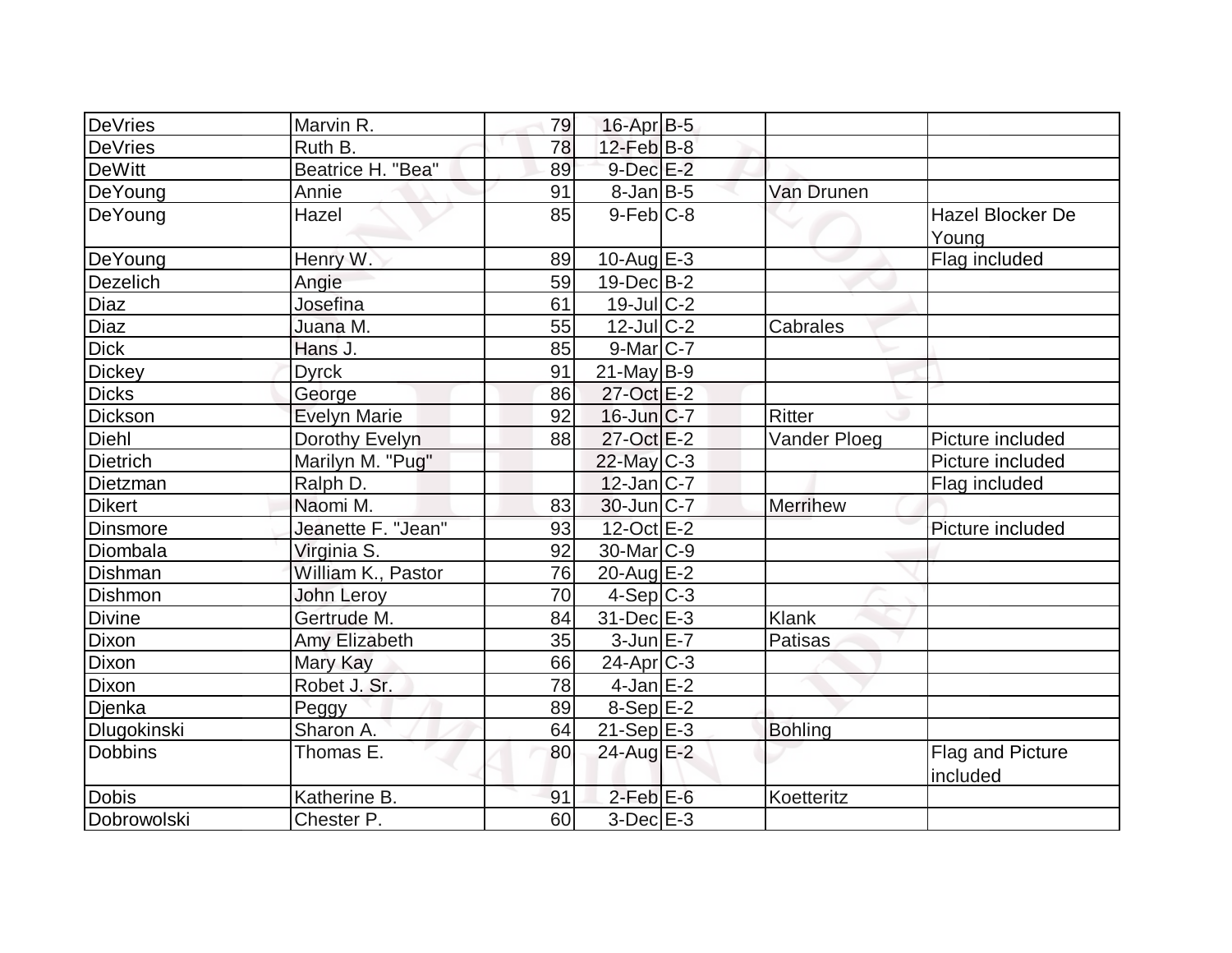| | | | | | | |
|---|---|---|---|---|---|---|
| DeVries | Marvin R. | 79 | 16-Apr | B-5 | | |
| DeVries | Ruth B. | 78 | 12-Feb | B-8 | | |
| DeWitt | Beatrice H. "Bea" | 89 | 9-Dec | E-2 | | |
| DeYoung | Annie | 91 | 8-Jan | B-5 | Van Drunen | |
| DeYoung | Hazel | 85 | 9-Feb | C-8 | | Hazel Blocker De Young |
| DeYoung | Henry W. | 89 | 10-Aug | E-3 | | Flag included |
| Dezelich | Angie | 59 | 19-Dec | B-2 | | |
| Diaz | Josefina | 61 | 19-Jul | C-2 | | |
| Diaz | Juana M. | 55 | 12-Jul | C-2 | Cabrales | |
| Dick | Hans J. | 85 | 9-Mar | C-7 | | |
| Dickey | Dyrck | 91 | 21-May | B-9 | | |
| Dicks | George | 86 | 27-Oct | E-2 | | |
| Dickson | Evelyn Marie | 92 | 16-Jun | C-7 | Ritter | |
| Diehl | Dorothy Evelyn | 88 | 27-Oct | E-2 | Vander Ploeg | Picture included |
| Dietrich | Marilyn M. "Pug" | | 22-May | C-3 | | Picture included |
| Dietzman | Ralph D. | | 12-Jan | C-7 | | Flag included |
| Dikert | Naomi M. | 83 | 30-Jun | C-7 | Merrihew | |
| Dinsmore | Jeanette F. "Jean" | 93 | 12-Oct | E-2 | | Picture included |
| Diombala | Virginia S. | 92 | 30-Mar | C-9 | | |
| Dishman | William K., Pastor | 76 | 20-Aug | E-2 | | |
| Dishmon | John Leroy | 70 | 4-Sep | C-3 | | |
| Divine | Gertrude M. | 84 | 31-Dec | E-3 | Klank | |
| Dixon | Amy Elizabeth | 35 | 3-Jun | E-7 | Patisas | |
| Dixon | Mary Kay | 66 | 24-Apr | C-3 | | |
| Dixon | Robet J. Sr. | 78 | 4-Jan | E-2 | | |
| Djenka | Peggy | 89 | 8-Sep | E-2 | | |
| Dlugokinski | Sharon A. | 64 | 21-Sep | E-3 | Bohling | |
| Dobbins | Thomas E. | 80 | 24-Aug | E-2 | | Flag and Picture included |
| Dobis | Katherine B. | 91 | 2-Feb | E-6 | Koetteritz | |
| Dobrowolski | Chester P. | 60 | 3-Dec | E-3 | | |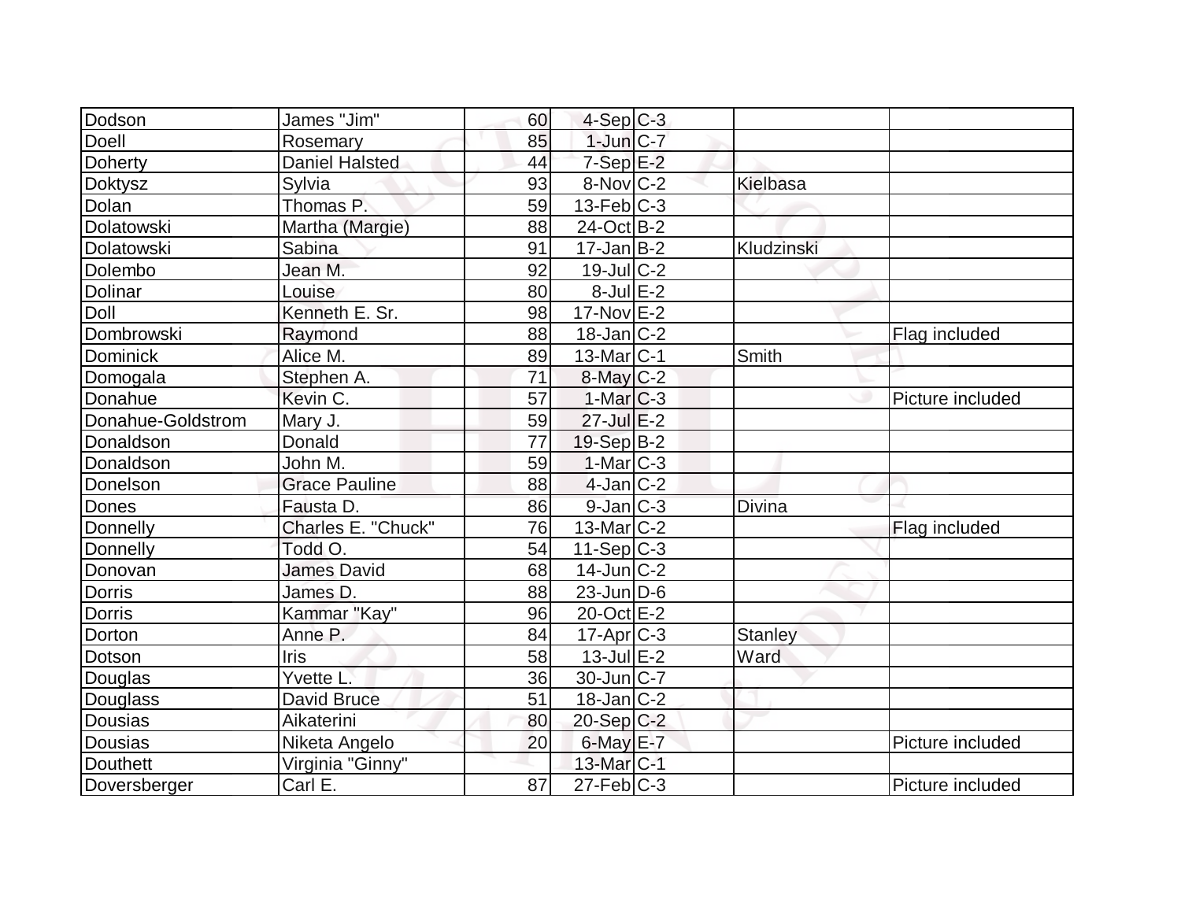| | | | | | | |
|---|---|---|---|---|---|---|
| Dodson | James "Jim" | 60 | 4-Sep | C-3 | | |
| Doell | Rosemary | 85 | 1-Jun | C-7 | | |
| Doherty | Daniel Halsted | 44 | 7-Sep | E-2 | | |
| Doktysz | Sylvia | 93 | 8-Nov | C-2 | Kielbasa | |
| Dolan | Thomas P. | 59 | 13-Feb | C-3 | | |
| Dolatowski | Martha (Margie) | 88 | 24-Oct | B-2 | | |
| Dolatowski | Sabina | 91 | 17-Jan | B-2 | Kludzinski | |
| Dolembo | Jean M. | 92 | 19-Jul | C-2 | | |
| Dolinar | Louise | 80 | 8-Jul | E-2 | | |
| Doll | Kenneth E. Sr. | 98 | 17-Nov | E-2 | | |
| Dombrowski | Raymond | 88 | 18-Jan | C-2 | | Flag included |
| Dominick | Alice M. | 89 | 13-Mar | C-1 | Smith | |
| Domogala | Stephen A. | 71 | 8-May | C-2 | | |
| Donahue | Kevin C. | 57 | 1-Mar | C-3 | | Picture included |
| Donahue-Goldstrom | Mary J. | 59 | 27-Jul | E-2 | | |
| Donaldson | Donald | 77 | 19-Sep | B-2 | | |
| Donaldson | John M. | 59 | 1-Mar | C-3 | | |
| Donelson | Grace Pauline | 88 | 4-Jan | C-2 | | |
| Dones | Fausta D. | 86 | 9-Jan | C-3 | Divina | |
| Donnelly | Charles E. "Chuck" | 76 | 13-Mar | C-2 | | Flag included |
| Donnelly | Todd O. | 54 | 11-Sep | C-3 | | |
| Donovan | James David | 68 | 14-Jun | C-2 | | |
| Dorris | James D. | 88 | 23-Jun | D-6 | | |
| Dorris | Kammar "Kay" | 96 | 20-Oct | E-2 | | |
| Dorton | Anne P. | 84 | 17-Apr | C-3 | Stanley | |
| Dotson | Iris | 58 | 13-Jul | E-2 | Ward | |
| Douglas | Yvette L. | 36 | 30-Jun | C-7 | | |
| Douglass | David Bruce | 51 | 18-Jan | C-2 | | |
| Dousias | Aikaterini | 80 | 20-Sep | C-2 | | |
| Dousias | Niketa Angelo | 20 | 6-May | E-7 | | Picture included |
| Douthett | Virginia "Ginny" | | 13-Mar | C-1 | | |
| Doversberger | Carl E. | 87 | 27-Feb | C-3 | | Picture included |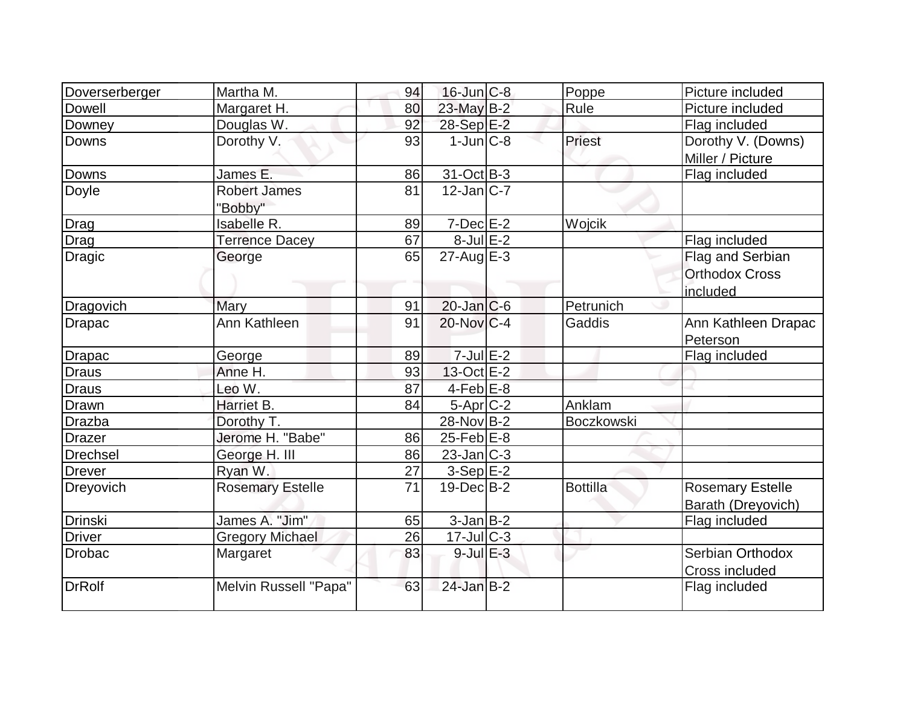| | | | | | | |
|---|---|---|---|---|---|---|
| Doverserberger | Martha M. | 94 | 16-Jun | C-8 | Poppe | Picture included |
| Dowell | Margaret H. | 80 | 23-May | B-2 | Rule | Picture included |
| Downey | Douglas W. | 92 | 28-Sep | E-2 | | Flag included |
| Downs | Dorothy V. | 93 | 1-Jun | C-8 | Priest | Dorothy V. (Downs) Miller / Picture |
| Downs | James E. | 86 | 31-Oct | B-3 | | Flag included |
| Doyle | Robert James "Bobby" | 81 | 12-Jan | C-7 | | |
| Drag | Isabelle R. | 89 | 7-Dec | E-2 | Wojcik | |
| Drag | Terrence Dacey | 67 | 8-Jul | E-2 | | Flag included |
| Dragic | George | 65 | 27-Aug | E-3 | | Flag and Serbian Orthodox Cross included |
| Dragovich | Mary | 91 | 20-Jan | C-6 | Petrunich | |
| Drapac | Ann Kathleen | 91 | 20-Nov | C-4 | Gaddis | Ann Kathleen Drapac Peterson |
| Drapac | George | 89 | 7-Jul | E-2 | | Flag included |
| Draus | Anne H. | 93 | 13-Oct | E-2 | | |
| Draus | Leo W. | 87 | 4-Feb | E-8 | | |
| Drawn | Harriet B. | 84 | 5-Apr | C-2 | Anklam | |
| Drazba | Dorothy T. | | 28-Nov | B-2 | Boczkowski | |
| Drazer | Jerome H. "Babe" | 86 | 25-Feb | E-8 | | |
| Drechsel | George H. III | 86 | 23-Jan | C-3 | | |
| Drever | Ryan W. | 27 | 3-Sep | E-2 | | |
| Dreyovich | Rosemary Estelle | 71 | 19-Dec | B-2 | Bottilla | Rosemary Estelle Barath (Dreyovich) |
| Drinski | James A. "Jim" | 65 | 3-Jan | B-2 | | Flag included |
| Driver | Gregory Michael | 26 | 17-Jul | C-3 | | |
| Drobac | Margaret | 83 | 9-Jul | E-3 | | Serbian Orthodox Cross included |
| DrRolf | Melvin Russell "Papa" | 63 | 24-Jan | B-2 | | Flag included |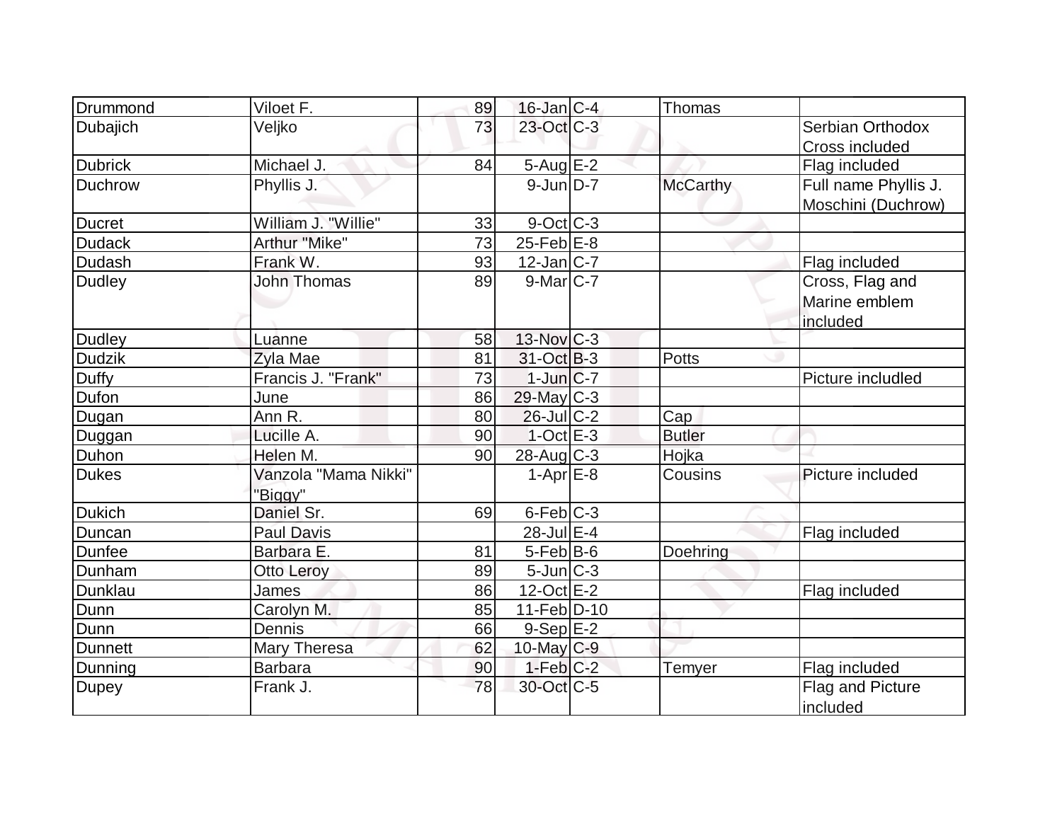| | | | | | | |
|---|---|---|---|---|---|---|
| Drummond | Viloet F. | 89 | 16-Jan | C-4 | Thomas | |
| Dubajich | Veljko | 73 | 23-Oct | C-3 | | Serbian Orthodox Cross included |
| Dubrick | Michael J. | 84 | 5-Aug | E-2 | | Flag included |
| Duchrow | Phyllis J. | | 9-Jun | D-7 | McCarthy | Full name Phyllis J. Moschini (Duchrow) |
| Ducret | William J. "Willie" | 33 | 9-Oct | C-3 | | |
| Dudack | Arthur "Mike" | 73 | 25-Feb | E-8 | | |
| Dudash | Frank W. | 93 | 12-Jan | C-7 | | Flag included |
| Dudley | John Thomas | 89 | 9-Mar | C-7 | | Cross, Flag and Marine emblem included |
| Dudley | Luanne | 58 | 13-Nov | C-3 | | |
| Dudzik | Zyla Mae | 81 | 31-Oct | B-3 | Potts | |
| Duffy | Francis J. "Frank" | 73 | 1-Jun | C-7 | | Picture includled |
| Dufon | June | 86 | 29-May | C-3 | | |
| Dugan | Ann R. | 80 | 26-Jul | C-2 | Cap | |
| Duggan | Lucille A. | 90 | 1-Oct | E-3 | Butler | |
| Duhon | Helen M. | 90 | 28-Aug | C-3 | Hojka | |
| Dukes | Vanzola "Mama Nikki" "Biggy" | | 1-Apr | E-8 | Cousins | Picture included |
| Dukich | Daniel Sr. | 69 | 6-Feb | C-3 | | |
| Duncan | Paul Davis | | 28-Jul | E-4 | | Flag included |
| Dunfee | Barbara E. | 81 | 5-Feb | B-6 | Doehring | |
| Dunham | Otto Leroy | 89 | 5-Jun | C-3 | | |
| Dunklau | James | 86 | 12-Oct | E-2 | | Flag included |
| Dunn | Carolyn M. | 85 | 11-Feb | D-10 | | |
| Dunn | Dennis | 66 | 9-Sep | E-2 | | |
| Dunnett | Mary Theresa | 62 | 10-May | C-9 | | |
| Dunning | Barbara | 90 | 1-Feb | C-2 | Temyer | Flag included |
| Dupey | Frank J. | 78 | 30-Oct | C-5 | | Flag and Picture included |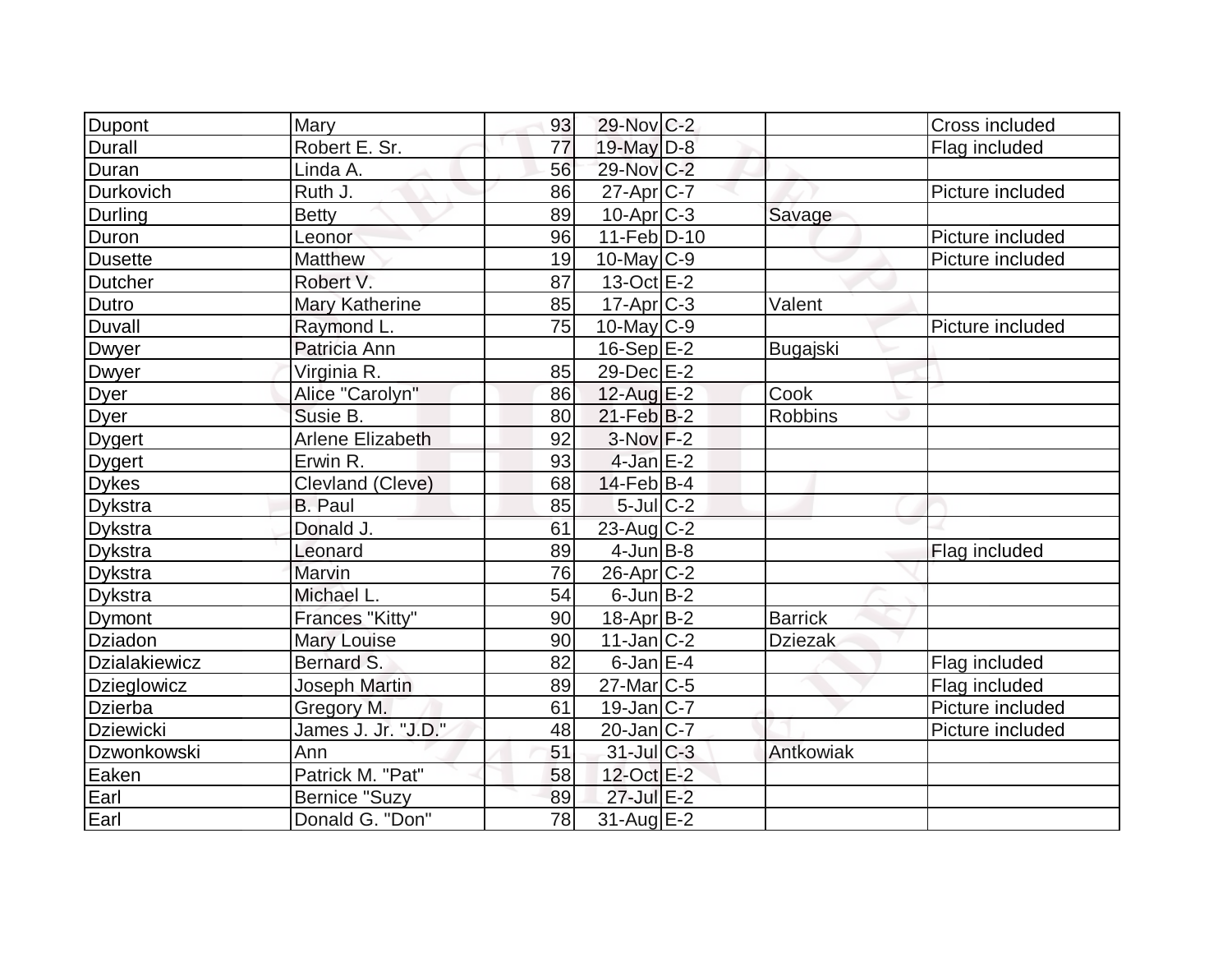| | | | | | | |
|---|---|---|---|---|---|---|
| Dupont | Mary | 93 | 29-Nov | C-2 | | Cross included |
| Durall | Robert E. Sr. | 77 | 19-May | D-8 | | Flag included |
| Duran | Linda A. | 56 | 29-Nov | C-2 | | |
| Durkovich | Ruth J. | 86 | 27-Apr | C-7 | | Picture included |
| Durling | Betty | 89 | 10-Apr | C-3 | Savage | |
| Duron | Leonor | 96 | 11-Feb | D-10 | | Picture included |
| Dusette | Matthew | 19 | 10-May | C-9 | | Picture included |
| Dutcher | Robert V. | 87 | 13-Oct | E-2 | | |
| Dutro | Mary Katherine | 85 | 17-Apr | C-3 | Valent | |
| Duvall | Raymond L. | 75 | 10-May | C-9 | | Picture included |
| Dwyer | Patricia Ann | | 16-Sep | E-2 | Bugajski | |
| Dwyer | Virginia R. | 85 | 29-Dec | E-2 | | |
| Dyer | Alice "Carolyn" | 86 | 12-Aug | E-2 | Cook | |
| Dyer | Susie B. | 80 | 21-Feb | B-2 | Robbins | |
| Dygert | Arlene Elizabeth | 92 | 3-Nov | F-2 | | |
| Dygert | Erwin R. | 93 | 4-Jan | E-2 | | |
| Dykes | Clevland (Cleve) | 68 | 14-Feb | B-4 | | |
| Dykstra | B. Paul | 85 | 5-Jul | C-2 | | |
| Dykstra | Donald J. | 61 | 23-Aug | C-2 | | |
| Dykstra | Leonard | 89 | 4-Jun | B-8 | | Flag included |
| Dykstra | Marvin | 76 | 26-Apr | C-2 | | |
| Dykstra | Michael L. | 54 | 6-Jun | B-2 | | |
| Dymont | Frances "Kitty" | 90 | 18-Apr | B-2 | Barrick | |
| Dziadon | Mary Louise | 90 | 11-Jan | C-2 | Dziezak | |
| Dzialakiewicz | Bernard S. | 82 | 6-Jan | E-4 | | Flag included |
| Dzieglowicz | Joseph Martin | 89 | 27-Mar | C-5 | | Flag included |
| Dzierba | Gregory M. | 61 | 19-Jan | C-7 | | Picture included |
| Dziewicki | James J. Jr. "J.D." | 48 | 20-Jan | C-7 | | Picture included |
| Dzwonkowski | Ann | 51 | 31-Jul | C-3 | Antkowiak | |
| Eaken | Patrick M. "Pat" | 58 | 12-Oct | E-2 | | |
| Earl | Bernice "Suzy | 89 | 27-Jul | E-2 | | |
| Earl | Donald G. "Don" | 78 | 31-Aug | E-2 | | |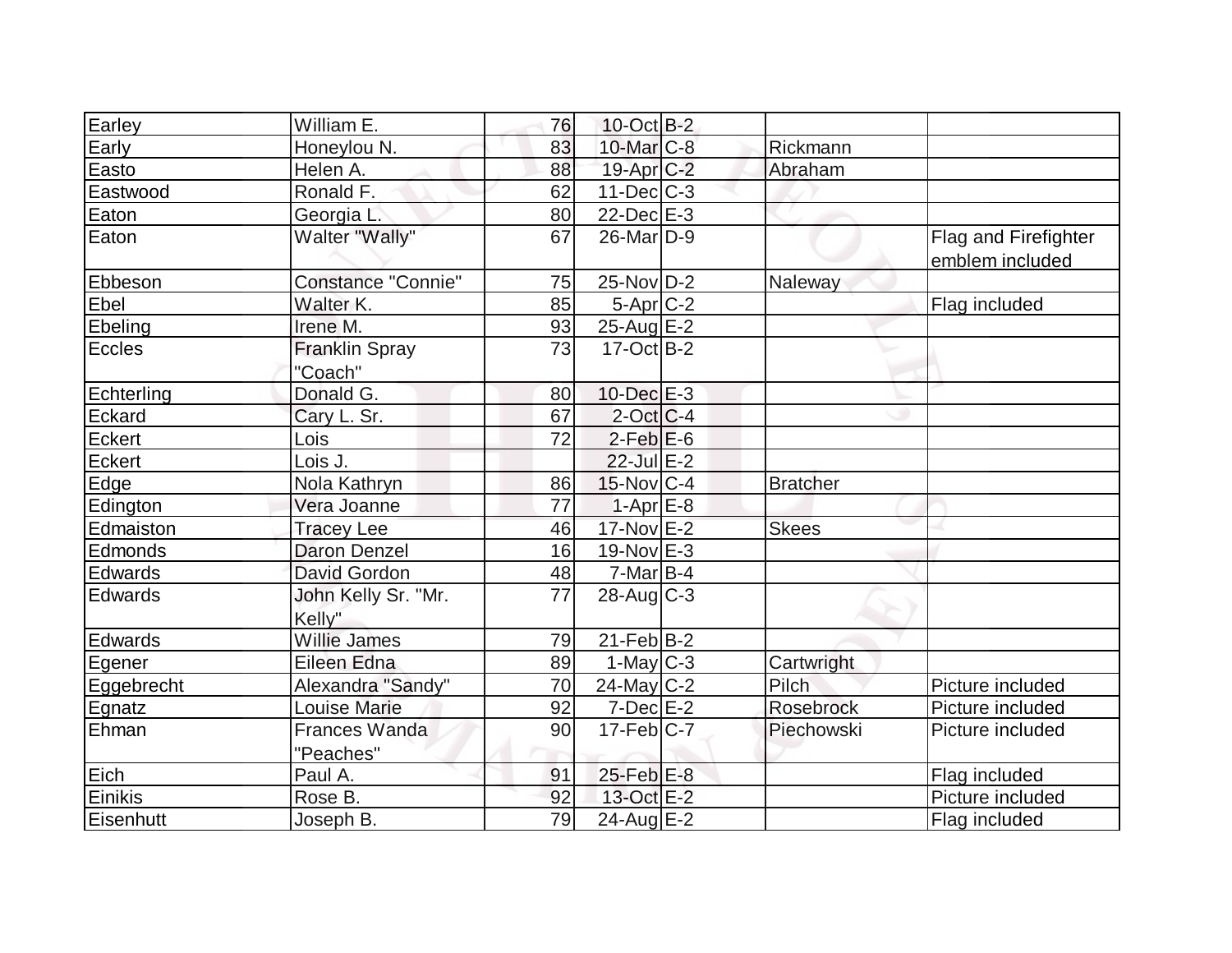| Earley | William E. | 76 | 10-Oct | B-2 | | |
|---|---|---|---|---|---|---|
| Early | Honeylou N. | 83 | 10-Mar | C-8 | Rickmann | |
| Easto | Helen A. | 88 | 19-Apr | C-2 | Abraham | |
| Eastwood | Ronald F. | 62 | 11-Dec | C-3 | | |
| Eaton | Georgia L. | 80 | 22-Dec | E-3 | | |
| Eaton | Walter "Wally" | 67 | 26-Mar | D-9 | | Flag and Firefighter emblem included |
| Ebbeson | Constance "Connie" | 75 | 25-Nov | D-2 | Naleway | |
| Ebel | Walter K. | 85 | 5-Apr | C-2 | | Flag included |
| Ebeling | Irene M. | 93 | 25-Aug | E-2 | | |
| Eccles | Franklin Spray "Coach" | 73 | 17-Oct | B-2 | | |
| Echterling | Donald G. | 80 | 10-Dec | E-3 | | |
| Eckard | Cary L. Sr. | 67 | 2-Oct | C-4 | | |
| Eckert | Lois | 72 | 2-Feb | E-6 | | |
| Eckert | Lois J. | | 22-Jul | E-2 | | |
| Edge | Nola Kathryn | 86 | 15-Nov | C-4 | Bratcher | |
| Edington | Vera Joanne | 77 | 1-Apr | E-8 | | |
| Edmaiston | Tracey Lee | 46 | 17-Nov | E-2 | Skees | |
| Edmonds | Daron Denzel | 16 | 19-Nov | E-3 | | |
| Edwards | David Gordon | 48 | 7-Mar | B-4 | | |
| Edwards | John Kelly Sr. "Mr. Kelly" | 77 | 28-Aug | C-3 | | |
| Edwards | Willie James | 79 | 21-Feb | B-2 | | |
| Egener | Eileen Edna | 89 | 1-May | C-3 | Cartwright | |
| Eggebrecht | Alexandra "Sandy" | 70 | 24-May | C-2 | Pilch | Picture included |
| Egnatz | Louise Marie | 92 | 7-Dec | E-2 | Rosebrock | Picture included |
| Ehman | Frances Wanda "Peaches" | 90 | 17-Feb | C-7 | Piechowski | Picture included |
| Eich | Paul A. | 91 | 25-Feb | E-8 | | Flag included |
| Einikis | Rose B. | 92 | 13-Oct | E-2 | | Picture included |
| Eisenhutt | Joseph B. | 79 | 24-Aug | E-2 | | Flag included |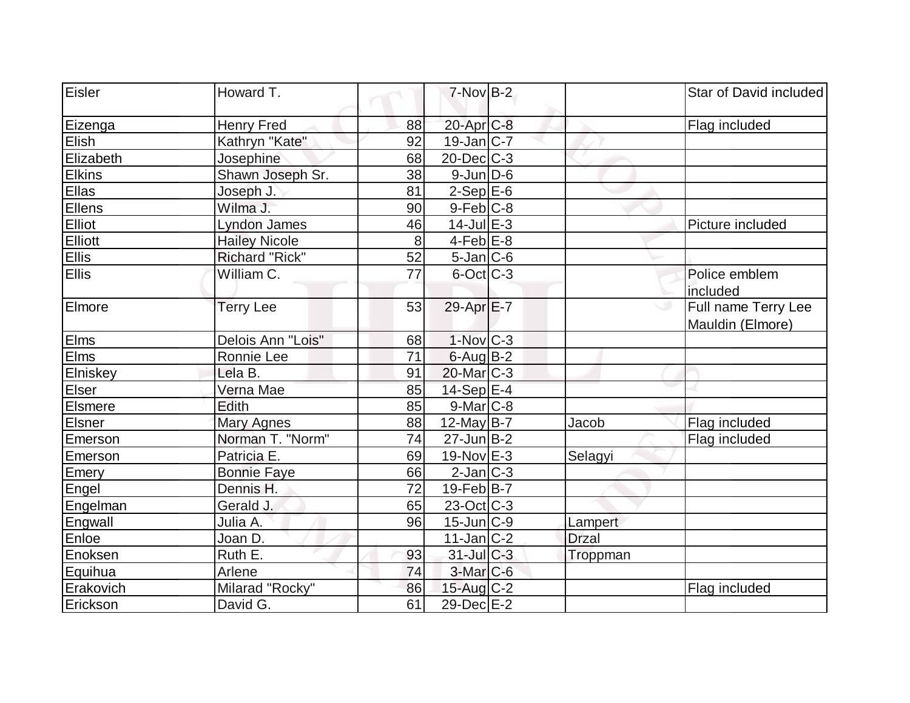| Eisler | Howard T. | | 7-Nov | B-2 | | Star of David included |
|---|---|---|---|---|---|---|
| Eizenga | Henry Fred | 88 | 20-Apr | C-8 | | Flag included |
| Elish | Kathryn "Kate" | 92 | 19-Jan | C-7 | | |
| Elizabeth | Josephine | 68 | 20-Dec | C-3 | | |
| Elkins | Shawn Joseph Sr. | 38 | 9-Jun | D-6 | | |
| Ellas | Joseph J. | 81 | 2-Sep | E-6 | | |
| Ellens | Wilma J. | 90 | 9-Feb | C-8 | | |
| Elliot | Lyndon James | 46 | 14-Jul | E-3 | | Picture included |
| Elliott | Hailey Nicole | 8 | 4-Feb | E-8 | | |
| Ellis | Richard "Rick" | 52 | 5-Jan | C-6 | | |
| Ellis | William C. | 77 | 6-Oct | C-3 | | Police emblem included |
| Elmore | Terry Lee | 53 | 29-Apr | E-7 | | Full name Terry Lee Mauldin (Elmore) |
| Elms | Delois Ann "Lois" | 68 | 1-Nov | C-3 | | |
| Elms | Ronnie Lee | 71 | 6-Aug | B-2 | | |
| Elniskey | Lela B. | 91 | 20-Mar | C-3 | | |
| Elser | Verna Mae | 85 | 14-Sep | E-4 | | |
| Elsmere | Edith | 85 | 9-Mar | C-8 | | |
| Elsner | Mary Agnes | 88 | 12-May | B-7 | Jacob | Flag included |
| Emerson | Norman T. "Norm" | 74 | 27-Jun | B-2 | | Flag included |
| Emerson | Patricia E. | 69 | 19-Nov | E-3 | Selagyi | |
| Emery | Bonnie Faye | 66 | 2-Jan | C-3 | | |
| Engel | Dennis H. | 72 | 19-Feb | B-7 | | |
| Engelman | Gerald J. | 65 | 23-Oct | C-3 | | |
| Engwall | Julia A. | 96 | 15-Jun | C-9 | Lampert | |
| Enloe | Joan D. | | 11-Jan | C-2 | Drzal | |
| Enoksen | Ruth E. | 93 | 31-Jul | C-3 | Troppman | |
| Equihua | Arlene | 74 | 3-Mar | C-6 | | |
| Erakovich | Milarad "Rocky" | 86 | 15-Aug | C-2 | | Flag included |
| Erickson | David G. | 61 | 29-Dec | E-2 | | |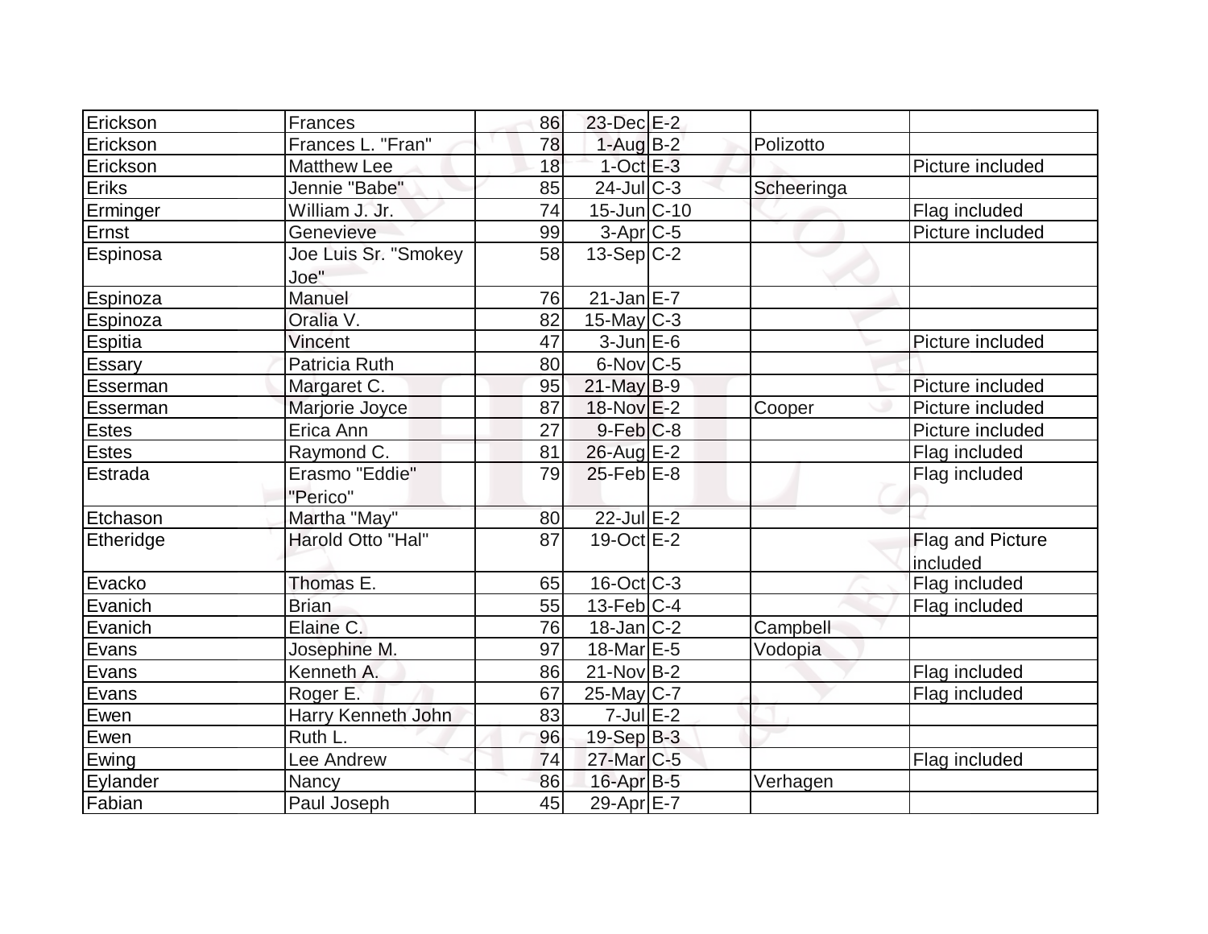| | | | | | | |
|---|---|---|---|---|---|---|
| Erickson | Frances | 86 | 23-Dec | E-2 | | |
| Erickson | Frances L. "Fran" | 78 | 1-Aug | B-2 | Polizotto | |
| Erickson | Matthew Lee | 18 | 1-Oct | E-3 | | Picture included |
| Eriks | Jennie "Babe" | 85 | 24-Jul | C-3 | Scheeringa | |
| Erminger | William J. Jr. | 74 | 15-Jun | C-10 | | Flag included |
| Ernst | Genevieve | 99 | 3-Apr | C-5 | | Picture included |
| Espinosa | Joe Luis Sr. "Smokey Joe" | 58 | 13-Sep | C-2 | | |
| Espinoza | Manuel | 76 | 21-Jan | E-7 | | |
| Espinoza | Oralia V. | 82 | 15-May | C-3 | | |
| Espitia | Vincent | 47 | 3-Jun | E-6 | | Picture included |
| Essary | Patricia Ruth | 80 | 6-Nov | C-5 | | |
| Esserman | Margaret C. | 95 | 21-May | B-9 | | Picture included |
| Esserman | Marjorie Joyce | 87 | 18-Nov | E-2 | Cooper | Picture included |
| Estes | Erica Ann | 27 | 9-Feb | C-8 | | Picture included |
| Estes | Raymond C. | 81 | 26-Aug | E-2 | | Flag included |
| Estrada | Erasmo "Eddie" "Perico" | 79 | 25-Feb | E-8 | | Flag included |
| Etchason | Martha "May" | 80 | 22-Jul | E-2 | | |
| Etheridge | Harold Otto "Hal" | 87 | 19-Oct | E-2 | | Flag and Picture included |
| Evacko | Thomas E. | 65 | 16-Oct | C-3 | | Flag included |
| Evanich | Brian | 55 | 13-Feb | C-4 | | Flag included |
| Evanich | Elaine C. | 76 | 18-Jan | C-2 | Campbell | |
| Evans | Josephine M. | 97 | 18-Mar | E-5 | Vodopia | |
| Evans | Kenneth A. | 86 | 21-Nov | B-2 | | Flag included |
| Evans | Roger E. | 67 | 25-May | C-7 | | Flag included |
| Ewen | Harry Kenneth John | 83 | 7-Jul | E-2 | | |
| Ewen | Ruth L. | 96 | 19-Sep | B-3 | | |
| Ewing | Lee Andrew | 74 | 27-Mar | C-5 | | Flag included |
| Eylander | Nancy | 86 | 16-Apr | B-5 | Verhagen | |
| Fabian | Paul Joseph | 45 | 29-Apr | E-7 | | |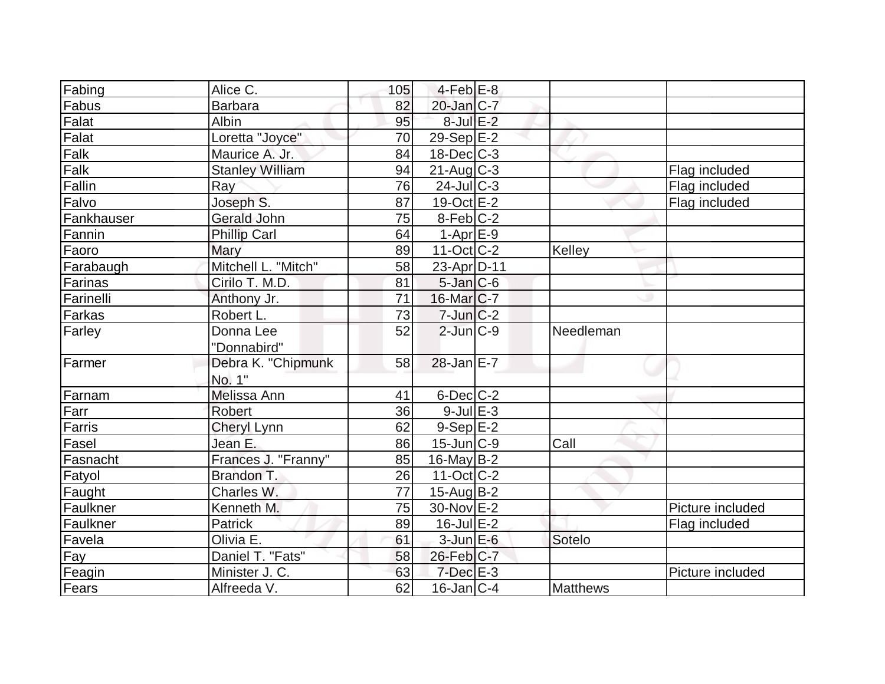| | | | | | | |
|---|---|---|---|---|---|---|
| Fabing | Alice C. | 105 | 4-Feb | E-8 | | |
| Fabus | Barbara | 82 | 20-Jan | C-7 | | |
| Falat | Albin | 95 | 8-Jul | E-2 | | |
| Falat | Loretta "Joyce" | 70 | 29-Sep | E-2 | | |
| Falk | Maurice A. Jr. | 84 | 18-Dec | C-3 | | |
| Falk | Stanley William | 94 | 21-Aug | C-3 | | Flag included |
| Fallin | Ray | 76 | 24-Jul | C-3 | | Flag included |
| Falvo | Joseph S. | 87 | 19-Oct | E-2 | | Flag included |
| Fankhauser | Gerald John | 75 | 8-Feb | C-2 | | |
| Fannin | Phillip Carl | 64 | 1-Apr | E-9 | | |
| Faoro | Mary | 89 | 11-Oct | C-2 | Kelley | |
| Farabaugh | Mitchell L. "Mitch" | 58 | 23-Apr | D-11 | | |
| Farinas | Cirilo T. M.D. | 81 | 5-Jan | C-6 | | |
| Farinelli | Anthony Jr. | 71 | 16-Mar | C-7 | | |
| Farkas | Robert L. | 73 | 7-Jun | C-2 | | |
| Farley | Donna Lee "Donnabird" | 52 | 2-Jun | C-9 | Needleman | |
| Farmer | Debra K. "Chipmunk No. 1" | 58 | 28-Jan | E-7 | | |
| Farnam | Melissa Ann | 41 | 6-Dec | C-2 | | |
| Farr | Robert | 36 | 9-Jul | E-3 | | |
| Farris | Cheryl Lynn | 62 | 9-Sep | E-2 | | |
| Fasel | Jean E. | 86 | 15-Jun | C-9 | Call | |
| Fasnacht | Frances J. "Franny" | 85 | 16-May | B-2 | | |
| Fatyol | Brandon T. | 26 | 11-Oct | C-2 | | |
| Faught | Charles W. | 77 | 15-Aug | B-2 | | |
| Faulkner | Kenneth M. | 75 | 30-Nov | E-2 | | Picture included |
| Faulkner | Patrick | 89 | 16-Jul | E-2 | | Flag included |
| Favela | Olivia E. | 61 | 3-Jun | E-6 | Sotelo | |
| Fay | Daniel T. "Fats" | 58 | 26-Feb | C-7 | | |
| Feagin | Minister J. C. | 63 | 7-Dec | E-3 | | Picture included |
| Fears | Alfreeda V. | 62 | 16-Jan | C-4 | Matthews | |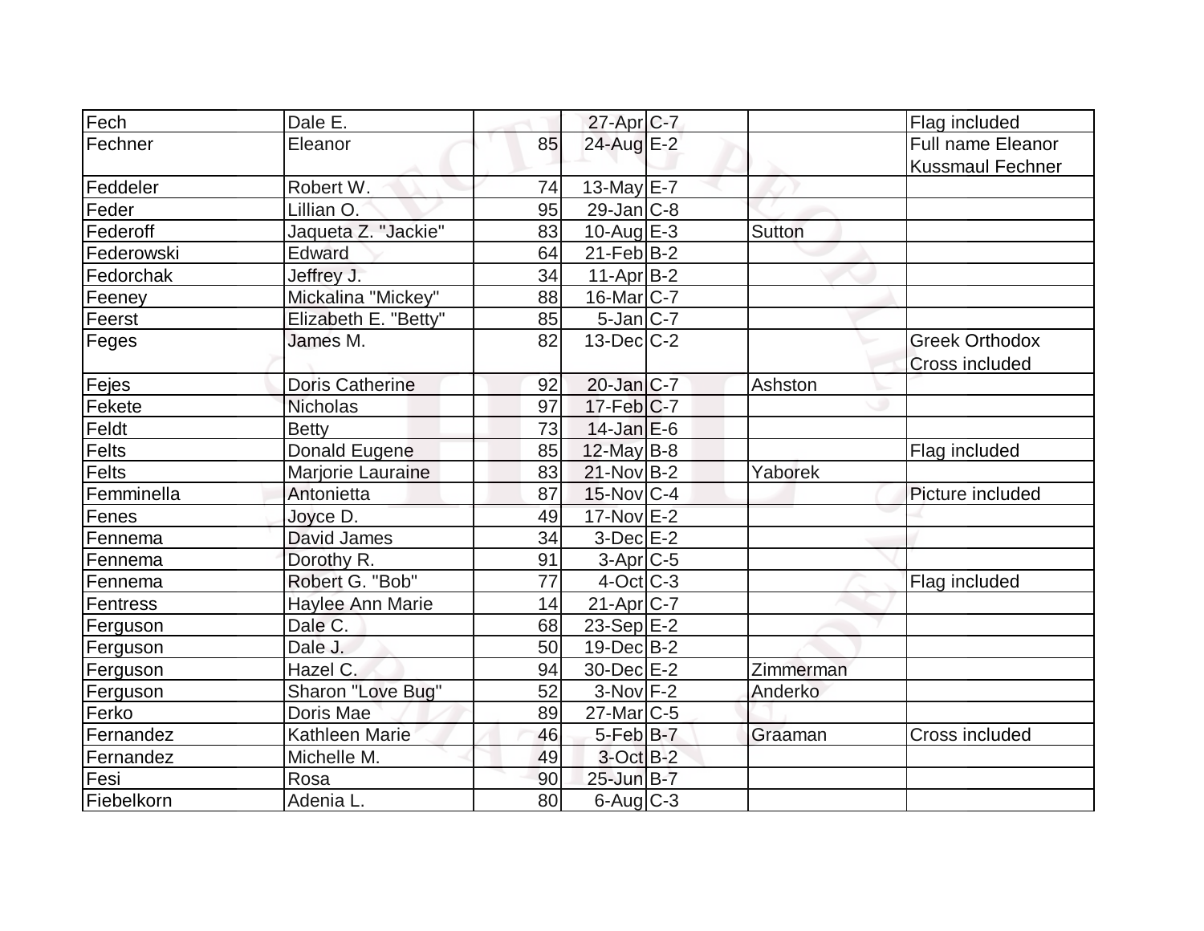| | | | | | | |
|---|---|---|---|---|---|---|
| Fech | Dale E. | | 27-Apr | C-7 | | Flag included |
| Fechner | Eleanor | 85 | 24-Aug | E-2 | | Full name Eleanor Kussmaul Fechner |
| Feddeler | Robert W. | 74 | 13-May | E-7 | | |
| Feder | Lillian O. | 95 | 29-Jan | C-8 | | |
| Federoff | Jaqueta Z. "Jackie" | 83 | 10-Aug | E-3 | Sutton | |
| Federowski | Edward | 64 | 21-Feb | B-2 | | |
| Fedorchak | Jeffrey J. | 34 | 11-Apr | B-2 | | |
| Feeney | Mickalina "Mickey" | 88 | 16-Mar | C-7 | | |
| Feerst | Elizabeth E. "Betty" | 85 | 5-Jan | C-7 | | |
| Feges | James M. | 82 | 13-Dec | C-2 | | Greek Orthodox Cross included |
| Fejes | Doris Catherine | 92 | 20-Jan | C-7 | Ashston | |
| Fekete | Nicholas | 97 | 17-Feb | C-7 | | |
| Feldt | Betty | 73 | 14-Jan | E-6 | | |
| Felts | Donald Eugene | 85 | 12-May | B-8 | | Flag included |
| Felts | Marjorie Lauraine | 83 | 21-Nov | B-2 | Yaborek | |
| Femminella | Antonietta | 87 | 15-Nov | C-4 | | Picture included |
| Fenes | Joyce D. | 49 | 17-Nov | E-2 | | |
| Fennema | David James | 34 | 3-Dec | E-2 | | |
| Fennema | Dorothy R. | 91 | 3-Apr | C-5 | | |
| Fennema | Robert G. "Bob" | 77 | 4-Oct | C-3 | | Flag included |
| Fentress | Haylee Ann Marie | 14 | 21-Apr | C-7 | | |
| Ferguson | Dale C. | 68 | 23-Sep | E-2 | | |
| Ferguson | Dale J. | 50 | 19-Dec | B-2 | | |
| Ferguson | Hazel C. | 94 | 30-Dec | E-2 | Zimmerman | |
| Ferguson | Sharon "Love Bug" | 52 | 3-Nov | F-2 | Anderko | |
| Ferko | Doris Mae | 89 | 27-Mar | C-5 | | |
| Fernandez | Kathleen Marie | 46 | 5-Feb | B-7 | Graaman | Cross included |
| Fernandez | Michelle M. | 49 | 3-Oct | B-2 | | |
| Fesi | Rosa | 90 | 25-Jun | B-7 | | |
| Fiebelkorn | Adenia L. | 80 | 6-Aug | C-3 | | |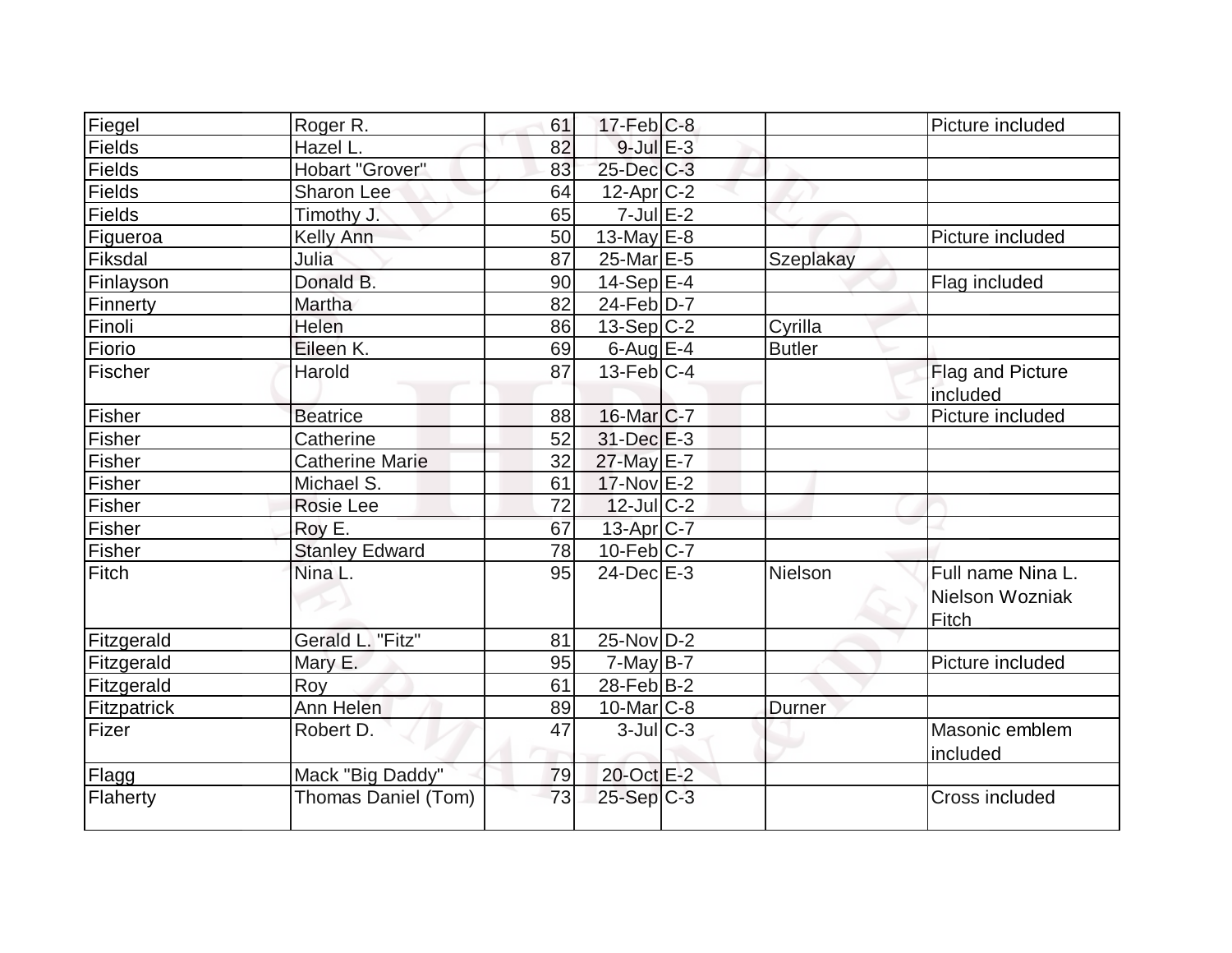| | | | | | | |
|---|---|---|---|---|---|---|
| Fiegel | Roger R. | 61 | 17-Feb | C-8 | | Picture included |
| Fields | Hazel L. | 82 | 9-Jul | E-3 | | |
| Fields | Hobart "Grover" | 83 | 25-Dec | C-3 | | |
| Fields | Sharon Lee | 64 | 12-Apr | C-2 | | |
| Fields | Timothy J. | 65 | 7-Jul | E-2 | | |
| Figueroa | Kelly Ann | 50 | 13-May | E-8 | | Picture included |
| Fiksdal | Julia | 87 | 25-Mar | E-5 | Szeplakay | |
| Finlayson | Donald B. | 90 | 14-Sep | E-4 | | Flag included |
| Finnerty | Martha | 82 | 24-Feb | D-7 | | |
| Finoli | Helen | 86 | 13-Sep | C-2 | Cyrilla | |
| Fiorio | Eileen K. | 69 | 6-Aug | E-4 | Butler | |
| Fischer | Harold | 87 | 13-Feb | C-4 | | Flag and Picture included |
| Fisher | Beatrice | 88 | 16-Mar | C-7 | | Picture included |
| Fisher | Catherine | 52 | 31-Dec | E-3 | | |
| Fisher | Catherine Marie | 32 | 27-May | E-7 | | |
| Fisher | Michael S. | 61 | 17-Nov | E-2 | | |
| Fisher | Rosie Lee | 72 | 12-Jul | C-2 | | |
| Fisher | Roy E. | 67 | 13-Apr | C-7 | | |
| Fisher | Stanley Edward | 78 | 10-Feb | C-7 | | |
| Fitch | Nina L. | 95 | 24-Dec | E-3 | Nielson | Full name Nina L. Nielson Wozniak Fitch |
| Fitzgerald | Gerald L. "Fitz" | 81 | 25-Nov | D-2 | | |
| Fitzgerald | Mary E. | 95 | 7-May | B-7 | | Picture included |
| Fitzgerald | Roy | 61 | 28-Feb | B-2 | | |
| Fitzpatrick | Ann Helen | 89 | 10-Mar | C-8 | Durner | |
| Fizer | Robert D. | 47 | 3-Jul | C-3 | | Masonic emblem included |
| Flagg | Mack "Big Daddy" | 79 | 20-Oct | E-2 | | |
| Flaherty | Thomas Daniel (Tom) | 73 | 25-Sep | C-3 | | Cross included |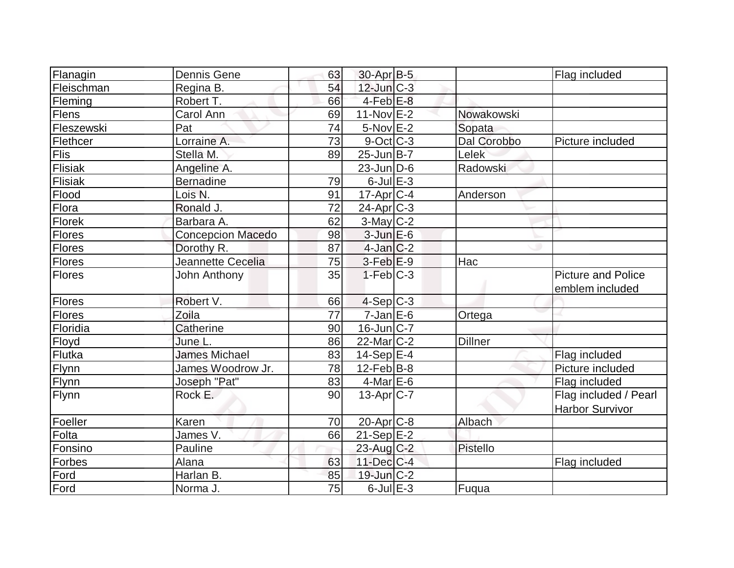| Flanagin | Dennis Gene | 63 | 30-Apr | B-5 | | Flag included |
|---|---|---|---|---|---|---|
| Fleischman | Regina B. | 54 | 12-Jun | C-3 | | |
| Fleming | Robert T. | 66 | 4-Feb | E-8 | | |
| Flens | Carol Ann | 69 | 11-Nov | E-2 | Nowakowski | |
| Fleszewski | Pat | 74 | 5-Nov | E-2 | Sopata | |
| Flethcer | Lorraine A. | 73 | 9-Oct | C-3 | Dal Corobbo | Picture included |
| Flis | Stella M. | 89 | 25-Jun | B-7 | Lelek | |
| Flisiak | Angeline A. | | 23-Jun | D-6 | Radowski | |
| Flisiak | Bernadine | 79 | 6-Jul | E-3 | | |
| Flood | Lois N. | 91 | 17-Apr | C-4 | Anderson | |
| Flora | Ronald J. | 72 | 24-Apr | C-3 | | |
| Florek | Barbara A. | 62 | 3-May | C-2 | | |
| Flores | Concepcion Macedo | 98 | 3-Jun | E-6 | | |
| Flores | Dorothy R. | 87 | 4-Jan | C-2 | | |
| Flores | Jeannette Cecelia | 75 | 3-Feb | E-9 | Hac | |
| Flores | John Anthony | 35 | 1-Feb | C-3 | | Picture and Police emblem included |
| Flores | Robert V. | 66 | 4-Sep | C-3 | | |
| Flores | Zoila | 77 | 7-Jan | E-6 | Ortega | |
| Floridia | Catherine | 90 | 16-Jun | C-7 | | |
| Floyd | June L. | 86 | 22-Mar | C-2 | Dillner | |
| Flutka | James Michael | 83 | 14-Sep | E-4 | | Flag included |
| Flynn | James Woodrow Jr. | 78 | 12-Feb | B-8 | | Picture included |
| Flynn | Joseph "Pat" | 83 | 4-Mar | E-6 | | Flag included |
| Flynn | Rock E. | 90 | 13-Apr | C-7 | | Flag included / Pearl Harbor Survivor |
| Foeller | Karen | 70 | 20-Apr | C-8 | Albach | |
| Folta | James V. | 66 | 21-Sep | E-2 | | |
| Fonsino | Pauline | | 23-Aug | C-2 | Pistello | |
| Forbes | Alana | 63 | 11-Dec | C-4 | | Flag included |
| Ford | Harlan B. | 85 | 19-Jun | C-2 | | |
| Ford | Norma J. | 75 | 6-Jul | E-3 | Fuqua | |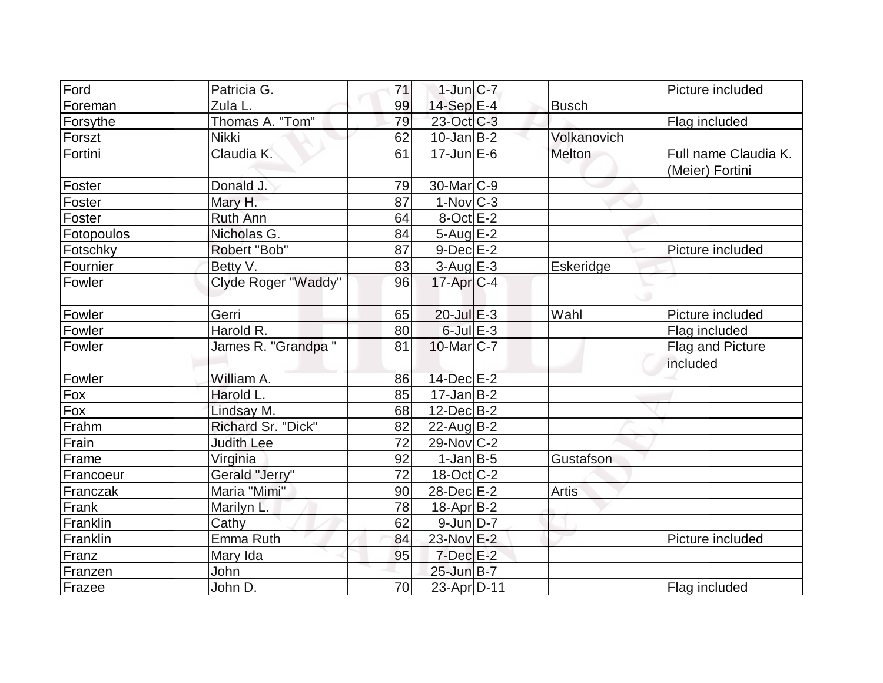| Ford | Patricia G. | 71 | 1-Jun | C-7 | | Picture included |
|---|---|---|---|---|---|---|
| Foreman | Zula L. | 99 | 14-Sep | E-4 | Busch | |
| Forsythe | Thomas A. "Tom" | 79 | 23-Oct | C-3 | | Flag included |
| Forszt | Nikki | 62 | 10-Jan | B-2 | Volkanovich | |
| Fortini | Claudia K. | 61 | 17-Jun | E-6 | Melton | Full name Claudia K. (Meier) Fortini |
| Foster | Donald J. | 79 | 30-Mar | C-9 | | |
| Foster | Mary H. | 87 | 1-Nov | C-3 | | |
| Foster | Ruth Ann | 64 | 8-Oct | E-2 | | |
| Fotopoulos | Nicholas G. | 84 | 5-Aug | E-2 | | |
| Fotschky | Robert "Bob" | 87 | 9-Dec | E-2 | | Picture included |
| Fournier | Betty V. | 83 | 3-Aug | E-3 | Eskeridge | |
| Fowler | Clyde Roger "Waddy" | 96 | 17-Apr | C-4 | | |
| Fowler | Gerri | 65 | 20-Jul | E-3 | Wahl | Picture included |
| Fowler | Harold R. | 80 | 6-Jul | E-3 | | Flag included |
| Fowler | James R. "Grandpa " | 81 | 10-Mar | C-7 | | Flag and Picture included |
| Fowler | William A. | 86 | 14-Dec | E-2 | | |
| Fox | Harold L. | 85 | 17-Jan | B-2 | | |
| Fox | Lindsay M. | 68 | 12-Dec | B-2 | | |
| Frahm | Richard Sr. "Dick" | 82 | 22-Aug | B-2 | | |
| Frain | Judith Lee | 72 | 29-Nov | C-2 | | |
| Frame | Virginia | 92 | 1-Jan | B-5 | Gustafson | |
| Francoeur | Gerald "Jerry" | 72 | 18-Oct | C-2 | | |
| Franczak | Maria "Mimi" | 90 | 28-Dec | E-2 | Artis | |
| Frank | Marilyn L. | 78 | 18-Apr | B-2 | | |
| Franklin | Cathy | 62 | 9-Jun | D-7 | | |
| Franklin | Emma Ruth | 84 | 23-Nov | E-2 | | Picture included |
| Franz | Mary Ida | 95 | 7-Dec | E-2 | | |
| Franzen | John | | 25-Jun | B-7 | | |
| Frazee | John D. | 70 | 23-Apr | D-11 | | Flag included |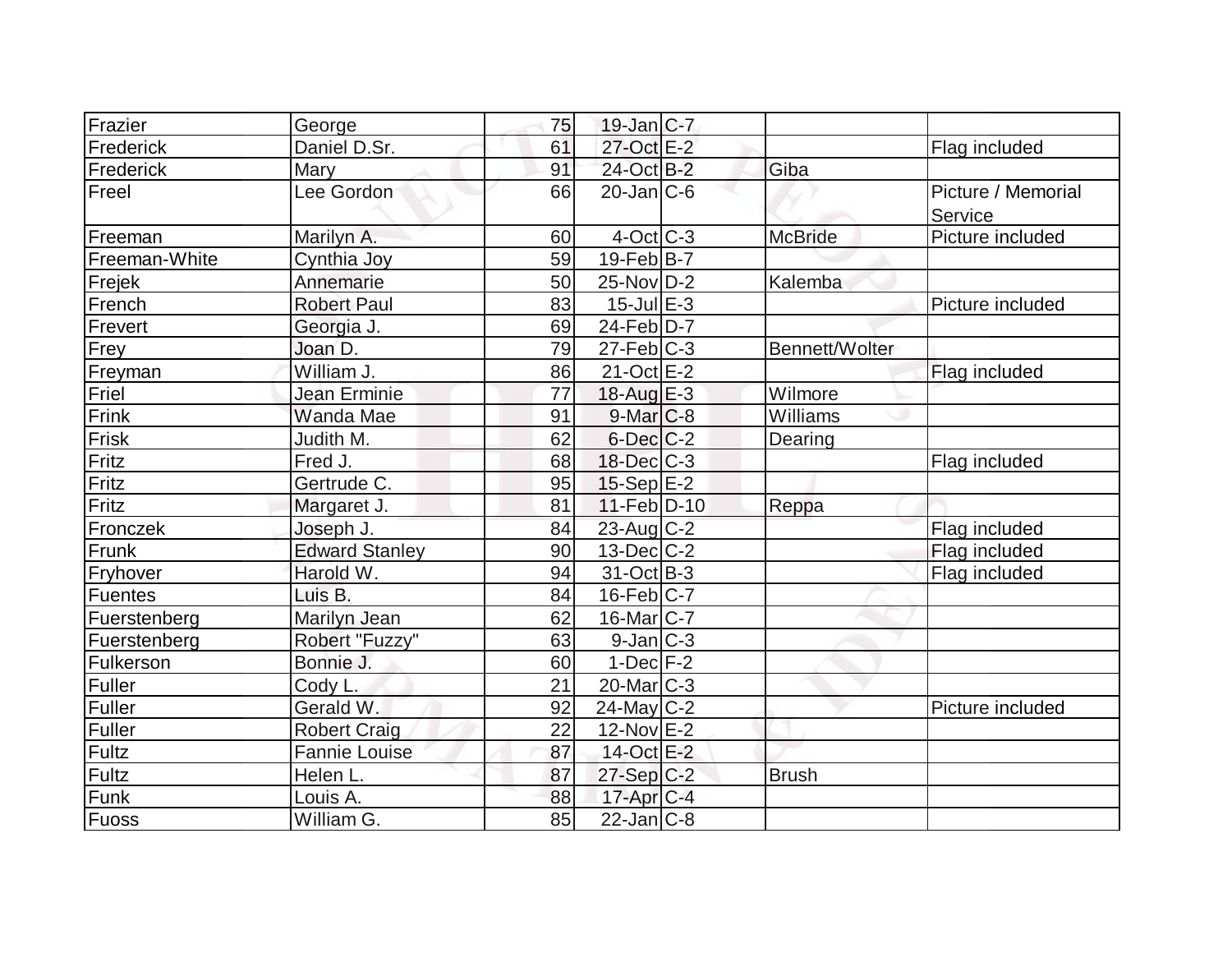| | | | | | | |
|---|---|---|---|---|---|---|
| Frazier | George | 75 | 19-Jan | C-7 | | |
| Frederick | Daniel D.Sr. | 61 | 27-Oct | E-2 | | Flag included |
| Frederick | Mary | 91 | 24-Oct | B-2 | Giba | |
| Freel | Lee Gordon | 66 | 20-Jan | C-6 | | Picture / Memorial Service |
| Freeman | Marilyn A. | 60 | 4-Oct | C-3 | McBride | Picture included |
| Freeman-White | Cynthia Joy | 59 | 19-Feb | B-7 | | |
| Frejek | Annemarie | 50 | 25-Nov | D-2 | Kalemba | |
| French | Robert Paul | 83 | 15-Jul | E-3 | | Picture included |
| Frevert | Georgia J. | 69 | 24-Feb | D-7 | | |
| Frey | Joan D. | 79 | 27-Feb | C-3 | Bennett/Wolter | |
| Freyman | William J. | 86 | 21-Oct | E-2 | | Flag included |
| Friel | Jean Erminie | 77 | 18-Aug | E-3 | Wilmore | |
| Frink | Wanda Mae | 91 | 9-Mar | C-8 | Williams | |
| Frisk | Judith M. | 62 | 6-Dec | C-2 | Dearing | |
| Fritz | Fred J. | 68 | 18-Dec | C-3 | | Flag included |
| Fritz | Gertrude C. | 95 | 15-Sep | E-2 | | |
| Fritz | Margaret J. | 81 | 11-Feb | D-10 | Reppa | |
| Fronczek | Joseph J. | 84 | 23-Aug | C-2 | | Flag included |
| Frunk | Edward Stanley | 90 | 13-Dec | C-2 | | Flag included |
| Fryhover | Harold W. | 94 | 31-Oct | B-3 | | Flag included |
| Fuentes | Luis B. | 84 | 16-Feb | C-7 | | |
| Fuerstenberg | Marilyn Jean | 62 | 16-Mar | C-7 | | |
| Fuerstenberg | Robert "Fuzzy" | 63 | 9-Jan | C-3 | | |
| Fulkerson | Bonnie J. | 60 | 1-Dec | F-2 | | |
| Fuller | Cody L. | 21 | 20-Mar | C-3 | | |
| Fuller | Gerald W. | 92 | 24-May | C-2 | | Picture included |
| Fuller | Robert Craig | 22 | 12-Nov | E-2 | | |
| Fultz | Fannie Louise | 87 | 14-Oct | E-2 | | |
| Fultz | Helen L. | 87 | 27-Sep | C-2 | Brush | |
| Funk | Louis A. | 88 | 17-Apr | C-4 | | |
| Fuoss | William G. | 85 | 22-Jan | C-8 | | |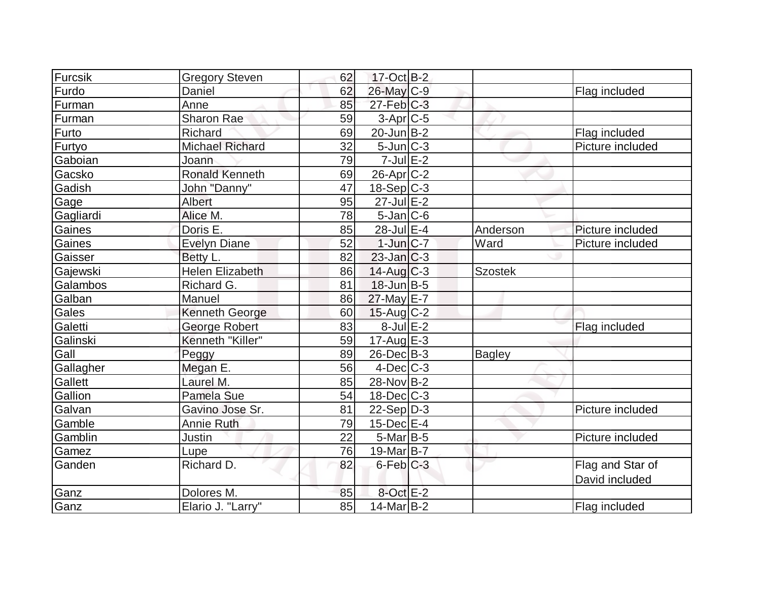| | | | | | | |
|---|---|---|---|---|---|---|
| Furcsik | Gregory Steven | 62 | 17-Oct | B-2 | | |
| Furdo | Daniel | 62 | 26-May | C-9 | | Flag included |
| Furman | Anne | 85 | 27-Feb | C-3 | | |
| Furman | Sharon Rae | 59 | 3-Apr | C-5 | | |
| Furto | Richard | 69 | 20-Jun | B-2 | | Flag included |
| Furtyo | Michael Richard | 32 | 5-Jun | C-3 | | Picture included |
| Gaboian | Joann | 79 | 7-Jul | E-2 | | |
| Gacsko | Ronald Kenneth | 69 | 26-Apr | C-2 | | |
| Gadish | John "Danny" | 47 | 18-Sep | C-3 | | |
| Gage | Albert | 95 | 27-Jul | E-2 | | |
| Gagliardi | Alice M. | 78 | 5-Jan | C-6 | | |
| Gaines | Doris E. | 85 | 28-Jul | E-4 | Anderson | Picture included |
| Gaines | Evelyn Diane | 52 | 1-Jun | C-7 | Ward | Picture included |
| Gaisser | Betty L. | 82 | 23-Jan | C-3 | | |
| Gajewski | Helen Elizabeth | 86 | 14-Aug | C-3 | Szostek | |
| Galambos | Richard G. | 81 | 18-Jun | B-5 | | |
| Galban | Manuel | 86 | 27-May | E-7 | | |
| Gales | Kenneth George | 60 | 15-Aug | C-2 | | |
| Galetti | George Robert | 83 | 8-Jul | E-2 | | Flag included |
| Galinski | Kenneth "Killer" | 59 | 17-Aug | E-3 | | |
| Gall | Peggy | 89 | 26-Dec | B-3 | Bagley | |
| Gallagher | Megan E. | 56 | 4-Dec | C-3 | | |
| Gallett | Laurel M. | 85 | 28-Nov | B-2 | | |
| Gallion | Pamela Sue | 54 | 18-Dec | C-3 | | |
| Galvan | Gavino Jose Sr. | 81 | 22-Sep | D-3 | | Picture included |
| Gamble | Annie Ruth | 79 | 15-Dec | E-4 | | |
| Gamblin | Justin | 22 | 5-Mar | B-5 | | Picture included |
| Gamez | Lupe | 76 | 19-Mar | B-7 | | |
| Ganden | Richard D. | 82 | 6-Feb | C-3 | | Flag and Star of David included |
| Ganz | Dolores M. | 85 | 8-Oct | E-2 | | |
| Ganz | Elario J. "Larry" | 85 | 14-Mar | B-2 | | Flag included |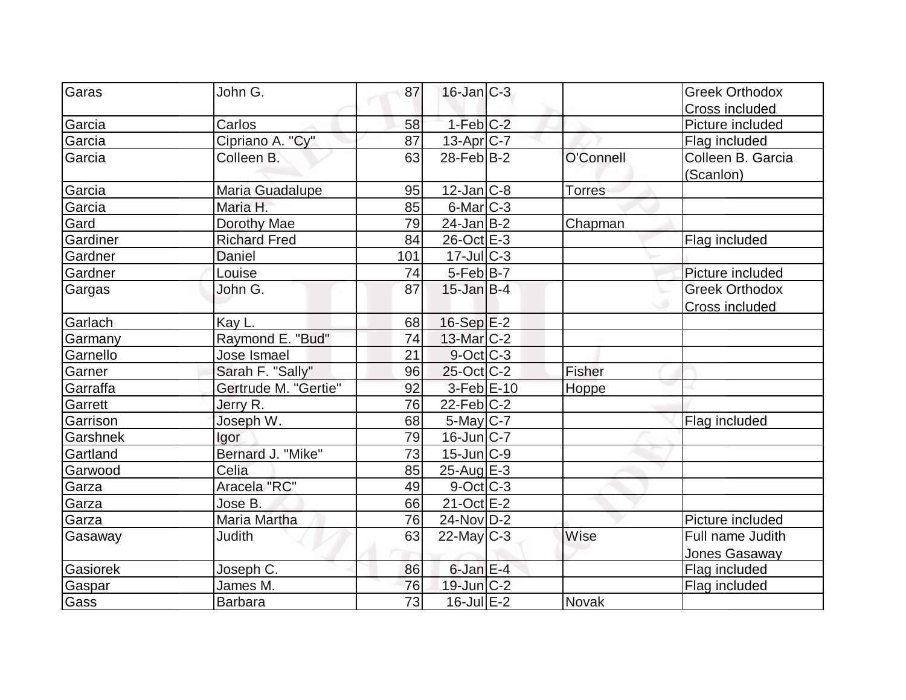| | | | | | | |
|---|---|---|---|---|---|---|
| Garas | John G. | 87 | 16-Jan | C-3 | | Greek Orthodox Cross included |
| Garcia | Carlos | 58 | 1-Feb | C-2 | | Picture included |
| Garcia | Cipriano A. "Cy" | 87 | 13-Apr | C-7 | | Flag included |
| Garcia | Colleen B. | 63 | 28-Feb | B-2 | O'Connell | Colleen B. Garcia (Scanlon) |
| Garcia | Maria Guadalupe | 95 | 12-Jan | C-8 | Torres | |
| Garcia | Maria H. | 85 | 6-Mar | C-3 | | |
| Gard | Dorothy Mae | 79 | 24-Jan | B-2 | Chapman | |
| Gardiner | Richard Fred | 84 | 26-Oct | E-3 | | Flag included |
| Gardner | Daniel | 101 | 17-Jul | C-3 | | |
| Gardner | Louise | 74 | 5-Feb | B-7 | | Picture included |
| Gargas | John G. | 87 | 15-Jan | B-4 | | Greek Orthodox Cross included |
| Garlach | Kay L. | 68 | 16-Sep | E-2 | | |
| Garmany | Raymond E. "Bud" | 74 | 13-Mar | C-2 | | |
| Garnello | Jose Ismael | 21 | 9-Oct | C-3 | | |
| Garner | Sarah F. "Sally" | 96 | 25-Oct | C-2 | Fisher | |
| Garraffa | Gertrude M. "Gertie" | 92 | 3-Feb | E-10 | Hoppe | |
| Garrett | Jerry R. | 76 | 22-Feb | C-2 | | |
| Garrison | Joseph W. | 68 | 5-May | C-7 | | Flag included |
| Garshnek | Igor | 79 | 16-Jun | C-7 | | |
| Gartland | Bernard J. "Mike" | 73 | 15-Jun | C-9 | | |
| Garwood | Celia | 85 | 25-Aug | E-3 | | |
| Garza | Aracela "RC" | 49 | 9-Oct | C-3 | | |
| Garza | Jose B. | 66 | 21-Oct | E-2 | | |
| Garza | Maria Martha | 76 | 24-Nov | D-2 | | Picture included |
| Gasaway | Judith | 63 | 22-May | C-3 | Wise | Full name Judith Jones Gasaway |
| Gasiorek | Joseph C. | 86 | 6-Jan | E-4 | | Flag included |
| Gaspar | James M. | 76 | 19-Jun | C-2 | | Flag included |
| Gass | Barbara | 73 | 16-Jul | E-2 | Novak | |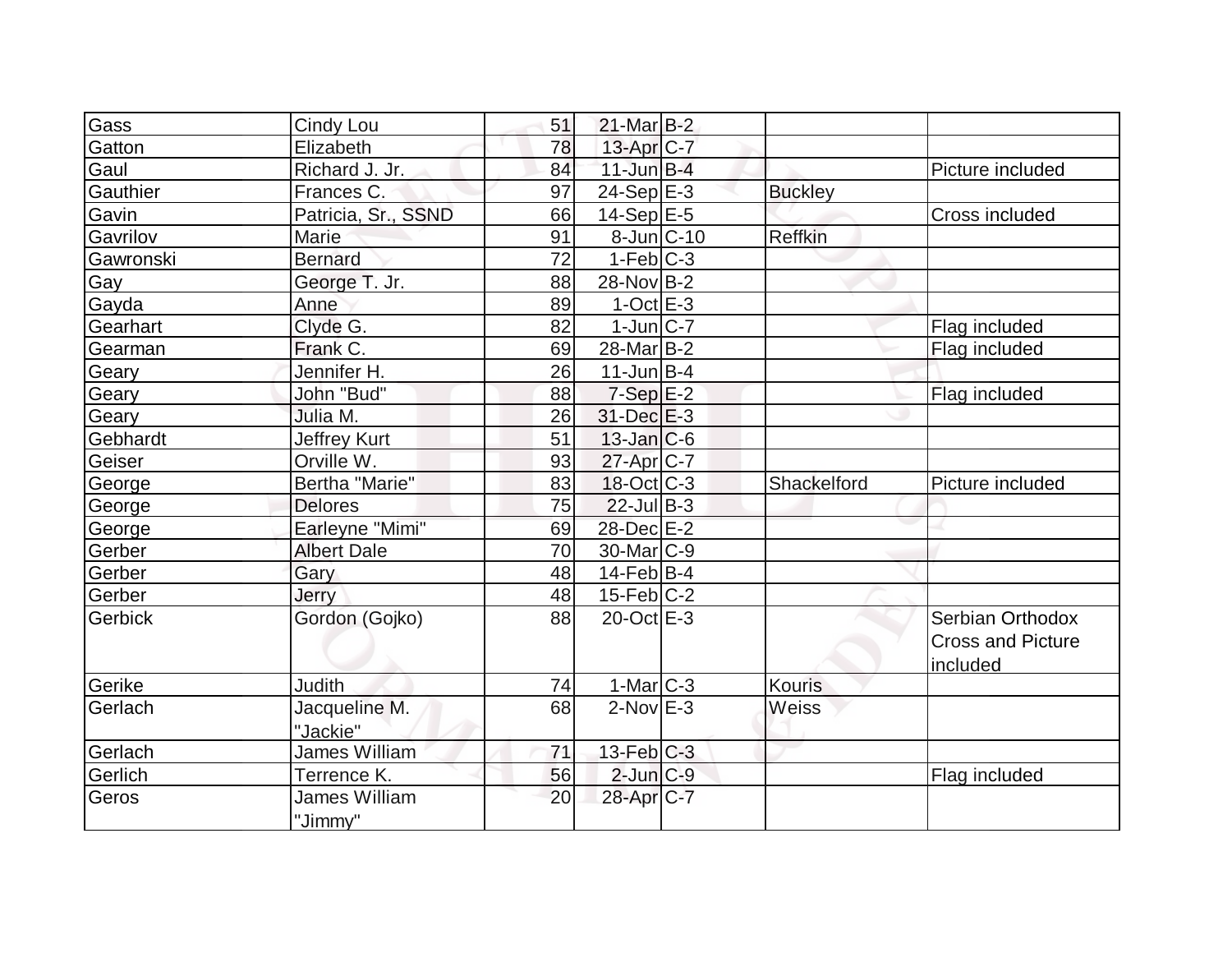| Gass | Cindy Lou | 51 | 21-Mar | B-2 | | |
|---|---|---|---|---|---|---|
| Gatton | Elizabeth | 78 | 13-Apr | C-7 | | |
| Gaul | Richard J. Jr. | 84 | 11-Jun | B-4 | | Picture included |
| Gauthier | Frances C. | 97 | 24-Sep | E-3 | Buckley | |
| Gavin | Patricia, Sr., SSND | 66 | 14-Sep | E-5 | | Cross included |
| Gavrilov | Marie | 91 | 8-Jun | C-10 | Reffkin | |
| Gawronski | Bernard | 72 | 1-Feb | C-3 | | |
| Gay | George T. Jr. | 88 | 28-Nov | B-2 | | |
| Gayda | Anne | 89 | 1-Oct | E-3 | | |
| Gearhart | Clyde G. | 82 | 1-Jun | C-7 | | Flag included |
| Gearman | Frank C. | 69 | 28-Mar | B-2 | | Flag included |
| Geary | Jennifer H. | 26 | 11-Jun | B-4 | | |
| Geary | John "Bud" | 88 | 7-Sep | E-2 | | Flag included |
| Geary | Julia M. | 26 | 31-Dec | E-3 | | |
| Gebhardt | Jeffrey Kurt | 51 | 13-Jan | C-6 | | |
| Geiser | Orville W. | 93 | 27-Apr | C-7 | | |
| George | Bertha "Marie" | 83 | 18-Oct | C-3 | Shackelford | Picture included |
| George | Delores | 75 | 22-Jul | B-3 | | |
| George | Earleyne "Mimi" | 69 | 28-Dec | E-2 | | |
| Gerber | Albert Dale | 70 | 30-Mar | C-9 | | |
| Gerber | Gary | 48 | 14-Feb | B-4 | | |
| Gerber | Jerry | 48 | 15-Feb | C-2 | | |
| Gerbick | Gordon (Gojko) | 88 | 20-Oct | E-3 | | Serbian Orthodox Cross and Picture included |
| Gerike | Judith | 74 | 1-Mar | C-3 | Kouris | |
| Gerlach | Jacqueline M. "Jackie" | 68 | 2-Nov | E-3 | Weiss | |
| Gerlach | James William | 71 | 13-Feb | C-3 | | |
| Gerlich | Terrence K. | 56 | 2-Jun | C-9 | | Flag included |
| Geros | James William "Jimmy" | 20 | 28-Apr | C-7 | | |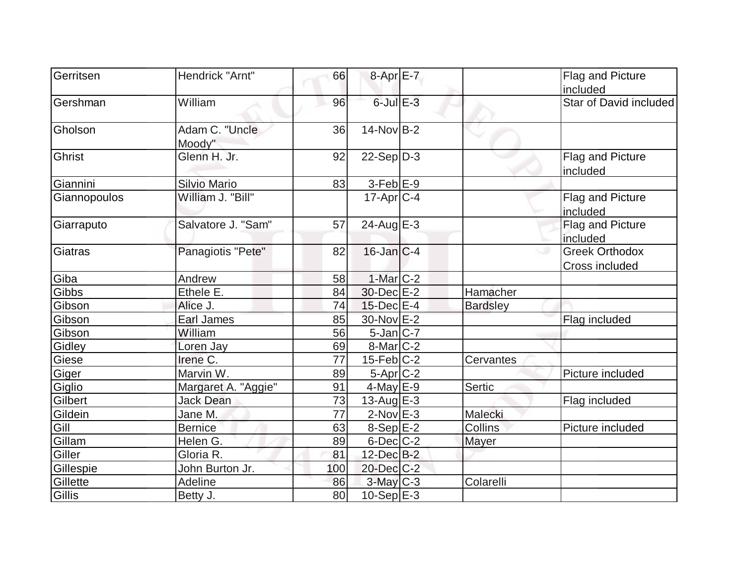| | | | | | | |
|---|---|---|---|---|---|---|
| Gerritsen | Hendrick "Arnt" | 66 | 8-Apr | E-7 | | Flag and Picture included |
| Gershman | William | 96 | 6-Jul | E-3 | | Star of David included |
| Gholson | Adam C. "Uncle Moody" | 36 | 14-Nov | B-2 | | |
| Ghrist | Glenn H. Jr. | 92 | 22-Sep | D-3 | | Flag and Picture included |
| Giannini | Silvio Mario | 83 | 3-Feb | E-9 | | |
| Giannopoulos | William J. "Bill" | | 17-Apr | C-4 | | Flag and Picture included |
| Giarraputo | Salvatore J. "Sam" | 57 | 24-Aug | E-3 | | Flag and Picture included |
| Giatras | Panagiotis "Pete" | 82 | 16-Jan | C-4 | | Greek Orthodox Cross included |
| Giba | Andrew | 58 | 1-Mar | C-2 | | |
| Gibbs | Ethele E. | 84 | 30-Dec | E-2 | Hamacher | |
| Gibson | Alice J. | 74 | 15-Dec | E-4 | Bardsley | |
| Gibson | Earl James | 85 | 30-Nov | E-2 | | Flag included |
| Gibson | William | 56 | 5-Jan | C-7 | | |
| Gidley | Loren Jay | 69 | 8-Mar | C-2 | | |
| Giese | Irene C. | 77 | 15-Feb | C-2 | Cervantes | |
| Giger | Marvin W. | 89 | 5-Apr | C-2 | | Picture included |
| Giglio | Margaret A. "Aggie" | 91 | 4-May | E-9 | Sertic | |
| Gilbert | Jack Dean | 73 | 13-Aug | E-3 | | Flag included |
| Gildein | Jane M. | 77 | 2-Nov | E-3 | Malecki | |
| Gill | Bernice | 63 | 8-Sep | E-2 | Collins | Picture included |
| Gillam | Helen G. | 89 | 6-Dec | C-2 | Mayer | |
| Giller | Gloria R. | 81 | 12-Dec | B-2 | | |
| Gillespie | John Burton Jr. | 100 | 20-Dec | C-2 | | |
| Gillette | Adeline | 86 | 3-May | C-3 | Colarelli | |
| Gillis | Betty J. | 80 | 10-Sep | E-3 | | |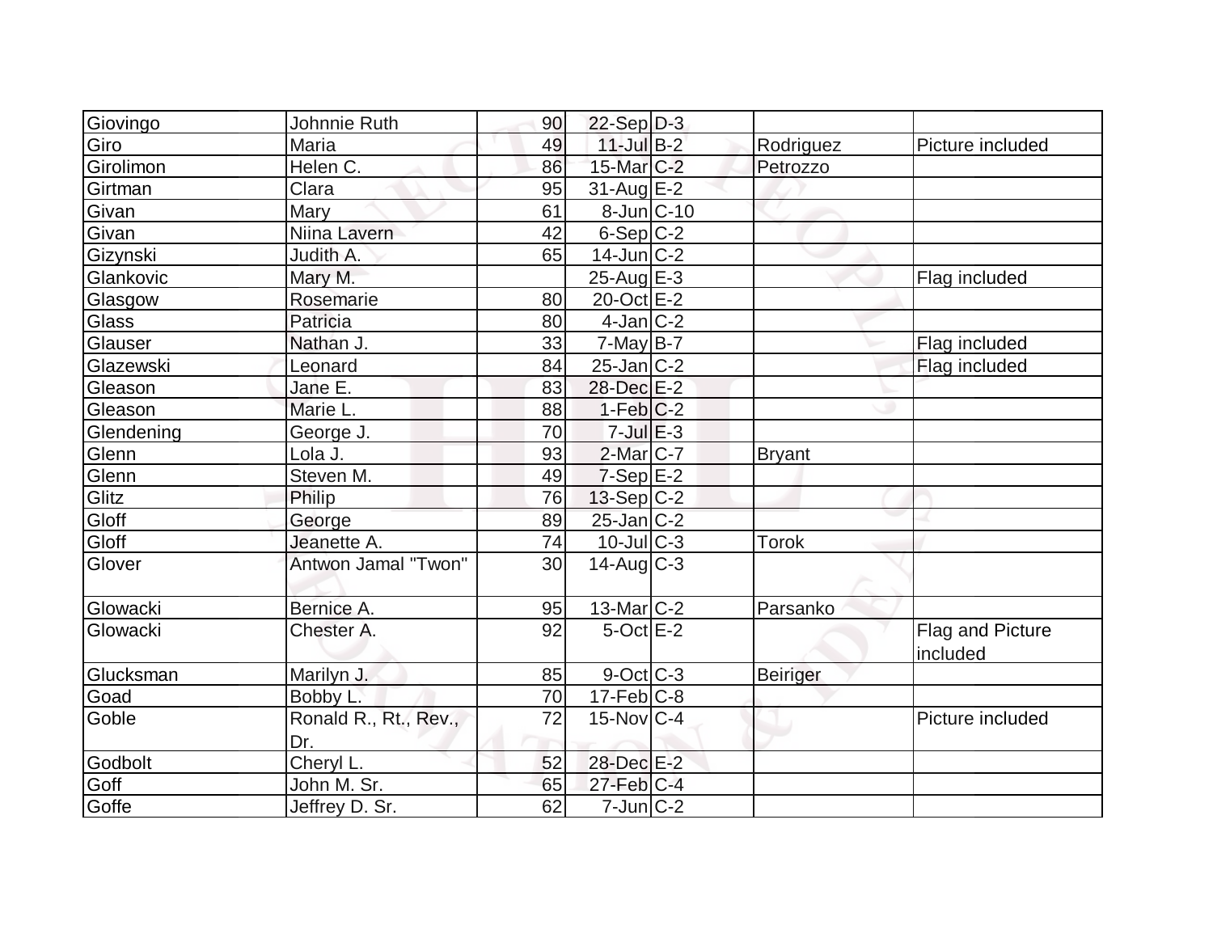| | | | | | | |
|---|---|---|---|---|---|---|
| Giovingo | Johnnie Ruth | 90 | 22-Sep | D-3 | | |
| Giro | Maria | 49 | 11-Jul | B-2 | Rodriguez | Picture included |
| Girolimon | Helen C. | 86 | 15-Mar | C-2 | Petrozzo | |
| Girtman | Clara | 95 | 31-Aug | E-2 | | |
| Givan | Mary | 61 | 8-Jun | C-10 | | |
| Givan | Niina Lavern | 42 | 6-Sep | C-2 | | |
| Gizynski | Judith A. | 65 | 14-Jun | C-2 | | |
| Glankovic | Mary M. | | 25-Aug | E-3 | | Flag included |
| Glasgow | Rosemarie | 80 | 20-Oct | E-2 | | |
| Glass | Patricia | 80 | 4-Jan | C-2 | | |
| Glauser | Nathan J. | 33 | 7-May | B-7 | | Flag included |
| Glazewski | Leonard | 84 | 25-Jan | C-2 | | Flag included |
| Gleason | Jane E. | 83 | 28-Dec | E-2 | | |
| Gleason | Marie L. | 88 | 1-Feb | C-2 | | |
| Glendening | George J. | 70 | 7-Jul | E-3 | | |
| Glenn | Lola J. | 93 | 2-Mar | C-7 | Bryant | |
| Glenn | Steven M. | 49 | 7-Sep | E-2 | | |
| Glitz | Philip | 76 | 13-Sep | C-2 | | |
| Gloff | George | 89 | 25-Jan | C-2 | | |
| Gloff | Jeanette A. | 74 | 10-Jul | C-3 | Torok | |
| Glover | Antwon Jamal "Twon" | 30 | 14-Aug | C-3 | | |
| Glowacki | Bernice A. | 95 | 13-Mar | C-2 | Parsanko | |
| Glowacki | Chester A. | 92 | 5-Oct | E-2 | | Flag and Picture included |
| Glucksman | Marilyn J. | 85 | 9-Oct | C-3 | Beiriger | |
| Goad | Bobby L. | 70 | 17-Feb | C-8 | | |
| Goble | Ronald R., Rt., Rev., Dr. | 72 | 15-Nov | C-4 | | Picture included |
| Godbolt | Cheryl L. | 52 | 28-Dec | E-2 | | |
| Goff | John M. Sr. | 65 | 27-Feb | C-4 | | |
| Goffe | Jeffrey D. Sr. | 62 | 7-Jun | C-2 | | |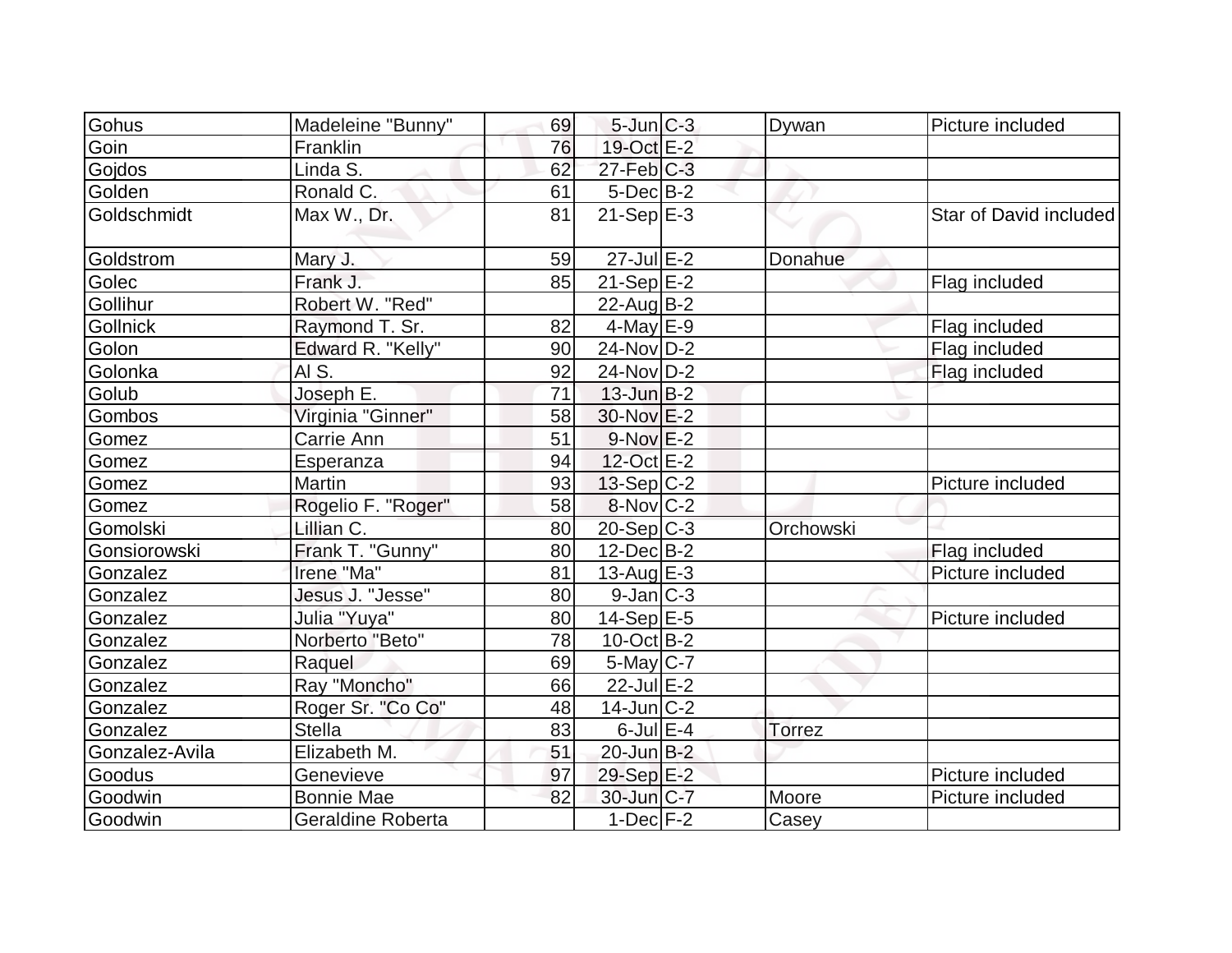| Gohus | Madeleine "Bunny" | 69 | 5-Jun | C-3 | Dywan | Picture included |
|---|---|---|---|---|---|---|
| Goin | Franklin | 76 | 19-Oct | E-2 | | |
| Gojdos | Linda S. | 62 | 27-Feb | C-3 | | |
| Golden | Ronald C. | 61 | 5-Dec | B-2 | | |
| Goldschmidt | Max W., Dr. | 81 | 21-Sep | E-3 | | Star of David included |
| Goldstrom | Mary J. | 59 | 27-Jul | E-2 | Donahue | |
| Golec | Frank J. | 85 | 21-Sep | E-2 | | Flag included |
| Gollihur | Robert W. "Red" | | 22-Aug | B-2 | | |
| Gollnick | Raymond T. Sr. | 82 | 4-May | E-9 | | Flag included |
| Golon | Edward R. "Kelly" | 90 | 24-Nov | D-2 | | Flag included |
| Golonka | Al S. | 92 | 24-Nov | D-2 | | Flag included |
| Golub | Joseph E. | 71 | 13-Jun | B-2 | | |
| Gombos | Virginia "Ginner" | 58 | 30-Nov | E-2 | | |
| Gomez | Carrie Ann | 51 | 9-Nov | E-2 | | |
| Gomez | Esperanza | 94 | 12-Oct | E-2 | | |
| Gomez | Martin | 93 | 13-Sep | C-2 | | Picture included |
| Gomez | Rogelio F. "Roger" | 58 | 8-Nov | C-2 | | |
| Gomolski | Lillian C. | 80 | 20-Sep | C-3 | Orchowski | |
| Gonsiorowski | Frank T. "Gunny" | 80 | 12-Dec | B-2 | | Flag included |
| Gonzalez | Irene "Ma" | 81 | 13-Aug | E-3 | | Picture included |
| Gonzalez | Jesus J. "Jesse" | 80 | 9-Jan | C-3 | | |
| Gonzalez | Julia "Yuya" | 80 | 14-Sep | E-5 | | Picture included |
| Gonzalez | Norberto "Beto" | 78 | 10-Oct | B-2 | | |
| Gonzalez | Raquel | 69 | 5-May | C-7 | | |
| Gonzalez | Ray "Moncho" | 66 | 22-Jul | E-2 | | |
| Gonzalez | Roger Sr. "Co Co" | 48 | 14-Jun | C-2 | | |
| Gonzalez | Stella | 83 | 6-Jul | E-4 | Torrez | |
| Gonzalez-Avila | Elizabeth M. | 51 | 20-Jun | B-2 | | |
| Goodus | Genevieve | 97 | 29-Sep | E-2 | | Picture included |
| Goodwin | Bonnie Mae | 82 | 30-Jun | C-7 | Moore | Picture included |
| Goodwin | Geraldine Roberta | | 1-Dec | F-2 | Casey | |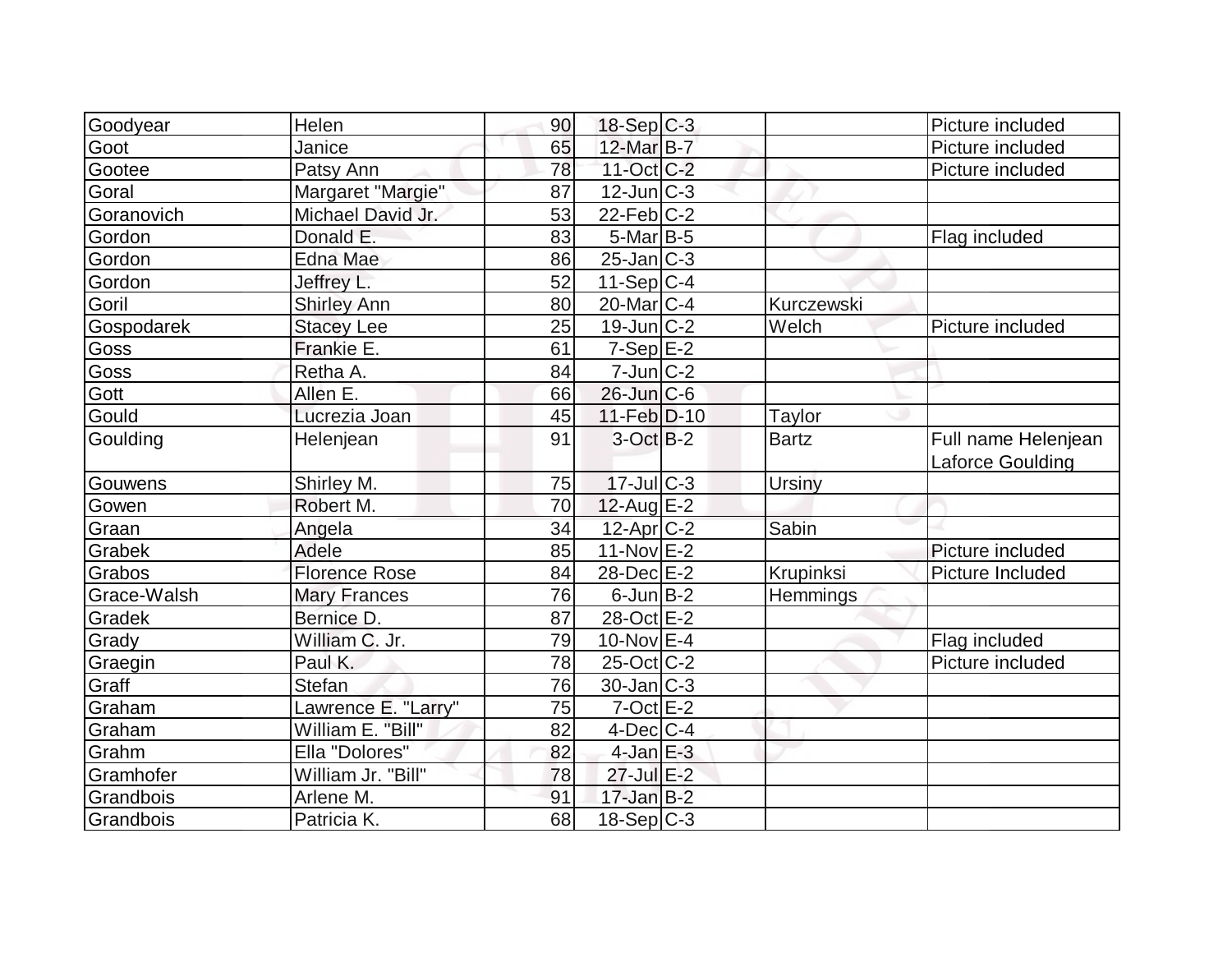| | | | | | | |
|---|---|---|---|---|---|---|
| Goodyear | Helen | 90 | 18-Sep | C-3 | | Picture included |
| Goot | Janice | 65 | 12-Mar | B-7 | | Picture included |
| Gootee | Patsy Ann | 78 | 11-Oct | C-2 | | Picture included |
| Goral | Margaret "Margie" | 87 | 12-Jun | C-3 | | |
| Goranovich | Michael David Jr. | 53 | 22-Feb | C-2 | | |
| Gordon | Donald E. | 83 | 5-Mar | B-5 | | Flag included |
| Gordon | Edna Mae | 86 | 25-Jan | C-3 | | |
| Gordon | Jeffrey L. | 52 | 11-Sep | C-4 | | |
| Goril | Shirley Ann | 80 | 20-Mar | C-4 | Kurczewski | |
| Gospodarek | Stacey Lee | 25 | 19-Jun | C-2 | Welch | Picture included |
| Goss | Frankie E. | 61 | 7-Sep | E-2 | | |
| Goss | Retha A. | 84 | 7-Jun | C-2 | | |
| Gott | Allen E. | 66 | 26-Jun | C-6 | | |
| Gould | Lucrezia Joan | 45 | 11-Feb | D-10 | Taylor | |
| Goulding | Helenjean | 91 | 3-Oct | B-2 | Bartz | Full name Helenjean Laforce Goulding |
| Gouwens | Shirley M. | 75 | 17-Jul | C-3 | Ursiny | |
| Gowen | Robert M. | 70 | 12-Aug | E-2 | | |
| Graan | Angela | 34 | 12-Apr | C-2 | Sabin | |
| Grabek | Adele | 85 | 11-Nov | E-2 | | Picture included |
| Grabos | Florence Rose | 84 | 28-Dec | E-2 | Krupinksi | Picture Included |
| Grace-Walsh | Mary Frances | 76 | 6-Jun | B-2 | Hemmings | |
| Gradek | Bernice D. | 87 | 28-Oct | E-2 | | |
| Grady | William C. Jr. | 79 | 10-Nov | E-4 | | Flag included |
| Graegin | Paul K. | 78 | 25-Oct | C-2 | | Picture included |
| Graff | Stefan | 76 | 30-Jan | C-3 | | |
| Graham | Lawrence E. "Larry" | 75 | 7-Oct | E-2 | | |
| Graham | William E. "Bill" | 82 | 4-Dec | C-4 | | |
| Grahm | Ella "Dolores" | 82 | 4-Jan | E-3 | | |
| Gramhofer | William Jr. "Bill" | 78 | 27-Jul | E-2 | | |
| Grandbois | Arlene M. | 91 | 17-Jan | B-2 | | |
| Grandbois | Patricia K. | 68 | 18-Sep | C-3 | | |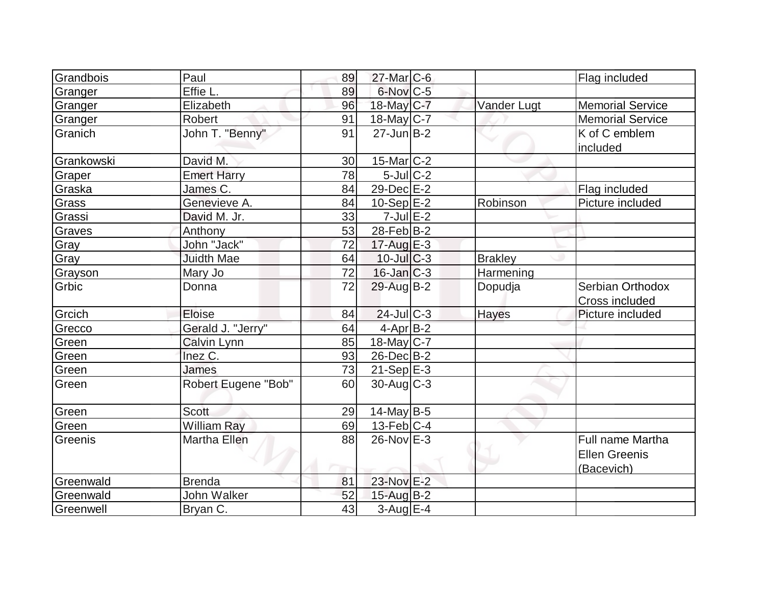| Grandbois | Paul | 89 | 27-Mar | C-6 | | Flag included |
|---|---|---|---|---|---|---|
| Granger | Effie L. | 89 | 6-Nov | C-5 | | |
| Granger | Elizabeth | 96 | 18-May | C-7 | Vander Lugt | Memorial Service |
| Granger | Robert | 91 | 18-May | C-7 | | Memorial Service |
| Granich | John T. "Benny" | 91 | 27-Jun | B-2 | | K of C emblem included |
| Grankowski | David M. | 30 | 15-Mar | C-2 | | |
| Graper | Emert Harry | 78 | 5-Jul | C-2 | | |
| Graska | James C. | 84 | 29-Dec | E-2 | | Flag included |
| Grass | Genevieve A. | 84 | 10-Sep | E-2 | Robinson | Picture included |
| Grassi | David M. Jr. | 33 | 7-Jul | E-2 | | |
| Graves | Anthony | 53 | 28-Feb | B-2 | | |
| Gray | John "Jack" | 72 | 17-Aug | E-3 | | |
| Gray | Juidth Mae | 64 | 10-Jul | C-3 | Brakley | |
| Grayson | Mary Jo | 72 | 16-Jan | C-3 | Harmening | |
| Grbic | Donna | 72 | 29-Aug | B-2 | Dopudja | Serbian Orthodox Cross included |
| Grcich | Eloise | 84 | 24-Jul | C-3 | Hayes | Picture included |
| Grecco | Gerald J. "Jerry" | 64 | 4-Apr | B-2 | | |
| Green | Calvin Lynn | 85 | 18-May | C-7 | | |
| Green | Inez C. | 93 | 26-Dec | B-2 | | |
| Green | James | 73 | 21-Sep | E-3 | | |
| Green | Robert Eugene "Bob" | 60 | 30-Aug | C-3 | | |
| Green | Scott | 29 | 14-May | B-5 | | |
| Green | William Ray | 69 | 13-Feb | C-4 | | |
| Greenis | Martha Ellen | 88 | 26-Nov | E-3 | | Full name Martha Ellen Greenis (Bacevich) |
| Greenwald | Brenda | 81 | 23-Nov | E-2 | | |
| Greenwald | John Walker | 52 | 15-Aug | B-2 | | |
| Greenwell | Bryan C. | 43 | 3-Aug | E-4 | | |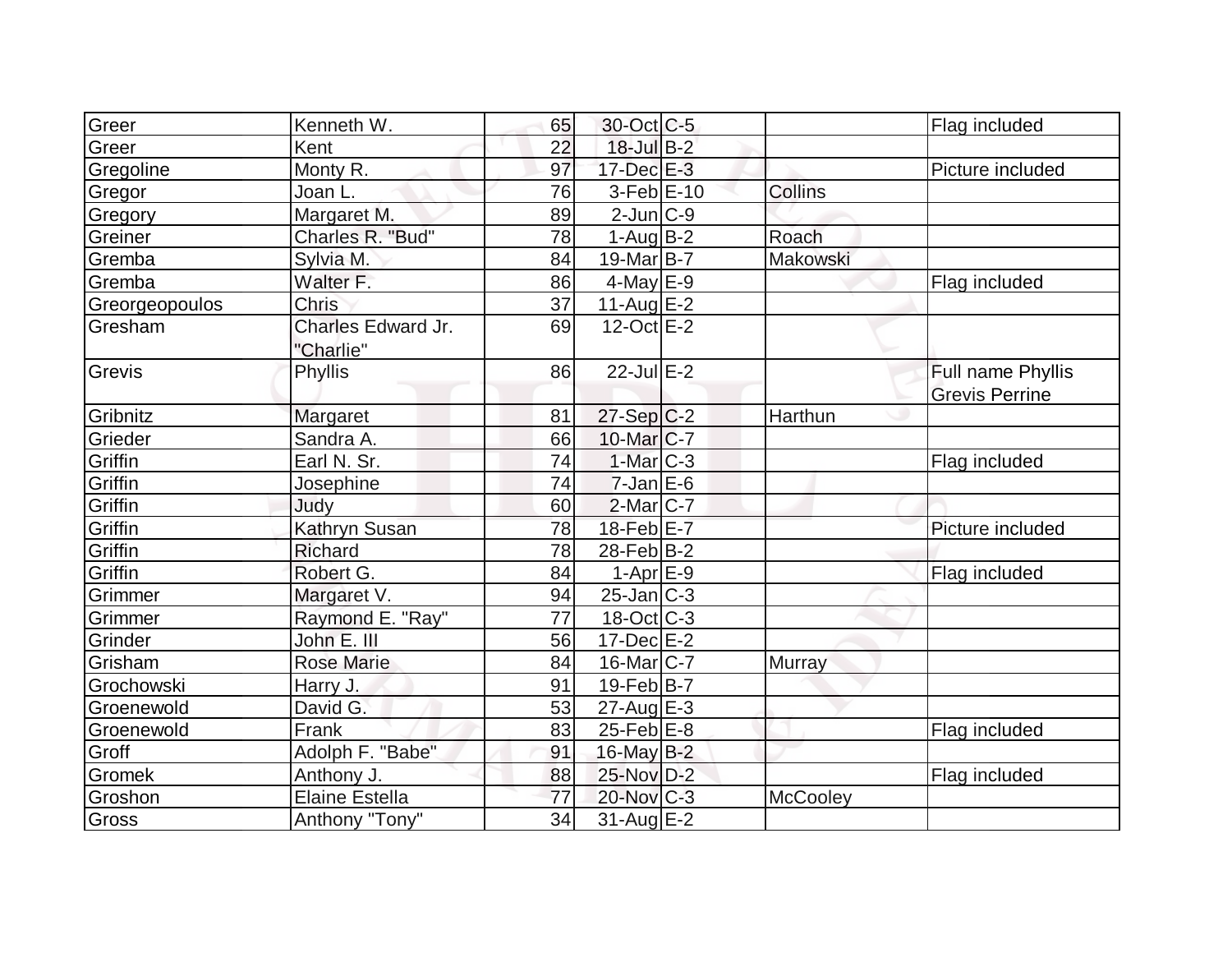| Greer | Kenneth W. | 65 | 30-Oct | C-5 | | Flag included |
|---|---|---|---|---|---|---|
| Greer | Kent | 22 | 18-Jul | B-2 | | |
| Gregoline | Monty R. | 97 | 17-Dec | E-3 | | Picture included |
| Gregor | Joan L. | 76 | 3-Feb | E-10 | Collins | |
| Gregory | Margaret M. | 89 | 2-Jun | C-9 | | |
| Greiner | Charles R. "Bud" | 78 | 1-Aug | B-2 | Roach | |
| Gremba | Sylvia M. | 84 | 19-Mar | B-7 | Makowski | |
| Gremba | Walter F. | 86 | 4-May | E-9 | | Flag included |
| Greorgeopoulos | Chris | 37 | 11-Aug | E-2 | | |
| Gresham | Charles Edward Jr. "Charlie" | 69 | 12-Oct | E-2 | | |
| Grevis | Phyllis | 86 | 22-Jul | E-2 | | Full name Phyllis Grevis Perrine |
| Gribnitz | Margaret | 81 | 27-Sep | C-2 | Harthun | |
| Grieder | Sandra A. | 66 | 10-Mar | C-7 | | |
| Griffin | Earl N. Sr. | 74 | 1-Mar | C-3 | | Flag included |
| Griffin | Josephine | 74 | 7-Jan | E-6 | | |
| Griffin | Judy | 60 | 2-Mar | C-7 | | |
| Griffin | Kathryn Susan | 78 | 18-Feb | E-7 | | Picture included |
| Griffin | Richard | 78 | 28-Feb | B-2 | | |
| Griffin | Robert G. | 84 | 1-Apr | E-9 | | Flag included |
| Grimmer | Margaret V. | 94 | 25-Jan | C-3 | | |
| Grimmer | Raymond E. "Ray" | 77 | 18-Oct | C-3 | | |
| Grinder | John E. III | 56 | 17-Dec | E-2 | | |
| Grisham | Rose Marie | 84 | 16-Mar | C-7 | Murray | |
| Grochowski | Harry J. | 91 | 19-Feb | B-7 | | |
| Groenewold | David G. | 53 | 27-Aug | E-3 | | |
| Groenewold | Frank | 83 | 25-Feb | E-8 | | Flag included |
| Groff | Adolph F. "Babe" | 91 | 16-May | B-2 | | |
| Gromek | Anthony J. | 88 | 25-Nov | D-2 | | Flag included |
| Groshon | Elaine Estella | 77 | 20-Nov | C-3 | McCooley | |
| Gross | Anthony "Tony" | 34 | 31-Aug | E-2 | | |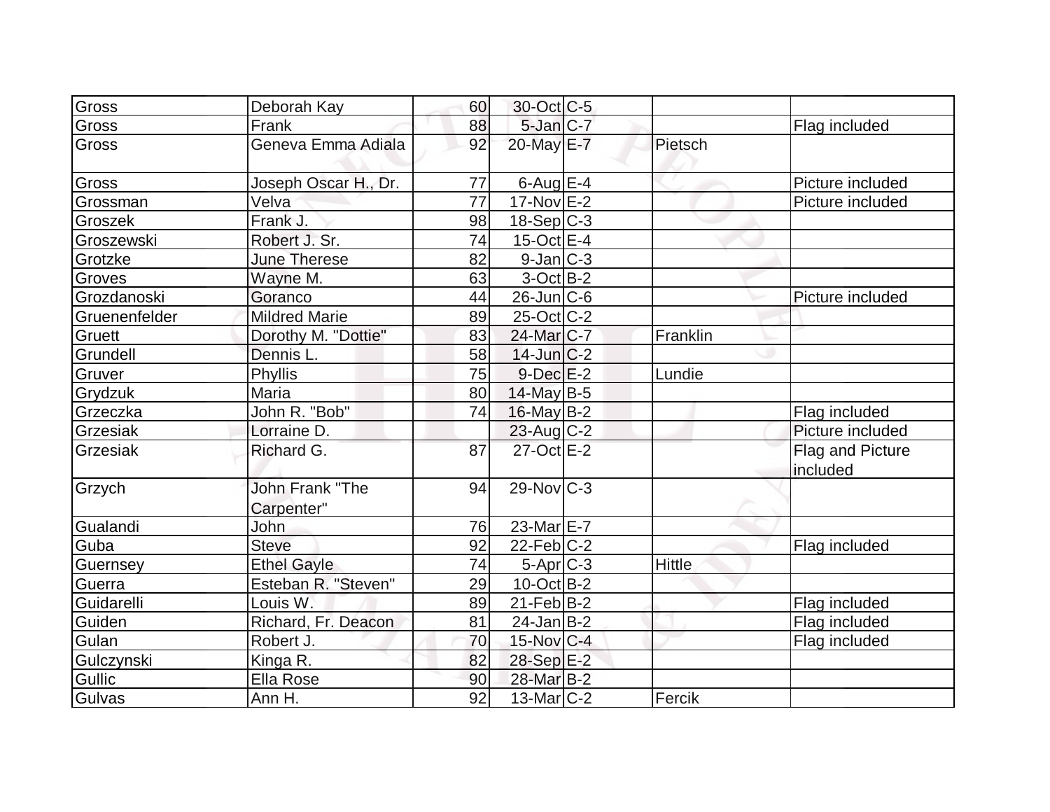| | | | | | | |
|---|---|---|---|---|---|---|
| Gross | Deborah Kay | 60 | 30-Oct | C-5 | | |
| Gross | Frank | 88 | 5-Jan | C-7 | | Flag included |
| Gross | Geneva Emma Adiala | 92 | 20-May | E-7 | Pietsch | |
| Gross | Joseph Oscar H., Dr. | 77 | 6-Aug | E-4 | | Picture included |
| Grossman | Velva | 77 | 17-Nov | E-2 | | Picture included |
| Groszek | Frank J. | 98 | 18-Sep | C-3 | | |
| Groszewski | Robert J. Sr. | 74 | 15-Oct | E-4 | | |
| Grotzke | June Therese | 82 | 9-Jan | C-3 | | |
| Groves | Wayne M. | 63 | 3-Oct | B-2 | | |
| Grozdanoski | Goranco | 44 | 26-Jun | C-6 | | Picture included |
| Gruenenfelder | Mildred Marie | 89 | 25-Oct | C-2 | | |
| Gruett | Dorothy M. "Dottie" | 83 | 24-Mar | C-7 | Franklin | |
| Grundell | Dennis L. | 58 | 14-Jun | C-2 | | |
| Gruver | Phyllis | 75 | 9-Dec | E-2 | Lundie | |
| Grydzuk | Maria | 80 | 14-May | B-5 | | |
| Grzeczka | John R. "Bob" | 74 | 16-May | B-2 | | Flag included |
| Grzesiak | Lorraine D. | | 23-Aug | C-2 | | Picture included |
| Grzesiak | Richard G. | 87 | 27-Oct | E-2 | | Flag and Picture included |
| Grzych | John Frank "The Carpenter" | 94 | 29-Nov | C-3 | | |
| Gualandi | John | 76 | 23-Mar | E-7 | | |
| Guba | Steve | 92 | 22-Feb | C-2 | | Flag included |
| Guernsey | Ethel Gayle | 74 | 5-Apr | C-3 | Hittle | |
| Guerra | Esteban R. "Steven" | 29 | 10-Oct | B-2 | | |
| Guidarelli | Louis W. | 89 | 21-Feb | B-2 | | Flag included |
| Guiden | Richard, Fr. Deacon | 81 | 24-Jan | B-2 | | Flag included |
| Gulan | Robert J. | 70 | 15-Nov | C-4 | | Flag included |
| Gulczynski | Kinga R. | 82 | 28-Sep | E-2 | | |
| Gullic | Ella Rose | 90 | 28-Mar | B-2 | | |
| Gulvas | Ann H. | 92 | 13-Mar | C-2 | Fercik | |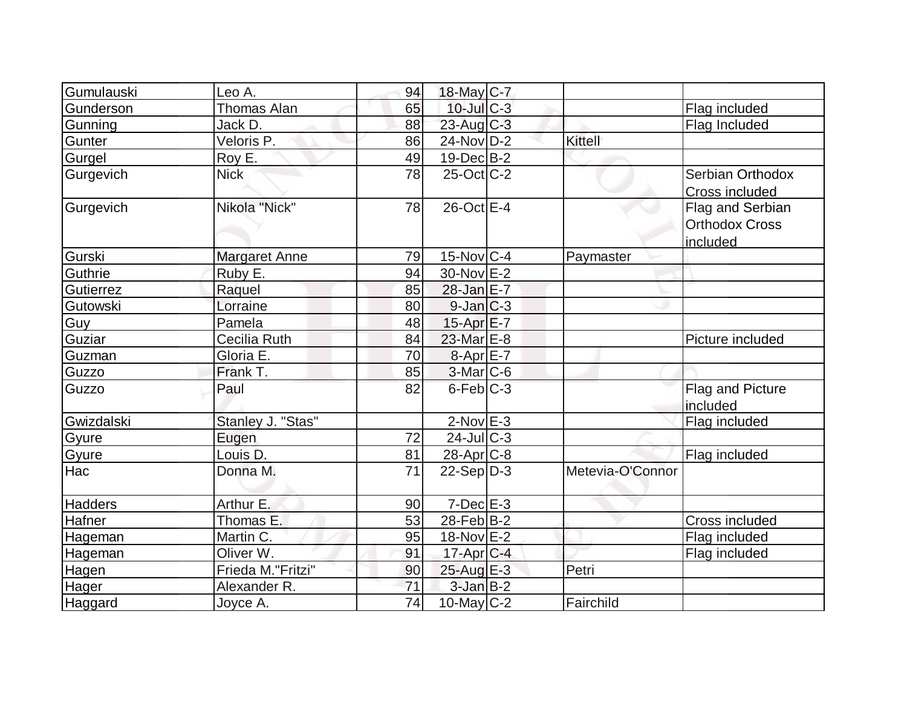| | | | | | | |
|---|---|---|---|---|---|---|
| Gumulauski | Leo A. | 94 | 18-May | C-7 | | |
| Gunderson | Thomas Alan | 65 | 10-Jul | C-3 | | Flag included |
| Gunning | Jack D. | 88 | 23-Aug | C-3 | | Flag Included |
| Gunter | Veloris P. | 86 | 24-Nov | D-2 | Kittell | |
| Gurgel | Roy E. | 49 | 19-Dec | B-2 | | |
| Gurgevich | Nick | 78 | 25-Oct | C-2 | | Serbian Orthodox Cross included |
| Gurgevich | Nikola "Nick" | 78 | 26-Oct | E-4 | | Flag and Serbian Orthodox Cross included |
| Gurski | Margaret Anne | 79 | 15-Nov | C-4 | Paymaster | |
| Guthrie | Ruby E. | 94 | 30-Nov | E-2 | | |
| Gutierrez | Raquel | 85 | 28-Jan | E-7 | | |
| Gutowski | Lorraine | 80 | 9-Jan | C-3 | | |
| Guy | Pamela | 48 | 15-Apr | E-7 | | |
| Guziar | Cecilia Ruth | 84 | 23-Mar | E-8 | | Picture included |
| Guzman | Gloria E. | 70 | 8-Apr | E-7 | | |
| Guzzo | Frank T. | 85 | 3-Mar | C-6 | | |
| Guzzo | Paul | 82 | 6-Feb | C-3 | | Flag and Picture included |
| Gwizdalski | Stanley J. "Stas" | | 2-Nov | E-3 | | Flag included |
| Gyure | Eugen | 72 | 24-Jul | C-3 | | |
| Gyure | Louis D. | 81 | 28-Apr | C-8 | | Flag included |
| Hac | Donna M. | 71 | 22-Sep | D-3 | Metevia-O'Connor | |
| Hadders | Arthur E. | 90 | 7-Dec | E-3 | | |
| Hafner | Thomas E. | 53 | 28-Feb | B-2 | | Cross included |
| Hageman | Martin C. | 95 | 18-Nov | E-2 | | Flag included |
| Hageman | Oliver W. | 91 | 17-Apr | C-4 | | Flag included |
| Hagen | Frieda M."Fritzi" | 90 | 25-Aug | E-3 | Petri | |
| Hager | Alexander R. | 71 | 3-Jan | B-2 | | |
| Haggard | Joyce A. | 74 | 10-May | C-2 | Fairchild | |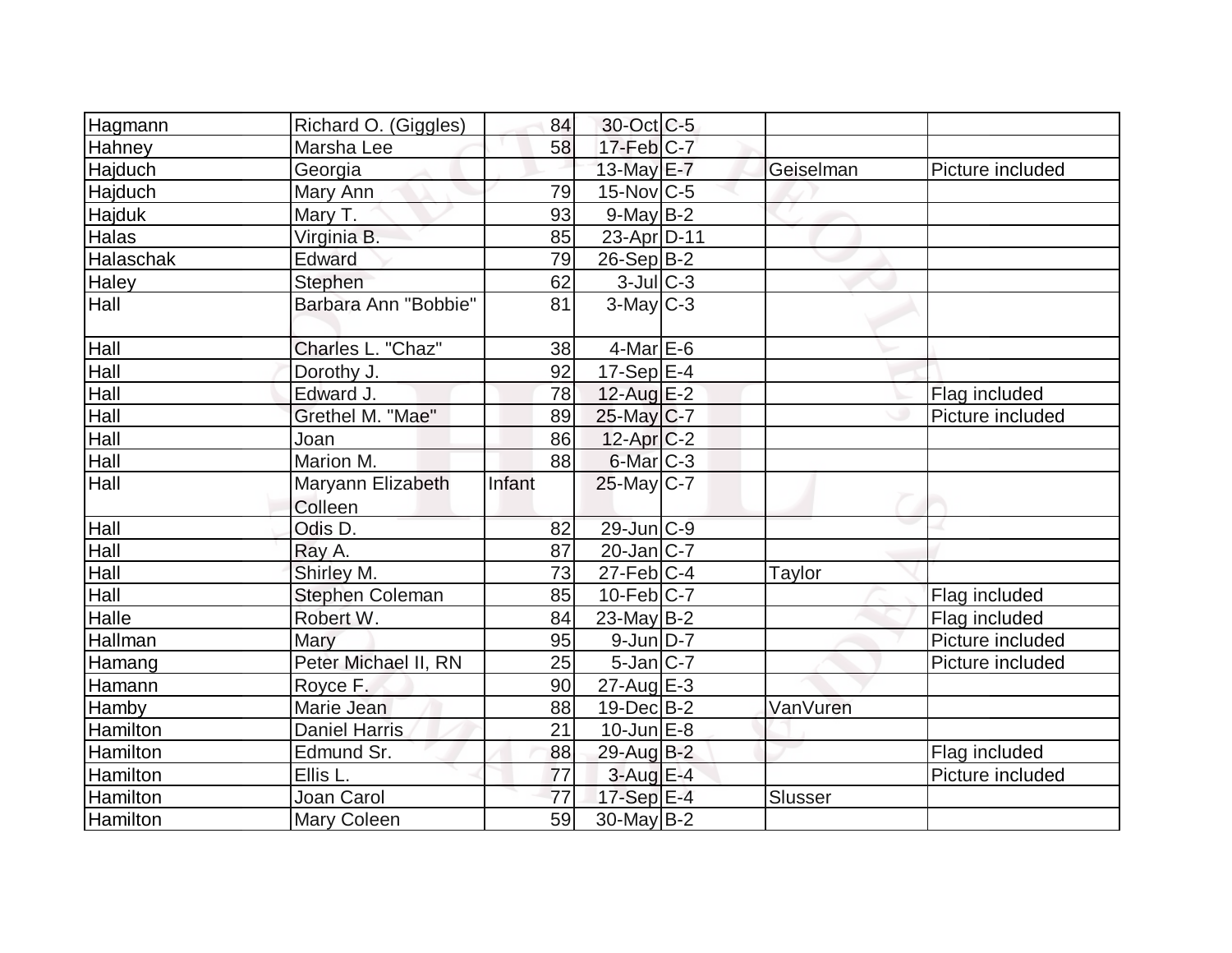| | | | | | | |
|---|---|---|---|---|---|---|
| Hagmann | Richard O. (Giggles) | 84 | 30-Oct | C-5 | | |
| Hahney | Marsha Lee | 58 | 17-Feb | C-7 | | |
| Hajduch | Georgia | | 13-May | E-7 | Geiselman | Picture included |
| Hajduch | Mary Ann | 79 | 15-Nov | C-5 | | |
| Hajduk | Mary T. | 93 | 9-May | B-2 | | |
| Halas | Virginia B. | 85 | 23-Apr | D-11 | | |
| Halaschak | Edward | 79 | 26-Sep | B-2 | | |
| Haley | Stephen | 62 | 3-Jul | C-3 | | |
| Hall | Barbara Ann "Bobbie" | 81 | 3-May | C-3 | | |
| Hall | Charles L. "Chaz" | 38 | 4-Mar | E-6 | | |
| Hall | Dorothy J. | 92 | 17-Sep | E-4 | | |
| Hall | Edward J. | 78 | 12-Aug | E-2 | | Flag included |
| Hall | Grethel M. "Mae" | 89 | 25-May | C-7 | | Picture included |
| Hall | Joan | 86 | 12-Apr | C-2 | | |
| Hall | Marion M. | 88 | 6-Mar | C-3 | | |
| Hall | Maryann Elizabeth Colleen | Infant | 25-May | C-7 | | |
| Hall | Odis D. | 82 | 29-Jun | C-9 | | |
| Hall | Ray A. | 87 | 20-Jan | C-7 | | |
| Hall | Shirley M. | 73 | 27-Feb | C-4 | Taylor | |
| Hall | Stephen Coleman | 85 | 10-Feb | C-7 | | Flag included |
| Halle | Robert W. | 84 | 23-May | B-2 | | Flag included |
| Hallman | Mary | 95 | 9-Jun | D-7 | | Picture included |
| Hamang | Peter Michael II, RN | 25 | 5-Jan | C-7 | | Picture included |
| Hamann | Royce F. | 90 | 27-Aug | E-3 | | |
| Hamby | Marie Jean | 88 | 19-Dec | B-2 | VanVuren | |
| Hamilton | Daniel Harris | 21 | 10-Jun | E-8 | | |
| Hamilton | Edmund Sr. | 88 | 29-Aug | B-2 | | Flag included |
| Hamilton | Ellis L. | 77 | 3-Aug | E-4 | | Picture included |
| Hamilton | Joan Carol | 77 | 17-Sep | E-4 | Slusser | |
| Hamilton | Mary Coleen | 59 | 30-May | B-2 | | |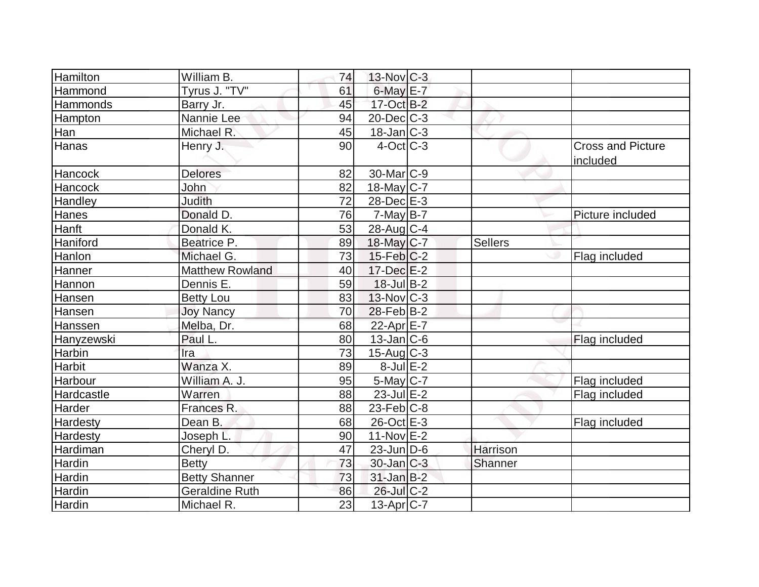| | | | | | | |
|---|---|---|---|---|---|---|
| Hamilton | William B. | 74 | 13-Nov | C-3 | | |
| Hammond | Tyrus J. "TV" | 61 | 6-May | E-7 | | |
| Hammonds | Barry Jr. | 45 | 17-Oct | B-2 | | |
| Hampton | Nannie Lee | 94 | 20-Dec | C-3 | | |
| Han | Michael R. | 45 | 18-Jan | C-3 | | |
| Hanas | Henry J. | 90 | 4-Oct | C-3 | | Cross and Picture included |
| Hancock | Delores | 82 | 30-Mar | C-9 | | |
| Hancock | John | 82 | 18-May | C-7 | | |
| Handley | Judith | 72 | 28-Dec | E-3 | | |
| Hanes | Donald D. | 76 | 7-May | B-7 | | Picture included |
| Hanft | Donald K. | 53 | 28-Aug | C-4 | | |
| Haniford | Beatrice P. | 89 | 18-May | C-7 | Sellers | |
| Hanlon | Michael G. | 73 | 15-Feb | C-2 | | Flag included |
| Hanner | Matthew Rowland | 40 | 17-Dec | E-2 | | |
| Hannon | Dennis E. | 59 | 18-Jul | B-2 | | |
| Hansen | Betty Lou | 83 | 13-Nov | C-3 | | |
| Hansen | Joy Nancy | 70 | 28-Feb | B-2 | | |
| Hanssen | Melba, Dr. | 68 | 22-Apr | E-7 | | |
| Hanyzewski | Paul L. | 80 | 13-Jan | C-6 | | Flag included |
| Harbin | Ira | 73 | 15-Aug | C-3 | | |
| Harbit | Wanza X. | 89 | 8-Jul | E-2 | | |
| Harbour | William A. J. | 95 | 5-May | C-7 | | Flag included |
| Hardcastle | Warren | 88 | 23-Jul | E-2 | | Flag included |
| Harder | Frances R. | 88 | 23-Feb | C-8 | | |
| Hardesty | Dean B. | 68 | 26-Oct | E-3 | | Flag included |
| Hardesty | Joseph L. | 90 | 11-Nov | E-2 | | |
| Hardiman | Cheryl D. | 47 | 23-Jun | D-6 | Harrison | |
| Hardin | Betty | 73 | 30-Jan | C-3 | Shanner | |
| Hardin | Betty Shanner | 73 | 31-Jan | B-2 | | |
| Hardin | Geraldine Ruth | 86 | 26-Jul | C-2 | | |
| Hardin | Michael R. | 23 | 13-Apr | C-7 | | |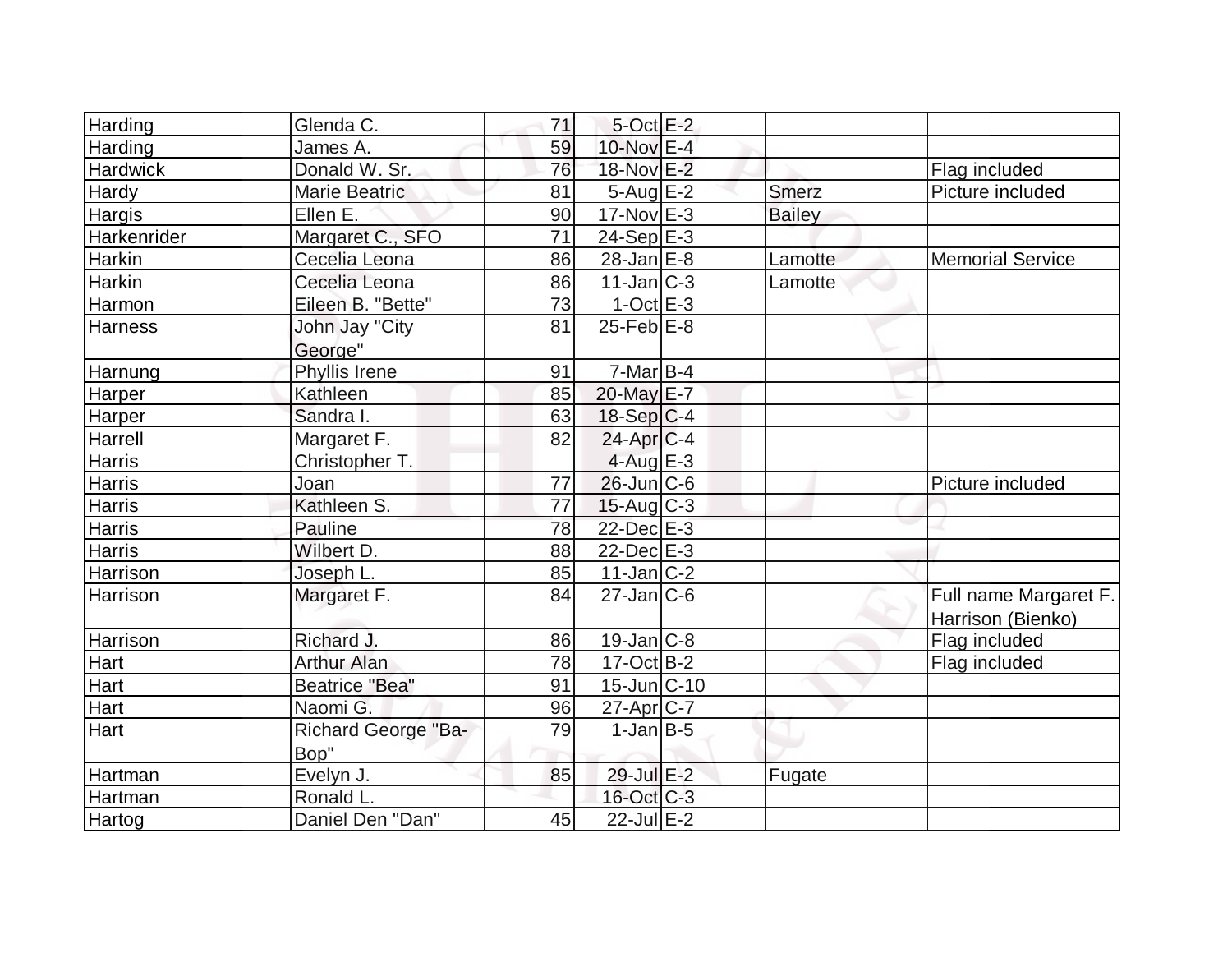| Harding | Glenda C. | 71 | 5-Oct | E-2 | | |
|---|---|---|---|---|---|---|
| Harding | James A. | 59 | 10-Nov | E-4 | | |
| Hardwick | Donald W. Sr. | 76 | 18-Nov | E-2 | | Flag included |
| Hardy | Marie Beatric | 81 | 5-Aug | E-2 | Smerz | Picture included |
| Hargis | Ellen E. | 90 | 17-Nov | E-3 | Bailey | |
| Harkenrider | Margaret C., SFO | 71 | 24-Sep | E-3 | | |
| Harkin | Cecelia Leona | 86 | 28-Jan | E-8 | Lamotte | Memorial Service |
| Harkin | Cecelia Leona | 86 | 11-Jan | C-3 | Lamotte | |
| Harmon | Eileen B. "Bette" | 73 | 1-Oct | E-3 | | |
| Harness | John Jay "City George" | 81 | 25-Feb | E-8 | | |
| Harnung | Phyllis Irene | 91 | 7-Mar | B-4 | | |
| Harper | Kathleen | 85 | 20-May | E-7 | | |
| Harper | Sandra I. | 63 | 18-Sep | C-4 | | |
| Harrell | Margaret F. | 82 | 24-Apr | C-4 | | |
| Harris | Christopher T. | | 4-Aug | E-3 | | |
| Harris | Joan | 77 | 26-Jun | C-6 | | Picture included |
| Harris | Kathleen S. | 77 | 15-Aug | C-3 | | |
| Harris | Pauline | 78 | 22-Dec | E-3 | | |
| Harris | Wilbert D. | 88 | 22-Dec | E-3 | | |
| Harrison | Joseph L. | 85 | 11-Jan | C-2 | | |
| Harrison | Margaret F. | 84 | 27-Jan | C-6 | | Full name Margaret F. Harrison (Bienko) |
| Harrison | Richard J. | 86 | 19-Jan | C-8 | | Flag included |
| Hart | Arthur Alan | 78 | 17-Oct | B-2 | | Flag included |
| Hart | Beatrice "Bea" | 91 | 15-Jun | C-10 | | |
| Hart | Naomi G. | 96 | 27-Apr | C-7 | | |
| Hart | Richard George "Ba-Bop" | 79 | 1-Jan | B-5 | | |
| Hartman | Evelyn J. | 85 | 29-Jul | E-2 | Fugate | |
| Hartman | Ronald L. | | 16-Oct | C-3 | | |
| Hartog | Daniel Den "Dan" | 45 | 22-Jul | E-2 | | |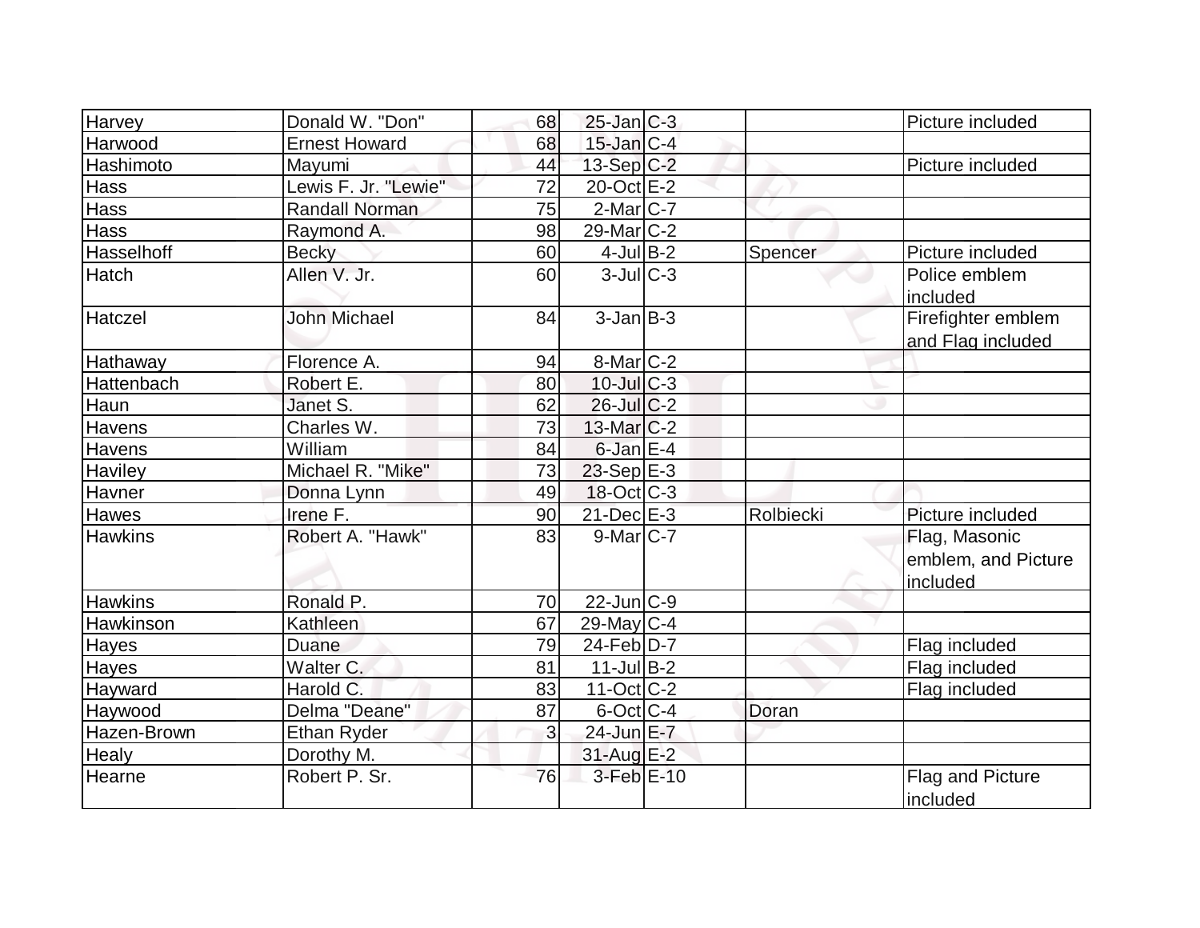| | | | | | | |
|---|---|---|---|---|---|---|
| Harvey | Donald W. "Don" | 68 | 25-Jan | C-3 | | Picture included |
| Harwood | Ernest Howard | 68 | 15-Jan | C-4 | | |
| Hashimoto | Mayumi | 44 | 13-Sep | C-2 | | Picture included |
| Hass | Lewis F. Jr. "Lewie" | 72 | 20-Oct | E-2 | | |
| Hass | Randall Norman | 75 | 2-Mar | C-7 | | |
| Hass | Raymond A. | 98 | 29-Mar | C-2 | | |
| Hasselhoff | Becky | 60 | 4-Jul | B-2 | Spencer | Picture included |
| Hatch | Allen V. Jr. | 60 | 3-Jul | C-3 | | Police emblem included |
| Hatczel | John Michael | 84 | 3-Jan | B-3 | | Firefighter emblem and Flag included |
| Hathaway | Florence A. | 94 | 8-Mar | C-2 | | |
| Hattenbach | Robert E. | 80 | 10-Jul | C-3 | | |
| Haun | Janet S. | 62 | 26-Jul | C-2 | | |
| Havens | Charles W. | 73 | 13-Mar | C-2 | | |
| Havens | William | 84 | 6-Jan | E-4 | | |
| Haviley | Michael R. "Mike" | 73 | 23-Sep | E-3 | | |
| Havner | Donna Lynn | 49 | 18-Oct | C-3 | | |
| Hawes | Irene F. | 90 | 21-Dec | E-3 | Rolbiecki | Picture included |
| Hawkins | Robert A. "Hawk" | 83 | 9-Mar | C-7 | | Flag, Masonic emblem, and Picture included |
| Hawkins | Ronald P. | 70 | 22-Jun | C-9 | | |
| Hawkinson | Kathleen | 67 | 29-May | C-4 | | |
| Hayes | Duane | 79 | 24-Feb | D-7 | | Flag included |
| Hayes | Walter C. | 81 | 11-Jul | B-2 | | Flag included |
| Hayward | Harold C. | 83 | 11-Oct | C-2 | | Flag included |
| Haywood | Delma "Deane" | 87 | 6-Oct | C-4 | Doran | |
| Hazen-Brown | Ethan Ryder | 3 | 24-Jun | E-7 | | |
| Healy | Dorothy M. | | 31-Aug | E-2 | | |
| Hearne | Robert P. Sr. | 76 | 3-Feb | E-10 | | Flag and Picture included |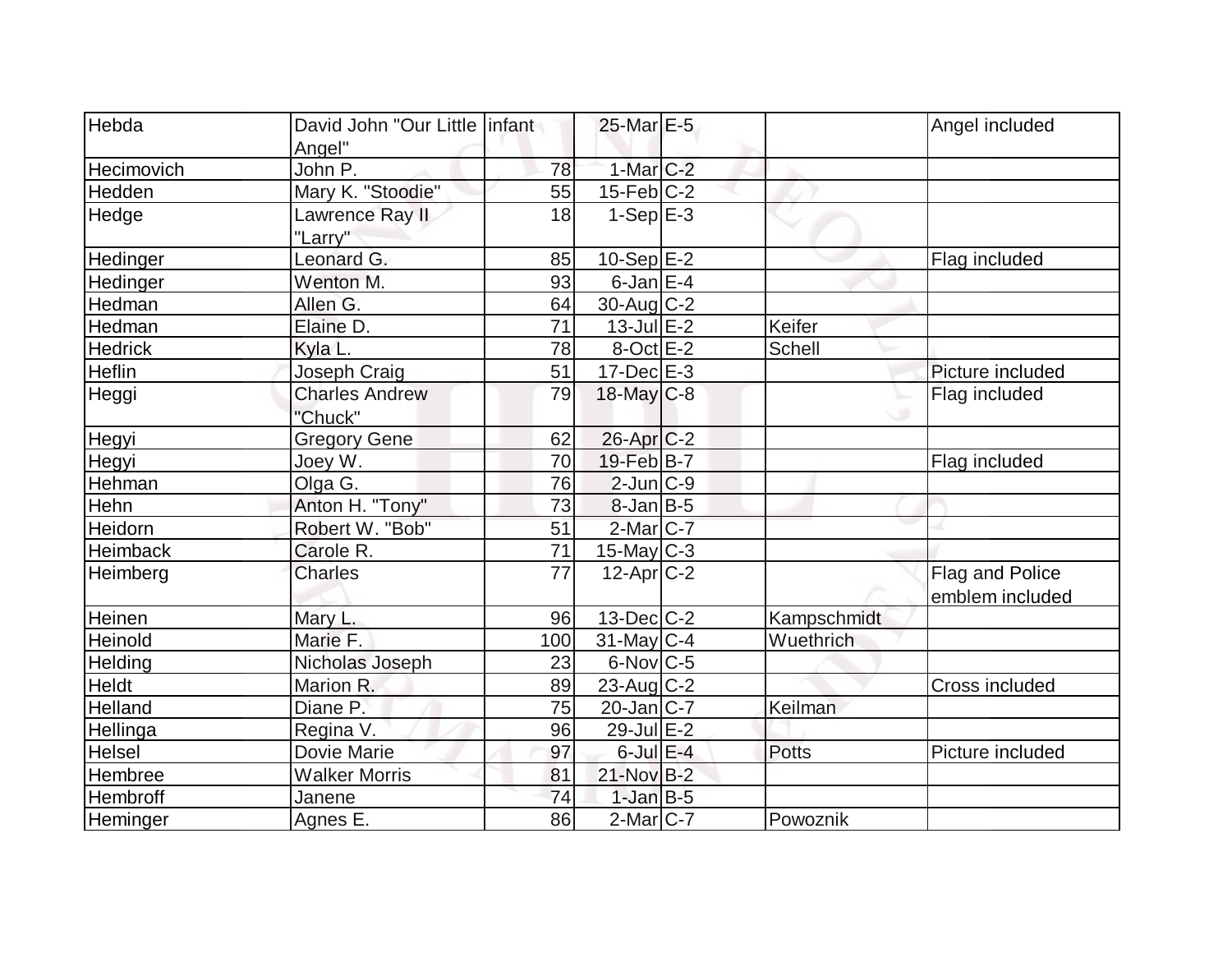| Hebda | David John "Our Little Angel" | infant | 25-Mar | E-5 | | Angel included |
|---|---|---|---|---|---|---|
| Hecimovich | John P. | 78 | 1-Mar | C-2 | | |
| Hedden | Mary K. "Stoodie" | 55 | 15-Feb | C-2 | | |
| Hedge | Lawrence Ray II "Larry" | 18 | 1-Sep | E-3 | | |
| Hedinger | Leonard G. | 85 | 10-Sep | E-2 | | Flag included |
| Hedinger | Wenton M. | 93 | 6-Jan | E-4 | | |
| Hedman | Allen G. | 64 | 30-Aug | C-2 | | |
| Hedman | Elaine D. | 71 | 13-Jul | E-2 | Keifer | |
| Hedrick | Kyla L. | 78 | 8-Oct | E-2 | Schell | |
| Heflin | Joseph Craig | 51 | 17-Dec | E-3 | | Picture included |
| Heggi | Charles Andrew "Chuck" | 79 | 18-May | C-8 | | Flag included |
| Hegyi | Gregory Gene | 62 | 26-Apr | C-2 | | |
| Hegyi | Joey W. | 70 | 19-Feb | B-7 | | Flag included |
| Hehman | Olga G. | 76 | 2-Jun | C-9 | | |
| Hehn | Anton H. "Tony" | 73 | 8-Jan | B-5 | | |
| Heidorn | Robert W. "Bob" | 51 | 2-Mar | C-7 | | |
| Heimback | Carole R. | 71 | 15-May | C-3 | | |
| Heimberg | Charles | 77 | 12-Apr | C-2 | | Flag and Police emblem included |
| Heinen | Mary L. | 96 | 13-Dec | C-2 | Kampschmidt | |
| Heinold | Marie F. | 100 | 31-May | C-4 | Wuethrich | |
| Helding | Nicholas Joseph | 23 | 6-Nov | C-5 | | |
| Heldt | Marion R. | 89 | 23-Aug | C-2 | | Cross included |
| Helland | Diane P. | 75 | 20-Jan | C-7 | Keilman | |
| Hellinga | Regina V. | 96 | 29-Jul | E-2 | | |
| Helsel | Dovie Marie | 97 | 6-Jul | E-4 | Potts | Picture included |
| Hembree | Walker Morris | 81 | 21-Nov | B-2 | | |
| Hembroff | Janene | 74 | 1-Jan | B-5 | | |
| Heminger | Agnes E. | 86 | 2-Mar | C-7 | Powoznik | |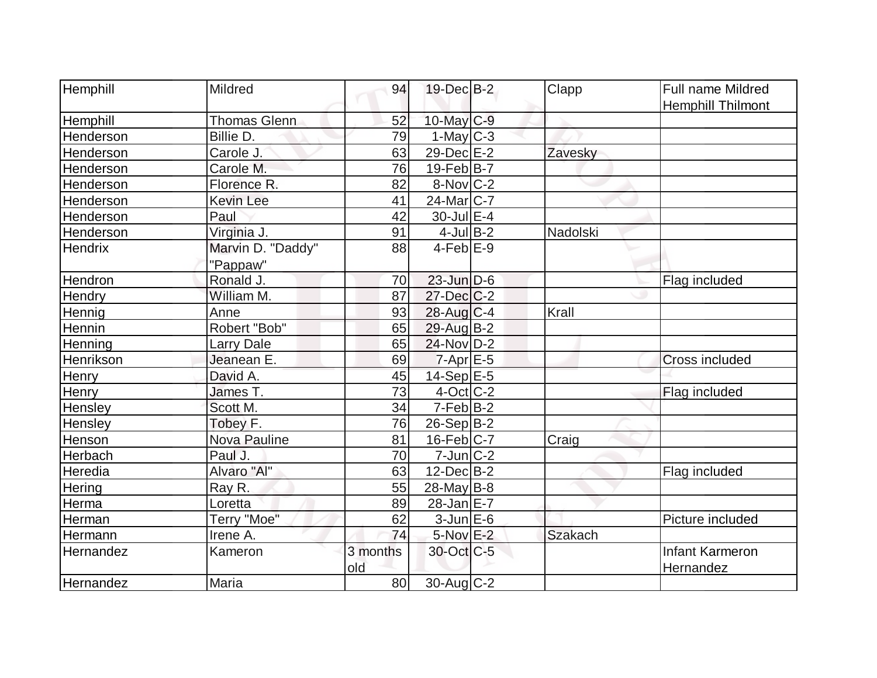| Hemphill | Mildred | 94 | 19-Dec | B-2 | Clapp | Full name Mildred Hemphill Thilmont |
|---|---|---|---|---|---|---|
| Hemphill | Thomas Glenn | 52 | 10-May | C-9 | | |
| Henderson | Billie D. | 79 | 1-May | C-3 | | |
| Henderson | Carole J. | 63 | 29-Dec | E-2 | Zavesky | |
| Henderson | Carole M. | 76 | 19-Feb | B-7 | | |
| Henderson | Florence R. | 82 | 8-Nov | C-2 | | |
| Henderson | Kevin Lee | 41 | 24-Mar | C-7 | | |
| Henderson | Paul | 42 | 30-Jul | E-4 | | |
| Henderson | Virginia J. | 91 | 4-Jul | B-2 | Nadolski | |
| Hendrix | Marvin D. "Daddy" "Pappaw" | 88 | 4-Feb | E-9 | | |
| Hendron | Ronald J. | 70 | 23-Jun | D-6 | | Flag included |
| Hendry | William M. | 87 | 27-Dec | C-2 | | |
| Hennig | Anne | 93 | 28-Aug | C-4 | Krall | |
| Hennin | Robert "Bob" | 65 | 29-Aug | B-2 | | |
| Henning | Larry Dale | 65 | 24-Nov | D-2 | | |
| Henrikson | Jeanean E. | 69 | 7-Apr | E-5 | | Cross included |
| Henry | David A. | 45 | 14-Sep | E-5 | | |
| Henry | James T. | 73 | 4-Oct | C-2 | | Flag included |
| Hensley | Scott M. | 34 | 7-Feb | B-2 | | |
| Hensley | Tobey F. | 76 | 26-Sep | B-2 | | |
| Henson | Nova Pauline | 81 | 16-Feb | C-7 | Craig | |
| Herbach | Paul J. | 70 | 7-Jun | C-2 | | |
| Heredia | Alvaro "Al" | 63 | 12-Dec | B-2 | | Flag included |
| Hering | Ray R. | 55 | 28-May | B-8 | | |
| Herma | Loretta | 89 | 28-Jan | E-7 | | |
| Herman | Terry "Moe" | 62 | 3-Jun | E-6 | | Picture included |
| Hermann | Irene A. | 74 | 5-Nov | E-2 | Szakach | |
| Hernandez | Kameron | 3 months old | 30-Oct | C-5 | | Infant Karmeron Hernandez |
| Hernandez | Maria | 80 | 30-Aug | C-2 | | |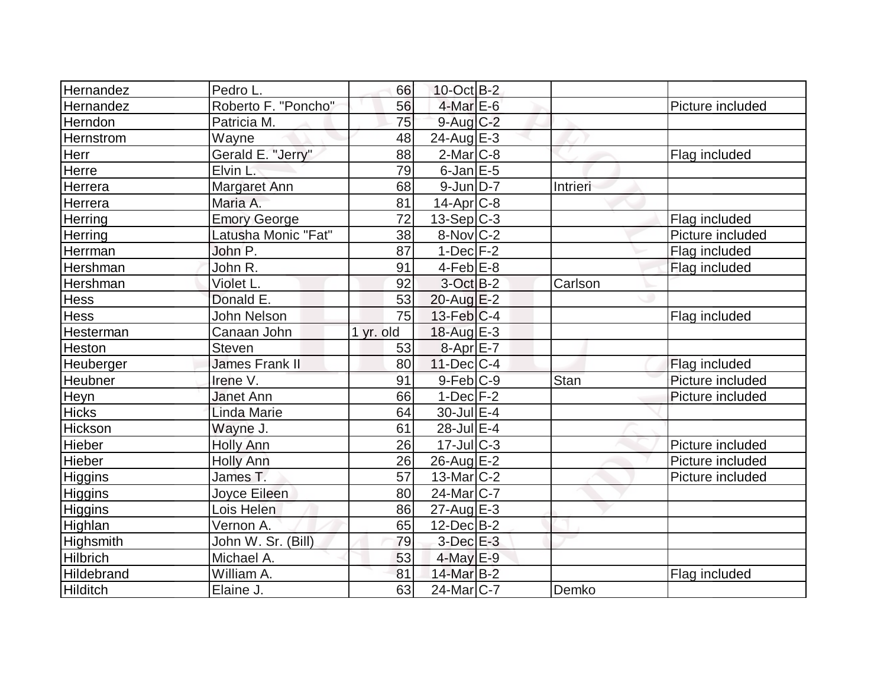| Hernandez | Pedro L. | 66 | 10-Oct | B-2 | | |
|---|---|---|---|---|---|---|
| Hernandez | Roberto F. "Poncho" | 56 | 4-Mar | E-6 | | Picture included |
| Herndon | Patricia M. | 75 | 9-Aug | C-2 | | |
| Hernstrom | Wayne | 48 | 24-Aug | E-3 | | |
| Herr | Gerald E. "Jerry" | 88 | 2-Mar | C-8 | | Flag included |
| Herre | Elvin L. | 79 | 6-Jan | E-5 | | |
| Herrera | Margaret Ann | 68 | 9-Jun | D-7 | Intrieri | |
| Herrera | Maria A. | 81 | 14-Apr | C-8 | | |
| Herring | Emory George | 72 | 13-Sep | C-3 | | Flag included |
| Herring | Latusha Monic "Fat" | 38 | 8-Nov | C-2 | | Picture included |
| Herrman | John P. | 87 | 1-Dec | F-2 | | Flag included |
| Hershman | John R. | 91 | 4-Feb | E-8 | | Flag included |
| Hershman | Violet L. | 92 | 3-Oct | B-2 | Carlson | |
| Hess | Donald E. | 53 | 20-Aug | E-2 | | |
| Hess | John Nelson | 75 | 13-Feb | C-4 | | Flag included |
| Hesterman | Canaan John | 1 yr. old | 18-Aug | E-3 | | |
| Heston | Steven | 53 | 8-Apr | E-7 | | |
| Heuberger | James Frank II | 80 | 11-Dec | C-4 | | Flag included |
| Heubner | Irene V. | 91 | 9-Feb | C-9 | Stan | Picture included |
| Heyn | Janet Ann | 66 | 1-Dec | F-2 | | Picture included |
| Hicks | Linda Marie | 64 | 30-Jul | E-4 | | |
| Hickson | Wayne J. | 61 | 28-Jul | E-4 | | |
| Hieber | Holly Ann | 26 | 17-Jul | C-3 | | Picture included |
| Hieber | Holly Ann | 26 | 26-Aug | E-2 | | Picture included |
| Higgins | James T. | 57 | 13-Mar | C-2 | | Picture included |
| Higgins | Joyce Eileen | 80 | 24-Mar | C-7 | | |
| Higgins | Lois Helen | 86 | 27-Aug | E-3 | | |
| Highlan | Vernon A. | 65 | 12-Dec | B-2 | | |
| Highsmith | John W. Sr. (Bill) | 79 | 3-Dec | E-3 | | |
| Hilbrich | Michael A. | 53 | 4-May | E-9 | | |
| Hildebrand | William A. | 81 | 14-Mar | B-2 | | Flag included |
| Hilditch | Elaine J. | 63 | 24-Mar | C-7 | Demko | |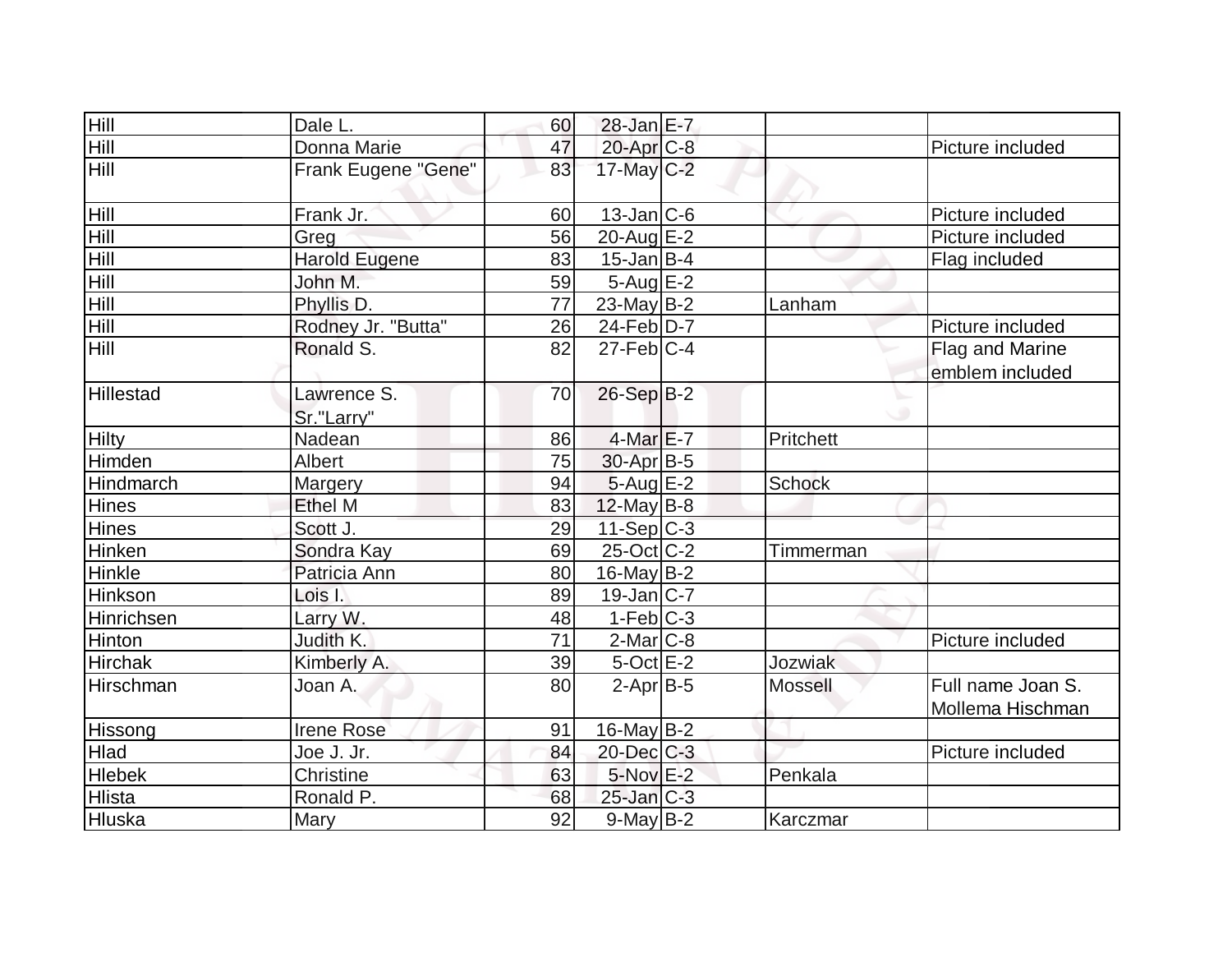| | | | | | | |
|---|---|---|---|---|---|---|
| Hill | Dale L. | 60 | 28-Jan | E-7 | | |
| Hill | Donna Marie | 47 | 20-Apr | C-8 | | Picture included |
| Hill | Frank Eugene "Gene" | 83 | 17-May | C-2 | | |
| Hill | Frank Jr. | 60 | 13-Jan | C-6 | | Picture included |
| Hill | Greg | 56 | 20-Aug | E-2 | | Picture included |
| Hill | Harold Eugene | 83 | 15-Jan | B-4 | | Flag included |
| Hill | John M. | 59 | 5-Aug | E-2 | | |
| Hill | Phyllis D. | 77 | 23-May | B-2 | Lanham | |
| Hill | Rodney Jr. "Butta" | 26 | 24-Feb | D-7 | | Picture included |
| Hill | Ronald S. | 82 | 27-Feb | C-4 | | Flag and Marine emblem included |
| Hillestad | Lawrence S. Sr."Larry" | 70 | 26-Sep | B-2 | | |
| Hilty | Nadean | 86 | 4-Mar | E-7 | Pritchett | |
| Himden | Albert | 75 | 30-Apr | B-5 | | |
| Hindmarch | Margery | 94 | 5-Aug | E-2 | Schock | |
| Hines | Ethel M | 83 | 12-May | B-8 | | |
| Hines | Scott J. | 29 | 11-Sep | C-3 | | |
| Hinken | Sondra Kay | 69 | 25-Oct | C-2 | Timmerman | |
| Hinkle | Patricia Ann | 80 | 16-May | B-2 | | |
| Hinkson | Lois I. | 89 | 19-Jan | C-7 | | |
| Hinrichsen | Larry W. | 48 | 1-Feb | C-3 | | |
| Hinton | Judith K. | 71 | 2-Mar | C-8 | | Picture included |
| Hirchak | Kimberly A. | 39 | 5-Oct | E-2 | Jozwiak | |
| Hirschman | Joan A. | 80 | 2-Apr | B-5 | Mossell | Full name Joan S. Mollema Hischman |
| Hissong | Irene Rose | 91 | 16-May | B-2 | | |
| Hlad | Joe J. Jr. | 84 | 20-Dec | C-3 | | Picture included |
| Hlebek | Christine | 63 | 5-Nov | E-2 | Penkala | |
| Hlista | Ronald P. | 68 | 25-Jan | C-3 | | |
| Hluska | Mary | 92 | 9-May | B-2 | Karczmar | |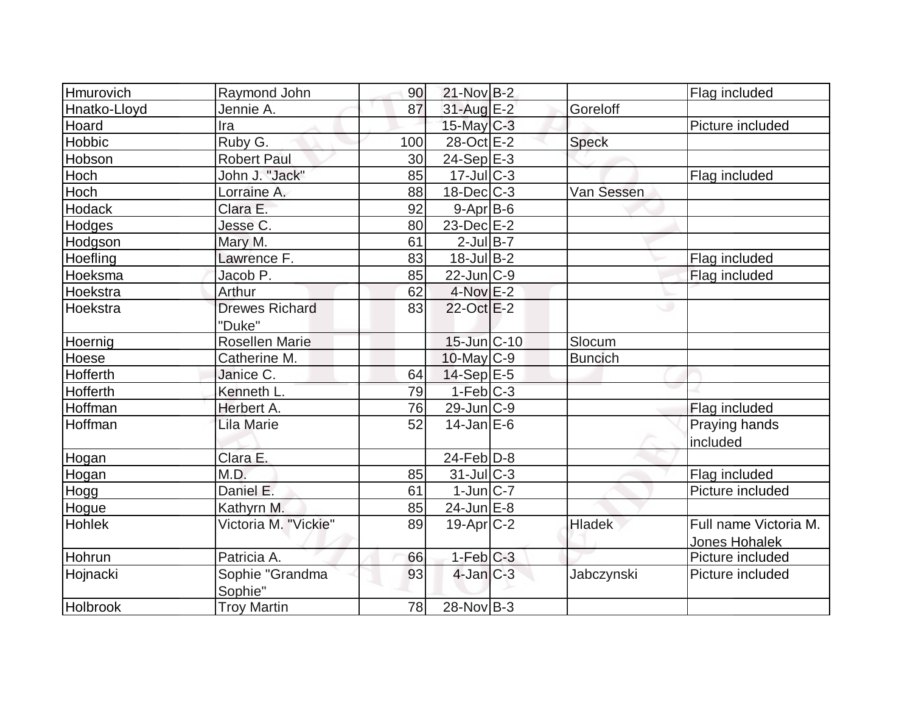| | | | | | | |
|---|---|---|---|---|---|---|
| Hmurovich | Raymond John | 90 | 21-Nov | B-2 | | Flag included |
| Hnatko-Lloyd | Jennie A. | 87 | 31-Aug | E-2 | Goreloff | |
| Hoard | Ira | | 15-May | C-3 | | Picture included |
| Hobbic | Ruby G. | 100 | 28-Oct | E-2 | Speck | |
| Hobson | Robert Paul | 30 | 24-Sep | E-3 | | |
| Hoch | John J. "Jack" | 85 | 17-Jul | C-3 | | Flag included |
| Hoch | Lorraine A. | 88 | 18-Dec | C-3 | Van Sessen | |
| Hodack | Clara E. | 92 | 9-Apr | B-6 | | |
| Hodges | Jesse C. | 80 | 23-Dec | E-2 | | |
| Hodgson | Mary M. | 61 | 2-Jul | B-7 | | |
| Hoefling | Lawrence F. | 83 | 18-Jul | B-2 | | Flag included |
| Hoeksma | Jacob P. | 85 | 22-Jun | C-9 | | Flag included |
| Hoekstra | Arthur | 62 | 4-Nov | E-2 | | |
| Hoekstra | Drewes Richard "Duke" | 83 | 22-Oct | E-2 | | |
| Hoernig | Rosellen Marie | | 15-Jun | C-10 | Slocum | |
| Hoese | Catherine M. | | 10-May | C-9 | Buncich | |
| Hofferth | Janice C. | 64 | 14-Sep | E-5 | | |
| Hofferth | Kenneth L. | 79 | 1-Feb | C-3 | | |
| Hoffman | Herbert A. | 76 | 29-Jun | C-9 | | Flag included |
| Hoffman | Lila Marie | 52 | 14-Jan | E-6 | | Praying hands included |
| Hogan | Clara E. | | 24-Feb | D-8 | | |
| Hogan | M.D. | 85 | 31-Jul | C-3 | | Flag included |
| Hogg | Daniel E. | 61 | 1-Jun | C-7 | | Picture included |
| Hogue | Kathyrn M. | 85 | 24-Jun | E-8 | | |
| Hohlek | Victoria M. "Vickie" | 89 | 19-Apr | C-2 | Hladek | Full name Victoria M. Jones Hohalek |
| Hohrun | Patricia A. | 66 | 1-Feb | C-3 | | Picture included |
| Hojnacki | Sophie "Grandma Sophie" | 93 | 4-Jan | C-3 | Jabczynski | Picture included |
| Holbrook | Troy Martin | 78 | 28-Nov | B-3 | | |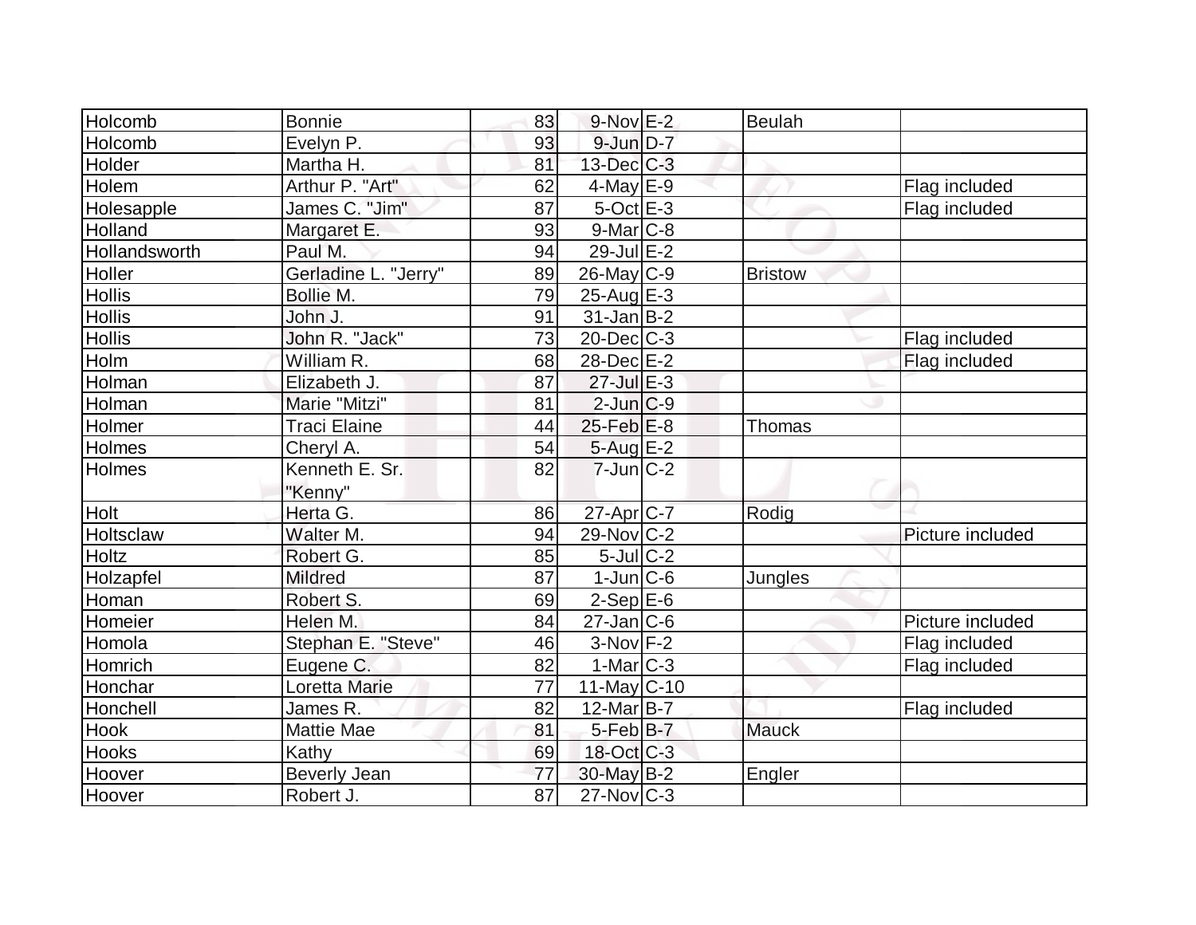| | | | | | | |
|---|---|---|---|---|---|---|
| Holcomb | Bonnie | 83 | 9-Nov | E-2 | Beulah | |
| Holcomb | Evelyn P. | 93 | 9-Jun | D-7 | | |
| Holder | Martha H. | 81 | 13-Dec | C-3 | | |
| Holem | Arthur P. "Art" | 62 | 4-May | E-9 | | Flag included |
| Holesapple | James C. "Jim" | 87 | 5-Oct | E-3 | | Flag included |
| Holland | Margaret E. | 93 | 9-Mar | C-8 | | |
| Hollandsworth | Paul M. | 94 | 29-Jul | E-2 | | |
| Holler | Gerladine L. "Jerry" | 89 | 26-May | C-9 | Bristow | |
| Hollis | Bollie M. | 79 | 25-Aug | E-3 | | |
| Hollis | John J. | 91 | 31-Jan | B-2 | | |
| Hollis | John R. "Jack" | 73 | 20-Dec | C-3 | | Flag included |
| Holm | William R. | 68 | 28-Dec | E-2 | | Flag included |
| Holman | Elizabeth J. | 87 | 27-Jul | E-3 | | |
| Holman | Marie "Mitzi" | 81 | 2-Jun | C-9 | | |
| Holmer | Traci Elaine | 44 | 25-Feb | E-8 | Thomas | |
| Holmes | Cheryl A. | 54 | 5-Aug | E-2 | | |
| Holmes | Kenneth E. Sr. "Kenny" | 82 | 7-Jun | C-2 | | |
| Holt | Herta G. | 86 | 27-Apr | C-7 | Rodig | |
| Holtsclaw | Walter M. | 94 | 29-Nov | C-2 | | Picture included |
| Holtz | Robert G. | 85 | 5-Jul | C-2 | | |
| Holzapfel | Mildred | 87 | 1-Jun | C-6 | Jungles | |
| Homan | Robert S. | 69 | 2-Sep | E-6 | | |
| Homeier | Helen M. | 84 | 27-Jan | C-6 | | Picture included |
| Homola | Stephan E. "Steve" | 46 | 3-Nov | F-2 | | Flag included |
| Homrich | Eugene C. | 82 | 1-Mar | C-3 | | Flag included |
| Honchar | Loretta Marie | 77 | 11-May | C-10 | | |
| Honchell | James R. | 82 | 12-Mar | B-7 | | Flag included |
| Hook | Mattie Mae | 81 | 5-Feb | B-7 | Mauck | |
| Hooks | Kathy | 69 | 18-Oct | C-3 | | |
| Hoover | Beverly Jean | 77 | 30-May | B-2 | Engler | |
| Hoover | Robert J. | 87 | 27-Nov | C-3 | | |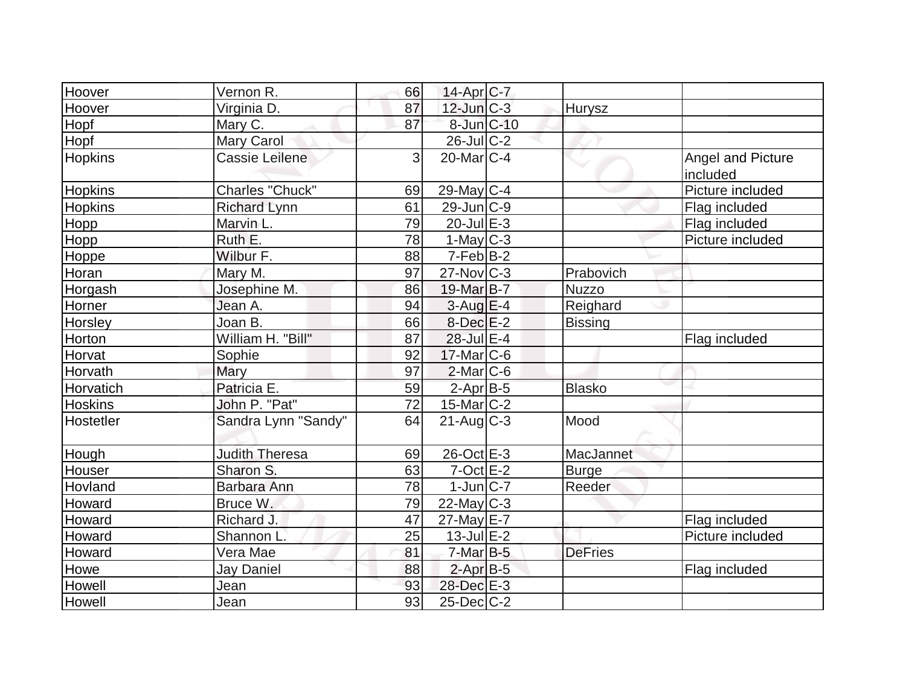| | | | | | | |
|---|---|---|---|---|---|---|
| Hoover | Vernon R. | 66 | 14-Apr | C-7 | | |
| Hoover | Virginia D. | 87 | 12-Jun | C-3 | Hurysz | |
| Hopf | Mary C. | 87 | 8-Jun | C-10 | | |
| Hopf | Mary Carol | | 26-Jul | C-2 | | |
| Hopkins | Cassie Leilene | 3 | 20-Mar | C-4 | | Angel and Picture included |
| Hopkins | Charles "Chuck" | 69 | 29-May | C-4 | | Picture included |
| Hopkins | Richard Lynn | 61 | 29-Jun | C-9 | | Flag included |
| Hopp | Marvin L. | 79 | 20-Jul | E-3 | | Flag included |
| Hopp | Ruth E. | 78 | 1-May | C-3 | | Picture included |
| Hoppe | Wilbur F. | 88 | 7-Feb | B-2 | | |
| Horan | Mary M. | 97 | 27-Nov | C-3 | Prabovich | |
| Horgash | Josephine M. | 86 | 19-Mar | B-7 | Nuzzo | |
| Horner | Jean A. | 94 | 3-Aug | E-4 | Reighard | |
| Horsley | Joan B. | 66 | 8-Dec | E-2 | Bissing | |
| Horton | William H. "Bill" | 87 | 28-Jul | E-4 | | Flag included |
| Horvat | Sophie | 92 | 17-Mar | C-6 | | |
| Horvath | Mary | 97 | 2-Mar | C-6 | | |
| Horvatich | Patricia E. | 59 | 2-Apr | B-5 | Blasko | |
| Hoskins | John P. "Pat" | 72 | 15-Mar | C-2 | | |
| Hostetler | Sandra Lynn "Sandy" | 64 | 21-Aug | C-3 | Mood | |
| Hough | Judith Theresa | 69 | 26-Oct | E-3 | MacJannet | |
| Houser | Sharon S. | 63 | 7-Oct | E-2 | Burge | |
| Hovland | Barbara Ann | 78 | 1-Jun | C-7 | Reeder | |
| Howard | Bruce W. | 79 | 22-May | C-3 | | |
| Howard | Richard J. | 47 | 27-May | E-7 | | Flag included |
| Howard | Shannon L. | 25 | 13-Jul | E-2 | | Picture included |
| Howard | Vera Mae | 81 | 7-Mar | B-5 | DeFries | |
| Howe | Jay Daniel | 88 | 2-Apr | B-5 | | Flag included |
| Howell | Jean | 93 | 28-Dec | E-3 | | |
| Howell | Jean | 93 | 25-Dec | C-2 | | |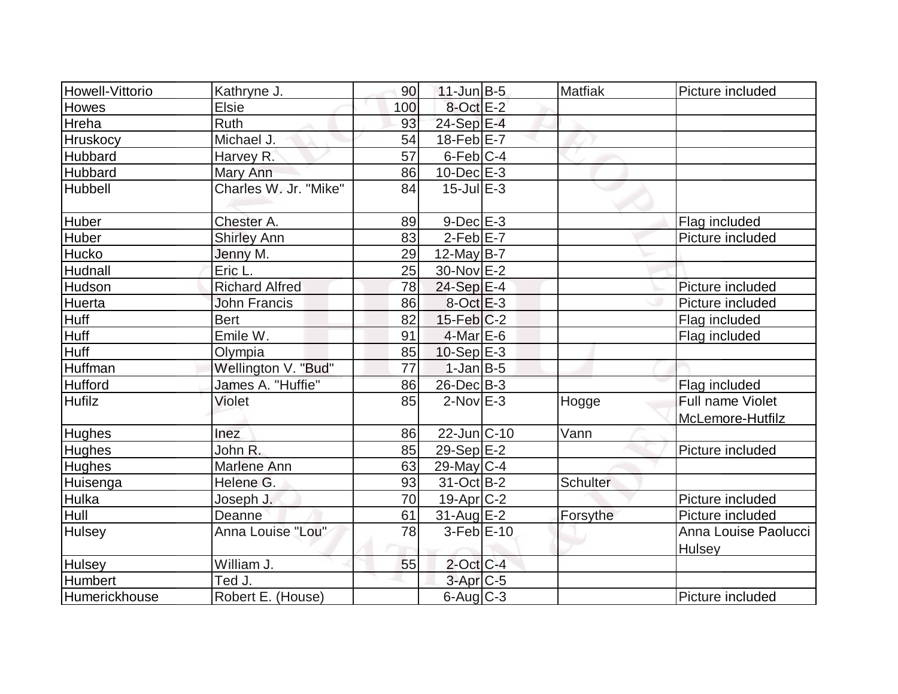| | | | | | | |
|---|---|---|---|---|---|---|
| Howell-Vittorio | Kathryne J. | 90 | 11-Jun | B-5 | Matfiak | Picture included |
| Howes | Elsie | 100 | 8-Oct | E-2 | | |
| Hreha | Ruth | 93 | 24-Sep | E-4 | | |
| Hruskocy | Michael J. | 54 | 18-Feb | E-7 | | |
| Hubbard | Harvey R. | 57 | 6-Feb | C-4 | | |
| Hubbard | Mary Ann | 86 | 10-Dec | E-3 | | |
| Hubbell | Charles W. Jr. "Mike" | 84 | 15-Jul | E-3 | | |
| Huber | Chester A. | 89 | 9-Dec | E-3 | | Flag included |
| Huber | Shirley Ann | 83 | 2-Feb | E-7 | | Picture included |
| Hucko | Jenny M. | 29 | 12-May | B-7 | | |
| Hudnall | Eric L. | 25 | 30-Nov | E-2 | | |
| Hudson | Richard Alfred | 78 | 24-Sep | E-4 | | Picture included |
| Huerta | John Francis | 86 | 8-Oct | E-3 | | Picture included |
| Huff | Bert | 82 | 15-Feb | C-2 | | Flag included |
| Huff | Emile W. | 91 | 4-Mar | E-6 | | Flag included |
| Huff | Olympia | 85 | 10-Sep | E-3 | | |
| Huffman | Wellington V. "Bud" | 77 | 1-Jan | B-5 | | |
| Hufford | James A. "Huffie" | 86 | 26-Dec | B-3 | | Flag included |
| Hufilz | Violet | 85 | 2-Nov | E-3 | Hogge | Full name Violet McLemore-Hutfilz |
| Hughes | Inez | 86 | 22-Jun | C-10 | Vann | |
| Hughes | John R. | 85 | 29-Sep | E-2 | | Picture included |
| Hughes | Marlene Ann | 63 | 29-May | C-4 | | |
| Huisenga | Helene G. | 93 | 31-Oct | B-2 | Schulter | |
| Hulka | Joseph J. | 70 | 19-Apr | C-2 | | Picture included |
| Hull | Deanne | 61 | 31-Aug | E-2 | Forsythe | Picture included |
| Hulsey | Anna Louise "Lou" | 78 | 3-Feb | E-10 | | Anna Louise Paolucci Hulsey |
| Hulsey | William J. | 55 | 2-Oct | C-4 | | |
| Humbert | Ted J. | | 3-Apr | C-5 | | |
| Humerickhouse | Robert E. (House) | | 6-Aug | C-3 | | Picture included |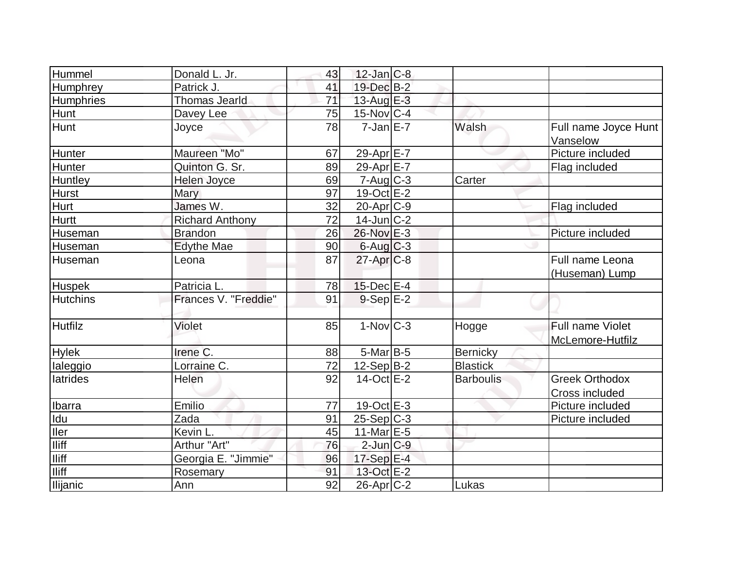| | | | | | | |
|---|---|---|---|---|---|---|
| Hummel | Donald L. Jr. | 43 | 12-Jan | C-8 | | |
| Humphrey | Patrick J. | 41 | 19-Dec | B-2 | | |
| Humphries | Thomas Jearld | 71 | 13-Aug | E-3 | | |
| Hunt | Davey Lee | 75 | 15-Nov | C-4 | | |
| Hunt | Joyce | 78 | 7-Jan | E-7 | Walsh | Full name Joyce Hunt Vanselow |
| Hunter | Maureen "Mo" | 67 | 29-Apr | E-7 | | Picture included |
| Hunter | Quinton G. Sr. | 89 | 29-Apr | E-7 | | Flag included |
| Huntley | Helen Joyce | 69 | 7-Aug | C-3 | Carter | |
| Hurst | Mary | 97 | 19-Oct | E-2 | | |
| Hurt | James W. | 32 | 20-Apr | C-9 | | Flag included |
| Hurtt | Richard Anthony | 72 | 14-Jun | C-2 | | |
| Huseman | Brandon | 26 | 26-Nov | E-3 | | Picture included |
| Huseman | Edythe Mae | 90 | 6-Aug | C-3 | | |
| Huseman | Leona | 87 | 27-Apr | C-8 | | Full name Leona (Huseman) Lump |
| Huspek | Patricia L. | 78 | 15-Dec | E-4 | | |
| Hutchins | Frances V. "Freddie" | 91 | 9-Sep | E-2 | | |
| Hutfilz | Violet | 85 | 1-Nov | C-3 | Hogge | Full name Violet McLemore-Hutfilz |
| Hylek | Irene C. | 88 | 5-Mar | B-5 | Bernicky | |
| Ialeggio | Lorraine C. | 72 | 12-Sep | B-2 | Blastick | |
| Iatrides | Helen | 92 | 14-Oct | E-2 | Barboulis | Greek Orthodox Cross included |
| Ibarra | Emilio | 77 | 19-Oct | E-3 | | Picture included |
| Idu | Zada | 91 | 25-Sep | C-3 | | Picture included |
| Iler | Kevin L. | 45 | 11-Mar | E-5 | | |
| Iliff | Arthur "Art" | 76 | 2-Jun | C-9 | | |
| Iliff | Georgia E. "Jimmie" | 96 | 17-Sep | E-4 | | |
| Iliff | Rosemary | 91 | 13-Oct | E-2 | | |
| Ilijanic | Ann | 92 | 26-Apr | C-2 | Lukas | |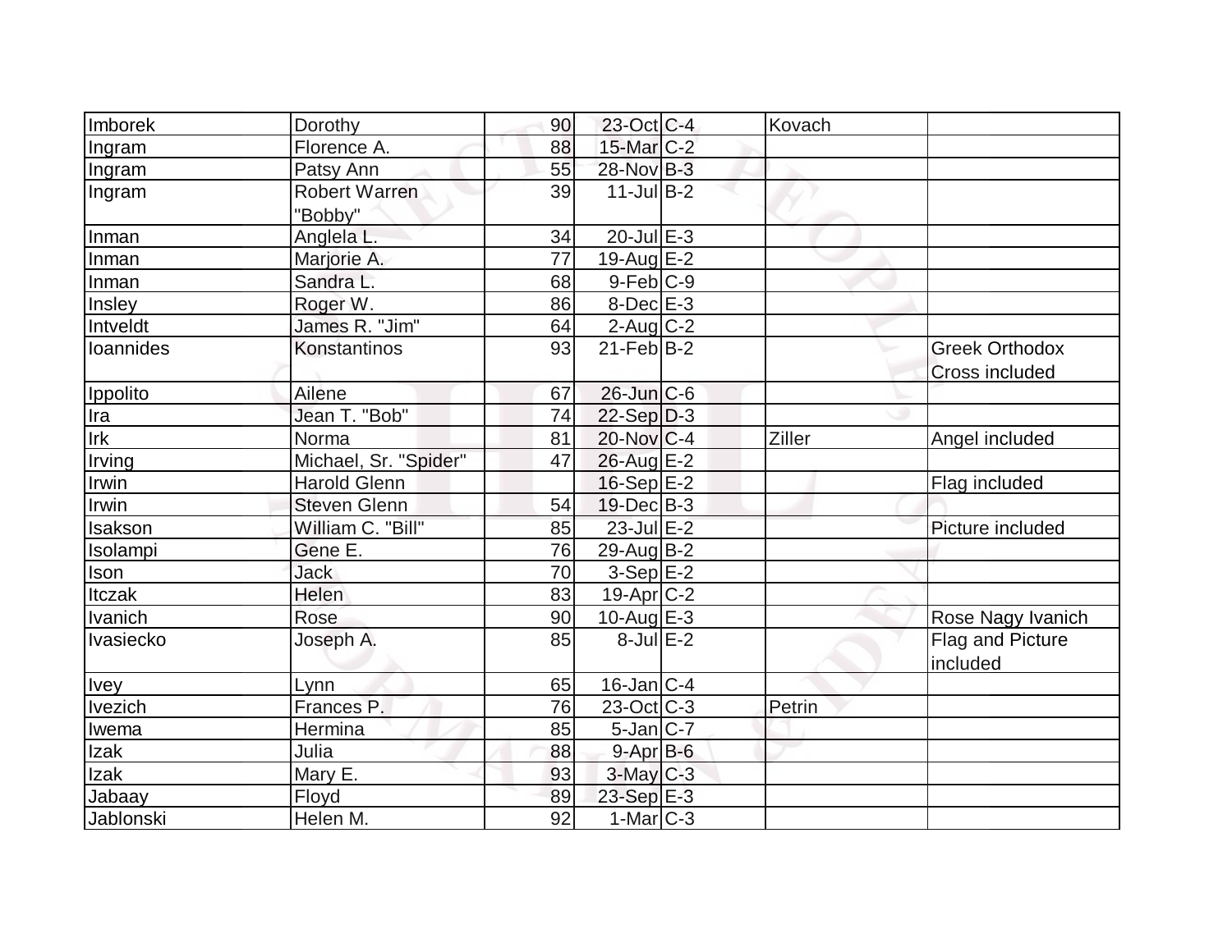| | | | | | | |
|---|---|---|---|---|---|---|
| Imborek | Dorothy | 90 | 23-Oct | C-4 | Kovach | |
| Ingram | Florence A. | 88 | 15-Mar | C-2 | | |
| Ingram | Patsy Ann | 55 | 28-Nov | B-3 | | |
| Ingram | Robert Warren "Bobby" | 39 | 11-Jul | B-2 | | |
| Inman | Anglela L. | 34 | 20-Jul | E-3 | | |
| Inman | Marjorie A. | 77 | 19-Aug | E-2 | | |
| Inman | Sandra L. | 68 | 9-Feb | C-9 | | |
| Insley | Roger W. | 86 | 8-Dec | E-3 | | |
| Intveldt | James R. "Jim" | 64 | 2-Aug | C-2 | | |
| Ioannides | Konstantinos | 93 | 21-Feb | B-2 | | Greek Orthodox Cross included |
| Ippolito | Ailene | 67 | 26-Jun | C-6 | | |
| Ira | Jean T. "Bob" | 74 | 22-Sep | D-3 | | |
| Irk | Norma | 81 | 20-Nov | C-4 | Ziller | Angel included |
| Irving | Michael, Sr. "Spider" | 47 | 26-Aug | E-2 | | |
| Irwin | Harold Glenn | | 16-Sep | E-2 | | Flag included |
| Irwin | Steven Glenn | 54 | 19-Dec | B-3 | | |
| Isakson | William C. "Bill" | 85 | 23-Jul | E-2 | | Picture included |
| Isolampi | Gene E. | 76 | 29-Aug | B-2 | | |
| Ison | Jack | 70 | 3-Sep | E-2 | | |
| Itczak | Helen | 83 | 19-Apr | C-2 | | |
| Ivanich | Rose | 90 | 10-Aug | E-3 | | Rose Nagy Ivanich |
| Ivasiecko | Joseph A. | 85 | 8-Jul | E-2 | | Flag and Picture included |
| Ivey | Lynn | 65 | 16-Jan | C-4 | | |
| Ivezich | Frances P. | 76 | 23-Oct | C-3 | Petrin | |
| Iwema | Hermina | 85 | 5-Jan | C-7 | | |
| Izak | Julia | 88 | 9-Apr | B-6 | | |
| Izak | Mary E. | 93 | 3-May | C-3 | | |
| Jabaay | Floyd | 89 | 23-Sep | E-3 | | |
| Jablonski | Helen M. | 92 | 1-Mar | C-3 | | |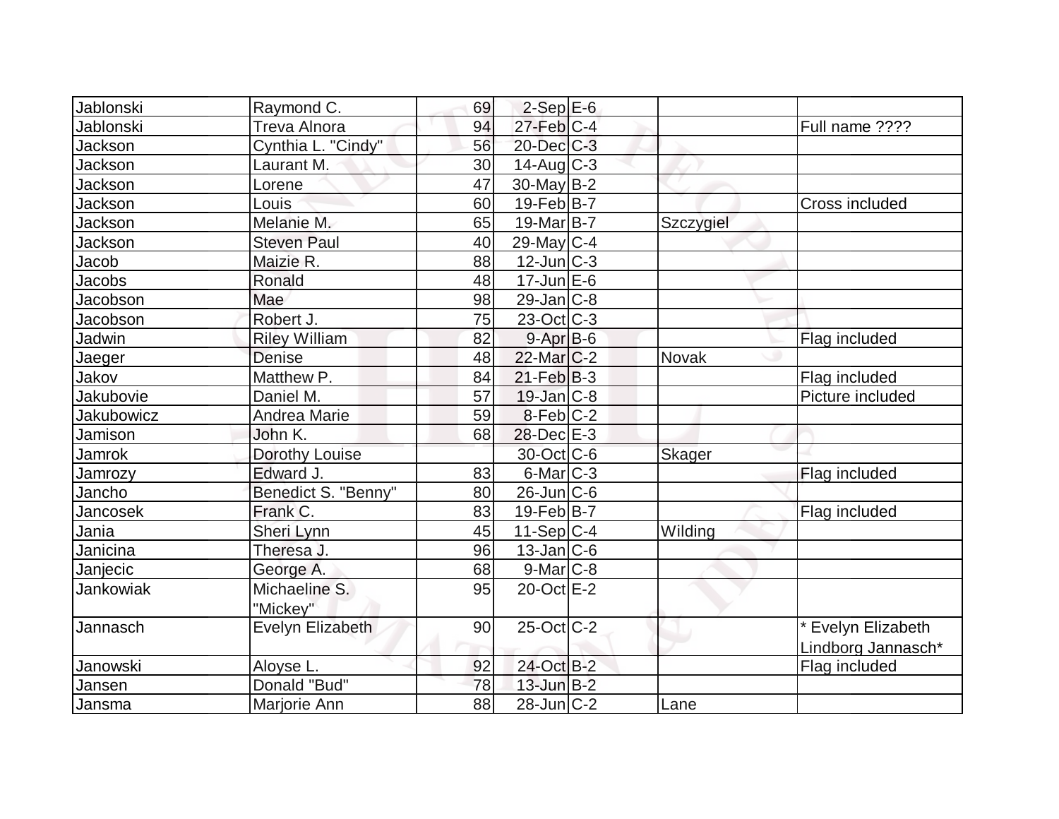| | | | | | | |
|---|---|---|---|---|---|---|
| Jablonski | Raymond C. | 69 | 2-Sep | E-6 | | |
| Jablonski | Treva Alnora | 94 | 27-Feb | C-4 | | Full name ???? |
| Jackson | Cynthia L. "Cindy" | 56 | 20-Dec | C-3 | | |
| Jackson | Laurant M. | 30 | 14-Aug | C-3 | | |
| Jackson | Lorene | 47 | 30-May | B-2 | | |
| Jackson | Louis | 60 | 19-Feb | B-7 | | Cross included |
| Jackson | Melanie M. | 65 | 19-Mar | B-7 | Szczygiel | |
| Jackson | Steven Paul | 40 | 29-May | C-4 | | |
| Jacob | Maizie R. | 88 | 12-Jun | C-3 | | |
| Jacobs | Ronald | 48 | 17-Jun | E-6 | | |
| Jacobson | Mae | 98 | 29-Jan | C-8 | | |
| Jacobson | Robert J. | 75 | 23-Oct | C-3 | | |
| Jadwin | Riley William | 82 | 9-Apr | B-6 | | Flag included |
| Jaeger | Denise | 48 | 22-Mar | C-2 | Novak | |
| Jakov | Matthew P. | 84 | 21-Feb | B-3 | | Flag included |
| Jakubovie | Daniel M. | 57 | 19-Jan | C-8 | | Picture included |
| Jakubowicz | Andrea Marie | 59 | 8-Feb | C-2 | | |
| Jamison | John K. | 68 | 28-Dec | E-3 | | |
| Jamrok | Dorothy Louise | | 30-Oct | C-6 | Skager | |
| Jamrozy | Edward J. | 83 | 6-Mar | C-3 | | Flag included |
| Jancho | Benedict S. "Benny" | 80 | 26-Jun | C-6 | | |
| Jancosek | Frank C. | 83 | 19-Feb | B-7 | | Flag included |
| Jania | Sheri Lynn | 45 | 11-Sep | C-4 | Wilding | |
| Janicina | Theresa J. | 96 | 13-Jan | C-6 | | |
| Janjecic | George A. | 68 | 9-Mar | C-8 | | |
| Jankowiak | Michaeline S. "Mickey" | 95 | 20-Oct | E-2 | | |
| Jannasch | Evelyn Elizabeth | 90 | 25-Oct | C-2 | | * Evelyn Elizabeth Lindborg Jannasch* |
| Janowski | Aloyse L. | 92 | 24-Oct | B-2 | | Flag included |
| Jansen | Donald "Bud" | 78 | 13-Jun | B-2 | | |
| Jansma | Marjorie Ann | 88 | 28-Jun | C-2 | Lane | |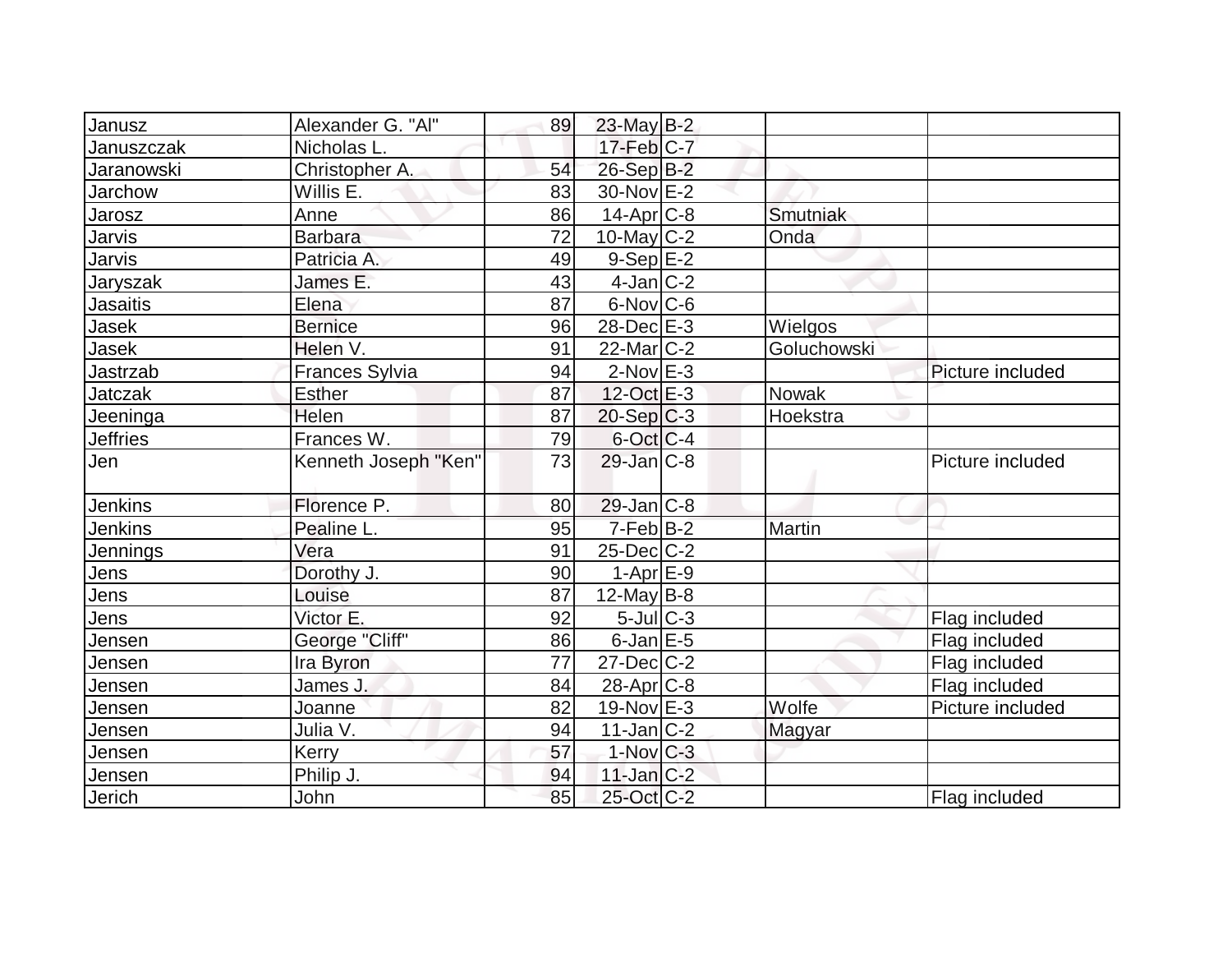| | | | | | | |
|---|---|---|---|---|---|---|
| Janusz | Alexander G. "Al" | 89 | 23-May | B-2 | | |
| Januszczak | Nicholas L. | | 17-Feb | C-7 | | |
| Jaranowski | Christopher A. | 54 | 26-Sep | B-2 | | |
| Jarchow | Willis E. | 83 | 30-Nov | E-2 | | |
| Jarosz | Anne | 86 | 14-Apr | C-8 | Smutniak | |
| Jarvis | Barbara | 72 | 10-May | C-2 | Onda | |
| Jarvis | Patricia A. | 49 | 9-Sep | E-2 | | |
| Jaryszak | James E. | 43 | 4-Jan | C-2 | | |
| Jasaitis | Elena | 87 | 6-Nov | C-6 | | |
| Jasek | Bernice | 96 | 28-Dec | E-3 | Wielgos | |
| Jasek | Helen V. | 91 | 22-Mar | C-2 | Goluchowski | |
| Jastrzab | Frances Sylvia | 94 | 2-Nov | E-3 | | Picture included |
| Jatczak | Esther | 87 | 12-Oct | E-3 | Nowak | |
| Jeeninga | Helen | 87 | 20-Sep | C-3 | Hoekstra | |
| Jeffries | Frances W. | 79 | 6-Oct | C-4 | | |
| Jen | Kenneth Joseph "Ken" | 73 | 29-Jan | C-8 | | Picture included |
| Jenkins | Florence P. | 80 | 29-Jan | C-8 | | |
| Jenkins | Pealine L. | 95 | 7-Feb | B-2 | Martin | |
| Jennings | Vera | 91 | 25-Dec | C-2 | | |
| Jens | Dorothy J. | 90 | 1-Apr | E-9 | | |
| Jens | Louise | 87 | 12-May | B-8 | | |
| Jens | Victor E. | 92 | 5-Jul | C-3 | | Flag included |
| Jensen | George "Cliff" | 86 | 6-Jan | E-5 | | Flag included |
| Jensen | Ira Byron | 77 | 27-Dec | C-2 | | Flag included |
| Jensen | James J. | 84 | 28-Apr | C-8 | | Flag included |
| Jensen | Joanne | 82 | 19-Nov | E-3 | Wolfe | Picture included |
| Jensen | Julia V. | 94 | 11-Jan | C-2 | Magyar | |
| Jensen | Kerry | 57 | 1-Nov | C-3 | | |
| Jensen | Philip J. | 94 | 11-Jan | C-2 | | |
| Jerich | John | 85 | 25-Oct | C-2 | | Flag included |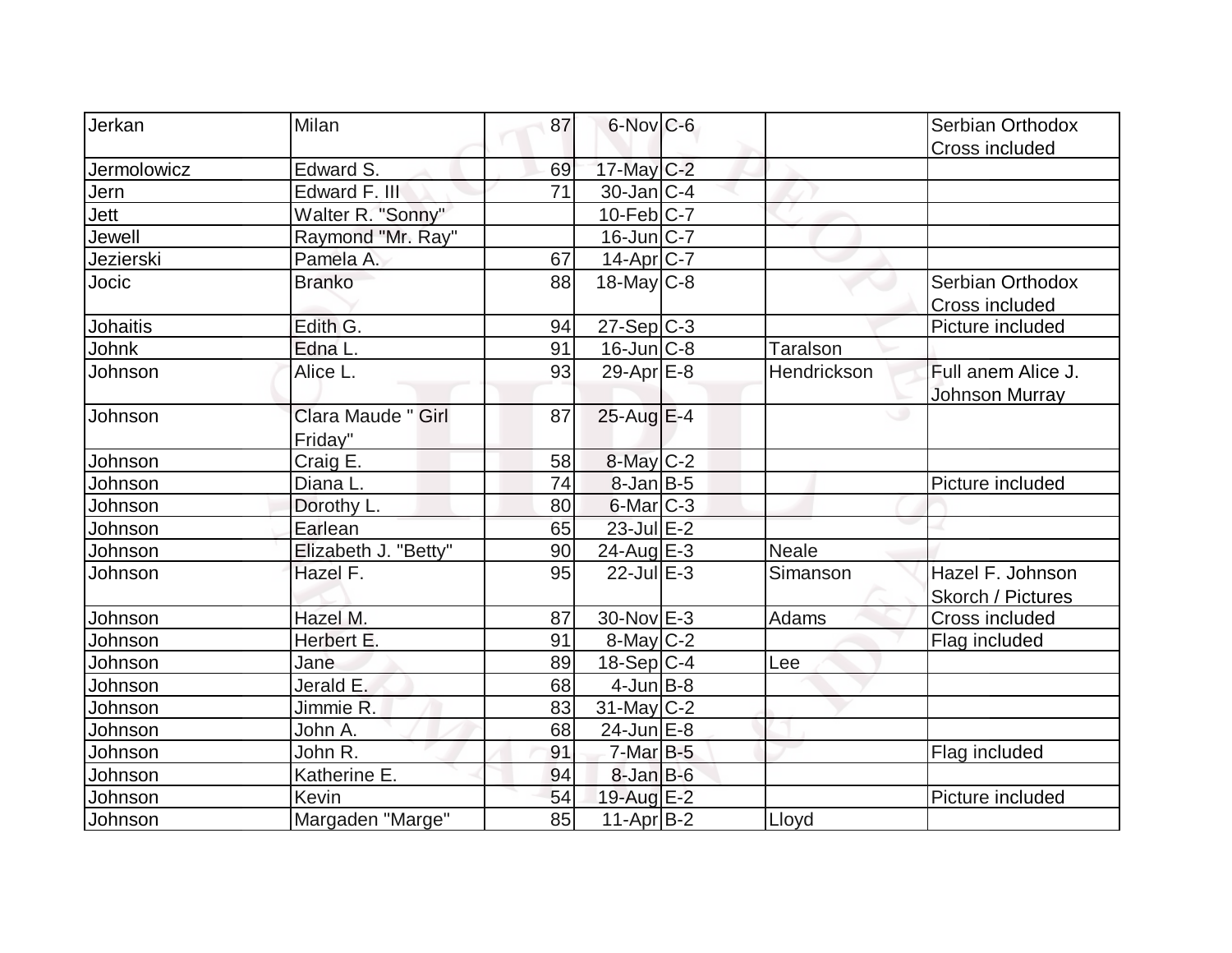| | | | | | | |
|---|---|---|---|---|---|---|
| Jerkan | Milan | 87 | 6-Nov | C-6 | | Serbian Orthodox Cross included |
| Jermolowicz | Edward S. | 69 | 17-May | C-2 | | |
| Jern | Edward F. III | 71 | 30-Jan | C-4 | | |
| Jett | Walter R. "Sonny" | | 10-Feb | C-7 | | |
| Jewell | Raymond "Mr. Ray" | | 16-Jun | C-7 | | |
| Jezierski | Pamela A. | 67 | 14-Apr | C-7 | | |
| Jocic | Branko | 88 | 18-May | C-8 | | Serbian Orthodox Cross included |
| Johaitis | Edith G. | 94 | 27-Sep | C-3 | | Picture included |
| Johnk | Edna L. | 91 | 16-Jun | C-8 | Taralson | |
| Johnson | Alice L. | 93 | 29-Apr | E-8 | Hendrickson | Full anem Alice J. Johnson Murray |
| Johnson | Clara Maude " Girl Friday" | 87 | 25-Aug | E-4 | | |
| Johnson | Craig E. | 58 | 8-May | C-2 | | |
| Johnson | Diana L. | 74 | 8-Jan | B-5 | | Picture included |
| Johnson | Dorothy L. | 80 | 6-Mar | C-3 | | |
| Johnson | Earlean | 65 | 23-Jul | E-2 | | |
| Johnson | Elizabeth J. "Betty" | 90 | 24-Aug | E-3 | Neale | |
| Johnson | Hazel F. | 95 | 22-Jul | E-3 | Simanson | Hazel F. Johnson Skorch / Pictures |
| Johnson | Hazel M. | 87 | 30-Nov | E-3 | Adams | Cross included |
| Johnson | Herbert E. | 91 | 8-May | C-2 | | Flag included |
| Johnson | Jane | 89 | 18-Sep | C-4 | Lee | |
| Johnson | Jerald E. | 68 | 4-Jun | B-8 | | |
| Johnson | Jimmie R. | 83 | 31-May | C-2 | | |
| Johnson | John A. | 68 | 24-Jun | E-8 | | |
| Johnson | John R. | 91 | 7-Mar | B-5 | | Flag included |
| Johnson | Katherine E. | 94 | 8-Jan | B-6 | | |
| Johnson | Kevin | 54 | 19-Aug | E-2 | | Picture included |
| Johnson | Margaden "Marge" | 85 | 11-Apr | B-2 | Lloyd | |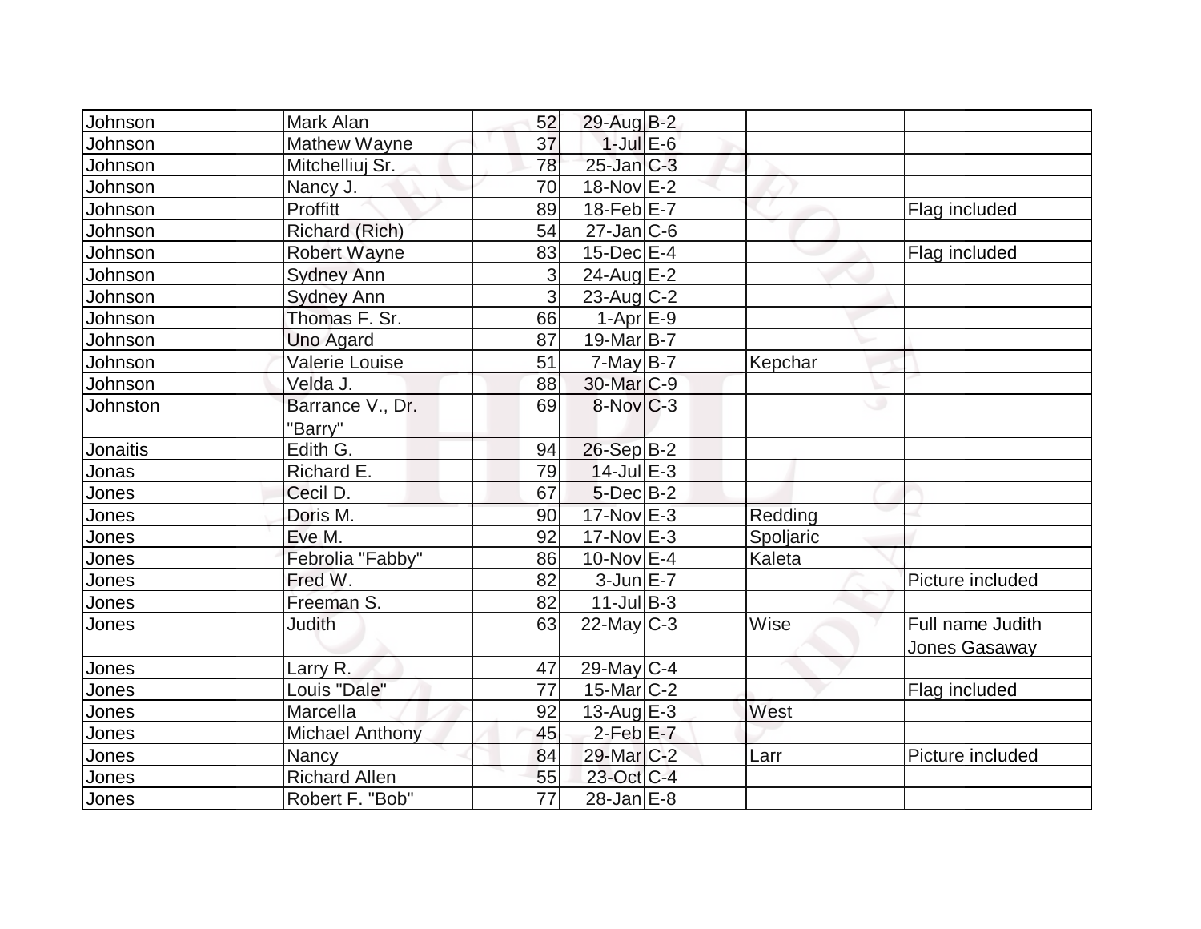| | | | | | | |
|---|---|---|---|---|---|---|
| Johnson | Mark Alan | 52 | 29-Aug | B-2 | | |
| Johnson | Mathew Wayne | 37 | 1-Jul | E-6 | | |
| Johnson | Mitchelliuj Sr. | 78 | 25-Jan | C-3 | | |
| Johnson | Nancy J. | 70 | 18-Nov | E-2 | | |
| Johnson | Proffitt | 89 | 18-Feb | E-7 | | Flag included |
| Johnson | Richard (Rich) | 54 | 27-Jan | C-6 | | |
| Johnson | Robert Wayne | 83 | 15-Dec | E-4 | | Flag included |
| Johnson | Sydney Ann | 3 | 24-Aug | E-2 | | |
| Johnson | Sydney Ann | 3 | 23-Aug | C-2 | | |
| Johnson | Thomas F. Sr. | 66 | 1-Apr | E-9 | | |
| Johnson | Uno Agard | 87 | 19-Mar | B-7 | | |
| Johnson | Valerie Louise | 51 | 7-May | B-7 | Kepchar | |
| Johnson | Velda J. | 88 | 30-Mar | C-9 | | |
| Johnston | Barrance V., Dr. "Barry" | 69 | 8-Nov | C-3 | | |
| Jonaitis | Edith G. | 94 | 26-Sep | B-2 | | |
| Jonas | Richard E. | 79 | 14-Jul | E-3 | | |
| Jones | Cecil D. | 67 | 5-Dec | B-2 | | |
| Jones | Doris M. | 90 | 17-Nov | E-3 | Redding | |
| Jones | Eve M. | 92 | 17-Nov | E-3 | Spoljaric | |
| Jones | Febrolia "Fabby" | 86 | 10-Nov | E-4 | Kaleta | |
| Jones | Fred W. | 82 | 3-Jun | E-7 | | Picture included |
| Jones | Freeman S. | 82 | 11-Jul | B-3 | | |
| Jones | Judith | 63 | 22-May | C-3 | Wise | Full name Judith Jones Gasaway |
| Jones | Larry R. | 47 | 29-May | C-4 | | |
| Jones | Louis "Dale" | 77 | 15-Mar | C-2 | | Flag included |
| Jones | Marcella | 92 | 13-Aug | E-3 | West | |
| Jones | Michael Anthony | 45 | 2-Feb | E-7 | | |
| Jones | Nancy | 84 | 29-Mar | C-2 | Larr | Picture included |
| Jones | Richard Allen | 55 | 23-Oct | C-4 | | |
| Jones | Robert F. "Bob" | 77 | 28-Jan | E-8 | | |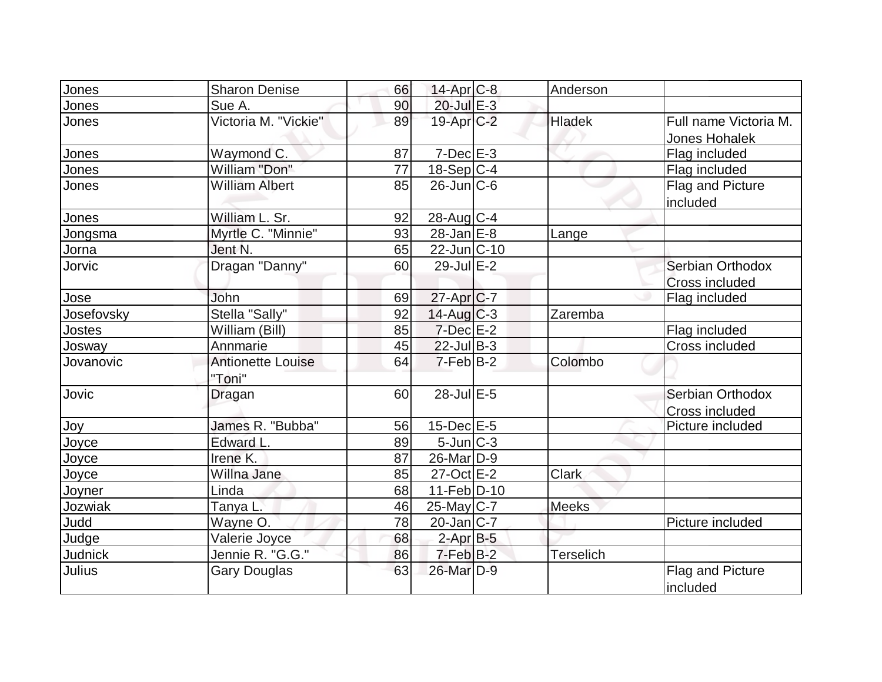| Jones | Sharon Denise | 66 | 14-Apr | C-8 | Anderson | |
|---|---|---|---|---|---|---|
| Jones | Sue A. | 90 | 20-Jul | E-3 | | |
| Jones | Victoria M. "Vickie" | 89 | 19-Apr | C-2 | Hladek | Full name Victoria M. Jones Hohalek |
| Jones | Waymond C. | 87 | 7-Dec | E-3 | | Flag included |
| Jones | William "Don" | 77 | 18-Sep | C-4 | | Flag included |
| Jones | William Albert | 85 | 26-Jun | C-6 | | Flag and Picture included |
| Jones | William L. Sr. | 92 | 28-Aug | C-4 | | |
| Jongsma | Myrtle C. "Minnie" | 93 | 28-Jan | E-8 | Lange | |
| Jorna | Jent N. | 65 | 22-Jun | C-10 | | |
| Jorvic | Dragan "Danny" | 60 | 29-Jul | E-2 | | Serbian Orthodox Cross included |
| Jose | John | 69 | 27-Apr | C-7 | | Flag included |
| Josefovsky | Stella "Sally" | 92 | 14-Aug | C-3 | Zaremba | |
| Jostes | William (Bill) | 85 | 7-Dec | E-2 | | Flag included |
| Josway | Annmarie | 45 | 22-Jul | B-3 | | Cross included |
| Jovanovic | Antionette Louise "Toni" | 64 | 7-Feb | B-2 | Colombo | |
| Jovic | Dragan | 60 | 28-Jul | E-5 | | Serbian Orthodox Cross included |
| Joy | James R. "Bubba" | 56 | 15-Dec | E-5 | | Picture included |
| Joyce | Edward L. | 89 | 5-Jun | C-3 | | |
| Joyce | Irene K. | 87 | 26-Mar | D-9 | | |
| Joyce | Willna Jane | 85 | 27-Oct | E-2 | Clark | |
| Joyner | Linda | 68 | 11-Feb | D-10 | | |
| Jozwiak | Tanya L. | 46 | 25-May | C-7 | Meeks | |
| Judd | Wayne O. | 78 | 20-Jan | C-7 | | Picture included |
| Judge | Valerie Joyce | 68 | 2-Apr | B-5 | | |
| Judnick | Jennie R. "G.G." | 86 | 7-Feb | B-2 | Terselich | |
| Julius | Gary Douglas | 63 | 26-Mar | D-9 | | Flag and Picture included |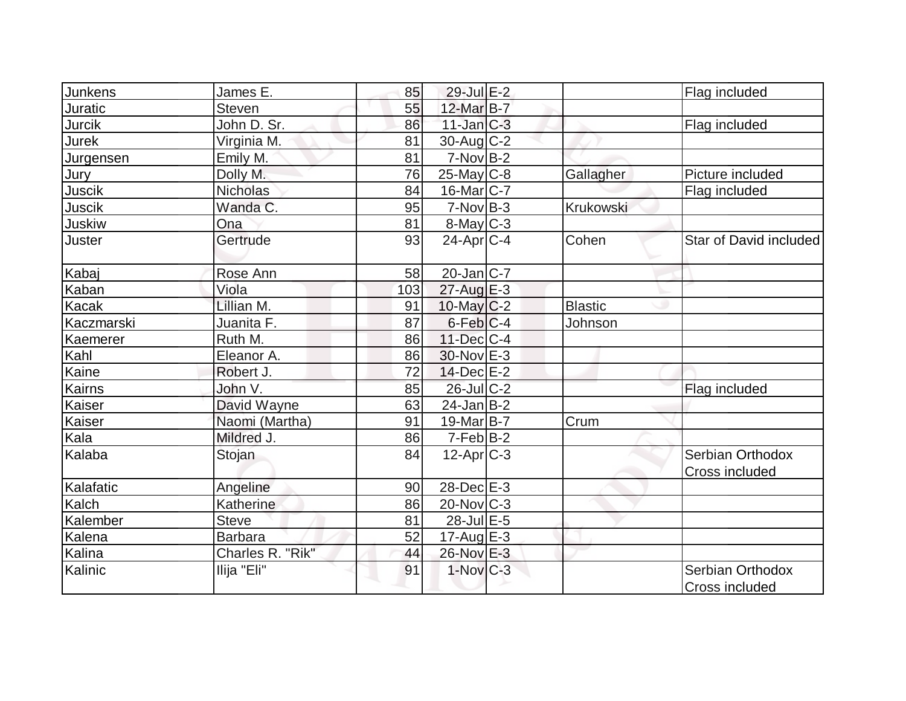| | | | | | | |
|---|---|---|---|---|---|---|
| Junkens | James E. | 85 | 29-Jul | E-2 | | Flag included |
| Juratic | Steven | 55 | 12-Mar | B-7 | | |
| Jurcik | John D. Sr. | 86 | 11-Jan | C-3 | | Flag included |
| Jurek | Virginia M. | 81 | 30-Aug | C-2 | | |
| Jurgensen | Emily M. | 81 | 7-Nov | B-2 | | |
| Jury | Dolly M. | 76 | 25-May | C-8 | Gallagher | Picture included |
| Juscik | Nicholas | 84 | 16-Mar | C-7 | | Flag included |
| Juscik | Wanda C. | 95 | 7-Nov | B-3 | Krukowski | |
| Juskiw | Ona | 81 | 8-May | C-3 | | |
| Juster | Gertrude | 93 | 24-Apr | C-4 | Cohen | Star of David included |
| Kabaj | Rose Ann | 58 | 20-Jan | C-7 | | |
| Kaban | Viola | 103 | 27-Aug | E-3 | | |
| Kacak | Lillian M. | 91 | 10-May | C-2 | Blastic | |
| Kaczmarski | Juanita F. | 87 | 6-Feb | C-4 | Johnson | |
| Kaemerer | Ruth M. | 86 | 11-Dec | C-4 | | |
| Kahl | Eleanor A. | 86 | 30-Nov | E-3 | | |
| Kaine | Robert J. | 72 | 14-Dec | E-2 | | |
| Kairns | John V. | 85 | 26-Jul | C-2 | | Flag included |
| Kaiser | David Wayne | 63 | 24-Jan | B-2 | | |
| Kaiser | Naomi (Martha) | 91 | 19-Mar | B-7 | Crum | |
| Kala | Mildred J. | 86 | 7-Feb | B-2 | | |
| Kalaba | Stojan | 84 | 12-Apr | C-3 | | Serbian Orthodox Cross included |
| Kalafatic | Angeline | 90 | 28-Dec | E-3 | | |
| Kalch | Katherine | 86 | 20-Nov | C-3 | | |
| Kalember | Steve | 81 | 28-Jul | E-5 | | |
| Kalena | Barbara | 52 | 17-Aug | E-3 | | |
| Kalina | Charles R. "Rik" | 44 | 26-Nov | E-3 | | |
| Kalinic | Ilija "Eli" | 91 | 1-Nov | C-3 | | Serbian Orthodox Cross included |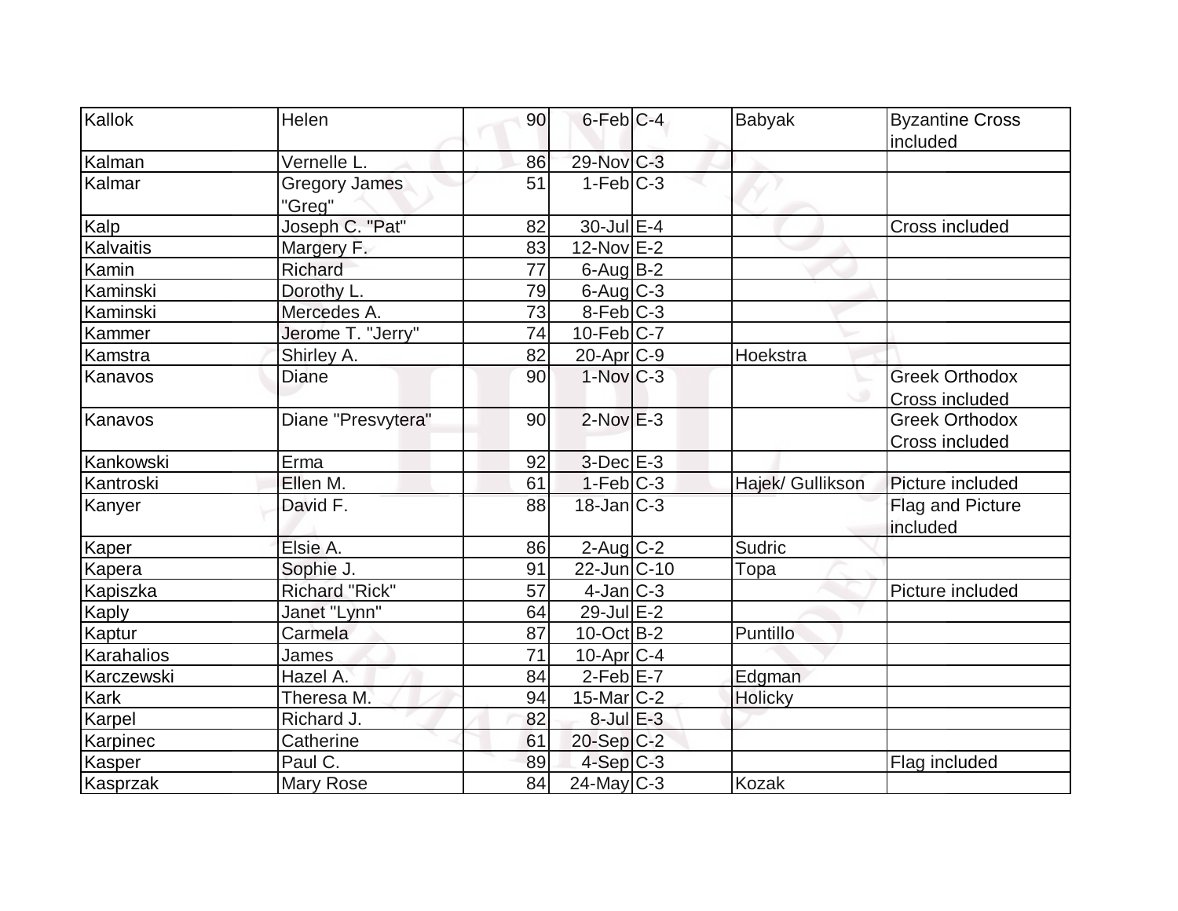| Kallok | Helen | 90 | 6-Feb | C-4 | Babyak | Byzantine Cross included |
|---|---|---|---|---|---|---|
| Kalman | Vernelle L. | 86 | 29-Nov | C-3 | | |
| Kalmar | Gregory James "Greg" | 51 | 1-Feb | C-3 | | |
| Kalp | Joseph C. "Pat" | 82 | 30-Jul | E-4 | | Cross included |
| Kalvaitis | Margery F. | 83 | 12-Nov | E-2 | | |
| Kamin | Richard | 77 | 6-Aug | B-2 | | |
| Kaminski | Dorothy L. | 79 | 6-Aug | C-3 | | |
| Kaminski | Mercedes A. | 73 | 8-Feb | C-3 | | |
| Kammer | Jerome T. "Jerry" | 74 | 10-Feb | C-7 | | |
| Kamstra | Shirley A. | 82 | 20-Apr | C-9 | Hoekstra | |
| Kanavos | Diane | 90 | 1-Nov | C-3 | | Greek Orthodox Cross included |
| Kanavos | Diane "Presvytera" | 90 | 2-Nov | E-3 | | Greek Orthodox Cross included |
| Kankowski | Erma | 92 | 3-Dec | E-3 | | |
| Kantroski | Ellen M. | 61 | 1-Feb | C-3 | Hajek/ Gullikson | Picture included |
| Kanyer | David F. | 88 | 18-Jan | C-3 | | Flag and Picture included |
| Kaper | Elsie A. | 86 | 2-Aug | C-2 | Sudric | |
| Kapera | Sophie J. | 91 | 22-Jun | C-10 | Topa | |
| Kapiszka | Richard "Rick" | 57 | 4-Jan | C-3 | | Picture included |
| Kaply | Janet "Lynn" | 64 | 29-Jul | E-2 | | |
| Kaptur | Carmela | 87 | 10-Oct | B-2 | Puntillo | |
| Karahalios | James | 71 | 10-Apr | C-4 | | |
| Karczewski | Hazel A. | 84 | 2-Feb | E-7 | Edgman | |
| Kark | Theresa M. | 94 | 15-Mar | C-2 | Holicky | |
| Karpel | Richard J. | 82 | 8-Jul | E-3 | | |
| Karpinec | Catherine | 61 | 20-Sep | C-2 | | |
| Kasper | Paul C. | 89 | 4-Sep | C-3 | | Flag included |
| Kasprzak | Mary Rose | 84 | 24-May | C-3 | Kozak | |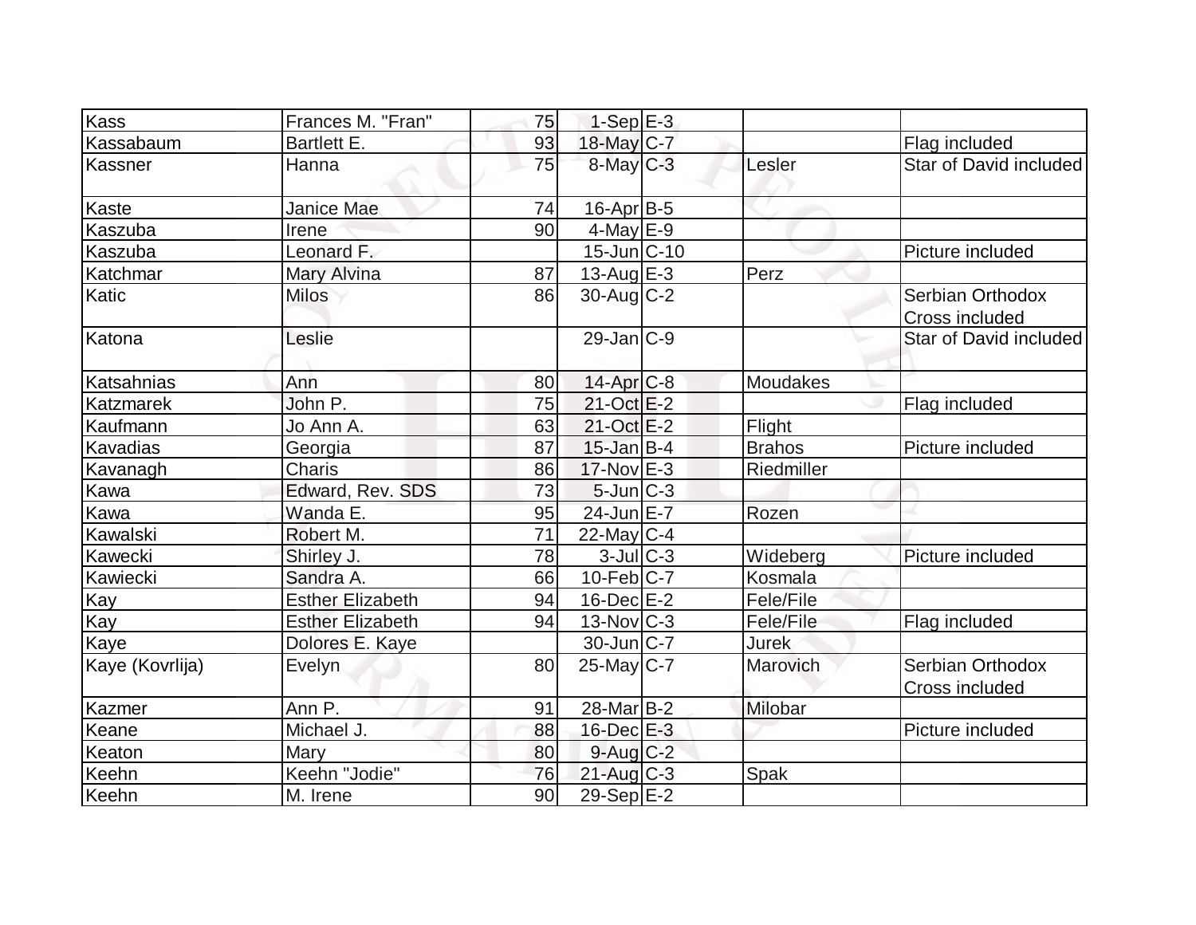| Kass | Frances M. "Fran" | 75 | 1-Sep | E-3 | | |
|---|---|---|---|---|---|---|
| Kassabaum | Bartlett E. | 93 | 18-May | C-7 | | Flag included |
| Kassner | Hanna | 75 | 8-May | C-3 | Lesler | Star of David included |
| Kaste | Janice Mae | 74 | 16-Apr | B-5 | | |
| Kaszuba | Irene | 90 | 4-May | E-9 | | |
| Kaszuba | Leonard F. | | 15-Jun | C-10 | | Picture included |
| Katchmar | Mary Alvina | 87 | 13-Aug | E-3 | Perz | |
| Katic | Milos | 86 | 30-Aug | C-2 | | Serbian Orthodox Cross included |
| Katona | Leslie | | 29-Jan | C-9 | | Star of David included |
| Katsahnias | Ann | 80 | 14-Apr | C-8 | Moudakes | |
| Katzmarek | John P. | 75 | 21-Oct | E-2 | | Flag included |
| Kaufmann | Jo Ann A. | 63 | 21-Oct | E-2 | Flight | |
| Kavadias | Georgia | 87 | 15-Jan | B-4 | Brahos | Picture included |
| Kavanagh | Charis | 86 | 17-Nov | E-3 | Riedmiller | |
| Kawa | Edward, Rev. SDS | 73 | 5-Jun | C-3 | | |
| Kawa | Wanda E. | 95 | 24-Jun | E-7 | Rozen | |
| Kawalski | Robert M. | 71 | 22-May | C-4 | | |
| Kawecki | Shirley J. | 78 | 3-Jul | C-3 | Wideberg | Picture included |
| Kawiecki | Sandra A. | 66 | 10-Feb | C-7 | Kosmala | |
| Kay | Esther Elizabeth | 94 | 16-Dec | E-2 | Fele/File | |
| Kay | Esther Elizabeth | 94 | 13-Nov | C-3 | Fele/File | Flag included |
| Kaye | Dolores E. Kaye | | 30-Jun | C-7 | Jurek | |
| Kaye (Kovrlija) | Evelyn | 80 | 25-May | C-7 | Marovich | Serbian Orthodox Cross included |
| Kazmer | Ann P. | 91 | 28-Mar | B-2 | Milobar | |
| Keane | Michael J. | 88 | 16-Dec | E-3 | | Picture included |
| Keaton | Mary | 80 | 9-Aug | C-2 | | |
| Keehn | Keehn "Jodie" | 76 | 21-Aug | C-3 | Spak | |
| Keehn | M. Irene | 90 | 29-Sep | E-2 | | |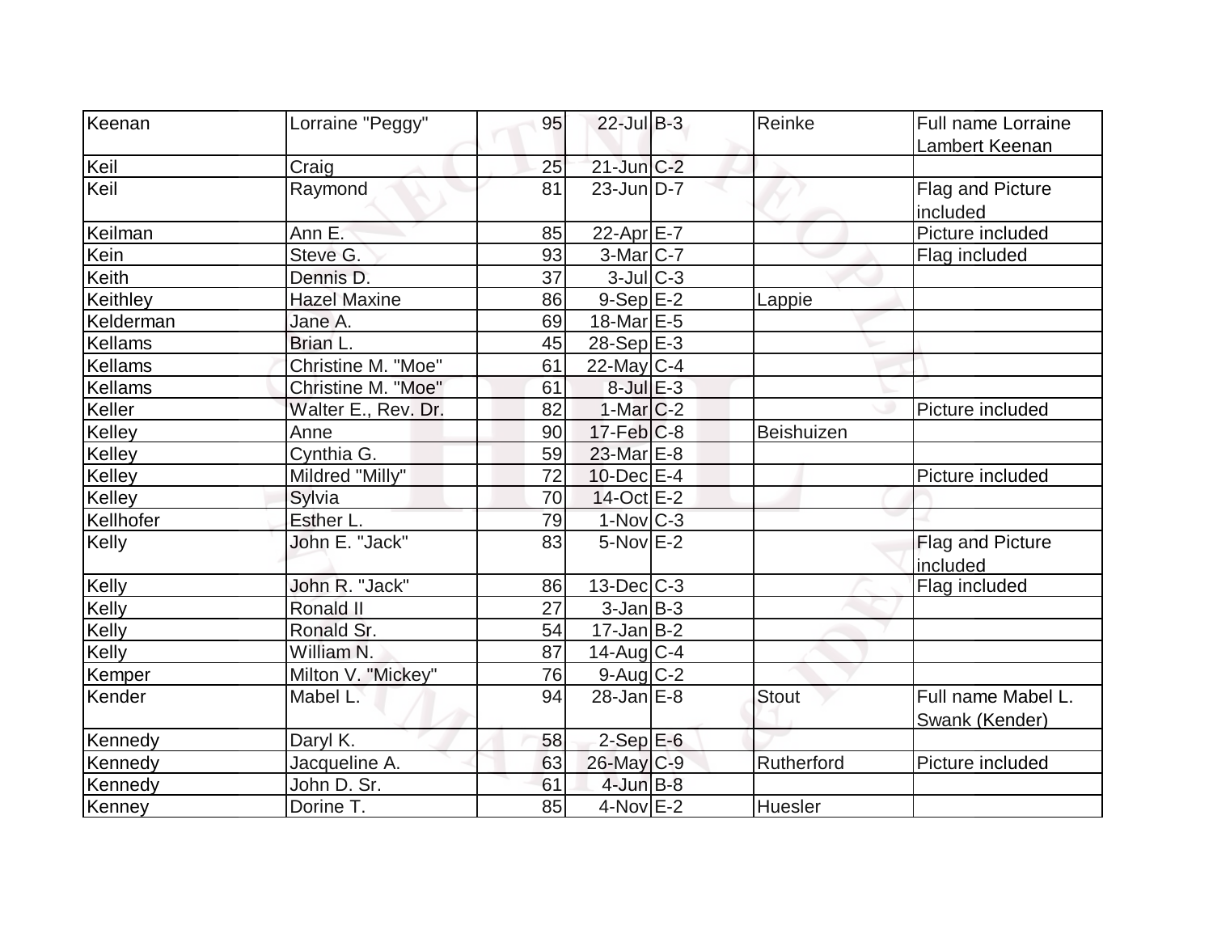| Keenan | Lorraine "Peggy" | 95 | 22-Jul | B-3 | Reinke | Full name Lorraine Lambert Keenan |
|---|---|---|---|---|---|---|
| Keil | Craig | 25 | 21-Jun | C-2 | | |
| Keil | Raymond | 81 | 23-Jun | D-7 | | Flag and Picture included |
| Keilman | Ann E. | 85 | 22-Apr | E-7 | | Picture included |
| Kein | Steve G. | 93 | 3-Mar | C-7 | | Flag included |
| Keith | Dennis D. | 37 | 3-Jul | C-3 | | |
| Keithley | Hazel Maxine | 86 | 9-Sep | E-2 | Lappie | |
| Kelderman | Jane A. | 69 | 18-Mar | E-5 | | |
| Kellams | Brian L. | 45 | 28-Sep | E-3 | | |
| Kellams | Christine M. "Moe" | 61 | 22-May | C-4 | | |
| Kellams | Christine M. "Moe" | 61 | 8-Jul | E-3 | | |
| Keller | Walter E., Rev. Dr. | 82 | 1-Mar | C-2 | | Picture included |
| Kelley | Anne | 90 | 17-Feb | C-8 | Beishuizen | |
| Kelley | Cynthia G. | 59 | 23-Mar | E-8 | | |
| Kelley | Mildred "Milly" | 72 | 10-Dec | E-4 | | Picture included |
| Kelley | Sylvia | 70 | 14-Oct | E-2 | | |
| Kellhofer | Esther L. | 79 | 1-Nov | C-3 | | |
| Kelly | John E. "Jack" | 83 | 5-Nov | E-2 | | Flag and Picture included |
| Kelly | John R. "Jack" | 86 | 13-Dec | C-3 | | Flag included |
| Kelly | Ronald II | 27 | 3-Jan | B-3 | | |
| Kelly | Ronald Sr. | 54 | 17-Jan | B-2 | | |
| Kelly | William N. | 87 | 14-Aug | C-4 | | |
| Kemper | Milton V. "Mickey" | 76 | 9-Aug | C-2 | | |
| Kender | Mabel L. | 94 | 28-Jan | E-8 | Stout | Full name Mabel L. Swank (Kender) |
| Kennedy | Daryl K. | 58 | 2-Sep | E-6 | | |
| Kennedy | Jacqueline A. | 63 | 26-May | C-9 | Rutherford | Picture included |
| Kennedy | John D. Sr. | 61 | 4-Jun | B-8 | | |
| Kenney | Dorine T. | 85 | 4-Nov | E-2 | Huesler | |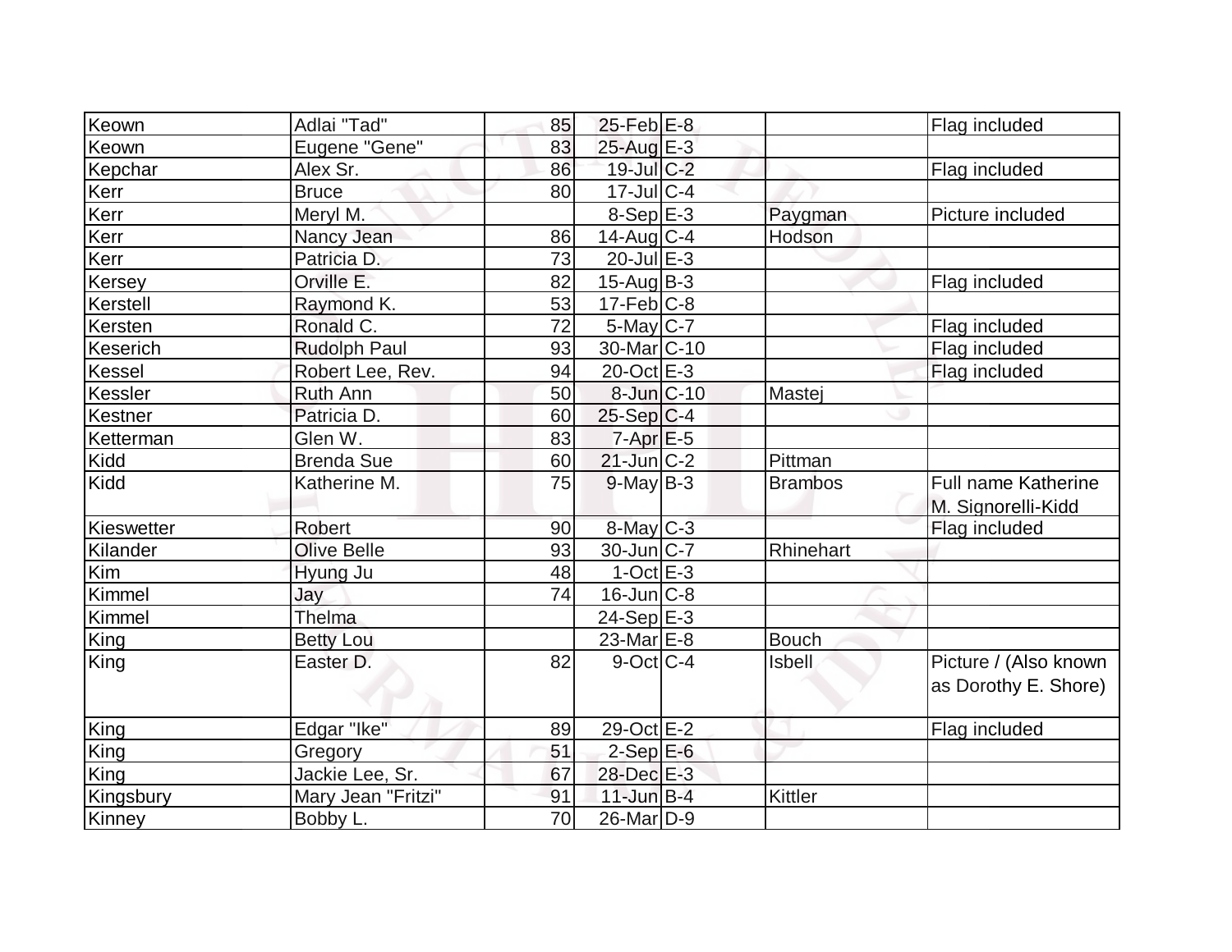| Keown | Adlai "Tad" | 85 | 25-Feb | E-8 | | Flag included |
|---|---|---|---|---|---|---|
| Keown | Eugene "Gene" | 83 | 25-Aug | E-3 | | |
| Kepchar | Alex Sr. | 86 | 19-Jul | C-2 | | Flag included |
| Kerr | Bruce | 80 | 17-Jul | C-4 | | |
| Kerr | Meryl M. | | 8-Sep | E-3 | Paygman | Picture included |
| Kerr | Nancy Jean | 86 | 14-Aug | C-4 | Hodson | |
| Kerr | Patricia D. | 73 | 20-Jul | E-3 | | |
| Kersey | Orville E. | 82 | 15-Aug | B-3 | | Flag included |
| Kerstell | Raymond K. | 53 | 17-Feb | C-8 | | |
| Kersten | Ronald C. | 72 | 5-May | C-7 | | Flag included |
| Keserich | Rudolph Paul | 93 | 30-Mar | C-10 | | Flag included |
| Kessel | Robert Lee, Rev. | 94 | 20-Oct | E-3 | | Flag included |
| Kessler | Ruth Ann | 50 | 8-Jun | C-10 | Mastej | |
| Kestner | Patricia D. | 60 | 25-Sep | C-4 | | |
| Ketterman | Glen W. | 83 | 7-Apr | E-5 | | |
| Kidd | Brenda Sue | 60 | 21-Jun | C-2 | Pittman | |
| Kidd | Katherine M. | 75 | 9-May | B-3 | Brambos | Full name Katherine M. Signorelli-Kidd |
| Kieswetter | Robert | 90 | 8-May | C-3 | | Flag included |
| Kilander | Olive Belle | 93 | 30-Jun | C-7 | Rhinehart | |
| Kim | Hyung Ju | 48 | 1-Oct | E-3 | | |
| Kimmel | Jay | 74 | 16-Jun | C-8 | | |
| Kimmel | Thelma | | 24-Sep | E-3 | | |
| King | Betty Lou | | 23-Mar | E-8 | Bouch | |
| King | Easter D. | 82 | 9-Oct | C-4 | Isbell | Picture / (Also known as Dorothy E. Shore) |
| King | Edgar "Ike" | 89 | 29-Oct | E-2 | | Flag included |
| King | Gregory | 51 | 2-Sep | E-6 | | |
| King | Jackie Lee, Sr. | 67 | 28-Dec | E-3 | | |
| Kingsbury | Mary Jean "Fritzi" | 91 | 11-Jun | B-4 | Kittler | |
| Kinney | Bobby L. | 70 | 26-Mar | D-9 | | |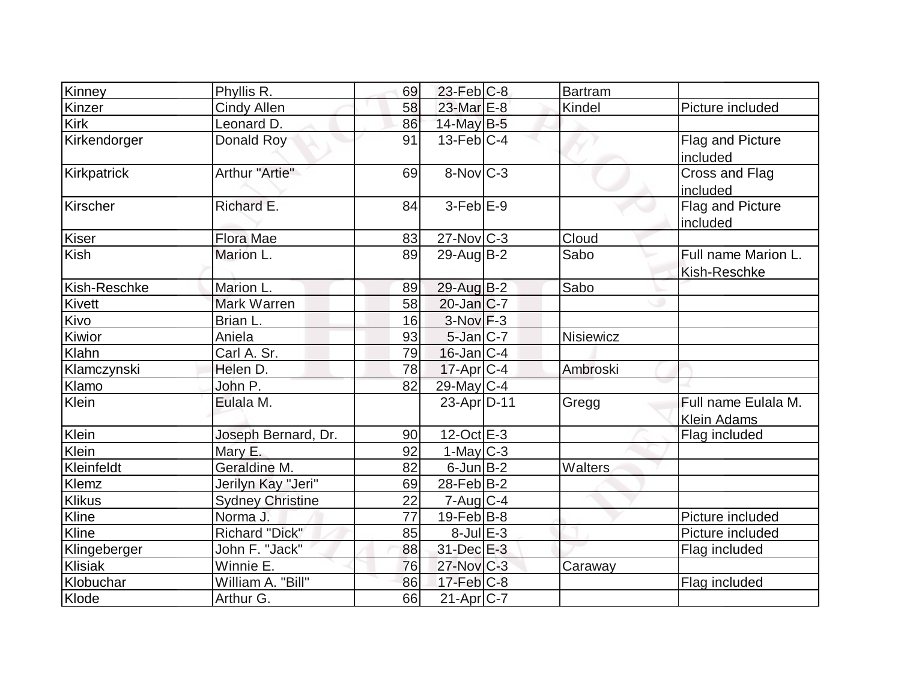| | | | | | | |
|---|---|---|---|---|---|---|
| Kinney | Phyllis R. | 69 | 23-Feb | C-8 | Bartram | |
| Kinzer | Cindy Allen | 58 | 23-Mar | E-8 | Kindel | Picture included |
| Kirk | Leonard D. | 86 | 14-May | B-5 | | |
| Kirkendorger | Donald Roy | 91 | 13-Feb | C-4 | | Flag and Picture included |
| Kirkpatrick | Arthur "Artie" | 69 | 8-Nov | C-3 | | Cross and Flag included |
| Kirscher | Richard E. | 84 | 3-Feb | E-9 | | Flag and Picture included |
| Kiser | Flora Mae | 83 | 27-Nov | C-3 | Cloud | |
| Kish | Marion L. | 89 | 29-Aug | B-2 | Sabo | Full name Marion L. Kish-Reschke |
| Kish-Reschke | Marion L. | 89 | 29-Aug | B-2 | Sabo | |
| Kivett | Mark Warren | 58 | 20-Jan | C-7 | | |
| Kivo | Brian L. | 16 | 3-Nov | F-3 | | |
| Kiwior | Aniela | 93 | 5-Jan | C-7 | Nisiewicz | |
| Klahn | Carl A. Sr. | 79 | 16-Jan | C-4 | | |
| Klamczynski | Helen D. | 78 | 17-Apr | C-4 | Ambroski | |
| Klamo | John P. | 82 | 29-May | C-4 | | |
| Klein | Eulala M. | | 23-Apr | D-11 | Gregg | Full name Eulala M. Klein Adams |
| Klein | Joseph Bernard, Dr. | 90 | 12-Oct | E-3 | | Flag included |
| Klein | Mary E. | 92 | 1-May | C-3 | | |
| Kleinfeldt | Geraldine M. | 82 | 6-Jun | B-2 | Walters | |
| Klemz | Jerilyn Kay "Jeri" | 69 | 28-Feb | B-2 | | |
| Klikus | Sydney Christine | 22 | 7-Aug | C-4 | | |
| Kline | Norma J. | 77 | 19-Feb | B-8 | | Picture included |
| Kline | Richard "Dick" | 85 | 8-Jul | E-3 | | Picture included |
| Klingeberger | John F. "Jack" | 88 | 31-Dec | E-3 | | Flag included |
| Klisiak | Winnie E. | 76 | 27-Nov | C-3 | Caraway | |
| Klobuchar | William A. "Bill" | 86 | 17-Feb | C-8 | | Flag included |
| Klode | Arthur G. | 66 | 21-Apr | C-7 | | |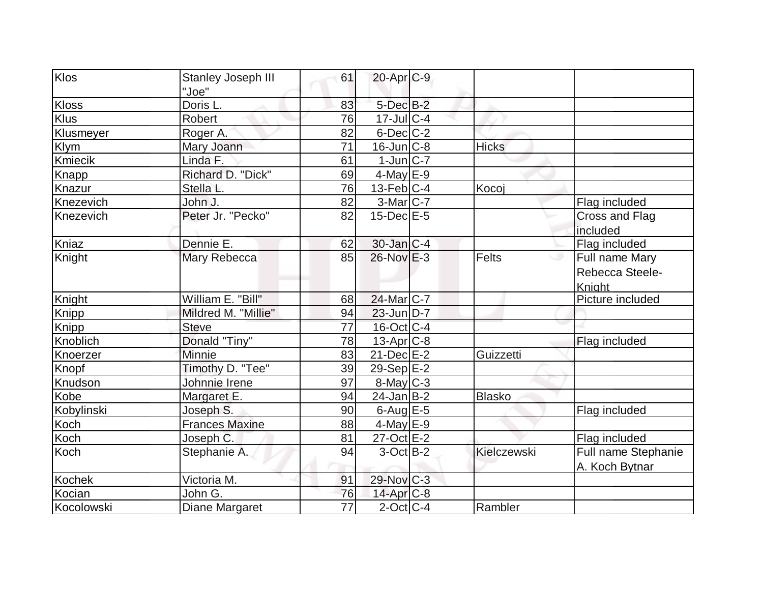| Klos | Stanley Joseph III "Joe" | 61 | 20-Apr | C-9 | | |
|---|---|---|---|---|---|---|
| Kloss | Doris L. | 83 | 5-Dec | B-2 | | |
| Klus | Robert | 76 | 17-Jul | C-4 | | |
| Klusmeyer | Roger A. | 82 | 6-Dec | C-2 | | |
| Klym | Mary Joann | 71 | 16-Jun | C-8 | Hicks | |
| Kmiecik | Linda F. | 61 | 1-Jun | C-7 | | |
| Knapp | Richard D. "Dick" | 69 | 4-May | E-9 | | |
| Knazur | Stella L. | 76 | 13-Feb | C-4 | Kocoj | |
| Knezevich | John J. | 82 | 3-Mar | C-7 | | Flag included |
| Knezevich | Peter Jr. "Pecko" | 82 | 15-Dec | E-5 | | Cross and Flag included |
| Kniaz | Dennie E. | 62 | 30-Jan | C-4 | | Flag included |
| Knight | Mary Rebecca | 85 | 26-Nov | E-3 | Felts | Full name Mary Rebecca Steele-Knight |
| Knight | William E. "Bill" | 68 | 24-Mar | C-7 | | Picture included |
| Knipp | Mildred M. "Millie" | 94 | 23-Jun | D-7 | | |
| Knipp | Steve | 77 | 16-Oct | C-4 | | |
| Knoblich | Donald "Tiny" | 78 | 13-Apr | C-8 | | Flag included |
| Knoerzer | Minnie | 83 | 21-Dec | E-2 | Guizzetti | |
| Knopf | Timothy D. "Tee" | 39 | 29-Sep | E-2 | | |
| Knudson | Johnnie Irene | 97 | 8-May | C-3 | | |
| Kobe | Margaret E. | 94 | 24-Jan | B-2 | Blasko | |
| Kobylinski | Joseph S. | 90 | 6-Aug | E-5 | | Flag included |
| Koch | Frances Maxine | 88 | 4-May | E-9 | | |
| Koch | Joseph C. | 81 | 27-Oct | E-2 | | Flag included |
| Koch | Stephanie A. | 94 | 3-Oct | B-2 | Kielczewski | Full name Stephanie A. Koch Bytnar |
| Kochek | Victoria M. | 91 | 29-Nov | C-3 | | |
| Kocian | John G. | 76 | 14-Apr | C-8 | | |
| Kocolowski | Diane Margaret | 77 | 2-Oct | C-4 | Rambler | |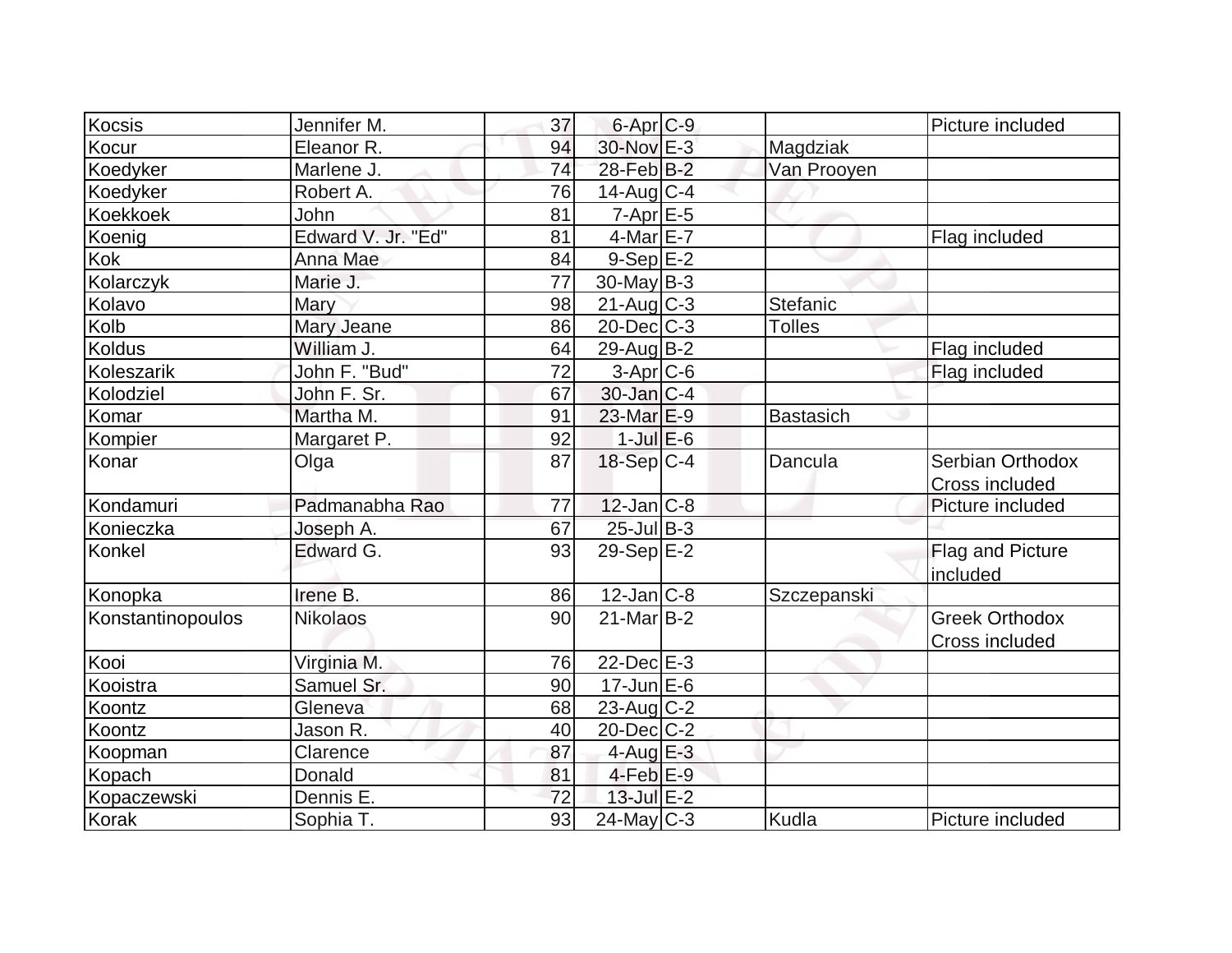| Kocsis | Jennifer M. | 37 | 6-Apr | C-9 | | Picture included |
|---|---|---|---|---|---|---|
| Kocur | Eleanor R. | 94 | 30-Nov | E-3 | Magdziak | |
| Koedyker | Marlene J. | 74 | 28-Feb | B-2 | Van Prooyen | |
| Koedyker | Robert A. | 76 | 14-Aug | C-4 | | |
| Koekkoek | John | 81 | 7-Apr | E-5 | | |
| Koenig | Edward V. Jr. "Ed" | 81 | 4-Mar | E-7 | | Flag included |
| Kok | Anna Mae | 84 | 9-Sep | E-2 | | |
| Kolarczyk | Marie J. | 77 | 30-May | B-3 | | |
| Kolavo | Mary | 98 | 21-Aug | C-3 | Stefanic | |
| Kolb | Mary Jeane | 86 | 20-Dec | C-3 | Tolles | |
| Koldus | William J. | 64 | 29-Aug | B-2 | | Flag included |
| Koleszarik | John F. "Bud" | 72 | 3-Apr | C-6 | | Flag included |
| Kolodziel | John F. Sr. | 67 | 30-Jan | C-4 | | |
| Komar | Martha M. | 91 | 23-Mar | E-9 | Bastasich | |
| Kompier | Margaret P. | 92 | 1-Jul | E-6 | | |
| Konar | Olga | 87 | 18-Sep | C-4 | Dancula | Serbian Orthodox Cross included |
| Kondamuri | Padmanabha Rao | 77 | 12-Jan | C-8 | | Picture included |
| Konieczka | Joseph A. | 67 | 25-Jul | B-3 | | |
| Konkel | Edward G. | 93 | 29-Sep | E-2 | | Flag and Picture included |
| Konopka | Irene B. | 86 | 12-Jan | C-8 | Szczepanski | |
| Konstantinopoulos | Nikolaos | 90 | 21-Mar | B-2 | | Greek Orthodox Cross included |
| Kooi | Virginia M. | 76 | 22-Dec | E-3 | | |
| Kooistra | Samuel Sr. | 90 | 17-Jun | E-6 | | |
| Koontz | Gleneva | 68 | 23-Aug | C-2 | | |
| Koontz | Jason R. | 40 | 20-Dec | C-2 | | |
| Koopman | Clarence | 87 | 4-Aug | E-3 | | |
| Kopach | Donald | 81 | 4-Feb | E-9 | | |
| Kopaczewski | Dennis E. | 72 | 13-Jul | E-2 | | |
| Korak | Sophia T. | 93 | 24-May | C-3 | Kudla | Picture included |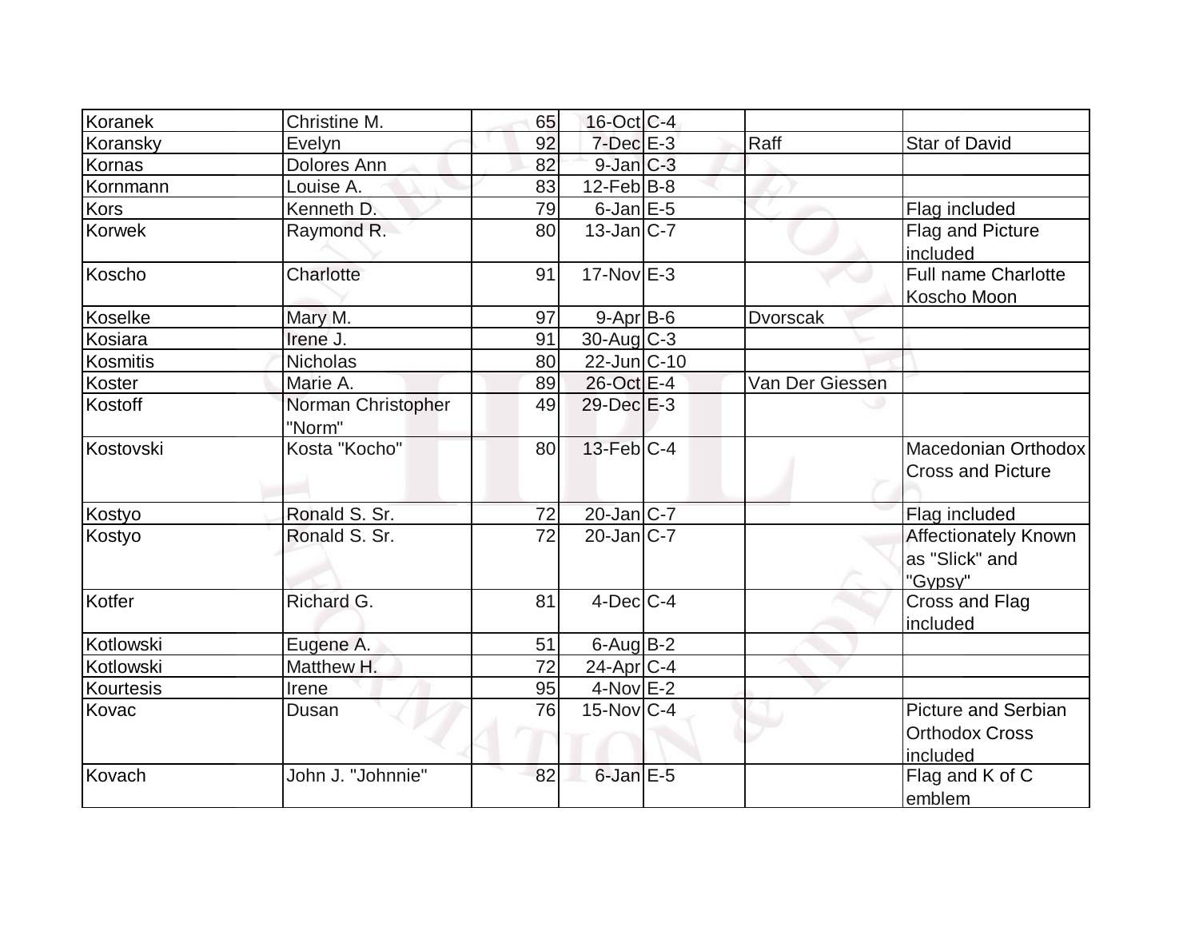| Koranek | Christine M. | 65 | 16-Oct | C-4 | | |
|---|---|---|---|---|---|---|
| Koransky | Evelyn | 92 | 7-Dec | E-3 | Raff | Star of David |
| Kornas | Dolores Ann | 82 | 9-Jan | C-3 | | |
| Kornmann | Louise A. | 83 | 12-Feb | B-8 | | |
| Kors | Kenneth D. | 79 | 6-Jan | E-5 | | Flag included |
| Korwek | Raymond R. | 80 | 13-Jan | C-7 | | Flag and Picture included |
| Koscho | Charlotte | 91 | 17-Nov | E-3 | | Full name Charlotte Koscho Moon |
| Koselke | Mary M. | 97 | 9-Apr | B-6 | Dvorscak | |
| Kosiara | Irene J. | 91 | 30-Aug | C-3 | | |
| Kosmitis | Nicholas | 80 | 22-Jun | C-10 | | |
| Koster | Marie A. | 89 | 26-Oct | E-4 | Van Der Giessen | |
| Kostoff | Norman Christopher "Norm" | 49 | 29-Dec | E-3 | | |
| Kostovski | Kosta "Kocho" | 80 | 13-Feb | C-4 | | Macedonian Orthodox Cross and Picture |
| Kostyo | Ronald S. Sr. | 72 | 20-Jan | C-7 | | Flag included |
| Kostyo | Ronald S. Sr. | 72 | 20-Jan | C-7 | | Affectionately Known as "Slick" and "Gypsy" |
| Kotfer | Richard G. | 81 | 4-Dec | C-4 | | Cross and Flag included |
| Kotlowski | Eugene A. | 51 | 6-Aug | B-2 | | |
| Kotlowski | Matthew H. | 72 | 24-Apr | C-4 | | |
| Kourtesis | Irene | 95 | 4-Nov | E-2 | | |
| Kovac | Dusan | 76 | 15-Nov | C-4 | | Picture and Serbian Orthodox Cross included |
| Kovach | John J. "Johnnie" | 82 | 6-Jan | E-5 | | Flag and K of C emblem |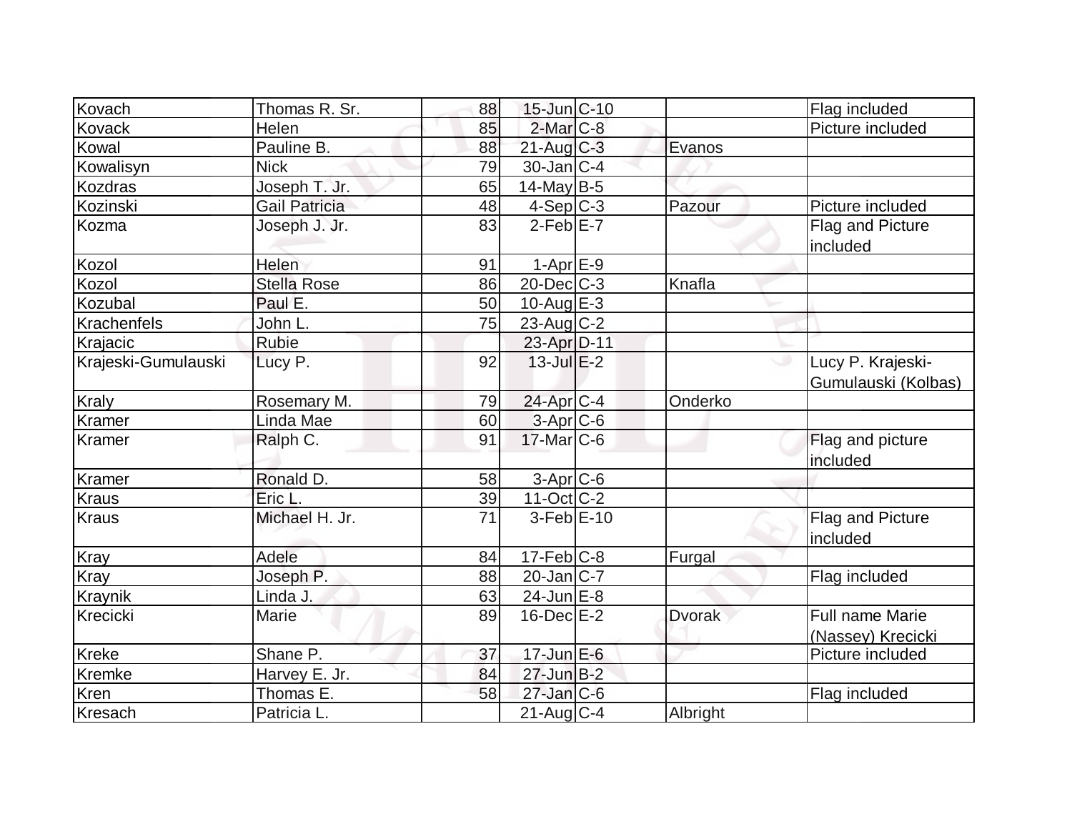| Kovach | Thomas R. Sr. | 88 | 15-Jun | C-10 | | Flag included |
|---|---|---|---|---|---|---|
| Kovack | Helen | 85 | 2-Mar | C-8 | | Picture included |
| Kowal | Pauline B. | 88 | 21-Aug | C-3 | Evanos | |
| Kowalisyn | Nick | 79 | 30-Jan | C-4 | | |
| Kozdras | Joseph T. Jr. | 65 | 14-May | B-5 | | |
| Kozinski | Gail Patricia | 48 | 4-Sep | C-3 | Pazour | Picture included |
| Kozma | Joseph J. Jr. | 83 | 2-Feb | E-7 | | Flag and Picture included |
| Kozol | Helen | 91 | 1-Apr | E-9 | | |
| Kozol | Stella Rose | 86 | 20-Dec | C-3 | Knafla | |
| Kozubal | Paul E. | 50 | 10-Aug | E-3 | | |
| Krachenfels | John L. | 75 | 23-Aug | C-2 | | |
| Krajacic | Rubie | | 23-Apr | D-11 | | |
| Krajeski-Gumulauski | Lucy P. | 92 | 13-Jul | E-2 | | Lucy P. Krajeski-Gumulauski (Kolbas) |
| Kraly | Rosemary M. | 79 | 24-Apr | C-4 | Onderko | |
| Kramer | Linda Mae | 60 | 3-Apr | C-6 | | |
| Kramer | Ralph C. | 91 | 17-Mar | C-6 | | Flag and picture included |
| Kramer | Ronald D. | 58 | 3-Apr | C-6 | | |
| Kraus | Eric L. | 39 | 11-Oct | C-2 | | |
| Kraus | Michael H. Jr. | 71 | 3-Feb | E-10 | | Flag and Picture included |
| Kray | Adele | 84 | 17-Feb | C-8 | Furgal | |
| Kray | Joseph P. | 88 | 20-Jan | C-7 | | Flag included |
| Kraynik | Linda J. | 63 | 24-Jun | E-8 | | |
| Krecicki | Marie | 89 | 16-Dec | E-2 | Dvorak | Full name Marie (Nassey) Krecicki |
| Kreke | Shane P. | 37 | 17-Jun | E-6 | | Picture included |
| Kremke | Harvey E. Jr. | 84 | 27-Jun | B-2 | | |
| Kren | Thomas E. | 58 | 27-Jan | C-6 | | Flag included |
| Kresach | Patricia L. | | 21-Aug | C-4 | Albright | |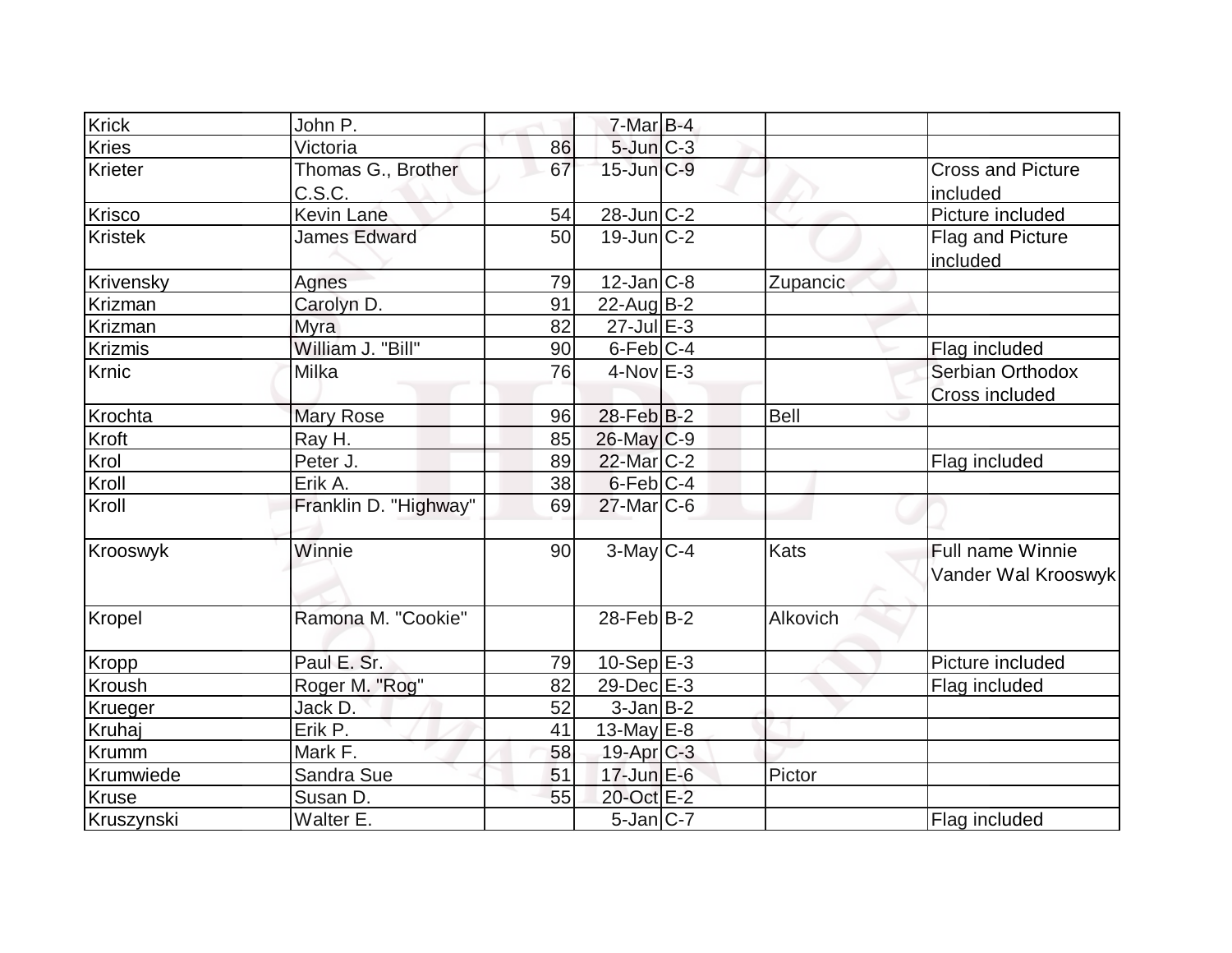| Krick | John P. | | 7-Mar | B-4 | | |
|---|---|---|---|---|---|---|
| Kries | Victoria | 86 | 5-Jun | C-3 | | |
| Krieter | Thomas G., Brother C.S.C. | 67 | 15-Jun | C-9 | | Cross and Picture included |
| Krisco | Kevin Lane | 54 | 28-Jun | C-2 | | Picture included |
| Kristek | James Edward | 50 | 19-Jun | C-2 | | Flag and Picture included |
| Krivensky | Agnes | 79 | 12-Jan | C-8 | Zupancic | |
| Krizman | Carolyn D. | 91 | 22-Aug | B-2 | | |
| Krizman | Myra | 82 | 27-Jul | E-3 | | |
| Krizmis | William J. "Bill" | 90 | 6-Feb | C-4 | | Flag included |
| Krnic | Milka | 76 | 4-Nov | E-3 | | Serbian Orthodox Cross included |
| Krochta | Mary Rose | 96 | 28-Feb | B-2 | Bell | |
| Kroft | Ray H. | 85 | 26-May | C-9 | | |
| Krol | Peter J. | 89 | 22-Mar | C-2 | | Flag included |
| Kroll | Erik A. | 38 | 6-Feb | C-4 | | |
| Kroll | Franklin D. "Highway" | 69 | 27-Mar | C-6 | | |
| Krooswyk | Winnie | 90 | 3-May | C-4 | Kats | Full name Winnie Vander Wal Krooswyk |
| Kropel | Ramona M. "Cookie" | | 28-Feb | B-2 | Alkovich | |
| Kropp | Paul E. Sr. | 79 | 10-Sep | E-3 | | Picture included |
| Kroush | Roger M. "Rog" | 82 | 29-Dec | E-3 | | Flag included |
| Krueger | Jack D. | 52 | 3-Jan | B-2 | | |
| Kruhaj | Erik P. | 41 | 13-May | E-8 | | |
| Krumm | Mark F. | 58 | 19-Apr | C-3 | | |
| Krumwiede | Sandra Sue | 51 | 17-Jun | E-6 | Pictor | |
| Kruse | Susan D. | 55 | 20-Oct | E-2 | | |
| Kruszynski | Walter E. | | 5-Jan | C-7 | | Flag included |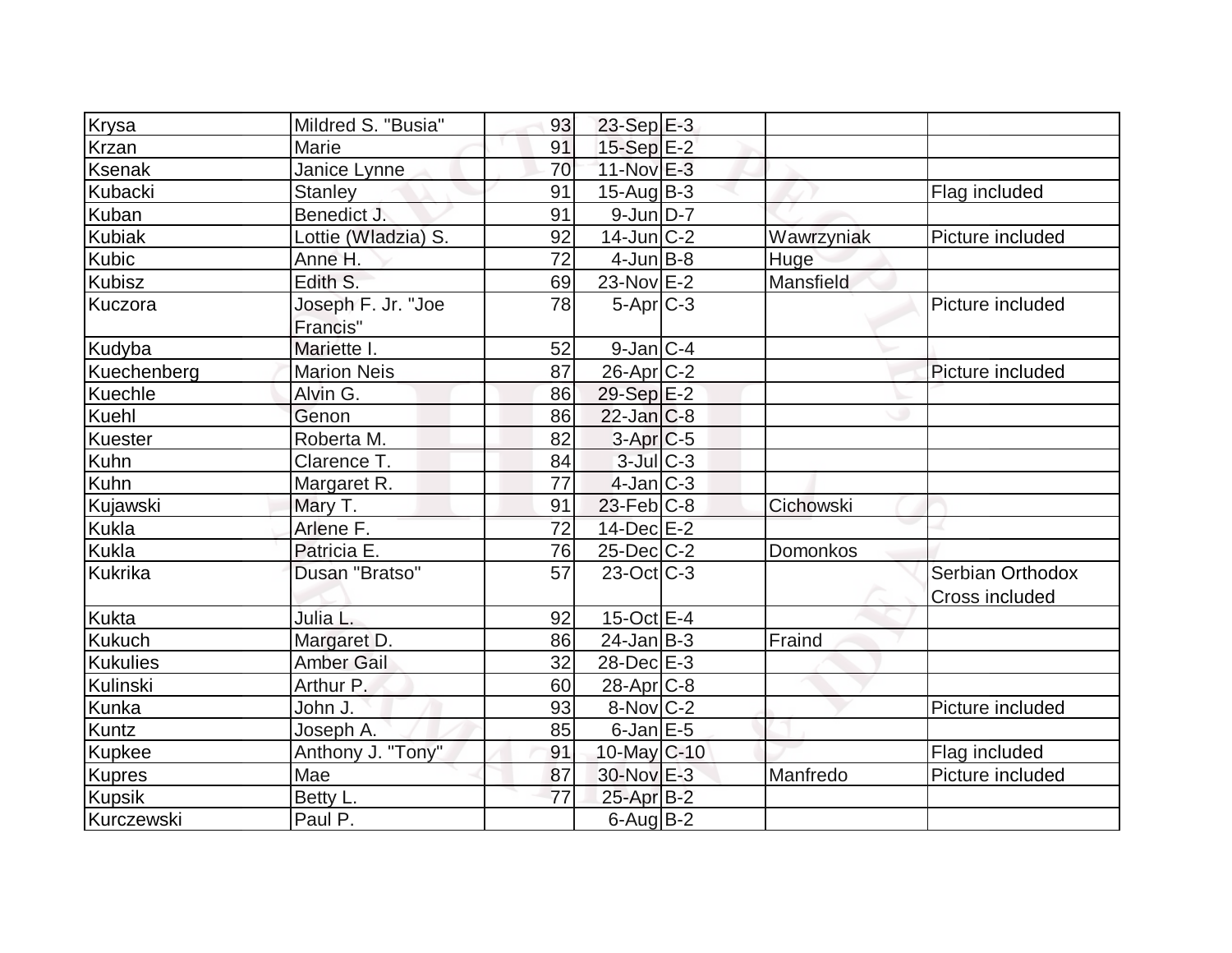| | | | | | | |
|---|---|---|---|---|---|---|
| Krysa | Mildred S. "Busia" | 93 | 23-Sep | E-3 | | |
| Krzan | Marie | 91 | 15-Sep | E-2 | | |
| Ksenak | Janice Lynne | 70 | 11-Nov | E-3 | | |
| Kubacki | Stanley | 91 | 15-Aug | B-3 | | Flag included |
| Kuban | Benedict J. | 91 | 9-Jun | D-7 | | |
| Kubiak | Lottie (Wladzia) S. | 92 | 14-Jun | C-2 | Wawrzyniak | Picture included |
| Kubic | Anne H. | 72 | 4-Jun | B-8 | Huge | |
| Kubisz | Edith S. | 69 | 23-Nov | E-2 | Mansfield | |
| Kuczora | Joseph F. Jr. "Joe Francis" | 78 | 5-Apr | C-3 | | Picture included |
| Kudyba | Mariette I. | 52 | 9-Jan | C-4 | | |
| Kuechenberg | Marion Neis | 87 | 26-Apr | C-2 | | Picture included |
| Kuechle | Alvin G. | 86 | 29-Sep | E-2 | | |
| Kuehl | Genon | 86 | 22-Jan | C-8 | | |
| Kuester | Roberta M. | 82 | 3-Apr | C-5 | | |
| Kuhn | Clarence T. | 84 | 3-Jul | C-3 | | |
| Kuhn | Margaret R. | 77 | 4-Jan | C-3 | | |
| Kujawski | Mary T. | 91 | 23-Feb | C-8 | Cichowski | |
| Kukla | Arlene F. | 72 | 14-Dec | E-2 | | |
| Kukla | Patricia E. | 76 | 25-Dec | C-2 | Domonkos | |
| Kukrika | Dusan "Bratso" | 57 | 23-Oct | C-3 | | Serbian Orthodox Cross included |
| Kukta | Julia L. | 92 | 15-Oct | E-4 | | |
| Kukuch | Margaret D. | 86 | 24-Jan | B-3 | Fraind | |
| Kukulies | Amber Gail | 32 | 28-Dec | E-3 | | |
| Kulinski | Arthur P. | 60 | 28-Apr | C-8 | | |
| Kunka | John J. | 93 | 8-Nov | C-2 | | Picture included |
| Kuntz | Joseph A. | 85 | 6-Jan | E-5 | | |
| Kupkee | Anthony J. "Tony" | 91 | 10-May | C-10 | | Flag included |
| Kupres | Mae | 87 | 30-Nov | E-3 | Manfredo | Picture included |
| Kupsik | Betty L. | 77 | 25-Apr | B-2 | | |
| Kurczewski | Paul P. | | 6-Aug | B-2 | | |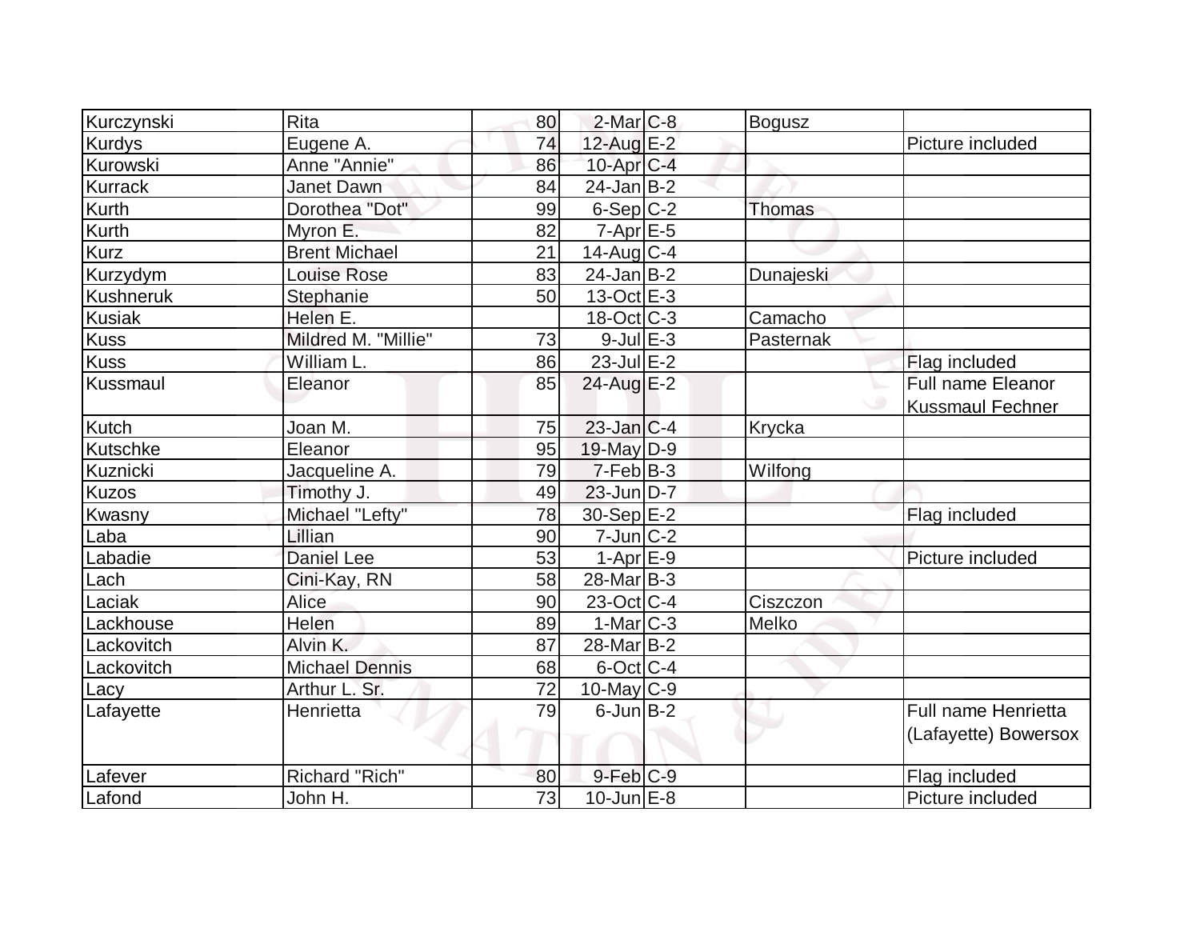| | | | | | | |
|---|---|---|---|---|---|---|
| Kurczynski | Rita | 80 | 2-Mar | C-8 | Bogusz | |
| Kurdys | Eugene A. | 74 | 12-Aug | E-2 | | Picture included |
| Kurowski | Anne "Annie" | 86 | 10-Apr | C-4 | | |
| Kurrack | Janet Dawn | 84 | 24-Jan | B-2 | | |
| Kurth | Dorothea "Dot" | 99 | 6-Sep | C-2 | Thomas | |
| Kurth | Myron E. | 82 | 7-Apr | E-5 | | |
| Kurz | Brent Michael | 21 | 14-Aug | C-4 | | |
| Kurzydym | Louise Rose | 83 | 24-Jan | B-2 | Dunajeski | |
| Kushneruk | Stephanie | 50 | 13-Oct | E-3 | | |
| Kusiak | Helen E. | | 18-Oct | C-3 | Camacho | |
| Kuss | Mildred M. "Millie" | 73 | 9-Jul | E-3 | Pasternak | |
| Kuss | William L. | 86 | 23-Jul | E-2 | | Flag included |
| Kussmaul | Eleanor | 85 | 24-Aug | E-2 | | Full name Eleanor Kussmaul Fechner |
| Kutch | Joan M. | 75 | 23-Jan | C-4 | Krycka | |
| Kutschke | Eleanor | 95 | 19-May | D-9 | | |
| Kuznicki | Jacqueline A. | 79 | 7-Feb | B-3 | Wilfong | |
| Kuzos | Timothy J. | 49 | 23-Jun | D-7 | | |
| Kwasny | Michael "Lefty" | 78 | 30-Sep | E-2 | | Flag included |
| Laba | Lillian | 90 | 7-Jun | C-2 | | |
| Labadie | Daniel Lee | 53 | 1-Apr | E-9 | | Picture included |
| Lach | Cini-Kay, RN | 58 | 28-Mar | B-3 | | |
| Laciak | Alice | 90 | 23-Oct | C-4 | Ciszczon | |
| Lackhouse | Helen | 89 | 1-Mar | C-3 | Melko | |
| Lackovitch | Alvin K. | 87 | 28-Mar | B-2 | | |
| Lackovitch | Michael Dennis | 68 | 6-Oct | C-4 | | |
| Lacy | Arthur L. Sr. | 72 | 10-May | C-9 | | |
| Lafayette | Henrietta | 79 | 6-Jun | B-2 | | Full name Henrietta (Lafayette) Bowersox |
| Lafever | Richard "Rich" | 80 | 9-Feb | C-9 | | Flag included |
| Lafond | John H. | 73 | 10-Jun | E-8 | | Picture included |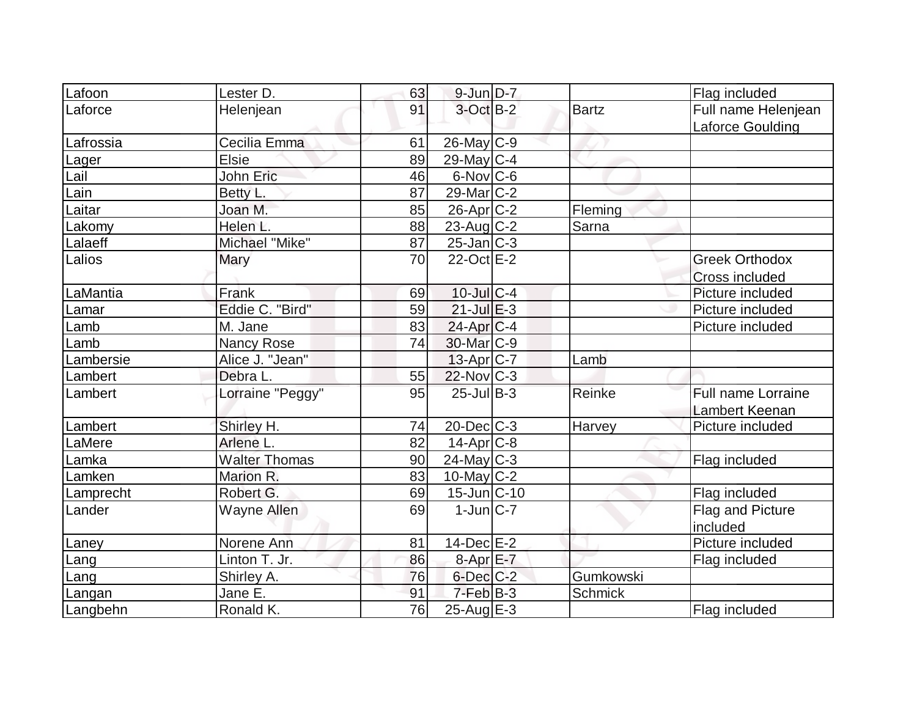| | | | | | | |
|---|---|---|---|---|---|---|
| Lafoon | Lester D. | 63 | 9-Jun | D-7 | | Flag included |
| Laforce | Helenjean | 91 | 3-Oct | B-2 | Bartz | Full name Helenjean Laforce Goulding |
| Lafrossia | Cecilia Emma | 61 | 26-May | C-9 | | |
| Lager | Elsie | 89 | 29-May | C-4 | | |
| Lail | John Eric | 46 | 6-Nov | C-6 | | |
| Lain | Betty L. | 87 | 29-Mar | C-2 | | |
| Laitar | Joan M. | 85 | 26-Apr | C-2 | Fleming | |
| Lakomy | Helen L. | 88 | 23-Aug | C-2 | Sarna | |
| Lalaeff | Michael "Mike" | 87 | 25-Jan | C-3 | | |
| Lalios | Mary | 70 | 22-Oct | E-2 | | Greek Orthodox Cross included |
| LaMantia | Frank | 69 | 10-Jul | C-4 | | Picture included |
| Lamar | Eddie C. "Bird" | 59 | 21-Jul | E-3 | | Picture included |
| Lamb | M. Jane | 83 | 24-Apr | C-4 | | Picture included |
| Lamb | Nancy Rose | 74 | 30-Mar | C-9 | | |
| Lambersie | Alice J. "Jean" | | 13-Apr | C-7 | Lamb | |
| Lambert | Debra L. | 55 | 22-Nov | C-3 | | |
| Lambert | Lorraine "Peggy" | 95 | 25-Jul | B-3 | Reinke | Full name Lorraine Lambert Keenan |
| Lambert | Shirley H. | 74 | 20-Dec | C-3 | Harvey | Picture included |
| LaMere | Arlene L. | 82 | 14-Apr | C-8 | | |
| Lamka | Walter Thomas | 90 | 24-May | C-3 | | Flag included |
| Lamken | Marion R. | 83 | 10-May | C-2 | | |
| Lamprecht | Robert G. | 69 | 15-Jun | C-10 | | Flag included |
| Lander | Wayne Allen | 69 | 1-Jun | C-7 | | Flag and Picture included |
| Laney | Norene Ann | 81 | 14-Dec | E-2 | | Picture included |
| Lang | Linton T. Jr. | 86 | 8-Apr | E-7 | | Flag included |
| Lang | Shirley A. | 76 | 6-Dec | C-2 | Gumkowski | |
| Langan | Jane E. | 91 | 7-Feb | B-3 | Schmick | |
| Langbehn | Ronald K. | 76 | 25-Aug | E-3 | | Flag included |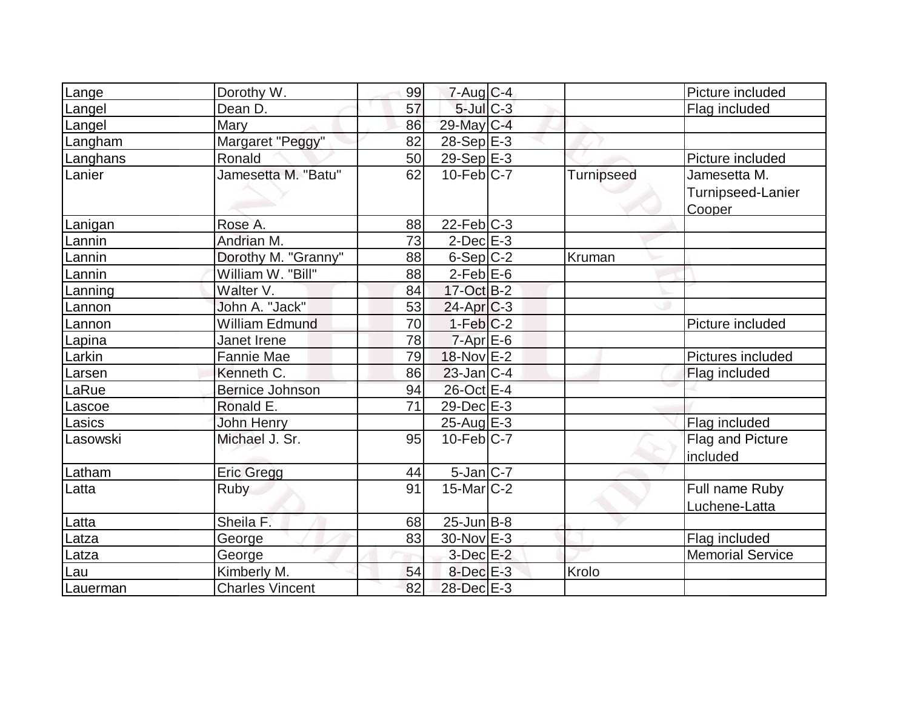| Lange | Dorothy W. | 99 | 7-Aug | C-4 | | Picture included |
|---|---|---|---|---|---|---|
| Langel | Dean D. | 57 | 5-Jul | C-3 | | Flag included |
| Langel | Mary | 86 | 29-May | C-4 | | |
| Langham | Margaret "Peggy" | 82 | 28-Sep | E-3 | | |
| Langhans | Ronald | 50 | 29-Sep | E-3 | | Picture included |
| Lanier | Jamesetta M. "Batu" | 62 | 10-Feb | C-7 | Turnipseed | Jamesetta M. Turnipseed-Lanier Cooper |
| Lanigan | Rose A. | 88 | 22-Feb | C-3 | | |
| Lannin | Andrian M. | 73 | 2-Dec | E-3 | | |
| Lannin | Dorothy M. "Granny" | 88 | 6-Sep | C-2 | Kruman | |
| Lannin | William W. "Bill" | 88 | 2-Feb | E-6 | | |
| Lanning | Walter V. | 84 | 17-Oct | B-2 | | |
| Lannon | John A. "Jack" | 53 | 24-Apr | C-3 | | |
| Lannon | William Edmund | 70 | 1-Feb | C-2 | | Picture included |
| Lapina | Janet Irene | 78 | 7-Apr | E-6 | | |
| Larkin | Fannie Mae | 79 | 18-Nov | E-2 | | Pictures included |
| Larsen | Kenneth C. | 86 | 23-Jan | C-4 | | Flag included |
| LaRue | Bernice Johnson | 94 | 26-Oct | E-4 | | |
| Lascoe | Ronald E. | 71 | 29-Dec | E-3 | | |
| Lasics | John Henry | | 25-Aug | E-3 | | Flag included |
| Lasowski | Michael J. Sr. | 95 | 10-Feb | C-7 | | Flag and Picture included |
| Latham | Eric Gregg | 44 | 5-Jan | C-7 | | |
| Latta | Ruby | 91 | 15-Mar | C-2 | | Full name Ruby Luchene-Latta |
| Latta | Sheila F. | 68 | 25-Jun | B-8 | | |
| Latza | George | 83 | 30-Nov | E-3 | | Flag included |
| Latza | George | | 3-Dec | E-2 | | Memorial Service |
| Lau | Kimberly M. | 54 | 8-Dec | E-3 | Krolo | |
| Lauerman | Charles Vincent | 82 | 28-Dec | E-3 | | |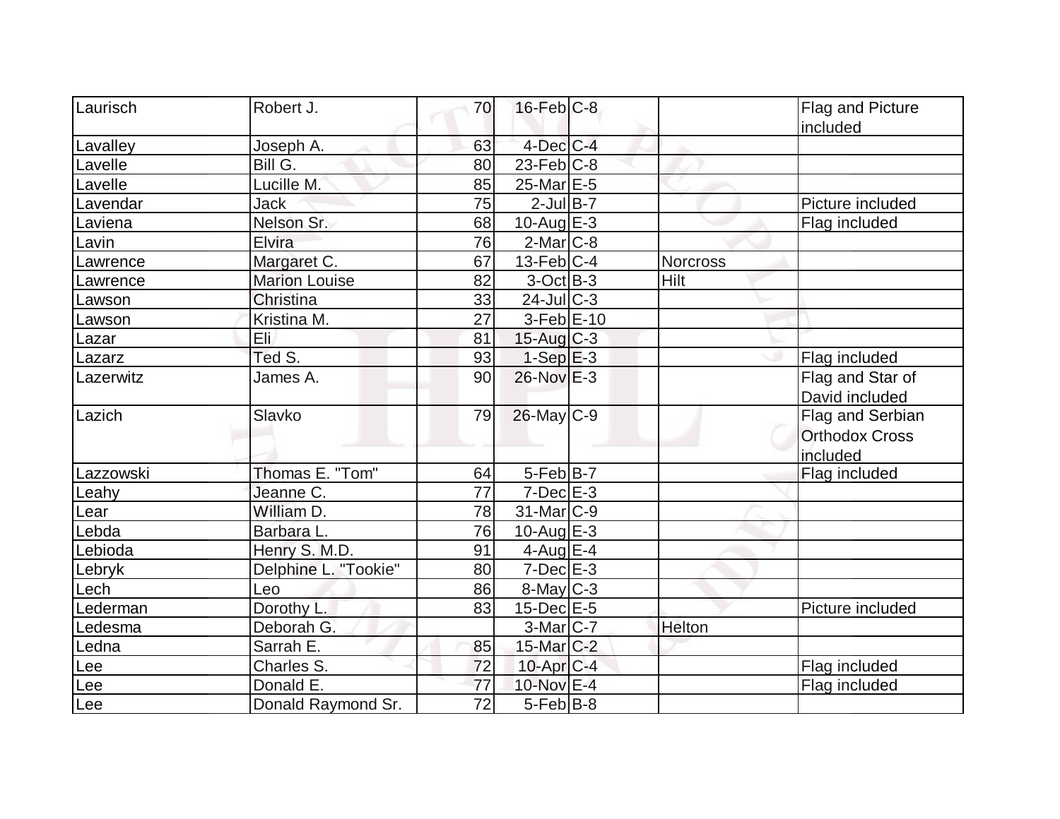| | | | | | | |
|---|---|---|---|---|---|---|
| Laurisch | Robert J. | 70 | 16-Feb | C-8 | | Flag and Picture included |
| Lavalley | Joseph A. | 63 | 4-Dec | C-4 | | |
| Lavelle | Bill G. | 80 | 23-Feb | C-8 | | |
| Lavelle | Lucille M. | 85 | 25-Mar | E-5 | | |
| Lavendar | Jack | 75 | 2-Jul | B-7 | | Picture included |
| Laviena | Nelson Sr. | 68 | 10-Aug | E-3 | | Flag included |
| Lavin | Elvira | 76 | 2-Mar | C-8 | | |
| Lawrence | Margaret C. | 67 | 13-Feb | C-4 | Norcross | |
| Lawrence | Marion Louise | 82 | 3-Oct | B-3 | Hilt | |
| Lawson | Christina | 33 | 24-Jul | C-3 | | |
| Lawson | Kristina M. | 27 | 3-Feb | E-10 | | |
| Lazar | Eli | 81 | 15-Aug | C-3 | | |
| Lazarz | Ted S. | 93 | 1-Sep | E-3 | | Flag included |
| Lazerwitz | James A. | 90 | 26-Nov | E-3 | | Flag and Star of David included |
| Lazich | Slavko | 79 | 26-May | C-9 | | Flag and Serbian Orthodox Cross included |
| Lazzowski | Thomas E. "Tom" | 64 | 5-Feb | B-7 | | Flag included |
| Leahy | Jeanne C. | 77 | 7-Dec | E-3 | | |
| Lear | William D. | 78 | 31-Mar | C-9 | | |
| Lebda | Barbara L. | 76 | 10-Aug | E-3 | | |
| Lebioda | Henry S. M.D. | 91 | 4-Aug | E-4 | | |
| Lebryk | Delphine L. "Tookie" | 80 | 7-Dec | E-3 | | |
| Lech | Leo | 86 | 8-May | C-3 | | |
| Lederman | Dorothy L. | 83 | 15-Dec | E-5 | | Picture included |
| Ledesma | Deborah G. | | 3-Mar | C-7 | Helton | |
| Ledna | Sarrah E. | 85 | 15-Mar | C-2 | | |
| Lee | Charles S. | 72 | 10-Apr | C-4 | | Flag included |
| Lee | Donald E. | 77 | 10-Nov | E-4 | | Flag included |
| Lee | Donald Raymond Sr. | 72 | 5-Feb | B-8 | | |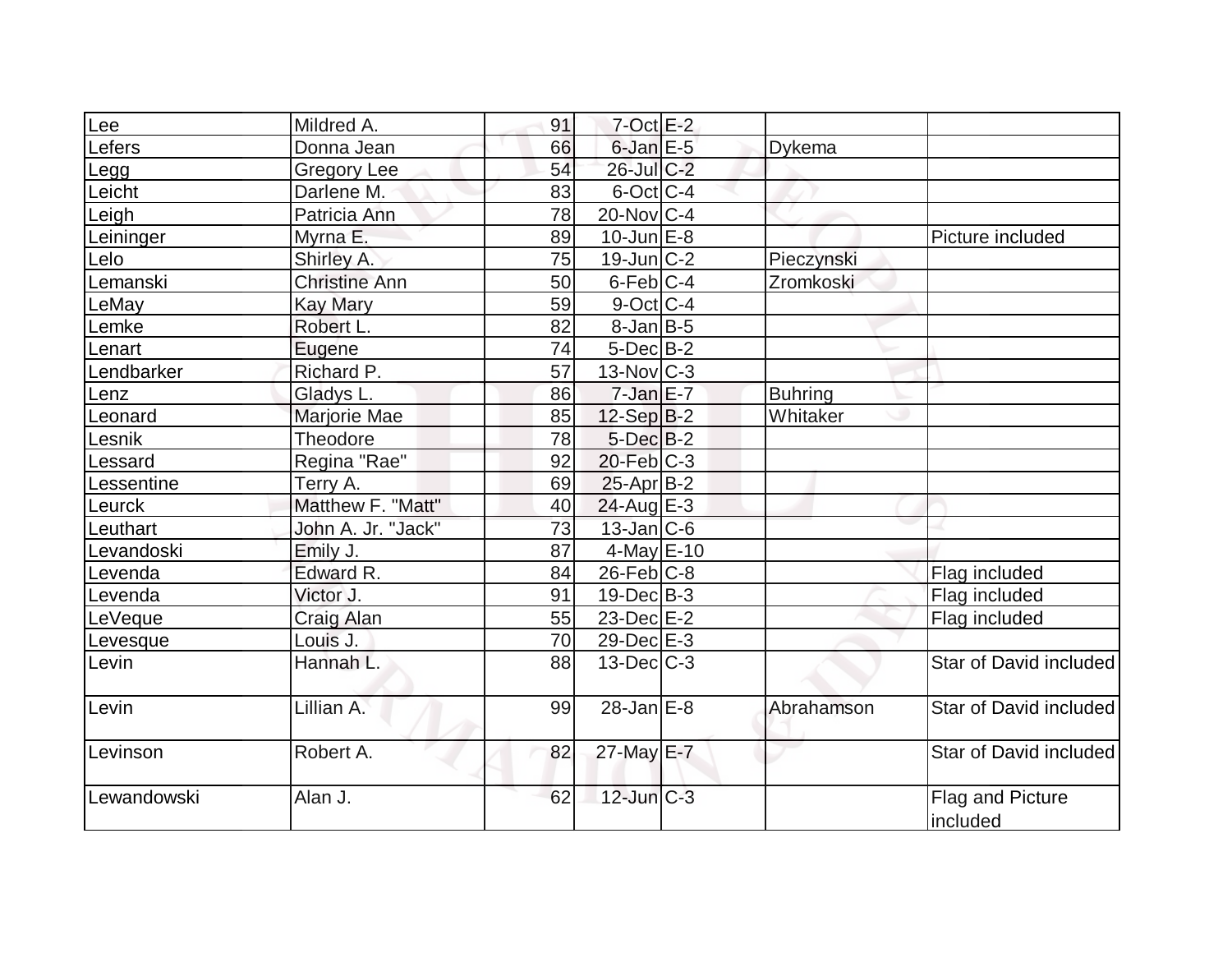| Lee | Mildred A. | 91 | 7-Oct | E-2 | | |
|---|---|---|---|---|---|---|
| Lefers | Donna Jean | 66 | 6-Jan | E-5 | Dykema | |
| Legg | Gregory Lee | 54 | 26-Jul | C-2 | | |
| Leicht | Darlene M. | 83 | 6-Oct | C-4 | | |
| Leigh | Patricia Ann | 78 | 20-Nov | C-4 | | |
| Leininger | Myrna E. | 89 | 10-Jun | E-8 | | Picture included |
| Lelo | Shirley A. | 75 | 19-Jun | C-2 | Pieczynski | |
| Lemanski | Christine Ann | 50 | 6-Feb | C-4 | Zromkoski | |
| LeMay | Kay Mary | 59 | 9-Oct | C-4 | | |
| Lemke | Robert L. | 82 | 8-Jan | B-5 | | |
| Lenart | Eugene | 74 | 5-Dec | B-2 | | |
| Lendbarker | Richard P. | 57 | 13-Nov | C-3 | | |
| Lenz | Gladys L. | 86 | 7-Jan | E-7 | Buhring | |
| Leonard | Marjorie Mae | 85 | 12-Sep | B-2 | Whitaker | |
| Lesnik | Theodore | 78 | 5-Dec | B-2 | | |
| Lessard | Regina "Rae" | 92 | 20-Feb | C-3 | | |
| Lessentine | Terry A. | 69 | 25-Apr | B-2 | | |
| Leurck | Matthew F. "Matt" | 40 | 24-Aug | E-3 | | |
| Leuthart | John A. Jr. "Jack" | 73 | 13-Jan | C-6 | | |
| Levandoski | Emily J. | 87 | 4-May | E-10 | | |
| Levenda | Edward R. | 84 | 26-Feb | C-8 | | Flag included |
| Levenda | Victor J. | 91 | 19-Dec | B-3 | | Flag included |
| LeVeque | Craig Alan | 55 | 23-Dec | E-2 | | Flag included |
| Levesque | Louis J. | 70 | 29-Dec | E-3 | | |
| Levin | Hannah L. | 88 | 13-Dec | C-3 | | Star of David included |
| Levin | Lillian A. | 99 | 28-Jan | E-8 | Abrahamson | Star of David included |
| Levinson | Robert A. | 82 | 27-May | E-7 | | Star of David included |
| Lewandowski | Alan J. | 62 | 12-Jun | C-3 | | Flag and Picture included |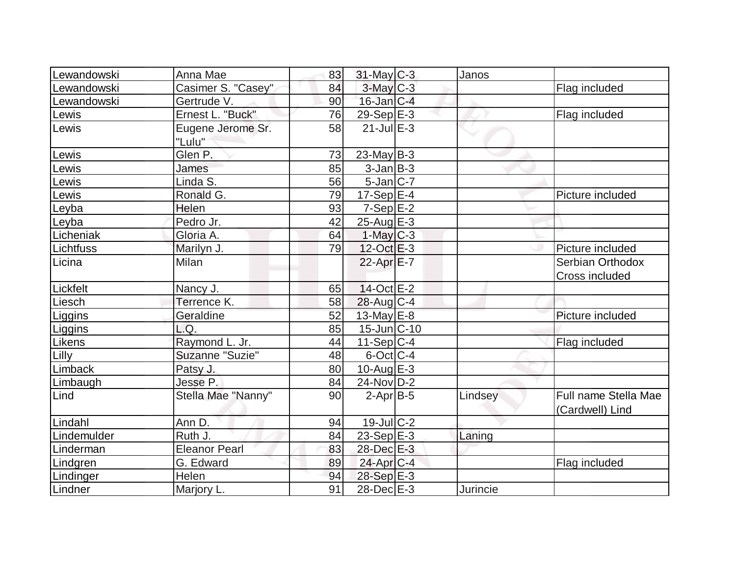| | | | | | | |
|---|---|---|---|---|---|---|
| Lewandowski | Anna Mae | 83 | 31-May | C-3 | Janos | |
| Lewandowski | Casimer S. "Casey" | 84 | 3-May | C-3 | | Flag included |
| Lewandowski | Gertrude V. | 90 | 16-Jan | C-4 | | |
| Lewis | Ernest L. "Buck" | 76 | 29-Sep | E-3 | | Flag included |
| Lewis | Eugene Jerome Sr. "Lulu" | 58 | 21-Jul | E-3 | | |
| Lewis | Glen P. | 73 | 23-May | B-3 | | |
| Lewis | James | 85 | 3-Jan | B-3 | | |
| Lewis | Linda S. | 56 | 5-Jan | C-7 | | |
| Lewis | Ronald G. | 79 | 17-Sep | E-4 | | Picture included |
| Leyba | Helen | 93 | 7-Sep | E-2 | | |
| Leyba | Pedro Jr. | 42 | 25-Aug | E-3 | | |
| Licheniak | Gloria A. | 64 | 1-May | C-3 | | |
| Lichtfuss | Marilyn J. | 79 | 12-Oct | E-3 | | Picture included |
| Licina | Milan | | 22-Apr | E-7 | | Serbian Orthodox Cross included |
| Lickfelt | Nancy J. | 65 | 14-Oct | E-2 | | |
| Liesch | Terrence K. | 58 | 28-Aug | C-4 | | |
| Liggins | Geraldine | 52 | 13-May | E-8 | | Picture included |
| Liggins | L.Q. | 85 | 15-Jun | C-10 | | |
| Likens | Raymond L. Jr. | 44 | 11-Sep | C-4 | | Flag included |
| Lilly | Suzanne "Suzie" | 48 | 6-Oct | C-4 | | |
| Limback | Patsy J. | 80 | 10-Aug | E-3 | | |
| Limbaugh | Jesse P. | 84 | 24-Nov | D-2 | | |
| Lind | Stella Mae "Nanny" | 90 | 2-Apr | B-5 | Lindsey | Full name Stella Mae (Cardwell) Lind |
| Lindahl | Ann D. | 94 | 19-Jul | C-2 | | |
| Lindemulder | Ruth J. | 84 | 23-Sep | E-3 | Laning | |
| Linderman | Eleanor Pearl | 83 | 28-Dec | E-3 | | |
| Lindgren | G. Edward | 89 | 24-Apr | C-4 | | Flag included |
| Lindinger | Helen | 94 | 28-Sep | E-3 | | |
| Lindner | Marjory L. | 91 | 28-Dec | E-3 | Jurincie | |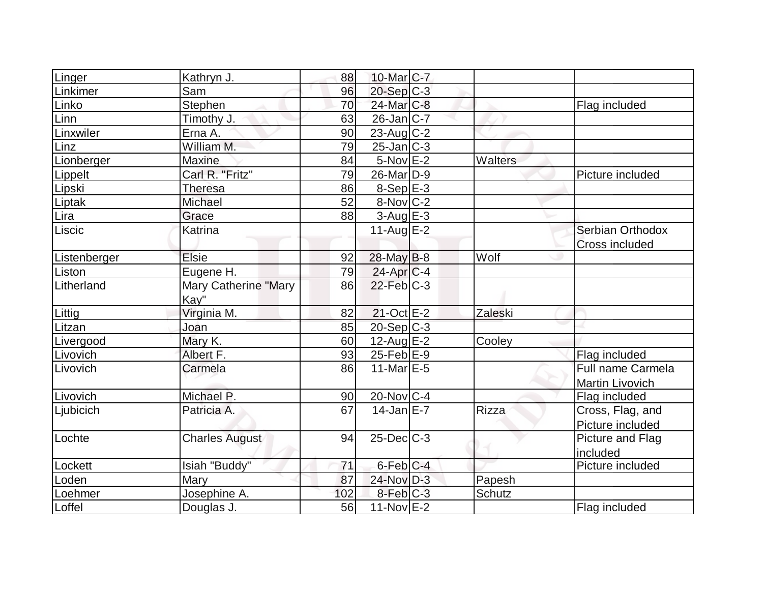| | | | | | | |
|---|---|---|---|---|---|---|
| Linger | Kathryn J. | 88 | 10-Mar | C-7 | | |
| Linkimer | Sam | 96 | 20-Sep | C-3 | | |
| Linko | Stephen | 70 | 24-Mar | C-8 | | Flag included |
| Linn | Timothy J. | 63 | 26-Jan | C-7 | | |
| Linxwiler | Erna A. | 90 | 23-Aug | C-2 | | |
| Linz | William M. | 79 | 25-Jan | C-3 | | |
| Lionberger | Maxine | 84 | 5-Nov | E-2 | Walters | |
| Lippelt | Carl R. "Fritz" | 79 | 26-Mar | D-9 | | Picture included |
| Lipski | Theresa | 86 | 8-Sep | E-3 | | |
| Liptak | Michael | 52 | 8-Nov | C-2 | | |
| Lira | Grace | 88 | 3-Aug | E-3 | | |
| Liscic | Katrina | | 11-Aug | E-2 | | Serbian Orthodox Cross included |
| Listenberger | Elsie | 92 | 28-May | B-8 | Wolf | |
| Liston | Eugene H. | 79 | 24-Apr | C-4 | | |
| Litherland | Mary Catherine "Mary Kay" | 86 | 22-Feb | C-3 | | |
| Littig | Virginia M. | 82 | 21-Oct | E-2 | Zaleski | |
| Litzan | Joan | 85 | 20-Sep | C-3 | | |
| Livergood | Mary K. | 60 | 12-Aug | E-2 | Cooley | |
| Livovich | Albert F. | 93 | 25-Feb | E-9 | | Flag included |
| Livovich | Carmela | 86 | 11-Mar | E-5 | | Full name Carmela Martin Livovich |
| Livovich | Michael P. | 90 | 20-Nov | C-4 | | Flag included |
| Ljubicich | Patricia A. | 67 | 14-Jan | E-7 | Rizza | Cross, Flag, and Picture included |
| Lochte | Charles August | 94 | 25-Dec | C-3 | | Picture and Flag included |
| Lockett | Isiah "Buddy" | 71 | 6-Feb | C-4 | | Picture included |
| Loden | Mary | 87 | 24-Nov | D-3 | Papesh | |
| Loehmer | Josephine A. | 102 | 8-Feb | C-3 | Schutz | |
| Loffel | Douglas J. | 56 | 11-Nov | E-2 | | Flag included |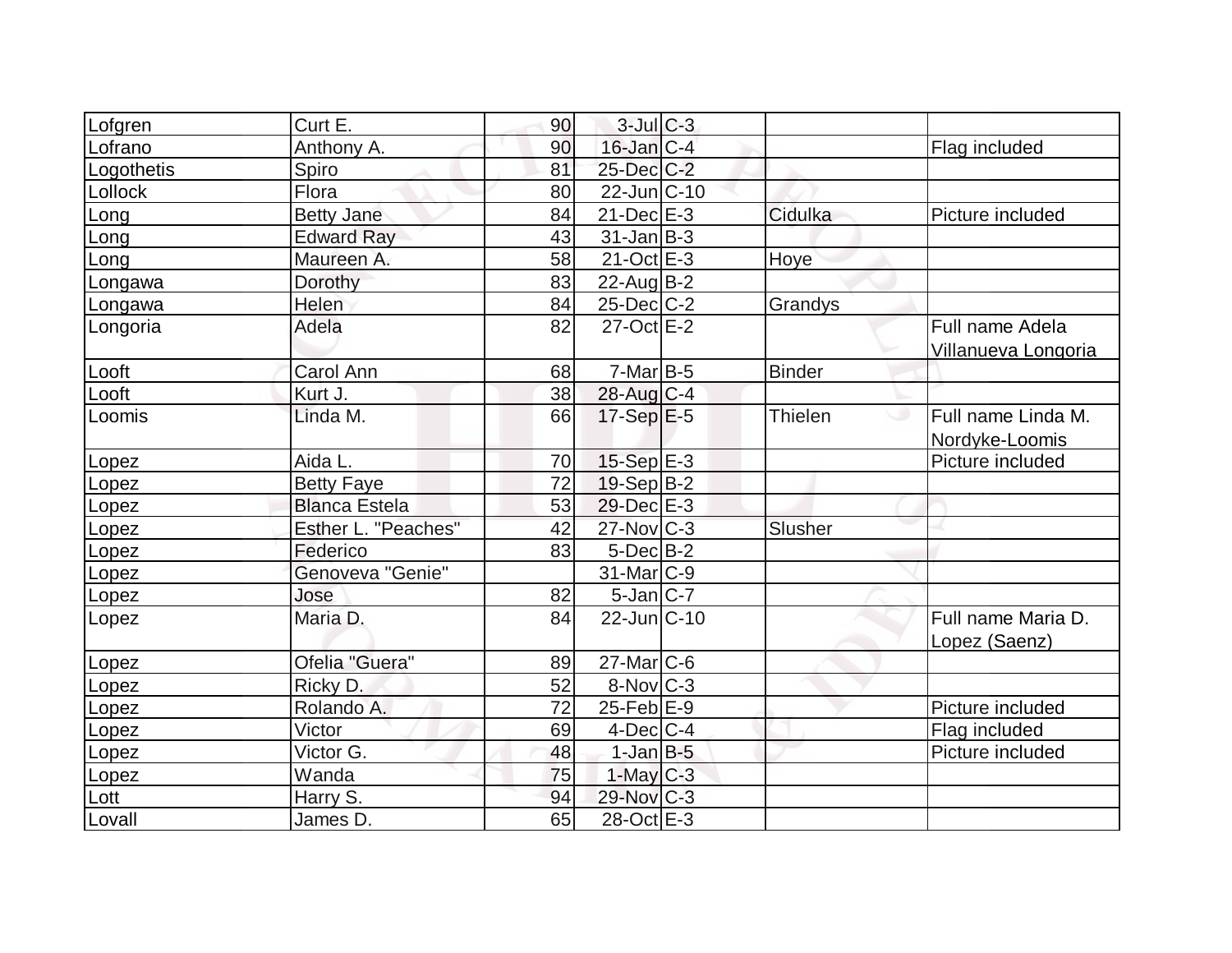| | | | | | | |
|---|---|---|---|---|---|---|
| Lofgren | Curt E. | 90 | 3-Jul | C-3 | | |
| Lofrano | Anthony A. | 90 | 16-Jan | C-4 | | Flag included |
| Logothetis | Spiro | 81 | 25-Dec | C-2 | | |
| Lollock | Flora | 80 | 22-Jun | C-10 | | |
| Long | Betty Jane | 84 | 21-Dec | E-3 | Cidulka | Picture included |
| Long | Edward Ray | 43 | 31-Jan | B-3 | | |
| Long | Maureen A. | 58 | 21-Oct | E-3 | Hoye | |
| Longawa | Dorothy | 83 | 22-Aug | B-2 | | |
| Longawa | Helen | 84 | 25-Dec | C-2 | Grandys | |
| Longoria | Adela | 82 | 27-Oct | E-2 | | Full name Adela Villanueva Longoria |
| Looft | Carol Ann | 68 | 7-Mar | B-5 | Binder | |
| Looft | Kurt J. | 38 | 28-Aug | C-4 | | |
| Loomis | Linda M. | 66 | 17-Sep | E-5 | Thielen | Full name Linda M. Nordyke-Loomis |
| Lopez | Aida L. | 70 | 15-Sep | E-3 | | Picture included |
| Lopez | Betty Faye | 72 | 19-Sep | B-2 | | |
| Lopez | Blanca Estela | 53 | 29-Dec | E-3 | | |
| Lopez | Esther L. "Peaches" | 42 | 27-Nov | C-3 | Slusher | |
| Lopez | Federico | 83 | 5-Dec | B-2 | | |
| Lopez | Genoveva "Genie" | | 31-Mar | C-9 | | |
| Lopez | Jose | 82 | 5-Jan | C-7 | | |
| Lopez | Maria D. | 84 | 22-Jun | C-10 | | Full name Maria D. Lopez (Saenz) |
| Lopez | Ofelia "Guera" | 89 | 27-Mar | C-6 | | |
| Lopez | Ricky D. | 52 | 8-Nov | C-3 | | |
| Lopez | Rolando A. | 72 | 25-Feb | E-9 | | Picture included |
| Lopez | Victor | 69 | 4-Dec | C-4 | | Flag included |
| Lopez | Victor G. | 48 | 1-Jan | B-5 | | Picture included |
| Lopez | Wanda | 75 | 1-May | C-3 | | |
| Lott | Harry S. | 94 | 29-Nov | C-3 | | |
| Lovall | James D. | 65 | 28-Oct | E-3 | | |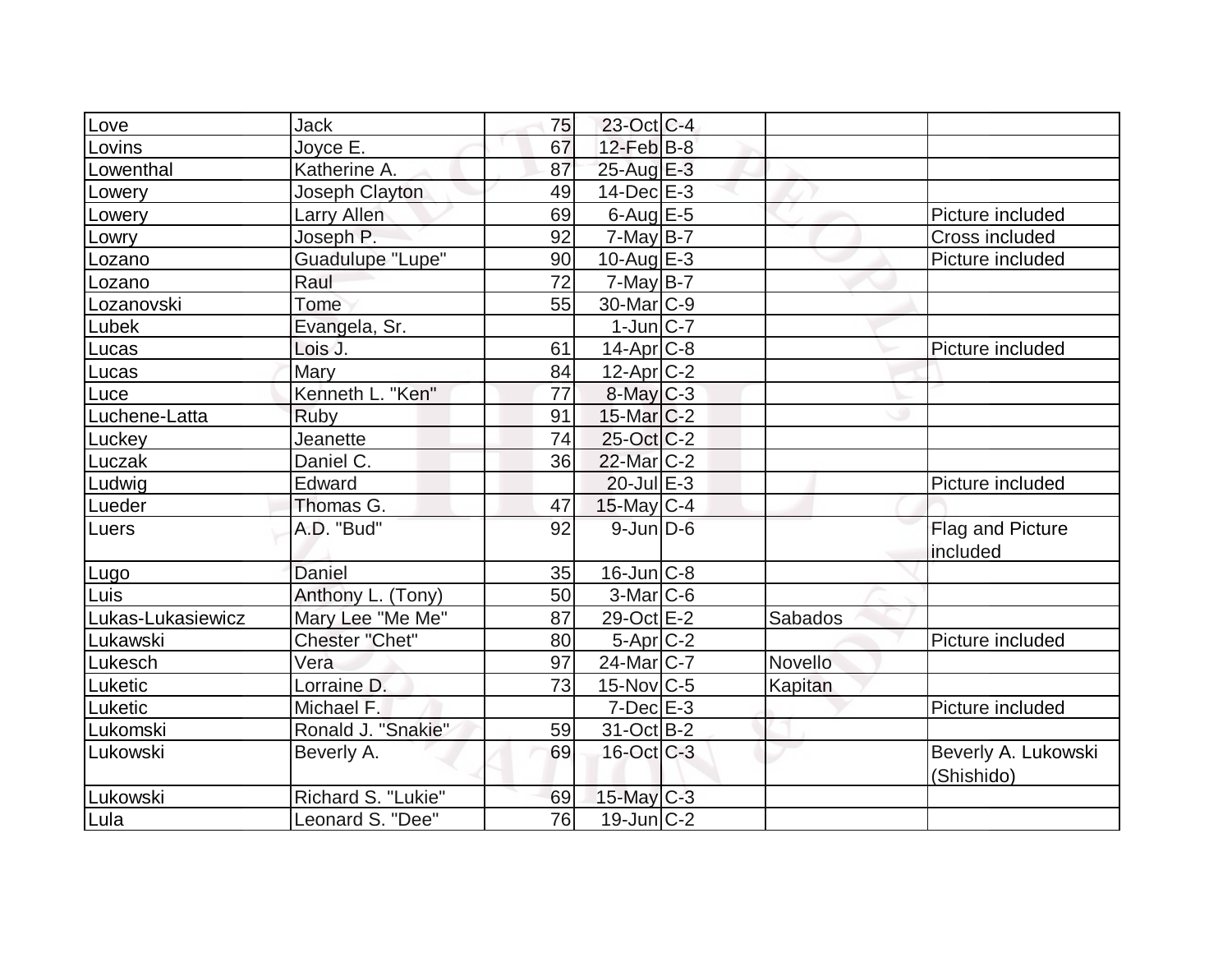| Love | Jack | 75 | 23-Oct | C-4 | | |
|---|---|---|---|---|---|---|
| Lovins | Joyce E. | 67 | 12-Feb | B-8 | | |
| Lowenthal | Katherine A. | 87 | 25-Aug | E-3 | | |
| Lowery | Joseph Clayton | 49 | 14-Dec | E-3 | | |
| Lowery | Larry Allen | 69 | 6-Aug | E-5 | | Picture included |
| Lowry | Joseph P. | 92 | 7-May | B-7 | | Cross included |
| Lozano | Guadulupe "Lupe" | 90 | 10-Aug | E-3 | | Picture included |
| Lozano | Raul | 72 | 7-May | B-7 | | |
| Lozanovski | Tome | 55 | 30-Mar | C-9 | | |
| Lubek | Evangela, Sr. | | 1-Jun | C-7 | | |
| Lucas | Lois J. | 61 | 14-Apr | C-8 | | Picture included |
| Lucas | Mary | 84 | 12-Apr | C-2 | | |
| Luce | Kenneth L. "Ken" | 77 | 8-May | C-3 | | |
| Luchene-Latta | Ruby | 91 | 15-Mar | C-2 | | |
| Luckey | Jeanette | 74 | 25-Oct | C-2 | | |
| Luczak | Daniel C. | 36 | 22-Mar | C-2 | | |
| Ludwig | Edward | | 20-Jul | E-3 | | Picture included |
| Lueder | Thomas G. | 47 | 15-May | C-4 | | |
| Luers | A.D. "Bud" | 92 | 9-Jun | D-6 | | Flag and Picture included |
| Lugo | Daniel | 35 | 16-Jun | C-8 | | |
| Luis | Anthony L. (Tony) | 50 | 3-Mar | C-6 | | |
| Lukas-Lukasiewicz | Mary Lee "Me Me" | 87 | 29-Oct | E-2 | Sabados | |
| Lukawski | Chester "Chet" | 80 | 5-Apr | C-2 | | Picture included |
| Lukesch | Vera | 97 | 24-Mar | C-7 | Novello | |
| Luketic | Lorraine D. | 73 | 15-Nov | C-5 | Kapitan | |
| Luketic | Michael F. | | 7-Dec | E-3 | | Picture included |
| Lukomski | Ronald J. "Snakie" | 59 | 31-Oct | B-2 | | |
| Lukowski | Beverly A. | 69 | 16-Oct | C-3 | | Beverly A. Lukowski (Shishido) |
| Lukowski | Richard S. "Lukie" | 69 | 15-May | C-3 | | |
| Lula | Leonard S. "Dee" | 76 | 19-Jun | C-2 | | |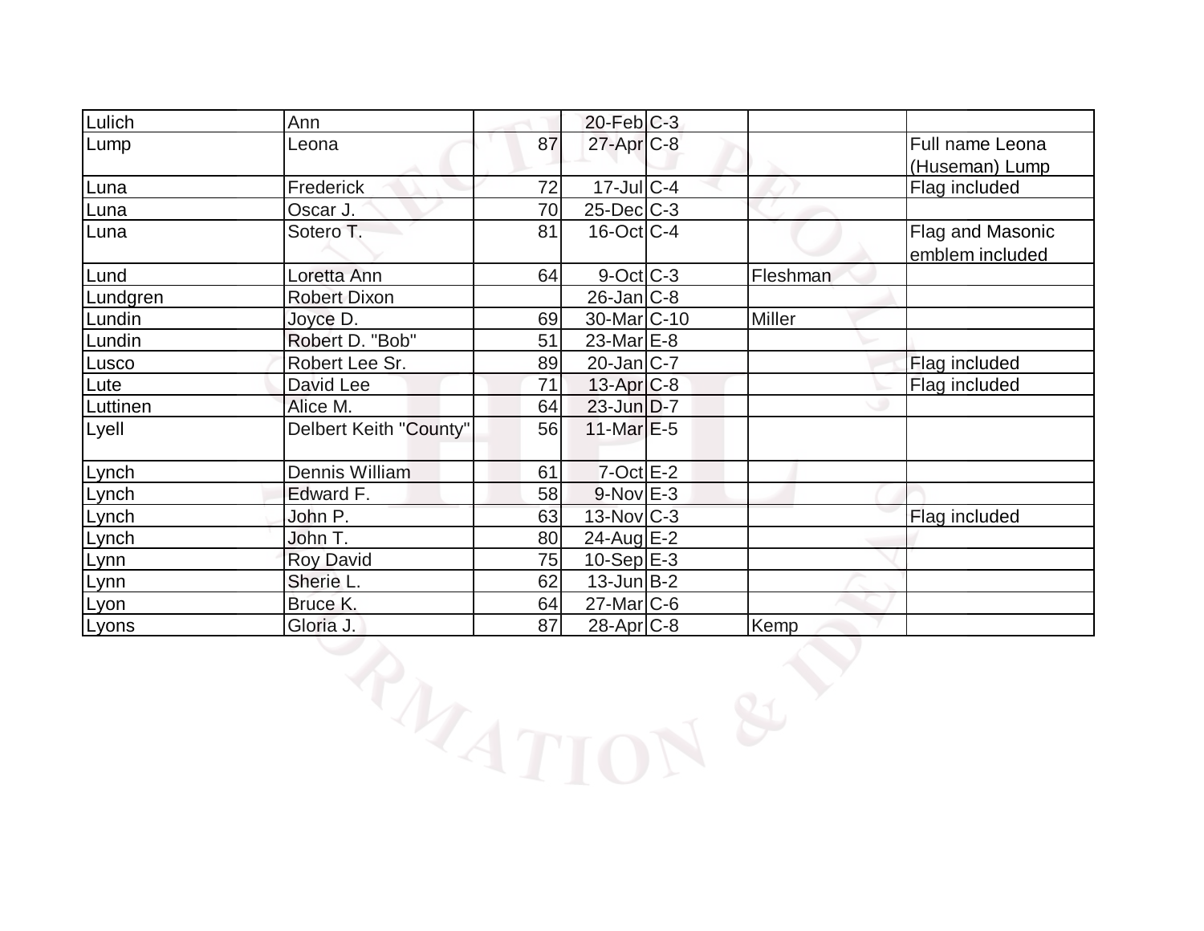| | | | | | | |
|---|---|---|---|---|---|---|
| Lulich | Ann | | 20-Feb | C-3 | | |
| Lump | Leona | 87 | 27-Apr | C-8 | | Full name Leona (Huseman) Lump |
| Luna | Frederick | 72 | 17-Jul | C-4 | | Flag included |
| Luna | Oscar J. | 70 | 25-Dec | C-3 | | |
| Luna | Sotero T. | 81 | 16-Oct | C-4 | | Flag and Masonic emblem included |
| Lund | Loretta Ann | 64 | 9-Oct | C-3 | Fleshman | |
| Lundgren | Robert Dixon | | 26-Jan | C-8 | | |
| Lundin | Joyce D. | 69 | 30-Mar | C-10 | Miller | |
| Lundin | Robert D. "Bob" | 51 | 23-Mar | E-8 | | |
| Lusco | Robert Lee Sr. | 89 | 20-Jan | C-7 | | Flag included |
| Lute | David Lee | 71 | 13-Apr | C-8 | | Flag included |
| Luttinen | Alice M. | 64 | 23-Jun | D-7 | | |
| Lyell | Delbert Keith "County" | 56 | 11-Mar | E-5 | | |
| Lynch | Dennis William | 61 | 7-Oct | E-2 | | |
| Lynch | Edward F. | 58 | 9-Nov | E-3 | | |
| Lynch | John P. | 63 | 13-Nov | C-3 | | Flag included |
| Lynch | John T. | 80 | 24-Aug | E-2 | | |
| Lynn | Roy David | 75 | 10-Sep | E-3 | | |
| Lynn | Sherie L. | 62 | 13-Jun | B-2 | | |
| Lyon | Bruce K. | 64 | 27-Mar | C-6 | | |
| Lyons | Gloria J. | 87 | 28-Apr | C-8 | Kemp | |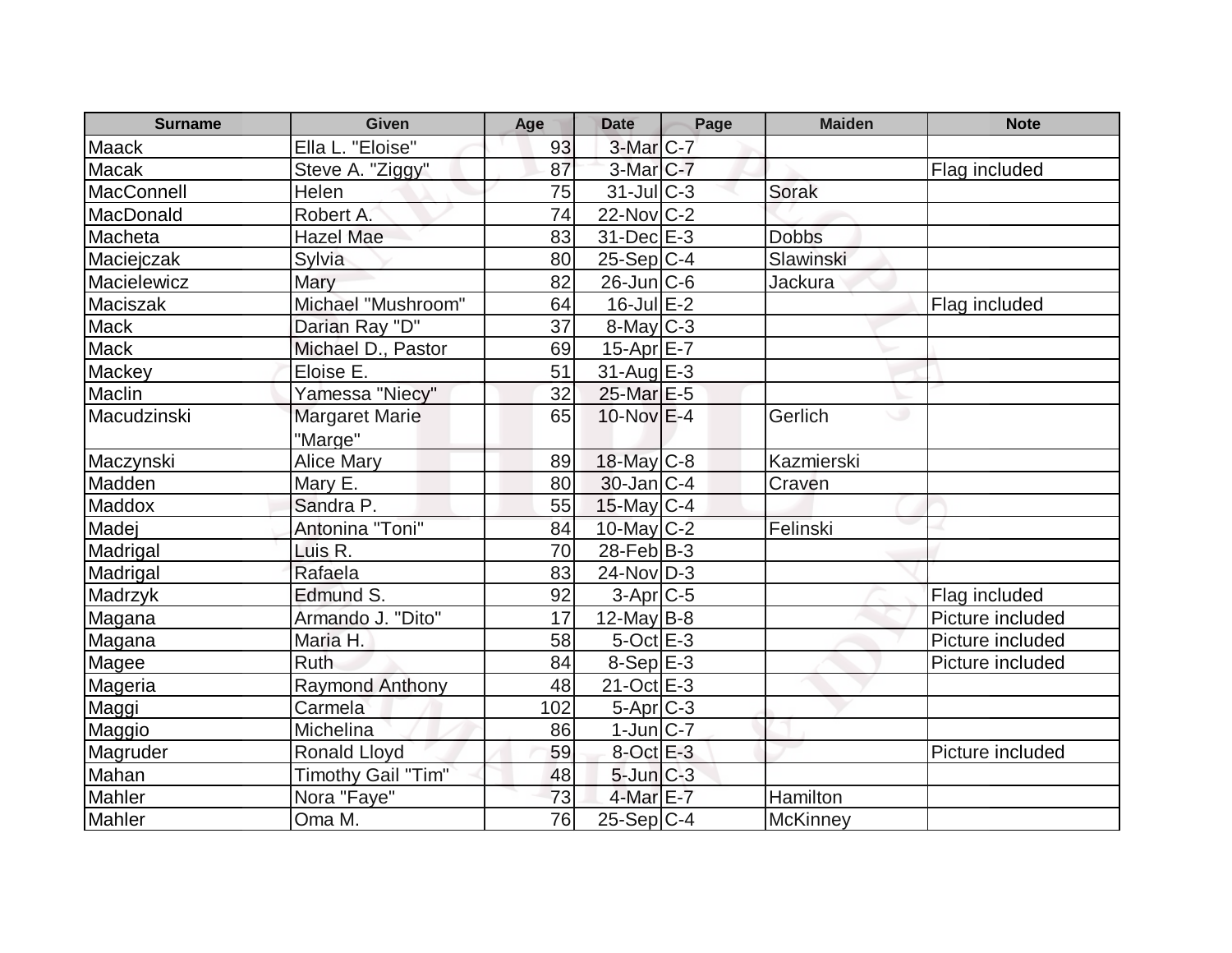| Surname | Given | Age | Date | Page | Maiden | Note |
|---|---|---|---|---|---|---|
| Maack | Ella L. "Eloise" | 93 | 3-Mar | C-7 | | |
| Macak | Steve A. "Ziggy" | 87 | 3-Mar | C-7 | | Flag included |
| MacConnell | Helen | 75 | 31-Jul | C-3 | Sorak | |
| MacDonald | Robert A. | 74 | 22-Nov | C-2 | | |
| Macheta | Hazel Mae | 83 | 31-Dec | E-3 | Dobbs | |
| Maciejczak | Sylvia | 80 | 25-Sep | C-4 | Slawinski | |
| Macielewicz | Mary | 82 | 26-Jun | C-6 | Jackura | |
| Maciszak | Michael "Mushroom" | 64 | 16-Jul | E-2 | | Flag included |
| Mack | Darian Ray "D" | 37 | 8-May | C-3 | | |
| Mack | Michael D., Pastor | 69 | 15-Apr | E-7 | | |
| Mackey | Eloise E. | 51 | 31-Aug | E-3 | | |
| Maclin | Yamessa "Niecy" | 32 | 25-Mar | E-5 | | |
| Macudzinski | Margaret Marie "Marge" | 65 | 10-Nov | E-4 | Gerlich | |
| Maczynski | Alice Mary | 89 | 18-May | C-8 | Kazmierski | |
| Madden | Mary E. | 80 | 30-Jan | C-4 | Craven | |
| Maddox | Sandra P. | 55 | 15-May | C-4 | | |
| Madej | Antonina "Toni" | 84 | 10-May | C-2 | Felinski | |
| Madrigal | Luis R. | 70 | 28-Feb | B-3 | | |
| Madrigal | Rafaela | 83 | 24-Nov | D-3 | | |
| Madrzyk | Edmund S. | 92 | 3-Apr | C-5 | | Flag included |
| Magana | Armando J. "Dito" | 17 | 12-May | B-8 | | Picture included |
| Magana | Maria H. | 58 | 5-Oct | E-3 | | Picture included |
| Magee | Ruth | 84 | 8-Sep | E-3 | | Picture included |
| Mageria | Raymond Anthony | 48 | 21-Oct | E-3 | | |
| Maggi | Carmela | 102 | 5-Apr | C-3 | | |
| Maggio | Michelina | 86 | 1-Jun | C-7 | | |
| Magruder | Ronald Lloyd | 59 | 8-Oct | E-3 | | Picture included |
| Mahan | Timothy Gail "Tim" | 48 | 5-Jun | C-3 | | |
| Mahler | Nora "Faye" | 73 | 4-Mar | E-7 | Hamilton | |
| Mahler | Oma M. | 76 | 25-Sep | C-4 | McKinney | |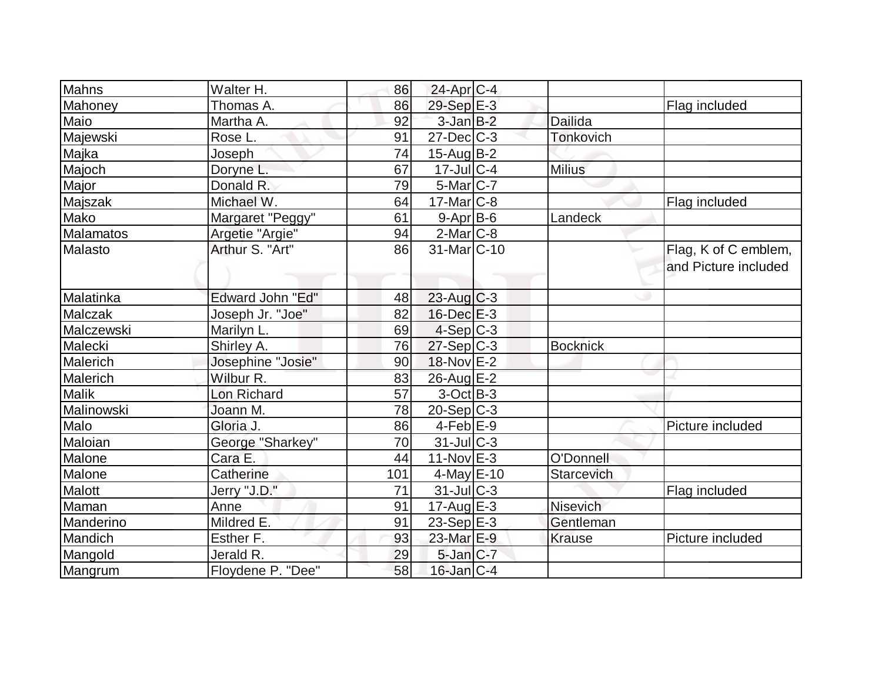| | | | | | | |
|---|---|---|---|---|---|---|
| Mahns | Walter H. | 86 | 24-Apr | C-4 | | |
| Mahoney | Thomas A. | 86 | 29-Sep | E-3 | | Flag included |
| Maio | Martha A. | 92 | 3-Jan | B-2 | Dailida | |
| Majewski | Rose L. | 91 | 27-Dec | C-3 | Tonkovich | |
| Majka | Joseph | 74 | 15-Aug | B-2 | | |
| Majoch | Doryne L. | 67 | 17-Jul | C-4 | Milius | |
| Major | Donald R. | 79 | 5-Mar | C-7 | | |
| Majszak | Michael W. | 64 | 17-Mar | C-8 | | Flag included |
| Mako | Margaret "Peggy" | 61 | 9-Apr | B-6 | Landeck | |
| Malamatos | Argetie "Argie" | 94 | 2-Mar | C-8 | | |
| Malasto | Arthur S. "Art" | 86 | 31-Mar | C-10 | | Flag, K of C emblem, and Picture included |
| Malatinka | Edward John "Ed" | 48 | 23-Aug | C-3 | | |
| Malczak | Joseph Jr. "Joe" | 82 | 16-Dec | E-3 | | |
| Malczewski | Marilyn L. | 69 | 4-Sep | C-3 | | |
| Malecki | Shirley A. | 76 | 27-Sep | C-3 | Bocknick | |
| Malerich | Josephine "Josie" | 90 | 18-Nov | E-2 | | |
| Malerich | Wilbur R. | 83 | 26-Aug | E-2 | | |
| Malik | Lon Richard | 57 | 3-Oct | B-3 | | |
| Malinowski | Joann M. | 78 | 20-Sep | C-3 | | |
| Malo | Gloria J. | 86 | 4-Feb | E-9 | | Picture included |
| Maloian | George "Sharkey" | 70 | 31-Jul | C-3 | | |
| Malone | Cara E. | 44 | 11-Nov | E-3 | O'Donnell | |
| Malone | Catherine | 101 | 4-May | E-10 | Starcevich | |
| Malott | Jerry "J.D." | 71 | 31-Jul | C-3 | | Flag included |
| Maman | Anne | 91 | 17-Aug | E-3 | Nisevich | |
| Manderino | Mildred E. | 91 | 23-Sep | E-3 | Gentleman | |
| Mandich | Esther F. | 93 | 23-Mar | E-9 | Krause | Picture included |
| Mangold | Jerald R. | 29 | 5-Jan | C-7 | | |
| Mangrum | Floydene P. "Dee" | 58 | 16-Jan | C-4 | | |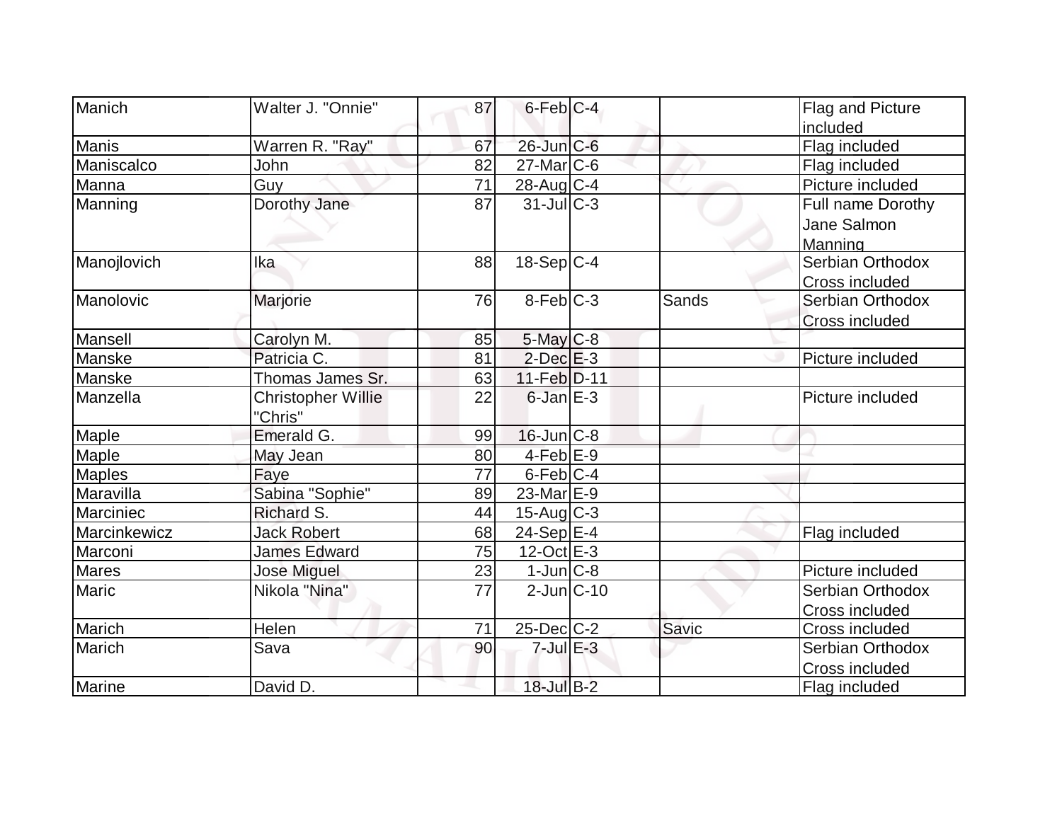| Manich | Walter J. "Onnie" | 87 | 6-Feb | C-4 | | Flag and Picture included |
|---|---|---|---|---|---|---|
| Manis | Warren R. "Ray" | 67 | 26-Jun | C-6 | | Flag included |
| Maniscalco | John | 82 | 27-Mar | C-6 | | Flag included |
| Manna | Guy | 71 | 28-Aug | C-4 | | Picture included |
| Manning | Dorothy Jane | 87 | 31-Jul | C-3 | | Full name Dorothy Jane Salmon Manning |
| Manojlovich | Ika | 88 | 18-Sep | C-4 | | Serbian Orthodox Cross included |
| Manolovic | Marjorie | 76 | 8-Feb | C-3 | Sands | Serbian Orthodox Cross included |
| Mansell | Carolyn M. | 85 | 5-May | C-8 | | |
| Manske | Patricia C. | 81 | 2-Dec | E-3 | | Picture included |
| Manske | Thomas James Sr. | 63 | 11-Feb | D-11 | | |
| Manzella | Christopher Willie "Chris" | 22 | 6-Jan | E-3 | | Picture included |
| Maple | Emerald G. | 99 | 16-Jun | C-8 | | |
| Maple | May Jean | 80 | 4-Feb | E-9 | | |
| Maples | Faye | 77 | 6-Feb | C-4 | | |
| Maravilla | Sabina "Sophie" | 89 | 23-Mar | E-9 | | |
| Marciniec | Richard S. | 44 | 15-Aug | C-3 | | |
| Marcinkewicz | Jack Robert | 68 | 24-Sep | E-4 | | Flag included |
| Marconi | James Edward | 75 | 12-Oct | E-3 | | |
| Mares | Jose Miguel | 23 | 1-Jun | C-8 | | Picture included |
| Maric | Nikola "Nina" | 77 | 2-Jun | C-10 | | Serbian Orthodox Cross included |
| Marich | Helen | 71 | 25-Dec | C-2 | Savic | Cross included |
| Marich | Sava | 90 | 7-Jul | E-3 | | Serbian Orthodox Cross included |
| Marine | David D. | | 18-Jul | B-2 | | Flag included |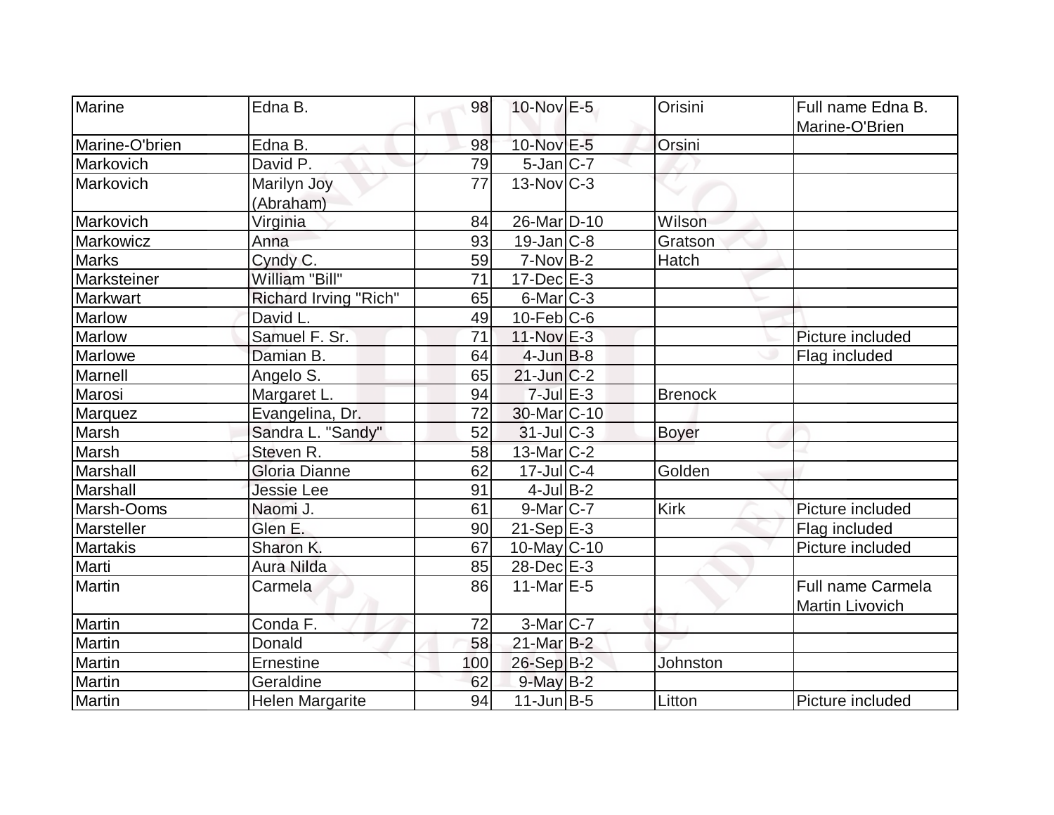| Marine | Edna B. | 98 | 10-Nov | E-5 | Orisini | Full name Edna B. Marine-O'Brien |
|---|---|---|---|---|---|---|
| Marine-O'brien | Edna B. | 98 | 10-Nov | E-5 | Orsini | |
| Markovich | David P. | 79 | 5-Jan | C-7 | | |
| Markovich | Marilyn Joy (Abraham) | 77 | 13-Nov | C-3 | | |
| Markovich | Virginia | 84 | 26-Mar | D-10 | Wilson | |
| Markowicz | Anna | 93 | 19-Jan | C-8 | Gratson | |
| Marks | Cyndy C. | 59 | 7-Nov | B-2 | Hatch | |
| Marksteiner | William "Bill" | 71 | 17-Dec | E-3 | | |
| Markwart | Richard Irving "Rich" | 65 | 6-Mar | C-3 | | |
| Marlow | David L. | 49 | 10-Feb | C-6 | | |
| Marlow | Samuel F. Sr. | 71 | 11-Nov | E-3 | | Picture included |
| Marlowe | Damian B. | 64 | 4-Jun | B-8 | | Flag included |
| Marnell | Angelo S. | 65 | 21-Jun | C-2 | | |
| Marosi | Margaret L. | 94 | 7-Jul | E-3 | Brenock | |
| Marquez | Evangelina, Dr. | 72 | 30-Mar | C-10 | | |
| Marsh | Sandra L. "Sandy" | 52 | 31-Jul | C-3 | Boyer | |
| Marsh | Steven R. | 58 | 13-Mar | C-2 | | |
| Marshall | Gloria Dianne | 62 | 17-Jul | C-4 | Golden | |
| Marshall | Jessie Lee | 91 | 4-Jul | B-2 | | |
| Marsh-Ooms | Naomi J. | 61 | 9-Mar | C-7 | Kirk | Picture included |
| Marsteller | Glen E. | 90 | 21-Sep | E-3 | | Flag included |
| Martakis | Sharon K. | 67 | 10-May | C-10 | | Picture included |
| Marti | Aura Nilda | 85 | 28-Dec | E-3 | | |
| Martin | Carmela | 86 | 11-Mar | E-5 | | Full name Carmela Martin Livovich |
| Martin | Conda F. | 72 | 3-Mar | C-7 | | |
| Martin | Donald | 58 | 21-Mar | B-2 | | |
| Martin | Ernestine | 100 | 26-Sep | B-2 | Johnston | |
| Martin | Geraldine | 62 | 9-May | B-2 | | |
| Martin | Helen Margarite | 94 | 11-Jun | B-5 | Litton | Picture included |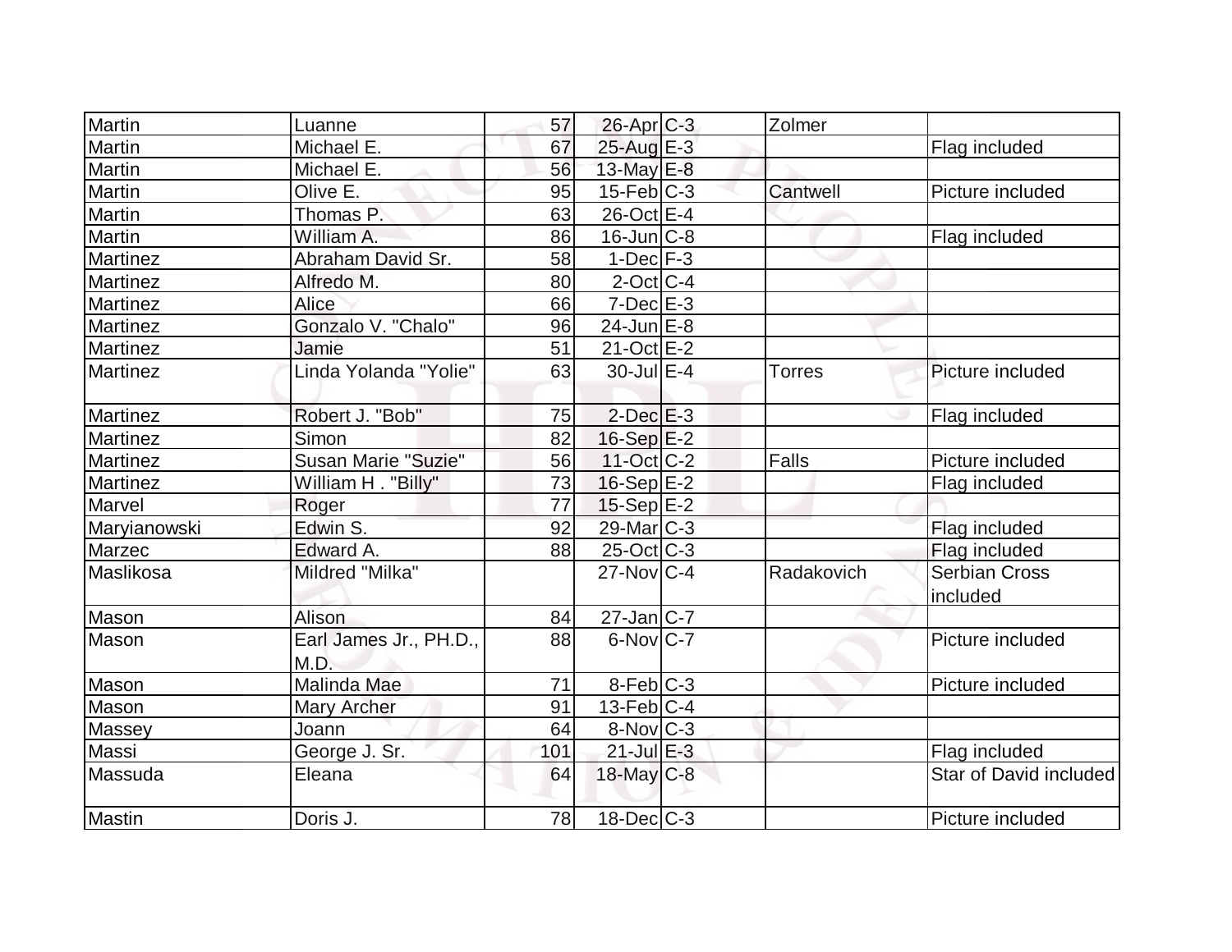| | | | | | | |
|---|---|---|---|---|---|---|
| Martin | Luanne | 57 | 26-Apr | C-3 | Zolmer | |
| Martin | Michael E. | 67 | 25-Aug | E-3 | | Flag included |
| Martin | Michael E. | 56 | 13-May | E-8 | | |
| Martin | Olive E. | 95 | 15-Feb | C-3 | Cantwell | Picture included |
| Martin | Thomas P. | 63 | 26-Oct | E-4 | | |
| Martin | William A. | 86 | 16-Jun | C-8 | | Flag included |
| Martinez | Abraham David Sr. | 58 | 1-Dec | F-3 | | |
| Martinez | Alfredo M. | 80 | 2-Oct | C-4 | | |
| Martinez | Alice | 66 | 7-Dec | E-3 | | |
| Martinez | Gonzalo V. "Chalo" | 96 | 24-Jun | E-8 | | |
| Martinez | Jamie | 51 | 21-Oct | E-2 | | |
| Martinez | Linda Yolanda "Yolie" | 63 | 30-Jul | E-4 | Torres | Picture included |
| Martinez | Robert J. "Bob" | 75 | 2-Dec | E-3 | | Flag included |
| Martinez | Simon | 82 | 16-Sep | E-2 | | |
| Martinez | Susan Marie "Suzie" | 56 | 11-Oct | C-2 | Falls | Picture included |
| Martinez | William H . "Billy" | 73 | 16-Sep | E-2 | | Flag included |
| Marvel | Roger | 77 | 15-Sep | E-2 | | |
| Maryianowski | Edwin S. | 92 | 29-Mar | C-3 | | Flag included |
| Marzec | Edward A. | 88 | 25-Oct | C-3 | | Flag included |
| Maslikosa | Mildred "Milka" | | 27-Nov | C-4 | Radakovich | Serbian Cross included |
| Mason | Alison | 84 | 27-Jan | C-7 | | |
| Mason | Earl James Jr., PH.D., M.D. | 88 | 6-Nov | C-7 | | Picture included |
| Mason | Malinda Mae | 71 | 8-Feb | C-3 | | Picture included |
| Mason | Mary Archer | 91 | 13-Feb | C-4 | | |
| Massey | Joann | 64 | 8-Nov | C-3 | | |
| Massi | George J. Sr. | 101 | 21-Jul | E-3 | | Flag included |
| Massuda | Eleana | 64 | 18-May | C-8 | | Star of David included |
| Mastin | Doris J. | 78 | 18-Dec | C-3 | | Picture included |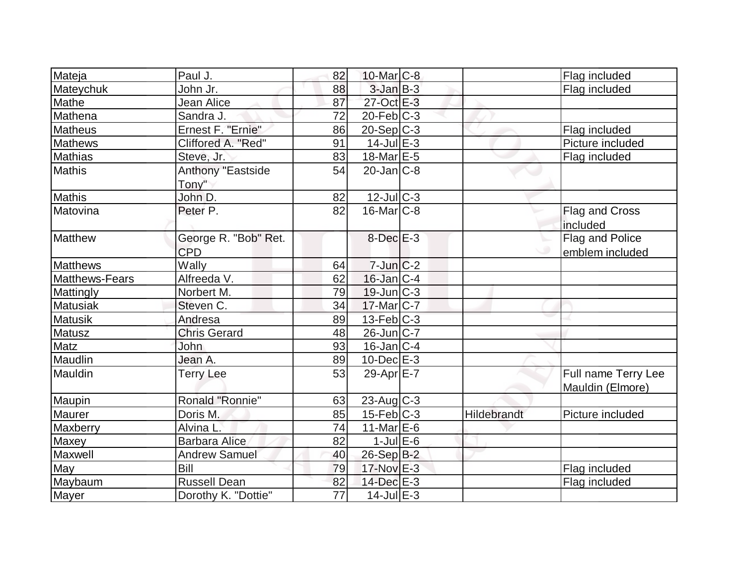| | | | | | | |
|---|---|---|---|---|---|---|
| Mateja | Paul J. | 82 | 10-Mar | C-8 | | Flag included |
| Mateychuk | John Jr. | 88 | 3-Jan | B-3 | | Flag included |
| Mathe | Jean Alice | 87 | 27-Oct | E-3 | | |
| Mathena | Sandra J. | 72 | 20-Feb | C-3 | | |
| Matheus | Ernest F. "Ernie" | 86 | 20-Sep | C-3 | | Flag included |
| Mathews | Clifforded A. "Red" | 91 | 14-Jul | E-3 | | Picture included |
| Mathias | Steve, Jr. | 83 | 18-Mar | E-5 | | Flag included |
| Mathis | Anthony "Eastside Tony" | 54 | 20-Jan | C-8 | | |
| Mathis | John D. | 82 | 12-Jul | C-3 | | |
| Matovina | Peter P. | 82 | 16-Mar | C-8 | | Flag and Cross included |
| Matthew | George R. "Bob" Ret. CPD | | 8-Dec | E-3 | | Flag and Police emblem included |
| Matthews | Wally | 64 | 7-Jun | C-2 | | |
| Matthews-Fears | Alfreeda V. | 62 | 16-Jan | C-4 | | |
| Mattingly | Norbert M. | 79 | 19-Jun | C-3 | | |
| Matusiak | Steven C. | 34 | 17-Mar | C-7 | | |
| Matusik | Andresa | 89 | 13-Feb | C-3 | | |
| Matusz | Chris Gerard | 48 | 26-Jun | C-7 | | |
| Matz | John | 93 | 16-Jan | C-4 | | |
| Maudlin | Jean A. | 89 | 10-Dec | E-3 | | |
| Mauldin | Terry Lee | 53 | 29-Apr | E-7 | | Full name Terry Lee Mauldin (Elmore) |
| Maupin | Ronald "Ronnie" | 63 | 23-Aug | C-3 | | |
| Maurer | Doris M. | 85 | 15-Feb | C-3 | Hildebrandt | Picture included |
| Maxberry | Alvina L. | 74 | 11-Mar | E-6 | | |
| Maxey | Barbara Alice | 82 | 1-Jul | E-6 | | |
| Maxwell | Andrew Samuel | 40 | 26-Sep | B-2 | | |
| May | Bill | 79 | 17-Nov | E-3 | | Flag included |
| Maybaum | Russell Dean | 82 | 14-Dec | E-3 | | Flag included |
| Mayer | Dorothy K. "Dottie" | 77 | 14-Jul | E-3 | | |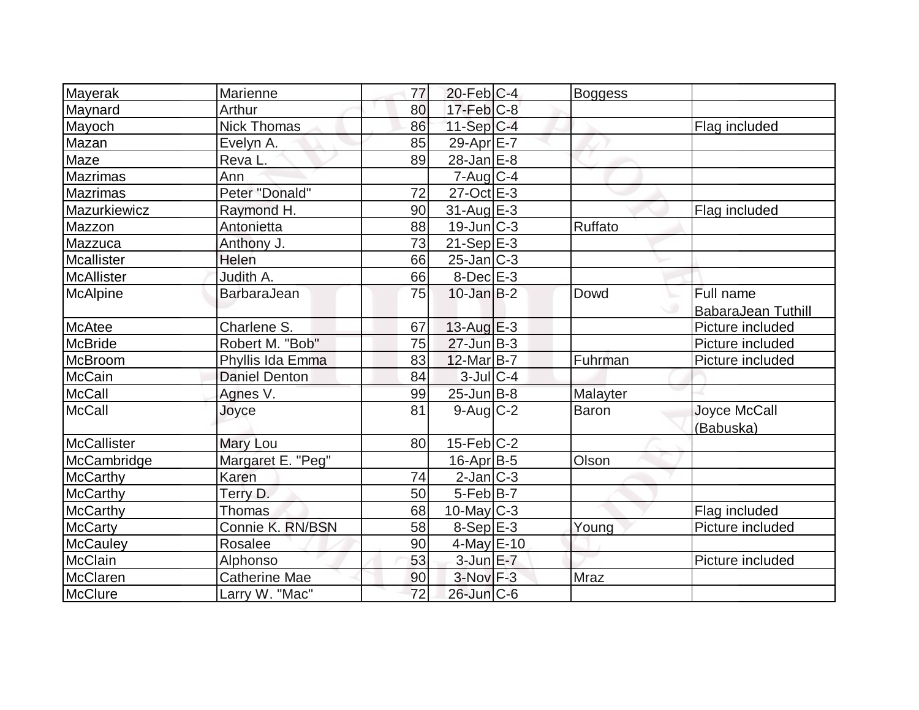| Mayerak | Marienne | 77 | 20-Feb | C-4 | Boggess | |
|---|---|---|---|---|---|---|
| Maynard | Arthur | 80 | 17-Feb | C-8 | | |
| Mayoch | Nick Thomas | 86 | 11-Sep | C-4 | | Flag included |
| Mazan | Evelyn A. | 85 | 29-Apr | E-7 | | |
| Maze | Reva L. | 89 | 28-Jan | E-8 | | |
| Mazrimas | Ann | | 7-Aug | C-4 | | |
| Mazrimas | Peter "Donald" | 72 | 27-Oct | E-3 | | |
| Mazurkiewicz | Raymond H. | 90 | 31-Aug | E-3 | | Flag included |
| Mazzon | Antonietta | 88 | 19-Jun | C-3 | Ruffato | |
| Mazzuca | Anthony J. | 73 | 21-Sep | E-3 | | |
| Mcallister | Helen | 66 | 25-Jan | C-3 | | |
| McAllister | Judith A. | 66 | 8-Dec | E-3 | | |
| McAlpine | BarbaraJean | 75 | 10-Jan | B-2 | Dowd | Full name BabaraJean Tuthill |
| McAtee | Charlene S. | 67 | 13-Aug | E-3 | | Picture included |
| McBride | Robert M. "Bob" | 75 | 27-Jun | B-3 | | Picture included |
| McBroom | Phyllis Ida Emma | 83 | 12-Mar | B-7 | Fuhrman | Picture included |
| McCain | Daniel Denton | 84 | 3-Jul | C-4 | | |
| McCall | Agnes V. | 99 | 25-Jun | B-8 | Malayter | |
| McCall | Joyce | 81 | 9-Aug | C-2 | Baron | Joyce McCall (Babuska) |
| McCallister | Mary Lou | 80 | 15-Feb | C-2 | | |
| McCambridge | Margaret E. "Peg" | | 16-Apr | B-5 | Olson | |
| McCarthy | Karen | 74 | 2-Jan | C-3 | | |
| McCarthy | Terry D. | 50 | 5-Feb | B-7 | | |
| McCarthy | Thomas | 68 | 10-May | C-3 | | Flag included |
| McCarty | Connie K. RN/BSN | 58 | 8-Sep | E-3 | Young | Picture included |
| McCauley | Rosalee | 90 | 4-May | E-10 | | |
| McClain | Alphonso | 53 | 3-Jun | E-7 | | Picture included |
| McClaren | Catherine Mae | 90 | 3-Nov | F-3 | Mraz | |
| McClure | Larry W. "Mac" | 72 | 26-Jun | C-6 | | |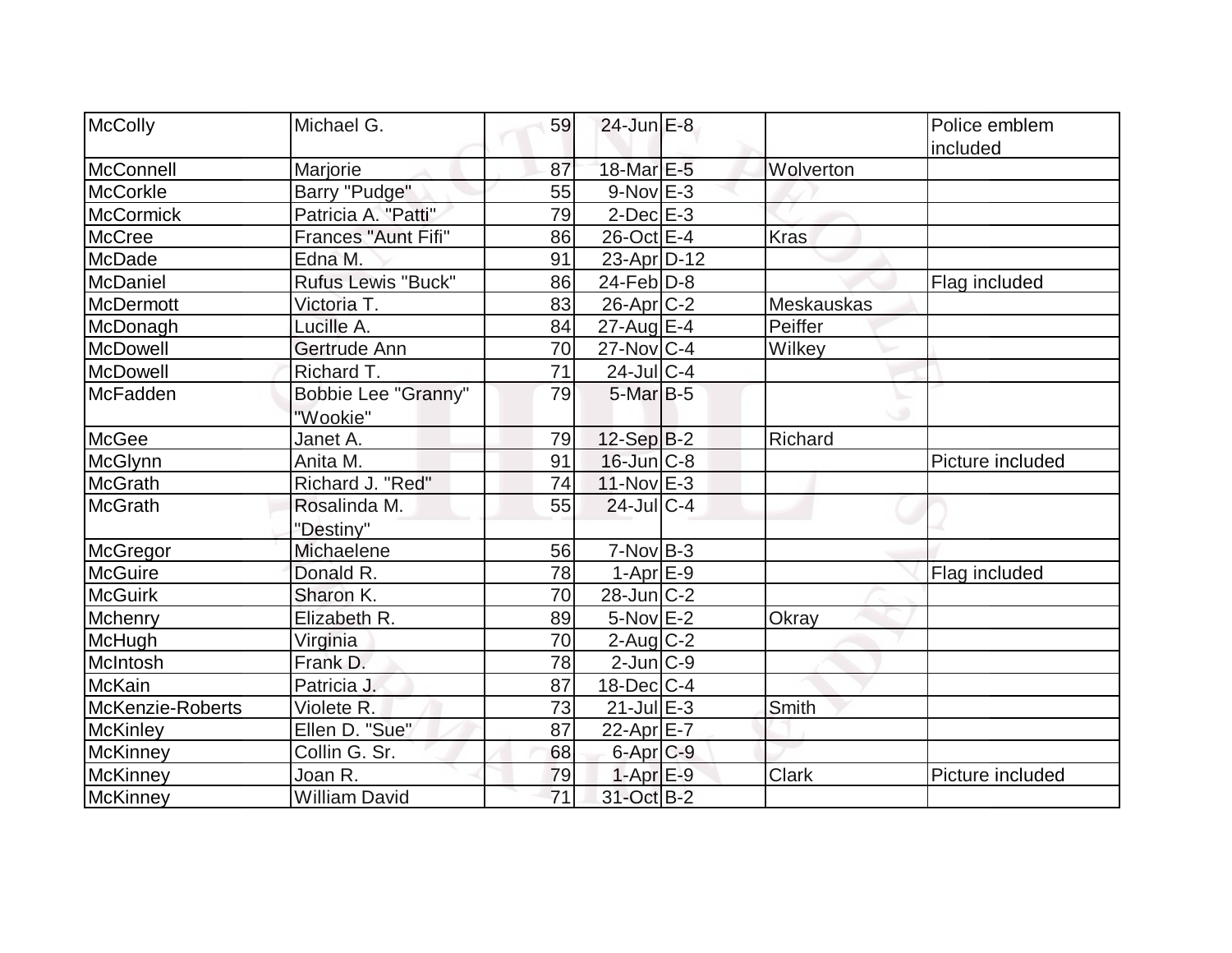| McColly | Michael G. | 59 | 24-Jun | E-8 | | Police emblem included |
|---|---|---|---|---|---|---|
| McConnell | Marjorie | 87 | 18-Mar | E-5 | Wolverton | |
| McCorkle | Barry "Pudge" | 55 | 9-Nov | E-3 | | |
| McCormick | Patricia A. "Patti" | 79 | 2-Dec | E-3 | | |
| McCree | Frances "Aunt Fifi" | 86 | 26-Oct | E-4 | Kras | |
| McDade | Edna M. | 91 | 23-Apr | D-12 | | |
| McDaniel | Rufus Lewis "Buck" | 86 | 24-Feb | D-8 | | Flag included |
| McDermott | Victoria T. | 83 | 26-Apr | C-2 | Meskauskas | |
| McDonagh | Lucille A. | 84 | 27-Aug | E-4 | Peiffer | |
| McDowell | Gertrude Ann | 70 | 27-Nov | C-4 | Wilkey | |
| McDowell | Richard T. | 71 | 24-Jul | C-4 | | |
| McFadden | Bobbie Lee "Granny" "Wookie" | 79 | 5-Mar | B-5 | | |
| McGee | Janet A. | 79 | 12-Sep | B-2 | Richard | |
| McGlynn | Anita M. | 91 | 16-Jun | C-8 | | Picture included |
| McGrath | Richard J. "Red" | 74 | 11-Nov | E-3 | | |
| McGrath | Rosalinda M. "Destiny" | 55 | 24-Jul | C-4 | | |
| McGregor | Michaelene | 56 | 7-Nov | B-3 | | |
| McGuire | Donald R. | 78 | 1-Apr | E-9 | | Flag included |
| McGuirk | Sharon K. | 70 | 28-Jun | C-2 | | |
| Mchenry | Elizabeth R. | 89 | 5-Nov | E-2 | Okray | |
| McHugh | Virginia | 70 | 2-Aug | C-2 | | |
| McIntosh | Frank D. | 78 | 2-Jun | C-9 | | |
| McKain | Patricia J. | 87 | 18-Dec | C-4 | | |
| McKenzie-Roberts | Violete R. | 73 | 21-Jul | E-3 | Smith | |
| McKinley | Ellen D. "Sue" | 87 | 22-Apr | E-7 | | |
| McKinney | Collin G. Sr. | 68 | 6-Apr | C-9 | | |
| McKinney | Joan R. | 79 | 1-Apr | E-9 | Clark | Picture included |
| McKinney | William David | 71 | 31-Oct | B-2 | | |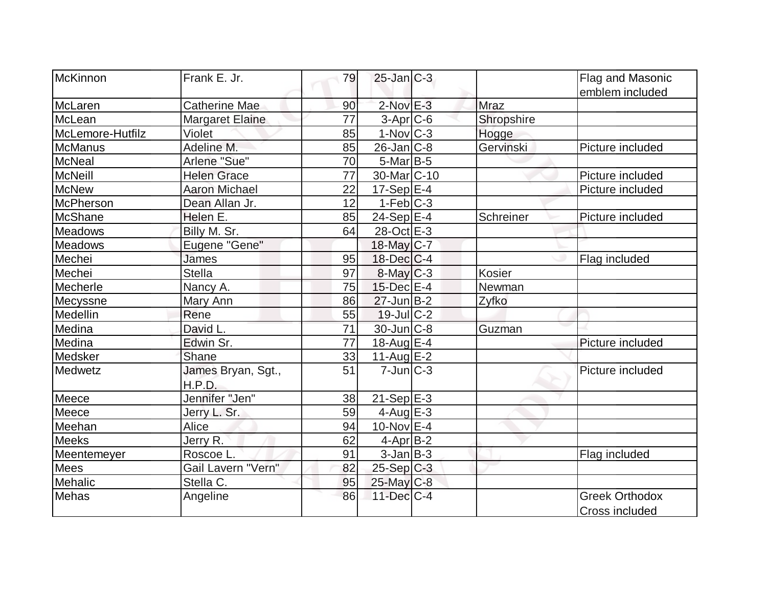| McKinnon | Frank E. Jr. | 79 | 25-Jan | C-3 | | Flag and Masonic emblem included |
|---|---|---|---|---|---|---|
| McLaren | Catherine Mae | 90 | 2-Nov | E-3 | Mraz | |
| McLean | Margaret Elaine | 77 | 3-Apr | C-6 | Shropshire | |
| McLemore-Hutfilz | Violet | 85 | 1-Nov | C-3 | Hogge | |
| McManus | Adeline M. | 85 | 26-Jan | C-8 | Gervinski | Picture included |
| McNeal | Arlene "Sue" | 70 | 5-Mar | B-5 | | |
| McNeill | Helen Grace | 77 | 30-Mar | C-10 | | Picture included |
| McNew | Aaron Michael | 22 | 17-Sep | E-4 | | Picture included |
| McPherson | Dean Allan Jr. | 12 | 1-Feb | C-3 | | |
| McShane | Helen E. | 85 | 24-Sep | E-4 | Schreiner | Picture included |
| Meadows | Billy M. Sr. | 64 | 28-Oct | E-3 | | |
| Meadows | Eugene "Gene" | | 18-May | C-7 | | |
| Mechei | James | 95 | 18-Dec | C-4 | | Flag included |
| Mechei | Stella | 97 | 8-May | C-3 | Kosier | |
| Mecherle | Nancy A. | 75 | 15-Dec | E-4 | Newman | |
| Mecyssne | Mary Ann | 86 | 27-Jun | B-2 | Zyfko | |
| Medellin | Rene | 55 | 19-Jul | C-2 | | |
| Medina | David L. | 71 | 30-Jun | C-8 | Guzman | |
| Medina | Edwin Sr. | 77 | 18-Aug | E-4 | | Picture included |
| Medsker | Shane | 33 | 11-Aug | E-2 | | |
| Medwetz | James Bryan, Sgt., H.P.D. | 51 | 7-Jun | C-3 | | Picture included |
| Meece | Jennifer "Jen" | 38 | 21-Sep | E-3 | | |
| Meece | Jerry L. Sr. | 59 | 4-Aug | E-3 | | |
| Meehan | Alice | 94 | 10-Nov | E-4 | | |
| Meeks | Jerry R. | 62 | 4-Apr | B-2 | | |
| Meentemeyer | Roscoe L. | 91 | 3-Jan | B-3 | | Flag included |
| Mees | Gail Lavern "Vern" | 82 | 25-Sep | C-3 | | |
| Mehalic | Stella C. | 95 | 25-May | C-8 | | |
| Mehas | Angeline | 86 | 11-Dec | C-4 | | Greek Orthodox Cross included |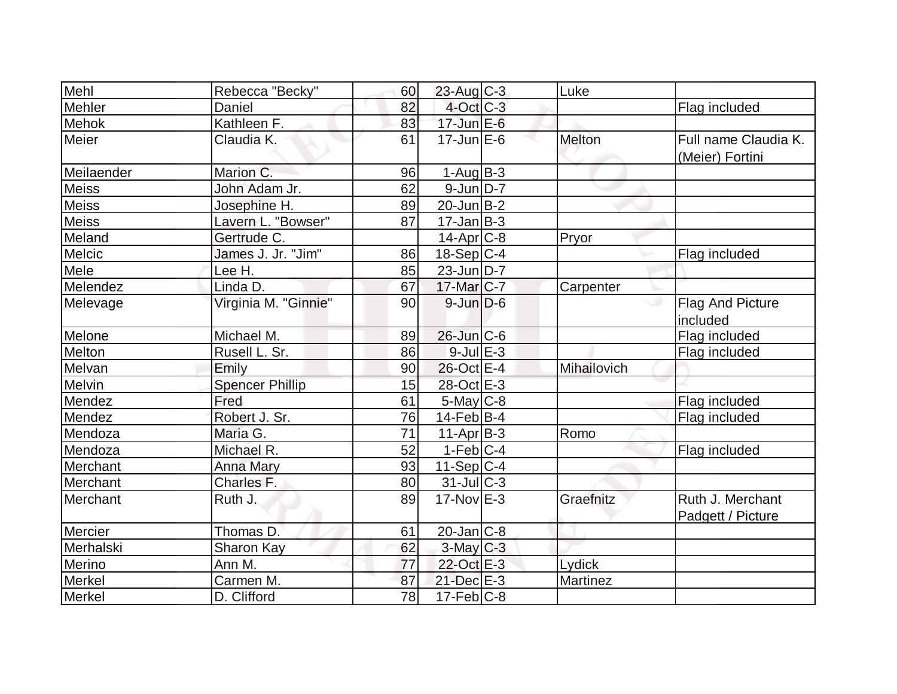| Mehl | Rebecca "Becky" | 60 | 23-Aug | C-3 | Luke | |
|---|---|---|---|---|---|---|
| Mehler | Daniel | 82 | 4-Oct | C-3 | | Flag included |
| Mehok | Kathleen F. | 83 | 17-Jun | E-6 | | |
| Meier | Claudia K. | 61 | 17-Jun | E-6 | Melton | Full name Claudia K. (Meier) Fortini |
| Meilaender | Marion C. | 96 | 1-Aug | B-3 | | |
| Meiss | John Adam Jr. | 62 | 9-Jun | D-7 | | |
| Meiss | Josephine H. | 89 | 20-Jun | B-2 | | |
| Meiss | Lavern L. "Bowser" | 87 | 17-Jan | B-3 | | |
| Meland | Gertrude C. | | 14-Apr | C-8 | Pryor | |
| Melcic | James J. Jr. "Jim" | 86 | 18-Sep | C-4 | | Flag included |
| Mele | Lee H. | 85 | 23-Jun | D-7 | | |
| Melendez | Linda D. | 67 | 17-Mar | C-7 | Carpenter | |
| Melevage | Virginia M. "Ginnie" | 90 | 9-Jun | D-6 | | Flag And Picture included |
| Melone | Michael M. | 89 | 26-Jun | C-6 | | Flag included |
| Melton | Rusell L. Sr. | 86 | 9-Jul | E-3 | | Flag included |
| Melvan | Emily | 90 | 26-Oct | E-4 | Mihailovich | |
| Melvin | Spencer Phillip | 15 | 28-Oct | E-3 | | |
| Mendez | Fred | 61 | 5-May | C-8 | | Flag included |
| Mendez | Robert J. Sr. | 76 | 14-Feb | B-4 | | Flag included |
| Mendoza | Maria G. | 71 | 11-Apr | B-3 | Romo | |
| Mendoza | Michael R. | 52 | 1-Feb | C-4 | | Flag included |
| Merchant | Anna Mary | 93 | 11-Sep | C-4 | | |
| Merchant | Charles F. | 80 | 31-Jul | C-3 | | |
| Merchant | Ruth J. | 89 | 17-Nov | E-3 | Graefnitz | Ruth J. Merchant Padgett / Picture |
| Mercier | Thomas D. | 61 | 20-Jan | C-8 | | |
| Merhalski | Sharon Kay | 62 | 3-May | C-3 | | |
| Merino | Ann M. | 77 | 22-Oct | E-3 | Lydick | |
| Merkel | Carmen M. | 87 | 21-Dec | E-3 | Martinez | |
| Merkel | D. Clifford | 78 | 17-Feb | C-8 | | |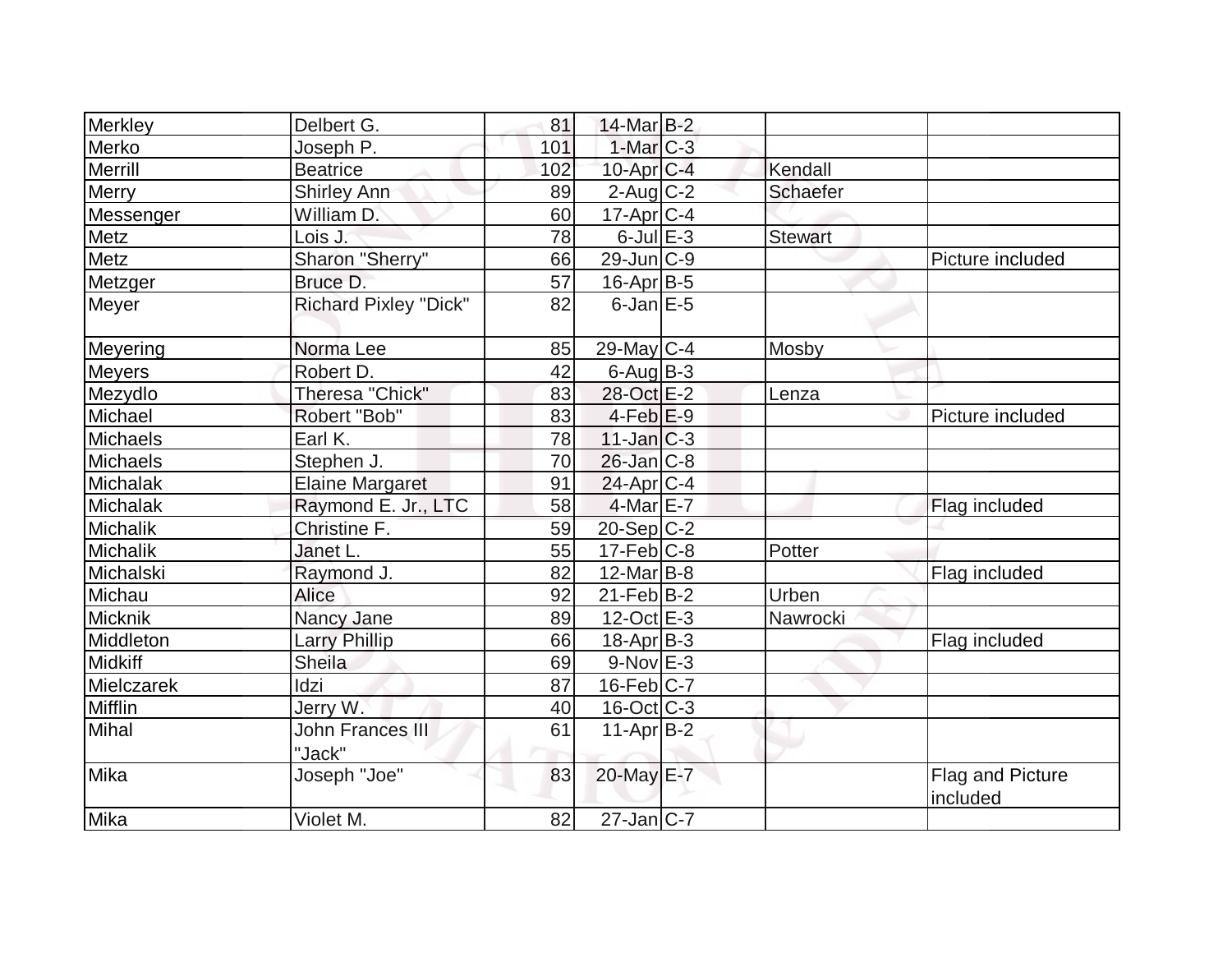| | | | | | | |
|---|---|---|---|---|---|---|
| Merkley | Delbert G. | 81 | 14-Mar | B-2 | | |
| Merko | Joseph P. | 101 | 1-Mar | C-3 | | |
| Merrill | Beatrice | 102 | 10-Apr | C-4 | Kendall | |
| Merry | Shirley Ann | 89 | 2-Aug | C-2 | Schaefer | |
| Messenger | William D. | 60 | 17-Apr | C-4 | | |
| Metz | Lois J. | 78 | 6-Jul | E-3 | Stewart | |
| Metz | Sharon "Sherry" | 66 | 29-Jun | C-9 | | Picture included |
| Metzger | Bruce D. | 57 | 16-Apr | B-5 | | |
| Meyer | Richard Pixley "Dick" | 82 | 6-Jan | E-5 | | |
| Meyering | Norma Lee | 85 | 29-May | C-4 | Mosby | |
| Meyers | Robert D. | 42 | 6-Aug | B-3 | | |
| Mezydlo | Theresa "Chick" | 83 | 28-Oct | E-2 | Lenza | |
| Michael | Robert "Bob" | 83 | 4-Feb | E-9 | | Picture included |
| Michaels | Earl K. | 78 | 11-Jan | C-3 | | |
| Michaels | Stephen J. | 70 | 26-Jan | C-8 | | |
| Michalak | Elaine Margaret | 91 | 24-Apr | C-4 | | |
| Michalak | Raymond E. Jr., LTC | 58 | 4-Mar | E-7 | | Flag included |
| Michalik | Christine F. | 59 | 20-Sep | C-2 | | |
| Michalik | Janet L. | 55 | 17-Feb | C-8 | Potter | |
| Michalski | Raymond J. | 82 | 12-Mar | B-8 | | Flag included |
| Michau | Alice | 92 | 21-Feb | B-2 | Urben | |
| Micknik | Nancy Jane | 89 | 12-Oct | E-3 | Nawrocki | |
| Middleton | Larry Phillip | 66 | 18-Apr | B-3 | | Flag included |
| Midkiff | Sheila | 69 | 9-Nov | E-3 | | |
| Mielczarek | Idzi | 87 | 16-Feb | C-7 | | |
| Mifflin | Jerry W. | 40 | 16-Oct | C-3 | | |
| Mihal | John Frances III "Jack" | 61 | 11-Apr | B-2 | | |
| Mika | Joseph "Joe" | 83 | 20-May | E-7 | | Flag and Picture included |
| Mika | Violet M. | 82 | 27-Jan | C-7 | | |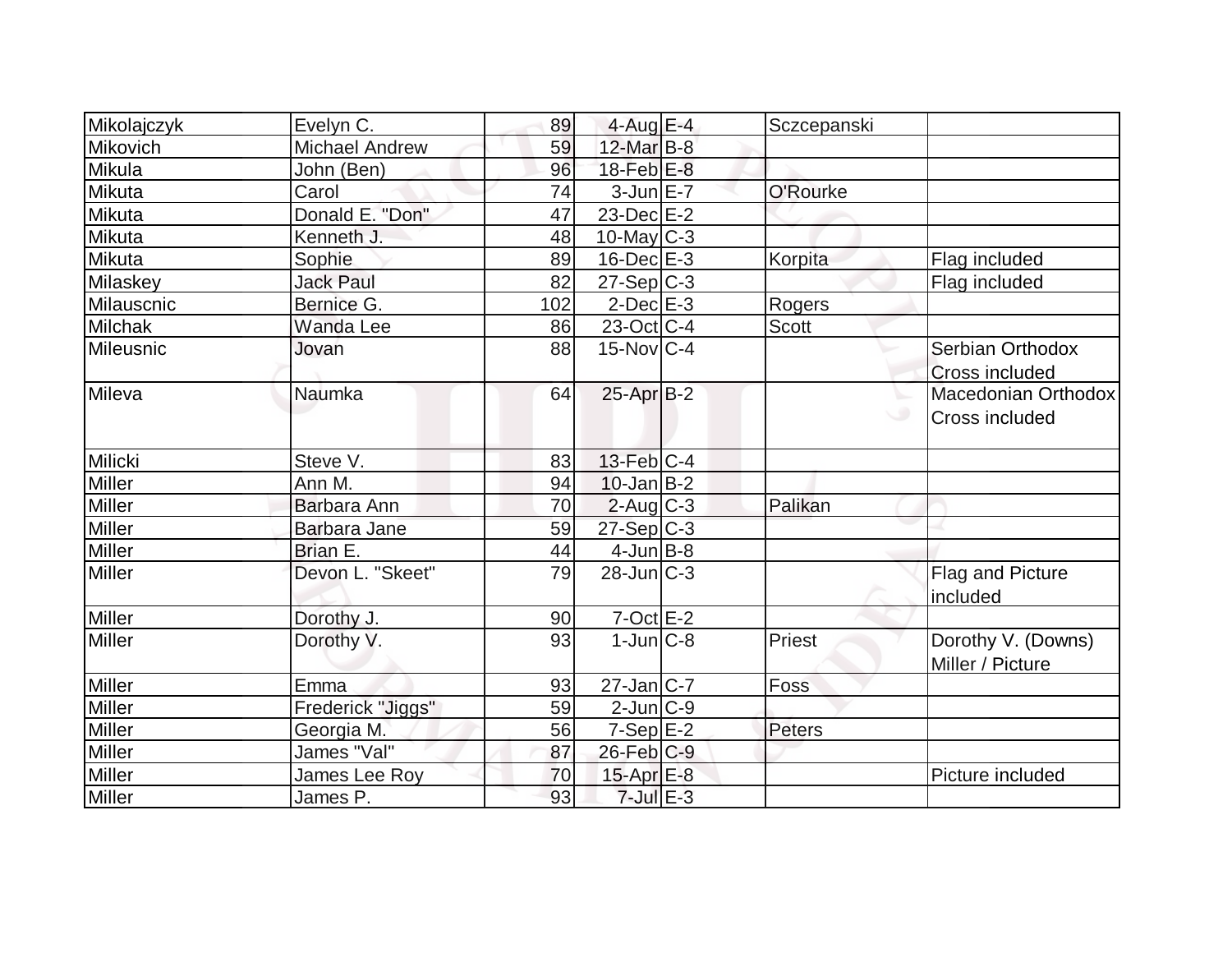| Mikolajczyk | Evelyn C. | 89 | 4-Aug | E-4 | Sczcepanski | |
|---|---|---|---|---|---|---|
| Mikovich | Michael Andrew | 59 | 12-Mar | B-8 | | |
| Mikula | John (Ben) | 96 | 18-Feb | E-8 | | |
| Mikuta | Carol | 74 | 3-Jun | E-7 | O'Rourke | |
| Mikuta | Donald E. "Don" | 47 | 23-Dec | E-2 | | |
| Mikuta | Kenneth J. | 48 | 10-May | C-3 | | |
| Mikuta | Sophie | 89 | 16-Dec | E-3 | Korpita | Flag included |
| Milaskey | Jack Paul | 82 | 27-Sep | C-3 | | Flag included |
| Milauscnic | Bernice G. | 102 | 2-Dec | E-3 | Rogers | |
| Milchak | Wanda Lee | 86 | 23-Oct | C-4 | Scott | |
| Mileusnic | Jovan | 88 | 15-Nov | C-4 | | Serbian Orthodox Cross included |
| Mileva | Naumka | 64 | 25-Apr | B-2 | | Macedonian Orthodox Cross included |
| Milicki | Steve V. | 83 | 13-Feb | C-4 | | |
| Miller | Ann M. | 94 | 10-Jan | B-2 | | |
| Miller | Barbara Ann | 70 | 2-Aug | C-3 | Palikan | |
| Miller | Barbara Jane | 59 | 27-Sep | C-3 | | |
| Miller | Brian E. | 44 | 4-Jun | B-8 | | |
| Miller | Devon L. "Skeet" | 79 | 28-Jun | C-3 | | Flag and Picture included |
| Miller | Dorothy J. | 90 | 7-Oct | E-2 | | |
| Miller | Dorothy V. | 93 | 1-Jun | C-8 | Priest | Dorothy V. (Downs) Miller / Picture |
| Miller | Emma | 93 | 27-Jan | C-7 | Foss | |
| Miller | Frederick "Jiggs" | 59 | 2-Jun | C-9 | | |
| Miller | Georgia M. | 56 | 7-Sep | E-2 | Peters | |
| Miller | James "Val" | 87 | 26-Feb | C-9 | | |
| Miller | James Lee Roy | 70 | 15-Apr | E-8 | | Picture included |
| Miller | James P. | 93 | 7-Jul | E-3 | | |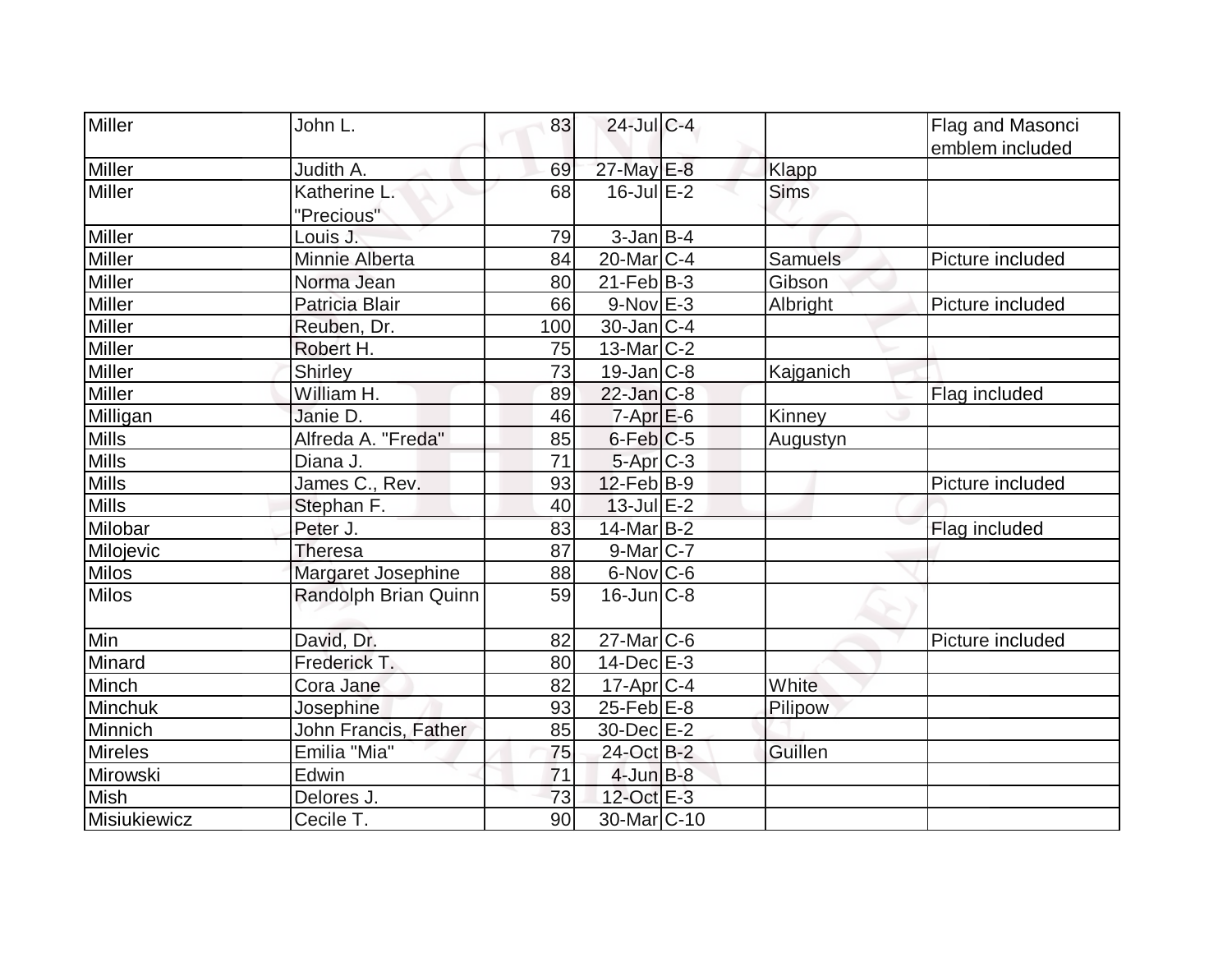| | | | | | | |
|---|---|---|---|---|---|---|
| Miller | John L. | 83 | 24-Jul | C-4 | | Flag and Masonci emblem included |
| Miller | Judith A. | 69 | 27-May | E-8 | Klapp | |
| Miller | Katherine L. "Precious" | 68 | 16-Jul | E-2 | Sims | |
| Miller | Louis J. | 79 | 3-Jan | B-4 | | |
| Miller | Minnie Alberta | 84 | 20-Mar | C-4 | Samuels | Picture included |
| Miller | Norma Jean | 80 | 21-Feb | B-3 | Gibson | |
| Miller | Patricia Blair | 66 | 9-Nov | E-3 | Albright | Picture included |
| Miller | Reuben, Dr. | 100 | 30-Jan | C-4 | | |
| Miller | Robert H. | 75 | 13-Mar | C-2 | | |
| Miller | Shirley | 73 | 19-Jan | C-8 | Kajganich | |
| Miller | William H. | 89 | 22-Jan | C-8 | | Flag included |
| Milligan | Janie D. | 46 | 7-Apr | E-6 | Kinney | |
| Mills | Alfreda A. "Freda" | 85 | 6-Feb | C-5 | Augustyn | |
| Mills | Diana J. | 71 | 5-Apr | C-3 | | |
| Mills | James C., Rev. | 93 | 12-Feb | B-9 | | Picture included |
| Mills | Stephan F. | 40 | 13-Jul | E-2 | | |
| Milobar | Peter J. | 83 | 14-Mar | B-2 | | Flag included |
| Milojevic | Theresa | 87 | 9-Mar | C-7 | | |
| Milos | Margaret Josephine | 88 | 6-Nov | C-6 | | |
| Milos | Randolph Brian Quinn | 59 | 16-Jun | C-8 | | |
| Min | David, Dr. | 82 | 27-Mar | C-6 | | Picture included |
| Minard | Frederick T. | 80 | 14-Dec | E-3 | | |
| Minch | Cora Jane | 82 | 17-Apr | C-4 | White | |
| Minchuk | Josephine | 93 | 25-Feb | E-8 | Pilipow | |
| Minnich | John Francis, Father | 85 | 30-Dec | E-2 | | |
| Mireles | Emilia "Mia" | 75 | 24-Oct | B-2 | Guillen | |
| Mirowski | Edwin | 71 | 4-Jun | B-8 | | |
| Mish | Delores J. | 73 | 12-Oct | E-3 | | |
| Misiukiewicz | Cecile T. | 90 | 30-Mar | C-10 | | |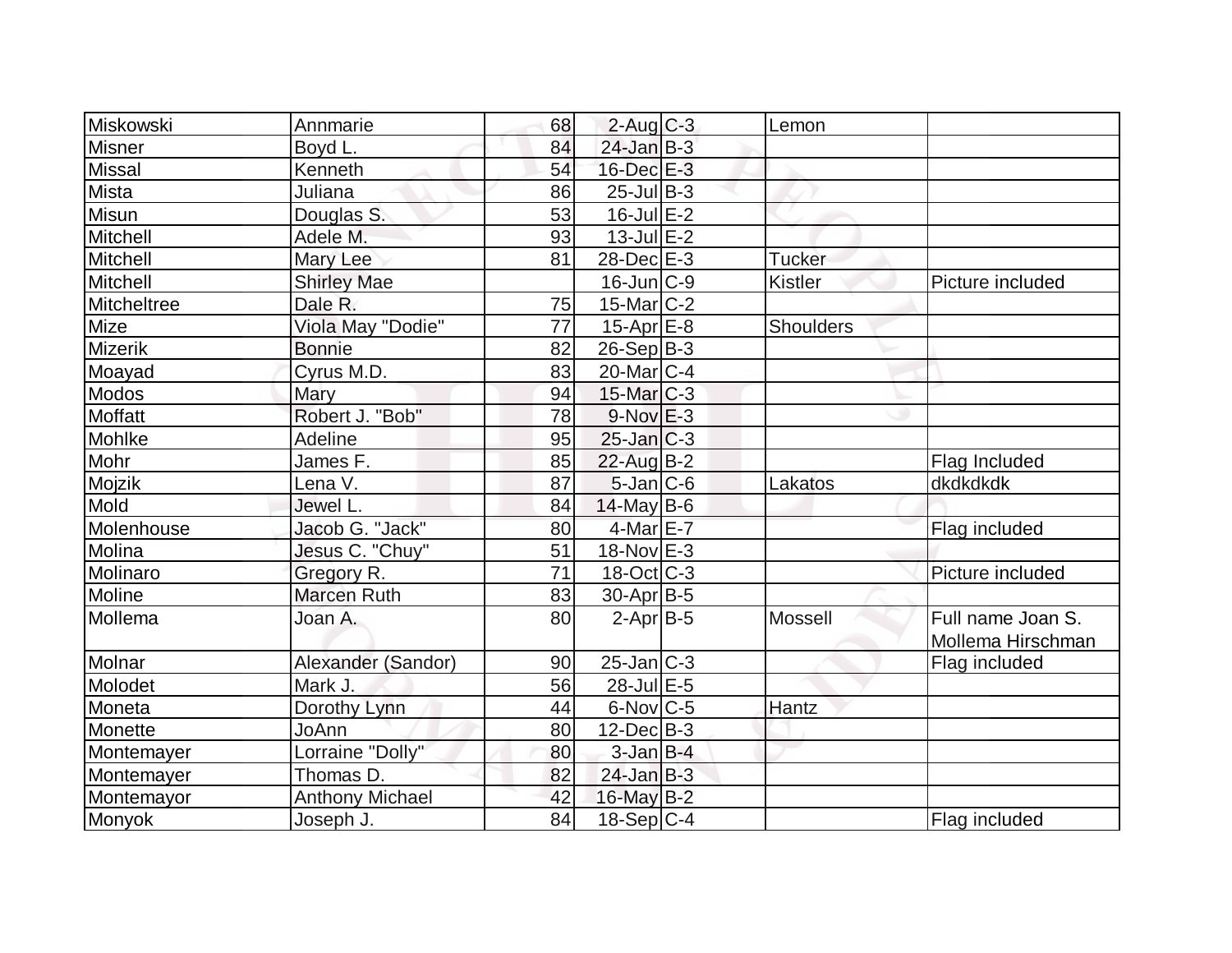| | | | | | | |
|---|---|---|---|---|---|---|
| Miskowski | Annmarie | 68 | 2-Aug | C-3 | Lemon | |
| Misner | Boyd L. | 84 | 24-Jan | B-3 | | |
| Missal | Kenneth | 54 | 16-Dec | E-3 | | |
| Mista | Juliana | 86 | 25-Jul | B-3 | | |
| Misun | Douglas S. | 53 | 16-Jul | E-2 | | |
| Mitchell | Adele M. | 93 | 13-Jul | E-2 | | |
| Mitchell | Mary Lee | 81 | 28-Dec | E-3 | Tucker | |
| Mitchell | Shirley Mae | | 16-Jun | C-9 | Kistler | Picture included |
| Mitcheltree | Dale R. | 75 | 15-Mar | C-2 | | |
| Mize | Viola May "Dodie" | 77 | 15-Apr | E-8 | Shoulders | |
| Mizerik | Bonnie | 82 | 26-Sep | B-3 | | |
| Moayad | Cyrus M.D. | 83 | 20-Mar | C-4 | | |
| Modos | Mary | 94 | 15-Mar | C-3 | | |
| Moffatt | Robert J. "Bob" | 78 | 9-Nov | E-3 | | |
| Mohlke | Adeline | 95 | 25-Jan | C-3 | | |
| Mohr | James F. | 85 | 22-Aug | B-2 | | Flag Included |
| Mojzik | Lena V. | 87 | 5-Jan | C-6 | Lakatos | dkdkdkdk |
| Mold | Jewel L. | 84 | 14-May | B-6 | | |
| Molenhouse | Jacob G. "Jack" | 80 | 4-Mar | E-7 | | Flag included |
| Molina | Jesus C. "Chuy" | 51 | 18-Nov | E-3 | | |
| Molinaro | Gregory R. | 71 | 18-Oct | C-3 | | Picture included |
| Moline | Marcen Ruth | 83 | 30-Apr | B-5 | | |
| Mollema | Joan A. | 80 | 2-Apr | B-5 | Mossell | Full name Joan S. Mollema Hirschman |
| Molnar | Alexander (Sandor) | 90 | 25-Jan | C-3 | | Flag included |
| Molodet | Mark J. | 56 | 28-Jul | E-5 | | |
| Moneta | Dorothy Lynn | 44 | 6-Nov | C-5 | Hantz | |
| Monette | JoAnn | 80 | 12-Dec | B-3 | | |
| Montemayer | Lorraine "Dolly" | 80 | 3-Jan | B-4 | | |
| Montemayer | Thomas D. | 82 | 24-Jan | B-3 | | |
| Montemayor | Anthony Michael | 42 | 16-May | B-2 | | |
| Monyok | Joseph J. | 84 | 18-Sep | C-4 | | Flag included |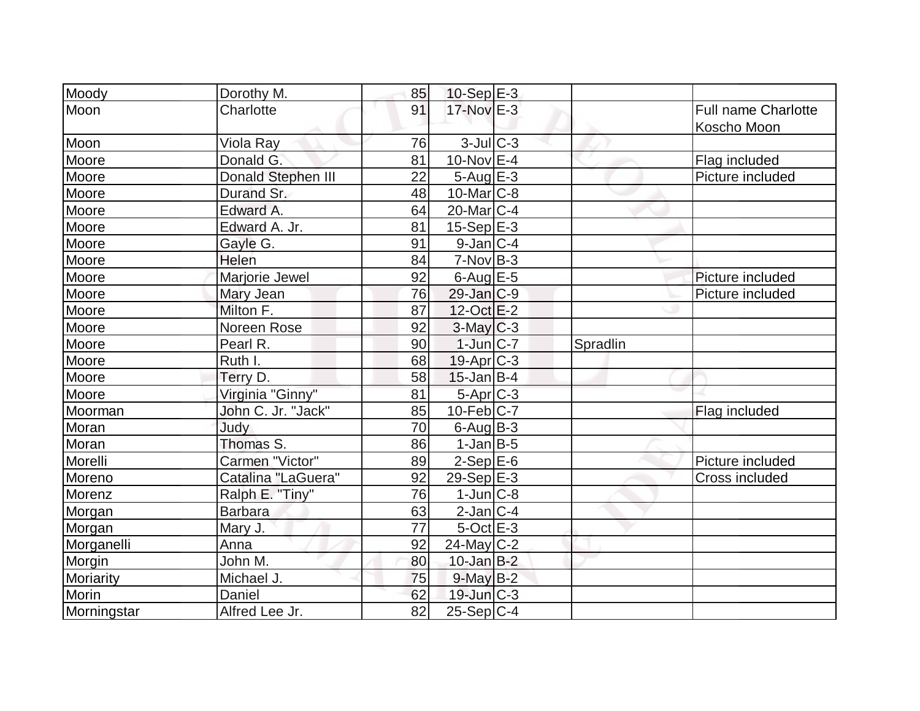| Moody | Dorothy M. | 85 | 10-Sep | E-3 | | |
|---|---|---|---|---|---|---|
| Moon | Charlotte | 91 | 17-Nov | E-3 | | Full name Charlotte Koscho Moon |
| Moon | Viola Ray | 76 | 3-Jul | C-3 | | |
| Moore | Donald G. | 81 | 10-Nov | E-4 | | Flag included |
| Moore | Donald Stephen III | 22 | 5-Aug | E-3 | | Picture included |
| Moore | Durand Sr. | 48 | 10-Mar | C-8 | | |
| Moore | Edward A. | 64 | 20-Mar | C-4 | | |
| Moore | Edward A. Jr. | 81 | 15-Sep | E-3 | | |
| Moore | Gayle G. | 91 | 9-Jan | C-4 | | |
| Moore | Helen | 84 | 7-Nov | B-3 | | |
| Moore | Marjorie Jewel | 92 | 6-Aug | E-5 | | Picture included |
| Moore | Mary Jean | 76 | 29-Jan | C-9 | | Picture included |
| Moore | Milton F. | 87 | 12-Oct | E-2 | | |
| Moore | Noreen Rose | 92 | 3-May | C-3 | | |
| Moore | Pearl R. | 90 | 1-Jun | C-7 | Spradlin | |
| Moore | Ruth I. | 68 | 19-Apr | C-3 | | |
| Moore | Terry D. | 58 | 15-Jan | B-4 | | |
| Moore | Virginia "Ginny" | 81 | 5-Apr | C-3 | | |
| Moorman | John C. Jr. "Jack" | 85 | 10-Feb | C-7 | | Flag included |
| Moran | Judy | 70 | 6-Aug | B-3 | | |
| Moran | Thomas S. | 86 | 1-Jan | B-5 | | |
| Morelli | Carmen "Victor" | 89 | 2-Sep | E-6 | | Picture included |
| Moreno | Catalina "LaGuera" | 92 | 29-Sep | E-3 | | Cross included |
| Morenz | Ralph E. "Tiny" | 76 | 1-Jun | C-8 | | |
| Morgan | Barbara | 63 | 2-Jan | C-4 | | |
| Morgan | Mary J. | 77 | 5-Oct | E-3 | | |
| Morganelli | Anna | 92 | 24-May | C-2 | | |
| Morgin | John M. | 80 | 10-Jan | B-2 | | |
| Moriarity | Michael J. | 75 | 9-May | B-2 | | |
| Morin | Daniel | 62 | 19-Jun | C-3 | | |
| Morningstar | Alfred Lee Jr. | 82 | 25-Sep | C-4 | | |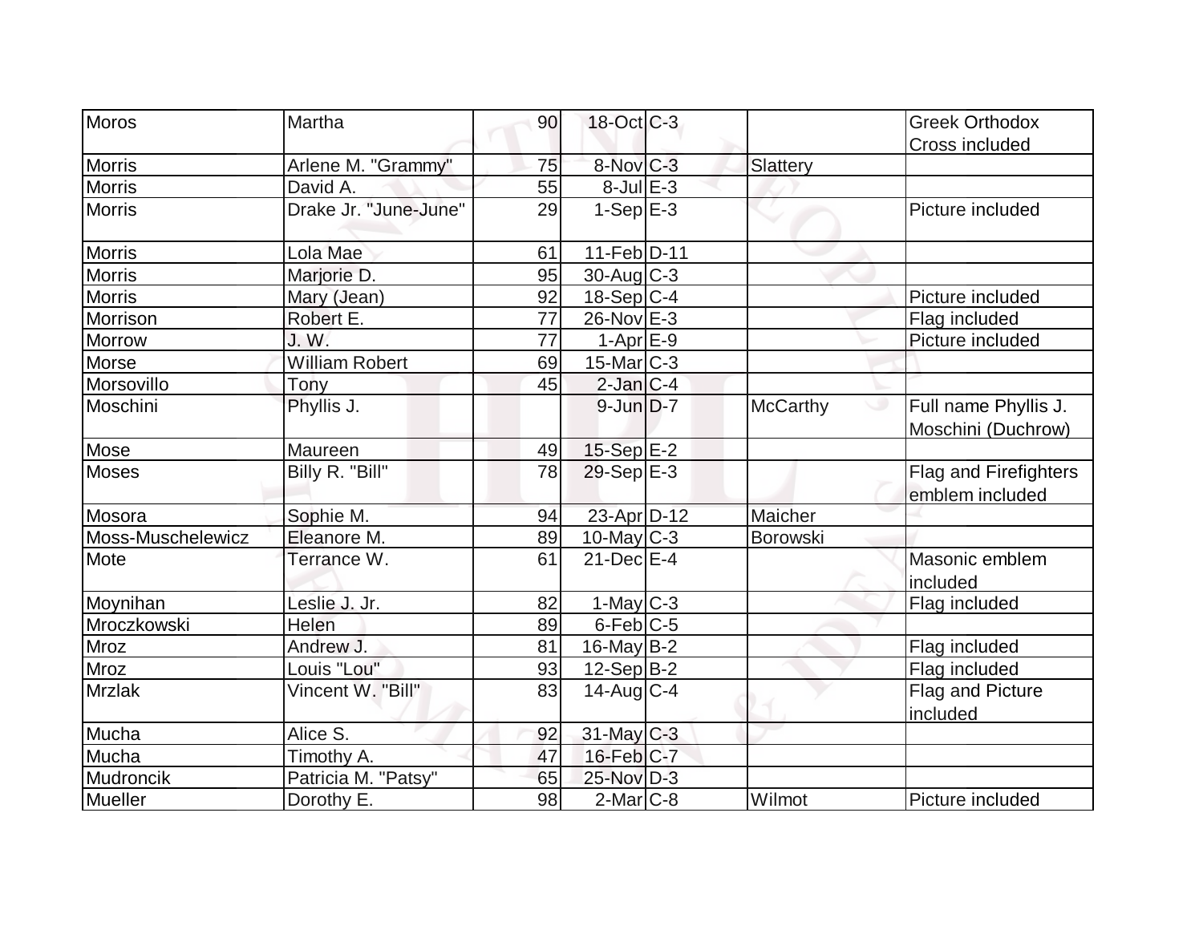| Moros | Martha | 90 | 18-Oct | C-3 | | Greek Orthodox Cross included |
|---|---|---|---|---|---|---|
| Morris | Arlene M. "Grammy" | 75 | 8-Nov | C-3 | Slattery | |
| Morris | David A. | 55 | 8-Jul | E-3 | | |
| Morris | Drake Jr. "June-June" | 29 | 1-Sep | E-3 | | Picture included |
| Morris | Lola Mae | 61 | 11-Feb | D-11 | | |
| Morris | Marjorie D. | 95 | 30-Aug | C-3 | | |
| Morris | Mary (Jean) | 92 | 18-Sep | C-4 | | Picture included |
| Morrison | Robert E. | 77 | 26-Nov | E-3 | | Flag included |
| Morrow | J. W. | 77 | 1-Apr | E-9 | | Picture included |
| Morse | William Robert | 69 | 15-Mar | C-3 | | |
| Morsovillo | Tony | 45 | 2-Jan | C-4 | | |
| Moschini | Phyllis J. | | 9-Jun | D-7 | McCarthy | Full name Phyllis J. Moschini (Duchrow) |
| Mose | Maureen | 49 | 15-Sep | E-2 | | |
| Moses | Billy R. "Bill" | 78 | 29-Sep | E-3 | | Flag and Firefighters emblem included |
| Mosora | Sophie M. | 94 | 23-Apr | D-12 | Maicher | |
| Moss-Muschelewicz | Eleanore M. | 89 | 10-May | C-3 | Borowski | |
| Mote | Terrance W. | 61 | 21-Dec | E-4 | | Masonic emblem included |
| Moynihan | Leslie J. Jr. | 82 | 1-May | C-3 | | Flag included |
| Mroczkowski | Helen | 89 | 6-Feb | C-5 | | |
| Mroz | Andrew J. | 81 | 16-May | B-2 | | Flag included |
| Mroz | Louis "Lou" | 93 | 12-Sep | B-2 | | Flag included |
| Mrzlak | Vincent W. "Bill" | 83 | 14-Aug | C-4 | | Flag and Picture included |
| Mucha | Alice S. | 92 | 31-May | C-3 | | |
| Mucha | Timothy A. | 47 | 16-Feb | C-7 | | |
| Mudroncik | Patricia M. "Patsy" | 65 | 25-Nov | D-3 | | |
| Mueller | Dorothy E. | 98 | 2-Mar | C-8 | Wilmot | Picture included |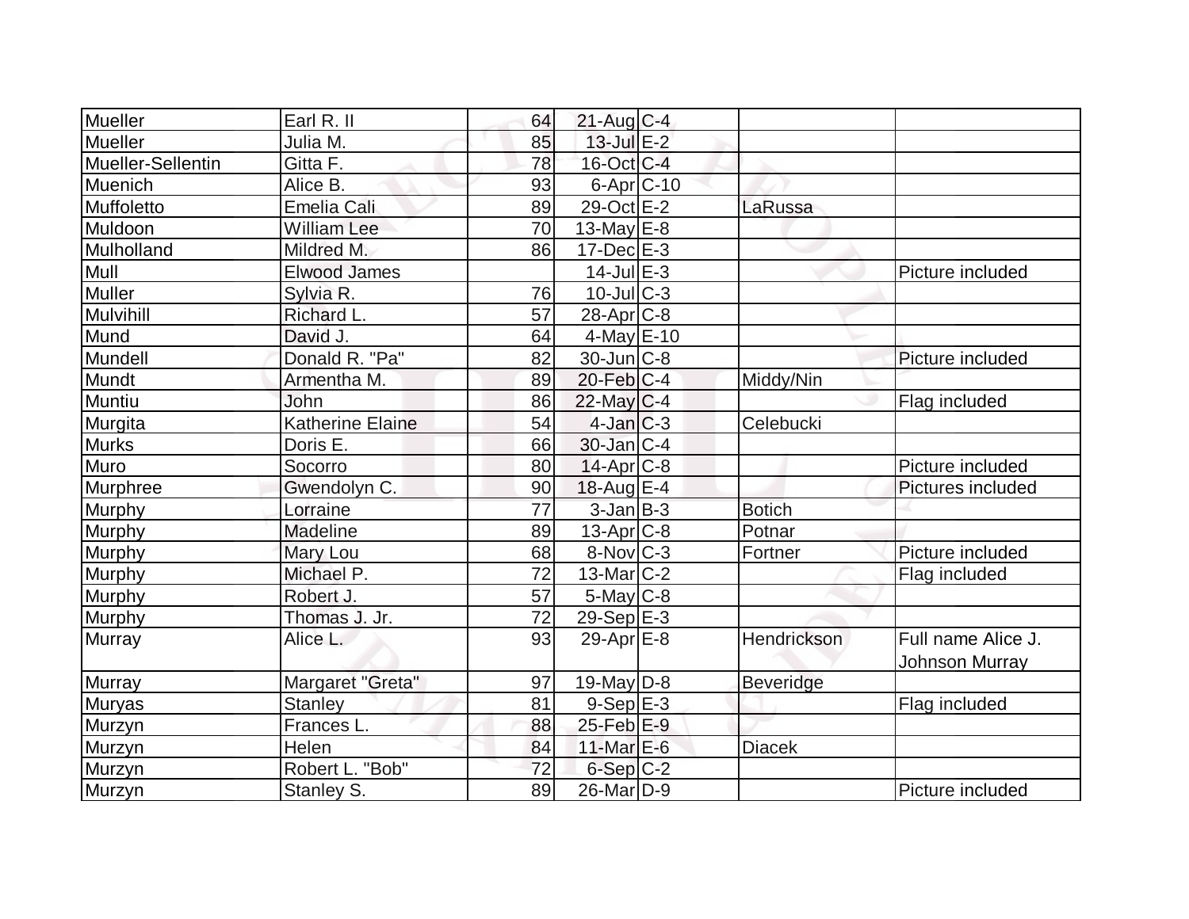| | | | | | | |
|---|---|---|---|---|---|---|
| Mueller | Earl R. II | 64 | 21-Aug | C-4 | | |
| Mueller | Julia M. | 85 | 13-Jul | E-2 | | |
| Mueller-Sellentin | Gitta F. | 78 | 16-Oct | C-4 | | |
| Muenich | Alice B. | 93 | 6-Apr | C-10 | | |
| Muffoletto | Emelia Cali | 89 | 29-Oct | E-2 | LaRussa | |
| Muldoon | William Lee | 70 | 13-May | E-8 | | |
| Mulholland | Mildred M. | 86 | 17-Dec | E-3 | | |
| Mull | Elwood James | | 14-Jul | E-3 | | Picture included |
| Muller | Sylvia R. | 76 | 10-Jul | C-3 | | |
| Mulvihill | Richard L. | 57 | 28-Apr | C-8 | | |
| Mund | David J. | 64 | 4-May | E-10 | | |
| Mundell | Donald R. "Pa" | 82 | 30-Jun | C-8 | | Picture included |
| Mundt | Armentha M. | 89 | 20-Feb | C-4 | Middy/Nin | |
| Muntiu | John | 86 | 22-May | C-4 | | Flag included |
| Murgita | Katherine Elaine | 54 | 4-Jan | C-3 | Celebucki | |
| Murks | Doris E. | 66 | 30-Jan | C-4 | | |
| Muro | Socorro | 80 | 14-Apr | C-8 | | Picture included |
| Murphree | Gwendolyn C. | 90 | 18-Aug | E-4 | | Pictures included |
| Murphy | Lorraine | 77 | 3-Jan | B-3 | Botich | |
| Murphy | Madeline | 89 | 13-Apr | C-8 | Potnar | |
| Murphy | Mary Lou | 68 | 8-Nov | C-3 | Fortner | Picture included |
| Murphy | Michael P. | 72 | 13-Mar | C-2 | | Flag included |
| Murphy | Robert J. | 57 | 5-May | C-8 | | |
| Murphy | Thomas J. Jr. | 72 | 29-Sep | E-3 | | |
| Murray | Alice L. | 93 | 29-Apr | E-8 | Hendrickson | Full name Alice J. Johnson Murray |
| Murray | Margaret "Greta" | 97 | 19-May | D-8 | Beveridge | |
| Muryas | Stanley | 81 | 9-Sep | E-3 | | Flag included |
| Murzyn | Frances L. | 88 | 25-Feb | E-9 | | |
| Murzyn | Helen | 84 | 11-Mar | E-6 | Diacek | |
| Murzyn | Robert L. "Bob" | 72 | 6-Sep | C-2 | | |
| Murzyn | Stanley S. | 89 | 26-Mar | D-9 | | Picture included |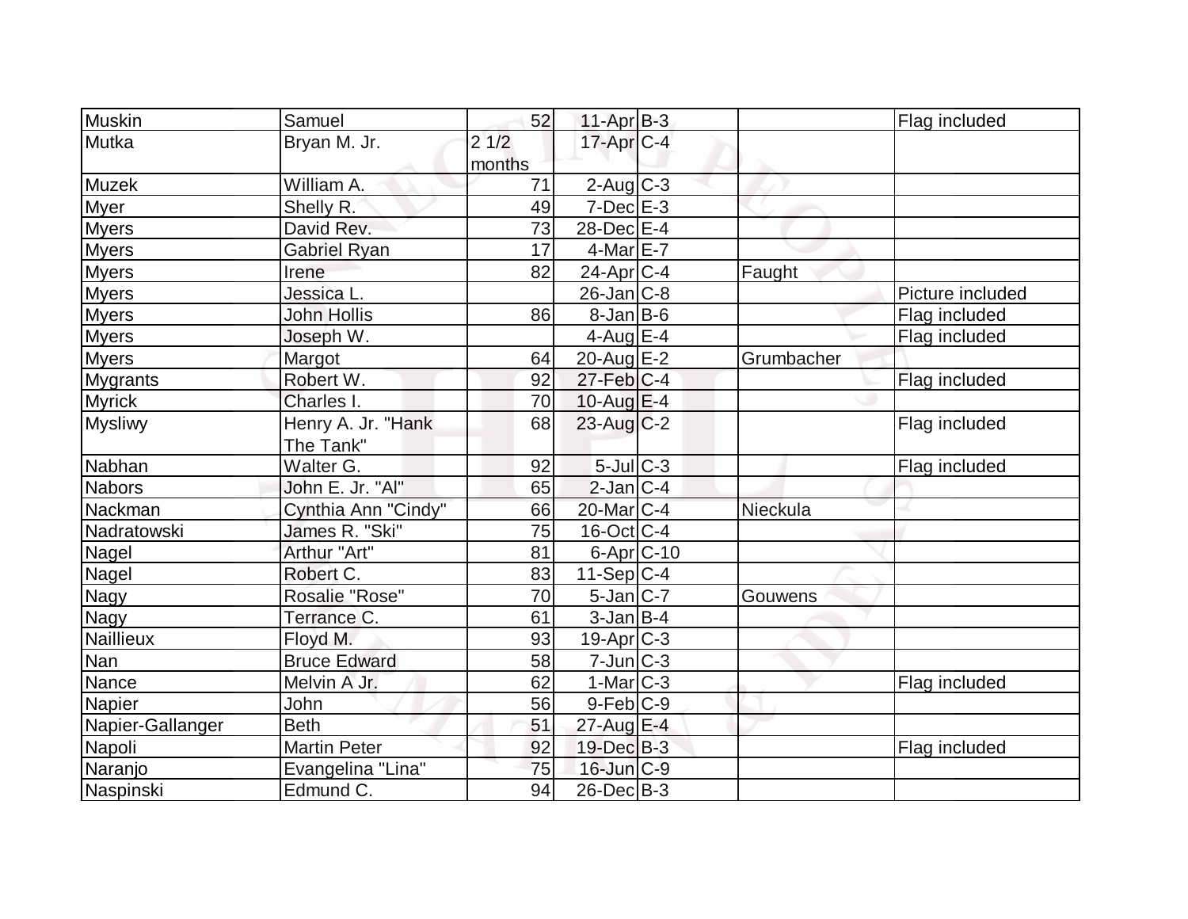| | | | | | | |
|---|---|---|---|---|---|---|
| Muskin | Samuel | 52 | 11-Apr | B-3 | | Flag included |
| Mutka | Bryan M. Jr. | 2 1/2 months | 17-Apr | C-4 | | |
| Muzek | William A. | 71 | 2-Aug | C-3 | | |
| Myer | Shelly R. | 49 | 7-Dec | E-3 | | |
| Myers | David Rev. | 73 | 28-Dec | E-4 | | |
| Myers | Gabriel Ryan | 17 | 4-Mar | E-7 | | |
| Myers | Irene | 82 | 24-Apr | C-4 | Faught | |
| Myers | Jessica L. | | 26-Jan | C-8 | | Picture included |
| Myers | John Hollis | 86 | 8-Jan | B-6 | | Flag included |
| Myers | Joseph W. | | 4-Aug | E-4 | | Flag included |
| Myers | Margot | 64 | 20-Aug | E-2 | Grumbacher | |
| Mygrants | Robert W. | 92 | 27-Feb | C-4 | | Flag included |
| Myrick | Charles I. | 70 | 10-Aug | E-4 | | |
| Mysliwy | Henry A. Jr. "Hank The Tank" | 68 | 23-Aug | C-2 | | Flag included |
| Nabhan | Walter G. | 92 | 5-Jul | C-3 | | Flag included |
| Nabors | John E. Jr. "Al" | 65 | 2-Jan | C-4 | | |
| Nackman | Cynthia Ann "Cindy" | 66 | 20-Mar | C-4 | Nieckula | |
| Nadratowski | James R. "Ski" | 75 | 16-Oct | C-4 | | |
| Nagel | Arthur "Art" | 81 | 6-Apr | C-10 | | |
| Nagel | Robert C. | 83 | 11-Sep | C-4 | | |
| Nagy | Rosalie "Rose" | 70 | 5-Jan | C-7 | Gouwens | |
| Nagy | Terrance C. | 61 | 3-Jan | B-4 | | |
| Naillieux | Floyd M. | 93 | 19-Apr | C-3 | | |
| Nan | Bruce Edward | 58 | 7-Jun | C-3 | | |
| Nance | Melvin A Jr. | 62 | 1-Mar | C-3 | | Flag included |
| Napier | John | 56 | 9-Feb | C-9 | | |
| Napier-Gallanger | Beth | 51 | 27-Aug | E-4 | | |
| Napoli | Martin Peter | 92 | 19-Dec | B-3 | | Flag included |
| Naranjo | Evangelina "Lina" | 75 | 16-Jun | C-9 | | |
| Naspinski | Edmund C. | 94 | 26-Dec | B-3 | | |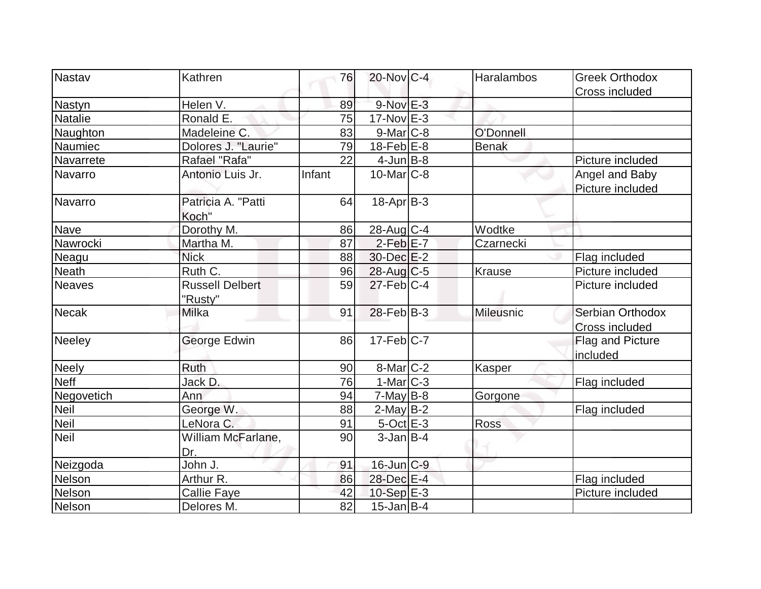| Nastav | Kathren | 76 | 20-Nov | C-4 | Haralambos | Greek Orthodox Cross included |
|---|---|---|---|---|---|---|
| Nastyn | Helen V. | 89 | 9-Nov | E-3 | | |
| Natalie | Ronald E. | 75 | 17-Nov | E-3 | | |
| Naughton | Madeleine C. | 83 | 9-Mar | C-8 | O'Donnell | |
| Naumiec | Dolores J. "Laurie" | 79 | 18-Feb | E-8 | Benak | |
| Navarrete | Rafael "Rafa" | 22 | 4-Jun | B-8 | | Picture included |
| Navarro | Antonio Luis Jr. | Infant | 10-Mar | C-8 | | Angel and Baby Picture included |
| Navarro | Patricia A. "Patti Koch" | 64 | 18-Apr | B-3 | | |
| Nave | Dorothy M. | 86 | 28-Aug | C-4 | Wodtke | |
| Nawrocki | Martha M. | 87 | 2-Feb | E-7 | Czarnecki | |
| Neagu | Nick | 88 | 30-Dec | E-2 | | Flag included |
| Neath | Ruth C. | 96 | 28-Aug | C-5 | Krause | Picture included |
| Neaves | Russell Delbert "Rusty" | 59 | 27-Feb | C-4 | | Picture included |
| Necak | Milka | 91 | 28-Feb | B-3 | Mileusnic | Serbian Orthodox Cross included |
| Neeley | George Edwin | 86 | 17-Feb | C-7 | | Flag and Picture included |
| Neely | Ruth | 90 | 8-Mar | C-2 | Kasper | |
| Neff | Jack D. | 76 | 1-Mar | C-3 | | Flag included |
| Negovetich | Ann | 94 | 7-May | B-8 | Gorgone | |
| Neil | George W. | 88 | 2-May | B-2 | | Flag included |
| Neil | LeNora C. | 91 | 5-Oct | E-3 | Ross | |
| Neil | William McFarlane, Dr. | 90 | 3-Jan | B-4 | | |
| Neizgoda | John J. | 91 | 16-Jun | C-9 | | |
| Nelson | Arthur R. | 86 | 28-Dec | E-4 | | Flag included |
| Nelson | Callie Faye | 42 | 10-Sep | E-3 | | Picture included |
| Nelson | Delores M. | 82 | 15-Jan | B-4 | | |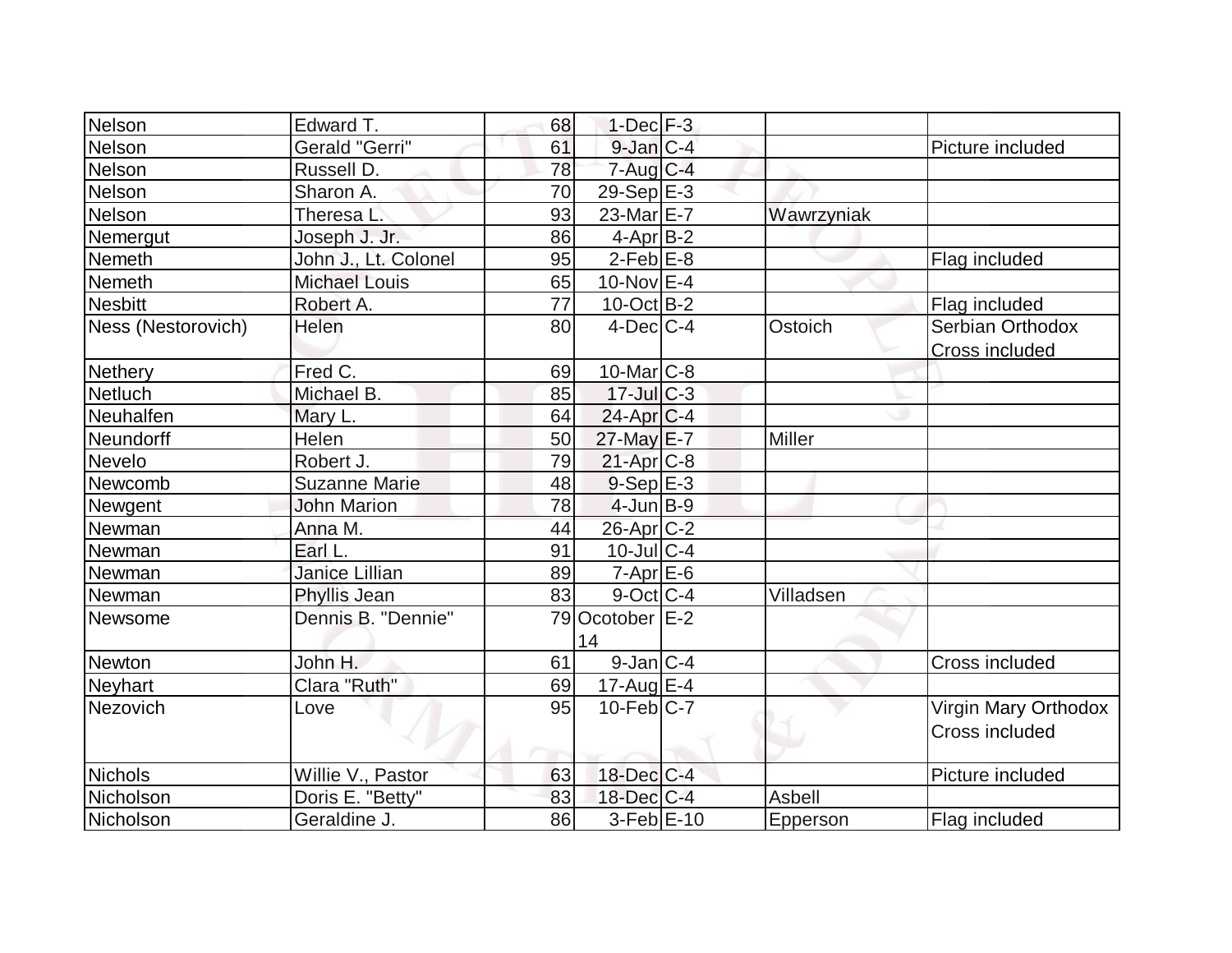| | | | | | | |
|---|---|---|---|---|---|---|
| Nelson | Edward T. | 68 | 1-Dec | F-3 | | |
| Nelson | Gerald "Gerri" | 61 | 9-Jan | C-4 | | Picture included |
| Nelson | Russell D. | 78 | 7-Aug | C-4 | | |
| Nelson | Sharon A. | 70 | 29-Sep | E-3 | | |
| Nelson | Theresa L. | 93 | 23-Mar | E-7 | Wawrzyniak | |
| Nemergut | Joseph J. Jr. | 86 | 4-Apr | B-2 | | |
| Nemeth | John J., Lt. Colonel | 95 | 2-Feb | E-8 | | Flag included |
| Nemeth | Michael Louis | 65 | 10-Nov | E-4 | | |
| Nesbitt | Robert A. | 77 | 10-Oct | B-2 | | Flag included |
| Ness (Nestorovich) | Helen | 80 | 4-Dec | C-4 | Ostoich | Serbian Orthodox Cross included |
| Nethery | Fred C. | 69 | 10-Mar | C-8 | | |
| Netluch | Michael B. | 85 | 17-Jul | C-3 | | |
| Neuhalfen | Mary L. | 64 | 24-Apr | C-4 | | |
| Neundorff | Helen | 50 | 27-May | E-7 | Miller | |
| Nevelo | Robert J. | 79 | 21-Apr | C-8 | | |
| Newcomb | Suzanne Marie | 48 | 9-Sep | E-3 | | |
| Newgent | John Marion | 78 | 4-Jun | B-9 | | |
| Newman | Anna M. | 44 | 26-Apr | C-2 | | |
| Newman | Earl L. | 91 | 10-Jul | C-4 | | |
| Newman | Janice Lillian | 89 | 7-Apr | E-6 | | |
| Newman | Phyllis Jean | 83 | 9-Oct | C-4 | Villadsen | |
| Newsome | Dennis B. "Dennie" | 79 | Ocotober 14 | E-2 | | |
| Newton | John H. | 61 | 9-Jan | C-4 | | Cross included |
| Neyhart | Clara "Ruth" | 69 | 17-Aug | E-4 | | |
| Nezovich | Love | 95 | 10-Feb | C-7 | | Virgin Mary Orthodox Cross included |
| Nichols | Willie V., Pastor | 63 | 18-Dec | C-4 | | Picture included |
| Nicholson | Doris E. "Betty" | 83 | 18-Dec | C-4 | Asbell | |
| Nicholson | Geraldine J. | 86 | 3-Feb | E-10 | Epperson | Flag included |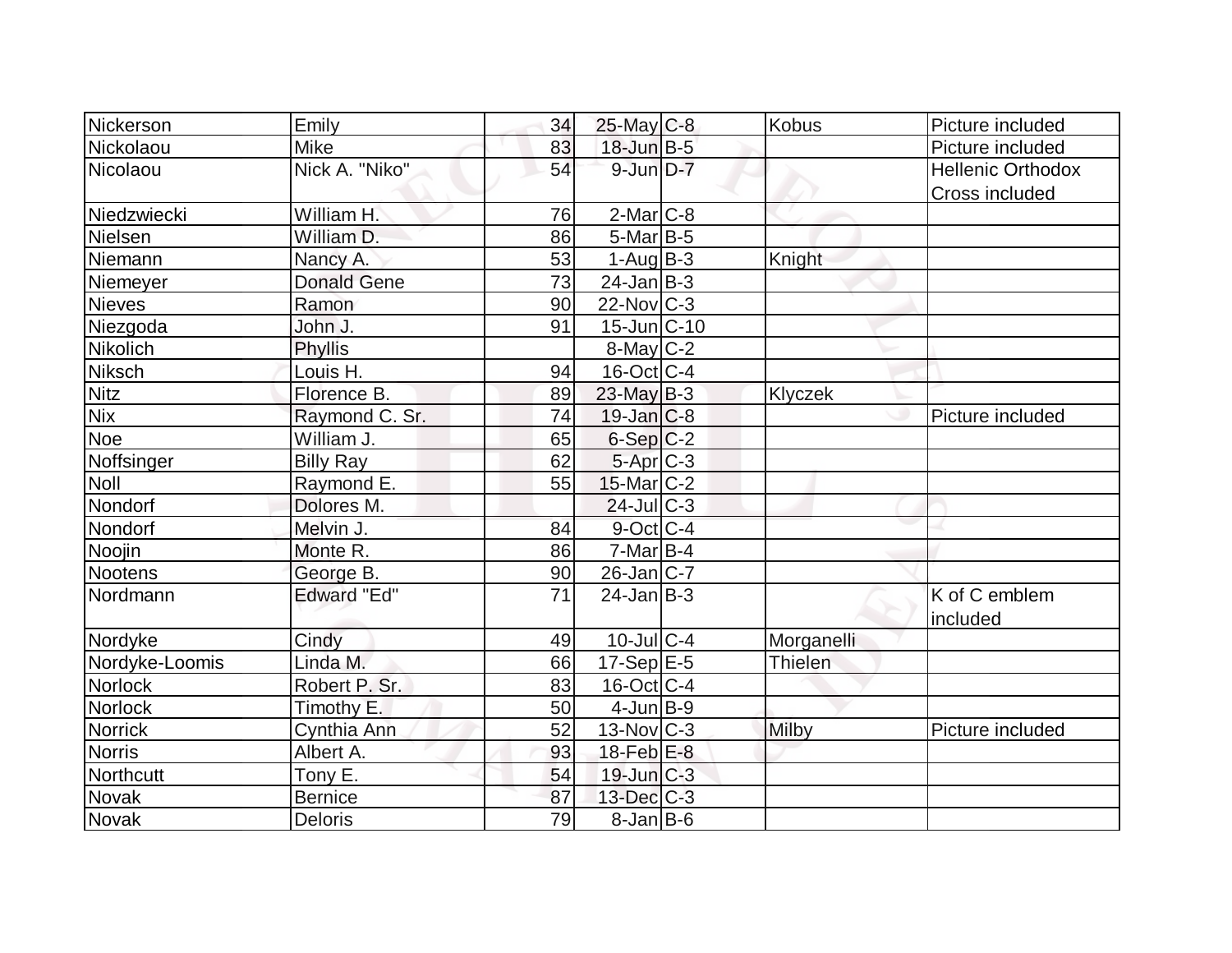| | | | | | | |
|---|---|---|---|---|---|---|
| Nickerson | Emily | 34 | 25-May | C-8 | Kobus | Picture included |
| Nickolaou | Mike | 83 | 18-Jun | B-5 | | Picture included |
| Nicolaou | Nick A. "Niko" | 54 | 9-Jun | D-7 | | Hellenic Orthodox Cross included |
| Niedzwiecki | William H. | 76 | 2-Mar | C-8 | | |
| Nielsen | William D. | 86 | 5-Mar | B-5 | | |
| Niemann | Nancy A. | 53 | 1-Aug | B-3 | Knight | |
| Niemeyer | Donald Gene | 73 | 24-Jan | B-3 | | |
| Nieves | Ramon | 90 | 22-Nov | C-3 | | |
| Niezgoda | John J. | 91 | 15-Jun | C-10 | | |
| Nikolich | Phyllis | | 8-May | C-2 | | |
| Niksch | Louis H. | 94 | 16-Oct | C-4 | | |
| Nitz | Florence B. | 89 | 23-May | B-3 | Klyczek | |
| Nix | Raymond C. Sr. | 74 | 19-Jan | C-8 | | Picture included |
| Noe | William J. | 65 | 6-Sep | C-2 | | |
| Noffsinger | Billy Ray | 62 | 5-Apr | C-3 | | |
| Noll | Raymond E. | 55 | 15-Mar | C-2 | | |
| Nondorf | Dolores M. | | 24-Jul | C-3 | | |
| Nondorf | Melvin J. | 84 | 9-Oct | C-4 | | |
| Noojin | Monte R. | 86 | 7-Mar | B-4 | | |
| Nootens | George B. | 90 | 26-Jan | C-7 | | |
| Nordmann | Edward "Ed" | 71 | 24-Jan | B-3 | | K of C emblem included |
| Nordyke | Cindy | 49 | 10-Jul | C-4 | Morganelli | |
| Nordyke-Loomis | Linda M. | 66 | 17-Sep | E-5 | Thielen | |
| Norlock | Robert P. Sr. | 83 | 16-Oct | C-4 | | |
| Norlock | Timothy E. | 50 | 4-Jun | B-9 | | |
| Norrick | Cynthia Ann | 52 | 13-Nov | C-3 | Milby | Picture included |
| Norris | Albert A. | 93 | 18-Feb | E-8 | | |
| Northcutt | Tony E. | 54 | 19-Jun | C-3 | | |
| Novak | Bernice | 87 | 13-Dec | C-3 | | |
| Novak | Deloris | 79 | 8-Jan | B-6 | | |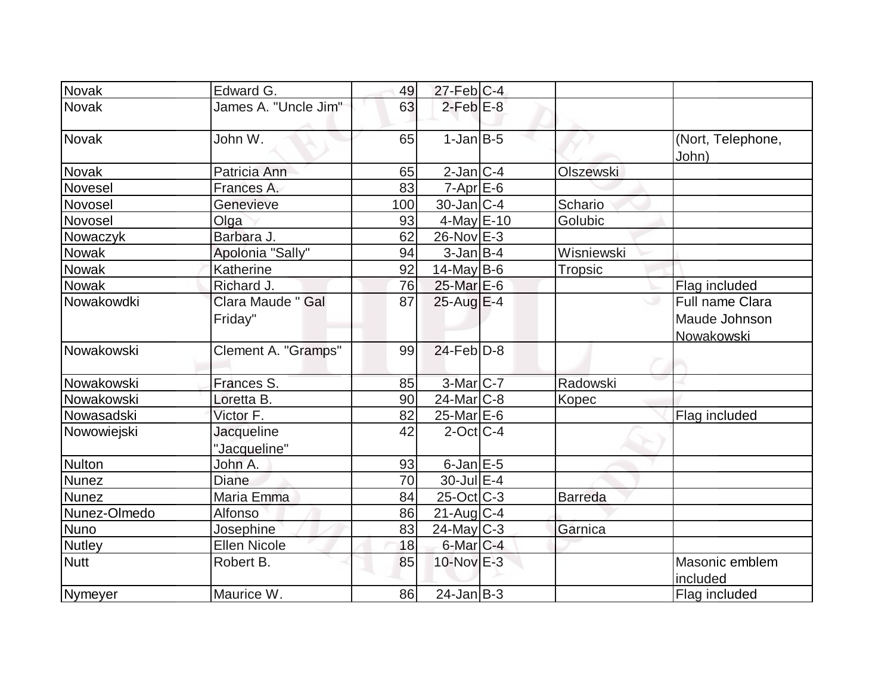| Novak | Edward G. | 49 | 27-Feb | C-4 | | |
|---|---|---|---|---|---|---|
| Novak | James A. "Uncle Jim" | 63 | 2-Feb | E-8 | | |
| Novak | John W. | 65 | 1-Jan | B-5 | | (Nort, Telephone, John) |
| Novak | Patricia Ann | 65 | 2-Jan | C-4 | Olszewski | |
| Novesel | Frances A. | 83 | 7-Apr | E-6 | | |
| Novosel | Genevieve | 100 | 30-Jan | C-4 | Schario | |
| Novosel | Olga | 93 | 4-May | E-10 | Golubic | |
| Nowaczyk | Barbara J. | 62 | 26-Nov | E-3 | | |
| Nowak | Apolonia "Sally" | 94 | 3-Jan | B-4 | Wisniewski | |
| Nowak | Katherine | 92 | 14-May | B-6 | Tropsic | |
| Nowak | Richard J. | 76 | 25-Mar | E-6 | | Flag included |
| Nowakowdki | Clara Maude " Gal Friday" | 87 | 25-Aug | E-4 | | Full name Clara Maude Johnson Nowakowski |
| Nowakowski | Clement A. "Gramps" | 99 | 24-Feb | D-8 | | |
| Nowakowski | Frances S. | 85 | 3-Mar | C-7 | Radowski | |
| Nowakowski | Loretta B. | 90 | 24-Mar | C-8 | Kopec | |
| Nowasadski | Victor F. | 82 | 25-Mar | E-6 | | Flag included |
| Nowowiejski | Jacqueline "Jacqueline" | 42 | 2-Oct | C-4 | | |
| Nulton | John A. | 93 | 6-Jan | E-5 | | |
| Nunez | Diane | 70 | 30-Jul | E-4 | | |
| Nunez | Maria Emma | 84 | 25-Oct | C-3 | Barreda | |
| Nunez-Olmedo | Alfonso | 86 | 21-Aug | C-4 | | |
| Nuno | Josephine | 83 | 24-May | C-3 | Garnica | |
| Nutley | Ellen Nicole | 18 | 6-Mar | C-4 | | |
| Nutt | Robert B. | 85 | 10-Nov | E-3 | | Masonic emblem included |
| Nymeyer | Maurice W. | 86 | 24-Jan | B-3 | | Flag included |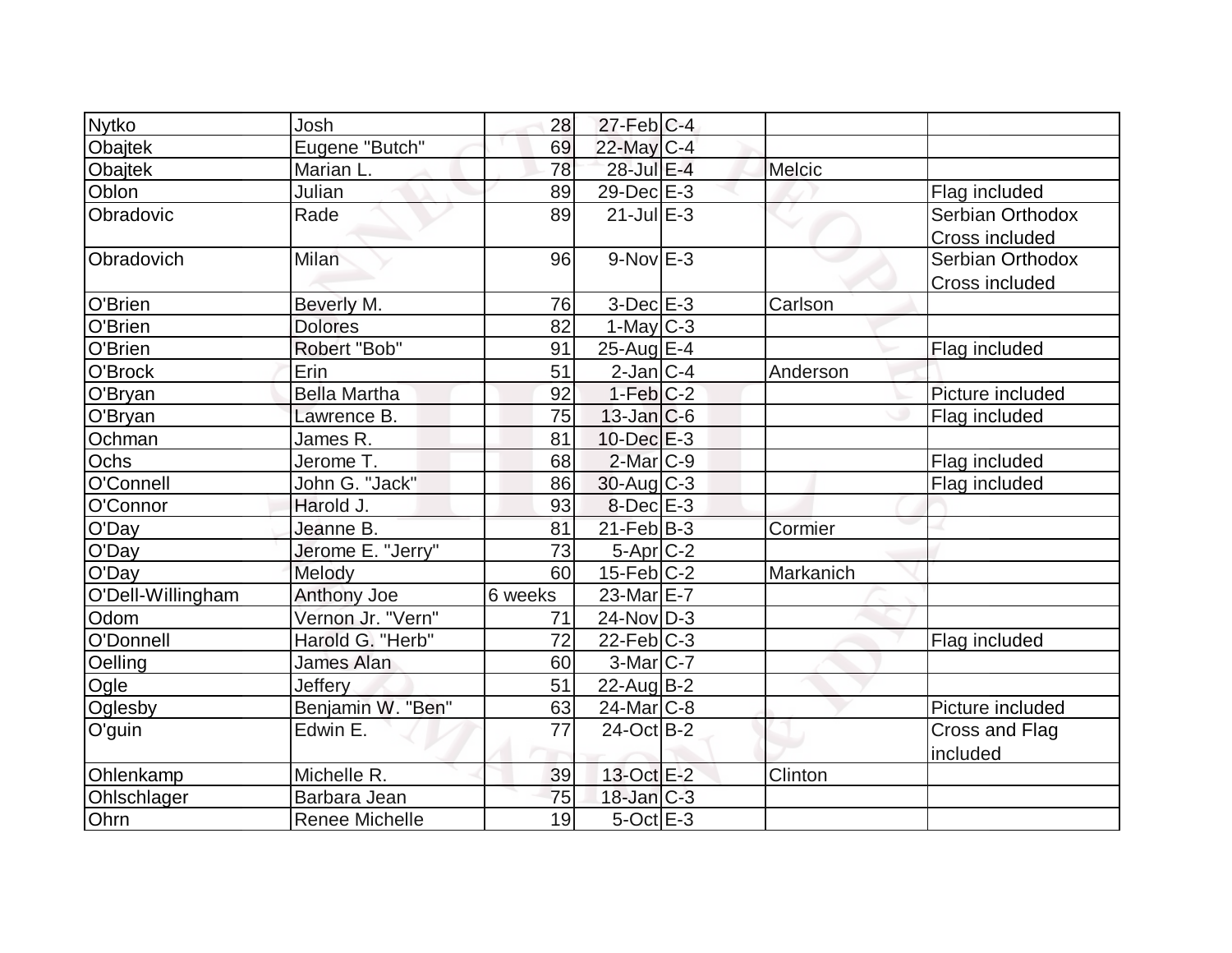| | | | | | | |
|---|---|---|---|---|---|---|
| Nytko | Josh | 28 | 27-Feb | C-4 | | |
| Obajtek | Eugene "Butch" | 69 | 22-May | C-4 | | |
| Obajtek | Marian L. | 78 | 28-Jul | E-4 | Melcic | |
| Oblon | Julian | 89 | 29-Dec | E-3 | | Flag included |
| Obradovic | Rade | 89 | 21-Jul | E-3 | | Serbian Orthodox Cross included |
| Obradovich | Milan | 96 | 9-Nov | E-3 | | Serbian Orthodox Cross included |
| O'Brien | Beverly M. | 76 | 3-Dec | E-3 | Carlson | |
| O'Brien | Dolores | 82 | 1-May | C-3 | | |
| O'Brien | Robert "Bob" | 91 | 25-Aug | E-4 | | Flag included |
| O'Brock | Erin | 51 | 2-Jan | C-4 | Anderson | |
| O'Bryan | Bella Martha | 92 | 1-Feb | C-2 | | Picture included |
| O'Bryan | Lawrence B. | 75 | 13-Jan | C-6 | | Flag included |
| Ochman | James R. | 81 | 10-Dec | E-3 | | |
| Ochs | Jerome T. | 68 | 2-Mar | C-9 | | Flag included |
| O'Connell | John G. "Jack" | 86 | 30-Aug | C-3 | | Flag included |
| O'Connor | Harold J. | 93 | 8-Dec | E-3 | | |
| O'Day | Jeanne B. | 81 | 21-Feb | B-3 | Cormier | |
| O'Day | Jerome E. "Jerry" | 73 | 5-Apr | C-2 | | |
| O'Day | Melody | 60 | 15-Feb | C-2 | Markanich | |
| O'Dell-Willingham | Anthony Joe | 6 weeks | 23-Mar | E-7 | | |
| Odom | Vernon Jr. "Vern" | 71 | 24-Nov | D-3 | | |
| O'Donnell | Harold G. "Herb" | 72 | 22-Feb | C-3 | | Flag included |
| Oelling | James Alan | 60 | 3-Mar | C-7 | | |
| Ogle | Jeffery | 51 | 22-Aug | B-2 | | |
| Oglesby | Benjamin W. "Ben" | 63 | 24-Mar | C-8 | | Picture included |
| O'guin | Edwin E. | 77 | 24-Oct | B-2 | | Cross and Flag included |
| Ohlenkamp | Michelle R. | 39 | 13-Oct | E-2 | Clinton | |
| Ohlschlager | Barbara Jean | 75 | 18-Jan | C-3 | | |
| Ohrn | Renee Michelle | 19 | 5-Oct | E-3 | | |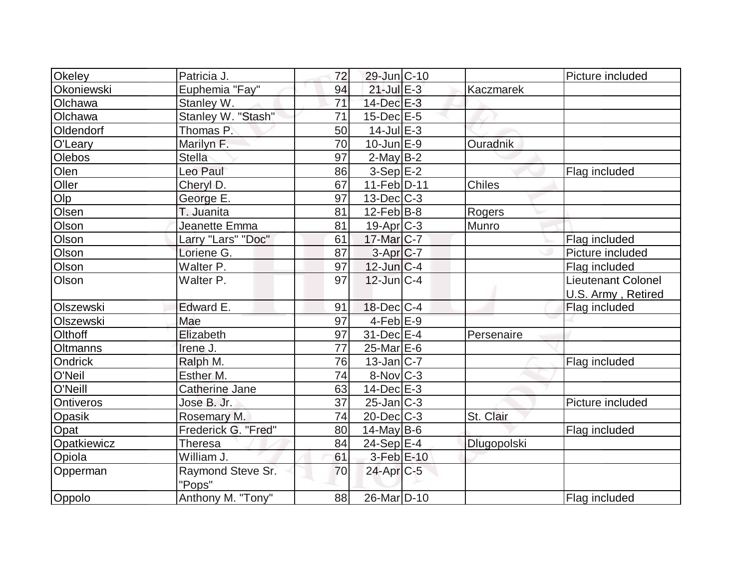| Okeley | Patricia J. | 72 | 29-Jun | C-10 | | Picture included |
|---|---|---|---|---|---|---|
| Okoniewski | Euphemia "Fay" | 94 | 21-Jul | E-3 | Kaczmarek | |
| Olchawa | Stanley W. | 71 | 14-Dec | E-3 | | |
| Olchawa | Stanley W. "Stash" | 71 | 15-Dec | E-5 | | |
| Oldendorf | Thomas P. | 50 | 14-Jul | E-3 | | |
| O'Leary | Marilyn F. | 70 | 10-Jun | E-9 | Ouradnik | |
| Olebos | Stella | 97 | 2-May | B-2 | | |
| Olen | Leo Paul | 86 | 3-Sep | E-2 | | Flag included |
| Oller | Cheryl D. | 67 | 11-Feb | D-11 | Chiles | |
| Olp | George E. | 97 | 13-Dec | C-3 | | |
| Olsen | T. Juanita | 81 | 12-Feb | B-8 | Rogers | |
| Olson | Jeanette Emma | 81 | 19-Apr | C-3 | Munro | |
| Olson | Larry "Lars" "Doc" | 61 | 17-Mar | C-7 | | Flag included |
| Olson | Loriene G. | 87 | 3-Apr | C-7 | | Picture included |
| Olson | Walter P. | 97 | 12-Jun | C-4 | | Flag included |
| Olson | Walter P. | 97 | 12-Jun | C-4 | | Lieutenant Colonel U.S. Army , Retired |
| Olszewski | Edward E. | 91 | 18-Dec | C-4 | | Flag included |
| Olszewski | Mae | 97 | 4-Feb | E-9 | | |
| Olthoff | Elizabeth | 97 | 31-Dec | E-4 | Persenaire | |
| Oltmanns | Irene J. | 77 | 25-Mar | E-6 | | |
| Ondrick | Ralph M. | 76 | 13-Jan | C-7 | | Flag included |
| O'Neil | Esther M. | 74 | 8-Nov | C-3 | | |
| O'Neill | Catherine Jane | 63 | 14-Dec | E-3 | | |
| Ontiveros | Jose B. Jr. | 37 | 25-Jan | C-3 | | Picture included |
| Opasik | Rosemary M. | 74 | 20-Dec | C-3 | St. Clair | |
| Opat | Frederick G. "Fred" | 80 | 14-May | B-6 | | Flag included |
| Opatkiewicz | Theresa | 84 | 24-Sep | E-4 | Dlugopolski | |
| Opiola | William J. | 61 | 3-Feb | E-10 | | |
| Opperman | Raymond Steve Sr. "Pops" | 70 | 24-Apr | C-5 | | |
| Oppolo | Anthony M. "Tony" | 88 | 26-Mar | D-10 | | Flag included |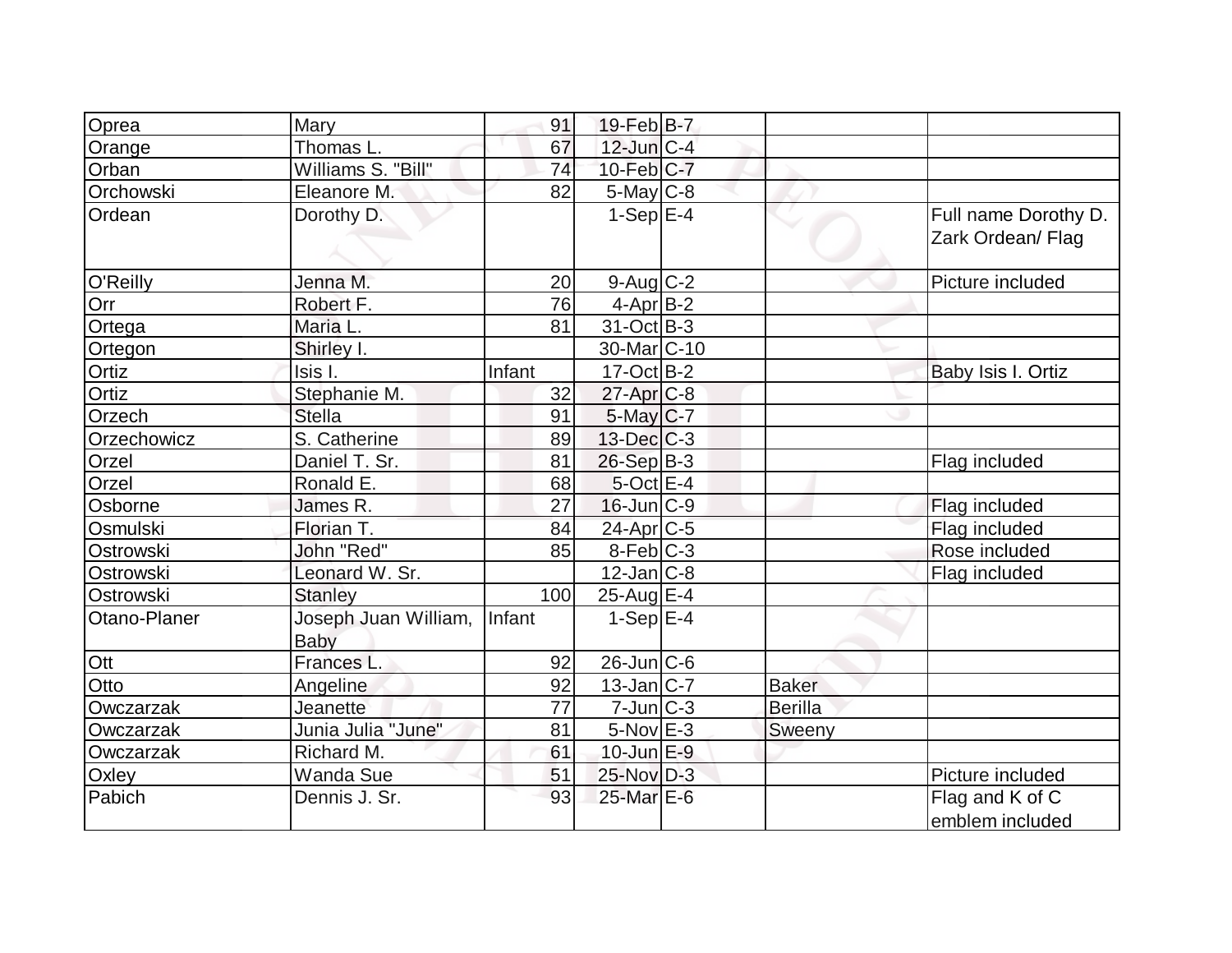| | | | | | | |
|---|---|---|---|---|---|---|
| Oprea | Mary | 91 | 19-Feb | B-7 | | |
| Orange | Thomas L. | 67 | 12-Jun | C-4 | | |
| Orban | Williams S. "Bill" | 74 | 10-Feb | C-7 | | |
| Orchowski | Eleanore M. | 82 | 5-May | C-8 | | |
| Ordean | Dorothy D. | | 1-Sep | E-4 | | Full name Dorothy D. Zark Ordean/ Flag |
| O'Reilly | Jenna M. | 20 | 9-Aug | C-2 | | Picture included |
| Orr | Robert F. | 76 | 4-Apr | B-2 | | |
| Ortega | Maria L. | 81 | 31-Oct | B-3 | | |
| Ortegon | Shirley I. | | 30-Mar | C-10 | | |
| Ortiz | Isis I. | Infant | 17-Oct | B-2 | | Baby Isis I. Ortiz |
| Ortiz | Stephanie M. | 32 | 27-Apr | C-8 | | |
| Orzech | Stella | 91 | 5-May | C-7 | | |
| Orzechowicz | S. Catherine | 89 | 13-Dec | C-3 | | |
| Orzel | Daniel T. Sr. | 81 | 26-Sep | B-3 | | Flag included |
| Orzel | Ronald E. | 68 | 5-Oct | E-4 | | |
| Osborne | James R. | 27 | 16-Jun | C-9 | | Flag included |
| Osmulski | Florian T. | 84 | 24-Apr | C-5 | | Flag included |
| Ostrowski | John "Red" | 85 | 8-Feb | C-3 | | Rose included |
| Ostrowski | Leonard W. Sr. | | 12-Jan | C-8 | | Flag included |
| Ostrowski | Stanley | 100 | 25-Aug | E-4 | | |
| Otano-Planer | Joseph Juan William, Baby | Infant | 1-Sep | E-4 | | |
| Ott | Frances L. | 92 | 26-Jun | C-6 | | |
| Otto | Angeline | 92 | 13-Jan | C-7 | Baker | |
| Owczarzak | Jeanette | 77 | 7-Jun | C-3 | Berilla | |
| Owczarzak | Junia Julia "June" | 81 | 5-Nov | E-3 | Sweeny | |
| Owczarzak | Richard M. | 61 | 10-Jun | E-9 | | |
| Oxley | Wanda Sue | 51 | 25-Nov | D-3 | | Picture included |
| Pabich | Dennis J. Sr. | 93 | 25-Mar | E-6 | | Flag and K of C emblem included |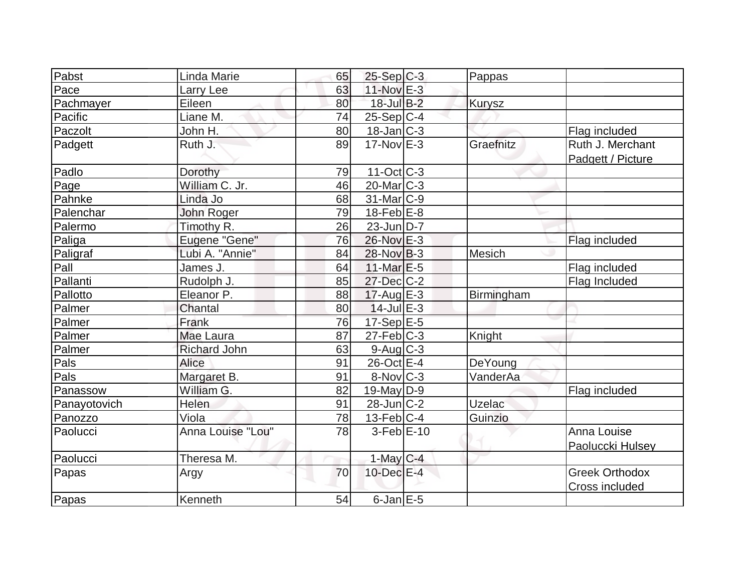| Pabst | Linda Marie | 65 | 25-Sep | C-3 | Pappas | |
|---|---|---|---|---|---|---|
| Pace | Larry Lee | 63 | 11-Nov | E-3 | | |
| Pachmayer | Eileen | 80 | 18-Jul | B-2 | Kurysz | |
| Pacific | Liane M. | 74 | 25-Sep | C-4 | | |
| Paczolt | John H. | 80 | 18-Jan | C-3 | | Flag included |
| Padgett | Ruth J. | 89 | 17-Nov | E-3 | Graefnitz | Ruth J. Merchant Padgett / Picture |
| Padlo | Dorothy | 79 | 11-Oct | C-3 | | |
| Page | William C. Jr. | 46 | 20-Mar | C-3 | | |
| Pahnke | Linda Jo | 68 | 31-Mar | C-9 | | |
| Palenchar | John Roger | 79 | 18-Feb | E-8 | | |
| Palermo | Timothy R. | 26 | 23-Jun | D-7 | | |
| Paliga | Eugene "Gene" | 76 | 26-Nov | E-3 | | Flag included |
| Paligraf | Lubi A. "Annie" | 84 | 28-Nov | B-3 | Mesich | |
| Pall | James J. | 64 | 11-Mar | E-5 | | Flag included |
| Pallanti | Rudolph J. | 85 | 27-Dec | C-2 | | Flag Included |
| Pallotto | Eleanor P. | 88 | 17-Aug | E-3 | Birmingham | |
| Palmer | Chantal | 80 | 14-Jul | E-3 | | |
| Palmer | Frank | 76 | 17-Sep | E-5 | | |
| Palmer | Mae Laura | 87 | 27-Feb | C-3 | Knight | |
| Palmer | Richard John | 63 | 9-Aug | C-3 | | |
| Pals | Alice | 91 | 26-Oct | E-4 | DeYoung | |
| Pals | Margaret B. | 91 | 8-Nov | C-3 | VanderAa | |
| Panassow | William G. | 82 | 19-May | D-9 | | Flag included |
| Panayotovich | Helen | 91 | 28-Jun | C-2 | Uzelac | |
| Panozzo | Viola | 78 | 13-Feb | C-4 | Guinzio | |
| Paolucci | Anna Louise "Lou" | 78 | 3-Feb | E-10 | | Anna Louise Paoluccki Hulsey |
| Paolucci | Theresa M. | | 1-May | C-4 | | |
| Papas | Argy | 70 | 10-Dec | E-4 | | Greek Orthodox Cross included |
| Papas | Kenneth | 54 | 6-Jan | E-5 | | |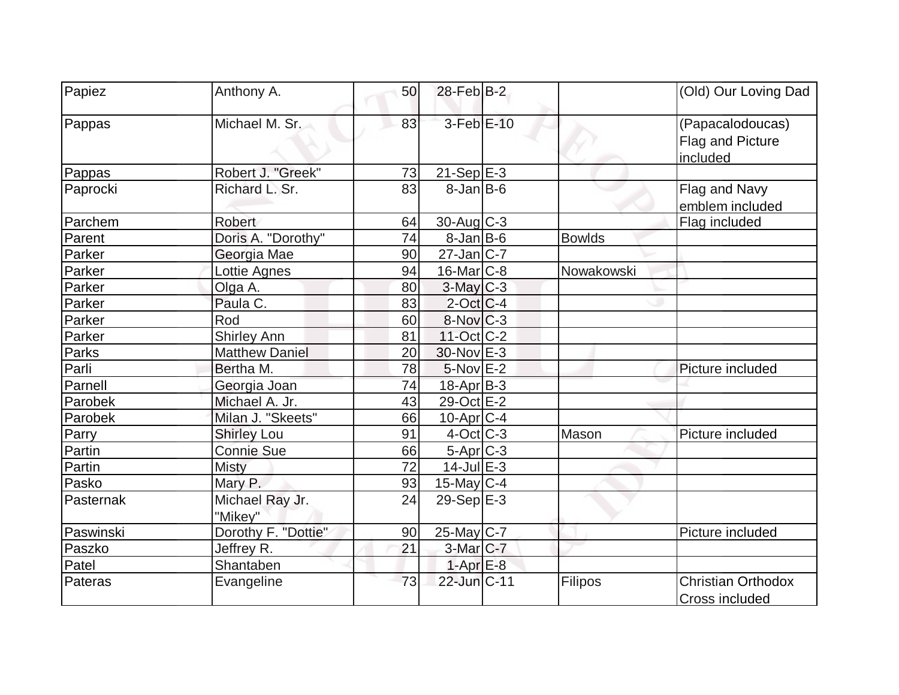| Papiez | Anthony A. | 50 | 28-Feb | B-2 | | (Old) Our Loving Dad |
|---|---|---|---|---|---|---|
| Pappas | Michael M. Sr. | 83 | 3-Feb | E-10 | | (Papacalodoucas) Flag and Picture included |
| Pappas | Robert J. "Greek" | 73 | 21-Sep | E-3 | | |
| Paprocki | Richard L. Sr. | 83 | 8-Jan | B-6 | | Flag and Navy emblem included |
| Parchem | Robert | 64 | 30-Aug | C-3 | | Flag included |
| Parent | Doris A. "Dorothy" | 74 | 8-Jan | B-6 | Bowlds | |
| Parker | Georgia Mae | 90 | 27-Jan | C-7 | | |
| Parker | Lottie Agnes | 94 | 16-Mar | C-8 | Nowakowski | |
| Parker | Olga A. | 80 | 3-May | C-3 | | |
| Parker | Paula C. | 83 | 2-Oct | C-4 | | |
| Parker | Rod | 60 | 8-Nov | C-3 | | |
| Parker | Shirley Ann | 81 | 11-Oct | C-2 | | |
| Parks | Matthew Daniel | 20 | 30-Nov | E-3 | | |
| Parli | Bertha M. | 78 | 5-Nov | E-2 | | Picture included |
| Parnell | Georgia Joan | 74 | 18-Apr | B-3 | | |
| Parobek | Michael A. Jr. | 43 | 29-Oct | E-2 | | |
| Parobek | Milan J. "Skeets" | 66 | 10-Apr | C-4 | | |
| Parry | Shirley Lou | 91 | 4-Oct | C-3 | Mason | Picture included |
| Partin | Connie Sue | 66 | 5-Apr | C-3 | | |
| Partin | Misty | 72 | 14-Jul | E-3 | | |
| Pasko | Mary P. | 93 | 15-May | C-4 | | |
| Pasternak | Michael Ray Jr. "Mikey" | 24 | 29-Sep | E-3 | | |
| Paswinski | Dorothy F. "Dottie" | 90 | 25-May | C-7 | | Picture included |
| Paszko | Jeffrey R. | 21 | 3-Mar | C-7 | | |
| Patel | Shantaben | | 1-Apr | E-8 | | |
| Pateras | Evangeline | 73 | 22-Jun | C-11 | Filipos | Christian Orthodox Cross included |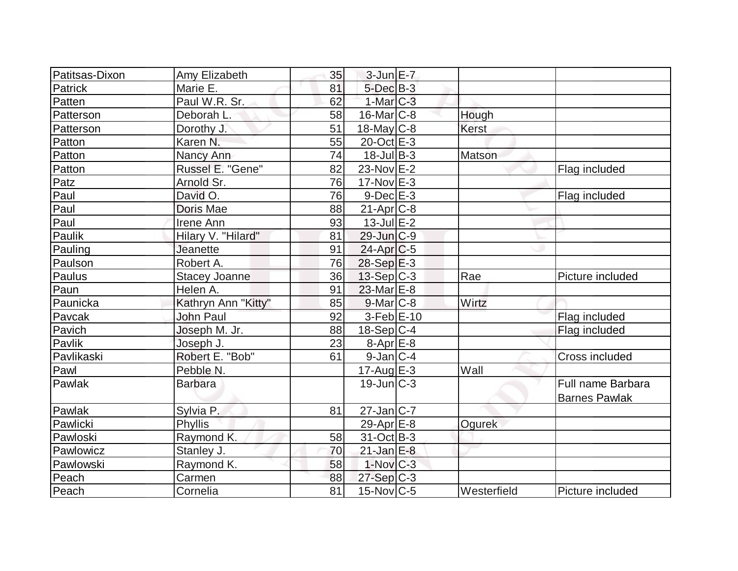| | | | | | | |
|---|---|---|---|---|---|---|
| Patitsas-Dixon | Amy Elizabeth | 35 | 3-Jun | E-7 | | |
| Patrick | Marie E. | 81 | 5-Dec | B-3 | | |
| Patten | Paul W.R. Sr. | 62 | 1-Mar | C-3 | | |
| Patterson | Deborah L. | 58 | 16-Mar | C-8 | Hough | |
| Patterson | Dorothy J. | 51 | 18-May | C-8 | Kerst | |
| Patton | Karen N. | 55 | 20-Oct | E-3 | | |
| Patton | Nancy Ann | 74 | 18-Jul | B-3 | Matson | |
| Patton | Russel E. "Gene" | 82 | 23-Nov | E-2 | | Flag included |
| Patz | Arnold Sr. | 76 | 17-Nov | E-3 | | |
| Paul | David O. | 76 | 9-Dec | E-3 | | Flag included |
| Paul | Doris Mae | 88 | 21-Apr | C-8 | | |
| Paul | Irene Ann | 93 | 13-Jul | E-2 | | |
| Paulik | Hilary V. "Hilard" | 81 | 29-Jun | C-9 | | |
| Pauling | Jeanette | 91 | 24-Apr | C-5 | | |
| Paulson | Robert A. | 76 | 28-Sep | E-3 | | |
| Paulus | Stacey Joanne | 36 | 13-Sep | C-3 | Rae | Picture included |
| Paun | Helen A. | 91 | 23-Mar | E-8 | | |
| Paunicka | Kathryn Ann "Kitty" | 85 | 9-Mar | C-8 | Wirtz | |
| Pavcak | John Paul | 92 | 3-Feb | E-10 | | Flag included |
| Pavich | Joseph M. Jr. | 88 | 18-Sep | C-4 | | Flag included |
| Pavlik | Joseph J. | 23 | 8-Apr | E-8 | | |
| Pavlikaski | Robert E. "Bob" | 61 | 9-Jan | C-4 | | Cross included |
| Pawl | Pebble N. | | 17-Aug | E-3 | Wall | |
| Pawlak | Barbara | | 19-Jun | C-3 | | Full name Barbara Barnes Pawlak |
| Pawlak | Sylvia P. | 81 | 27-Jan | C-7 | | |
| Pawlicki | Phyllis | | 29-Apr | E-8 | Ogurek | |
| Pawloski | Raymond K. | 58 | 31-Oct | B-3 | | |
| Pawlowicz | Stanley J. | 70 | 21-Jan | E-8 | | |
| Pawlowski | Raymond K. | 58 | 1-Nov | C-3 | | |
| Peach | Carmen | 88 | 27-Sep | C-3 | | |
| Peach | Cornelia | 81 | 15-Nov | C-5 | Westerfield | Picture included |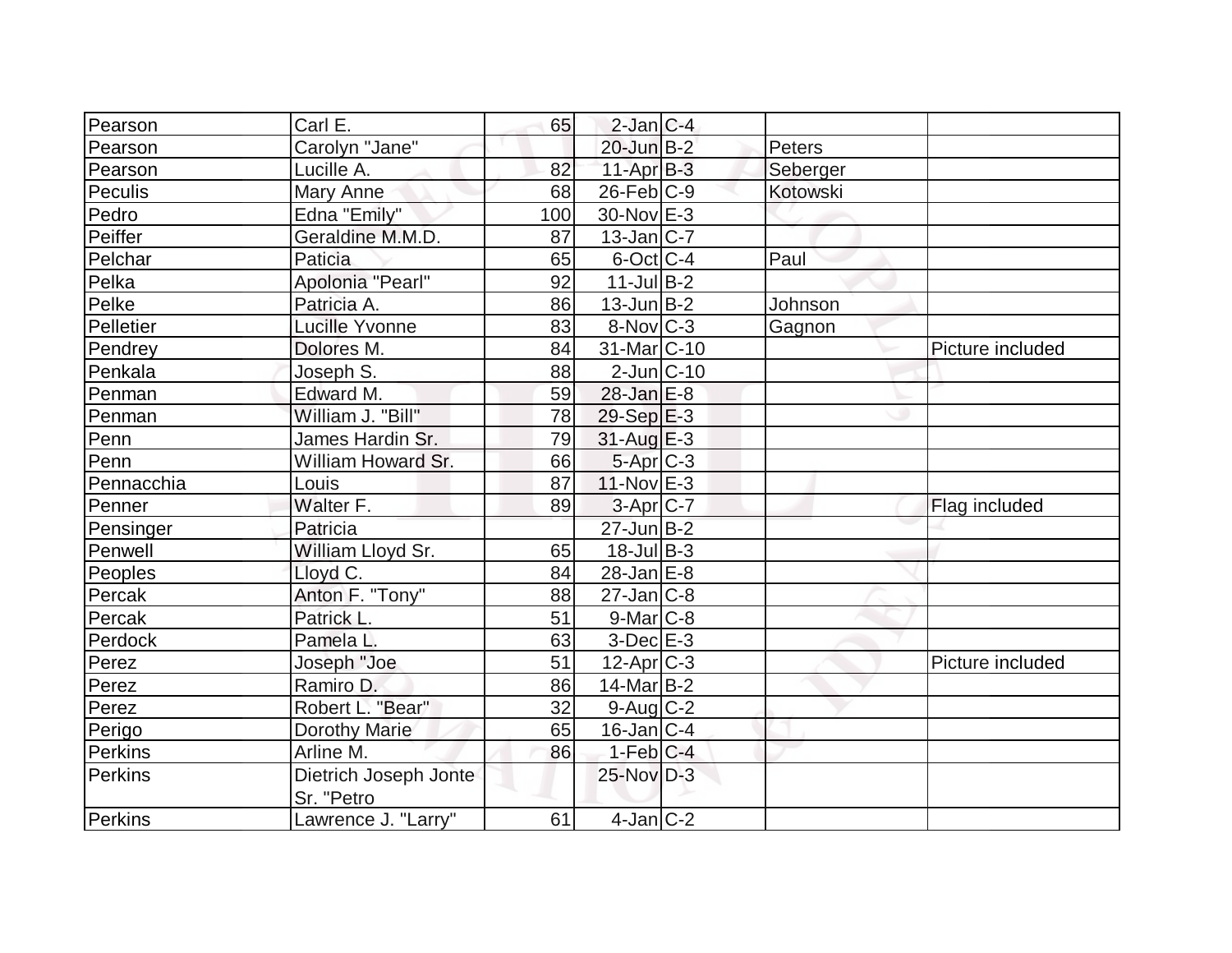| | | | | | | |
|---|---|---|---|---|---|---|
| Pearson | Carl E. | 65 | 2-Jan | C-4 | | |
| Pearson | Carolyn "Jane" | | 20-Jun | B-2 | Peters | |
| Pearson | Lucille A. | 82 | 11-Apr | B-3 | Seberger | |
| Peculis | Mary Anne | 68 | 26-Feb | C-9 | Kotowski | |
| Pedro | Edna "Emily" | 100 | 30-Nov | E-3 | | |
| Peiffer | Geraldine M.M.D. | 87 | 13-Jan | C-7 | | |
| Pelchar | Paticia | 65 | 6-Oct | C-4 | Paul | |
| Pelka | Apolonia "Pearl" | 92 | 11-Jul | B-2 | | |
| Pelke | Patricia A. | 86 | 13-Jun | B-2 | Johnson | |
| Pelletier | Lucille Yvonne | 83 | 8-Nov | C-3 | Gagnon | |
| Pendrey | Dolores M. | 84 | 31-Mar | C-10 | | Picture included |
| Penkala | Joseph S. | 88 | 2-Jun | C-10 | | |
| Penman | Edward M. | 59 | 28-Jan | E-8 | | |
| Penman | William J. "Bill" | 78 | 29-Sep | E-3 | | |
| Penn | James Hardin Sr. | 79 | 31-Aug | E-3 | | |
| Penn | William Howard Sr. | 66 | 5-Apr | C-3 | | |
| Pennacchia | Louis | 87 | 11-Nov | E-3 | | |
| Penner | Walter F. | 89 | 3-Apr | C-7 | | Flag included |
| Pensinger | Patricia | | 27-Jun | B-2 | | |
| Penwell | William Lloyd Sr. | 65 | 18-Jul | B-3 | | |
| Peoples | Lloyd C. | 84 | 28-Jan | E-8 | | |
| Percak | Anton F. "Tony" | 88 | 27-Jan | C-8 | | |
| Percak | Patrick L. | 51 | 9-Mar | C-8 | | |
| Perdock | Pamela L. | 63 | 3-Dec | E-3 | | |
| Perez | Joseph "Joe | 51 | 12-Apr | C-3 | | Picture included |
| Perez | Ramiro D. | 86 | 14-Mar | B-2 | | |
| Perez | Robert L. "Bear" | 32 | 9-Aug | C-2 | | |
| Perigo | Dorothy Marie | 65 | 16-Jan | C-4 | | |
| Perkins | Arline M. | 86 | 1-Feb | C-4 | | |
| Perkins | Dietrich Joseph Jonte Sr. "Petro | | 25-Nov | D-3 | | |
| Perkins | Lawrence J. "Larry" | 61 | 4-Jan | C-2 | | |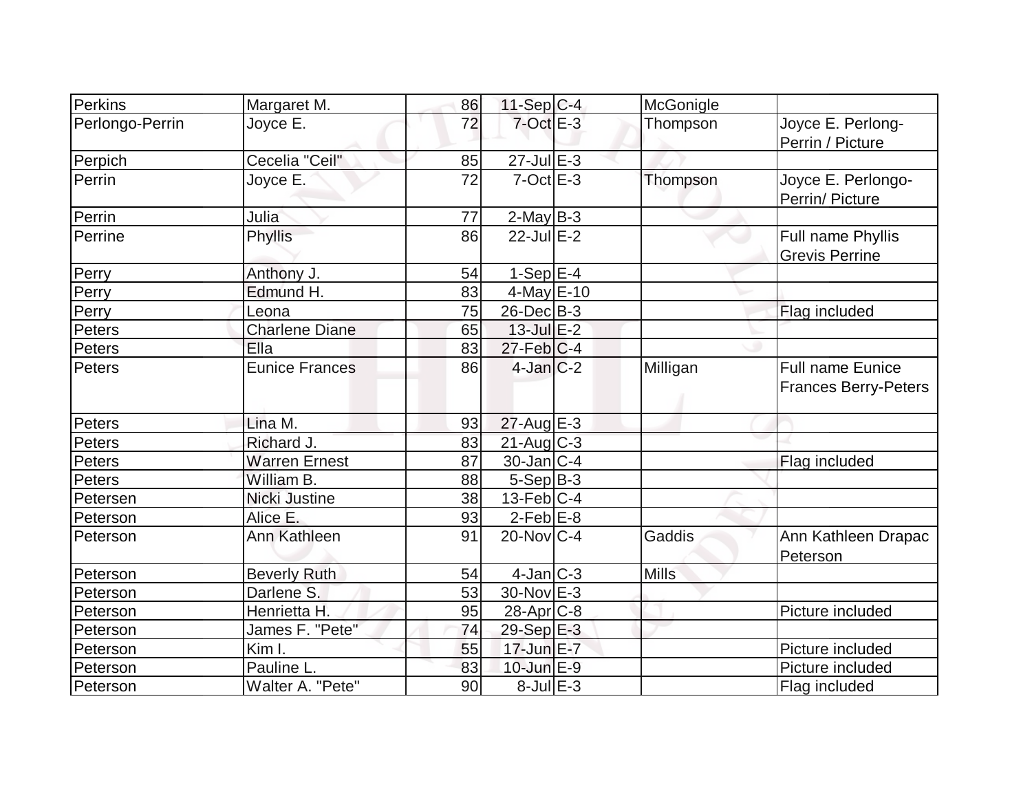| Perkins | Margaret M. | 86 | 11-Sep | C-4 | McGonigle | |
|---|---|---|---|---|---|---|
| Perlongo-Perrin | Joyce E. | 72 | 7-Oct | E-3 | Thompson | Joyce E. Perlong-Perrin / Picture |
| Perpich | Cecelia "Ceil" | 85 | 27-Jul | E-3 | | |
| Perrin | Joyce E. | 72 | 7-Oct | E-3 | Thompson | Joyce E. Perlongo-Perrin/ Picture |
| Perrin | Julia | 77 | 2-May | B-3 | | |
| Perrine | Phyllis | 86 | 22-Jul | E-2 | | Full name Phyllis Grevis Perrine |
| Perry | Anthony J. | 54 | 1-Sep | E-4 | | |
| Perry | Edmund H. | 83 | 4-May | E-10 | | |
| Perry | Leona | 75 | 26-Dec | B-3 | | Flag included |
| Peters | Charlene Diane | 65 | 13-Jul | E-2 | | |
| Peters | Ella | 83 | 27-Feb | C-4 | | |
| Peters | Eunice Frances | 86 | 4-Jan | C-2 | Milligan | Full name Eunice Frances Berry-Peters |
| Peters | Lina M. | 93 | 27-Aug | E-3 | | |
| Peters | Richard J. | 83 | 21-Aug | C-3 | | |
| Peters | Warren Ernest | 87 | 30-Jan | C-4 | | Flag included |
| Peters | William B. | 88 | 5-Sep | B-3 | | |
| Petersen | Nicki Justine | 38 | 13-Feb | C-4 | | |
| Peterson | Alice E. | 93 | 2-Feb | E-8 | | |
| Peterson | Ann Kathleen | 91 | 20-Nov | C-4 | Gaddis | Ann Kathleen Drapac Peterson |
| Peterson | Beverly Ruth | 54 | 4-Jan | C-3 | Mills | |
| Peterson | Darlene S. | 53 | 30-Nov | E-3 | | |
| Peterson | Henrietta H. | 95 | 28-Apr | C-8 | | Picture included |
| Peterson | James F. "Pete" | 74 | 29-Sep | E-3 | | |
| Peterson | Kim I. | 55 | 17-Jun | E-7 | | Picture included |
| Peterson | Pauline L. | 83 | 10-Jun | E-9 | | Picture included |
| Peterson | Walter A. "Pete" | 90 | 8-Jul | E-3 | | Flag included |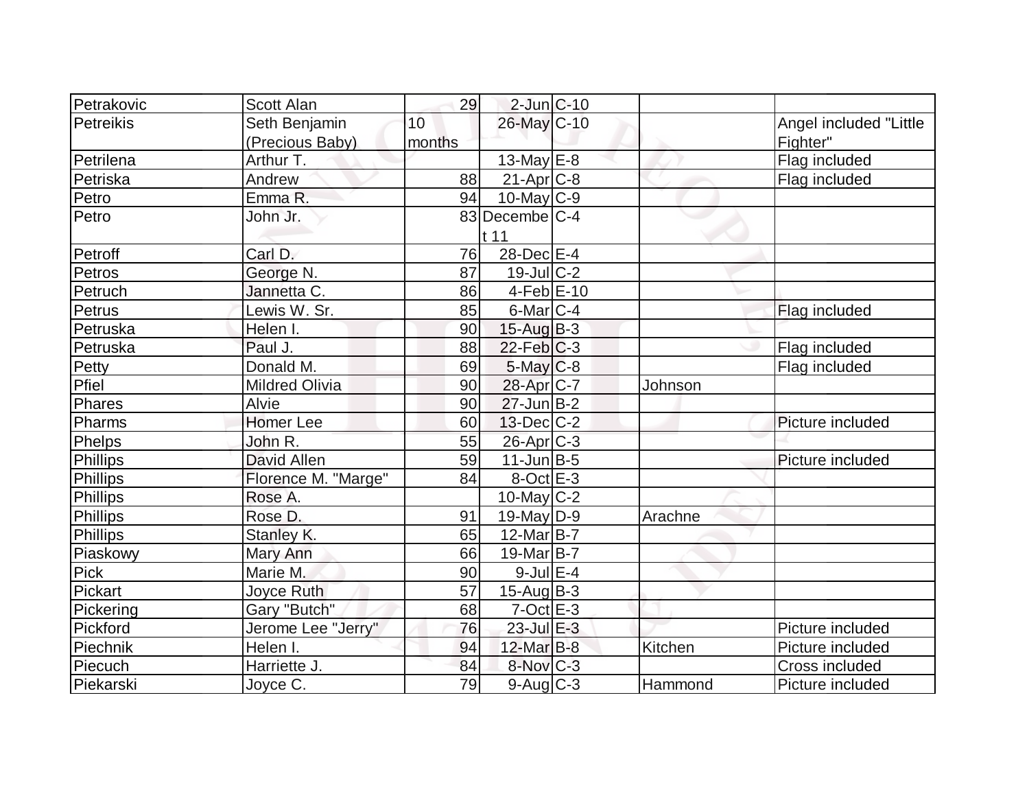| Petrakovic | Scott Alan | 29 | 2-Jun | C-10 | | |
|---|---|---|---|---|---|---|
| Petreikis | Seth Benjamin (Precious Baby) | 10 months | 26-May | C-10 | | Angel included "Little Fighter" |
| Petrilena | Arthur T. | | 13-May | E-8 | | Flag included |
| Petriska | Andrew | 88 | 21-Apr | C-8 | | Flag included |
| Petro | Emma R. | 94 | 10-May | C-9 | | |
| Petro | John Jr. | 83 | Decembe t 11 | C-4 | | |
| Petroff | Carl D. | 76 | 28-Dec | E-4 | | |
| Petros | George N. | 87 | 19-Jul | C-2 | | |
| Petruch | Jannetta C. | 86 | 4-Feb | E-10 | | |
| Petrus | Lewis W. Sr. | 85 | 6-Mar | C-4 | | Flag included |
| Petruska | Helen I. | 90 | 15-Aug | B-3 | | |
| Petruska | Paul J. | 88 | 22-Feb | C-3 | | Flag included |
| Petty | Donald M. | 69 | 5-May | C-8 | | Flag included |
| Pfiel | Mildred Olivia | 90 | 28-Apr | C-7 | Johnson | |
| Phares | Alvie | 90 | 27-Jun | B-2 | | |
| Pharms | Homer Lee | 60 | 13-Dec | C-2 | | Picture included |
| Phelps | John R. | 55 | 26-Apr | C-3 | | |
| Phillips | David Allen | 59 | 11-Jun | B-5 | | Picture included |
| Phillips | Florence M. "Marge" | 84 | 8-Oct | E-3 | | |
| Phillips | Rose A. | | 10-May | C-2 | | |
| Phillips | Rose D. | 91 | 19-May | D-9 | Arachne | |
| Phillips | Stanley K. | 65 | 12-Mar | B-7 | | |
| Piaskowy | Mary Ann | 66 | 19-Mar | B-7 | | |
| Pick | Marie M. | 90 | 9-Jul | E-4 | | |
| Pickart | Joyce Ruth | 57 | 15-Aug | B-3 | | |
| Pickering | Gary "Butch" | 68 | 7-Oct | E-3 | | |
| Pickford | Jerome Lee "Jerry" | 76 | 23-Jul | E-3 | | Picture included |
| Piechnik | Helen I. | 94 | 12-Mar | B-8 | Kitchen | Picture included |
| Piecuch | Harriette J. | 84 | 8-Nov | C-3 | | Cross included |
| Piekarski | Joyce C. | 79 | 9-Aug | C-3 | Hammond | Picture included |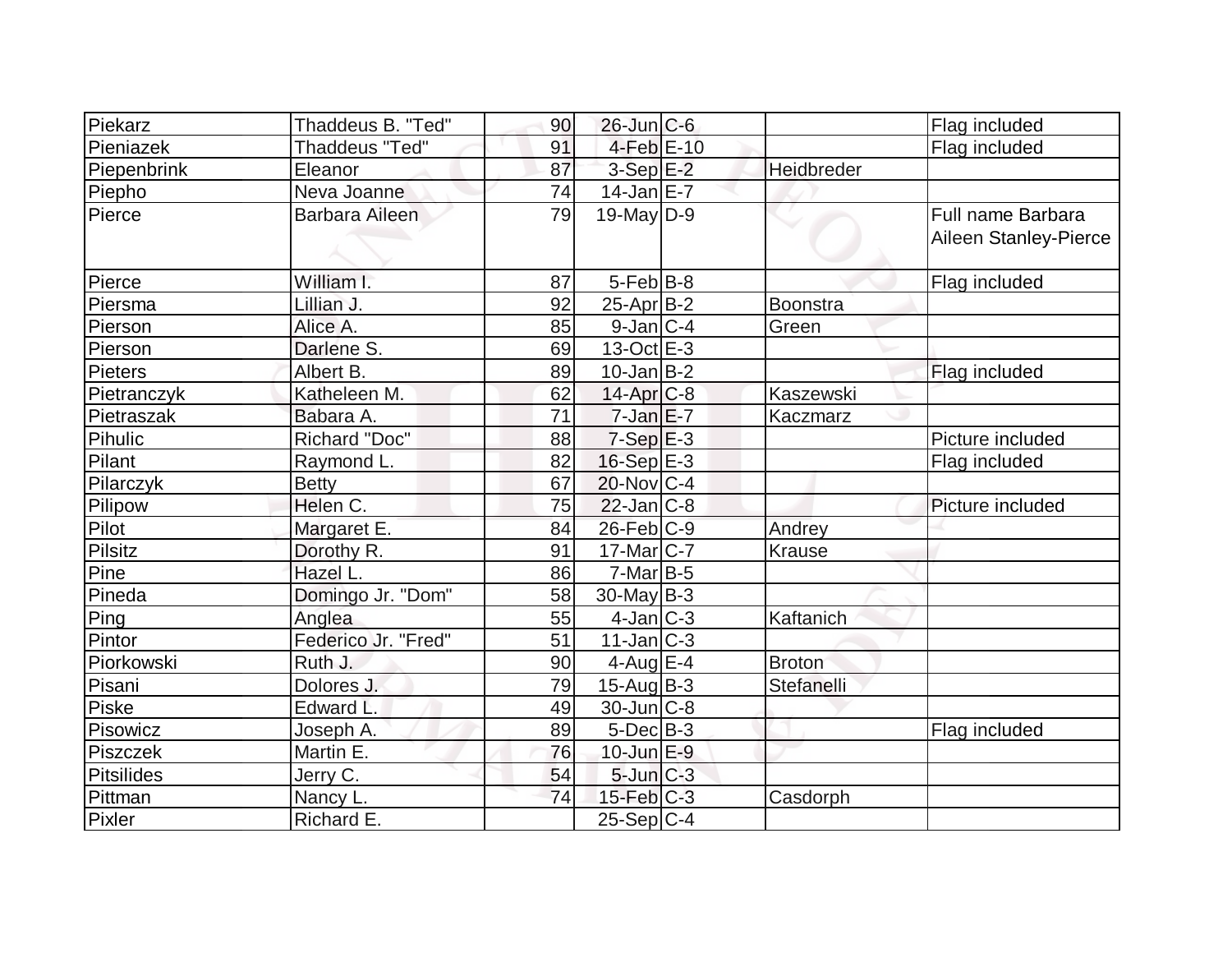| | | | | | | |
|---|---|---|---|---|---|---|
| Piekarz | Thaddeus B. "Ted" | 90 | 26-Jun | C-6 | | Flag included |
| Pieniazek | Thaddeus "Ted" | 91 | 4-Feb | E-10 | | Flag included |
| Piepenbrink | Eleanor | 87 | 3-Sep | E-2 | Heidbreder | |
| Piepho | Neva Joanne | 74 | 14-Jan | E-7 | | |
| Pierce | Barbara Aileen | 79 | 19-May | D-9 | | Full name Barbara Aileen Stanley-Pierce |
| Pierce | William I. | 87 | 5-Feb | B-8 | | Flag included |
| Piersma | Lillian J. | 92 | 25-Apr | B-2 | Boonstra | |
| Pierson | Alice A. | 85 | 9-Jan | C-4 | Green | |
| Pierson | Darlene S. | 69 | 13-Oct | E-3 | | |
| Pieters | Albert B. | 89 | 10-Jan | B-2 | | Flag included |
| Pietranczyk | Katheleen M. | 62 | 14-Apr | C-8 | Kaszewski | |
| Pietraszak | Babara A. | 71 | 7-Jan | E-7 | Kaczmarz | |
| Pihulic | Richard "Doc" | 88 | 7-Sep | E-3 | | Picture included |
| Pilant | Raymond L. | 82 | 16-Sep | E-3 | | Flag included |
| Pilarczyk | Betty | 67 | 20-Nov | C-4 | | |
| Pilipow | Helen C. | 75 | 22-Jan | C-8 | | Picture included |
| Pilot | Margaret E. | 84 | 26-Feb | C-9 | Andrey | |
| Pilsitz | Dorothy R. | 91 | 17-Mar | C-7 | Krause | |
| Pine | Hazel L. | 86 | 7-Mar | B-5 | | |
| Pineda | Domingo Jr. "Dom" | 58 | 30-May | B-3 | | |
| Ping | Anglea | 55 | 4-Jan | C-3 | Kaftanich | |
| Pintor | Federico Jr. "Fred" | 51 | 11-Jan | C-3 | | |
| Piorkowski | Ruth J. | 90 | 4-Aug | E-4 | Broton | |
| Pisani | Dolores J. | 79 | 15-Aug | B-3 | Stefanelli | |
| Piske | Edward L. | 49 | 30-Jun | C-8 | | |
| Pisowicz | Joseph A. | 89 | 5-Dec | B-3 | | Flag included |
| Piszczek | Martin E. | 76 | 10-Jun | E-9 | | |
| Pitsilides | Jerry C. | 54 | 5-Jun | C-3 | | |
| Pittman | Nancy L. | 74 | 15-Feb | C-3 | Casdorph | |
| Pixler | Richard E. | | 25-Sep | C-4 | | |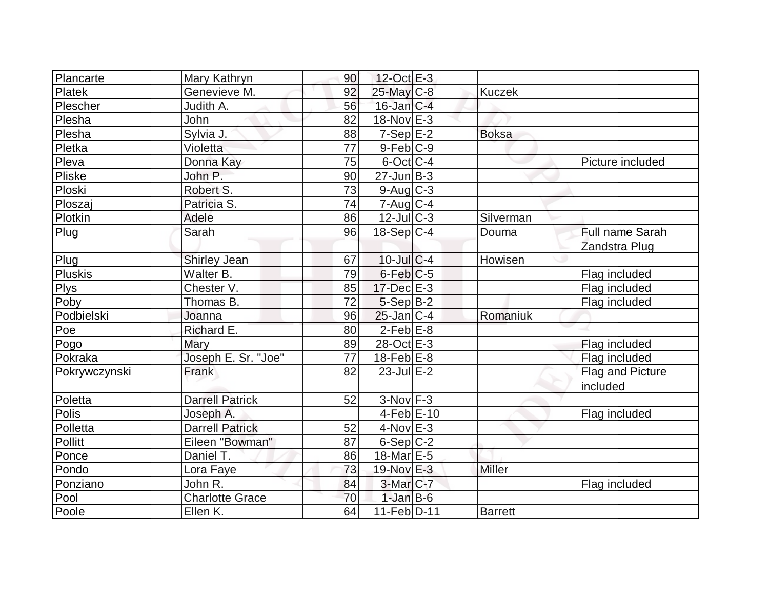| | | | | | | |
|---|---|---|---|---|---|---|
| Plancarte | Mary Kathryn | 90 | 12-Oct | E-3 | | |
| Platek | Genevieve M. | 92 | 25-May | C-8 | Kuczek | |
| Plescher | Judith A. | 56 | 16-Jan | C-4 | | |
| Plesha | John | 82 | 18-Nov | E-3 | | |
| Plesha | Sylvia J. | 88 | 7-Sep | E-2 | Boksa | |
| Pletka | Violetta | 77 | 9-Feb | C-9 | | |
| Pleva | Donna Kay | 75 | 6-Oct | C-4 | | Picture included |
| Pliske | John P. | 90 | 27-Jun | B-3 | | |
| Ploski | Robert S. | 73 | 9-Aug | C-3 | | |
| Ploszaj | Patricia S. | 74 | 7-Aug | C-4 | | |
| Plotkin | Adele | 86 | 12-Jul | C-3 | Silverman | |
| Plug | Sarah | 96 | 18-Sep | C-4 | Douma | Full name Sarah Zandstra Plug |
| Plug | Shirley Jean | 67 | 10-Jul | C-4 | Howisen | |
| Pluskis | Walter B. | 79 | 6-Feb | C-5 | | Flag included |
| Plys | Chester V. | 85 | 17-Dec | E-3 | | Flag included |
| Poby | Thomas B. | 72 | 5-Sep | B-2 | | Flag included |
| Podbielski | Joanna | 96 | 25-Jan | C-4 | Romaniuk | |
| Poe | Richard E. | 80 | 2-Feb | E-8 | | |
| Pogo | Mary | 89 | 28-Oct | E-3 | | Flag included |
| Pokraka | Joseph E. Sr. "Joe" | 77 | 18-Feb | E-8 | | Flag included |
| Pokrywczynski | Frank | 82 | 23-Jul | E-2 | | Flag and Picture included |
| Poletta | Darrell Patrick | 52 | 3-Nov | F-3 | | |
| Polis | Joseph A. | | 4-Feb | E-10 | | Flag included |
| Polletta | Darrell Patrick | 52 | 4-Nov | E-3 | | |
| Pollitt | Eileen "Bowman" | 87 | 6-Sep | C-2 | | |
| Ponce | Daniel T. | 86 | 18-Mar | E-5 | | |
| Pondo | Lora Faye | 73 | 19-Nov | E-3 | Miller | |
| Ponziano | John R. | 84 | 3-Mar | C-7 | | Flag included |
| Pool | Charlotte Grace | 70 | 1-Jan | B-6 | | |
| Poole | Ellen K. | 64 | 11-Feb | D-11 | Barrett | |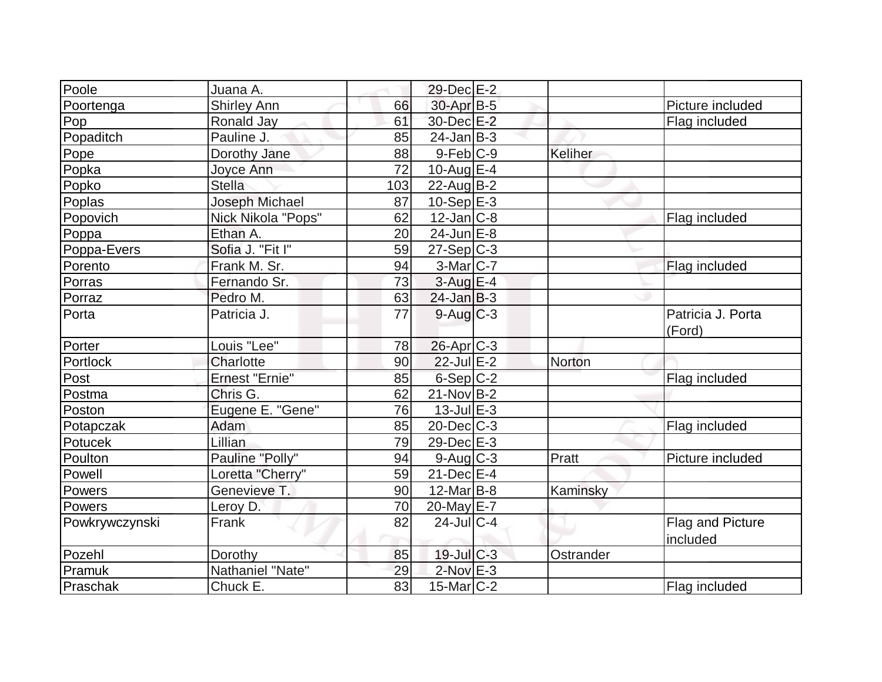| Poole | Juana A. | | 29-Dec | E-2 | | |
|---|---|---|---|---|---|---|
| Poortenga | Shirley Ann | 66 | 30-Apr | B-5 | | Picture included |
| Pop | Ronald Jay | 61 | 30-Dec | E-2 | | Flag included |
| Popaditch | Pauline J. | 85 | 24-Jan | B-3 | | |
| Pope | Dorothy Jane | 88 | 9-Feb | C-9 | Keliher | |
| Popka | Joyce Ann | 72 | 10-Aug | E-4 | | |
| Popko | Stella | 103 | 22-Aug | B-2 | | |
| Poplas | Joseph Michael | 87 | 10-Sep | E-3 | | |
| Popovich | Nick Nikola "Pops" | 62 | 12-Jan | C-8 | | Flag included |
| Poppa | Ethan A. | 20 | 24-Jun | E-8 | | |
| Poppa-Evers | Sofia J. "Fit I" | 59 | 27-Sep | C-3 | | |
| Porento | Frank M. Sr. | 94 | 3-Mar | C-7 | | Flag included |
| Porras | Fernando Sr. | 73 | 3-Aug | E-4 | | |
| Porraz | Pedro M. | 63 | 24-Jan | B-3 | | |
| Porta | Patricia J. | 77 | 9-Aug | C-3 | | Patricia J. Porta (Ford) |
| Porter | Louis "Lee" | 78 | 26-Apr | C-3 | | |
| Portlock | Charlotte | 90 | 22-Jul | E-2 | Norton | |
| Post | Ernest "Ernie" | 85 | 6-Sep | C-2 | | Flag included |
| Postma | Chris G. | 62 | 21-Nov | B-2 | | |
| Poston | Eugene E. "Gene" | 76 | 13-Jul | E-3 | | |
| Potapczak | Adam | 85 | 20-Dec | C-3 | | Flag included |
| Potucek | Lillian | 79 | 29-Dec | E-3 | | |
| Poulton | Pauline "Polly" | 94 | 9-Aug | C-3 | Pratt | Picture included |
| Powell | Loretta "Cherry" | 59 | 21-Dec | E-4 | | |
| Powers | Genevieve T. | 90 | 12-Mar | B-8 | Kaminsky | |
| Powers | Leroy D. | 70 | 20-May | E-7 | | |
| Powkrywczynski | Frank | 82 | 24-Jul | C-4 | | Flag and Picture included |
| Pozehl | Dorothy | 85 | 19-Jul | C-3 | Ostrander | |
| Pramuk | Nathaniel "Nate" | 29 | 2-Nov | E-3 | | |
| Praschak | Chuck E. | 83 | 15-Mar | C-2 | | Flag included |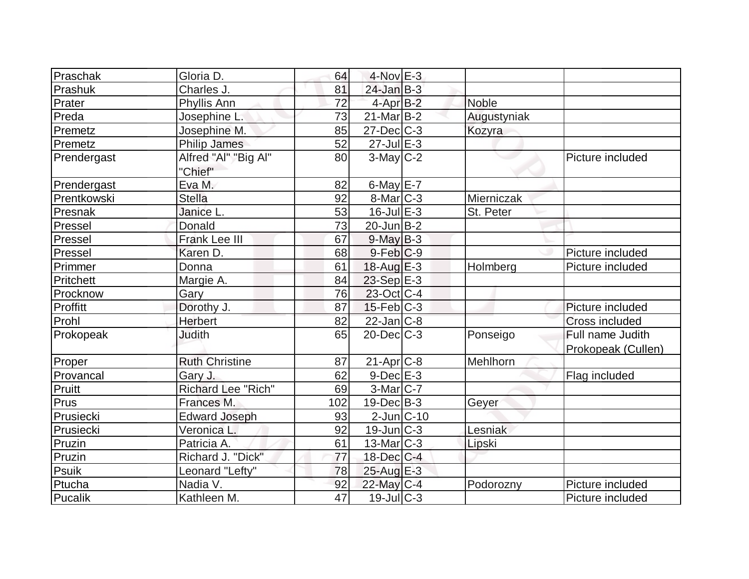| | | | | | | |
|---|---|---|---|---|---|---|
| Praschak | Gloria D. | 64 | 4-Nov | E-3 | | |
| Prashuk | Charles J. | 81 | 24-Jan | B-3 | | |
| Prater | Phyllis Ann | 72 | 4-Apr | B-2 | Noble | |
| Preda | Josephine L. | 73 | 21-Mar | B-2 | Augustyniak | |
| Premetz | Josephine M. | 85 | 27-Dec | C-3 | Kozyra | |
| Premetz | Philip James | 52 | 27-Jul | E-3 | | |
| Prendergast | Alfred "Al" "Big Al" "Chief" | 80 | 3-May | C-2 | | Picture included |
| Prendergast | Eva M. | 82 | 6-May | E-7 | | |
| Prentkowski | Stella | 92 | 8-Mar | C-3 | Mierniczak | |
| Presnak | Janice L. | 53 | 16-Jul | E-3 | St. Peter | |
| Pressel | Donald | 73 | 20-Jun | B-2 | | |
| Pressel | Frank Lee III | 67 | 9-May | B-3 | | |
| Pressel | Karen D. | 68 | 9-Feb | C-9 | | Picture included |
| Primmer | Donna | 61 | 18-Aug | E-3 | Holmberg | Picture included |
| Pritchett | Margie A. | 84 | 23-Sep | E-3 | | |
| Procknow | Gary | 76 | 23-Oct | C-4 | | |
| Proffitt | Dorothy J. | 87 | 15-Feb | C-3 | | Picture included |
| Prohl | Herbert | 82 | 22-Jan | C-8 | | Cross included |
| Prokopeak | Judith | 65 | 20-Dec | C-3 | Ponseigo | Full name Judith Prokopeak (Cullen) |
| Proper | Ruth Christine | 87 | 21-Apr | C-8 | Mehlhorn | |
| Provancal | Gary J. | 62 | 9-Dec | E-3 | | Flag included |
| Pruitt | Richard Lee "Rich" | 69 | 3-Mar | C-7 | | |
| Prus | Frances M. | 102 | 19-Dec | B-3 | Geyer | |
| Prusiecki | Edward Joseph | 93 | 2-Jun | C-10 | | |
| Prusiecki | Veronica L. | 92 | 19-Jun | C-3 | Lesniak | |
| Pruzin | Patricia A. | 61 | 13-Mar | C-3 | Lipski | |
| Pruzin | Richard J. "Dick" | 77 | 18-Dec | C-4 | | |
| Psuik | Leonard "Lefty" | 78 | 25-Aug | E-3 | | |
| Ptucha | Nadia V. | 92 | 22-May | C-4 | Podorozny | Picture included |
| Pucalik | Kathleen M. | 47 | 19-Jul | C-3 | | Picture included |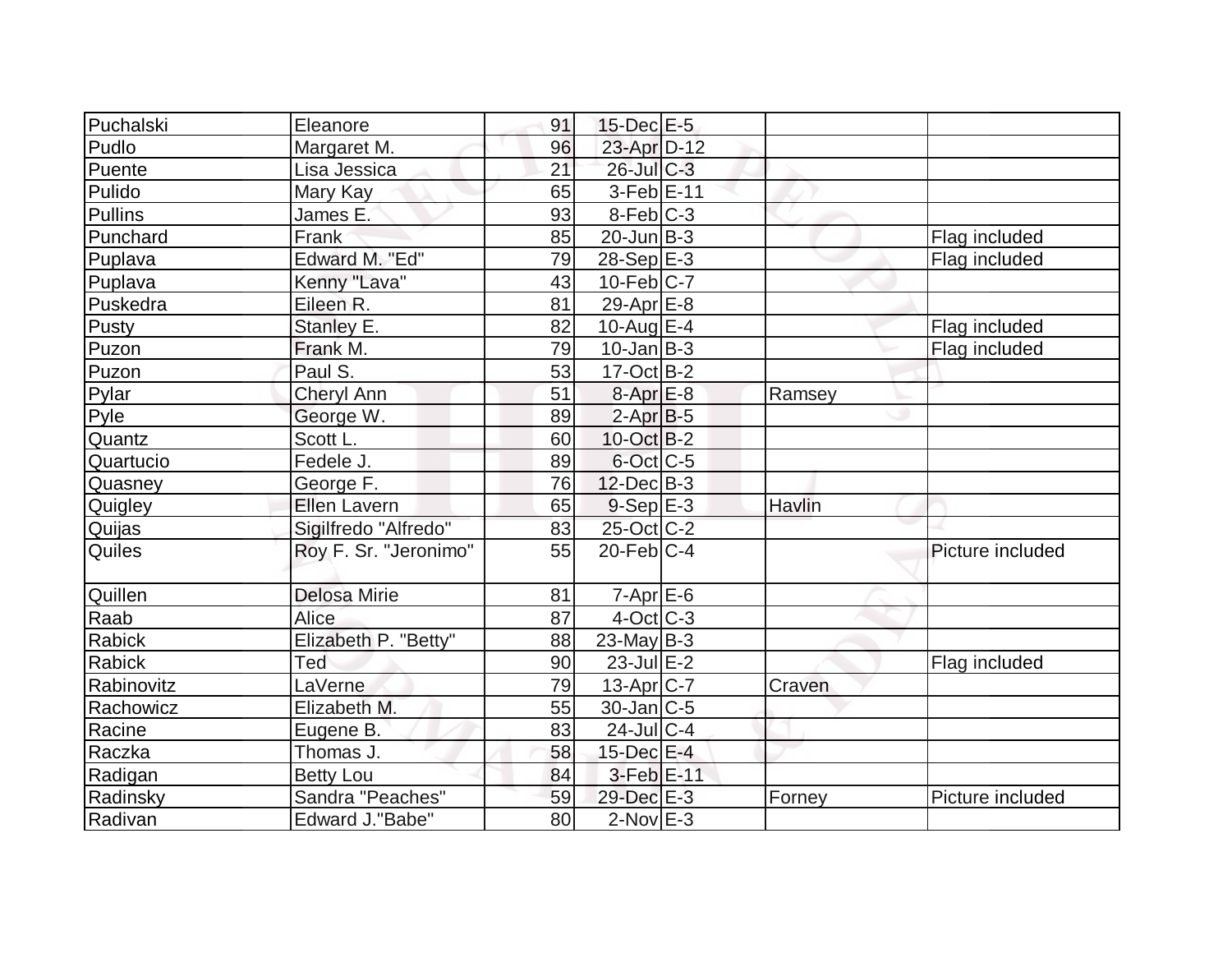| | | | | | | |
|---|---|---|---|---|---|---|
| Puchalski | Eleanore | 91 | 15-Dec | E-5 | | |
| Pudlo | Margaret M. | 96 | 23-Apr | D-12 | | |
| Puente | Lisa Jessica | 21 | 26-Jul | C-3 | | |
| Pulido | Mary Kay | 65 | 3-Feb | E-11 | | |
| Pullins | James E. | 93 | 8-Feb | C-3 | | |
| Punchard | Frank | 85 | 20-Jun | B-3 | | Flag included |
| Puplava | Edward M. "Ed" | 79 | 28-Sep | E-3 | | Flag included |
| Puplava | Kenny "Lava" | 43 | 10-Feb | C-7 | | |
| Puskedra | Eileen R. | 81 | 29-Apr | E-8 | | |
| Pusty | Stanley E. | 82 | 10-Aug | E-4 | | Flag included |
| Puzon | Frank M. | 79 | 10-Jan | B-3 | | Flag included |
| Puzon | Paul S. | 53 | 17-Oct | B-2 | | |
| Pylar | Cheryl Ann | 51 | 8-Apr | E-8 | Ramsey | |
| Pyle | George W. | 89 | 2-Apr | B-5 | | |
| Quantz | Scott L. | 60 | 10-Oct | B-2 | | |
| Quartucio | Fedele J. | 89 | 6-Oct | C-5 | | |
| Quasney | George F. | 76 | 12-Dec | B-3 | | |
| Quigley | Ellen Lavern | 65 | 9-Sep | E-3 | Havlin | |
| Quijas | Sigilfredo "Alfredo" | 83 | 25-Oct | C-2 | | |
| Quiles | Roy F. Sr. "Jeronimo" | 55 | 20-Feb | C-4 | | Picture included |
| Quillen | Delosa Mirie | 81 | 7-Apr | E-6 | | |
| Raab | Alice | 87 | 4-Oct | C-3 | | |
| Rabick | Elizabeth P. "Betty" | 88 | 23-May | B-3 | | |
| Rabick | Ted | 90 | 23-Jul | E-2 | | Flag included |
| Rabinovitz | LaVerne | 79 | 13-Apr | C-7 | Craven | |
| Rachowicz | Elizabeth M. | 55 | 30-Jan | C-5 | | |
| Racine | Eugene B. | 83 | 24-Jul | C-4 | | |
| Raczka | Thomas J. | 58 | 15-Dec | E-4 | | |
| Radigan | Betty Lou | 84 | 3-Feb | E-11 | | |
| Radinsky | Sandra "Peaches" | 59 | 29-Dec | E-3 | Forney | Picture included |
| Radivan | Edward J."Babe" | 80 | 2-Nov | E-3 | | |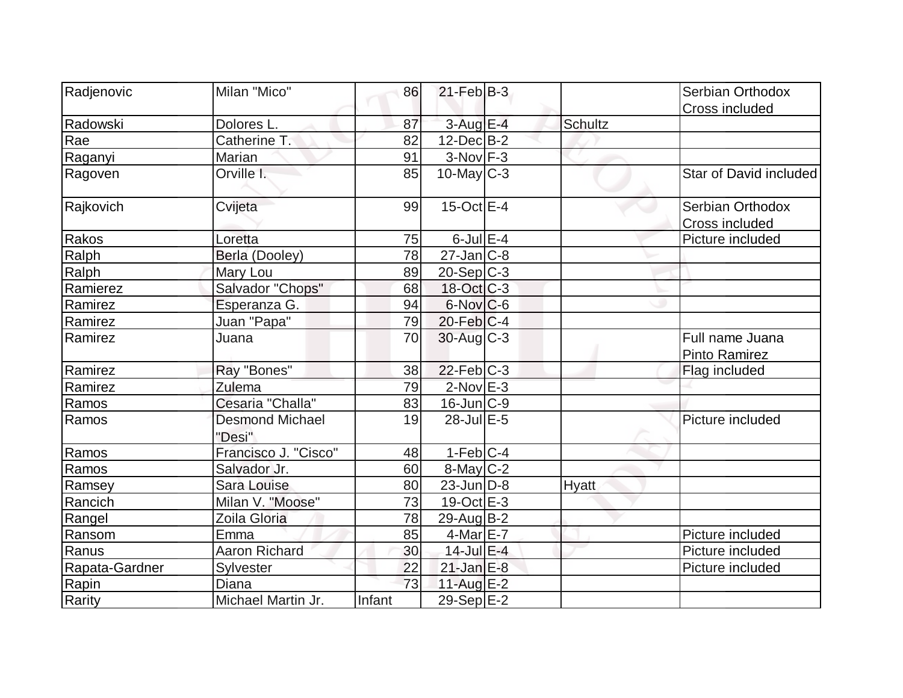| Radjenovic | Milan "Mico" | 86 | 21-Feb | B-3 | | Serbian Orthodox Cross included |
|---|---|---|---|---|---|---|
| Radowski | Dolores L. | 87 | 3-Aug | E-4 | Schultz | |
| Rae | Catherine T. | 82 | 12-Dec | B-2 | | |
| Raganyi | Marian | 91 | 3-Nov | F-3 | | |
| Ragoven | Orville I. | 85 | 10-May | C-3 | | Star of David included |
| Rajkovich | Cvijeta | 99 | 15-Oct | E-4 | | Serbian Orthodox Cross included |
| Rakos | Loretta | 75 | 6-Jul | E-4 | | Picture included |
| Ralph | Berla (Dooley) | 78 | 27-Jan | C-8 | | |
| Ralph | Mary Lou | 89 | 20-Sep | C-3 | | |
| Ramierez | Salvador "Chops" | 68 | 18-Oct | C-3 | | |
| Ramirez | Esperanza G. | 94 | 6-Nov | C-6 | | |
| Ramirez | Juan "Papa" | 79 | 20-Feb | C-4 | | |
| Ramirez | Juana | 70 | 30-Aug | C-3 | | Full name Juana Pinto Ramirez |
| Ramirez | Ray "Bones" | 38 | 22-Feb | C-3 | | Flag included |
| Ramirez | Zulema | 79 | 2-Nov | E-3 | | |
| Ramos | Cesaria "Challa" | 83 | 16-Jun | C-9 | | |
| Ramos | Desmond Michael "Desi" | 19 | 28-Jul | E-5 | | Picture included |
| Ramos | Francisco J. "Cisco" | 48 | 1-Feb | C-4 | | |
| Ramos | Salvador Jr. | 60 | 8-May | C-2 | | |
| Ramsey | Sara Louise | 80 | 23-Jun | D-8 | Hyatt | |
| Rancich | Milan V. "Moose" | 73 | 19-Oct | E-3 | | |
| Rangel | Zoila Gloria | 78 | 29-Aug | B-2 | | |
| Ransom | Emma | 85 | 4-Mar | E-7 | | Picture included |
| Ranus | Aaron Richard | 30 | 14-Jul | E-4 | | Picture included |
| Rapata-Gardner | Sylvester | 22 | 21-Jan | E-8 | | Picture included |
| Rapin | Diana | 73 | 11-Aug | E-2 | | |
| Rarity | Michael Martin Jr. | Infant | 29-Sep | E-2 | | |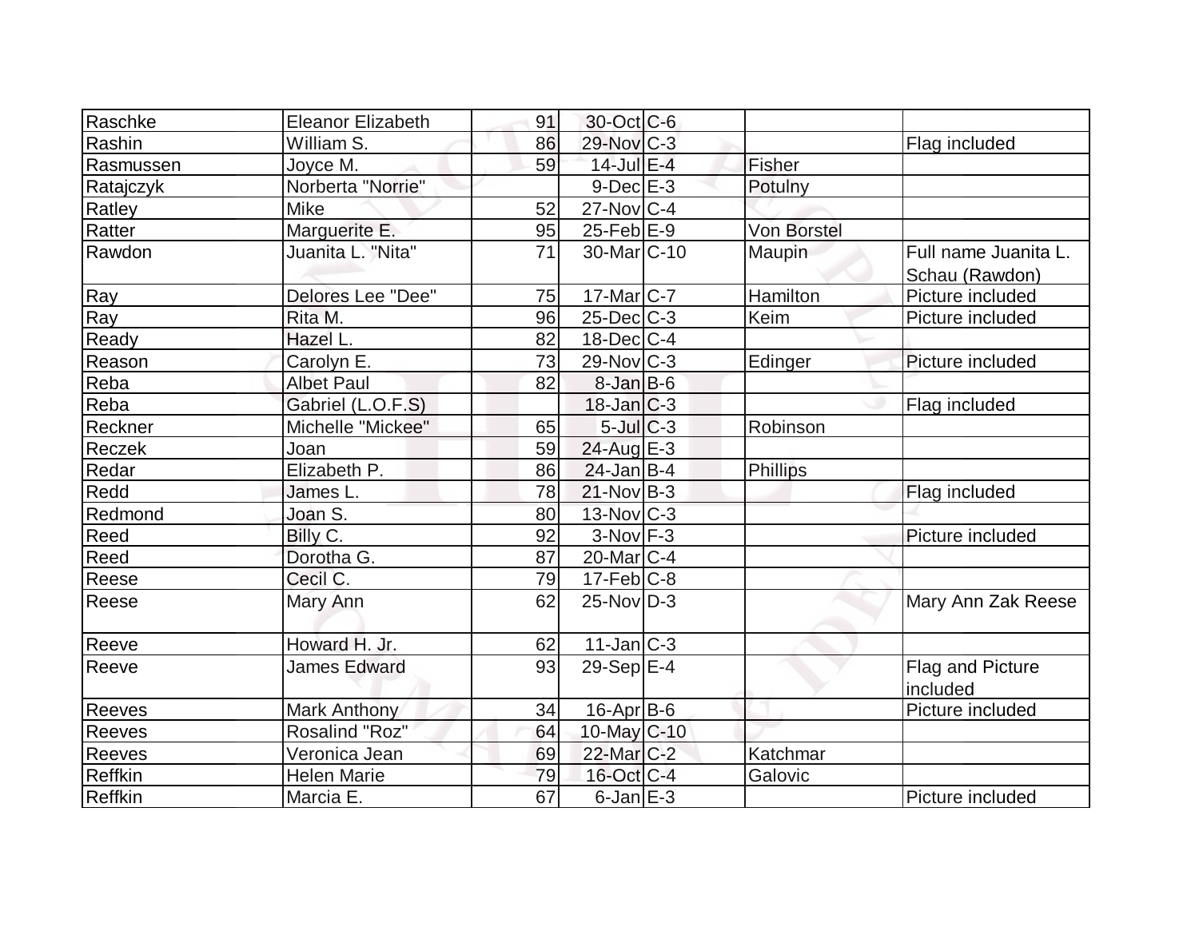| | | | | | | |
|---|---|---|---|---|---|---|
| Raschke | Eleanor Elizabeth | 91 | 30-Oct | C-6 | | |
| Rashin | William S. | 86 | 29-Nov | C-3 | | Flag included |
| Rasmussen | Joyce M. | 59 | 14-Jul | E-4 | Fisher | |
| Ratajczyk | Norberta "Norrie" | | 9-Dec | E-3 | Potulny | |
| Ratley | Mike | 52 | 27-Nov | C-4 | | |
| Ratter | Marguerite E. | 95 | 25-Feb | E-9 | Von Borstel | |
| Rawdon | Juanita L. "Nita" | 71 | 30-Mar | C-10 | Maupin | Full name Juanita L. Schau (Rawdon) |
| Ray | Delores Lee "Dee" | 75 | 17-Mar | C-7 | Hamilton | Picture included |
| Ray | Rita M. | 96 | 25-Dec | C-3 | Keim | Picture included |
| Ready | Hazel L. | 82 | 18-Dec | C-4 | | |
| Reason | Carolyn E. | 73 | 29-Nov | C-3 | Edinger | Picture included |
| Reba | Albet Paul | 82 | 8-Jan | B-6 | | |
| Reba | Gabriel (L.O.F.S) | | 18-Jan | C-3 | | Flag included |
| Reckner | Michelle "Mickee" | 65 | 5-Jul | C-3 | Robinson | |
| Reczek | Joan | 59 | 24-Aug | E-3 | | |
| Redar | Elizabeth P. | 86 | 24-Jan | B-4 | Phillips | |
| Redd | James L. | 78 | 21-Nov | B-3 | | Flag included |
| Redmond | Joan S. | 80 | 13-Nov | C-3 | | |
| Reed | Billy C. | 92 | 3-Nov | F-3 | | Picture included |
| Reed | Dorotha G. | 87 | 20-Mar | C-4 | | |
| Reese | Cecil C. | 79 | 17-Feb | C-8 | | |
| Reese | Mary Ann | 62 | 25-Nov | D-3 | | Mary Ann Zak Reese |
| Reeve | Howard H. Jr. | 62 | 11-Jan | C-3 | | |
| Reeve | James Edward | 93 | 29-Sep | E-4 | | Flag and Picture included |
| Reeves | Mark Anthony | 34 | 16-Apr | B-6 | | Picture included |
| Reeves | Rosalind "Roz" | 64 | 10-May | C-10 | | |
| Reeves | Veronica Jean | 69 | 22-Mar | C-2 | Katchmar | |
| Reffkin | Helen Marie | 79 | 16-Oct | C-4 | Galovic | |
| Reffkin | Marcia E. | 67 | 6-Jan | E-3 | | Picture included |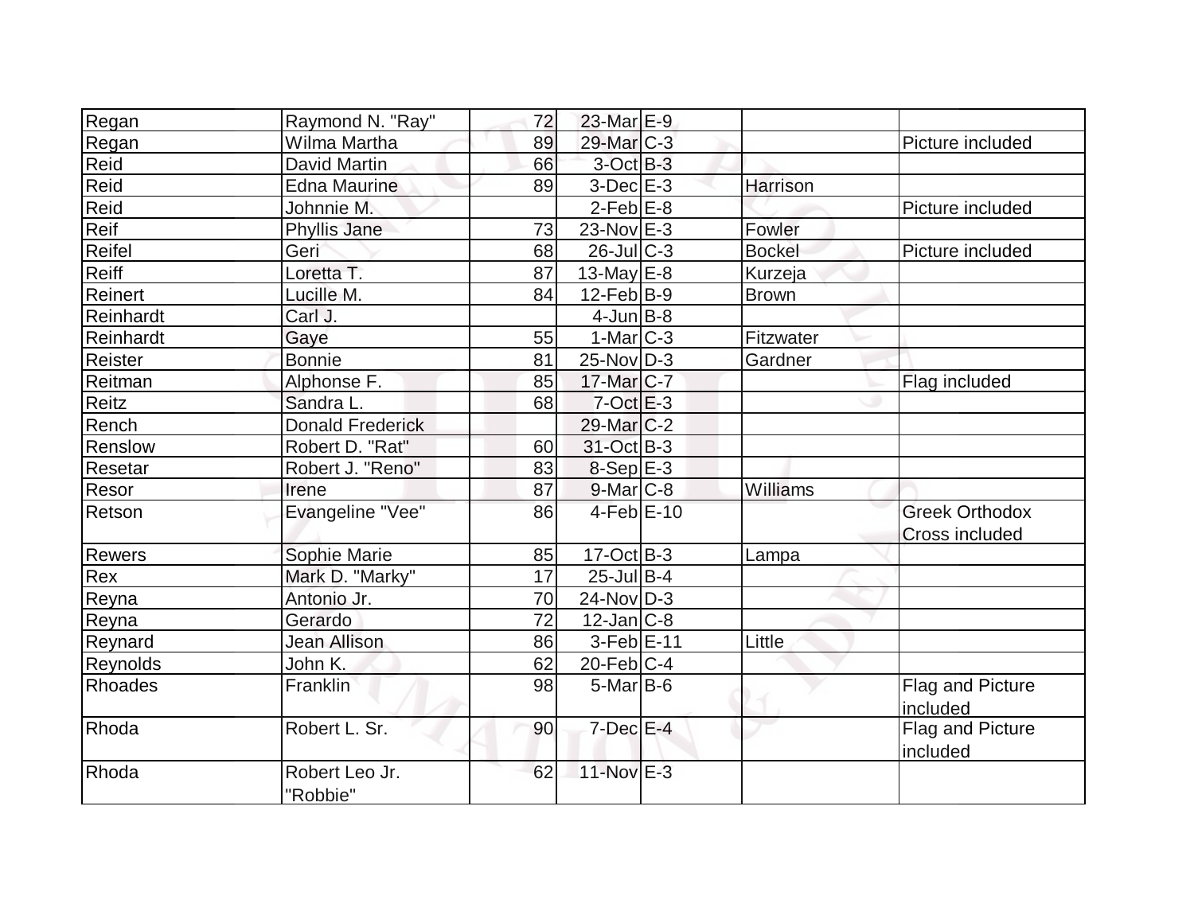| | | | | | | |
|---|---|---|---|---|---|---|
| Regan | Raymond N. "Ray" | 72 | 23-Mar | E-9 | | |
| Regan | Wilma Martha | 89 | 29-Mar | C-3 | | Picture included |
| Reid | David Martin | 66 | 3-Oct | B-3 | | |
| Reid | Edna Maurine | 89 | 3-Dec | E-3 | Harrison | |
| Reid | Johnnie M. | | 2-Feb | E-8 | | Picture included |
| Reif | Phyllis Jane | 73 | 23-Nov | E-3 | Fowler | |
| Reifel | Geri | 68 | 26-Jul | C-3 | Bockel | Picture included |
| Reiff | Loretta T. | 87 | 13-May | E-8 | Kurzeja | |
| Reinert | Lucille M. | 84 | 12-Feb | B-9 | Brown | |
| Reinhardt | Carl J. | | 4-Jun | B-8 | | |
| Reinhardt | Gaye | 55 | 1-Mar | C-3 | Fitzwater | |
| Reister | Bonnie | 81 | 25-Nov | D-3 | Gardner | |
| Reitman | Alphonse F. | 85 | 17-Mar | C-7 | | Flag included |
| Reitz | Sandra L. | 68 | 7-Oct | E-3 | | |
| Rench | Donald Frederick | | 29-Mar | C-2 | | |
| Renslow | Robert D. "Rat" | 60 | 31-Oct | B-3 | | |
| Resetar | Robert J. "Reno" | 83 | 8-Sep | E-3 | | |
| Resor | Irene | 87 | 9-Mar | C-8 | Williams | |
| Retson | Evangeline "Vee" | 86 | 4-Feb | E-10 | | Greek Orthodox Cross included |
| Rewers | Sophie Marie | 85 | 17-Oct | B-3 | Lampa | |
| Rex | Mark D. "Marky" | 17 | 25-Jul | B-4 | | |
| Reyna | Antonio Jr. | 70 | 24-Nov | D-3 | | |
| Reyna | Gerardo | 72 | 12-Jan | C-8 | | |
| Reynard | Jean Allison | 86 | 3-Feb | E-11 | Little | |
| Reynolds | John K. | 62 | 20-Feb | C-4 | | |
| Rhoades | Franklin | 98 | 5-Mar | B-6 | | Flag and Picture included |
| Rhoda | Robert L. Sr. | 90 | 7-Dec | E-4 | | Flag and Picture included |
| Rhoda | Robert Leo Jr. "Robbie" | 62 | 11-Nov | E-3 | | |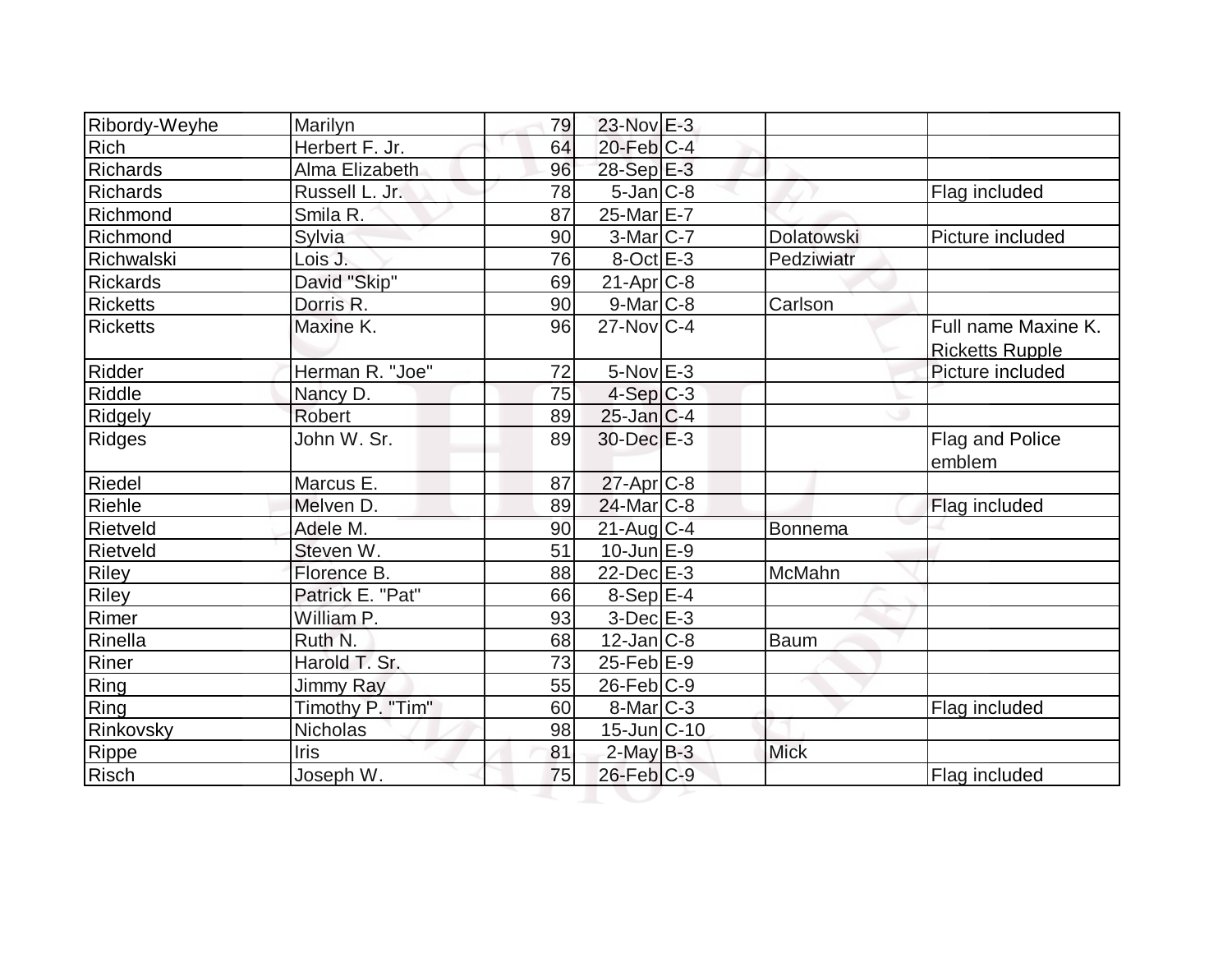| Ribordy-Weyhe | Marilyn | 79 | 23-Nov | E-3 | | |
|---|---|---|---|---|---|---|
| Rich | Herbert F. Jr. | 64 | 20-Feb | C-4 | | |
| Richards | Alma Elizabeth | 96 | 28-Sep | E-3 | | |
| Richards | Russell L. Jr. | 78 | 5-Jan | C-8 | | Flag included |
| Richmond | Smila R. | 87 | 25-Mar | E-7 | | |
| Richmond | Sylvia | 90 | 3-Mar | C-7 | Dolatowski | Picture included |
| Richwalski | Lois J. | 76 | 8-Oct | E-3 | Pedziwiatr | |
| Rickards | David "Skip" | 69 | 21-Apr | C-8 | | |
| Ricketts | Dorris R. | 90 | 9-Mar | C-8 | Carlson | |
| Ricketts | Maxine K. | 96 | 27-Nov | C-4 | | Full name Maxine K. Ricketts Rupple |
| Ridder | Herman R. "Joe" | 72 | 5-Nov | E-3 | | Picture included |
| Riddle | Nancy D. | 75 | 4-Sep | C-3 | | |
| Ridgely | Robert | 89 | 25-Jan | C-4 | | |
| Ridges | John W. Sr. | 89 | 30-Dec | E-3 | | Flag and Police emblem |
| Riedel | Marcus E. | 87 | 27-Apr | C-8 | | |
| Riehle | Melven D. | 89 | 24-Mar | C-8 | | Flag included |
| Rietveld | Adele M. | 90 | 21-Aug | C-4 | Bonnema | |
| Rietveld | Steven W. | 51 | 10-Jun | E-9 | | |
| Riley | Florence B. | 88 | 22-Dec | E-3 | McMahn | |
| Riley | Patrick E. "Pat" | 66 | 8-Sep | E-4 | | |
| Rimer | William P. | 93 | 3-Dec | E-3 | | |
| Rinella | Ruth N. | 68 | 12-Jan | C-8 | Baum | |
| Riner | Harold T. Sr. | 73 | 25-Feb | E-9 | | |
| Ring | Jimmy Ray | 55 | 26-Feb | C-9 | | |
| Ring | Timothy P. "Tim" | 60 | 8-Mar | C-3 | | Flag included |
| Rinkovsky | Nicholas | 98 | 15-Jun | C-10 | | |
| Rippe | Iris | 81 | 2-May | B-3 | Mick | |
| Risch | Joseph W. | 75 | 26-Feb | C-9 | | Flag included |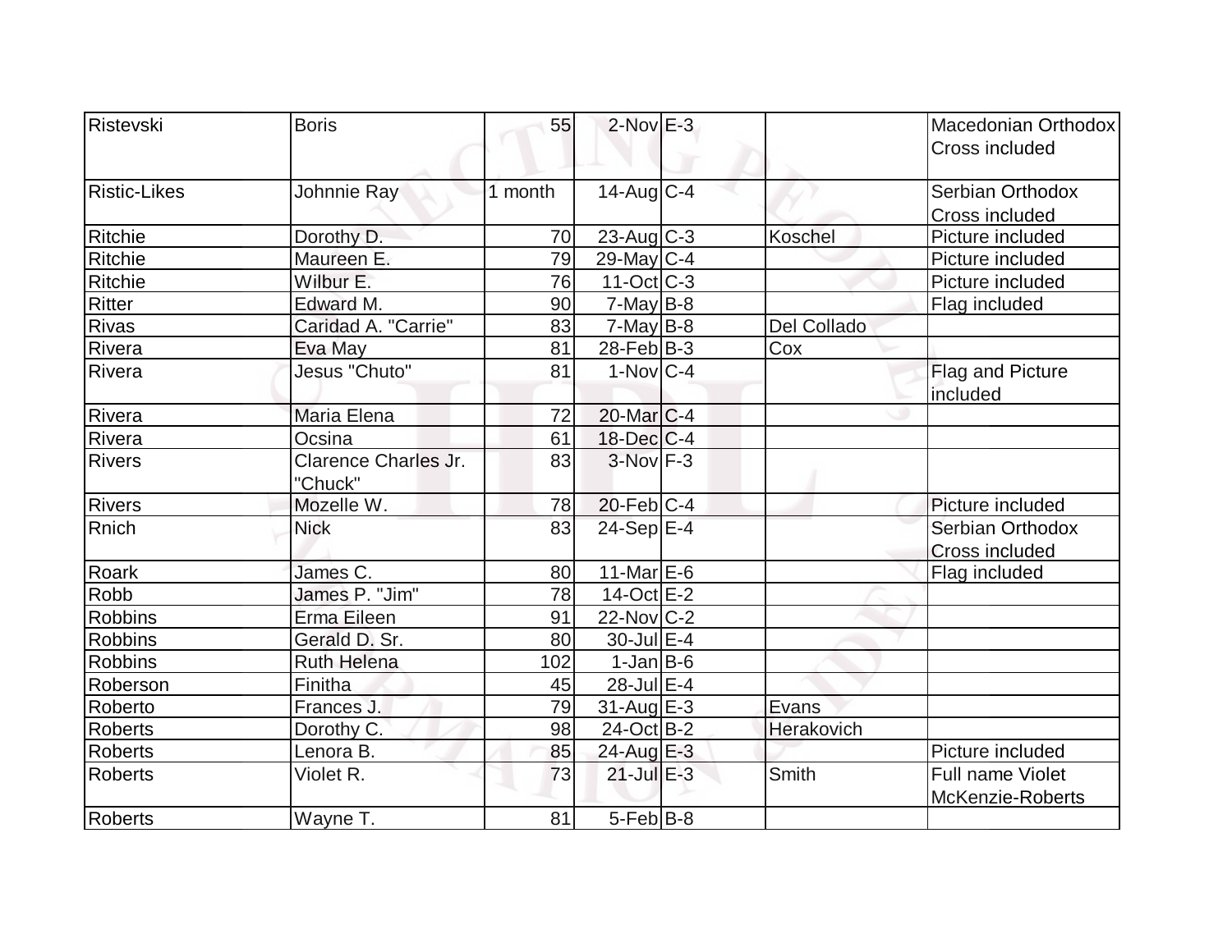| Ristevski | Boris | 55 | 2-Nov | E-3 | | Macedonian Orthodox Cross included |
|---|---|---|---|---|---|---|
| Ristic-Likes | Johnnie Ray | 1 month | 14-Aug | C-4 | | Serbian Orthodox Cross included |
| Ritchie | Dorothy D. | 70 | 23-Aug | C-3 | Koschel | Picture included |
| Ritchie | Maureen E. | 79 | 29-May | C-4 | | Picture included |
| Ritchie | Wilbur E. | 76 | 11-Oct | C-3 | | Picture included |
| Ritter | Edward M. | 90 | 7-May | B-8 | | Flag included |
| Rivas | Caridad A. "Carrie" | 83 | 7-May | B-8 | Del Collado | |
| Rivera | Eva May | 81 | 28-Feb | B-3 | Cox | |
| Rivera | Jesus "Chuto" | 81 | 1-Nov | C-4 | | Flag and Picture included |
| Rivera | Maria Elena | 72 | 20-Mar | C-4 | | |
| Rivera | Ocsina | 61 | 18-Dec | C-4 | | |
| Rivers | Clarence Charles Jr. "Chuck" | 83 | 3-Nov | F-3 | | |
| Rivers | Mozelle W. | 78 | 20-Feb | C-4 | | Picture included |
| Rnich | Nick | 83 | 24-Sep | E-4 | | Serbian Orthodox Cross included |
| Roark | James C. | 80 | 11-Mar | E-6 | | Flag included |
| Robb | James P. "Jim" | 78 | 14-Oct | E-2 | | |
| Robbins | Erma Eileen | 91 | 22-Nov | C-2 | | |
| Robbins | Gerald D. Sr. | 80 | 30-Jul | E-4 | | |
| Robbins | Ruth Helena | 102 | 1-Jan | B-6 | | |
| Roberson | Finitha | 45 | 28-Jul | E-4 | | |
| Roberto | Frances J. | 79 | 31-Aug | E-3 | Evans | |
| Roberts | Dorothy C. | 98 | 24-Oct | B-2 | Herakovich | |
| Roberts | Lenora B. | 85 | 24-Aug | E-3 | | Picture included |
| Roberts | Violet R. | 73 | 21-Jul | E-3 | Smith | Full name Violet McKenzie-Roberts |
| Roberts | Wayne T. | 81 | 5-Feb | B-8 | | |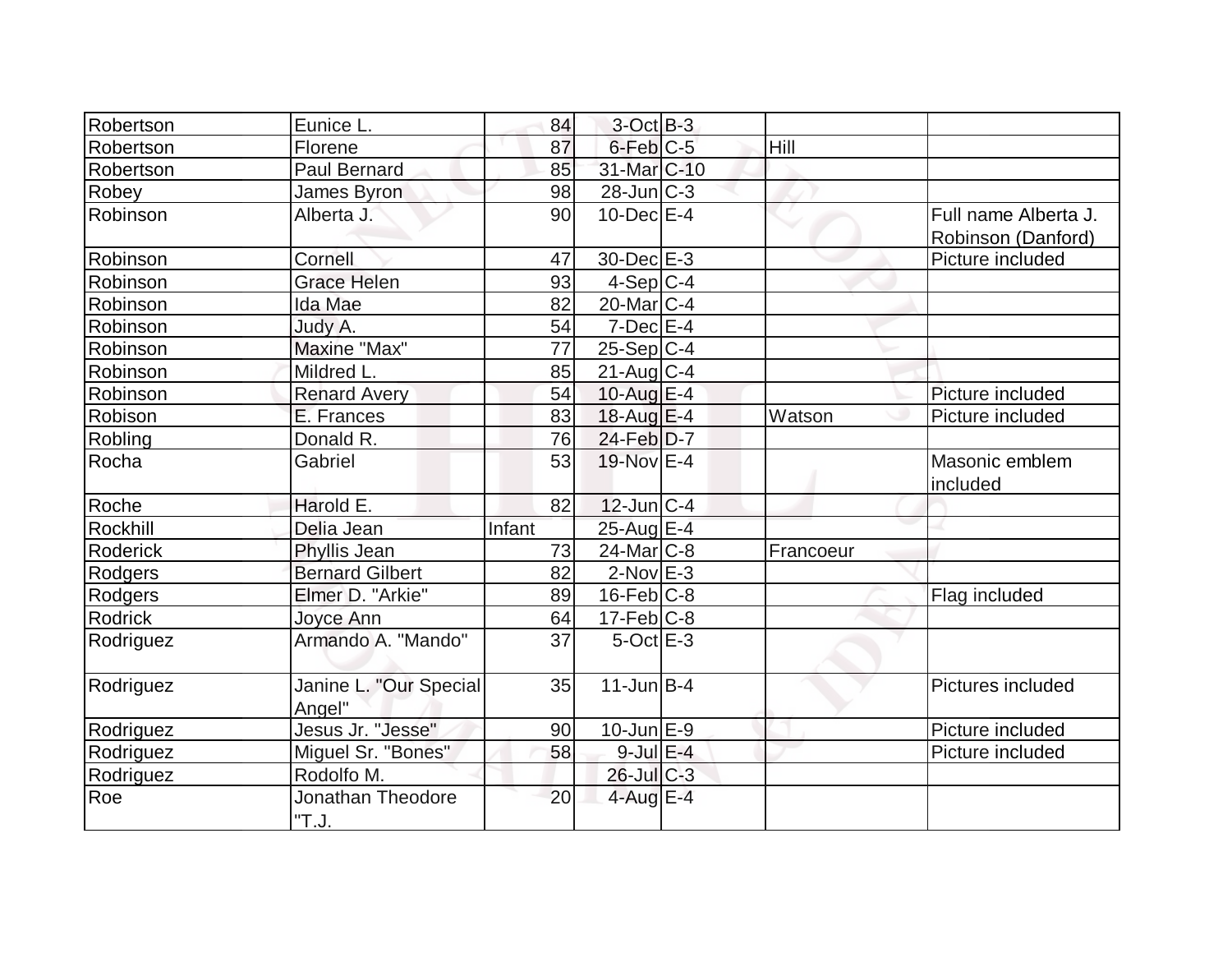| | | | | | | |
|---|---|---|---|---|---|---|
| Robertson | Eunice L. | 84 | 3-Oct | B-3 | | |
| Robertson | Florene | 87 | 6-Feb | C-5 | Hill | |
| Robertson | Paul Bernard | 85 | 31-Mar | C-10 | | |
| Robey | James Byron | 98 | 28-Jun | C-3 | | |
| Robinson | Alberta J. | 90 | 10-Dec | E-4 | | Full name Alberta J. Robinson (Danford) |
| Robinson | Cornell | 47 | 30-Dec | E-3 | | Picture included |
| Robinson | Grace Helen | 93 | 4-Sep | C-4 | | |
| Robinson | Ida Mae | 82 | 20-Mar | C-4 | | |
| Robinson | Judy A. | 54 | 7-Dec | E-4 | | |
| Robinson | Maxine "Max" | 77 | 25-Sep | C-4 | | |
| Robinson | Mildred L. | 85 | 21-Aug | C-4 | | |
| Robinson | Renard Avery | 54 | 10-Aug | E-4 | | Picture included |
| Robison | E. Frances | 83 | 18-Aug | E-4 | Watson | Picture included |
| Robling | Donald R. | 76 | 24-Feb | D-7 | | |
| Rocha | Gabriel | 53 | 19-Nov | E-4 | | Masonic emblem included |
| Roche | Harold E. | 82 | 12-Jun | C-4 | | |
| Rockhill | Delia Jean | Infant | 25-Aug | E-4 | | |
| Roderick | Phyllis Jean | 73 | 24-Mar | C-8 | Francoeur | |
| Rodgers | Bernard Gilbert | 82 | 2-Nov | E-3 | | |
| Rodgers | Elmer D. "Arkie" | 89 | 16-Feb | C-8 | | Flag included |
| Rodrick | Joyce Ann | 64 | 17-Feb | C-8 | | |
| Rodriguez | Armando A. "Mando" | 37 | 5-Oct | E-3 | | |
| Rodriguez | Janine L. "Our Special Angel" | 35 | 11-Jun | B-4 | | Pictures included |
| Rodriguez | Jesus Jr. "Jesse" | 90 | 10-Jun | E-9 | | Picture included |
| Rodriguez | Miguel Sr. "Bones" | 58 | 9-Jul | E-4 | | Picture included |
| Rodriguez | Rodolfo M. | | 26-Jul | C-3 | | |
| Roe | Jonathan Theodore "T.J. | 20 | 4-Aug | E-4 | | |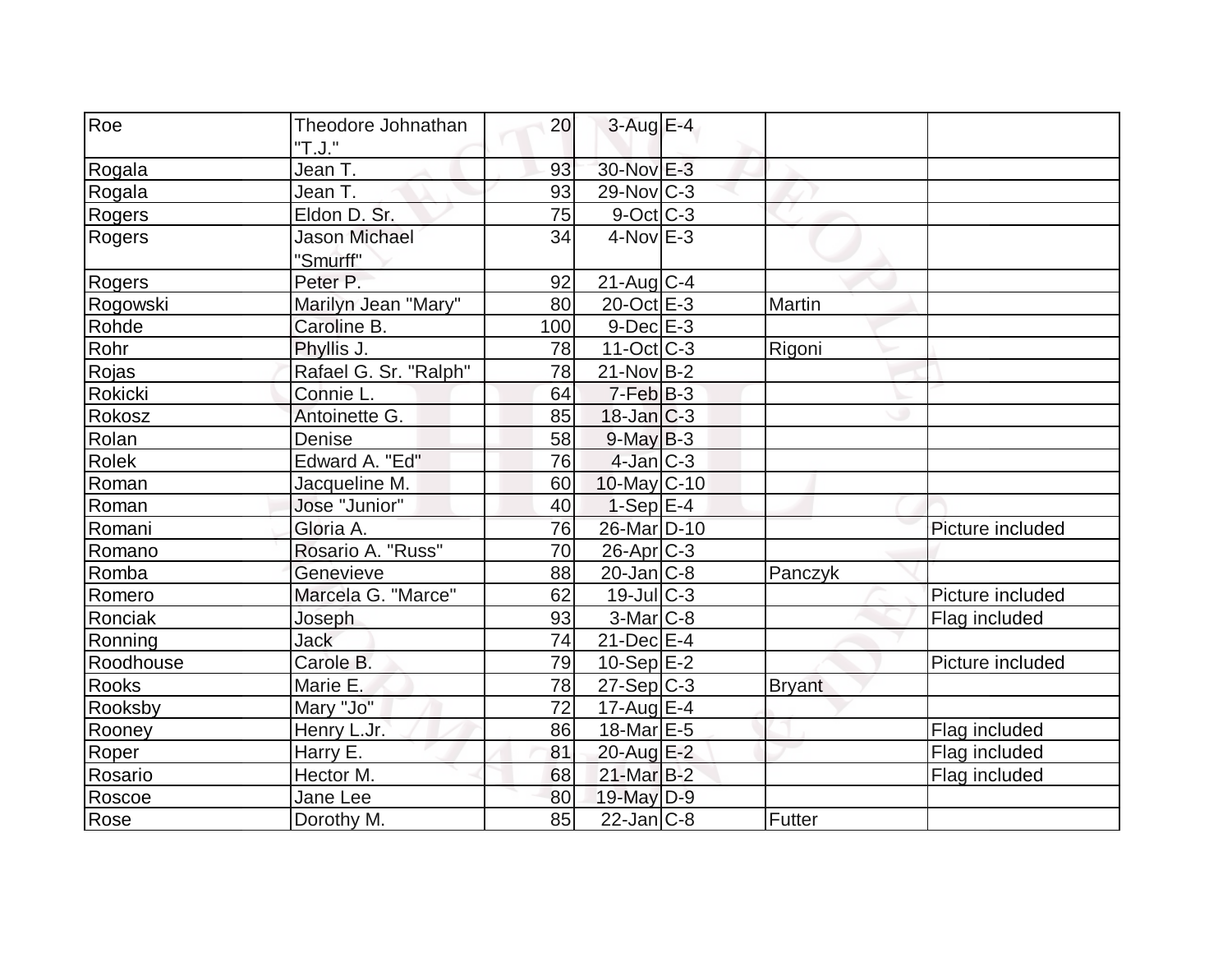| | | | | | | |
|---|---|---|---|---|---|---|
| Roe | Theodore Johnathan "T.J." | 20 | 3-Aug | E-4 | | |
| Rogala | Jean T. | 93 | 30-Nov | E-3 | | |
| Rogala | Jean T. | 93 | 29-Nov | C-3 | | |
| Rogers | Eldon D. Sr. | 75 | 9-Oct | C-3 | | |
| Rogers | Jason Michael "Smurff" | 34 | 4-Nov | E-3 | | |
| Rogers | Peter P. | 92 | 21-Aug | C-4 | | |
| Rogowski | Marilyn Jean "Mary" | 80 | 20-Oct | E-3 | Martin | |
| Rohde | Caroline B. | 100 | 9-Dec | E-3 | | |
| Rohr | Phyllis J. | 78 | 11-Oct | C-3 | Rigoni | |
| Rojas | Rafael G. Sr. "Ralph" | 78 | 21-Nov | B-2 | | |
| Rokicki | Connie L. | 64 | 7-Feb | B-3 | | |
| Rokosz | Antoinette G. | 85 | 18-Jan | C-3 | | |
| Rolan | Denise | 58 | 9-May | B-3 | | |
| Rolek | Edward A. "Ed" | 76 | 4-Jan | C-3 | | |
| Roman | Jacqueline M. | 60 | 10-May | C-10 | | |
| Roman | Jose "Junior" | 40 | 1-Sep | E-4 | | |
| Romani | Gloria A. | 76 | 26-Mar | D-10 | | Picture included |
| Romano | Rosario A. "Russ" | 70 | 26-Apr | C-3 | | |
| Romba | Genevieve | 88 | 20-Jan | C-8 | Panczyk | |
| Romero | Marcela G. "Marce" | 62 | 19-Jul | C-3 | | Picture included |
| Ronciak | Joseph | 93 | 3-Mar | C-8 | | Flag included |
| Ronning | Jack | 74 | 21-Dec | E-4 | | |
| Roodhouse | Carole B. | 79 | 10-Sep | E-2 | | Picture included |
| Rooks | Marie E. | 78 | 27-Sep | C-3 | Bryant | |
| Rooksby | Mary "Jo" | 72 | 17-Aug | E-4 | | |
| Rooney | Henry L.Jr. | 86 | 18-Mar | E-5 | | Flag included |
| Roper | Harry E. | 81 | 20-Aug | E-2 | | Flag included |
| Rosario | Hector M. | 68 | 21-Mar | B-2 | | Flag included |
| Roscoe | Jane Lee | 80 | 19-May | D-9 | | |
| Rose | Dorothy M. | 85 | 22-Jan | C-8 | Futter | |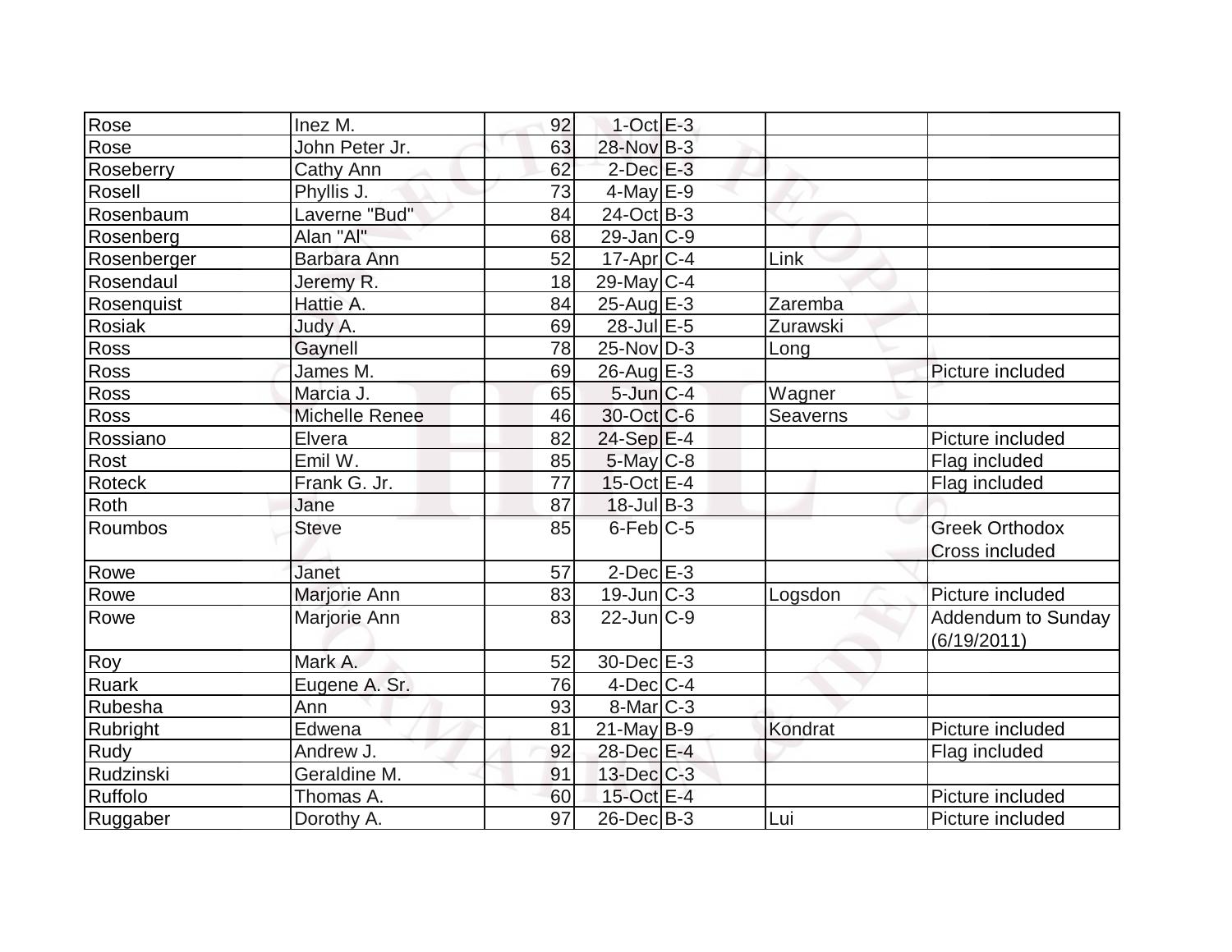| | | | | | | |
|---|---|---|---|---|---|---|
| Rose | Inez M. | 92 | 1-Oct | E-3 | | |
| Rose | John Peter Jr. | 63 | 28-Nov | B-3 | | |
| Roseberry | Cathy Ann | 62 | 2-Dec | E-3 | | |
| Rosell | Phyllis J. | 73 | 4-May | E-9 | | |
| Rosenbaum | Laverne "Bud" | 84 | 24-Oct | B-3 | | |
| Rosenberg | Alan "Al" | 68 | 29-Jan | C-9 | | |
| Rosenberger | Barbara Ann | 52 | 17-Apr | C-4 | Link | |
| Rosendaul | Jeremy R. | 18 | 29-May | C-4 | | |
| Rosenquist | Hattie A. | 84 | 25-Aug | E-3 | Zaremba | |
| Rosiak | Judy A. | 69 | 28-Jul | E-5 | Zurawski | |
| Ross | Gaynell | 78 | 25-Nov | D-3 | Long | |
| Ross | James M. | 69 | 26-Aug | E-3 | | Picture included |
| Ross | Marcia J. | 65 | 5-Jun | C-4 | Wagner | |
| Ross | Michelle Renee | 46 | 30-Oct | C-6 | Seaverns | |
| Rossiano | Elvera | 82 | 24-Sep | E-4 | | Picture included |
| Rost | Emil W. | 85 | 5-May | C-8 | | Flag included |
| Roteck | Frank G. Jr. | 77 | 15-Oct | E-4 | | Flag included |
| Roth | Jane | 87 | 18-Jul | B-3 | | |
| Roumbos | Steve | 85 | 6-Feb | C-5 | | Greek Orthodox Cross included |
| Rowe | Janet | 57 | 2-Dec | E-3 | | |
| Rowe | Marjorie Ann | 83 | 19-Jun | C-3 | Logsdon | Picture included |
| Rowe | Marjorie Ann | 83 | 22-Jun | C-9 | | Addendum to Sunday (6/19/2011) |
| Roy | Mark A. | 52 | 30-Dec | E-3 | | |
| Ruark | Eugene A. Sr. | 76 | 4-Dec | C-4 | | |
| Rubesha | Ann | 93 | 8-Mar | C-3 | | |
| Rubright | Edwena | 81 | 21-May | B-9 | Kondrat | Picture included |
| Rudy | Andrew J. | 92 | 28-Dec | E-4 | | Flag included |
| Rudzinski | Geraldine M. | 91 | 13-Dec | C-3 | | |
| Ruffolo | Thomas A. | 60 | 15-Oct | E-4 | | Picture included |
| Ruggaber | Dorothy A. | 97 | 26-Dec | B-3 | Lui | Picture included |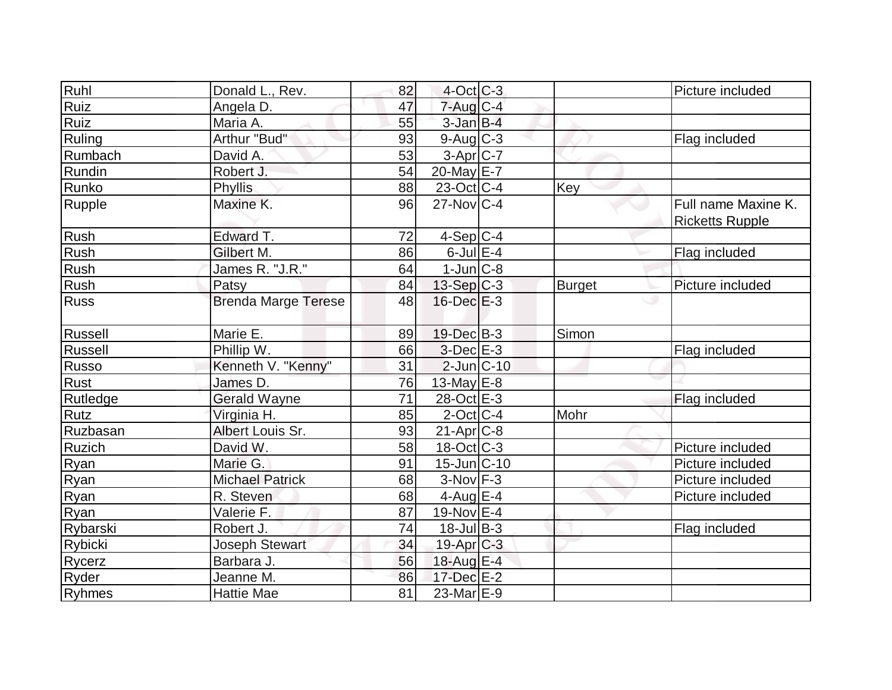| | | | | | | |
|---|---|---|---|---|---|---|
| Ruhl | Donald L., Rev. | 82 | 4-Oct | C-3 | | Picture included |
| Ruiz | Angela D. | 47 | 7-Aug | C-4 | | |
| Ruiz | Maria A. | 55 | 3-Jan | B-4 | | |
| Ruling | Arthur "Bud" | 93 | 9-Aug | C-3 | | Flag included |
| Rumbach | David A. | 53 | 3-Apr | C-7 | | |
| Rundin | Robert J. | 54 | 20-May | E-7 | | |
| Runko | Phyllis | 88 | 23-Oct | C-4 | Key | |
| Rupple | Maxine K. | 96 | 27-Nov | C-4 | | Full name Maxine K. Ricketts Rupple |
| Rush | Edward T. | 72 | 4-Sep | C-4 | | |
| Rush | Gilbert M. | 86 | 6-Jul | E-4 | | Flag included |
| Rush | James R. "J.R." | 64 | 1-Jun | C-8 | | |
| Rush | Patsy | 84 | 13-Sep | C-3 | Burget | Picture included |
| Russ | Brenda Marge Terese | 48 | 16-Dec | E-3 | | |
| Russell | Marie E. | 89 | 19-Dec | B-3 | Simon | |
| Russell | Phillip W. | 66 | 3-Dec | E-3 | | Flag included |
| Russo | Kenneth V. "Kenny" | 31 | 2-Jun | C-10 | | |
| Rust | James D. | 76 | 13-May | E-8 | | |
| Rutledge | Gerald Wayne | 71 | 28-Oct | E-3 | | Flag included |
| Rutz | Virginia H. | 85 | 2-Oct | C-4 | Mohr | |
| Ruzbasan | Albert Louis Sr. | 93 | 21-Apr | C-8 | | |
| Ruzich | David W. | 58 | 18-Oct | C-3 | | Picture included |
| Ryan | Marie G. | 91 | 15-Jun | C-10 | | Picture included |
| Ryan | Michael Patrick | 68 | 3-Nov | F-3 | | Picture included |
| Ryan | R. Steven | 68 | 4-Aug | E-4 | | Picture included |
| Ryan | Valerie F. | 87 | 19-Nov | E-4 | | |
| Rybarski | Robert J. | 74 | 18-Jul | B-3 | | Flag included |
| Rybicki | Joseph Stewart | 34 | 19-Apr | C-3 | | |
| Rycerz | Barbara J. | 56 | 18-Aug | E-4 | | |
| Ryder | Jeanne M. | 86 | 17-Dec | E-2 | | |
| Ryhmes | Hattie Mae | 81 | 23-Mar | E-9 | | |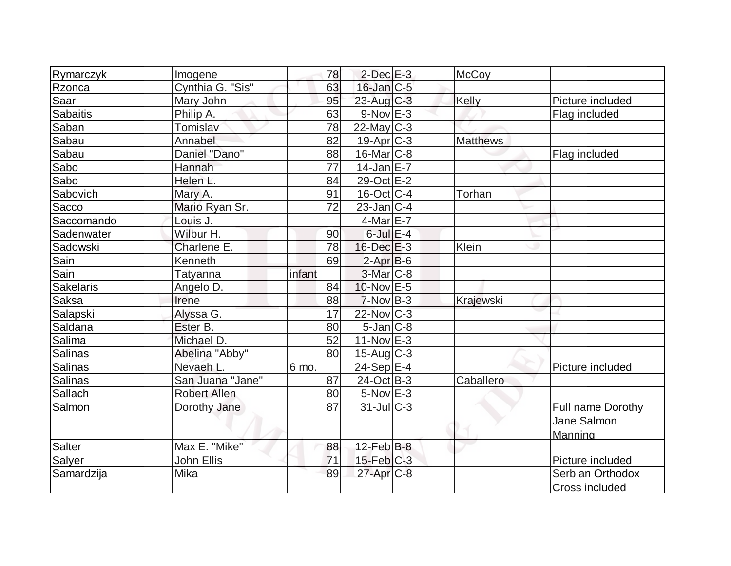| Rymarczyk | Imogene | 78 | 2-Dec | E-3 | McCoy | |
|---|---|---|---|---|---|---|
| Rzonca | Cynthia G. "Sis" | 63 | 16-Jan | C-5 | | |
| Saar | Mary John | 95 | 23-Aug | C-3 | Kelly | Picture included |
| Sabaitis | Philip A. | 63 | 9-Nov | E-3 | | Flag included |
| Saban | Tomislav | 78 | 22-May | C-3 | | |
| Sabau | Annabel | 82 | 19-Apr | C-3 | Matthews | |
| Sabau | Daniel "Dano" | 88 | 16-Mar | C-8 | | Flag included |
| Sabo | Hannah | 77 | 14-Jan | E-7 | | |
| Sabo | Helen L. | 84 | 29-Oct | E-2 | | |
| Sabovich | Mary A. | 91 | 16-Oct | C-4 | Torhan | |
| Sacco | Mario Ryan Sr. | 72 | 23-Jan | C-4 | | |
| Saccomando | Louis J. | | 4-Mar | E-7 | | |
| Sadenwater | Wilbur H. | 90 | 6-Jul | E-4 | | |
| Sadowski | Charlene E. | 78 | 16-Dec | E-3 | Klein | |
| Sain | Kenneth | 69 | 2-Apr | B-6 | | |
| Sain | Tatyanna | infant | 3-Mar | C-8 | | |
| Sakelaris | Angelo D. | 84 | 10-Nov | E-5 | | |
| Saksa | Irene | 88 | 7-Nov | B-3 | Krajewski | |
| Salapski | Alyssa G. | 17 | 22-Nov | C-3 | | |
| Saldana | Ester B. | 80 | 5-Jan | C-8 | | |
| Salima | Michael D. | 52 | 11-Nov | E-3 | | |
| Salinas | Abelina "Abby" | 80 | 15-Aug | C-3 | | |
| Salinas | Nevaeh L. | 6 mo. | 24-Sep | E-4 | | Picture included |
| Salinas | San Juana "Jane" | 87 | 24-Oct | B-3 | Caballero | |
| Sallach | Robert Allen | 80 | 5-Nov | E-3 | | |
| Salmon | Dorothy Jane | 87 | 31-Jul | C-3 | | Full name Dorothy Jane Salmon Manning |
| Salter | Max E. "Mike" | 88 | 12-Feb | B-8 | | |
| Salyer | John Ellis | 71 | 15-Feb | C-3 | | Picture included |
| Samardzija | Mika | 89 | 27-Apr | C-8 | | Serbian Orthodox Cross included |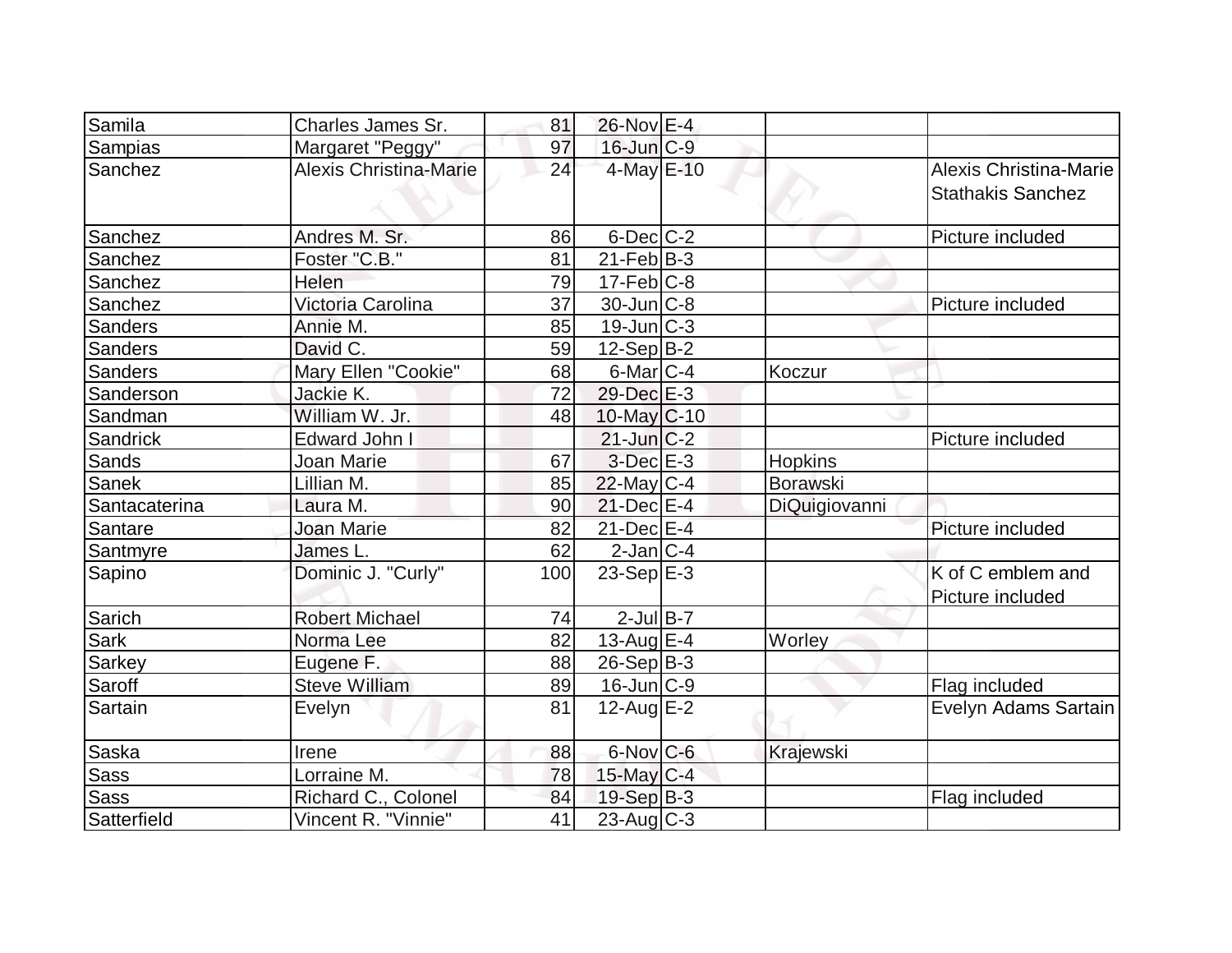| Samila | Charles James Sr. | 81 | 26-Nov | E-4 | | |
|---|---|---|---|---|---|---|
| Sampias | Margaret "Peggy" | 97 | 16-Jun | C-9 | | |
| Sanchez | Alexis Christina-Marie | 24 | 4-May | E-10 | | Alexis Christina-Marie Stathakis Sanchez |
| Sanchez | Andres M. Sr. | 86 | 6-Dec | C-2 | | Picture included |
| Sanchez | Foster "C.B." | 81 | 21-Feb | B-3 | | |
| Sanchez | Helen | 79 | 17-Feb | C-8 | | |
| Sanchez | Victoria Carolina | 37 | 30-Jun | C-8 | | Picture included |
| Sanders | Annie M. | 85 | 19-Jun | C-3 | | |
| Sanders | David C. | 59 | 12-Sep | B-2 | | |
| Sanders | Mary Ellen "Cookie" | 68 | 6-Mar | C-4 | Koczur | |
| Sanderson | Jackie K. | 72 | 29-Dec | E-3 | | |
| Sandman | William W. Jr. | 48 | 10-May | C-10 | | |
| Sandrick | Edward John I | | 21-Jun | C-2 | | Picture included |
| Sands | Joan Marie | 67 | 3-Dec | E-3 | Hopkins | |
| Sanek | Lillian M. | 85 | 22-May | C-4 | Borawski | |
| Santacaterina | Laura M. | 90 | 21-Dec | E-4 | DiQuigiovanni | |
| Santare | Joan Marie | 82 | 21-Dec | E-4 | | Picture included |
| Santmyre | James L. | 62 | 2-Jan | C-4 | | |
| Sapino | Dominic J. "Curly" | 100 | 23-Sep | E-3 | | K of C emblem and Picture included |
| Sarich | Robert Michael | 74 | 2-Jul | B-7 | | |
| Sark | Norma Lee | 82 | 13-Aug | E-4 | Worley | |
| Sarkey | Eugene F. | 88 | 26-Sep | B-3 | | |
| Saroff | Steve William | 89 | 16-Jun | C-9 | | Flag included |
| Sartain | Evelyn | 81 | 12-Aug | E-2 | | Evelyn Adams Sartain |
| Saska | Irene | 88 | 6-Nov | C-6 | Krajewski | |
| Sass | Lorraine M. | 78 | 15-May | C-4 | | |
| Sass | Richard C., Colonel | 84 | 19-Sep | B-3 | | Flag included |
| Satterfield | Vincent R. "Vinnie" | 41 | 23-Aug | C-3 | | |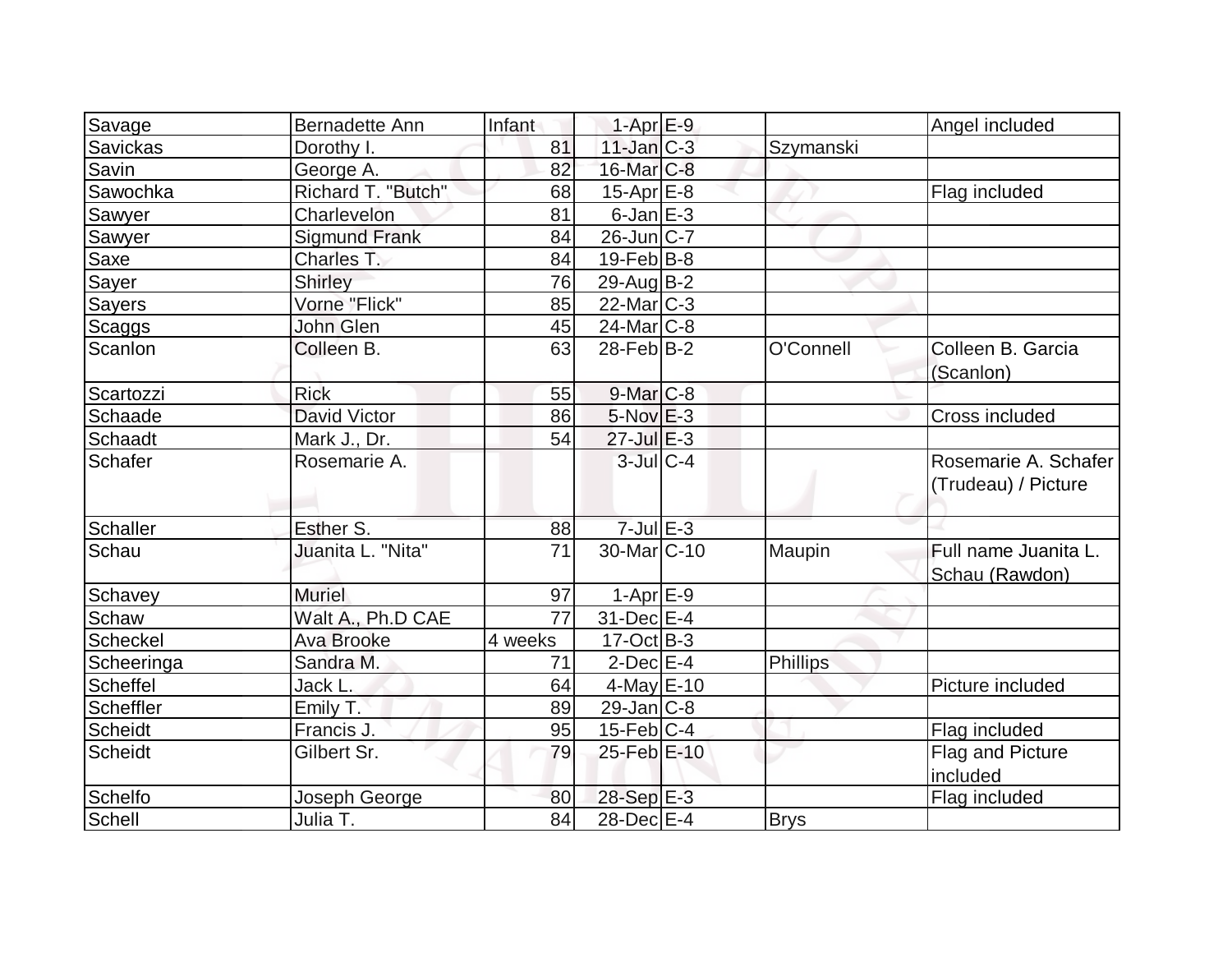| | | | | | | |
|---|---|---|---|---|---|---|
| Savage | Bernadette Ann | Infant | 1-Apr | E-9 | | Angel included |
| Savickas | Dorothy I. | 81 | 11-Jan | C-3 | Szymanski | |
| Savin | George A. | 82 | 16-Mar | C-8 | | |
| Sawochka | Richard T. "Butch" | 68 | 15-Apr | E-8 | | Flag included |
| Sawyer | Charlevelon | 81 | 6-Jan | E-3 | | |
| Sawyer | Sigmund Frank | 84 | 26-Jun | C-7 | | |
| Saxe | Charles T. | 84 | 19-Feb | B-8 | | |
| Sayer | Shirley | 76 | 29-Aug | B-2 | | |
| Sayers | Vorne "Flick" | 85 | 22-Mar | C-3 | | |
| Scaggs | John Glen | 45 | 24-Mar | C-8 | | |
| Scanlon | Colleen B. | 63 | 28-Feb | B-2 | O'Connell | Colleen B. Garcia (Scanlon) |
| Scartozzi | Rick | 55 | 9-Mar | C-8 | | |
| Schaade | David Victor | 86 | 5-Nov | E-3 | | Cross included |
| Schaadt | Mark J., Dr. | 54 | 27-Jul | E-3 | | |
| Schafer | Rosemarie A. | | 3-Jul | C-4 | | Rosemarie A. Schafer (Trudeau) / Picture |
| Schaller | Esther S. | 88 | 7-Jul | E-3 | | |
| Schau | Juanita L. "Nita" | 71 | 30-Mar | C-10 | Maupin | Full name Juanita L. Schau (Rawdon) |
| Schavey | Muriel | 97 | 1-Apr | E-9 | | |
| Schaw | Walt A., Ph.D CAE | 77 | 31-Dec | E-4 | | |
| Scheckel | Ava Brooke | 4 weeks | 17-Oct | B-3 | | |
| Scheeringa | Sandra M. | 71 | 2-Dec | E-4 | Phillips | |
| Scheffel | Jack L. | 64 | 4-May | E-10 | | Picture included |
| Scheffler | Emily T. | 89 | 29-Jan | C-8 | | |
| Scheidt | Francis J. | 95 | 15-Feb | C-4 | | Flag included |
| Scheidt | Gilbert Sr. | 79 | 25-Feb | E-10 | | Flag and Picture included |
| Schelfo | Joseph George | 80 | 28-Sep | E-3 | | Flag included |
| Schell | Julia T. | 84 | 28-Dec | E-4 | Brys | |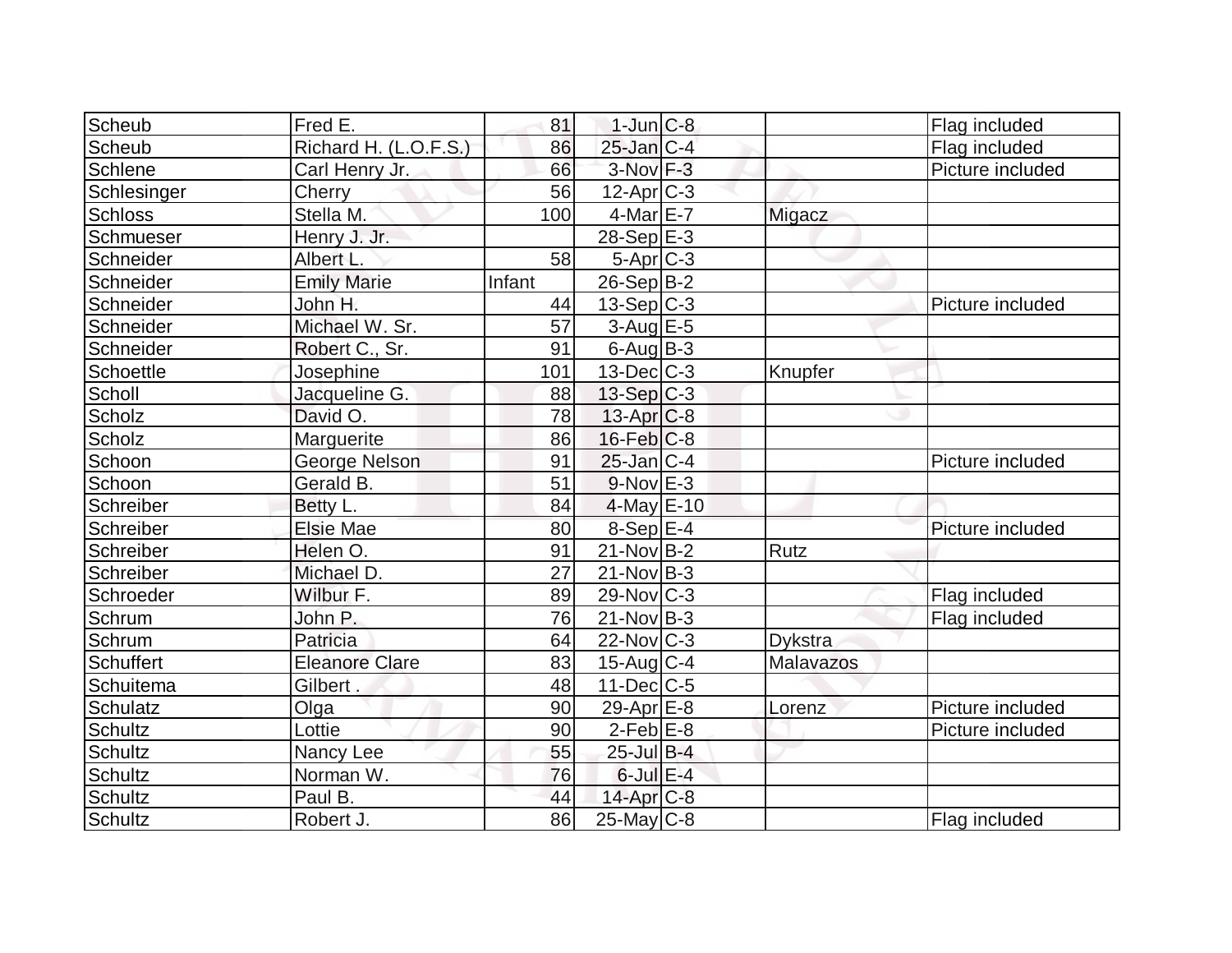| Scheub | Fred E. | 81 | 1-Jun | C-8 | | Flag included |
|---|---|---|---|---|---|---|
| Scheub | Richard H. (L.O.F.S.) | 86 | 25-Jan | C-4 | | Flag included |
| Schlene | Carl Henry Jr. | 66 | 3-Nov | F-3 | | Picture included |
| Schlesinger | Cherry | 56 | 12-Apr | C-3 | | |
| Schloss | Stella M. | 100 | 4-Mar | E-7 | Migacz | |
| Schmueser | Henry J. Jr. | | 28-Sep | E-3 | | |
| Schneider | Albert L. | 58 | 5-Apr | C-3 | | |
| Schneider | Emily Marie | Infant | 26-Sep | B-2 | | |
| Schneider | John H. | 44 | 13-Sep | C-3 | | Picture included |
| Schneider | Michael W. Sr. | 57 | 3-Aug | E-5 | | |
| Schneider | Robert C., Sr. | 91 | 6-Aug | B-3 | | |
| Schoettle | Josephine | 101 | 13-Dec | C-3 | Knupfer | |
| Scholl | Jacqueline G. | 88 | 13-Sep | C-3 | | |
| Scholz | David O. | 78 | 13-Apr | C-8 | | |
| Scholz | Marguerite | 86 | 16-Feb | C-8 | | |
| Schoon | George Nelson | 91 | 25-Jan | C-4 | | Picture included |
| Schoon | Gerald B. | 51 | 9-Nov | E-3 | | |
| Schreiber | Betty L. | 84 | 4-May | E-10 | | |
| Schreiber | Elsie Mae | 80 | 8-Sep | E-4 | | Picture included |
| Schreiber | Helen O. | 91 | 21-Nov | B-2 | Rutz | |
| Schreiber | Michael D. | 27 | 21-Nov | B-3 | | |
| Schroeder | Wilbur F. | 89 | 29-Nov | C-3 | | Flag included |
| Schrum | John P. | 76 | 21-Nov | B-3 | | Flag included |
| Schrum | Patricia | 64 | 22-Nov | C-3 | Dykstra | |
| Schuffert | Eleanore Clare | 83 | 15-Aug | C-4 | Malavazos | |
| Schuitema | Gilbert . | 48 | 11-Dec | C-5 | | |
| Schulatz | Olga | 90 | 29-Apr | E-8 | Lorenz | Picture included |
| Schultz | Lottie | 90 | 2-Feb | E-8 | | Picture included |
| Schultz | Nancy Lee | 55 | 25-Jul | B-4 | | |
| Schultz | Norman W. | 76 | 6-Jul | E-4 | | |
| Schultz | Paul B. | 44 | 14-Apr | C-8 | | |
| Schultz | Robert J. | 86 | 25-May | C-8 | | Flag included |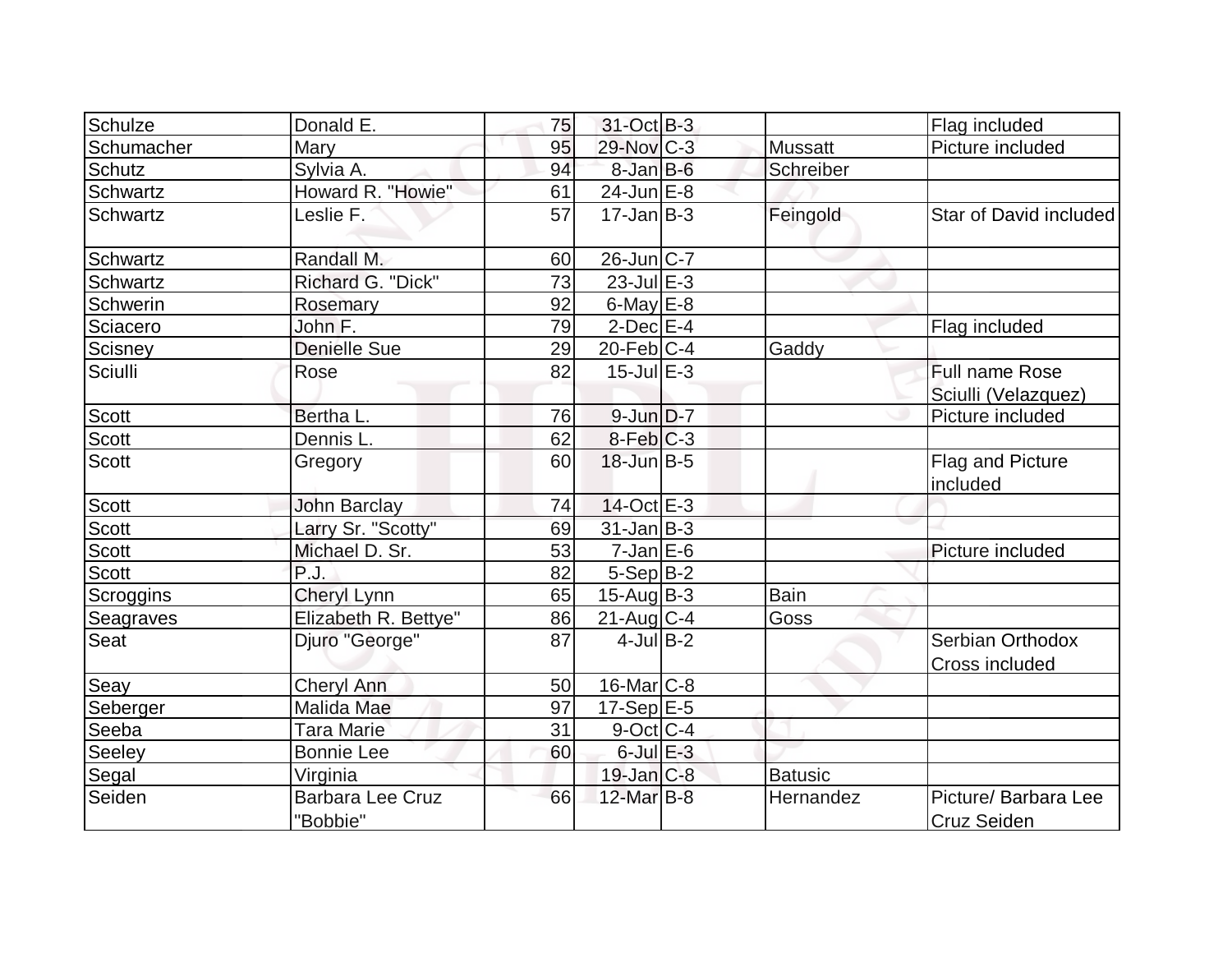| | | | | | | |
|---|---|---|---|---|---|---|
| Schulze | Donald E. | 75 | 31-Oct | B-3 | | Flag included |
| Schumacher | Mary | 95 | 29-Nov | C-3 | Mussatt | Picture included |
| Schutz | Sylvia A. | 94 | 8-Jan | B-6 | Schreiber | |
| Schwartz | Howard R. "Howie" | 61 | 24-Jun | E-8 | | |
| Schwartz | Leslie F. | 57 | 17-Jan | B-3 | Feingold | Star of David included |
| Schwartz | Randall M. | 60 | 26-Jun | C-7 | | |
| Schwartz | Richard G. "Dick" | 73 | 23-Jul | E-3 | | |
| Schwerin | Rosemary | 92 | 6-May | E-8 | | |
| Sciacero | John F. | 79 | 2-Dec | E-4 | | Flag included |
| Scisney | Denielle Sue | 29 | 20-Feb | C-4 | Gaddy | |
| Sciulli | Rose | 82 | 15-Jul | E-3 | | Full name Rose Sciulli (Velazquez) |
| Scott | Bertha L. | 76 | 9-Jun | D-7 | | Picture included |
| Scott | Dennis L. | 62 | 8-Feb | C-3 | | |
| Scott | Gregory | 60 | 18-Jun | B-5 | | Flag and Picture included |
| Scott | John Barclay | 74 | 14-Oct | E-3 | | |
| Scott | Larry Sr. "Scotty" | 69 | 31-Jan | B-3 | | |
| Scott | Michael D. Sr. | 53 | 7-Jan | E-6 | | Picture included |
| Scott | P.J. | 82 | 5-Sep | B-2 | | |
| Scroggins | Cheryl Lynn | 65 | 15-Aug | B-3 | Bain | |
| Seagraves | Elizabeth R. Bettye" | 86 | 21-Aug | C-4 | Goss | |
| Seat | Djuro "George" | 87 | 4-Jul | B-2 | | Serbian Orthodox Cross included |
| Seay | Cheryl Ann | 50 | 16-Mar | C-8 | | |
| Seberger | Malida Mae | 97 | 17-Sep | E-5 | | |
| Seeba | Tara Marie | 31 | 9-Oct | C-4 | | |
| Seeley | Bonnie Lee | 60 | 6-Jul | E-3 | | |
| Segal | Virginia | | 19-Jan | C-8 | Batusic | |
| Seiden | Barbara Lee Cruz "Bobbie" | 66 | 12-Mar | B-8 | Hernandez | Picture/ Barbara Lee Cruz Seiden |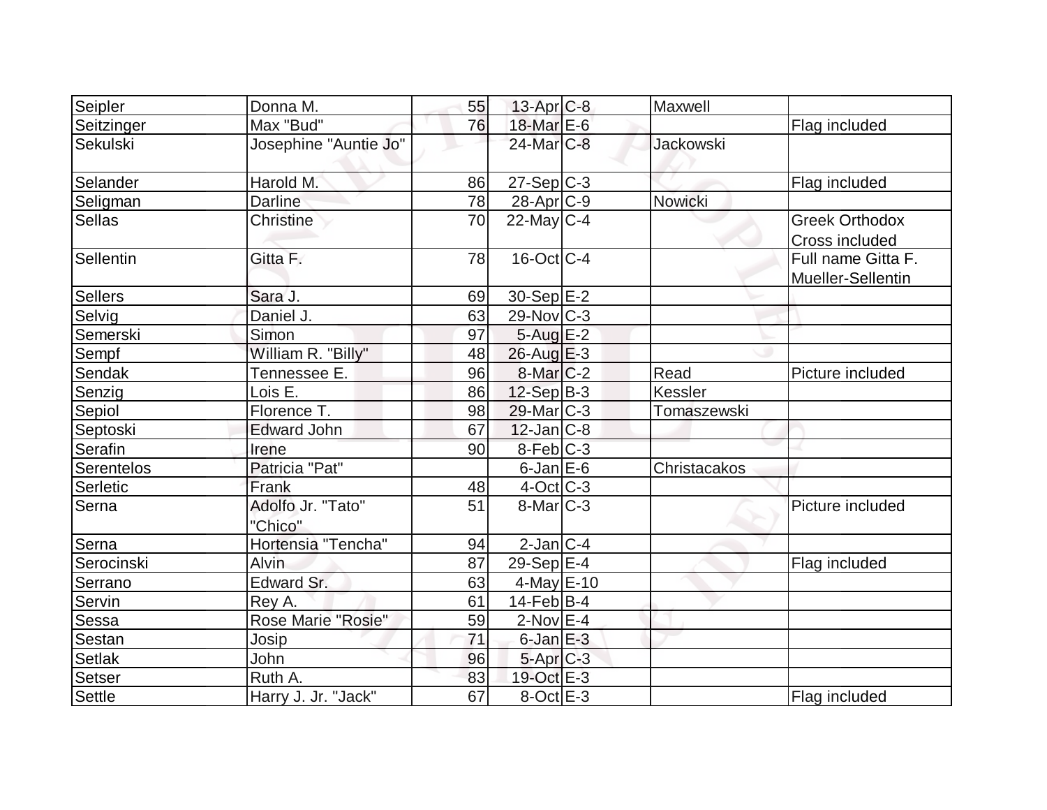| Seipler | Donna M. | 55 | 13-Apr | C-8 | Maxwell | |
|---|---|---|---|---|---|---|
| Seitzinger | Max "Bud" | 76 | 18-Mar | E-6 | | Flag included |
| Sekulski | Josephine "Auntie Jo" | | 24-Mar | C-8 | Jackowski | |
| Selander | Harold M. | 86 | 27-Sep | C-3 | | Flag included |
| Seligman | Darline | 78 | 28-Apr | C-9 | Nowicki | |
| Sellas | Christine | 70 | 22-May | C-4 | | Greek Orthodox Cross included |
| Sellentin | Gitta F. | 78 | 16-Oct | C-4 | | Full name Gitta F. Mueller-Sellentin |
| Sellers | Sara J. | 69 | 30-Sep | E-2 | | |
| Selvig | Daniel J. | 63 | 29-Nov | C-3 | | |
| Semerski | Simon | 97 | 5-Aug | E-2 | | |
| Sempf | William R. "Billy" | 48 | 26-Aug | E-3 | | |
| Sendak | Tennessee E. | 96 | 8-Mar | C-2 | Read | Picture included |
| Senzig | Lois E. | 86 | 12-Sep | B-3 | Kessler | |
| Sepiol | Florence T. | 98 | 29-Mar | C-3 | Tomaszewski | |
| Septoski | Edward John | 67 | 12-Jan | C-8 | | |
| Serafin | Irene | 90 | 8-Feb | C-3 | | |
| Serentelos | Patricia "Pat" | | 6-Jan | E-6 | Christacakos | |
| Serletic | Frank | 48 | 4-Oct | C-3 | | |
| Serna | Adolfo Jr. "Tato" "Chico" | 51 | 8-Mar | C-3 | | Picture included |
| Serna | Hortensia "Tencha" | 94 | 2-Jan | C-4 | | |
| Serocinski | Alvin | 87 | 29-Sep | E-4 | | Flag included |
| Serrano | Edward Sr. | 63 | 4-May | E-10 | | |
| Servin | Rey A. | 61 | 14-Feb | B-4 | | |
| Sessa | Rose Marie "Rosie" | 59 | 2-Nov | E-4 | | |
| Sestan | Josip | 71 | 6-Jan | E-3 | | |
| Setlak | John | 96 | 5-Apr | C-3 | | |
| Setser | Ruth A. | 83 | 19-Oct | E-3 | | |
| Settle | Harry J. Jr. "Jack" | 67 | 8-Oct | E-3 | | Flag included |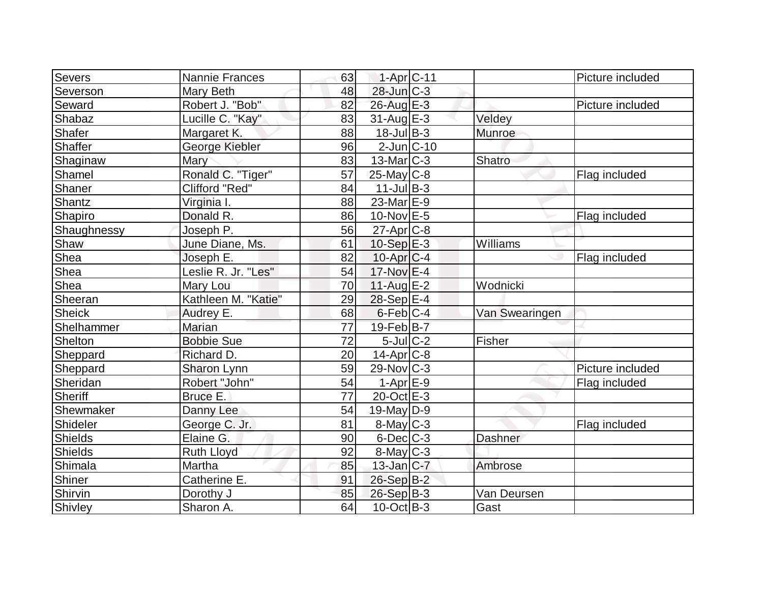| | | | | | | |
|---|---|---|---|---|---|---|
| Severs | Nannie Frances | 63 | 1-Apr | C-11 | | Picture included |
| Severson | Mary Beth | 48 | 28-Jun | C-3 | | |
| Seward | Robert J. "Bob" | 82 | 26-Aug | E-3 | | Picture included |
| Shabaz | Lucille C. "Kay" | 83 | 31-Aug | E-3 | Veldey | |
| Shafer | Margaret K. | 88 | 18-Jul | B-3 | Munroe | |
| Shaffer | George Kiebler | 96 | 2-Jun | C-10 | | |
| Shaginaw | Mary | 83 | 13-Mar | C-3 | Shatro | |
| Shamel | Ronald C. "Tiger" | 57 | 25-May | C-8 | | Flag included |
| Shaner | Clifford "Red" | 84 | 11-Jul | B-3 | | |
| Shantz | Virginia I. | 88 | 23-Mar | E-9 | | |
| Shapiro | Donald R. | 86 | 10-Nov | E-5 | | Flag included |
| Shaughnessy | Joseph P. | 56 | 27-Apr | C-8 | | |
| Shaw | June Diane, Ms. | 61 | 10-Sep | E-3 | Williams | |
| Shea | Joseph E. | 82 | 10-Apr | C-4 | | Flag included |
| Shea | Leslie R. Jr. "Les" | 54 | 17-Nov | E-4 | | |
| Shea | Mary Lou | 70 | 11-Aug | E-2 | Wodnicki | |
| Sheeran | Kathleen M. "Katie" | 29 | 28-Sep | E-4 | | |
| Sheick | Audrey E. | 68 | 6-Feb | C-4 | Van Swearingen | |
| Shelhammer | Marian | 77 | 19-Feb | B-7 | | |
| Shelton | Bobbie Sue | 72 | 5-Jul | C-2 | Fisher | |
| Sheppard | Richard D. | 20 | 14-Apr | C-8 | | |
| Sheppard | Sharon Lynn | 59 | 29-Nov | C-3 | | Picture included |
| Sheridan | Robert "John" | 54 | 1-Apr | E-9 | | Flag included |
| Sheriff | Bruce E. | 77 | 20-Oct | E-3 | | |
| Shewmaker | Danny Lee | 54 | 19-May | D-9 | | |
| Shideler | George C. Jr. | 81 | 8-May | C-3 | | Flag included |
| Shields | Elaine G. | 90 | 6-Dec | C-3 | Dashner | |
| Shields | Ruth Lloyd | 92 | 8-May | C-3 | | |
| Shimala | Martha | 85 | 13-Jan | C-7 | Ambrose | |
| Shiner | Catherine E. | 91 | 26-Sep | B-2 | | |
| Shirvin | Dorothy J | 85 | 26-Sep | B-3 | Van Deursen | |
| Shivley | Sharon A. | 64 | 10-Oct | B-3 | Gast | |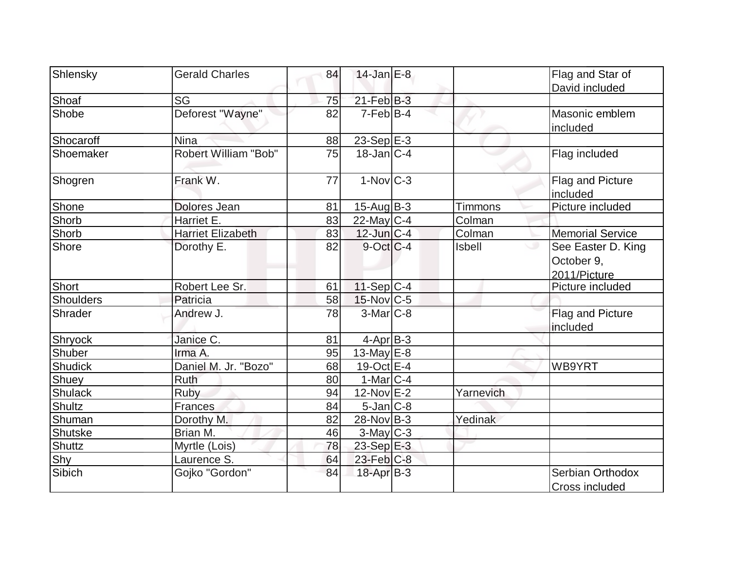| | | | | | | |
|---|---|---|---|---|---|---|
| Shlensky | Gerald Charles | 84 | 14-Jan | E-8 | | Flag and Star of David included |
| Shoaf | SG | 75 | 21-Feb | B-3 | | |
| Shobe | Deforest "Wayne" | 82 | 7-Feb | B-4 | | Masonic emblem included |
| Shocaroff | Nina | 88 | 23-Sep | E-3 | | |
| Shoemaker | Robert William "Bob" | 75 | 18-Jan | C-4 | | Flag included |
| Shogren | Frank W. | 77 | 1-Nov | C-3 | | Flag and Picture included |
| Shone | Dolores Jean | 81 | 15-Aug | B-3 | Timmons | Picture included |
| Shorb | Harriet E. | 83 | 22-May | C-4 | Colman | |
| Shorb | Harriet Elizabeth | 83 | 12-Jun | C-4 | Colman | Memorial Service |
| Shore | Dorothy E. | 82 | 9-Oct | C-4 | Isbell | See Easter D. King October 9, 2011/Picture |
| Short | Robert Lee Sr. | 61 | 11-Sep | C-4 | | Picture included |
| Shoulders | Patricia | 58 | 15-Nov | C-5 | | |
| Shrader | Andrew J. | 78 | 3-Mar | C-8 | | Flag and Picture included |
| Shryock | Janice C. | 81 | 4-Apr | B-3 | | |
| Shuber | Irma A. | 95 | 13-May | E-8 | | |
| Shudick | Daniel M. Jr. "Bozo" | 68 | 19-Oct | E-4 | | WB9YRT |
| Shuey | Ruth | 80 | 1-Mar | C-4 | | |
| Shulack | Ruby | 94 | 12-Nov | E-2 | Yarnevich | |
| Shultz | Frances | 84 | 5-Jan | C-8 | | |
| Shuman | Dorothy M. | 82 | 28-Nov | B-3 | Yedinak | |
| Shutske | Brian M. | 46 | 3-May | C-3 | | |
| Shuttz | Myrtle (Lois) | 78 | 23-Sep | E-3 | | |
| Shy | Laurence S. | 64 | 23-Feb | C-8 | | |
| Sibich | Gojko "Gordon" | 84 | 18-Apr | B-3 | | Serbian Orthodox Cross included |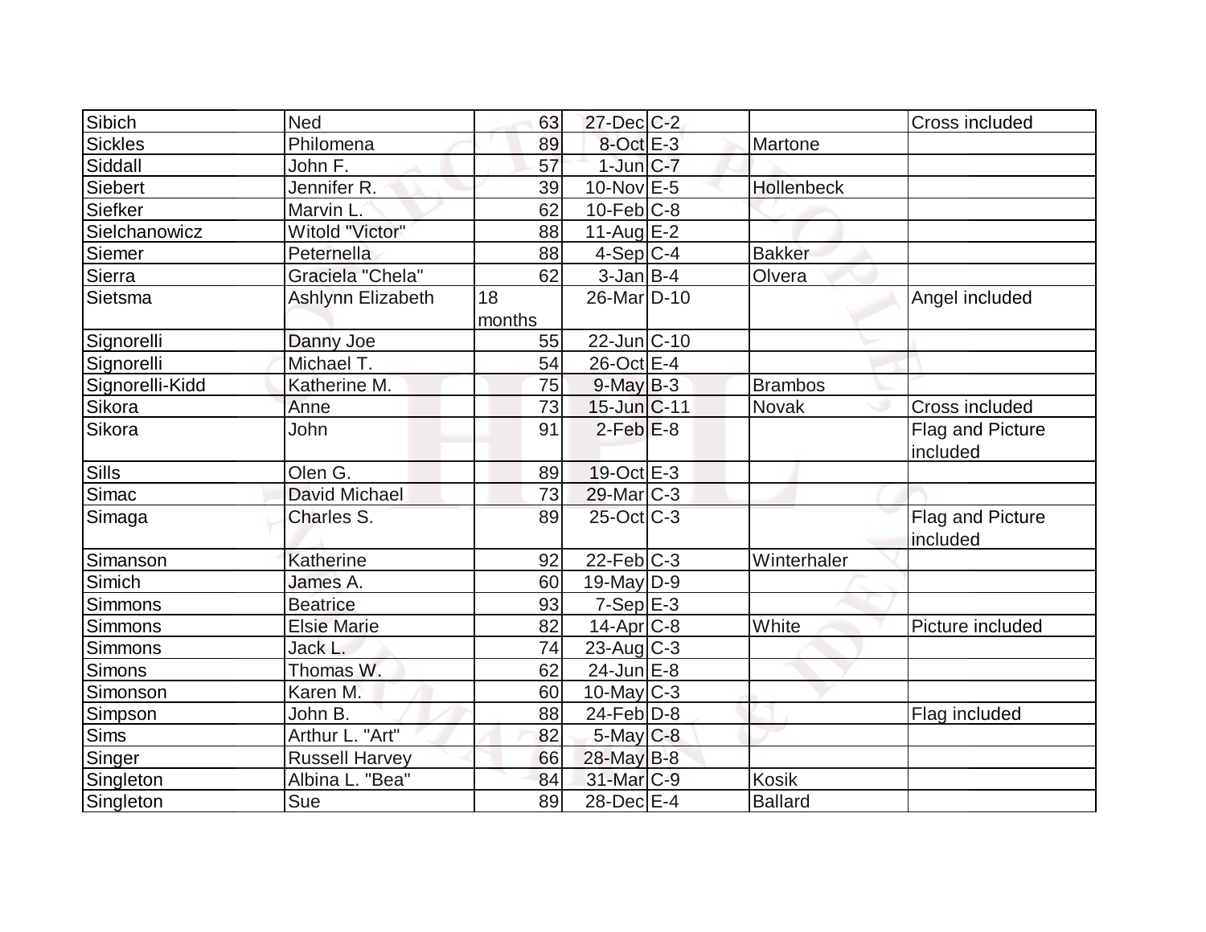| Sibich | Ned | 63 | 27-Dec | C-2 | | Cross included |
|---|---|---|---|---|---|---|
| Sickles | Philomena | 89 | 8-Oct | E-3 | Martone | |
| Siddall | John F. | 57 | 1-Jun | C-7 | | |
| Siebert | Jennifer R. | 39 | 10-Nov | E-5 | Hollenbeck | |
| Siefker | Marvin L. | 62 | 10-Feb | C-8 | | |
| Sielchanowicz | Witold "Victor" | 88 | 11-Aug | E-2 | | |
| Siemer | Peternella | 88 | 4-Sep | C-4 | Bakker | |
| Sierra | Graciela "Chela" | 62 | 3-Jan | B-4 | Olvera | |
| Sietsma | Ashlynn Elizabeth | 18 months | 26-Mar | D-10 | | Angel included |
| Signorelli | Danny Joe | 55 | 22-Jun | C-10 | | |
| Signorelli | Michael T. | 54 | 26-Oct | E-4 | | |
| Signorelli-Kidd | Katherine M. | 75 | 9-May | B-3 | Brambos | |
| Sikora | Anne | 73 | 15-Jun | C-11 | Novak | Cross included |
| Sikora | John | 91 | 2-Feb | E-8 | | Flag and Picture included |
| Sills | Olen G. | 89 | 19-Oct | E-3 | | |
| Simac | David Michael | 73 | 29-Mar | C-3 | | |
| Simaga | Charles S. | 89 | 25-Oct | C-3 | | Flag and Picture included |
| Simanson | Katherine | 92 | 22-Feb | C-3 | Winterhaler | |
| Simich | James A. | 60 | 19-May | D-9 | | |
| Simmons | Beatrice | 93 | 7-Sep | E-3 | | |
| Simmons | Elsie Marie | 82 | 14-Apr | C-8 | White | Picture included |
| Simmons | Jack L. | 74 | 23-Aug | C-3 | | |
| Simons | Thomas W. | 62 | 24-Jun | E-8 | | |
| Simonson | Karen M. | 60 | 10-May | C-3 | | |
| Simpson | John B. | 88 | 24-Feb | D-8 | | Flag included |
| Sims | Arthur L. "Art" | 82 | 5-May | C-8 | | |
| Singer | Russell Harvey | 66 | 28-May | B-8 | | |
| Singleton | Albina L. "Bea" | 84 | 31-Mar | C-9 | Kosik | |
| Singleton | Sue | 89 | 28-Dec | E-4 | Ballard | |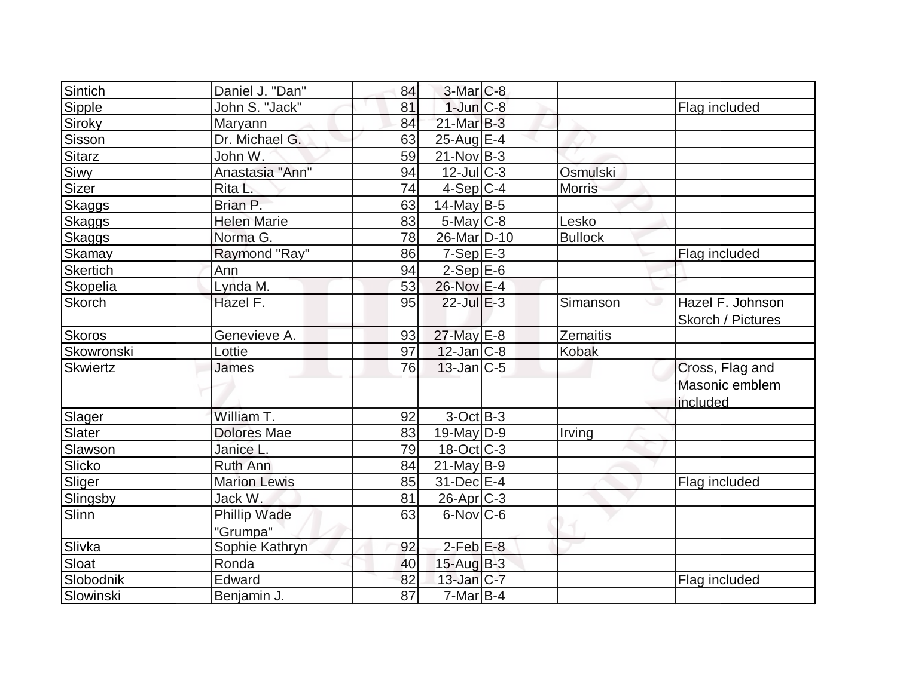| | | | | | | |
|---|---|---|---|---|---|---|
| Sintich | Daniel J. "Dan" | 84 | 3-Mar | C-8 | | |
| Sipple | John S. "Jack" | 81 | 1-Jun | C-8 | | Flag included |
| Siroky | Maryann | 84 | 21-Mar | B-3 | | |
| Sisson | Dr. Michael G. | 63 | 25-Aug | E-4 | | |
| Sitarz | John W. | 59 | 21-Nov | B-3 | | |
| Siwy | Anastasia "Ann" | 94 | 12-Jul | C-3 | Osmulski | |
| Sizer | Rita L. | 74 | 4-Sep | C-4 | Morris | |
| Skaggs | Brian P. | 63 | 14-May | B-5 | | |
| Skaggs | Helen Marie | 83 | 5-May | C-8 | Lesko | |
| Skaggs | Norma G. | 78 | 26-Mar | D-10 | Bullock | |
| Skamay | Raymond "Ray" | 86 | 7-Sep | E-3 | | Flag included |
| Skertich | Ann | 94 | 2-Sep | E-6 | | |
| Skopelia | Lynda M. | 53 | 26-Nov | E-4 | | |
| Skorch | Hazel F. | 95 | 22-Jul | E-3 | Simanson | Hazel F. Johnson Skorch / Pictures |
| Skoros | Genevieve A. | 93 | 27-May | E-8 | Zemaitis | |
| Skowronski | Lottie | 97 | 12-Jan | C-8 | Kobak | |
| Skwiertz | James | 76 | 13-Jan | C-5 | | Cross, Flag and Masonic emblem included |
| Slager | William T. | 92 | 3-Oct | B-3 | | |
| Slater | Dolores Mae | 83 | 19-May | D-9 | Irving | |
| Slawson | Janice L. | 79 | 18-Oct | C-3 | | |
| Slicko | Ruth Ann | 84 | 21-May | B-9 | | |
| Sliger | Marion Lewis | 85 | 31-Dec | E-4 | | Flag included |
| Slingsby | Jack W. | 81 | 26-Apr | C-3 | | |
| Slinn | Phillip Wade "Grumpa" | 63 | 6-Nov | C-6 | | |
| Slivka | Sophie Kathryn | 92 | 2-Feb | E-8 | | |
| Sloat | Ronda | 40 | 15-Aug | B-3 | | |
| Slobodnik | Edward | 82 | 13-Jan | C-7 | | Flag included |
| Slowinski | Benjamin J. | 87 | 7-Mar | B-4 | | |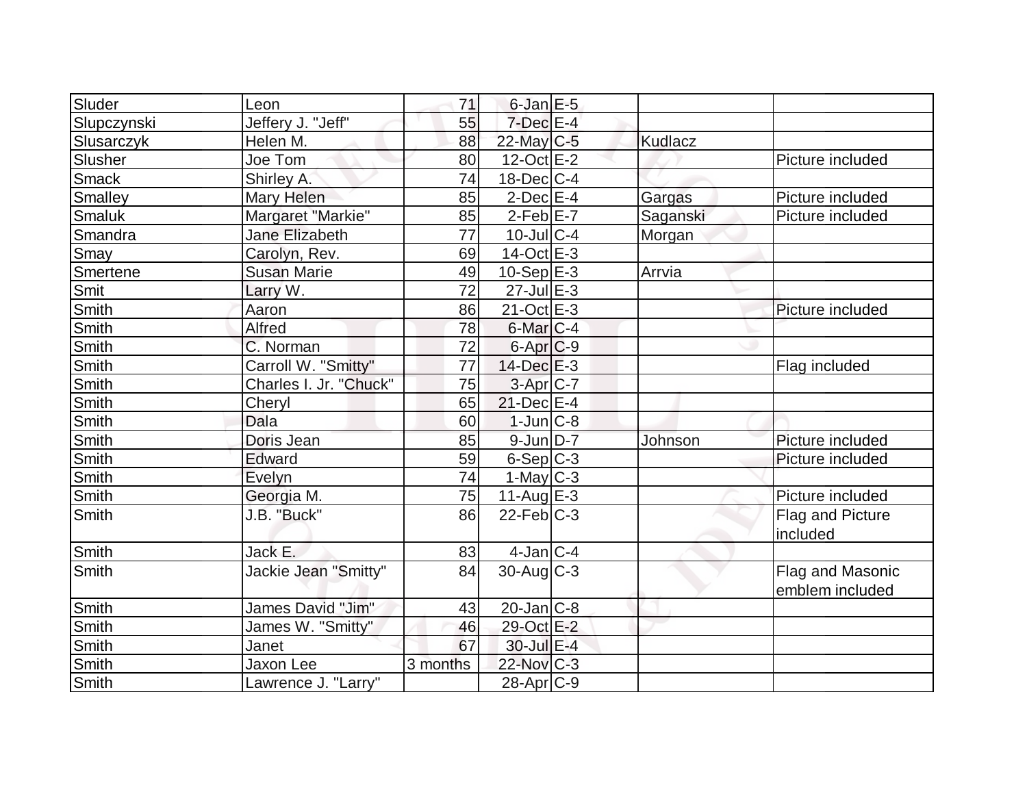| | | | | | | |
|---|---|---|---|---|---|---|
| Sluder | Leon | 71 | 6-Jan | E-5 | | |
| Slupczynski | Jeffery J. "Jeff" | 55 | 7-Dec | E-4 | | |
| Slusarczyk | Helen M. | 88 | 22-May | C-5 | Kudlacz | |
| Slusher | Joe Tom | 80 | 12-Oct | E-2 | | Picture included |
| Smack | Shirley A. | 74 | 18-Dec | C-4 | | |
| Smalley | Mary Helen | 85 | 2-Dec | E-4 | Gargas | Picture included |
| Smaluk | Margaret "Markie" | 85 | 2-Feb | E-7 | Saganski | Picture included |
| Smandra | Jane Elizabeth | 77 | 10-Jul | C-4 | Morgan | |
| Smay | Carolyn, Rev. | 69 | 14-Oct | E-3 | | |
| Smertene | Susan Marie | 49 | 10-Sep | E-3 | Arrvia | |
| Smit | Larry W. | 72 | 27-Jul | E-3 | | |
| Smith | Aaron | 86 | 21-Oct | E-3 | | Picture included |
| Smith | Alfred | 78 | 6-Mar | C-4 | | |
| Smith | C. Norman | 72 | 6-Apr | C-9 | | |
| Smith | Carroll W. "Smitty" | 77 | 14-Dec | E-3 | | Flag included |
| Smith | Charles I. Jr. "Chuck" | 75 | 3-Apr | C-7 | | |
| Smith | Cheryl | 65 | 21-Dec | E-4 | | |
| Smith | Dala | 60 | 1-Jun | C-8 | | |
| Smith | Doris Jean | 85 | 9-Jun | D-7 | Johnson | Picture included |
| Smith | Edward | 59 | 6-Sep | C-3 | | Picture included |
| Smith | Evelyn | 74 | 1-May | C-3 | | |
| Smith | Georgia M. | 75 | 11-Aug | E-3 | | Picture included |
| Smith | J.B. "Buck" | 86 | 22-Feb | C-3 | | Flag and Picture included |
| Smith | Jack E. | 83 | 4-Jan | C-4 | | |
| Smith | Jackie Jean "Smitty" | 84 | 30-Aug | C-3 | | Flag and Masonic emblem included |
| Smith | James David "Jim" | 43 | 20-Jan | C-8 | | |
| Smith | James W. "Smitty" | 46 | 29-Oct | E-2 | | |
| Smith | Janet | 67 | 30-Jul | E-4 | | |
| Smith | Jaxon Lee | 3 months | 22-Nov | C-3 | | |
| Smith | Lawrence J. "Larry" | | 28-Apr | C-9 | | |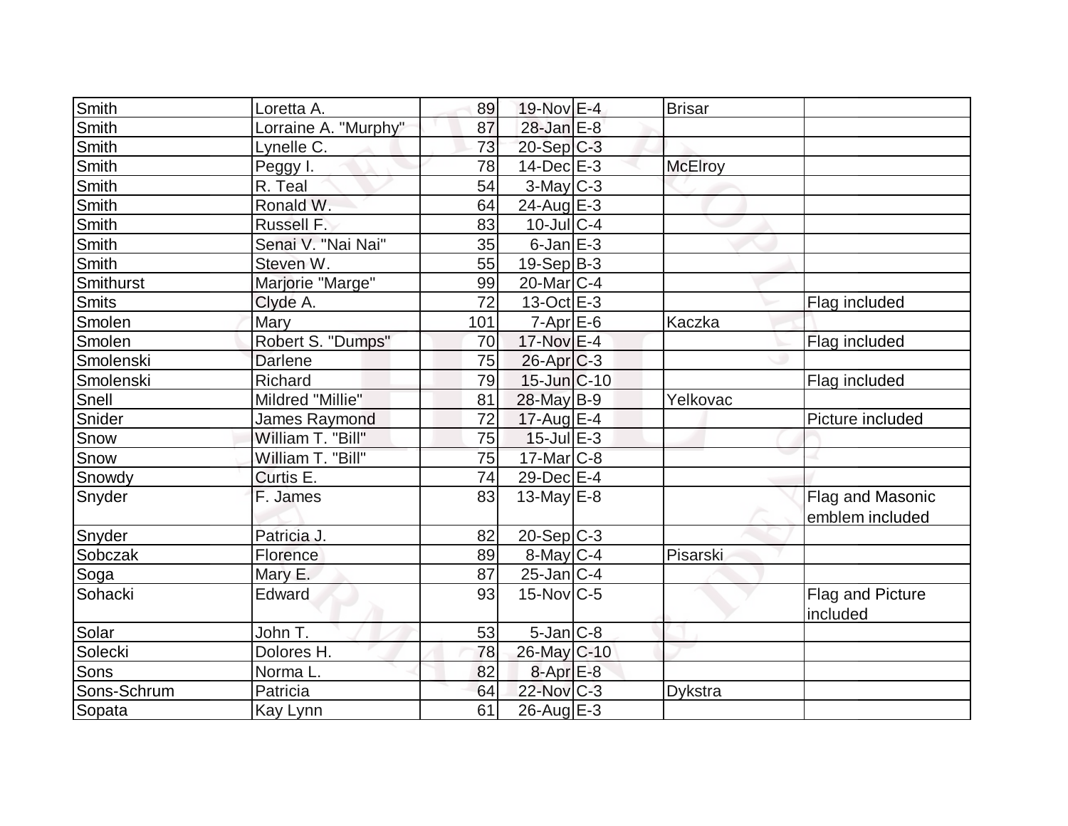| | | | | | | |
|---|---|---|---|---|---|---|
| Smith | Loretta A. | 89 | 19-Nov | E-4 | Brisar | |
| Smith | Lorraine A. "Murphy" | 87 | 28-Jan | E-8 | | |
| Smith | Lynelle C. | 73 | 20-Sep | C-3 | | |
| Smith | Peggy I. | 78 | 14-Dec | E-3 | McElroy | |
| Smith | R. Teal | 54 | 3-May | C-3 | | |
| Smith | Ronald W. | 64 | 24-Aug | E-3 | | |
| Smith | Russell F. | 83 | 10-Jul | C-4 | | |
| Smith | Senai V. "Nai Nai" | 35 | 6-Jan | E-3 | | |
| Smith | Steven W. | 55 | 19-Sep | B-3 | | |
| Smithurst | Marjorie "Marge" | 99 | 20-Mar | C-4 | | |
| Smits | Clyde A. | 72 | 13-Oct | E-3 | | Flag included |
| Smolen | Mary | 101 | 7-Apr | E-6 | Kaczka | |
| Smolen | Robert S. "Dumps" | 70 | 17-Nov | E-4 | | Flag included |
| Smolenski | Darlene | 75 | 26-Apr | C-3 | | |
| Smolenski | Richard | 79 | 15-Jun | C-10 | | Flag included |
| Snell | Mildred "Millie" | 81 | 28-May | B-9 | Yelkovac | |
| Snider | James Raymond | 72 | 17-Aug | E-4 | | Picture included |
| Snow | William T. "Bill" | 75 | 15-Jul | E-3 | | |
| Snow | William T. "Bill" | 75 | 17-Mar | C-8 | | |
| Snowdy | Curtis E. | 74 | 29-Dec | E-4 | | |
| Snyder | F. James | 83 | 13-May | E-8 | | Flag and Masonic emblem included |
| Snyder | Patricia J. | 82 | 20-Sep | C-3 | | |
| Sobczak | Florence | 89 | 8-May | C-4 | Pisarski | |
| Soga | Mary E. | 87 | 25-Jan | C-4 | | |
| Sohacki | Edward | 93 | 15-Nov | C-5 | | Flag and Picture included |
| Solar | John T. | 53 | 5-Jan | C-8 | | |
| Solecki | Dolores H. | 78 | 26-May | C-10 | | |
| Sons | Norma L. | 82 | 8-Apr | E-8 | | |
| Sons-Schrum | Patricia | 64 | 22-Nov | C-3 | Dykstra | |
| Sopata | Kay Lynn | 61 | 26-Aug | E-3 | | |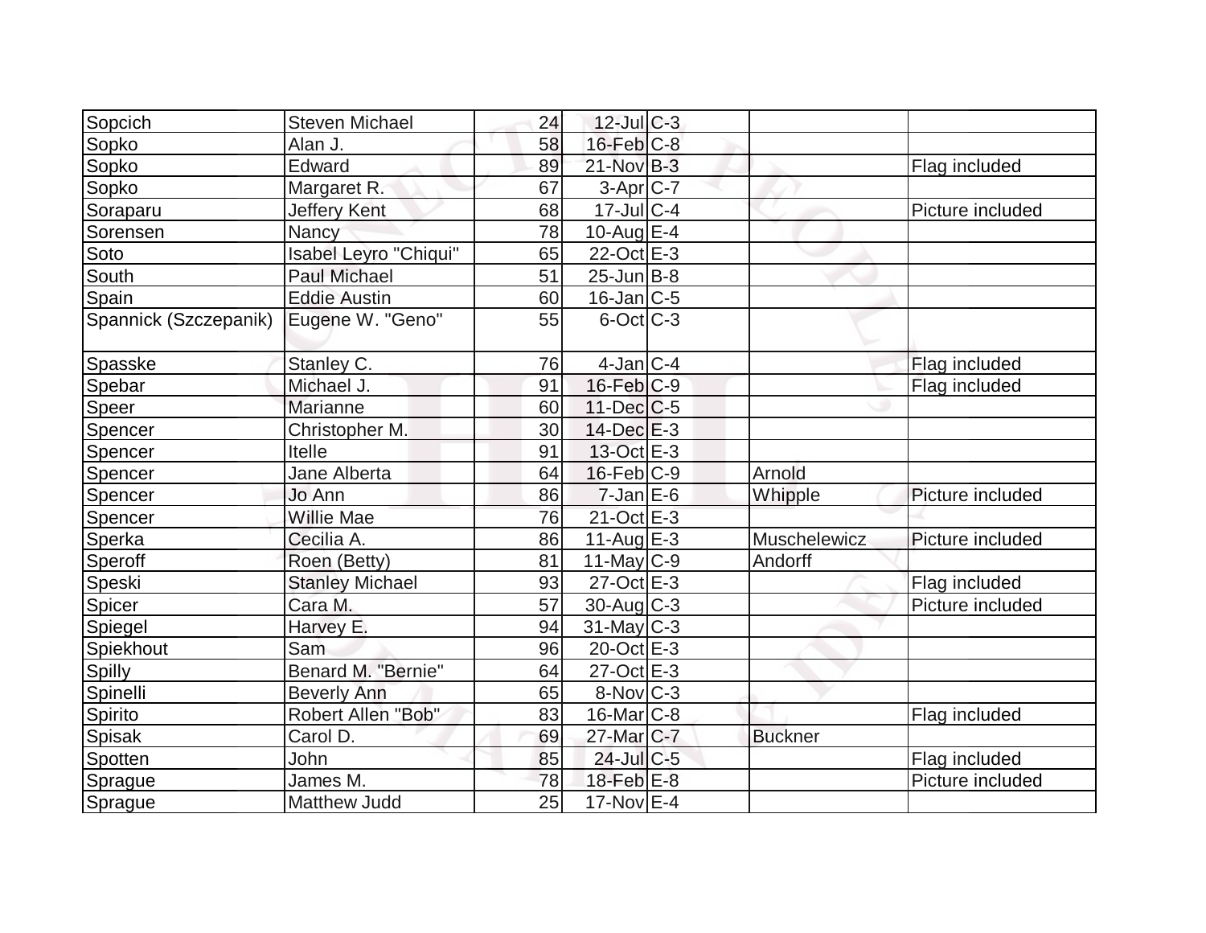| | | | | | | |
|---|---|---|---|---|---|---|
| Sopcich | Steven Michael | 24 | 12-Jul | C-3 | | |
| Sopko | Alan J. | 58 | 16-Feb | C-8 | | |
| Sopko | Edward | 89 | 21-Nov | B-3 | | Flag included |
| Sopko | Margaret R. | 67 | 3-Apr | C-7 | | |
| Soraparu | Jeffery Kent | 68 | 17-Jul | C-4 | | Picture included |
| Sorensen | Nancy | 78 | 10-Aug | E-4 | | |
| Soto | Isabel Leyro "Chiqui" | 65 | 22-Oct | E-3 | | |
| South | Paul Michael | 51 | 25-Jun | B-8 | | |
| Spain | Eddie Austin | 60 | 16-Jan | C-5 | | |
| Spannick (Szczepanik) | Eugene W. "Geno" | 55 | 6-Oct | C-3 | | |
| Spasske | Stanley C. | 76 | 4-Jan | C-4 | | Flag included |
| Spebar | Michael J. | 91 | 16-Feb | C-9 | | Flag included |
| Speer | Marianne | 60 | 11-Dec | C-5 | | |
| Spencer | Christopher M. | 30 | 14-Dec | E-3 | | |
| Spencer | Itelle | 91 | 13-Oct | E-3 | | |
| Spencer | Jane Alberta | 64 | 16-Feb | C-9 | Arnold | |
| Spencer | Jo Ann | 86 | 7-Jan | E-6 | Whipple | Picture included |
| Spencer | Willie Mae | 76 | 21-Oct | E-3 | | |
| Sperka | Cecilia A. | 86 | 11-Aug | E-3 | Muschelewicz | Picture included |
| Speroff | Roen (Betty) | 81 | 11-May | C-9 | Andorff | |
| Speski | Stanley Michael | 93 | 27-Oct | E-3 | | Flag included |
| Spicer | Cara M. | 57 | 30-Aug | C-3 | | Picture included |
| Spiegel | Harvey E. | 94 | 31-May | C-3 | | |
| Spiekhout | Sam | 96 | 20-Oct | E-3 | | |
| Spilly | Benard M. "Bernie" | 64 | 27-Oct | E-3 | | |
| Spinelli | Beverly Ann | 65 | 8-Nov | C-3 | | |
| Spirito | Robert Allen "Bob" | 83 | 16-Mar | C-8 | | Flag included |
| Spisak | Carol D. | 69 | 27-Mar | C-7 | Buckner | |
| Spotten | John | 85 | 24-Jul | C-5 | | Flag included |
| Sprague | James M. | 78 | 18-Feb | E-8 | | Picture included |
| Sprague | Matthew Judd | 25 | 17-Nov | E-4 | | |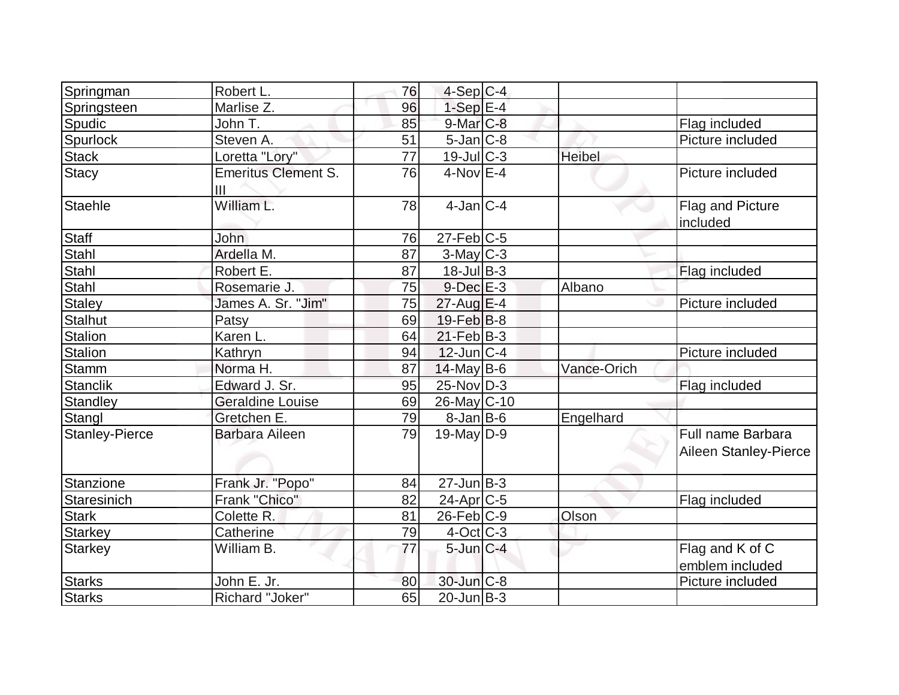| | | | | | | |
|---|---|---|---|---|---|---|
| Springman | Robert L. | 76 | 4-Sep | C-4 | | |
| Springsteen | Marlise Z. | 96 | 1-Sep | E-4 | | |
| Spudic | John T. | 85 | 9-Mar | C-8 | | Flag included |
| Spurlock | Steven A. | 51 | 5-Jan | C-8 | | Picture included |
| Stack | Loretta "Lory" | 77 | 19-Jul | C-3 | Heibel | |
| Stacy | Emeritus Clement S. III | 76 | 4-Nov | E-4 | | Picture included |
| Staehle | William L. | 78 | 4-Jan | C-4 | | Flag and Picture included |
| Staff | John | 76 | 27-Feb | C-5 | | |
| Stahl | Ardella M. | 87 | 3-May | C-3 | | |
| Stahl | Robert E. | 87 | 18-Jul | B-3 | | Flag included |
| Stahl | Rosemarie J. | 75 | 9-Dec | E-3 | Albano | |
| Staley | James A. Sr. "Jim" | 75 | 27-Aug | E-4 | | Picture included |
| Stalhut | Patsy | 69 | 19-Feb | B-8 | | |
| Stalion | Karen L. | 64 | 21-Feb | B-3 | | |
| Stalion | Kathryn | 94 | 12-Jun | C-4 | | Picture included |
| Stamm | Norma H. | 87 | 14-May | B-6 | Vance-Orich | |
| Stanclik | Edward J. Sr. | 95 | 25-Nov | D-3 | | Flag included |
| Standley | Geraldine Louise | 69 | 26-May | C-10 | | |
| Stangl | Gretchen E. | 79 | 8-Jan | B-6 | Engelhard | |
| Stanley-Pierce | Barbara Aileen | 79 | 19-May | D-9 | | Full name Barbara Aileen Stanley-Pierce |
| Stanzione | Frank Jr. "Popo" | 84 | 27-Jun | B-3 | | |
| Staresinich | Frank "Chico" | 82 | 24-Apr | C-5 | | Flag included |
| Stark | Colette R. | 81 | 26-Feb | C-9 | Olson | |
| Starkey | Catherine | 79 | 4-Oct | C-3 | | |
| Starkey | William B. | 77 | 5-Jun | C-4 | | Flag and K of C emblem included |
| Starks | John E. Jr. | 80 | 30-Jun | C-8 | | Picture included |
| Starks | Richard "Joker" | 65 | 20-Jun | B-3 | | |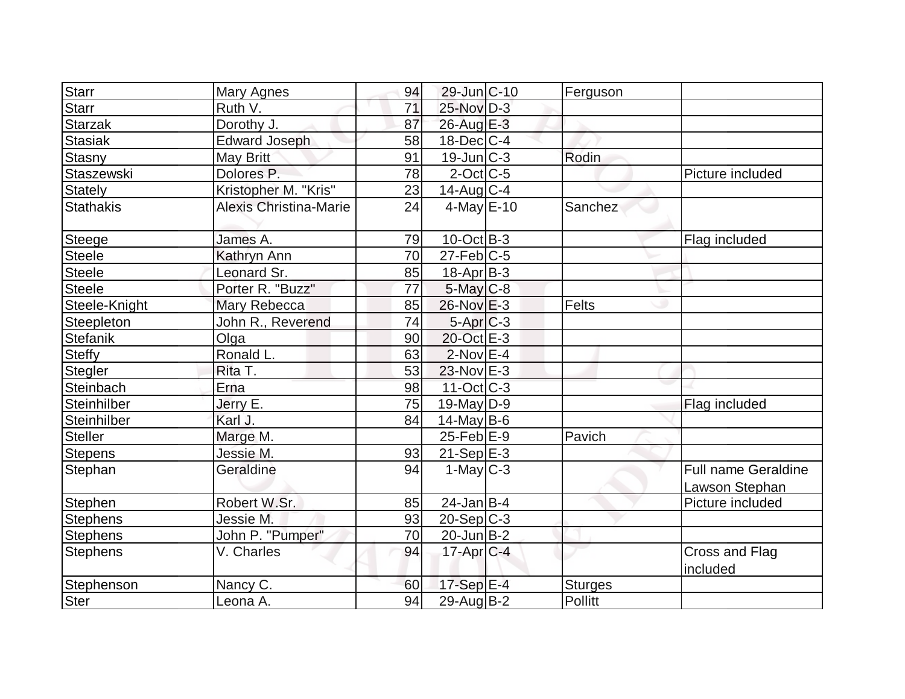| | | | | | | |
|---|---|---|---|---|---|---|
| Starr | Mary Agnes | 94 | 29-Jun | C-10 | Ferguson | |
| Starr | Ruth V. | 71 | 25-Nov | D-3 | | |
| Starzak | Dorothy J. | 87 | 26-Aug | E-3 | | |
| Stasiak | Edward Joseph | 58 | 18-Dec | C-4 | | |
| Stasny | May Britt | 91 | 19-Jun | C-3 | Rodin | |
| Staszewski | Dolores P. | 78 | 2-Oct | C-5 | | Picture included |
| Stately | Kristopher M. "Kris" | 23 | 14-Aug | C-4 | | |
| Stathakis | Alexis Christina-Marie | 24 | 4-May | E-10 | Sanchez | |
| Steege | James A. | 79 | 10-Oct | B-3 | | Flag included |
| Steele | Kathryn Ann | 70 | 27-Feb | C-5 | | |
| Steele | Leonard Sr. | 85 | 18-Apr | B-3 | | |
| Steele | Porter R. "Buzz" | 77 | 5-May | C-8 | | |
| Steele-Knight | Mary Rebecca | 85 | 26-Nov | E-3 | Felts | |
| Steepleton | John R., Reverend | 74 | 5-Apr | C-3 | | |
| Stefanik | Olga | 90 | 20-Oct | E-3 | | |
| Steffy | Ronald L. | 63 | 2-Nov | E-4 | | |
| Stegler | Rita T. | 53 | 23-Nov | E-3 | | |
| Steinbach | Erna | 98 | 11-Oct | C-3 | | |
| Steinhilber | Jerry E. | 75 | 19-May | D-9 | | Flag included |
| Steinhilber | Karl J. | 84 | 14-May | B-6 | | |
| Steller | Marge M. | | 25-Feb | E-9 | Pavich | |
| Stepens | Jessie M. | 93 | 21-Sep | E-3 | | |
| Stephan | Geraldine | 94 | 1-May | C-3 | | Full name Geraldine Lawson Stephan |
| Stephen | Robert W.Sr. | 85 | 24-Jan | B-4 | | Picture included |
| Stephens | Jessie M. | 93 | 20-Sep | C-3 | | |
| Stephens | John P. "Pumper" | 70 | 20-Jun | B-2 | | |
| Stephens | V. Charles | 94 | 17-Apr | C-4 | | Cross and Flag included |
| Stephenson | Nancy C. | 60 | 17-Sep | E-4 | Sturges | |
| Ster | Leona A. | 94 | 29-Aug | B-2 | Pollitt | |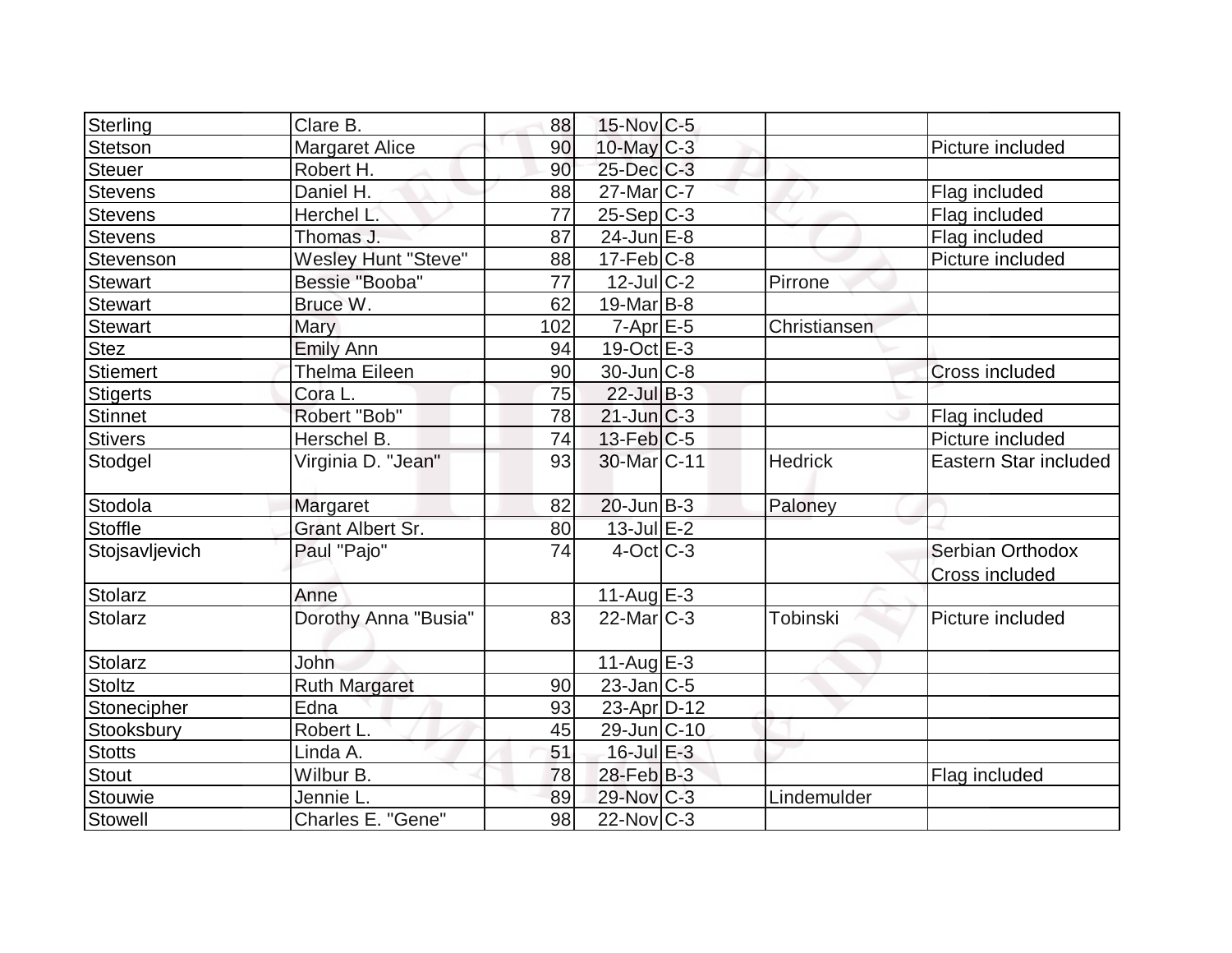| Sterling | Clare B. | 88 | 15-Nov | C-5 | | |
|---|---|---|---|---|---|---|
| Stetson | Margaret Alice | 90 | 10-May | C-3 | | Picture included |
| Steuer | Robert H. | 90 | 25-Dec | C-3 | | |
| Stevens | Daniel H. | 88 | 27-Mar | C-7 | | Flag included |
| Stevens | Herchel L. | 77 | 25-Sep | C-3 | | Flag included |
| Stevens | Thomas J. | 87 | 24-Jun | E-8 | | Flag included |
| Stevenson | Wesley Hunt "Steve" | 88 | 17-Feb | C-8 | | Picture included |
| Stewart | Bessie "Booba" | 77 | 12-Jul | C-2 | Pirrone | |
| Stewart | Bruce W. | 62 | 19-Mar | B-8 | | |
| Stewart | Mary | 102 | 7-Apr | E-5 | Christiansen | |
| Stez | Emily Ann | 94 | 19-Oct | E-3 | | |
| Stiemert | Thelma Eileen | 90 | 30-Jun | C-8 | | Cross included |
| Stigerts | Cora L. | 75 | 22-Jul | B-3 | | |
| Stinnet | Robert "Bob" | 78 | 21-Jun | C-3 | | Flag included |
| Stivers | Herschel B. | 74 | 13-Feb | C-5 | | Picture included |
| Stodgel | Virginia D. "Jean" | 93 | 30-Mar | C-11 | Hedrick | Eastern Star included |
| Stodola | Margaret | 82 | 20-Jun | B-3 | Paloney | |
| Stoffle | Grant Albert Sr. | 80 | 13-Jul | E-2 | | |
| Stojsavljevich | Paul "Pajo" | 74 | 4-Oct | C-3 | | Serbian Orthodox Cross included |
| Stolarz | Anne | | 11-Aug | E-3 | | |
| Stolarz | Dorothy Anna "Busia" | 83 | 22-Mar | C-3 | Tobinski | Picture included |
| Stolarz | John | | 11-Aug | E-3 | | |
| Stoltz | Ruth Margaret | 90 | 23-Jan | C-5 | | |
| Stonecipher | Edna | 93 | 23-Apr | D-12 | | |
| Stooksbury | Robert L. | 45 | 29-Jun | C-10 | | |
| Stotts | Linda A. | 51 | 16-Jul | E-3 | | |
| Stout | Wilbur B. | 78 | 28-Feb | B-3 | | Flag included |
| Stouwie | Jennie L. | 89 | 29-Nov | C-3 | Lindemulder | |
| Stowell | Charles E. "Gene" | 98 | 22-Nov | C-3 | | |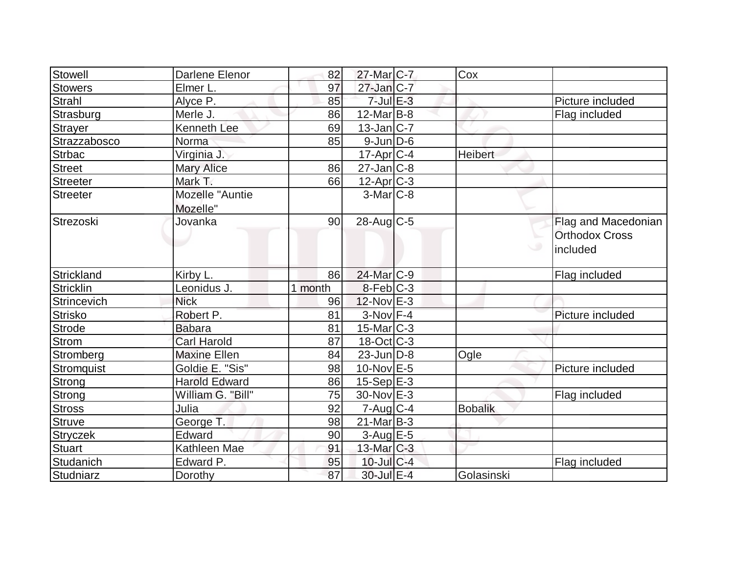| | | | | | | |
|---|---|---|---|---|---|---|
| Stowell | Darlene Elenor | 82 | 27-Mar | C-7 | Cox | |
| Stowers | Elmer L. | 97 | 27-Jan | C-7 | | |
| Strahl | Alyce P. | 85 | 7-Jul | E-3 | | Picture included |
| Strasburg | Merle J. | 86 | 12-Mar | B-8 | | Flag included |
| Strayer | Kenneth Lee | 69 | 13-Jan | C-7 | | |
| Strazzabosco | Norma | 85 | 9-Jun | D-6 | | |
| Strbac | Virginia J. | | 17-Apr | C-4 | Heibert | |
| Street | Mary Alice | 86 | 27-Jan | C-8 | | |
| Streeter | Mark T. | 66 | 12-Apr | C-3 | | |
| Streeter | Mozelle "Auntie Mozelle" | | 3-Mar | C-8 | | |
| Strezoski | Jovanka | 90 | 28-Aug | C-5 | | Flag and Macedonian Orthodox Cross included |
| Strickland | Kirby L. | 86 | 24-Mar | C-9 | | Flag included |
| Stricklin | Leonidus J. | 1 month | 8-Feb | C-3 | | |
| Strincevich | Nick | 96 | 12-Nov | E-3 | | |
| Strisko | Robert P. | 81 | 3-Nov | F-4 | | Picture included |
| Strode | Babara | 81 | 15-Mar | C-3 | | |
| Strom | Carl Harold | 87 | 18-Oct | C-3 | | |
| Stromberg | Maxine Ellen | 84 | 23-Jun | D-8 | Ogle | |
| Stromquist | Goldie E. "Sis" | 98 | 10-Nov | E-5 | | Picture included |
| Strong | Harold Edward | 86 | 15-Sep | E-3 | | |
| Strong | William G. "Bill" | 75 | 30-Nov | E-3 | | Flag included |
| Stross | Julia | 92 | 7-Aug | C-4 | Bobalik | |
| Struve | George T. | 98 | 21-Mar | B-3 | | |
| Stryczek | Edward | 90 | 3-Aug | E-5 | | |
| Stuart | Kathleen Mae | 91 | 13-Mar | C-3 | | |
| Studanich | Edward P. | 95 | 10-Jul | C-4 | | Flag included |
| Studniarz | Dorothy | 87 | 30-Jul | E-4 | Golasinski | |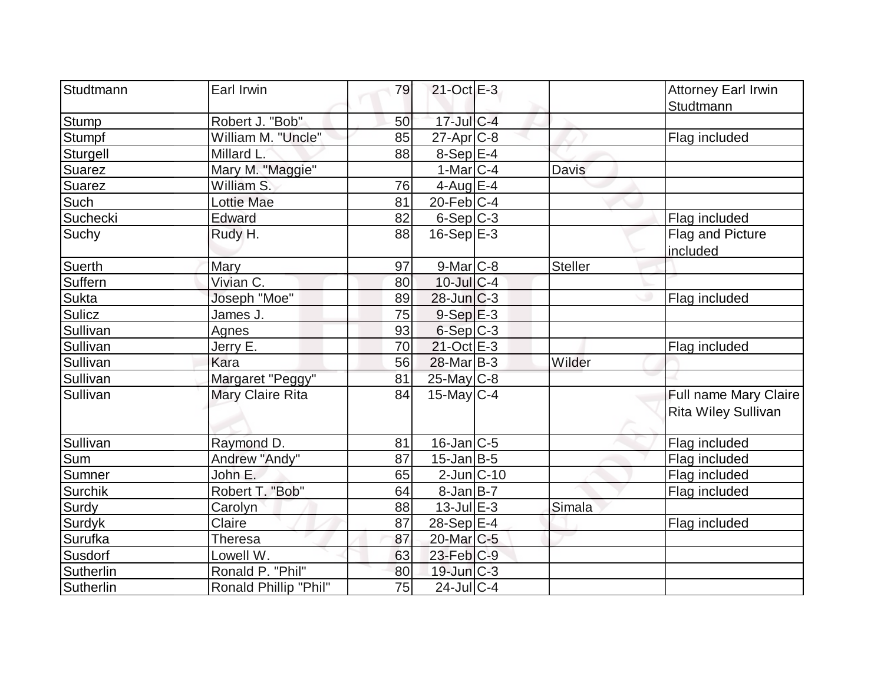| Studtmann | Earl Irwin | 79 | 21-Oct | E-3 | | Attorney Earl Irwin Studtmann |
|---|---|---|---|---|---|---|
| Stump | Robert J. "Bob" | 50 | 17-Jul | C-4 | | |
| Stumpf | William M. "Uncle" | 85 | 27-Apr | C-8 | | Flag included |
| Sturgell | Millard L. | 88 | 8-Sep | E-4 | | |
| Suarez | Mary M. "Maggie" | | 1-Mar | C-4 | Davis | |
| Suarez | William S. | 76 | 4-Aug | E-4 | | |
| Such | Lottie Mae | 81 | 20-Feb | C-4 | | |
| Suchecki | Edward | 82 | 6-Sep | C-3 | | Flag included |
| Suchy | Rudy H. | 88 | 16-Sep | E-3 | | Flag and Picture included |
| Suerth | Mary | 97 | 9-Mar | C-8 | Steller | |
| Suffern | Vivian C. | 80 | 10-Jul | C-4 | | |
| Sukta | Joseph "Moe" | 89 | 28-Jun | C-3 | | Flag included |
| Sulicz | James J. | 75 | 9-Sep | E-3 | | |
| Sullivan | Agnes | 93 | 6-Sep | C-3 | | |
| Sullivan | Jerry E. | 70 | 21-Oct | E-3 | | Flag included |
| Sullivan | Kara | 56 | 28-Mar | B-3 | Wilder | |
| Sullivan | Margaret "Peggy" | 81 | 25-May | C-8 | | |
| Sullivan | Mary Claire Rita | 84 | 15-May | C-4 | | Full name Mary Claire Rita Wiley Sullivan |
| Sullivan | Raymond D. | 81 | 16-Jan | C-5 | | Flag included |
| Sum | Andrew "Andy" | 87 | 15-Jan | B-5 | | Flag included |
| Sumner | John E. | 65 | 2-Jun | C-10 | | Flag included |
| Surchik | Robert T. "Bob" | 64 | 8-Jan | B-7 | | Flag included |
| Surdy | Carolyn | 88 | 13-Jul | E-3 | Simala | |
| Surdyk | Claire | 87 | 28-Sep | E-4 | | Flag included |
| Surufka | Theresa | 87 | 20-Mar | C-5 | | |
| Susdorf | Lowell W. | 63 | 23-Feb | C-9 | | |
| Sutherlin | Ronald P. "Phil" | 80 | 19-Jun | C-3 | | |
| Sutherlin | Ronald Phillip "Phil" | 75 | 24-Jul | C-4 | | |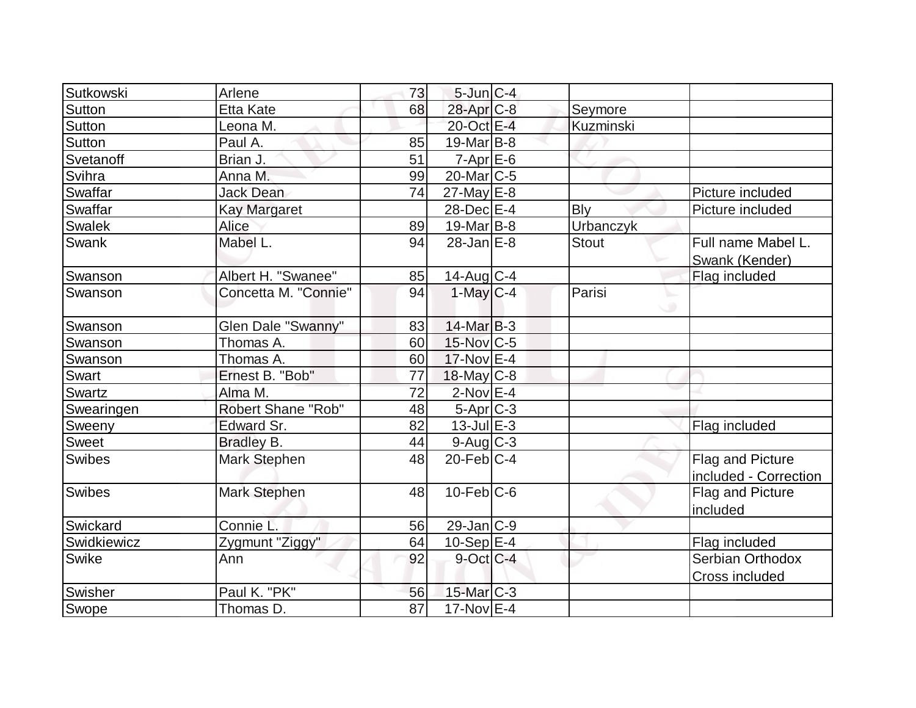| Sutkowski | Arlene | 73 | 5-Jun | C-4 | | |
|---|---|---|---|---|---|---|
| Sutton | Etta Kate | 68 | 28-Apr | C-8 | Seymore | |
| Sutton | Leona M. | | 20-Oct | E-4 | Kuzminski | |
| Sutton | Paul A. | 85 | 19-Mar | B-8 | | |
| Svetanoff | Brian J. | 51 | 7-Apr | E-6 | | |
| Svihra | Anna M. | 99 | 20-Mar | C-5 | | |
| Swaffar | Jack Dean | 74 | 27-May | E-8 | | Picture included |
| Swaffar | Kay Margaret | | 28-Dec | E-4 | Bly | Picture included |
| Swalek | Alice | 89 | 19-Mar | B-8 | Urbanczyk | |
| Swank | Mabel L. | 94 | 28-Jan | E-8 | Stout | Full name Mabel L. Swank (Kender) |
| Swanson | Albert H. "Swanee" | 85 | 14-Aug | C-4 | | Flag included |
| Swanson | Concetta M. "Connie" | 94 | 1-May | C-4 | Parisi | |
| Swanson | Glen Dale "Swanny" | 83 | 14-Mar | B-3 | | |
| Swanson | Thomas A. | 60 | 15-Nov | C-5 | | |
| Swanson | Thomas A. | 60 | 17-Nov | E-4 | | |
| Swart | Ernest B. "Bob" | 77 | 18-May | C-8 | | |
| Swartz | Alma M. | 72 | 2-Nov | E-4 | | |
| Swearingen | Robert Shane "Rob" | 48 | 5-Apr | C-3 | | |
| Sweeny | Edward Sr. | 82 | 13-Jul | E-3 | | Flag included |
| Sweet | Bradley B. | 44 | 9-Aug | C-3 | | |
| Swibes | Mark Stephen | 48 | 20-Feb | C-4 | | Flag and Picture included - Correction |
| Swibes | Mark Stephen | 48 | 10-Feb | C-6 | | Flag and Picture included |
| Swickard | Connie L. | 56 | 29-Jan | C-9 | | |
| Swidkiewicz | Zygmunt "Ziggy" | 64 | 10-Sep | E-4 | | Flag included |
| Swike | Ann | 92 | 9-Oct | C-4 | | Serbian Orthodox Cross included |
| Swisher | Paul K. "PK" | 56 | 15-Mar | C-3 | | |
| Swope | Thomas D. | 87 | 17-Nov | E-4 | | |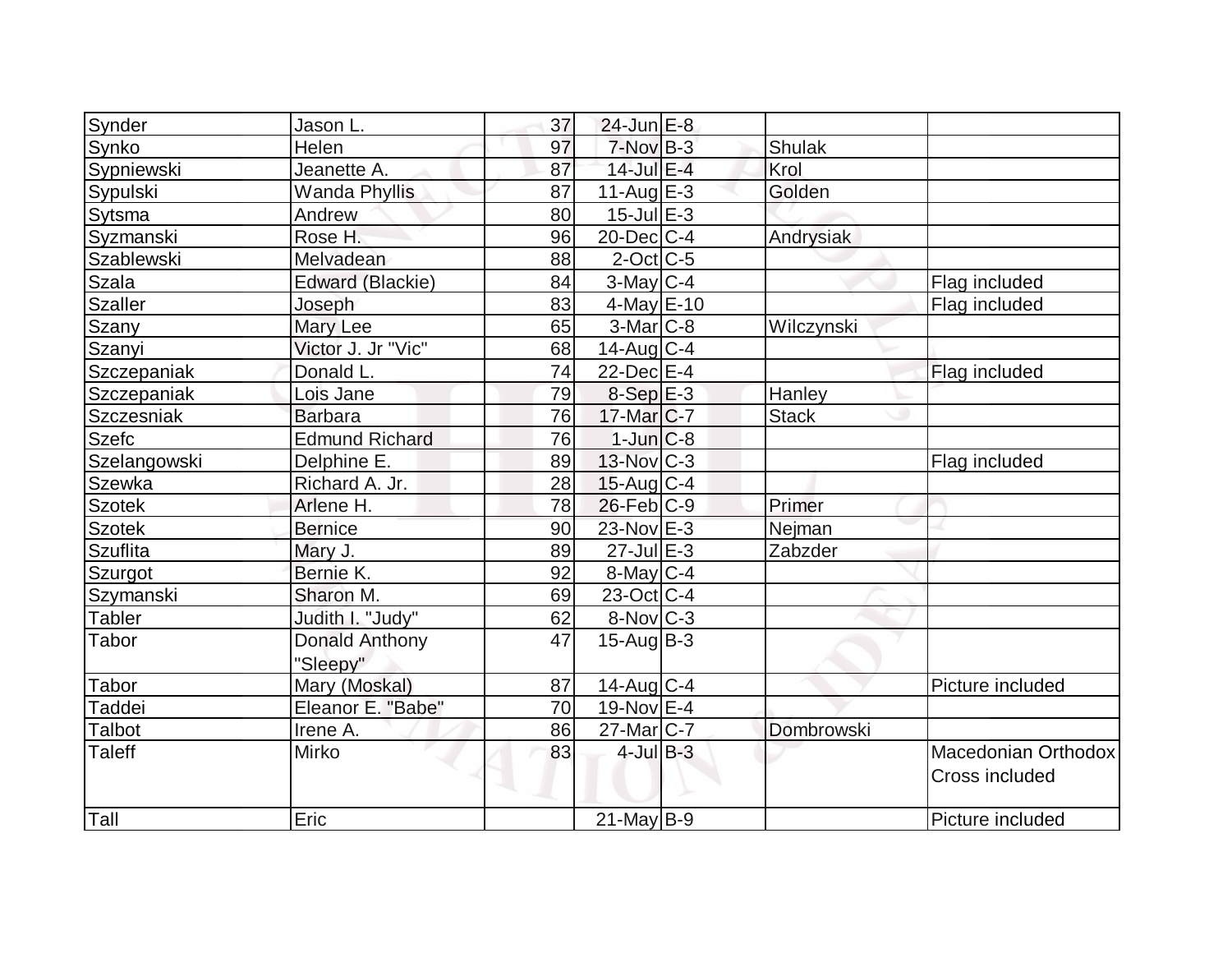| | | | | | | |
|---|---|---|---|---|---|---|
| Synder | Jason L. | 37 | 24-Jun | E-8 | | |
| Synko | Helen | 97 | 7-Nov | B-3 | Shulak | |
| Sypniewski | Jeanette A. | 87 | 14-Jul | E-4 | Krol | |
| Sypulski | Wanda Phyllis | 87 | 11-Aug | E-3 | Golden | |
| Sytsma | Andrew | 80 | 15-Jul | E-3 | | |
| Syzmanski | Rose H. | 96 | 20-Dec | C-4 | Andrysiak | |
| Szablewski | Melvadean | 88 | 2-Oct | C-5 | | |
| Szala | Edward (Blackie) | 84 | 3-May | C-4 | | Flag included |
| Szaller | Joseph | 83 | 4-May | E-10 | | Flag included |
| Szany | Mary Lee | 65 | 3-Mar | C-8 | Wilczynski | |
| Szanyi | Victor J. Jr "Vic" | 68 | 14-Aug | C-4 | | |
| Szczepaniak | Donald L. | 74 | 22-Dec | E-4 | | Flag included |
| Szczepaniak | Lois Jane | 79 | 8-Sep | E-3 | Hanley | |
| Szczesniak | Barbara | 76 | 17-Mar | C-7 | Stack | |
| Szefc | Edmund Richard | 76 | 1-Jun | C-8 | | |
| Szelangowski | Delphine E. | 89 | 13-Nov | C-3 | | Flag included |
| Szewka | Richard A. Jr. | 28 | 15-Aug | C-4 | | |
| Szotek | Arlene H. | 78 | 26-Feb | C-9 | Primer | |
| Szotek | Bernice | 90 | 23-Nov | E-3 | Nejman | |
| Szuflita | Mary J. | 89 | 27-Jul | E-3 | Zabzder | |
| Szurgot | Bernie K. | 92 | 8-May | C-4 | | |
| Szymanski | Sharon M. | 69 | 23-Oct | C-4 | | |
| Tabler | Judith I. "Judy" | 62 | 8-Nov | C-3 | | |
| Tabor | Donald Anthony "Sleepy" | 47 | 15-Aug | B-3 | | |
| Tabor | Mary (Moskal) | 87 | 14-Aug | C-4 | | Picture included |
| Taddei | Eleanor E. "Babe" | 70 | 19-Nov | E-4 | | |
| Talbot | Irene A. | 86 | 27-Mar | C-7 | Dombrowski | |
| Taleff | Mirko | 83 | 4-Jul | B-3 | | Macedonian Orthodox Cross included |
| Tall | Eric | | 21-May | B-9 | | Picture included |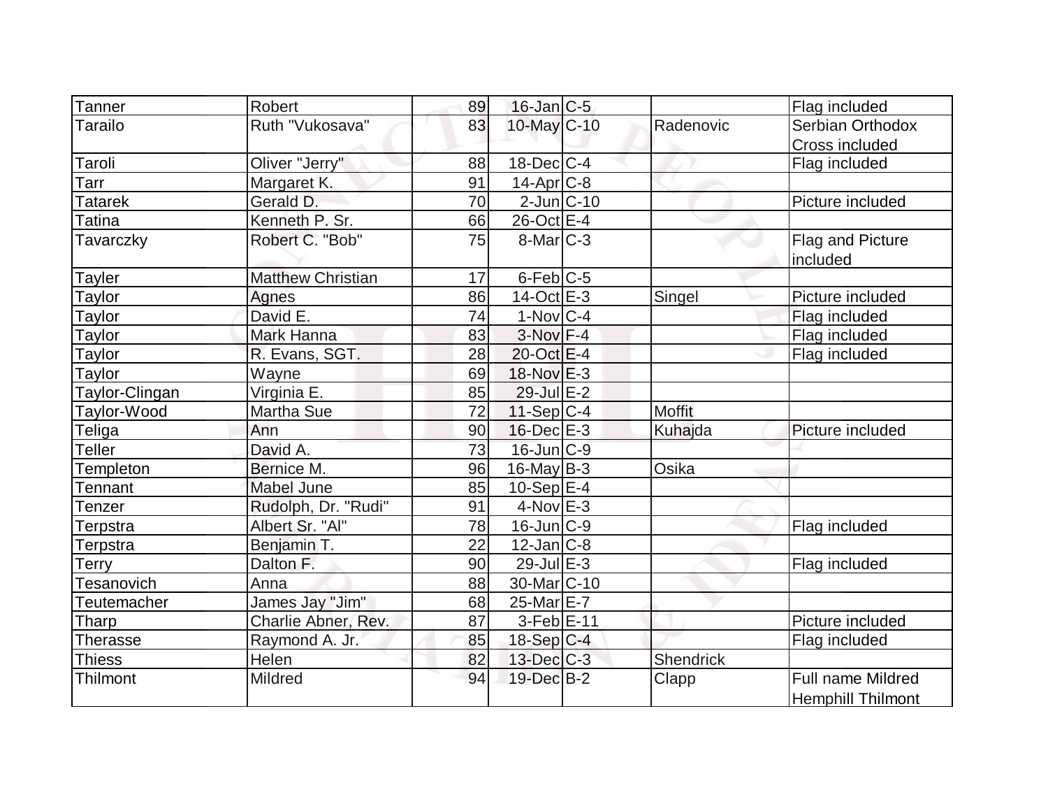| | | | | | | |
|---|---|---|---|---|---|---|
| Tanner | Robert | 89 | 16-Jan | C-5 | | Flag included |
| Tarailo | Ruth "Vukosava" | 83 | 10-May | C-10 | Radenovic | Serbian Orthodox Cross included |
| Taroli | Oliver "Jerry" | 88 | 18-Dec | C-4 | | Flag included |
| Tarr | Margaret K. | 91 | 14-Apr | C-8 | | |
| Tatarek | Gerald D. | 70 | 2-Jun | C-10 | | Picture included |
| Tatina | Kenneth P. Sr. | 66 | 26-Oct | E-4 | | |
| Tavarczky | Robert C. "Bob" | 75 | 8-Mar | C-3 | | Flag and Picture included |
| Tayler | Matthew Christian | 17 | 6-Feb | C-5 | | |
| Taylor | Agnes | 86 | 14-Oct | E-3 | Singel | Picture included |
| Taylor | David E. | 74 | 1-Nov | C-4 | | Flag included |
| Taylor | Mark Hanna | 83 | 3-Nov | F-4 | | Flag included |
| Taylor | R. Evans, SGT. | 28 | 20-Oct | E-4 | | Flag included |
| Taylor | Wayne | 69 | 18-Nov | E-3 | | |
| Taylor-Clingan | Virginia E. | 85 | 29-Jul | E-2 | | |
| Taylor-Wood | Martha Sue | 72 | 11-Sep | C-4 | Moffit | |
| Teliga | Ann | 90 | 16-Dec | E-3 | Kuhajda | Picture included |
| Teller | David A. | 73 | 16-Jun | C-9 | | |
| Templeton | Bernice M. | 96 | 16-May | B-3 | Osika | |
| Tennant | Mabel June | 85 | 10-Sep | E-4 | | |
| Tenzer | Rudolph, Dr. "Rudi" | 91 | 4-Nov | E-3 | | |
| Terpstra | Albert Sr. "Al" | 78 | 16-Jun | C-9 | | Flag included |
| Terpstra | Benjamin T. | 22 | 12-Jan | C-8 | | |
| Terry | Dalton F. | 90 | 29-Jul | E-3 | | Flag included |
| Tesanovich | Anna | 88 | 30-Mar | C-10 | | |
| Teutemacher | James Jay "Jim" | 68 | 25-Mar | E-7 | | |
| Tharp | Charlie Abner, Rev. | 87 | 3-Feb | E-11 | | Picture included |
| Therasse | Raymond A. Jr. | 85 | 18-Sep | C-4 | | Flag included |
| Thiess | Helen | 82 | 13-Dec | C-3 | Shendrick | |
| Thilmont | Mildred | 94 | 19-Dec | B-2 | Clapp | Full name Mildred Hemphill Thilmont |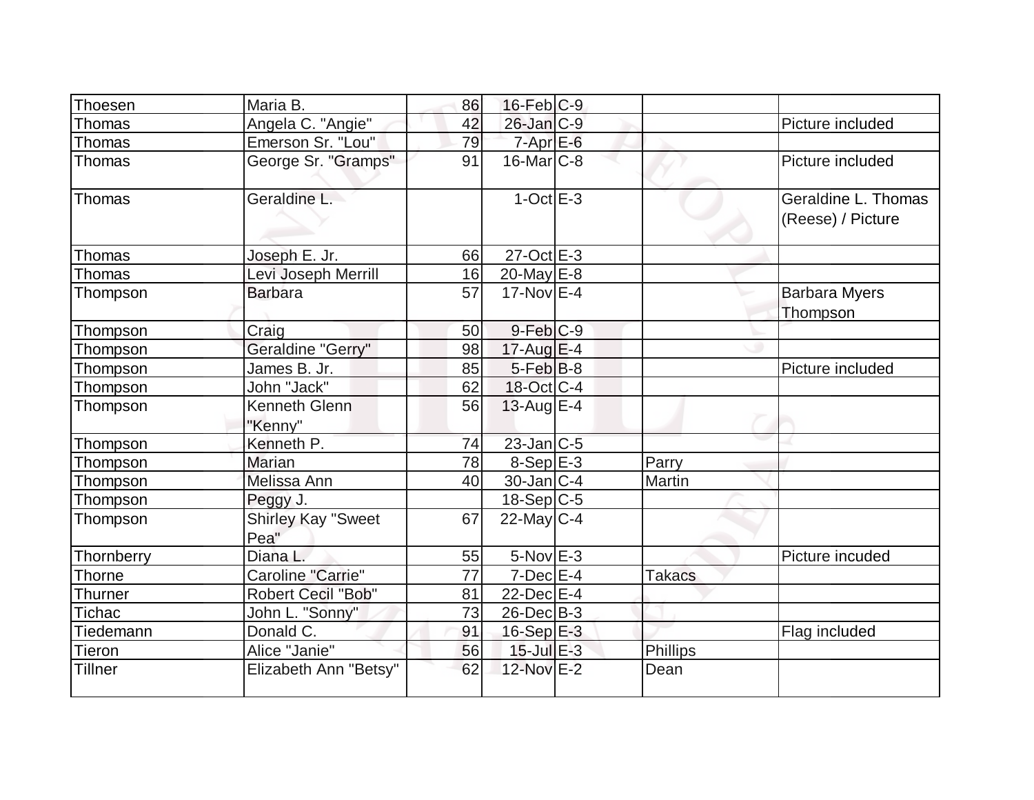| | | | | | | |
|---|---|---|---|---|---|---|
| Thoesen | Maria B. | 86 | 16-Feb | C-9 | | |
| Thomas | Angela C. "Angie" | 42 | 26-Jan | C-9 | | Picture included |
| Thomas | Emerson Sr. "Lou" | 79 | 7-Apr | E-6 | | |
| Thomas | George Sr. "Gramps" | 91 | 16-Mar | C-8 | | Picture included |
| Thomas | Geraldine L. | | 1-Oct | E-3 | | Geraldine L. Thomas (Reese) / Picture |
| Thomas | Joseph E. Jr. | 66 | 27-Oct | E-3 | | |
| Thomas | Levi Joseph Merrill | 16 | 20-May | E-8 | | |
| Thompson | Barbara | 57 | 17-Nov | E-4 | | Barbara Myers Thompson |
| Thompson | Craig | 50 | 9-Feb | C-9 | | |
| Thompson | Geraldine "Gerry" | 98 | 17-Aug | E-4 | | |
| Thompson | James B. Jr. | 85 | 5-Feb | B-8 | | Picture included |
| Thompson | John "Jack" | 62 | 18-Oct | C-4 | | |
| Thompson | Kenneth Glenn "Kenny" | 56 | 13-Aug | E-4 | | |
| Thompson | Kenneth P. | 74 | 23-Jan | C-5 | | |
| Thompson | Marian | 78 | 8-Sep | E-3 | Parry | |
| Thompson | Melissa Ann | 40 | 30-Jan | C-4 | Martin | |
| Thompson | Peggy J. | | 18-Sep | C-5 | | |
| Thompson | Shirley Kay "Sweet Pea" | 67 | 22-May | C-4 | | |
| Thornberry | Diana L. | 55 | 5-Nov | E-3 | | Picture incuded |
| Thorne | Caroline "Carrie" | 77 | 7-Dec | E-4 | Takacs | |
| Thurner | Robert Cecil "Bob" | 81 | 22-Dec | E-4 | | |
| Tichac | John L. "Sonny" | 73 | 26-Dec | B-3 | | |
| Tiedemann | Donald C. | 91 | 16-Sep | E-3 | | Flag included |
| Tieron | Alice "Janie" | 56 | 15-Jul | E-3 | Phillips | |
| Tillner | Elizabeth Ann "Betsy" | 62 | 12-Nov | E-2 | Dean | |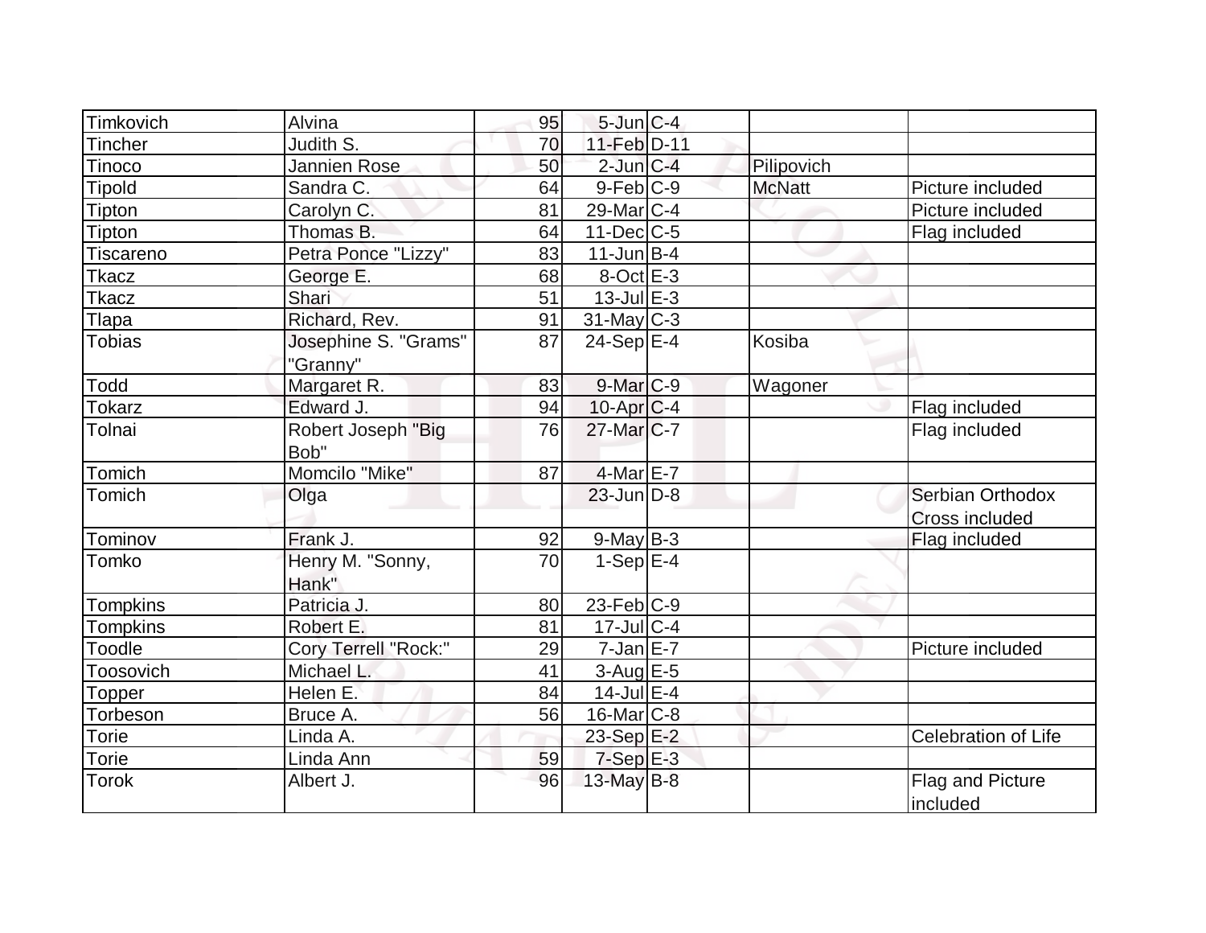| | | | | | | |
|---|---|---|---|---|---|---|
| Timkovich | Alvina | 95 | 5-Jun | C-4 | | |
| Tincher | Judith S. | 70 | 11-Feb | D-11 | | |
| Tinoco | Jannien Rose | 50 | 2-Jun | C-4 | Pilipovich | |
| Tipold | Sandra C. | 64 | 9-Feb | C-9 | McNatt | Picture included |
| Tipton | Carolyn C. | 81 | 29-Mar | C-4 | | Picture included |
| Tipton | Thomas B. | 64 | 11-Dec | C-5 | | Flag included |
| Tiscareno | Petra Ponce "Lizzy" | 83 | 11-Jun | B-4 | | |
| Tkacz | George E. | 68 | 8-Oct | E-3 | | |
| Tkacz | Shari | 51 | 13-Jul | E-3 | | |
| Tlapa | Richard, Rev. | 91 | 31-May | C-3 | | |
| Tobias | Josephine S. "Grams" "Granny" | 87 | 24-Sep | E-4 | Kosiba | |
| Todd | Margaret R. | 83 | 9-Mar | C-9 | Wagoner | |
| Tokarz | Edward J. | 94 | 10-Apr | C-4 | | Flag included |
| Tolnai | Robert Joseph "Big Bob" | 76 | 27-Mar | C-7 | | Flag included |
| Tomich | Momcilo "Mike" | 87 | 4-Mar | E-7 | | |
| Tomich | Olga | | 23-Jun | D-8 | | Serbian Orthodox Cross included |
| Tominov | Frank J. | 92 | 9-May | B-3 | | Flag included |
| Tomko | Henry M. "Sonny, Hank" | 70 | 1-Sep | E-4 | | |
| Tompkins | Patricia J. | 80 | 23-Feb | C-9 | | |
| Tompkins | Robert E. | 81 | 17-Jul | C-4 | | |
| Toodle | Cory Terrell "Rock:" | 29 | 7-Jan | E-7 | | Picture included |
| Toosovich | Michael L. | 41 | 3-Aug | E-5 | | |
| Topper | Helen E. | 84 | 14-Jul | E-4 | | |
| Torbeson | Bruce A. | 56 | 16-Mar | C-8 | | |
| Torie | Linda A. | | 23-Sep | E-2 | | Celebration of Life |
| Torie | Linda Ann | 59 | 7-Sep | E-3 | | |
| Torok | Albert J. | 96 | 13-May | B-8 | | Flag and Picture included |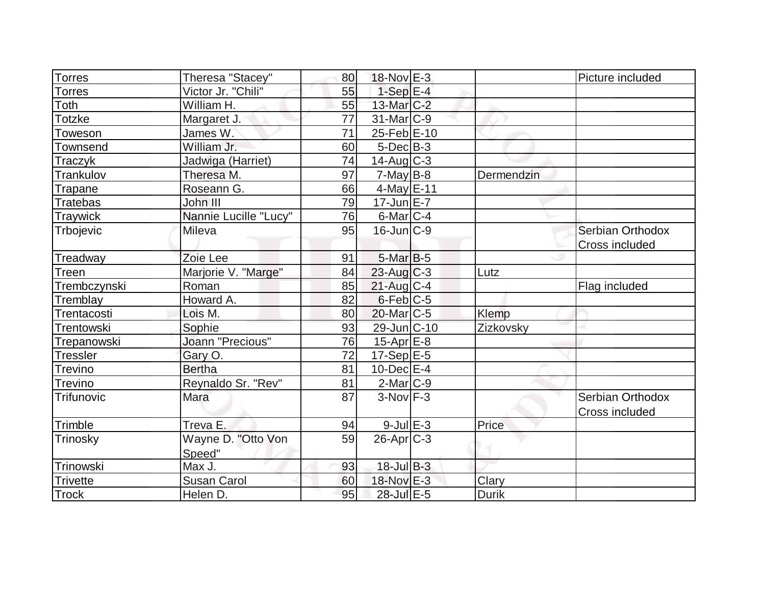| Torres | Theresa "Stacey" | 80 | 18-Nov | E-3 | | Picture included |
|---|---|---|---|---|---|---|
| Torres | Victor Jr. "Chili" | 55 | 1-Sep | E-4 | | |
| Toth | William H. | 55 | 13-Mar | C-2 | | |
| Totzke | Margaret J. | 77 | 31-Mar | C-9 | | |
| Toweson | James W. | 71 | 25-Feb | E-10 | | |
| Townsend | William Jr. | 60 | 5-Dec | B-3 | | |
| Traczyk | Jadwiga (Harriet) | 74 | 14-Aug | C-3 | | |
| Trankulov | Theresa M. | 97 | 7-May | B-8 | Dermendzin | |
| Trapane | Roseann G. | 66 | 4-May | E-11 | | |
| Tratebas | John III | 79 | 17-Jun | E-7 | | |
| Traywick | Nannie Lucille "Lucy" | 76 | 6-Mar | C-4 | | |
| Trbojevic | Mileva | 95 | 16-Jun | C-9 | | Serbian Orthodox Cross included |
| Treadway | Zoie Lee | 91 | 5-Mar | B-5 | | |
| Treen | Marjorie V. "Marge" | 84 | 23-Aug | C-3 | Lutz | |
| Trembczynski | Roman | 85 | 21-Aug | C-4 | | Flag included |
| Tremblay | Howard A. | 82 | 6-Feb | C-5 | | |
| Trentacosti | Lois M. | 80 | 20-Mar | C-5 | Klemp | |
| Trentowski | Sophie | 93 | 29-Jun | C-10 | Zizkovsky | |
| Trepanowski | Joann "Precious" | 76 | 15-Apr | E-8 | | |
| Tressler | Gary O. | 72 | 17-Sep | E-5 | | |
| Trevino | Bertha | 81 | 10-Dec | E-4 | | |
| Trevino | Reynaldo Sr. "Rev" | 81 | 2-Mar | C-9 | | |
| Trifunovic | Mara | 87 | 3-Nov | F-3 | | Serbian Orthodox Cross included |
| Trimble | Treva E. | 94 | 9-Jul | E-3 | Price | |
| Trinosky | Wayne D. "Otto Von Speed" | 59 | 26-Apr | C-3 | | |
| Trinowski | Max J. | 93 | 18-Jul | B-3 | | |
| Trivette | Susan Carol | 60 | 18-Nov | E-3 | Clary | |
| Trock | Helen D. | 95 | 28-Jul | E-5 | Durik | |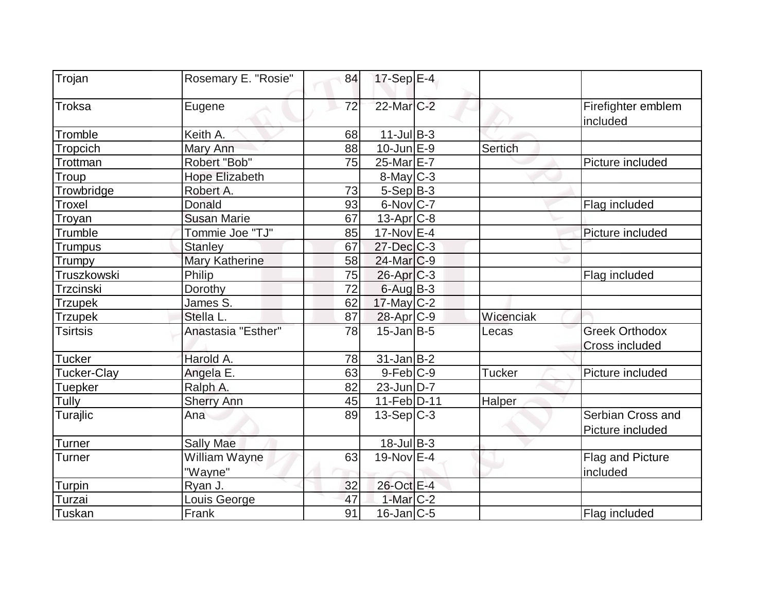| | | | | | | |
|---|---|---|---|---|---|---|
| Trojan | Rosemary E. "Rosie" | 84 | 17-Sep | E-4 | | |
| Troksa | Eugene | 72 | 22-Mar | C-2 | | Firefighter emblem included |
| Tromble | Keith A. | 68 | 11-Jul | B-3 | | |
| Tropcich | Mary Ann | 88 | 10-Jun | E-9 | Sertich | |
| Trottman | Robert "Bob" | 75 | 25-Mar | E-7 | | Picture included |
| Troup | Hope Elizabeth | | 8-May | C-3 | | |
| Trowbridge | Robert A. | 73 | 5-Sep | B-3 | | |
| Troxel | Donald | 93 | 6-Nov | C-7 | | Flag included |
| Troyan | Susan Marie | 67 | 13-Apr | C-8 | | |
| Trumble | Tommie Joe "TJ" | 85 | 17-Nov | E-4 | | Picture included |
| Trumpus | Stanley | 67 | 27-Dec | C-3 | | |
| Trumpy | Mary Katherine | 58 | 24-Mar | C-9 | | |
| Truszkowski | Philip | 75 | 26-Apr | C-3 | | Flag included |
| Trzcinski | Dorothy | 72 | 6-Aug | B-3 | | |
| Trzupek | James S. | 62 | 17-May | C-2 | | |
| Trzupek | Stella L. | 87 | 28-Apr | C-9 | Wicenciak | |
| Tsirtsis | Anastasia "Esther" | 78 | 15-Jan | B-5 | Lecas | Greek Orthodox Cross included |
| Tucker | Harold A. | 78 | 31-Jan | B-2 | | |
| Tucker-Clay | Angela E. | 63 | 9-Feb | C-9 | Tucker | Picture included |
| Tuepker | Ralph A. | 82 | 23-Jun | D-7 | | |
| Tully | Sherry Ann | 45 | 11-Feb | D-11 | Halper | |
| Turajlic | Ana | 89 | 13-Sep | C-3 | | Serbian Cross and Picture included |
| Turner | Sally Mae | | 18-Jul | B-3 | | |
| Turner | William Wayne "Wayne" | 63 | 19-Nov | E-4 | | Flag and Picture included |
| Turpin | Ryan J. | 32 | 26-Oct | E-4 | | |
| Turzai | Louis George | 47 | 1-Mar | C-2 | | |
| Tuskan | Frank | 91 | 16-Jan | C-5 | | Flag included |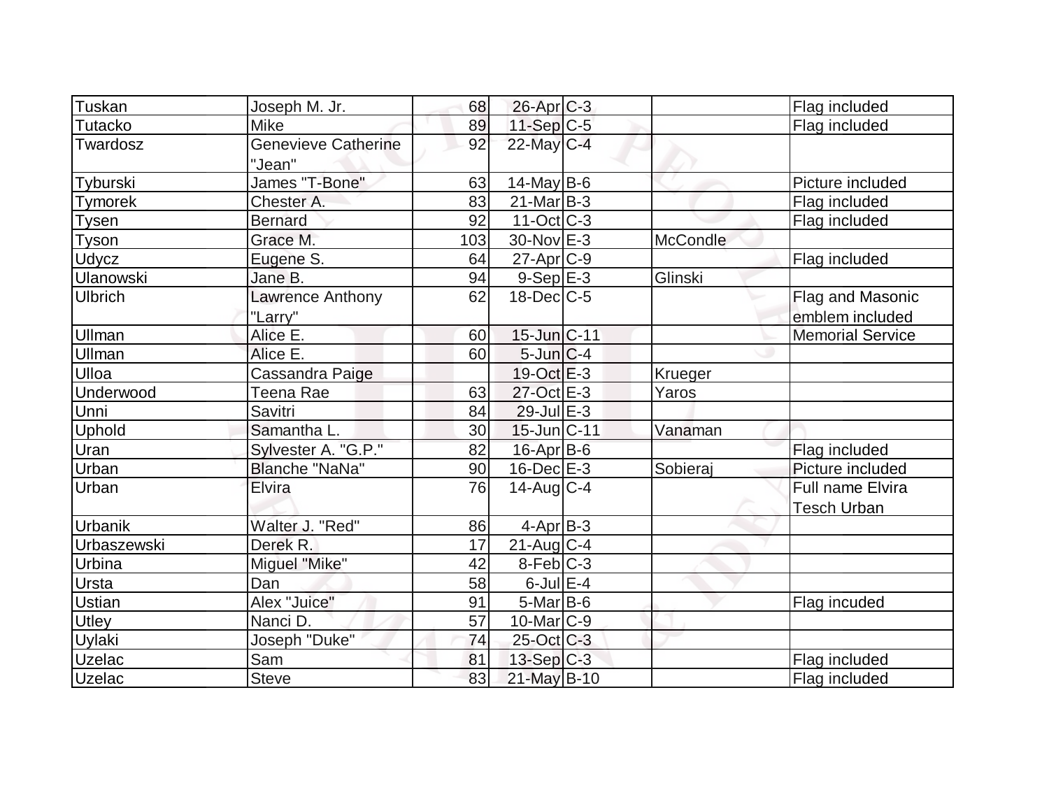| | | | | | | |
|---|---|---|---|---|---|---|
| Tuskan | Joseph M. Jr. | 68 | 26-Apr | C-3 | | Flag included |
| Tutacko | Mike | 89 | 11-Sep | C-5 | | Flag included |
| Twardosz | Genevieve Catherine "Jean" | 92 | 22-May | C-4 | | |
| Tyburski | James "T-Bone" | 63 | 14-May | B-6 | | Picture included |
| Tymorek | Chester A. | 83 | 21-Mar | B-3 | | Flag included |
| Tysen | Bernard | 92 | 11-Oct | C-3 | | Flag included |
| Tyson | Grace M. | 103 | 30-Nov | E-3 | McCondle | |
| Udycz | Eugene S. | 64 | 27-Apr | C-9 | | Flag included |
| Ulanowski | Jane B. | 94 | 9-Sep | E-3 | Glinski | |
| Ulbrich | Lawrence Anthony "Larry" | 62 | 18-Dec | C-5 | | Flag and Masonic emblem included |
| Ullman | Alice E. | 60 | 15-Jun | C-11 | | Memorial Service |
| Ullman | Alice E. | 60 | 5-Jun | C-4 | | |
| Ulloa | Cassandra Paige | | 19-Oct | E-3 | Krueger | |
| Underwood | Teena Rae | 63 | 27-Oct | E-3 | Yaros | |
| Unni | Savitri | 84 | 29-Jul | E-3 | | |
| Uphold | Samantha L. | 30 | 15-Jun | C-11 | Vanaman | |
| Uran | Sylvester A. "G.P." | 82 | 16-Apr | B-6 | | Flag included |
| Urban | Blanche "NaNa" | 90 | 16-Dec | E-3 | Sobieraj | Picture included |
| Urban | Elvira | 76 | 14-Aug | C-4 | | Full name Elvira Tesch Urban |
| Urbanik | Walter J. "Red" | 86 | 4-Apr | B-3 | | |
| Urbaszewski | Derek R. | 17 | 21-Aug | C-4 | | |
| Urbina | Miguel "Mike" | 42 | 8-Feb | C-3 | | |
| Ursta | Dan | 58 | 6-Jul | E-4 | | |
| Ustian | Alex "Juice" | 91 | 5-Mar | B-6 | | Flag incuded |
| Utley | Nanci D. | 57 | 10-Mar | C-9 | | |
| Uylaki | Joseph "Duke" | 74 | 25-Oct | C-3 | | |
| Uzelac | Sam | 81 | 13-Sep | C-3 | | Flag included |
| Uzelac | Steve | 83 | 21-May | B-10 | | Flag included |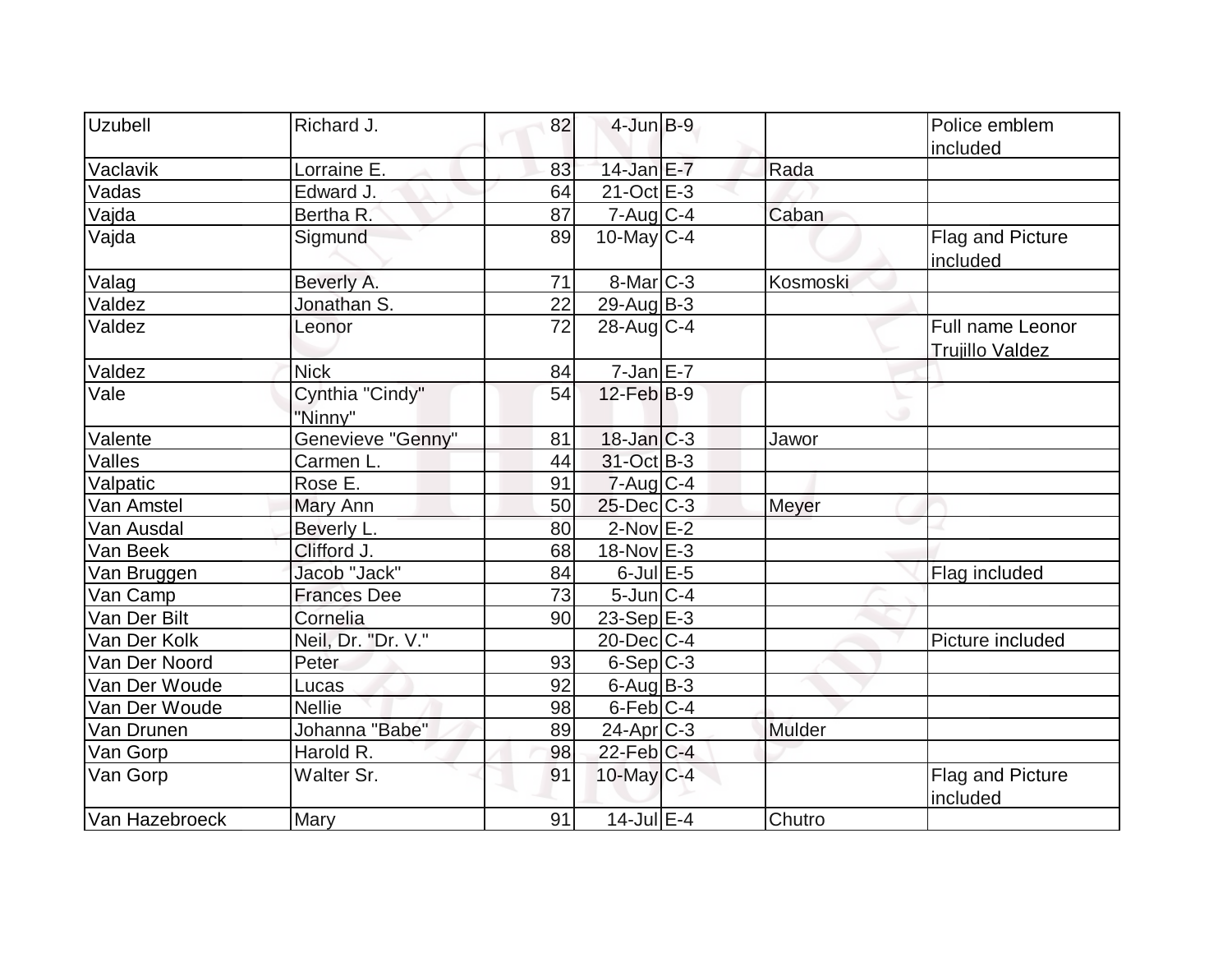| Uzubell | Richard J. | 82 | 4-Jun | B-9 | | Police emblem included |
|---|---|---|---|---|---|---|
| Vaclavik | Lorraine E. | 83 | 14-Jan | E-7 | Rada | |
| Vadas | Edward J. | 64 | 21-Oct | E-3 | | |
| Vajda | Bertha R. | 87 | 7-Aug | C-4 | Caban | |
| Vajda | Sigmund | 89 | 10-May | C-4 | | Flag and Picture included |
| Valag | Beverly A. | 71 | 8-Mar | C-3 | Kosmoski | |
| Valdez | Jonathan S. | 22 | 29-Aug | B-3 | | |
| Valdez | Leonor | 72 | 28-Aug | C-4 | | Full name Leonor Trujillo Valdez |
| Valdez | Nick | 84 | 7-Jan | E-7 | | |
| Vale | Cynthia "Cindy" "Ninny" | 54 | 12-Feb | B-9 | | |
| Valente | Genevieve "Genny" | 81 | 18-Jan | C-3 | Jawor | |
| Valles | Carmen L. | 44 | 31-Oct | B-3 | | |
| Valpatic | Rose E. | 91 | 7-Aug | C-4 | | |
| Van Amstel | Mary Ann | 50 | 25-Dec | C-3 | Meyer | |
| Van Ausdal | Beverly L. | 80 | 2-Nov | E-2 | | |
| Van Beek | Clifford J. | 68 | 18-Nov | E-3 | | |
| Van Bruggen | Jacob "Jack" | 84 | 6-Jul | E-5 | | Flag included |
| Van Camp | Frances Dee | 73 | 5-Jun | C-4 | | |
| Van Der Bilt | Cornelia | 90 | 23-Sep | E-3 | | |
| Van Der Kolk | Neil, Dr. "Dr. V." | | 20-Dec | C-4 | | Picture included |
| Van Der Noord | Peter | 93 | 6-Sep | C-3 | | |
| Van Der Woude | Lucas | 92 | 6-Aug | B-3 | | |
| Van Der Woude | Nellie | 98 | 6-Feb | C-4 | | |
| Van Drunen | Johanna "Babe" | 89 | 24-Apr | C-3 | Mulder | |
| Van Gorp | Harold R. | 98 | 22-Feb | C-4 | | |
| Van Gorp | Walter Sr. | 91 | 10-May | C-4 | | Flag and Picture included |
| Van Hazebroeck | Mary | 91 | 14-Jul | E-4 | Chutro | |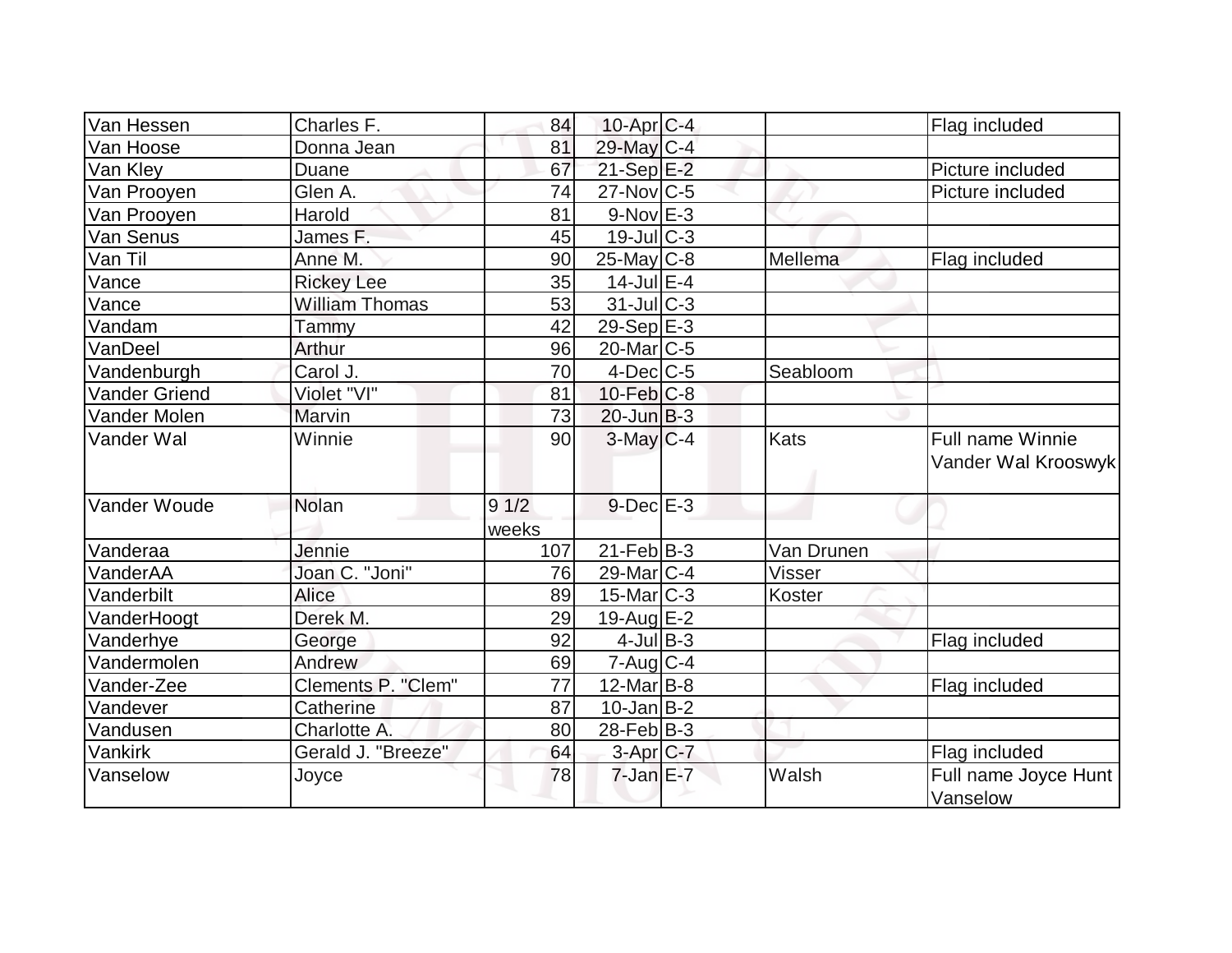| Van Hessen | Charles F. | 84 | 10-Apr | C-4 | | Flag included |
|---|---|---|---|---|---|---|
| Van Hoose | Donna Jean | 81 | 29-May | C-4 | | |
| Van Kley | Duane | 67 | 21-Sep | E-2 | | Picture included |
| Van Prooyen | Glen A. | 74 | 27-Nov | C-5 | | Picture included |
| Van Prooyen | Harold | 81 | 9-Nov | E-3 | | |
| Van Senus | James F. | 45 | 19-Jul | C-3 | | |
| Van Til | Anne M. | 90 | 25-May | C-8 | Mellema | Flag included |
| Vance | Rickey Lee | 35 | 14-Jul | E-4 | | |
| Vance | William Thomas | 53 | 31-Jul | C-3 | | |
| Vandam | Tammy | 42 | 29-Sep | E-3 | | |
| VanDeel | Arthur | 96 | 20-Mar | C-5 | | |
| Vandenburgh | Carol J. | 70 | 4-Dec | C-5 | Seabloom | |
| Vander Griend | Violet "VI" | 81 | 10-Feb | C-8 | | |
| Vander Molen | Marvin | 73 | 20-Jun | B-3 | | |
| Vander Wal | Winnie | 90 | 3-May | C-4 | Kats | Full name Winnie Vander Wal Krooswyk |
| Vander Woude | Nolan | 9 1/2 weeks | 9-Dec | E-3 | | |
| Vanderaa | Jennie | 107 | 21-Feb | B-3 | Van Drunen | |
| VanderAA | Joan C. "Joni" | 76 | 29-Mar | C-4 | Visser | |
| Vanderbilt | Alice | 89 | 15-Mar | C-3 | Koster | |
| VanderHoogt | Derek M. | 29 | 19-Aug | E-2 | | |
| Vanderhye | George | 92 | 4-Jul | B-3 | | Flag included |
| Vandermolen | Andrew | 69 | 7-Aug | C-4 | | |
| Vander-Zee | Clements P. "Clem" | 77 | 12-Mar | B-8 | | Flag included |
| Vandever | Catherine | 87 | 10-Jan | B-2 | | |
| Vandusen | Charlotte A. | 80 | 28-Feb | B-3 | | |
| Vankirk | Gerald J. "Breeze" | 64 | 3-Apr | C-7 | | Flag included |
| Vanselow | Joyce | 78 | 7-Jan | E-7 | Walsh | Full name Joyce Hunt Vanselow |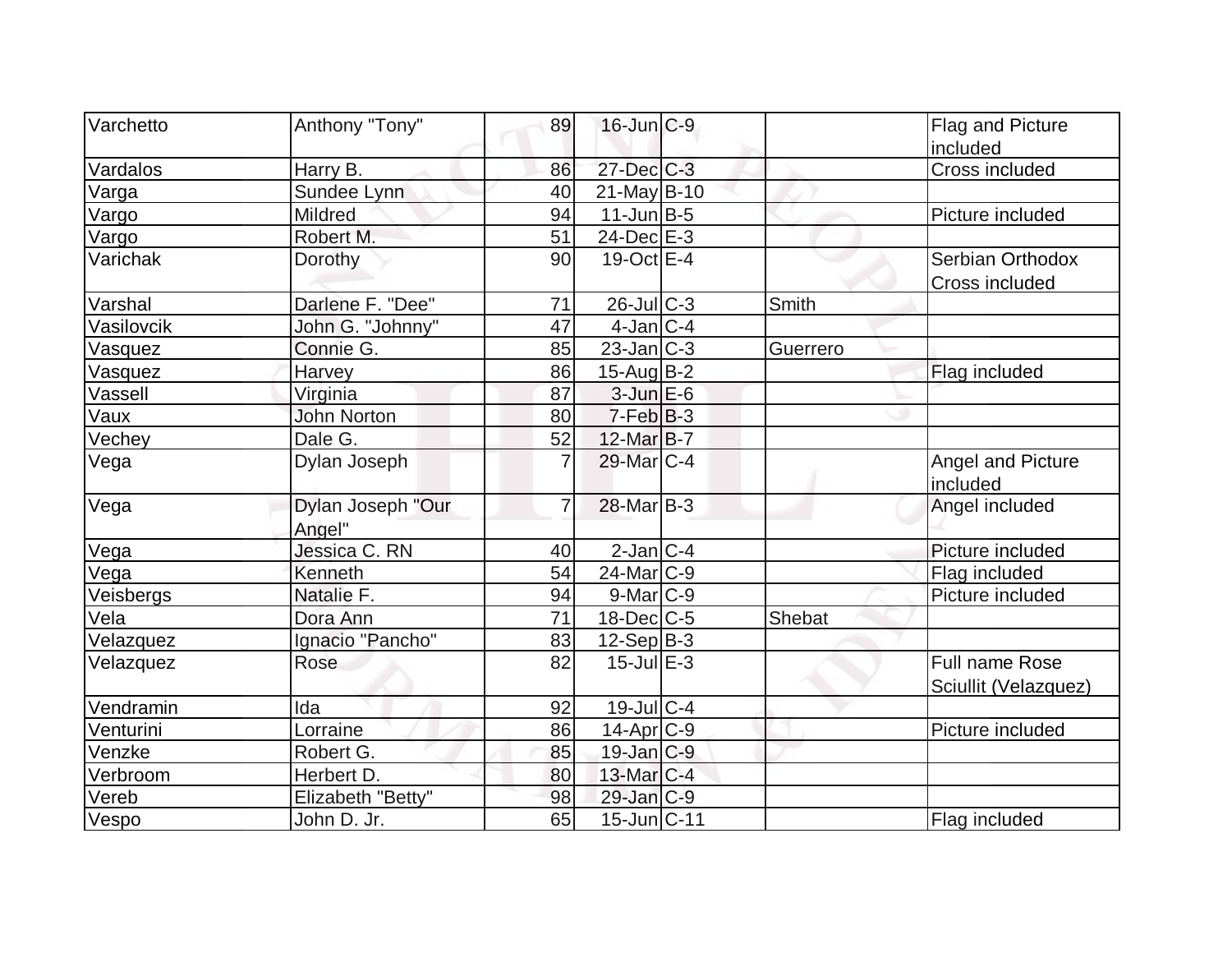| | | | | | | |
|---|---|---|---|---|---|---|
| Varchetto | Anthony "Tony" | 89 | 16-Jun | C-9 | | Flag and Picture included |
| Vardalos | Harry B. | 86 | 27-Dec | C-3 | | Cross included |
| Varga | Sundee Lynn | 40 | 21-May | B-10 | | |
| Vargo | Mildred | 94 | 11-Jun | B-5 | | Picture included |
| Vargo | Robert M. | 51 | 24-Dec | E-3 | | |
| Varichak | Dorothy | 90 | 19-Oct | E-4 | | Serbian Orthodox Cross included |
| Varshal | Darlene F. "Dee" | 71 | 26-Jul | C-3 | Smith | |
| Vasilovcik | John G. "Johnny" | 47 | 4-Jan | C-4 | | |
| Vasquez | Connie G. | 85 | 23-Jan | C-3 | Guerrero | |
| Vasquez | Harvey | 86 | 15-Aug | B-2 | | Flag included |
| Vassell | Virginia | 87 | 3-Jun | E-6 | | |
| Vaux | John Norton | 80 | 7-Feb | B-3 | | |
| Vechey | Dale G. | 52 | 12-Mar | B-7 | | |
| Vega | Dylan Joseph | 7 | 29-Mar | C-4 | | Angel and Picture included |
| Vega | Dylan Joseph "Our Angel" | 7 | 28-Mar | B-3 | | Angel included |
| Vega | Jessica C. RN | 40 | 2-Jan | C-4 | | Picture included |
| Vega | Kenneth | 54 | 24-Mar | C-9 | | Flag included |
| Veisbergs | Natalie F. | 94 | 9-Mar | C-9 | | Picture included |
| Vela | Dora Ann | 71 | 18-Dec | C-5 | Shebat | |
| Velazquez | Ignacio "Pancho" | 83 | 12-Sep | B-3 | | |
| Velazquez | Rose | 82 | 15-Jul | E-3 | | Full name Rose Sciullit (Velazquez) |
| Vendramin | Ida | 92 | 19-Jul | C-4 | | |
| Venturini | Lorraine | 86 | 14-Apr | C-9 | | Picture included |
| Venzke | Robert G. | 85 | 19-Jan | C-9 | | |
| Verbroom | Herbert D. | 80 | 13-Mar | C-4 | | |
| Vereb | Elizabeth "Betty" | 98 | 29-Jan | C-9 | | |
| Vespo | John D. Jr. | 65 | 15-Jun | C-11 | | Flag included |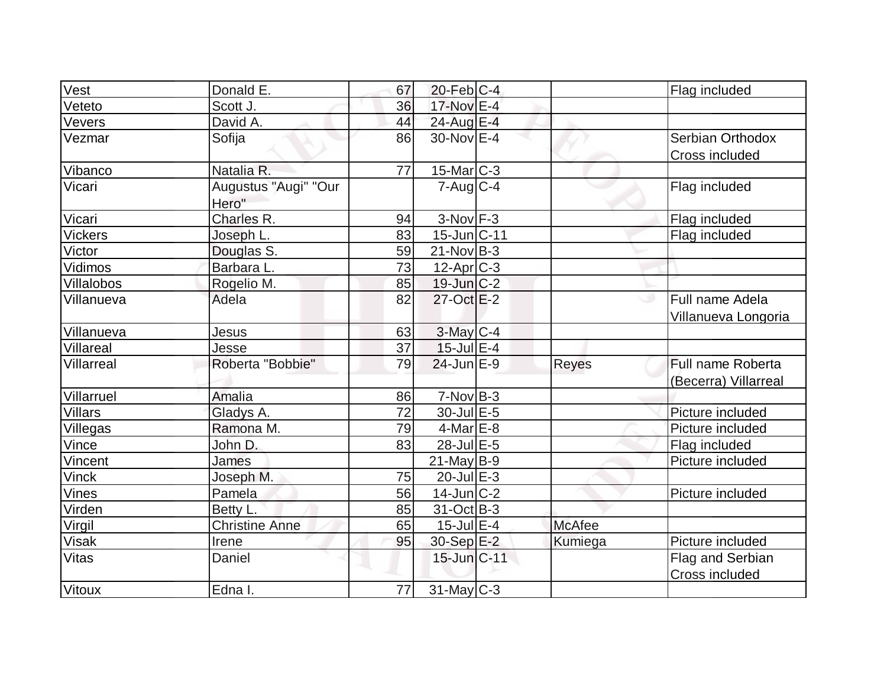| | | | | | | |
|---|---|---|---|---|---|---|
| Vest | Donald E. | 67 | 20-Feb | C-4 | | Flag included |
| Veteto | Scott J. | 36 | 17-Nov | E-4 | | |
| Vevers | David A. | 44 | 24-Aug | E-4 | | |
| Vezmar | Sofija | 86 | 30-Nov | E-4 | | Serbian Orthodox Cross included |
| Vibanco | Natalia R. | 77 | 15-Mar | C-3 | | |
| Vicari | Augustus "Augi" "Our Hero" | | 7-Aug | C-4 | | Flag included |
| Vicari | Charles R. | 94 | 3-Nov | F-3 | | Flag included |
| Vickers | Joseph L. | 83 | 15-Jun | C-11 | | Flag included |
| Victor | Douglas S. | 59 | 21-Nov | B-3 | | |
| Vidimos | Barbara L. | 73 | 12-Apr | C-3 | | |
| Villalobos | Rogelio M. | 85 | 19-Jun | C-2 | | |
| Villanueva | Adela | 82 | 27-Oct | E-2 | | Full name Adela Villanueva Longoria |
| Villanueva | Jesus | 63 | 3-May | C-4 | | |
| Villareal | Jesse | 37 | 15-Jul | E-4 | | |
| Villarreal | Roberta "Bobbie" | 79 | 24-Jun | E-9 | Reyes | Full name Roberta (Becerra) Villarreal |
| Villarruel | Amalia | 86 | 7-Nov | B-3 | | |
| Villars | Gladys A. | 72 | 30-Jul | E-5 | | Picture included |
| Villegas | Ramona M. | 79 | 4-Mar | E-8 | | Picture included |
| Vince | John D. | 83 | 28-Jul | E-5 | | Flag included |
| Vincent | James | | 21-May | B-9 | | Picture included |
| Vinck | Joseph M. | 75 | 20-Jul | E-3 | | |
| Vines | Pamela | 56 | 14-Jun | C-2 | | Picture included |
| Virden | Betty L. | 85 | 31-Oct | B-3 | | |
| Virgil | Christine Anne | 65 | 15-Jul | E-4 | McAfee | |
| Visak | Irene | 95 | 30-Sep | E-2 | Kumiega | Picture included |
| Vitas | Daniel | | 15-Jun | C-11 | | Flag and Serbian Cross included |
| Vitoux | Edna I. | 77 | 31-May | C-3 | | |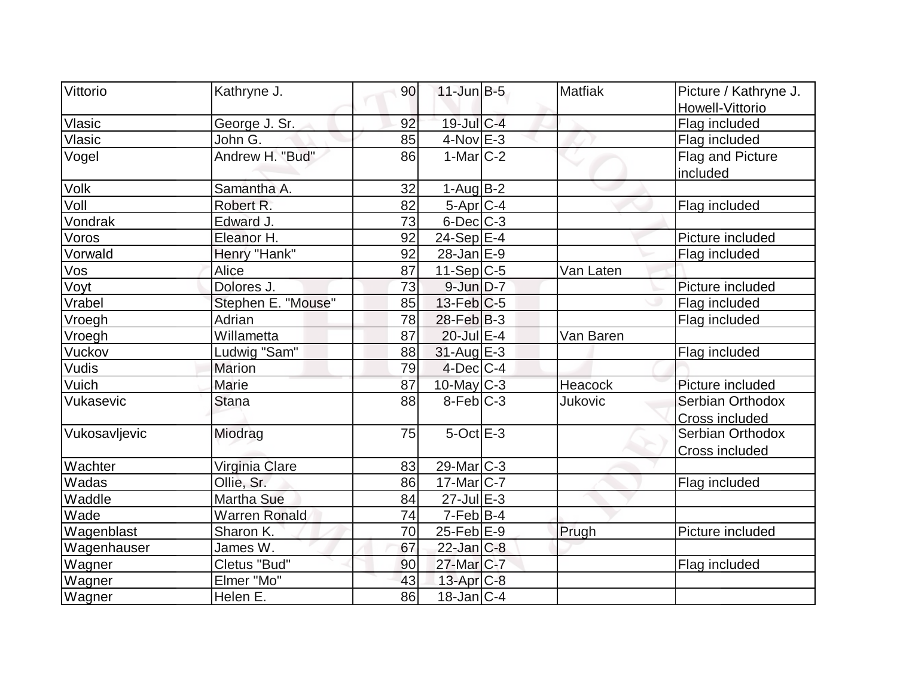| Vittorio | Kathryne J. | 90 | 11-Jun | B-5 | Matfiak | Picture / Kathryne J. Howell-Vittorio |
|---|---|---|---|---|---|---|
| Vlasic | George J. Sr. | 92 | 19-Jul | C-4 | | Flag included |
| Vlasic | John G. | 85 | 4-Nov | E-3 | | Flag included |
| Vogel | Andrew H. "Bud" | 86 | 1-Mar | C-2 | | Flag and Picture included |
| Volk | Samantha A. | 32 | 1-Aug | B-2 | | |
| Voll | Robert R. | 82 | 5-Apr | C-4 | | Flag included |
| Vondrak | Edward J. | 73 | 6-Dec | C-3 | | |
| Voros | Eleanor H. | 92 | 24-Sep | E-4 | | Picture included |
| Vorwald | Henry "Hank" | 92 | 28-Jan | E-9 | | Flag included |
| Vos | Alice | 87 | 11-Sep | C-5 | Van Laten | |
| Voyt | Dolores J. | 73 | 9-Jun | D-7 | | Picture included |
| Vrabel | Stephen E. "Mouse" | 85 | 13-Feb | C-5 | | Flag included |
| Vroegh | Adrian | 78 | 28-Feb | B-3 | | Flag included |
| Vroegh | Willametta | 87 | 20-Jul | E-4 | Van Baren | |
| Vuckov | Ludwig "Sam" | 88 | 31-Aug | E-3 | | Flag included |
| Vudis | Marion | 79 | 4-Dec | C-4 | | |
| Vuich | Marie | 87 | 10-May | C-3 | Heacock | Picture included |
| Vukasevic | Stana | 88 | 8-Feb | C-3 | Jukovic | Serbian Orthodox Cross included |
| Vukosavljevic | Miodrag | 75 | 5-Oct | E-3 | | Serbian Orthodox Cross included |
| Wachter | Virginia Clare | 83 | 29-Mar | C-3 | | |
| Wadas | Ollie, Sr. | 86 | 17-Mar | C-7 | | Flag included |
| Waddle | Martha Sue | 84 | 27-Jul | E-3 | | |
| Wade | Warren Ronald | 74 | 7-Feb | B-4 | | |
| Wagenblast | Sharon K. | 70 | 25-Feb | E-9 | Prugh | Picture included |
| Wagenhauser | James W. | 67 | 22-Jan | C-8 | | |
| Wagner | Cletus "Bud" | 90 | 27-Mar | C-7 | | Flag included |
| Wagner | Elmer "Mo" | 43 | 13-Apr | C-8 | | |
| Wagner | Helen E. | 86 | 18-Jan | C-4 | | |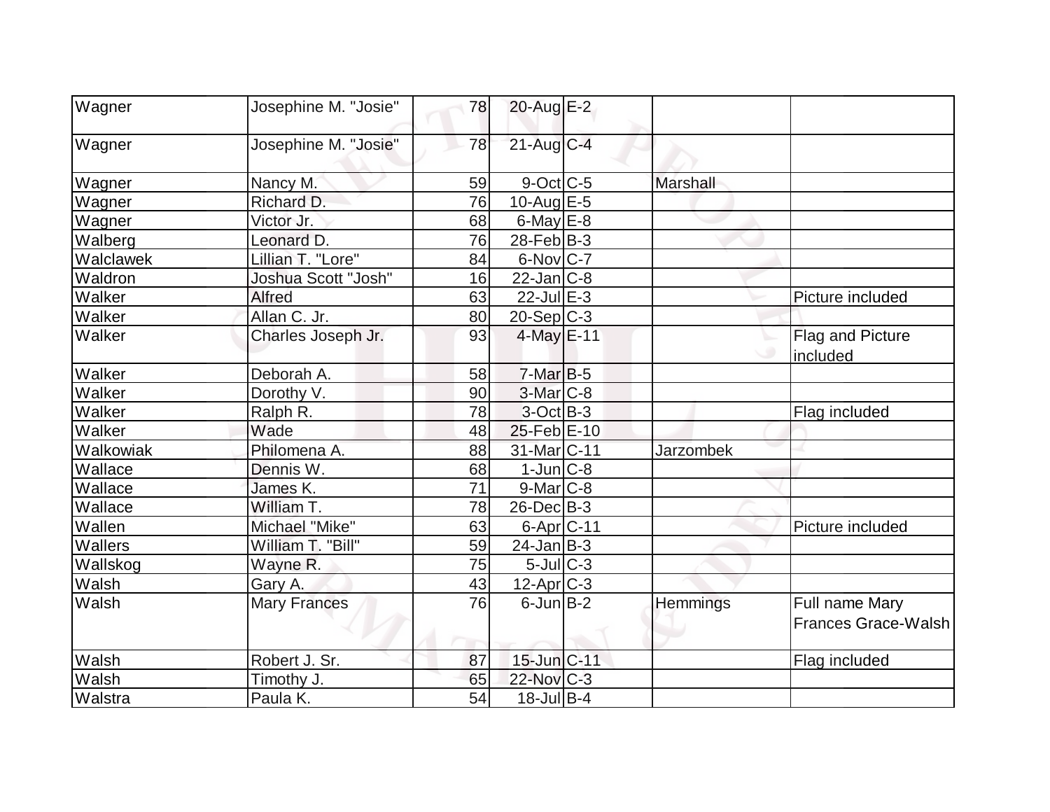| | | | | | | |
|---|---|---|---|---|---|---|
| Wagner | Josephine M. "Josie" | 78 | 20-Aug | E-2 | | |
| Wagner | Josephine M. "Josie" | 78 | 21-Aug | C-4 | | |
| Wagner | Nancy M. | 59 | 9-Oct | C-5 | Marshall | |
| Wagner | Richard D. | 76 | 10-Aug | E-5 | | |
| Wagner | Victor Jr. | 68 | 6-May | E-8 | | |
| Walberg | Leonard D. | 76 | 28-Feb | B-3 | | |
| Walclawek | Lillian T. "Lore" | 84 | 6-Nov | C-7 | | |
| Waldron | Joshua Scott "Josh" | 16 | 22-Jan | C-8 | | |
| Walker | Alfred | 63 | 22-Jul | E-3 | | Picture included |
| Walker | Allan C. Jr. | 80 | 20-Sep | C-3 | | |
| Walker | Charles Joseph Jr. | 93 | 4-May | E-11 | | Flag and Picture included |
| Walker | Deborah A. | 58 | 7-Mar | B-5 | | |
| Walker | Dorothy V. | 90 | 3-Mar | C-8 | | |
| Walker | Ralph R. | 78 | 3-Oct | B-3 | | Flag included |
| Walker | Wade | 48 | 25-Feb | E-10 | | |
| Walkowiak | Philomena A. | 88 | 31-Mar | C-11 | Jarzombek | |
| Wallace | Dennis W. | 68 | 1-Jun | C-8 | | |
| Wallace | James K. | 71 | 9-Mar | C-8 | | |
| Wallace | William T. | 78 | 26-Dec | B-3 | | |
| Wallen | Michael "Mike" | 63 | 6-Apr | C-11 | | Picture included |
| Wallers | William T. "Bill" | 59 | 24-Jan | B-3 | | |
| Wallskog | Wayne R. | 75 | 5-Jul | C-3 | | |
| Walsh | Gary A. | 43 | 12-Apr | C-3 | | |
| Walsh | Mary Frances | 76 | 6-Jun | B-2 | Hemmings | Full name Mary Frances Grace-Walsh |
| Walsh | Robert J. Sr. | 87 | 15-Jun | C-11 | | Flag included |
| Walsh | Timothy J. | 65 | 22-Nov | C-3 | | |
| Walstra | Paula K. | 54 | 18-Jul | B-4 | | |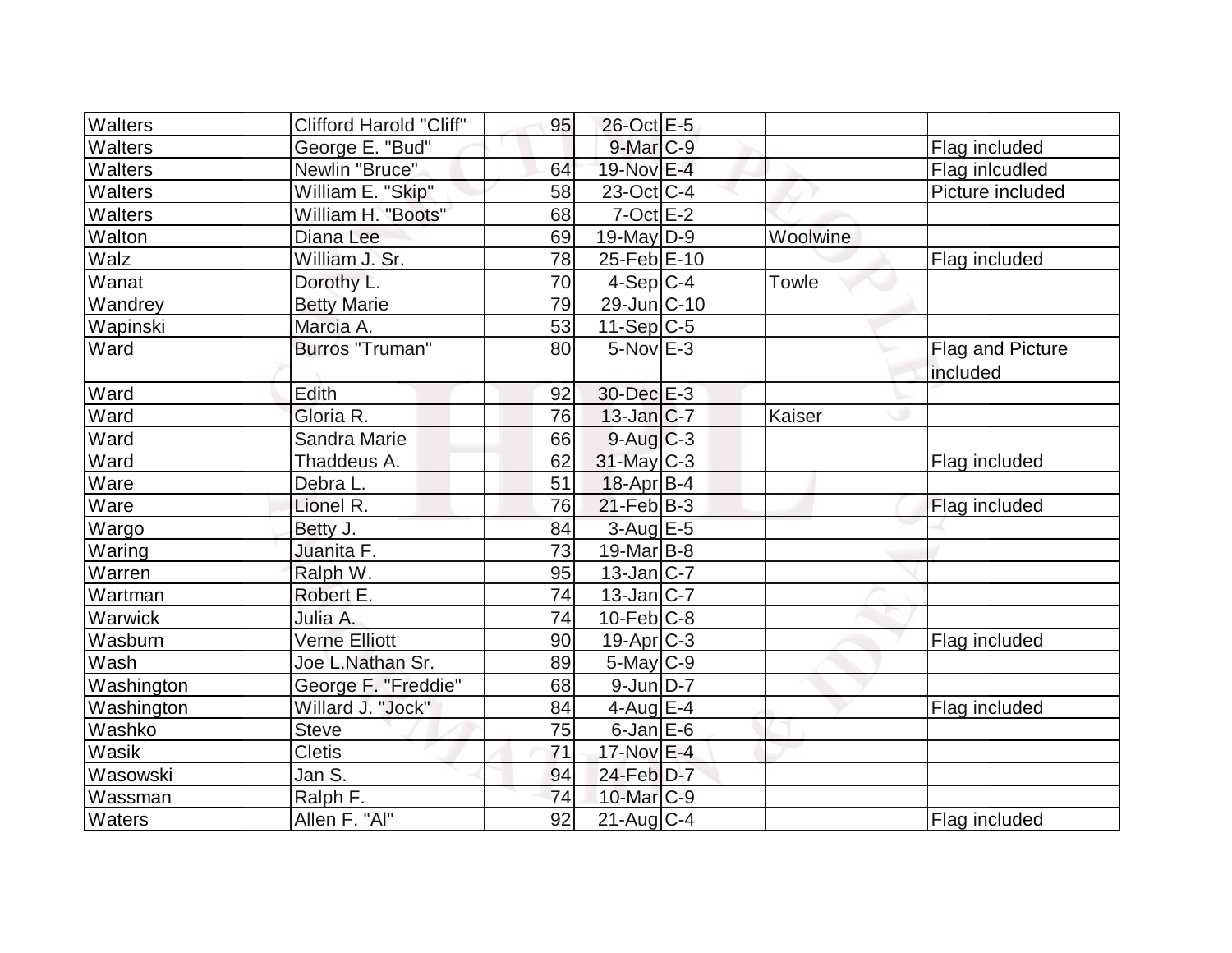| Walters | Clifford Harold "Cliff" | 95 | 26-Oct | E-5 | | |
|---|---|---|---|---|---|---|
| Walters | George E. "Bud" | | 9-Mar | C-9 | | Flag included |
| Walters | Newlin "Bruce" | 64 | 19-Nov | E-4 | | Flag inlcudled |
| Walters | William E. "Skip" | 58 | 23-Oct | C-4 | | Picture included |
| Walters | William H. "Boots" | 68 | 7-Oct | E-2 | | |
| Walton | Diana Lee | 69 | 19-May | D-9 | Woolwine | |
| Walz | William J. Sr. | 78 | 25-Feb | E-10 | | Flag included |
| Wanat | Dorothy L. | 70 | 4-Sep | C-4 | Towle | |
| Wandrey | Betty Marie | 79 | 29-Jun | C-10 | | |
| Wapinski | Marcia A. | 53 | 11-Sep | C-5 | | |
| Ward | Burros "Truman" | 80 | 5-Nov | E-3 | | Flag and Picture included |
| Ward | Edith | 92 | 30-Dec | E-3 | | |
| Ward | Gloria R. | 76 | 13-Jan | C-7 | Kaiser | |
| Ward | Sandra Marie | 66 | 9-Aug | C-3 | | |
| Ward | Thaddeus A. | 62 | 31-May | C-3 | | Flag included |
| Ware | Debra L. | 51 | 18-Apr | B-4 | | |
| Ware | Lionel R. | 76 | 21-Feb | B-3 | | Flag included |
| Wargo | Betty J. | 84 | 3-Aug | E-5 | | |
| Waring | Juanita F. | 73 | 19-Mar | B-8 | | |
| Warren | Ralph W. | 95 | 13-Jan | C-7 | | |
| Wartman | Robert E. | 74 | 13-Jan | C-7 | | |
| Warwick | Julia A. | 74 | 10-Feb | C-8 | | |
| Wasburn | Verne Elliott | 90 | 19-Apr | C-3 | | Flag included |
| Wash | Joe L.Nathan Sr. | 89 | 5-May | C-9 | | |
| Washington | George F. "Freddie" | 68 | 9-Jun | D-7 | | |
| Washington | Willard J. "Jock" | 84 | 4-Aug | E-4 | | Flag included |
| Washko | Steve | 75 | 6-Jan | E-6 | | |
| Wasik | Cletis | 71 | 17-Nov | E-4 | | |
| Wasowski | Jan S. | 94 | 24-Feb | D-7 | | |
| Wassman | Ralph F. | 74 | 10-Mar | C-9 | | |
| Waters | Allen F. "Al" | 92 | 21-Aug | C-4 | | Flag included |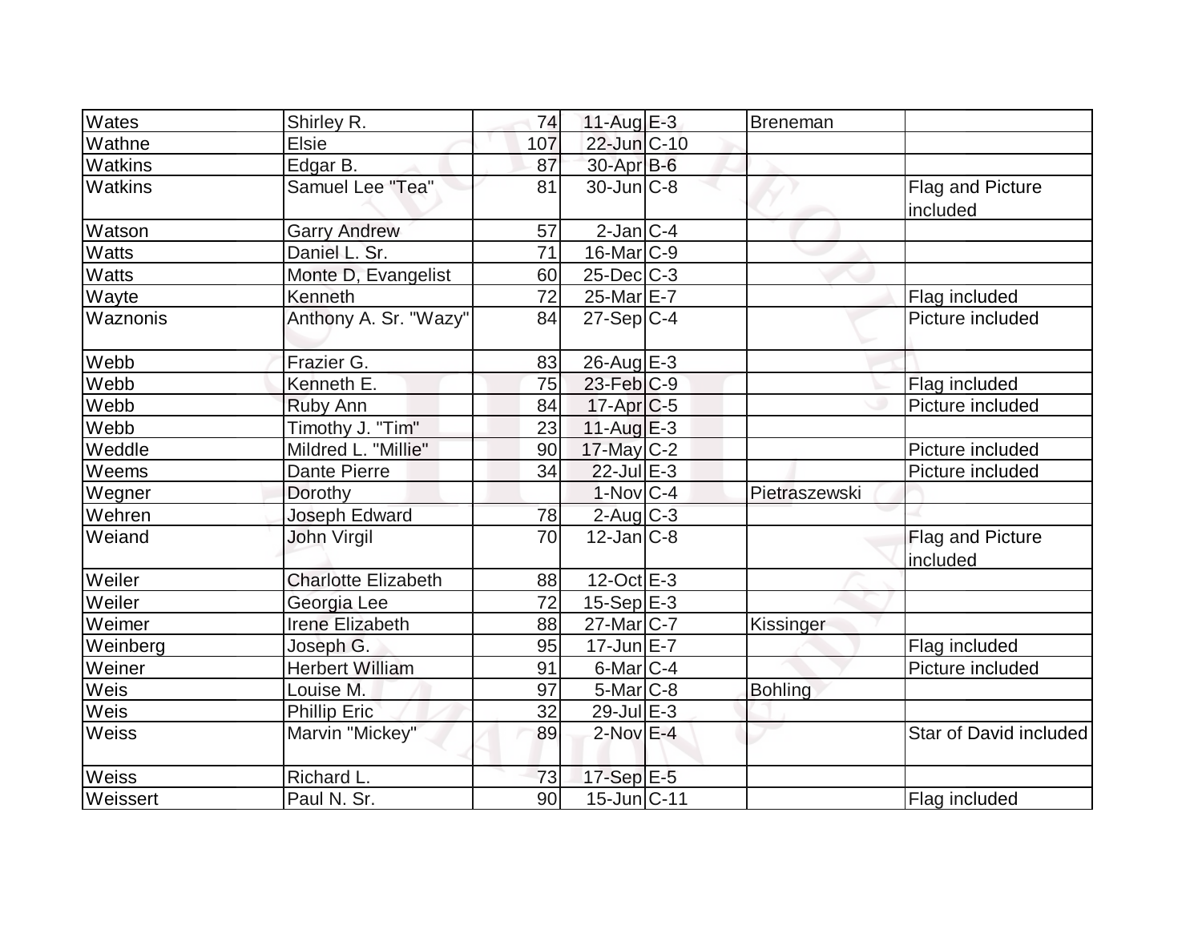| Wates | Shirley R. | 74 | 11-Aug | E-3 | Breneman | |
|---|---|---|---|---|---|---|
| Wathne | Elsie | 107 | 22-Jun | C-10 | | |
| Watkins | Edgar B. | 87 | 30-Apr | B-6 | | |
| Watkins | Samuel Lee "Tea" | 81 | 30-Jun | C-8 | | Flag and Picture included |
| Watson | Garry Andrew | 57 | 2-Jan | C-4 | | |
| Watts | Daniel L. Sr. | 71 | 16-Mar | C-9 | | |
| Watts | Monte D, Evangelist | 60 | 25-Dec | C-3 | | |
| Wayte | Kenneth | 72 | 25-Mar | E-7 | | Flag included |
| Waznonis | Anthony A. Sr. "Wazy" | 84 | 27-Sep | C-4 | | Picture included |
| Webb | Frazier G. | 83 | 26-Aug | E-3 | | |
| Webb | Kenneth E. | 75 | 23-Feb | C-9 | | Flag included |
| Webb | Ruby Ann | 84 | 17-Apr | C-5 | | Picture included |
| Webb | Timothy J. "Tim" | 23 | 11-Aug | E-3 | | |
| Weddle | Mildred L. "Millie" | 90 | 17-May | C-2 | | Picture included |
| Weems | Dante Pierre | 34 | 22-Jul | E-3 | | Picture included |
| Wegner | Dorothy | | 1-Nov | C-4 | Pietraszewski | |
| Wehren | Joseph Edward | 78 | 2-Aug | C-3 | | |
| Weiand | John Virgil | 70 | 12-Jan | C-8 | | Flag and Picture included |
| Weiler | Charlotte Elizabeth | 88 | 12-Oct | E-3 | | |
| Weiler | Georgia Lee | 72 | 15-Sep | E-3 | | |
| Weimer | Irene Elizabeth | 88 | 27-Mar | C-7 | Kissinger | |
| Weinberg | Joseph G. | 95 | 17-Jun | E-7 | | Flag included |
| Weiner | Herbert William | 91 | 6-Mar | C-4 | | Picture included |
| Weis | Louise M. | 97 | 5-Mar | C-8 | Bohling | |
| Weis | Phillip Eric | 32 | 29-Jul | E-3 | | |
| Weiss | Marvin "Mickey" | 89 | 2-Nov | E-4 | | Star of David included |
| Weiss | Richard L. | 73 | 17-Sep | E-5 | | |
| Weissert | Paul N. Sr. | 90 | 15-Jun | C-11 | | Flag included |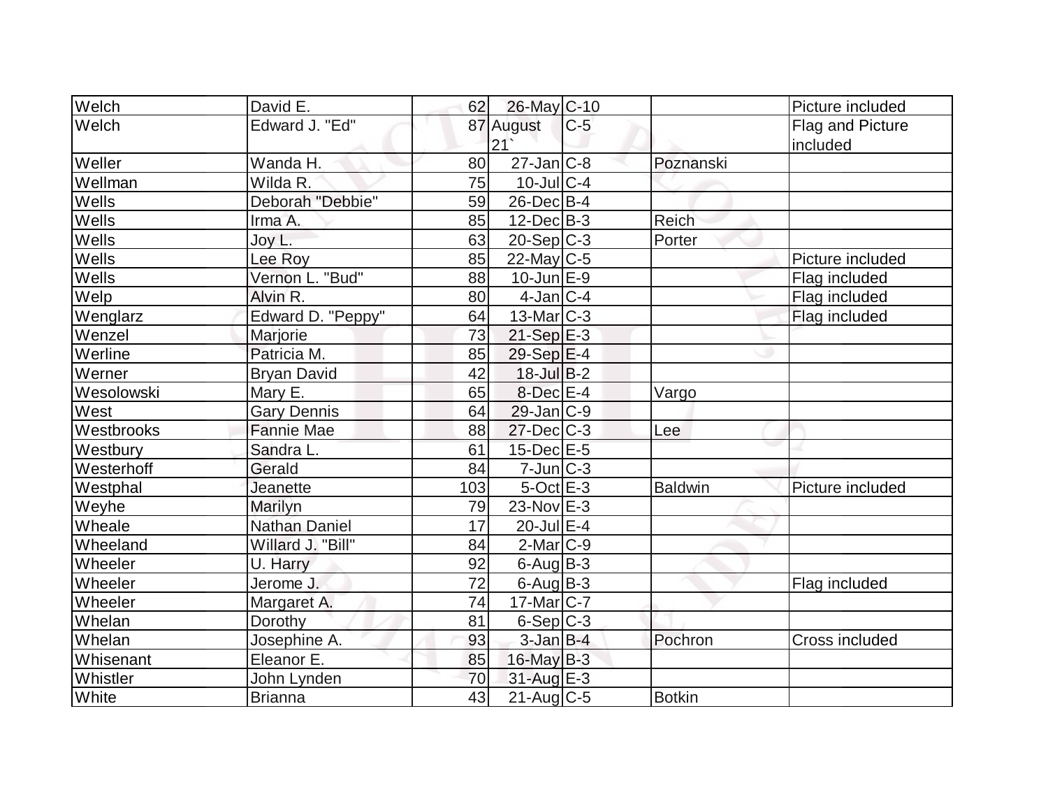| Welch | David E. | 62 | 26-May | C-10 | | Picture included |
|---|---|---|---|---|---|---|
| Welch | Edward J. "Ed" | 87 | August 21` | C-5 | | Flag and Picture included |
| Weller | Wanda H. | 80 | 27-Jan | C-8 | Poznanski | |
| Wellman | Wilda R. | 75 | 10-Jul | C-4 | | |
| Wells | Deborah "Debbie" | 59 | 26-Dec | B-4 | | |
| Wells | Irma A. | 85 | 12-Dec | B-3 | Reich | |
| Wells | Joy L. | 63 | 20-Sep | C-3 | Porter | |
| Wells | Lee Roy | 85 | 22-May | C-5 | | Picture included |
| Wells | Vernon L. "Bud" | 88 | 10-Jun | E-9 | | Flag included |
| Welp | Alvin R. | 80 | 4-Jan | C-4 | | Flag included |
| Wenglarz | Edward D. "Peppy" | 64 | 13-Mar | C-3 | | Flag included |
| Wenzel | Marjorie | 73 | 21-Sep | E-3 | | |
| Werline | Patricia M. | 85 | 29-Sep | E-4 | | |
| Werner | Bryan David | 42 | 18-Jul | B-2 | | |
| Wesolowski | Mary E. | 65 | 8-Dec | E-4 | Vargo | |
| West | Gary Dennis | 64 | 29-Jan | C-9 | | |
| Westbrooks | Fannie Mae | 88 | 27-Dec | C-3 | Lee | |
| Westbury | Sandra L. | 61 | 15-Dec | E-5 | | |
| Westerhoff | Gerald | 84 | 7-Jun | C-3 | | |
| Westphal | Jeanette | 103 | 5-Oct | E-3 | Baldwin | Picture included |
| Weyhe | Marilyn | 79 | 23-Nov | E-3 | | |
| Wheale | Nathan Daniel | 17 | 20-Jul | E-4 | | |
| Wheeland | Willard J. "Bill" | 84 | 2-Mar | C-9 | | |
| Wheeler | U. Harry | 92 | 6-Aug | B-3 | | |
| Wheeler | Jerome J. | 72 | 6-Aug | B-3 | | Flag included |
| Wheeler | Margaret A. | 74 | 17-Mar | C-7 | | |
| Whelan | Dorothy | 81 | 6-Sep | C-3 | | |
| Whelan | Josephine A. | 93 | 3-Jan | B-4 | Pochron | Cross included |
| Whisenant | Eleanor E. | 85 | 16-May | B-3 | | |
| Whistler | John Lynden | 70 | 31-Aug | E-3 | | |
| White | Brianna | 43 | 21-Aug | C-5 | Botkin | |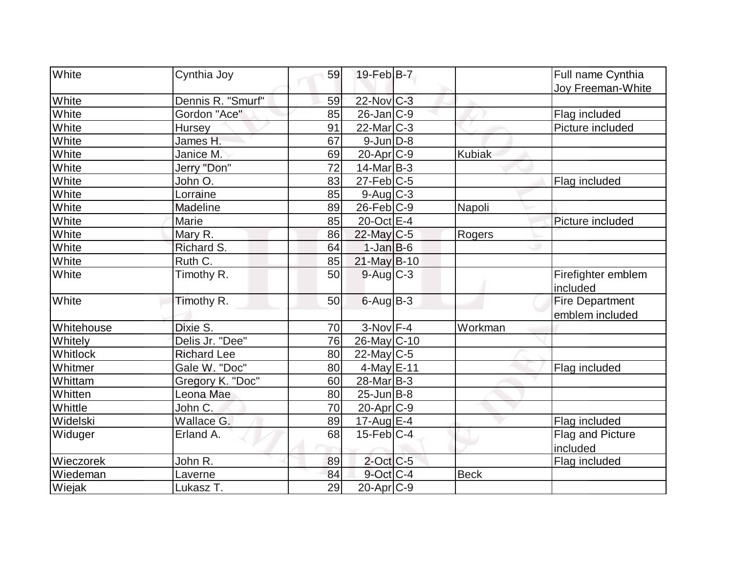| White | Cynthia Joy | 59 | 19-Feb | B-7 | | Full name Cynthia Joy Freeman-White |
|---|---|---|---|---|---|---|
| White | Dennis R. "Smurf" | 59 | 22-Nov | C-3 | | |
| White | Gordon "Ace" | 85 | 26-Jan | C-9 | | Flag included |
| White | Hursey | 91 | 22-Mar | C-3 | | Picture included |
| White | James H. | 67 | 9-Jun | D-8 | | |
| White | Janice M. | 69 | 20-Apr | C-9 | Kubiak | |
| White | Jerry "Don" | 72 | 14-Mar | B-3 | | |
| White | John O. | 83 | 27-Feb | C-5 | | Flag included |
| White | Lorraine | 85 | 9-Aug | C-3 | | |
| White | Madeline | 89 | 26-Feb | C-9 | Napoli | |
| White | Marie | 85 | 20-Oct | E-4 | | Picture included |
| White | Mary R. | 86 | 22-May | C-5 | Rogers | |
| White | Richard S. | 64 | 1-Jan | B-6 | | |
| White | Ruth C. | 85 | 21-May | B-10 | | |
| White | Timothy R. | 50 | 9-Aug | C-3 | | Firefighter emblem included |
| White | Timothy R. | 50 | 6-Aug | B-3 | | Fire Department emblem included |
| Whitehouse | Dixie S. | 70 | 3-Nov | F-4 | Workman | |
| Whitely | Delis Jr. "Dee" | 76 | 26-May | C-10 | | |
| Whitlock | Richard Lee | 80 | 22-May | C-5 | | |
| Whitmer | Gale W. "Doc" | 80 | 4-May | E-11 | | Flag included |
| Whittam | Gregory K. "Doc" | 60 | 28-Mar | B-3 | | |
| Whitten | Leona Mae | 80 | 25-Jun | B-8 | | |
| Whittle | John C. | 70 | 20-Apr | C-9 | | |
| Widelski | Wallace G. | 89 | 17-Aug | E-4 | | Flag included |
| Widuger | Erland A. | 68 | 15-Feb | C-4 | | Flag and Picture included |
| Wieczorek | John R. | 89 | 2-Oct | C-5 | | Flag included |
| Wiedeman | Laverne | 84 | 9-Oct | C-4 | Beck | |
| Wiejak | Lukasz T. | 29 | 20-Apr | C-9 | | |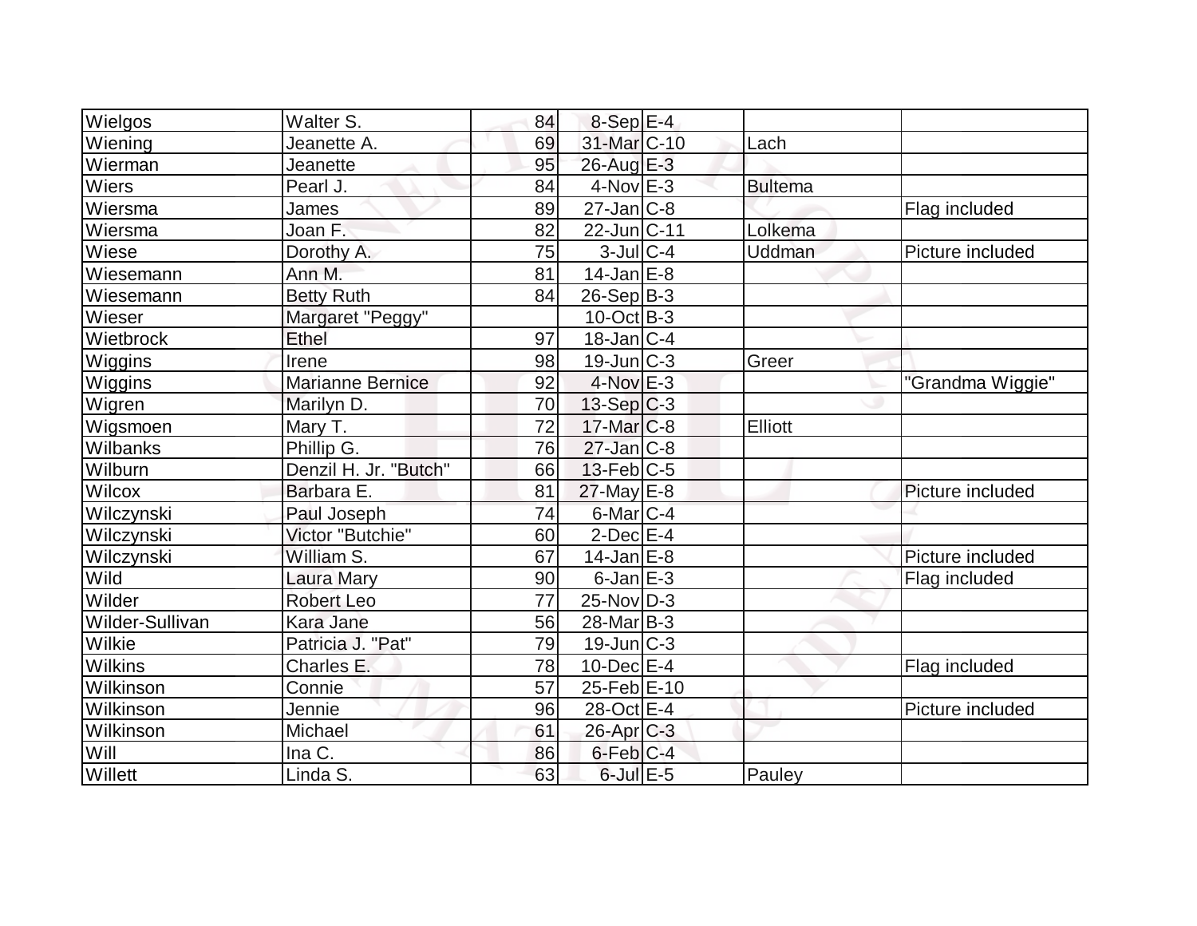| | | | | | | |
|---|---|---|---|---|---|---|
| Wielgos | Walter S. | 84 | 8-Sep | E-4 | | |
| Wiening | Jeanette A. | 69 | 31-Mar | C-10 | Lach | |
| Wierman | Jeanette | 95 | 26-Aug | E-3 | | |
| Wiers | Pearl J. | 84 | 4-Nov | E-3 | Bultema | |
| Wiersma | James | 89 | 27-Jan | C-8 | | Flag included |
| Wiersma | Joan F. | 82 | 22-Jun | C-11 | Lolkema | |
| Wiese | Dorothy A. | 75 | 3-Jul | C-4 | Uddman | Picture included |
| Wiesemann | Ann M. | 81 | 14-Jan | E-8 | | |
| Wiesemann | Betty Ruth | 84 | 26-Sep | B-3 | | |
| Wieser | Margaret "Peggy" | | 10-Oct | B-3 | | |
| Wietbrock | Ethel | 97 | 18-Jan | C-4 | | |
| Wiggins | Irene | 98 | 19-Jun | C-3 | Greer | |
| Wiggins | Marianne Bernice | 92 | 4-Nov | E-3 | | "Grandma Wiggie" |
| Wigren | Marilyn D. | 70 | 13-Sep | C-3 | | |
| Wigsmoen | Mary T. | 72 | 17-Mar | C-8 | Elliott | |
| Wilbanks | Phillip G. | 76 | 27-Jan | C-8 | | |
| Wilburn | Denzil H. Jr. "Butch" | 66 | 13-Feb | C-5 | | |
| Wilcox | Barbara E. | 81 | 27-May | E-8 | | Picture included |
| Wilczynski | Paul Joseph | 74 | 6-Mar | C-4 | | |
| Wilczynski | Victor "Butchie" | 60 | 2-Dec | E-4 | | |
| Wilczynski | William S. | 67 | 14-Jan | E-8 | | Picture included |
| Wild | Laura Mary | 90 | 6-Jan | E-3 | | Flag included |
| Wilder | Robert Leo | 77 | 25-Nov | D-3 | | |
| Wilder-Sullivan | Kara Jane | 56 | 28-Mar | B-3 | | |
| Wilkie | Patricia J. "Pat" | 79 | 19-Jun | C-3 | | |
| Wilkins | Charles E. | 78 | 10-Dec | E-4 | | Flag included |
| Wilkinson | Connie | 57 | 25-Feb | E-10 | | |
| Wilkinson | Jennie | 96 | 28-Oct | E-4 | | Picture included |
| Wilkinson | Michael | 61 | 26-Apr | C-3 | | |
| Will | Ina C. | 86 | 6-Feb | C-4 | | |
| Willett | Linda S. | 63 | 6-Jul | E-5 | Pauley | |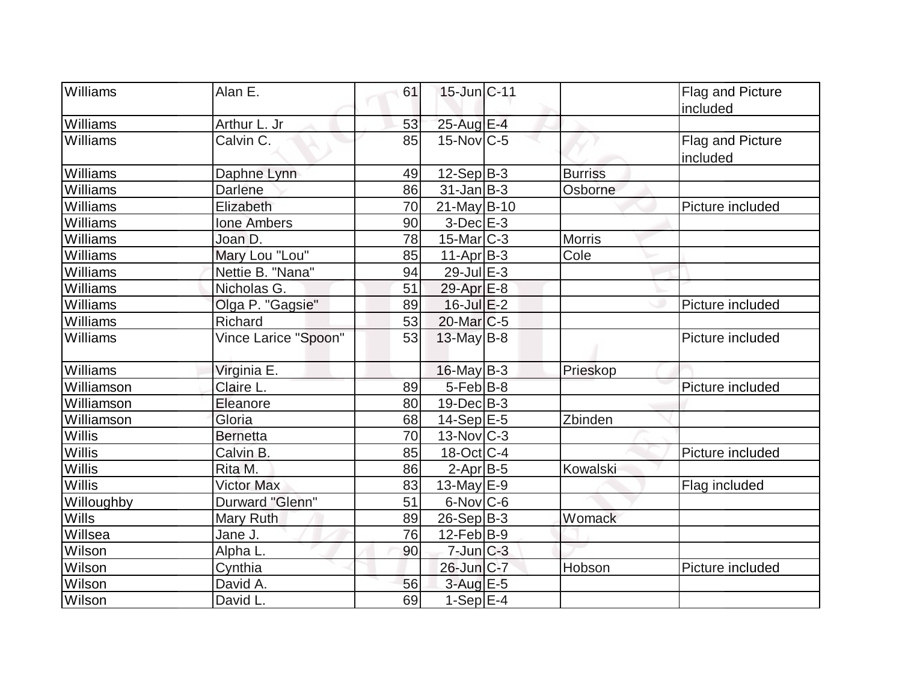| Williams | Alan E. | 61 | 15-Jun | C-11 | | Flag and Picture included |
|---|---|---|---|---|---|---|
| Williams | Arthur L. Jr | 53 | 25-Aug | E-4 | | |
| Williams | Calvin C. | 85 | 15-Nov | C-5 | | Flag and Picture included |
| Williams | Daphne Lynn | 49 | 12-Sep | B-3 | Burriss | |
| Williams | Darlene | 86 | 31-Jan | B-3 | Osborne | |
| Williams | Elizabeth | 70 | 21-May | B-10 | | Picture included |
| Williams | Ione Ambers | 90 | 3-Dec | E-3 | | |
| Williams | Joan D. | 78 | 15-Mar | C-3 | Morris | |
| Williams | Mary Lou "Lou" | 85 | 11-Apr | B-3 | Cole | |
| Williams | Nettie B. "Nana" | 94 | 29-Jul | E-3 | | |
| Williams | Nicholas G. | 51 | 29-Apr | E-8 | | |
| Williams | Olga P. "Gagsie" | 89 | 16-Jul | E-2 | | Picture included |
| Williams | Richard | 53 | 20-Mar | C-5 | | |
| Williams | Vince Larice "Spoon" | 53 | 13-May | B-8 | | Picture included |
| Williams | Virginia E. | | 16-May | B-3 | Prieskop | |
| Williamson | Claire L. | 89 | 5-Feb | B-8 | | Picture included |
| Williamson | Eleanore | 80 | 19-Dec | B-3 | | |
| Williamson | Gloria | 68 | 14-Sep | E-5 | Zbinden | |
| Willis | Bernetta | 70 | 13-Nov | C-3 | | |
| Willis | Calvin B. | 85 | 18-Oct | C-4 | | Picture included |
| Willis | Rita M. | 86 | 2-Apr | B-5 | Kowalski | |
| Willis | Victor Max | 83 | 13-May | E-9 | | Flag included |
| Willoughby | Durward "Glenn" | 51 | 6-Nov | C-6 | | |
| Wills | Mary Ruth | 89 | 26-Sep | B-3 | Womack | |
| Willsea | Jane J. | 76 | 12-Feb | B-9 | | |
| Wilson | Alpha L. | 90 | 7-Jun | C-3 | | |
| Wilson | Cynthia | | 26-Jun | C-7 | Hobson | Picture included |
| Wilson | David A. | 56 | 3-Aug | E-5 | | |
| Wilson | David L. | 69 | 1-Sep | E-4 | | |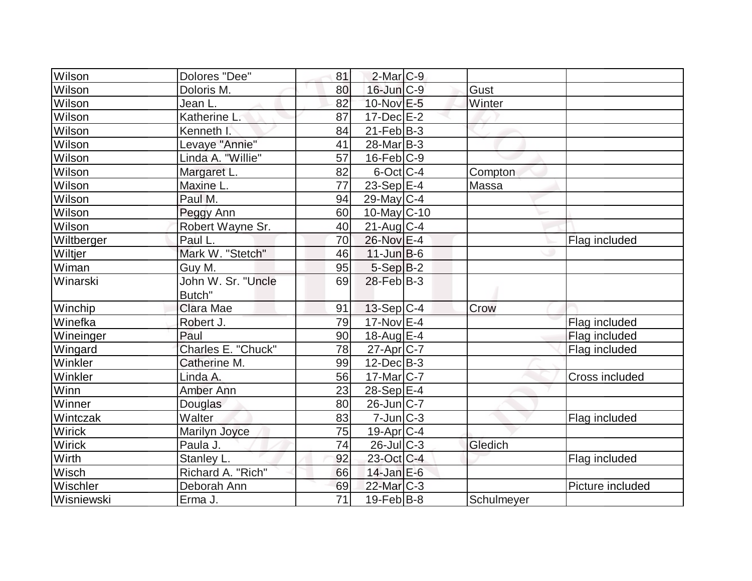| | | | | | | |
|---|---|---|---|---|---|---|
| Wilson | Dolores "Dee" | 81 | 2-Mar | C-9 | | |
| Wilson | Doloris M. | 80 | 16-Jun | C-9 | Gust | |
| Wilson | Jean L. | 82 | 10-Nov | E-5 | Winter | |
| Wilson | Katherine L. | 87 | 17-Dec | E-2 | | |
| Wilson | Kenneth I. | 84 | 21-Feb | B-3 | | |
| Wilson | Levaye "Annie" | 41 | 28-Mar | B-3 | | |
| Wilson | Linda A. "Willie" | 57 | 16-Feb | C-9 | | |
| Wilson | Margaret L. | 82 | 6-Oct | C-4 | Compton | |
| Wilson | Maxine L. | 77 | 23-Sep | E-4 | Massa | |
| Wilson | Paul M. | 94 | 29-May | C-4 | | |
| Wilson | Peggy Ann | 60 | 10-May | C-10 | | |
| Wilson | Robert Wayne Sr. | 40 | 21-Aug | C-4 | | |
| Wiltberger | Paul L. | 70 | 26-Nov | E-4 | | Flag included |
| Wiltjer | Mark W. "Stetch" | 46 | 11-Jun | B-6 | | |
| Wiman | Guy M. | 95 | 5-Sep | B-2 | | |
| Winarski | John W. Sr. "Uncle Butch" | 69 | 28-Feb | B-3 | | |
| Winchip | Clara Mae | 91 | 13-Sep | C-4 | Crow | |
| Winefka | Robert J. | 79 | 17-Nov | E-4 | | Flag included |
| Wineinger | Paul | 90 | 18-Aug | E-4 | | Flag included |
| Wingard | Charles E. "Chuck" | 78 | 27-Apr | C-7 | | Flag included |
| Winkler | Catherine M. | 99 | 12-Dec | B-3 | | |
| Winkler | Linda A. | 56 | 17-Mar | C-7 | | Cross included |
| Winn | Amber Ann | 23 | 28-Sep | E-4 | | |
| Winner | Douglas | 80 | 26-Jun | C-7 | | |
| Wintczak | Walter | 83 | 7-Jun | C-3 | | Flag included |
| Wirick | Marilyn Joyce | 75 | 19-Apr | C-4 | | |
| Wirick | Paula J. | 74 | 26-Jul | C-3 | Gledich | |
| Wirth | Stanley L. | 92 | 23-Oct | C-4 | | Flag included |
| Wisch | Richard A. "Rich" | 66 | 14-Jan | E-6 | | |
| Wischler | Deborah Ann | 69 | 22-Mar | C-3 | | Picture included |
| Wisniewski | Erma J. | 71 | 19-Feb | B-8 | Schulmeyer | |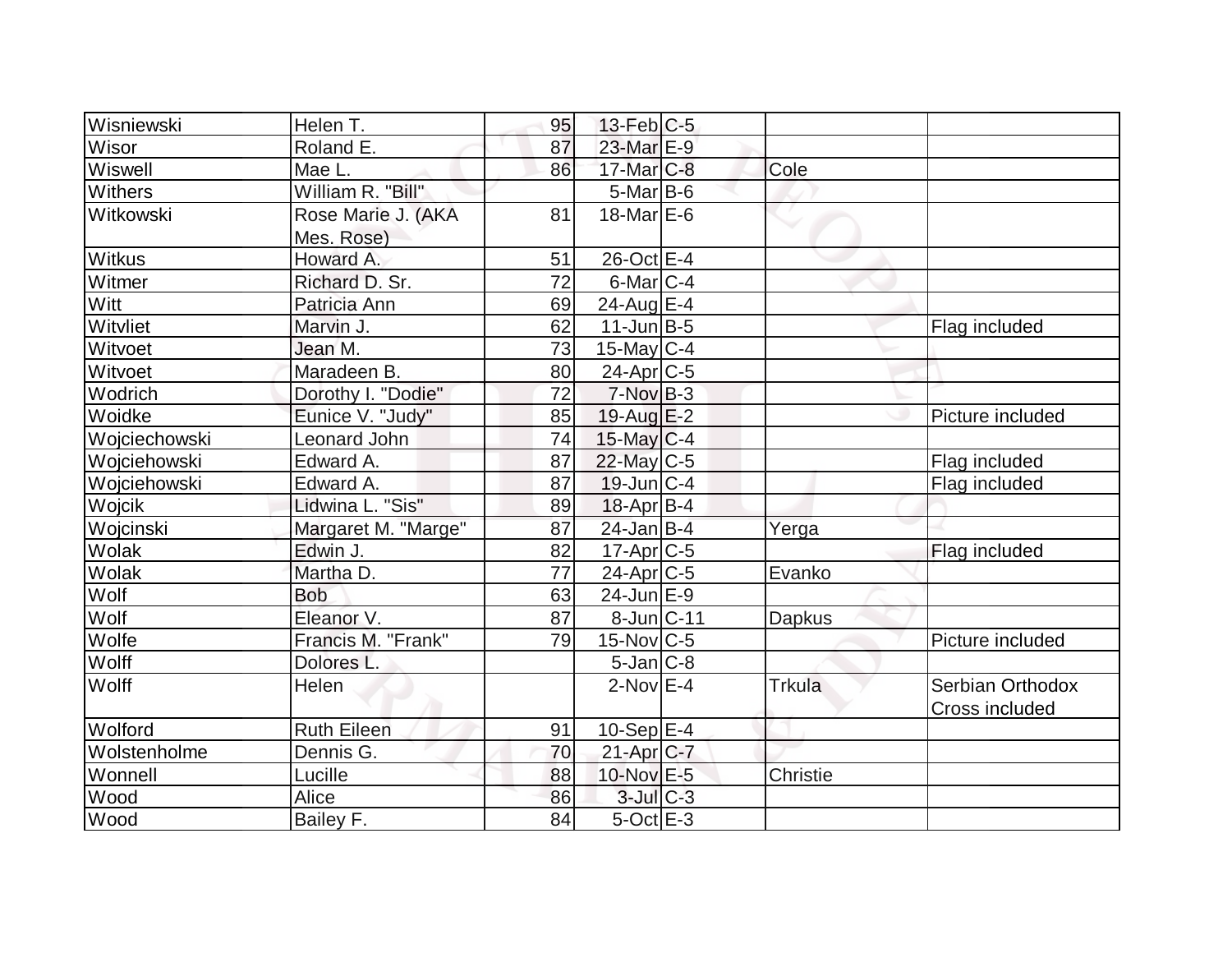| | | | | | | |
|---|---|---|---|---|---|---|
| Wisniewski | Helen T. | 95 | 13-Feb | C-5 | | |
| Wisor | Roland E. | 87 | 23-Mar | E-9 | | |
| Wiswell | Mae L. | 86 | 17-Mar | C-8 | Cole | |
| Withers | William R. "Bill" | | 5-Mar | B-6 | | |
| Witkowski | Rose Marie J. (AKA Mes. Rose) | 81 | 18-Mar | E-6 | | |
| Witkus | Howard A. | 51 | 26-Oct | E-4 | | |
| Witmer | Richard D. Sr. | 72 | 6-Mar | C-4 | | |
| Witt | Patricia Ann | 69 | 24-Aug | E-4 | | |
| Witvliet | Marvin J. | 62 | 11-Jun | B-5 | | Flag included |
| Witvoet | Jean M. | 73 | 15-May | C-4 | | |
| Witvoet | Maradeen B. | 80 | 24-Apr | C-5 | | |
| Wodrich | Dorothy I. "Dodie" | 72 | 7-Nov | B-3 | | |
| Woidke | Eunice V. "Judy" | 85 | 19-Aug | E-2 | | Picture included |
| Wojciechowski | Leonard John | 74 | 15-May | C-4 | | |
| Wojciehowski | Edward A. | 87 | 22-May | C-5 | | Flag included |
| Wojciehowski | Edward A. | 87 | 19-Jun | C-4 | | Flag included |
| Wojcik | Lidwina L. "Sis" | 89 | 18-Apr | B-4 | | |
| Wojcinski | Margaret M. "Marge" | 87 | 24-Jan | B-4 | Yerga | |
| Wolak | Edwin J. | 82 | 17-Apr | C-5 | | Flag included |
| Wolak | Martha D. | 77 | 24-Apr | C-5 | Evanko | |
| Wolf | Bob | 63 | 24-Jun | E-9 | | |
| Wolf | Eleanor V. | 87 | 8-Jun | C-11 | Dapkus | |
| Wolfe | Francis M. "Frank" | 79 | 15-Nov | C-5 | | Picture included |
| Wolff | Dolores L. | | 5-Jan | C-8 | | |
| Wolff | Helen | | 2-Nov | E-4 | Trkula | Serbian Orthodox Cross included |
| Wolford | Ruth Eileen | 91 | 10-Sep | E-4 | | |
| Wolstenholme | Dennis G. | 70 | 21-Apr | C-7 | | |
| Wonnell | Lucille | 88 | 10-Nov | E-5 | Christie | |
| Wood | Alice | 86 | 3-Jul | C-3 | | |
| Wood | Bailey F. | 84 | 5-Oct | E-3 | | |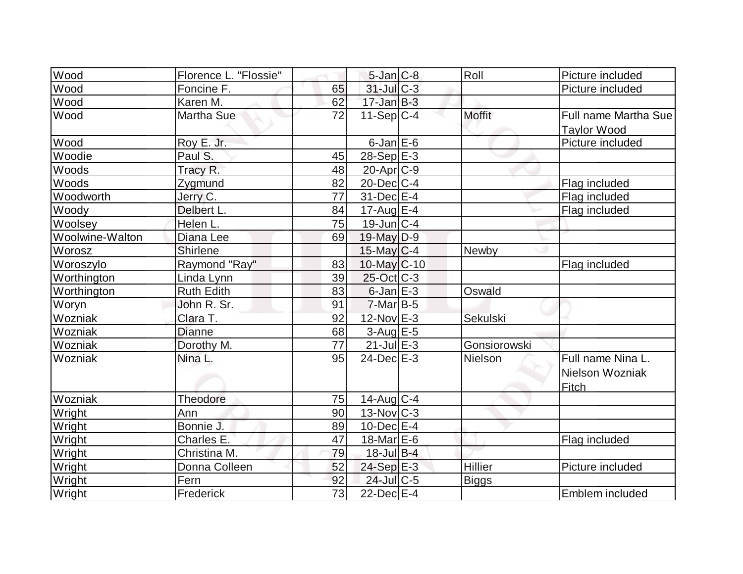| Wood | Florence L. "Flossie" | | 5-Jan | C-8 | Roll | Picture included |
|---|---|---|---|---|---|---|
| Wood | Foncine F. | 65 | 31-Jul | C-3 | | Picture included |
| Wood | Karen M. | 62 | 17-Jan | B-3 | | |
| Wood | Martha Sue | 72 | 11-Sep | C-4 | Moffit | Full name Martha Sue Taylor Wood |
| Wood | Roy E. Jr. | | 6-Jan | E-6 | | Picture included |
| Woodie | Paul S. | 45 | 28-Sep | E-3 | | |
| Woods | Tracy R. | 48 | 20-Apr | C-9 | | |
| Woods | Zygmund | 82 | 20-Dec | C-4 | | Flag included |
| Woodworth | Jerry C. | 77 | 31-Dec | E-4 | | Flag included |
| Woody | Delbert L. | 84 | 17-Aug | E-4 | | Flag included |
| Woolsey | Helen L. | 75 | 19-Jun | C-4 | | |
| Woolwine-Walton | Diana Lee | 69 | 19-May | D-9 | | |
| Worosz | Shirlene | | 15-May | C-4 | Newby | |
| Woroszylo | Raymond "Ray" | 83 | 10-May | C-10 | | Flag included |
| Worthington | Linda Lynn | 39 | 25-Oct | C-3 | | |
| Worthington | Ruth Edith | 83 | 6-Jan | E-3 | Oswald | |
| Woryn | John R. Sr. | 91 | 7-Mar | B-5 | | |
| Wozniak | Clara T. | 92 | 12-Nov | E-3 | Sekulski | |
| Wozniak | Dianne | 68 | 3-Aug | E-5 | | |
| Wozniak | Dorothy M. | 77 | 21-Jul | E-3 | Gonsiorowski | |
| Wozniak | Nina L. | 95 | 24-Dec | E-3 | Nielson | Full name Nina L. Nielson Wozniak Fitch |
| Wozniak | Theodore | 75 | 14-Aug | C-4 | | |
| Wright | Ann | 90 | 13-Nov | C-3 | | |
| Wright | Bonnie J. | 89 | 10-Dec | E-4 | | |
| Wright | Charles E. | 47 | 18-Mar | E-6 | | Flag included |
| Wright | Christina M. | 79 | 18-Jul | B-4 | | |
| Wright | Donna Colleen | 52 | 24-Sep | E-3 | Hillier | Picture included |
| Wright | Fern | 92 | 24-Jul | C-5 | Biggs | |
| Wright | Frederick | 73 | 22-Dec | E-4 | | Emblem included |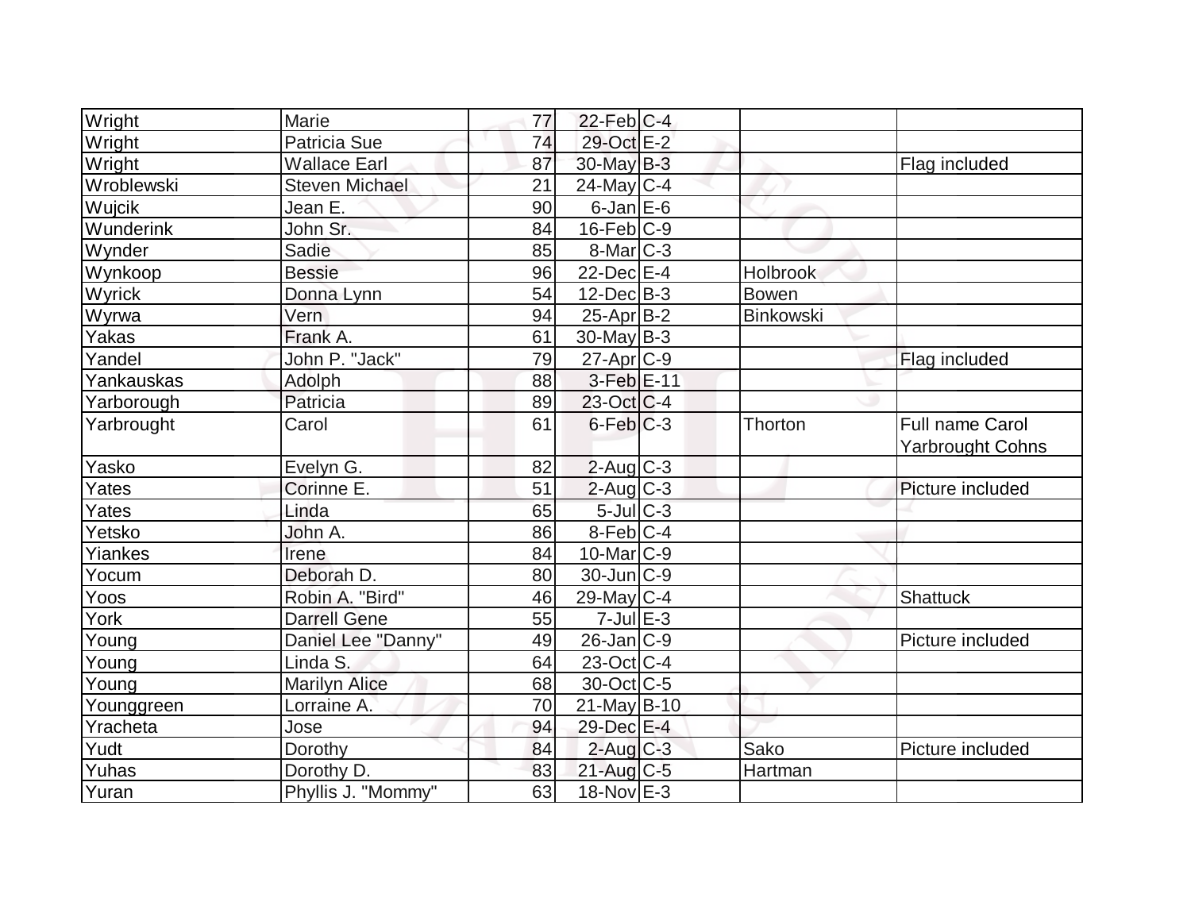| | | | | | | |
|---|---|---|---|---|---|---|
| Wright | Marie | 77 | 22-Feb | C-4 | | |
| Wright | Patricia Sue | 74 | 29-Oct | E-2 | | |
| Wright | Wallace Earl | 87 | 30-May | B-3 | | Flag included |
| Wroblewski | Steven Michael | 21 | 24-May | C-4 | | |
| Wujcik | Jean E. | 90 | 6-Jan | E-6 | | |
| Wunderink | John Sr. | 84 | 16-Feb | C-9 | | |
| Wynder | Sadie | 85 | 8-Mar | C-3 | | |
| Wynkoop | Bessie | 96 | 22-Dec | E-4 | Holbrook | |
| Wyrick | Donna Lynn | 54 | 12-Dec | B-3 | Bowen | |
| Wyrwa | Vern | 94 | 25-Apr | B-2 | Binkowski | |
| Yakas | Frank A. | 61 | 30-May | B-3 | | |
| Yandel | John P. "Jack" | 79 | 27-Apr | C-9 | | Flag included |
| Yankauskas | Adolph | 88 | 3-Feb | E-11 | | |
| Yarborough | Patricia | 89 | 23-Oct | C-4 | | |
| Yarbrought | Carol | 61 | 6-Feb | C-3 | Thorton | Full name Carol Yarbrought Cohns |
| Yasko | Evelyn G. | 82 | 2-Aug | C-3 | | |
| Yates | Corinne E. | 51 | 2-Aug | C-3 | | Picture included |
| Yates | Linda | 65 | 5-Jul | C-3 | | |
| Yetsko | John A. | 86 | 8-Feb | C-4 | | |
| Yiankes | Irene | 84 | 10-Mar | C-9 | | |
| Yocum | Deborah D. | 80 | 30-Jun | C-9 | | |
| Yoos | Robin A. "Bird" | 46 | 29-May | C-4 | | Shattuck |
| York | Darrell Gene | 55 | 7-Jul | E-3 | | |
| Young | Daniel Lee "Danny" | 49 | 26-Jan | C-9 | | Picture included |
| Young | Linda S. | 64 | 23-Oct | C-4 | | |
| Young | Marilyn Alice | 68 | 30-Oct | C-5 | | |
| Younggreen | Lorraine A. | 70 | 21-May | B-10 | | |
| Yracheta | Jose | 94 | 29-Dec | E-4 | | |
| Yudt | Dorothy | 84 | 2-Aug | C-3 | Sako | Picture included |
| Yuhas | Dorothy D. | 83 | 21-Aug | C-5 | Hartman | |
| Yuran | Phyllis J. "Mommy" | 63 | 18-Nov | E-3 | | |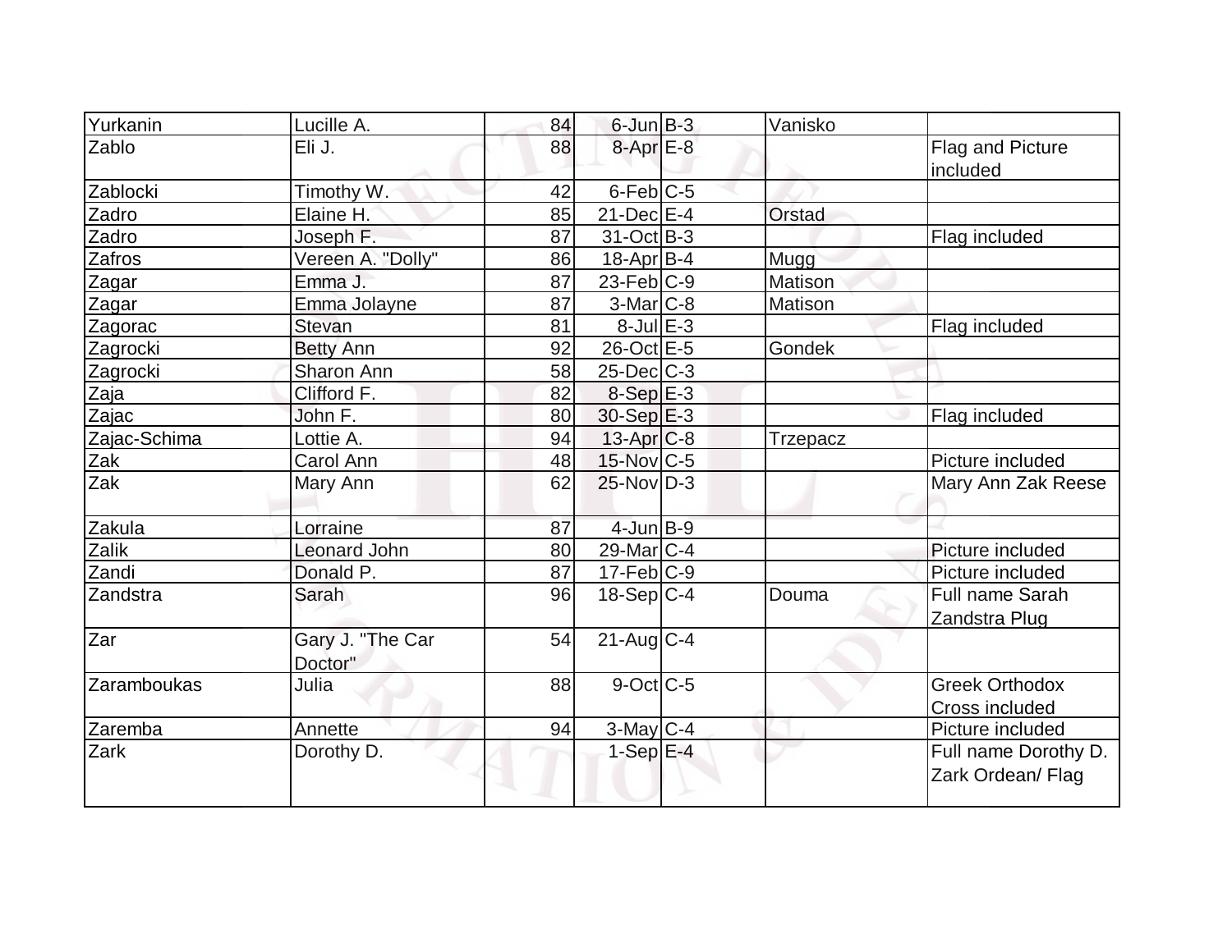| Yurkanin | Lucille A. | 84 | 6-Jun | B-3 | Vanisko | |
|---|---|---|---|---|---|---|
| Zablo | Eli J. | 88 | 8-Apr | E-8 | | Flag and Picture included |
| Zablocki | Timothy W. | 42 | 6-Feb | C-5 | | |
| Zadro | Elaine H. | 85 | 21-Dec | E-4 | Orstad | |
| Zadro | Joseph F. | 87 | 31-Oct | B-3 | | Flag included |
| Zafros | Vereen A. "Dolly" | 86 | 18-Apr | B-4 | Mugg | |
| Zagar | Emma J. | 87 | 23-Feb | C-9 | Matison | |
| Zagar | Emma Jolayne | 87 | 3-Mar | C-8 | Matison | |
| Zagorac | Stevan | 81 | 8-Jul | E-3 | | Flag included |
| Zagrocki | Betty Ann | 92 | 26-Oct | E-5 | Gondek | |
| Zagrocki | Sharon Ann | 58 | 25-Dec | C-3 | | |
| Zaja | Clifford F. | 82 | 8-Sep | E-3 | | |
| Zajac | John F. | 80 | 30-Sep | E-3 | | Flag included |
| Zajac-Schima | Lottie A. | 94 | 13-Apr | C-8 | Trzepacz | |
| Zak | Carol Ann | 48 | 15-Nov | C-5 | | Picture included |
| Zak | Mary Ann | 62 | 25-Nov | D-3 | | Mary Ann Zak Reese |
| Zakula | Lorraine | 87 | 4-Jun | B-9 | | |
| Zalik | Leonard John | 80 | 29-Mar | C-4 | | Picture included |
| Zandi | Donald P. | 87 | 17-Feb | C-9 | | Picture included |
| Zandstra | Sarah | 96 | 18-Sep | C-4 | Douma | Full name Sarah Zandstra Plug |
| Zar | Gary J. "The Car Doctor" | 54 | 21-Aug | C-4 | | |
| Zaramboukas | Julia | 88 | 9-Oct | C-5 | | Greek Orthodox Cross included |
| Zaremba | Annette | 94 | 3-May | C-4 | | Picture included |
| Zark | Dorothy D. | | 1-Sep | E-4 | | Full name Dorothy D. Zark Ordean/ Flag |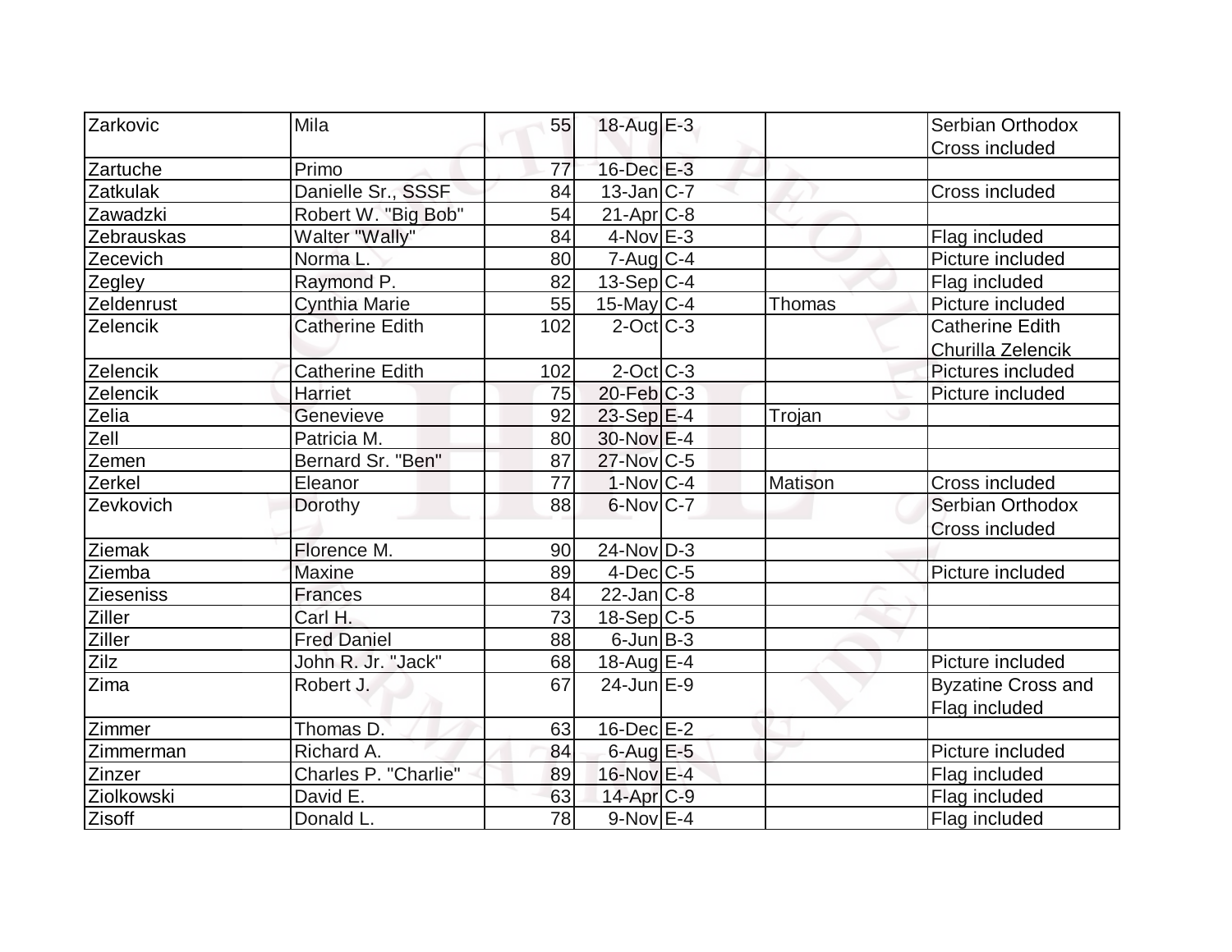| Zarkovic | Mila | 55 | 18-Aug | E-3 | | Serbian Orthodox Cross included |
|---|---|---|---|---|---|---|
| Zartuche | Primo | 77 | 16-Dec | E-3 | | |
| Zatkulak | Danielle Sr., SSSF | 84 | 13-Jan | C-7 | | Cross included |
| Zawadzki | Robert W. "Big Bob" | 54 | 21-Apr | C-8 | | |
| Zebrauskas | Walter "Wally" | 84 | 4-Nov | E-3 | | Flag included |
| Zecevich | Norma L. | 80 | 7-Aug | C-4 | | Picture included |
| Zegley | Raymond P. | 82 | 13-Sep | C-4 | | Flag included |
| Zeldenrust | Cynthia Marie | 55 | 15-May | C-4 | Thomas | Picture included |
| Zelencik | Catherine Edith | 102 | 2-Oct | C-3 | | Catherine Edith Churilla Zelencik |
| Zelencik | Catherine Edith | 102 | 2-Oct | C-3 | | Pictures included |
| Zelencik | Harriet | 75 | 20-Feb | C-3 | | Picture included |
| Zelia | Genevieve | 92 | 23-Sep | E-4 | Trojan | |
| Zell | Patricia M. | 80 | 30-Nov | E-4 | | |
| Zemen | Bernard Sr. "Ben" | 87 | 27-Nov | C-5 | | |
| Zerkel | Eleanor | 77 | 1-Nov | C-4 | Matison | Cross included |
| Zevkovich | Dorothy | 88 | 6-Nov | C-7 | | Serbian Orthodox Cross included |
| Ziemak | Florence M. | 90 | 24-Nov | D-3 | | |
| Ziemba | Maxine | 89 | 4-Dec | C-5 | | Picture included |
| Zieseniss | Frances | 84 | 22-Jan | C-8 | | |
| Ziller | Carl H. | 73 | 18-Sep | C-5 | | |
| Ziller | Fred Daniel | 88 | 6-Jun | B-3 | | |
| Zilz | John R. Jr. "Jack" | 68 | 18-Aug | E-4 | | Picture included |
| Zima | Robert J. | 67 | 24-Jun | E-9 | | Byzatine Cross and Flag included |
| Zimmer | Thomas D. | 63 | 16-Dec | E-2 | | |
| Zimmerman | Richard A. | 84 | 6-Aug | E-5 | | Picture included |
| Zinzer | Charles P. "Charlie" | 89 | 16-Nov | E-4 | | Flag included |
| Ziolkowski | David E. | 63 | 14-Apr | C-9 | | Flag included |
| Zisoff | Donald L. | 78 | 9-Nov | E-4 | | Flag included |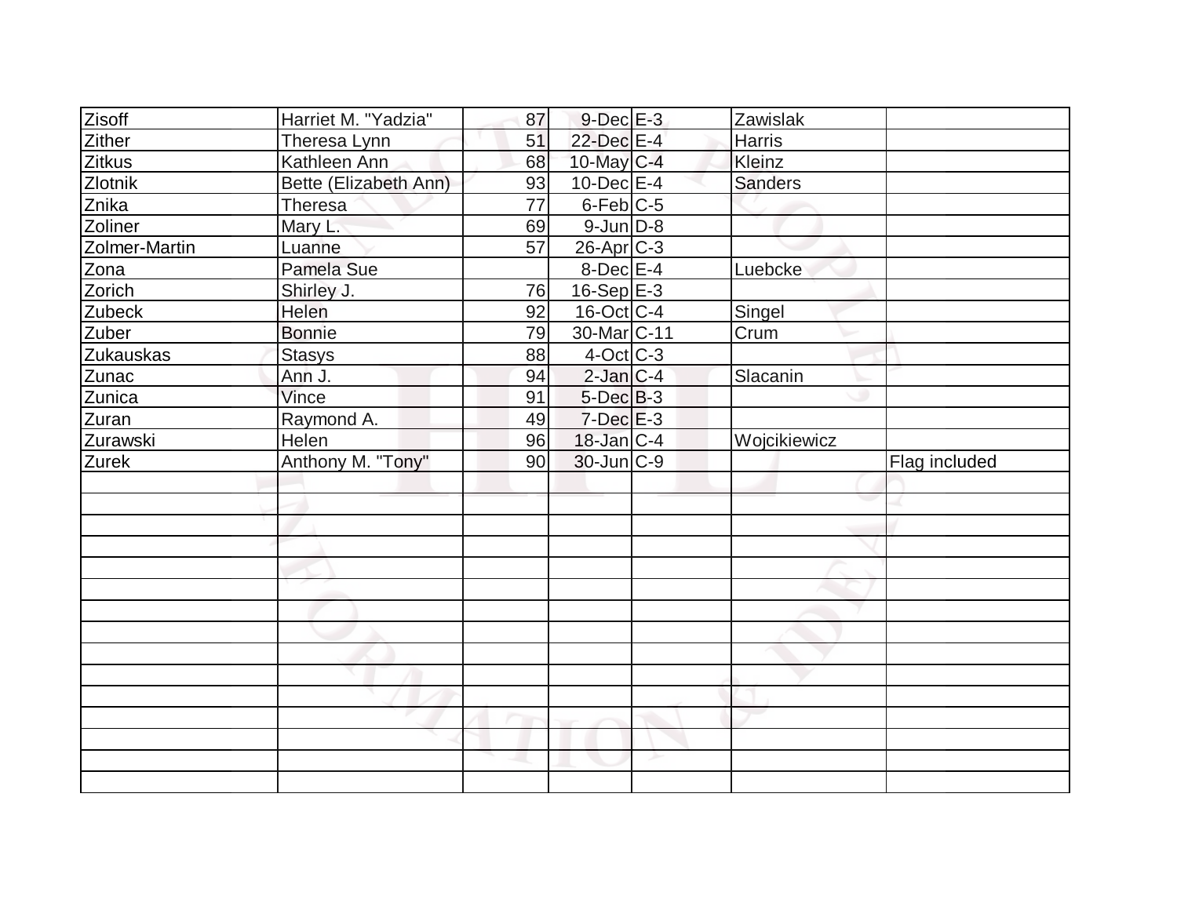| | | | | | | |
|---|---|---|---|---|---|---|
| Zisoff | Harriet M. "Yadzia" | 87 | 9-Dec | E-3 | Zawislak | |
| Zither | Theresa Lynn | 51 | 22-Dec | E-4 | Harris | |
| Zitkus | Kathleen Ann | 68 | 10-May | C-4 | Kleinz | |
| Zlotnik | Bette (Elizabeth Ann) | 93 | 10-Dec | E-4 | Sanders | |
| Znika | Theresa | 77 | 6-Feb | C-5 | | |
| Zoliner | Mary L. | 69 | 9-Jun | D-8 | | |
| Zolmer-Martin | Luanne | 57 | 26-Apr | C-3 | | |
| Zona | Pamela Sue | | 8-Dec | E-4 | Luebcke | |
| Zorich | Shirley J. | 76 | 16-Sep | E-3 | | |
| Zubeck | Helen | 92 | 16-Oct | C-4 | Singel | |
| Zuber | Bonnie | 79 | 30-Mar | C-11 | Crum | |
| Zukauskas | Stasys | 88 | 4-Oct | C-3 | | |
| Zunac | Ann J. | 94 | 2-Jan | C-4 | Slacanin | |
| Zunica | Vince | 91 | 5-Dec | B-3 | | |
| Zuran | Raymond A. | 49 | 7-Dec | E-3 | | |
| Zurawski | Helen | 96 | 18-Jan | C-4 | Wojcikiewicz | |
| Zurek | Anthony M. "Tony" | 90 | 30-Jun | C-9 | | Flag included |